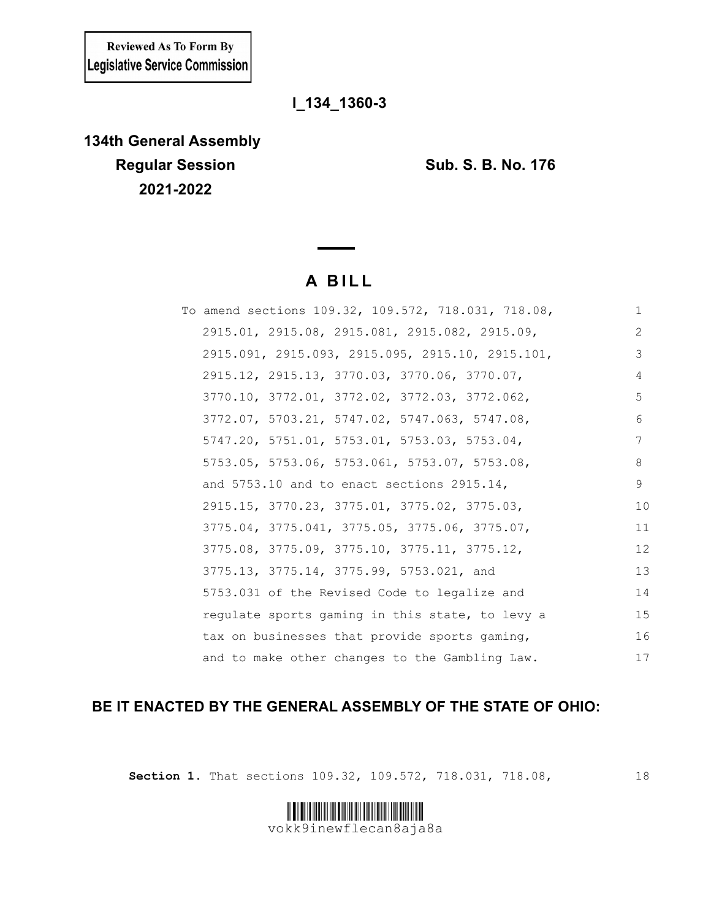**Reviewed As To Form By Legislative Service Commission**

**I_134_1360-3**

**134th General Assembly**
**Regular Session**
**2021-2022**

**Sub. S. B. No. 176**

# A BILL

To amend sections 109.32, 109.572, 718.031, 718.08, 2915.01, 2915.08, 2915.081, 2915.082, 2915.09, 2915.091, 2915.093, 2915.095, 2915.10, 2915.101, 2915.12, 2915.13, 3770.03, 3770.06, 3770.07, 3770.10, 3772.01, 3772.02, 3772.03, 3772.062, 3772.07, 5703.21, 5747.02, 5747.063, 5747.08, 5747.20, 5751.01, 5753.01, 5753.03, 5753.04, 5753.05, 5753.06, 5753.061, 5753.07, 5753.08, and 5753.10 and to enact sections 2915.14, 2915.15, 3770.23, 3775.01, 3775.02, 3775.03, 3775.04, 3775.041, 3775.05, 3775.06, 3775.07, 3775.08, 3775.09, 3775.10, 3775.11, 3775.12, 3775.13, 3775.14, 3775.99, 5753.021, and 5753.031 of the Revised Code to legalize and regulate sports gaming in this state, to levy a tax on businesses that provide sports gaming, and to make other changes to the Gambling Law.

**BE IT ENACTED BY THE GENERAL ASSEMBLY OF THE STATE OF OHIO:**

**Section 1.** That sections 109.32, 109.572, 718.031, 718.08,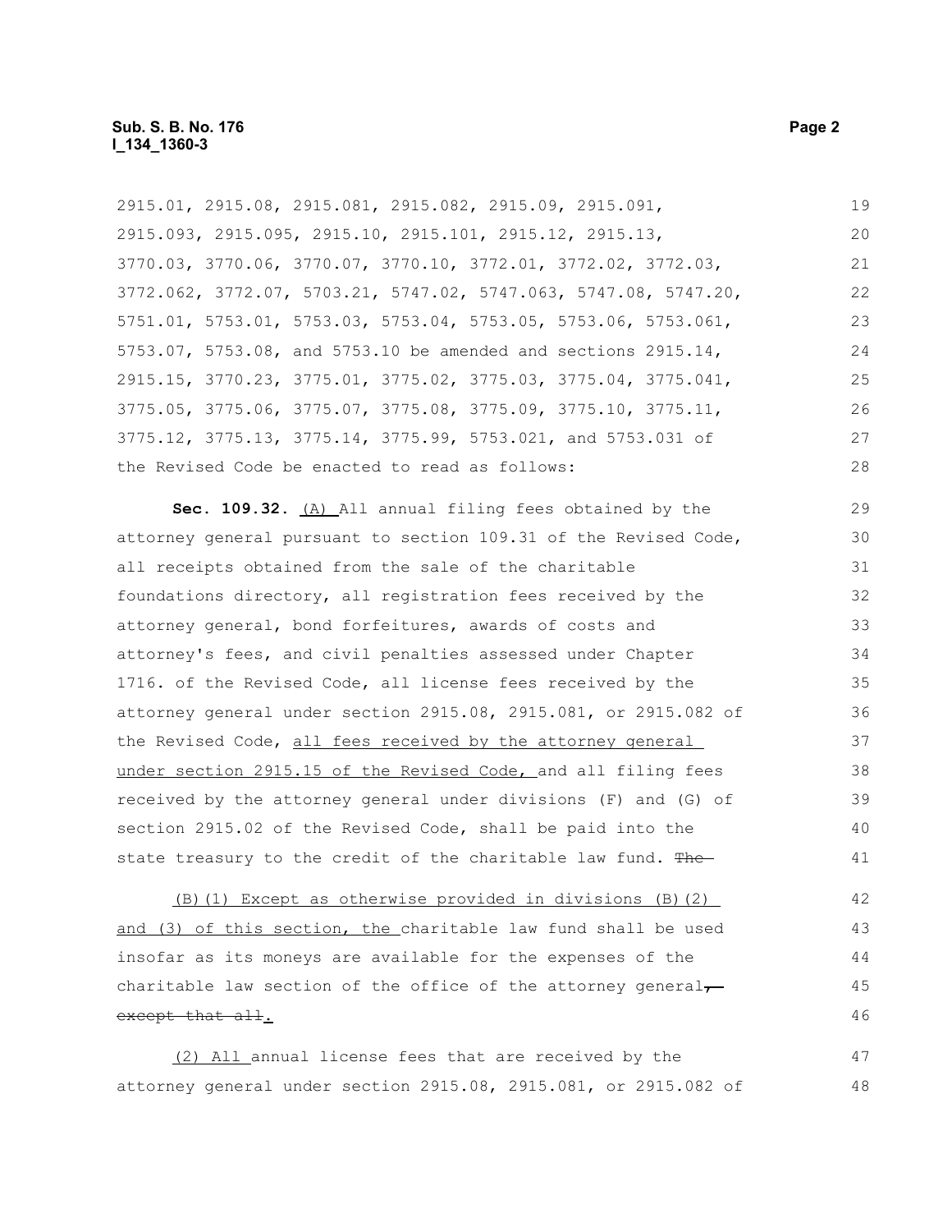2915.01, 2915.08, 2915.081, 2915.082, 2915.09, 2915.091, 2915.093, 2915.095, 2915.10, 2915.101, 2915.12, 2915.13, 3770.03, 3770.06, 3770.07, 3770.10, 3772.01, 3772.02, 3772.03, 3772.062, 3772.07, 5703.21, 5747.02, 5747.063, 5747.08, 5747.20, 5751.01, 5753.01, 5753.03, 5753.04, 5753.05, 5753.06, 5753.061, 5753.07, 5753.08, and 5753.10 be amended and sections 2915.14, 2915.15, 3770.23, 3775.01, 3775.02, 3775.03, 3775.04, 3775.041, 3775.05, 3775.06, 3775.07, 3775.08, 3775.09, 3775.10, 3775.11, 3775.12, 3775.13, 3775.14, 3775.99, 5753.021, and 5753.031 of the Revised Code be enacted to read as follows:

**Sec. 109.32.** (A) All annual filing fees obtained by the attorney general pursuant to section 109.31 of the Revised Code, all receipts obtained from the sale of the charitable foundations directory, all registration fees received by the attorney general, bond forfeitures, awards of costs and attorney's fees, and civil penalties assessed under Chapter 1716. of the Revised Code, all license fees received by the attorney general under section 2915.08, 2915.081, or 2915.082 of the Revised Code, all fees received by the attorney general under section 2915.15 of the Revised Code, and all filing fees received by the attorney general under divisions (F) and (G) of section 2915.02 of the Revised Code, shall be paid into the state treasury to the credit of the charitable law fund. ~~The~~

(B)(1) Except as otherwise provided in divisions (B)(2) and (3) of this section, the charitable law fund shall be used insofar as its moneys are available for the expenses of the charitable law section of the office of the attorney general~~, except that all~~.

(2) All annual license fees that are received by the attorney general under section 2915.08, 2915.081, or 2915.082 of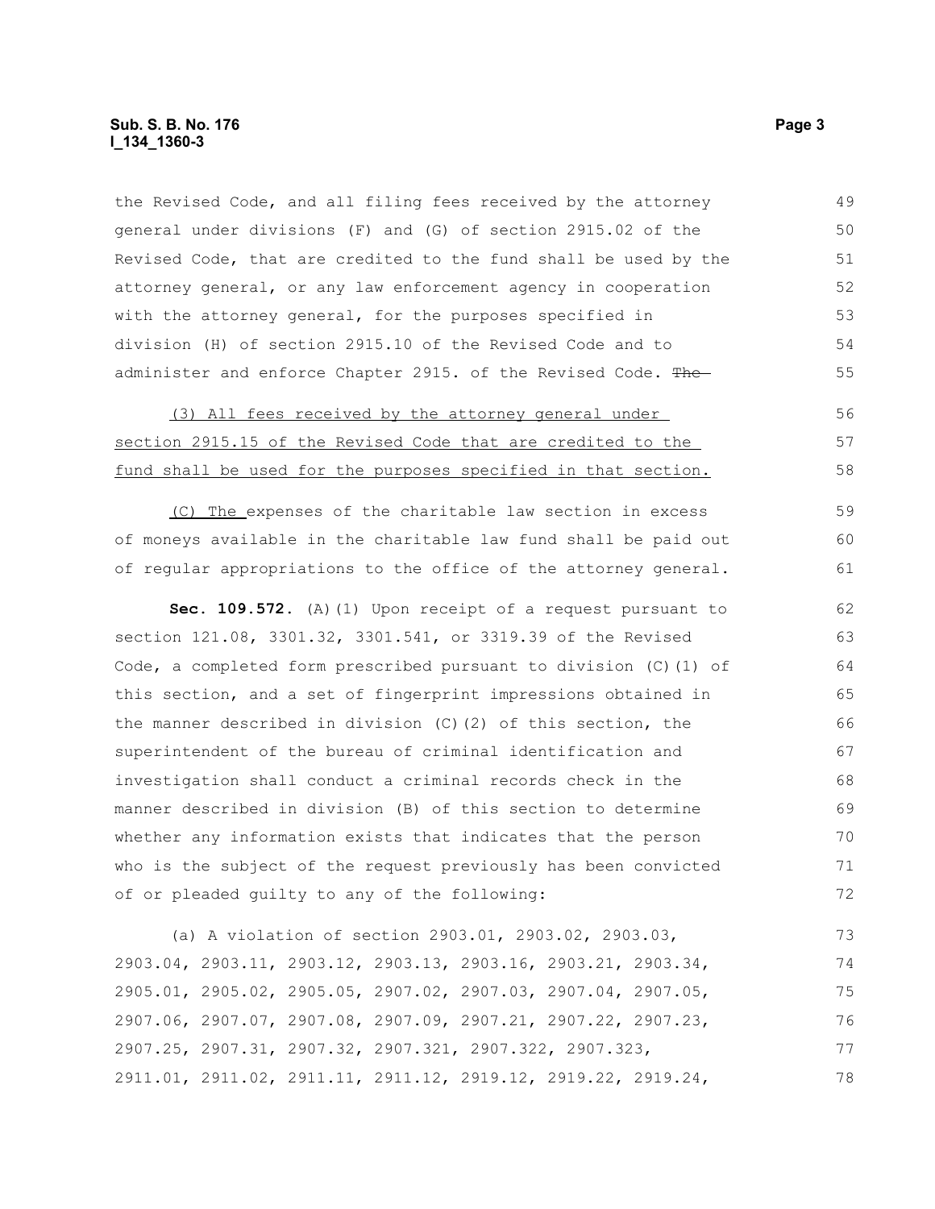the Revised Code, and all filing fees received by the attorney general under divisions (F) and (G) of section 2915.02 of the Revised Code, that are credited to the fund shall be used by the attorney general, or any law enforcement agency in cooperation with the attorney general, for the purposes specified in division (H) of section 2915.10 of the Revised Code and to administer and enforce Chapter 2915. of the Revised Code. ~~The~~

(3) All fees received by the attorney general under section 2915.15 of the Revised Code that are credited to the fund shall be used for the purposes specified in that section.

(C) The expenses of the charitable law section in excess of moneys available in the charitable law fund shall be paid out of regular appropriations to the office of the attorney general.

**Sec. 109.572.** (A)(1) Upon receipt of a request pursuant to section 121.08, 3301.32, 3301.541, or 3319.39 of the Revised Code, a completed form prescribed pursuant to division (C)(1) of this section, and a set of fingerprint impressions obtained in the manner described in division (C)(2) of this section, the superintendent of the bureau of criminal identification and investigation shall conduct a criminal records check in the manner described in division (B) of this section to determine whether any information exists that indicates that the person who is the subject of the request previously has been convicted of or pleaded guilty to any of the following:

(a) A violation of section 2903.01, 2903.02, 2903.03, 2903.04, 2903.11, 2903.12, 2903.13, 2903.16, 2903.21, 2903.34, 2905.01, 2905.02, 2905.05, 2907.02, 2907.03, 2907.04, 2907.05, 2907.06, 2907.07, 2907.08, 2907.09, 2907.21, 2907.22, 2907.23, 2907.25, 2907.31, 2907.32, 2907.321, 2907.322, 2907.323, 2911.01, 2911.02, 2911.11, 2911.12, 2919.12, 2919.22, 2919.24,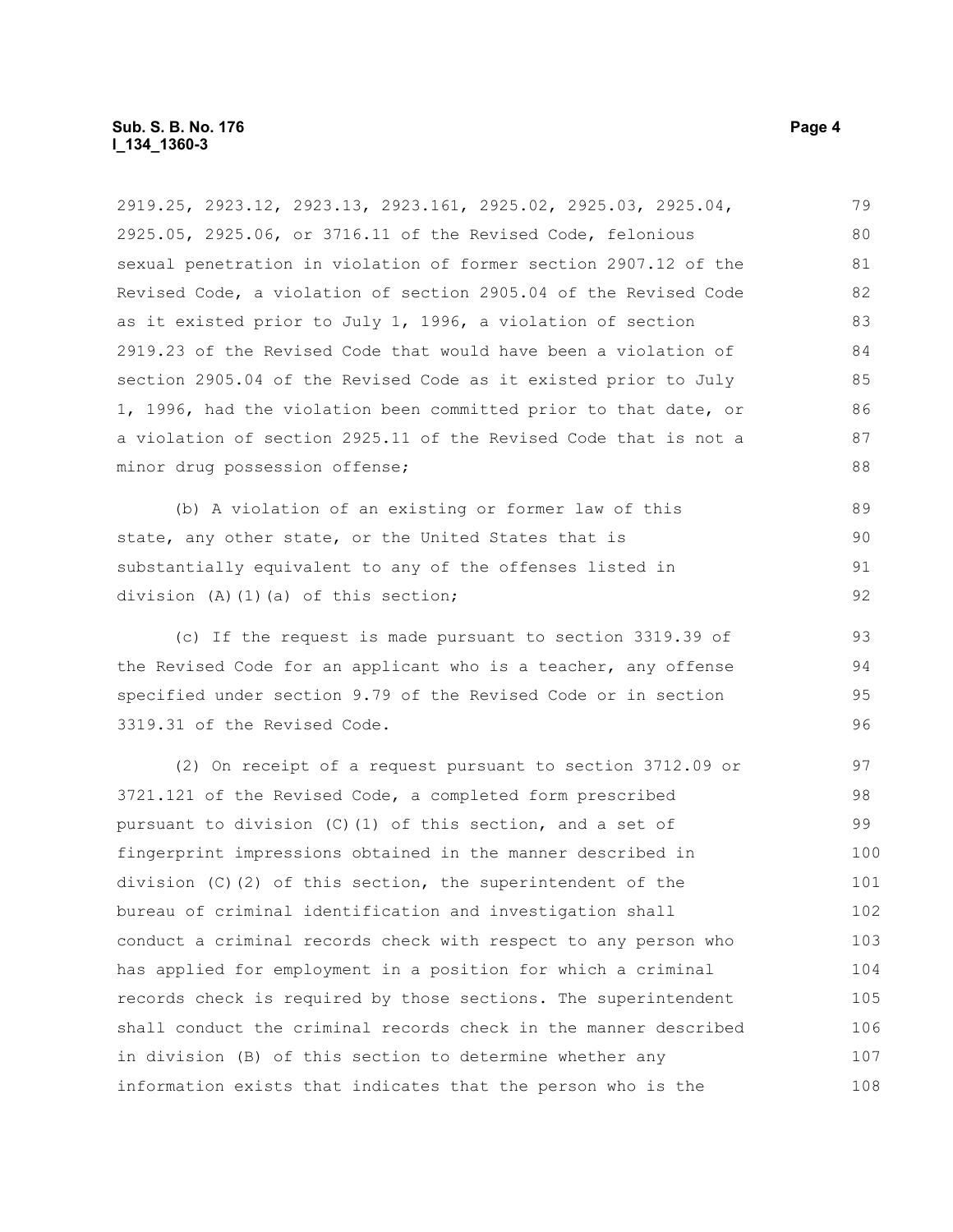2919.25, 2923.12, 2923.13, 2923.161, 2925.02, 2925.03, 2925.04, 2925.05, 2925.06, or 3716.11 of the Revised Code, felonious sexual penetration in violation of former section 2907.12 of the Revised Code, a violation of section 2905.04 of the Revised Code as it existed prior to July 1, 1996, a violation of section 2919.23 of the Revised Code that would have been a violation of section 2905.04 of the Revised Code as it existed prior to July 1, 1996, had the violation been committed prior to that date, or a violation of section 2925.11 of the Revised Code that is not a minor drug possession offense;

(b) A violation of an existing or former law of this state, any other state, or the United States that is substantially equivalent to any of the offenses listed in division (A)(1)(a) of this section;

(c) If the request is made pursuant to section 3319.39 of the Revised Code for an applicant who is a teacher, any offense specified under section 9.79 of the Revised Code or in section 3319.31 of the Revised Code.

(2) On receipt of a request pursuant to section 3712.09 or 3721.121 of the Revised Code, a completed form prescribed pursuant to division (C)(1) of this section, and a set of fingerprint impressions obtained in the manner described in division (C)(2) of this section, the superintendent of the bureau of criminal identification and investigation shall conduct a criminal records check with respect to any person who has applied for employment in a position for which a criminal records check is required by those sections. The superintendent shall conduct the criminal records check in the manner described in division (B) of this section to determine whether any information exists that indicates that the person who is the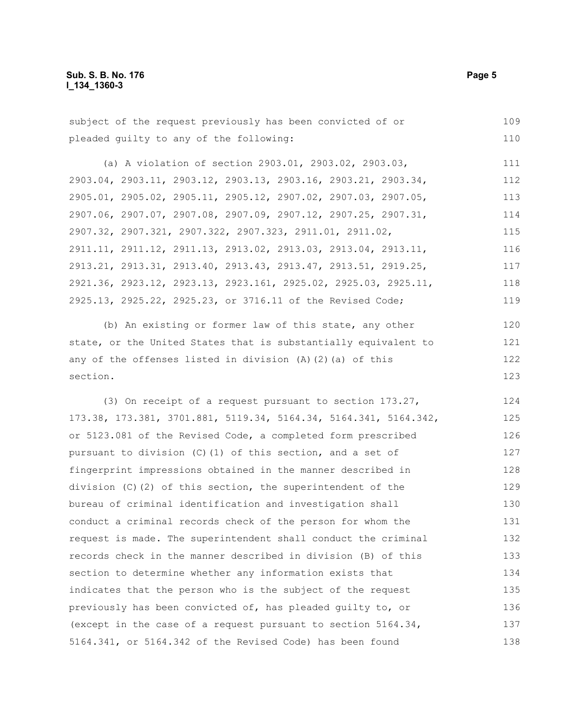subject of the request previously has been convicted of or pleaded guilty to any of the following:

(a) A violation of section 2903.01, 2903.02, 2903.03, 2903.04, 2903.11, 2903.12, 2903.13, 2903.16, 2903.21, 2903.34, 2905.01, 2905.02, 2905.11, 2905.12, 2907.02, 2907.03, 2907.05, 2907.06, 2907.07, 2907.08, 2907.09, 2907.12, 2907.25, 2907.31, 2907.32, 2907.321, 2907.322, 2907.323, 2911.01, 2911.02, 2911.11, 2911.12, 2911.13, 2913.02, 2913.03, 2913.04, 2913.11, 2913.21, 2913.31, 2913.40, 2913.43, 2913.47, 2913.51, 2919.25, 2921.36, 2923.12, 2923.13, 2923.161, 2925.02, 2925.03, 2925.11, 2925.13, 2925.22, 2925.23, or 3716.11 of the Revised Code;

(b) An existing or former law of this state, any other state, or the United States that is substantially equivalent to any of the offenses listed in division (A)(2)(a) of this section.

(3) On receipt of a request pursuant to section 173.27, 173.38, 173.381, 3701.881, 5119.34, 5164.34, 5164.341, 5164.342, or 5123.081 of the Revised Code, a completed form prescribed pursuant to division (C)(1) of this section, and a set of fingerprint impressions obtained in the manner described in division (C)(2) of this section, the superintendent of the bureau of criminal identification and investigation shall conduct a criminal records check of the person for whom the request is made. The superintendent shall conduct the criminal records check in the manner described in division (B) of this section to determine whether any information exists that indicates that the person who is the subject of the request previously has been convicted of, has pleaded guilty to, or (except in the case of a request pursuant to section 5164.34, 5164.341, or 5164.342 of the Revised Code) has been found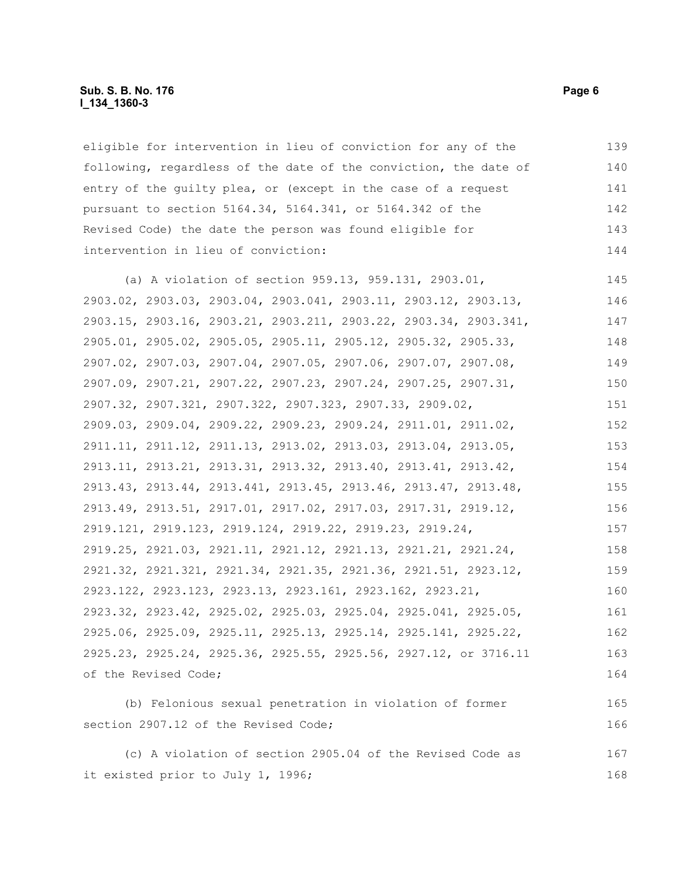eligible for intervention in lieu of conviction for any of the following, regardless of the date of the conviction, the date of entry of the guilty plea, or (except in the case of a request pursuant to section 5164.34, 5164.341, or 5164.342 of the Revised Code) the date the person was found eligible for intervention in lieu of conviction:

(a) A violation of section 959.13, 959.131, 2903.01, 2903.02, 2903.03, 2903.04, 2903.041, 2903.11, 2903.12, 2903.13, 2903.15, 2903.16, 2903.21, 2903.211, 2903.22, 2903.34, 2903.341, 2905.01, 2905.02, 2905.05, 2905.11, 2905.12, 2905.32, 2905.33, 2907.02, 2907.03, 2907.04, 2907.05, 2907.06, 2907.07, 2907.08, 2907.09, 2907.21, 2907.22, 2907.23, 2907.24, 2907.25, 2907.31, 2907.32, 2907.321, 2907.322, 2907.323, 2907.33, 2909.02, 2909.03, 2909.04, 2909.22, 2909.23, 2909.24, 2911.01, 2911.02, 2911.11, 2911.12, 2911.13, 2913.02, 2913.03, 2913.04, 2913.05, 2913.11, 2913.21, 2913.31, 2913.32, 2913.40, 2913.41, 2913.42, 2913.43, 2913.44, 2913.441, 2913.45, 2913.46, 2913.47, 2913.48, 2913.49, 2913.51, 2917.01, 2917.02, 2917.03, 2917.31, 2919.12, 2919.121, 2919.123, 2919.124, 2919.22, 2919.23, 2919.24, 2919.25, 2921.03, 2921.11, 2921.12, 2921.13, 2921.21, 2921.24, 2921.32, 2921.321, 2921.34, 2921.35, 2921.36, 2921.51, 2923.12, 2923.122, 2923.123, 2923.13, 2923.161, 2923.162, 2923.21, 2923.32, 2923.42, 2925.02, 2925.03, 2925.04, 2925.041, 2925.05, 2925.06, 2925.09, 2925.11, 2925.13, 2925.14, 2925.141, 2925.22, 2925.23, 2925.24, 2925.36, 2925.55, 2925.56, 2927.12, or 3716.11 of the Revised Code;

(b) Felonious sexual penetration in violation of former section 2907.12 of the Revised Code;

(c) A violation of section 2905.04 of the Revised Code as it existed prior to July 1, 1996;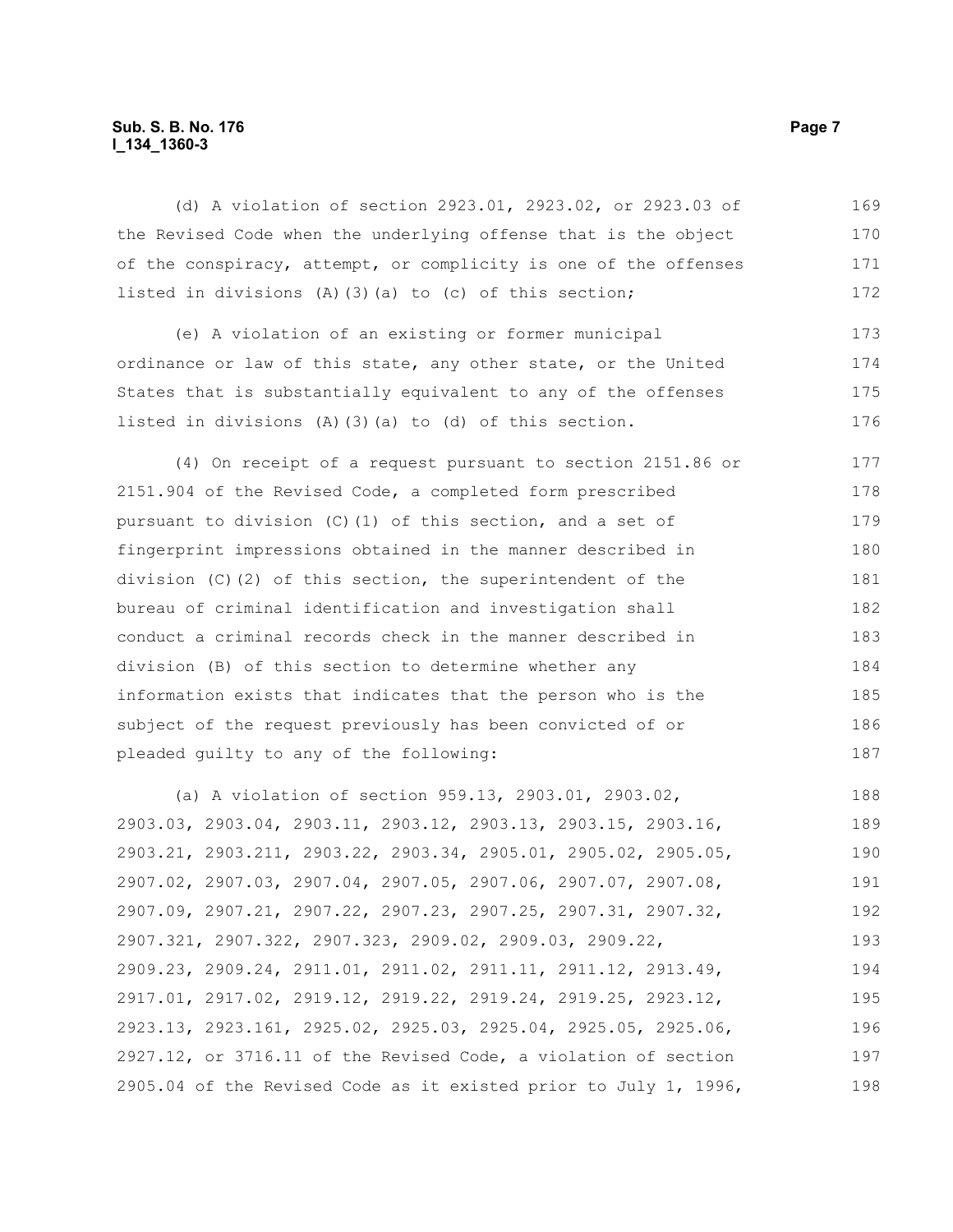(d) A violation of section 2923.01, 2923.02, or 2923.03 of the Revised Code when the underlying offense that is the object of the conspiracy, attempt, or complicity is one of the offenses listed in divisions (A)(3)(a) to (c) of this section;

(e) A violation of an existing or former municipal ordinance or law of this state, any other state, or the United States that is substantially equivalent to any of the offenses listed in divisions (A)(3)(a) to (d) of this section.

(4) On receipt of a request pursuant to section 2151.86 or 2151.904 of the Revised Code, a completed form prescribed pursuant to division (C)(1) of this section, and a set of fingerprint impressions obtained in the manner described in division (C)(2) of this section, the superintendent of the bureau of criminal identification and investigation shall conduct a criminal records check in the manner described in division (B) of this section to determine whether any information exists that indicates that the person who is the subject of the request previously has been convicted of or pleaded guilty to any of the following:

(a) A violation of section 959.13, 2903.01, 2903.02, 2903.03, 2903.04, 2903.11, 2903.12, 2903.13, 2903.15, 2903.16, 2903.21, 2903.211, 2903.22, 2903.34, 2905.01, 2905.02, 2905.05, 2907.02, 2907.03, 2907.04, 2907.05, 2907.06, 2907.07, 2907.08, 2907.09, 2907.21, 2907.22, 2907.23, 2907.25, 2907.31, 2907.32, 2907.321, 2907.322, 2907.323, 2909.02, 2909.03, 2909.22, 2909.23, 2909.24, 2911.01, 2911.02, 2911.11, 2911.12, 2913.49, 2917.01, 2917.02, 2919.12, 2919.22, 2919.24, 2919.25, 2923.12, 2923.13, 2923.161, 2925.02, 2925.03, 2925.04, 2925.05, 2925.06, 2927.12, or 3716.11 of the Revised Code, a violation of section 2905.04 of the Revised Code as it existed prior to July 1, 1996,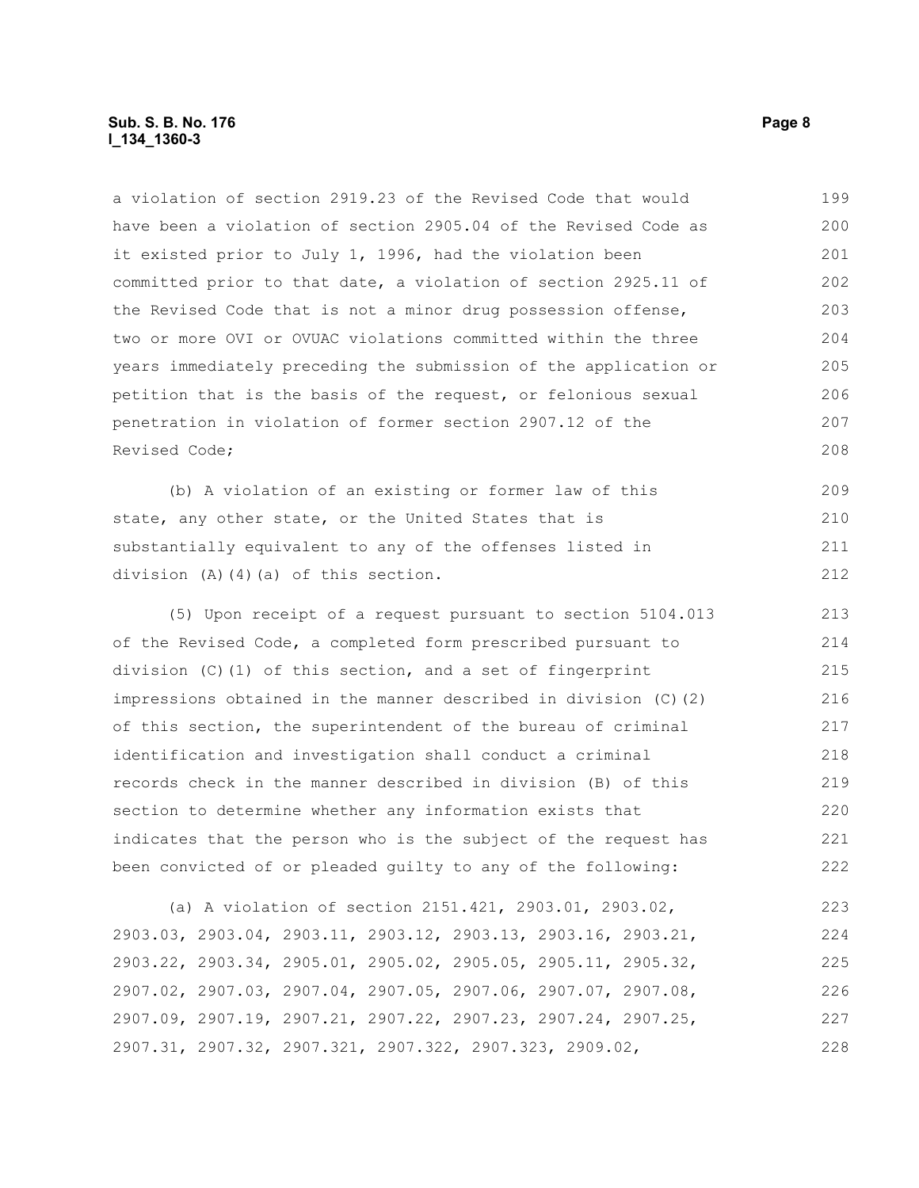a violation of section 2919.23 of the Revised Code that would have been a violation of section 2905.04 of the Revised Code as it existed prior to July 1, 1996, had the violation been committed prior to that date, a violation of section 2925.11 of the Revised Code that is not a minor drug possession offense, two or more OVI or OVUAC violations committed within the three years immediately preceding the submission of the application or petition that is the basis of the request, or felonious sexual penetration in violation of former section 2907.12 of the Revised Code;

(b) A violation of an existing or former law of this state, any other state, or the United States that is substantially equivalent to any of the offenses listed in division (A)(4)(a) of this section.

(5) Upon receipt of a request pursuant to section 5104.013 of the Revised Code, a completed form prescribed pursuant to division (C)(1) of this section, and a set of fingerprint impressions obtained in the manner described in division (C)(2) of this section, the superintendent of the bureau of criminal identification and investigation shall conduct a criminal records check in the manner described in division (B) of this section to determine whether any information exists that indicates that the person who is the subject of the request has been convicted of or pleaded guilty to any of the following:

(a) A violation of section 2151.421, 2903.01, 2903.02, 2903.03, 2903.04, 2903.11, 2903.12, 2903.13, 2903.16, 2903.21, 2903.22, 2903.34, 2905.01, 2905.02, 2905.05, 2905.11, 2905.32, 2907.02, 2907.03, 2907.04, 2907.05, 2907.06, 2907.07, 2907.08, 2907.09, 2907.19, 2907.21, 2907.22, 2907.23, 2907.24, 2907.25, 2907.31, 2907.32, 2907.321, 2907.322, 2907.323, 2909.02,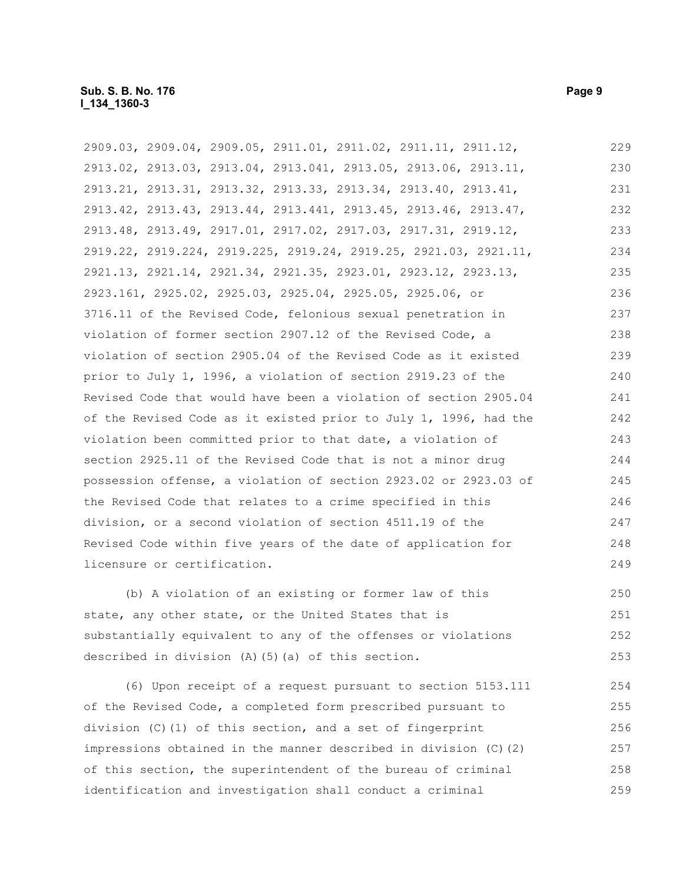2909.03, 2909.04, 2909.05, 2911.01, 2911.02, 2911.11, 2911.12, 2913.02, 2913.03, 2913.04, 2913.041, 2913.05, 2913.06, 2913.11, 2913.21, 2913.31, 2913.32, 2913.33, 2913.34, 2913.40, 2913.41, 2913.42, 2913.43, 2913.44, 2913.441, 2913.45, 2913.46, 2913.47, 2913.48, 2913.49, 2917.01, 2917.02, 2917.03, 2917.31, 2919.12, 2919.22, 2919.224, 2919.225, 2919.24, 2919.25, 2921.03, 2921.11, 2921.13, 2921.14, 2921.34, 2921.35, 2923.01, 2923.12, 2923.13, 2923.161, 2925.02, 2925.03, 2925.04, 2925.05, 2925.06, or 3716.11 of the Revised Code, felonious sexual penetration in violation of former section 2907.12 of the Revised Code, a violation of section 2905.04 of the Revised Code as it existed prior to July 1, 1996, a violation of section 2919.23 of the Revised Code that would have been a violation of section 2905.04 of the Revised Code as it existed prior to July 1, 1996, had the violation been committed prior to that date, a violation of section 2925.11 of the Revised Code that is not a minor drug possession offense, a violation of section 2923.02 or 2923.03 of the Revised Code that relates to a crime specified in this division, or a second violation of section 4511.19 of the Revised Code within five years of the date of application for licensure or certification.

(b) A violation of an existing or former law of this state, any other state, or the United States that is substantially equivalent to any of the offenses or violations described in division (A)(5)(a) of this section.

(6) Upon receipt of a request pursuant to section 5153.111 of the Revised Code, a completed form prescribed pursuant to division (C)(1) of this section, and a set of fingerprint impressions obtained in the manner described in division (C)(2) of this section, the superintendent of the bureau of criminal identification and investigation shall conduct a criminal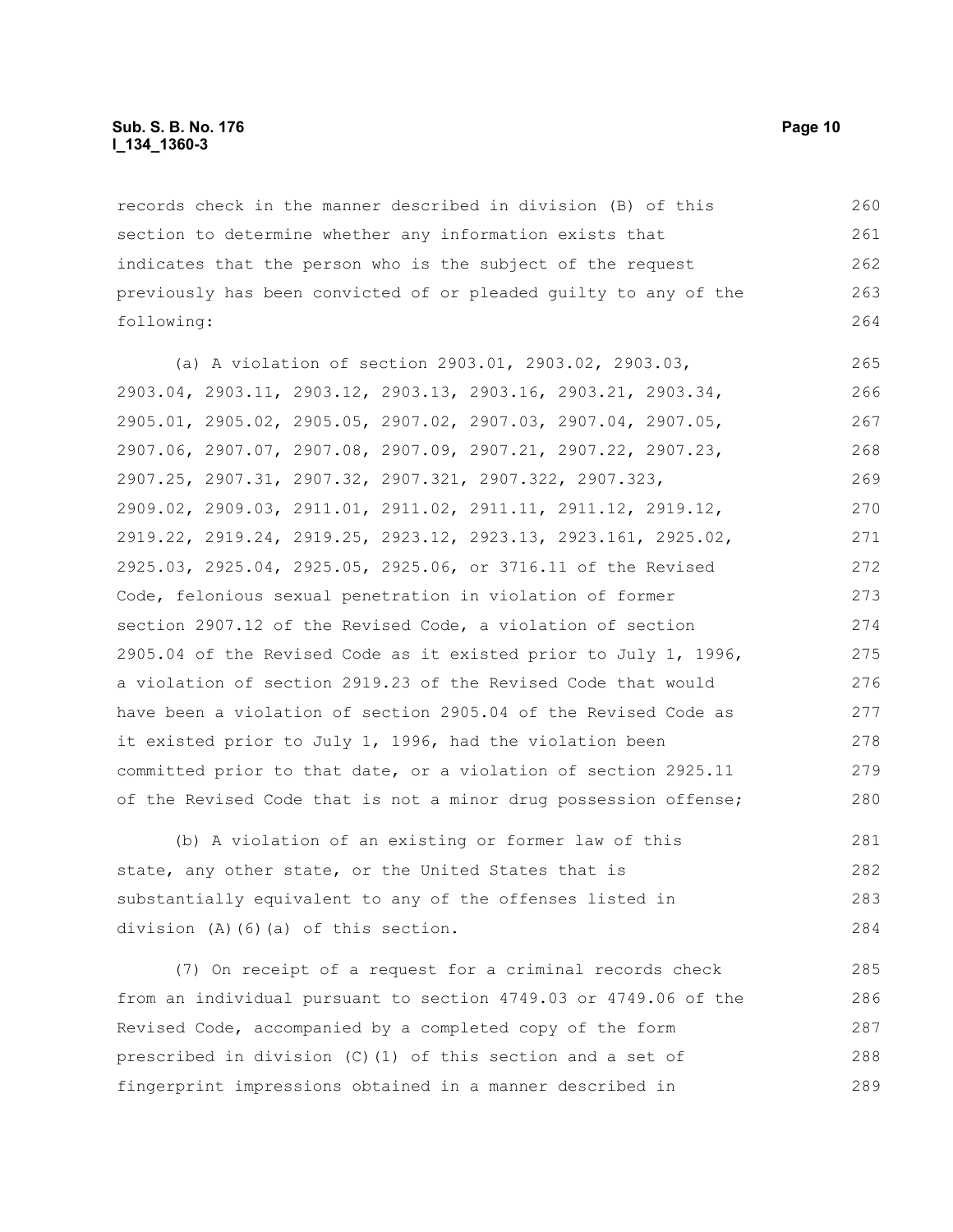records check in the manner described in division (B) of this section to determine whether any information exists that indicates that the person who is the subject of the request previously has been convicted of or pleaded guilty to any of the following:

(a) A violation of section 2903.01, 2903.02, 2903.03, 2903.04, 2903.11, 2903.12, 2903.13, 2903.16, 2903.21, 2903.34, 2905.01, 2905.02, 2905.05, 2907.02, 2907.03, 2907.04, 2907.05, 2907.06, 2907.07, 2907.08, 2907.09, 2907.21, 2907.22, 2907.23, 2907.25, 2907.31, 2907.32, 2907.321, 2907.322, 2907.323, 2909.02, 2909.03, 2911.01, 2911.02, 2911.11, 2911.12, 2919.12, 2919.22, 2919.24, 2919.25, 2923.12, 2923.13, 2923.161, 2925.02, 2925.03, 2925.04, 2925.05, 2925.06, or 3716.11 of the Revised Code, felonious sexual penetration in violation of former section 2907.12 of the Revised Code, a violation of section 2905.04 of the Revised Code as it existed prior to July 1, 1996, a violation of section 2919.23 of the Revised Code that would have been a violation of section 2905.04 of the Revised Code as it existed prior to July 1, 1996, had the violation been committed prior to that date, or a violation of section 2925.11 of the Revised Code that is not a minor drug possession offense;

(b) A violation of an existing or former law of this state, any other state, or the United States that is substantially equivalent to any of the offenses listed in division (A)(6)(a) of this section.

(7) On receipt of a request for a criminal records check from an individual pursuant to section 4749.03 or 4749.06 of the Revised Code, accompanied by a completed copy of the form prescribed in division (C)(1) of this section and a set of fingerprint impressions obtained in a manner described in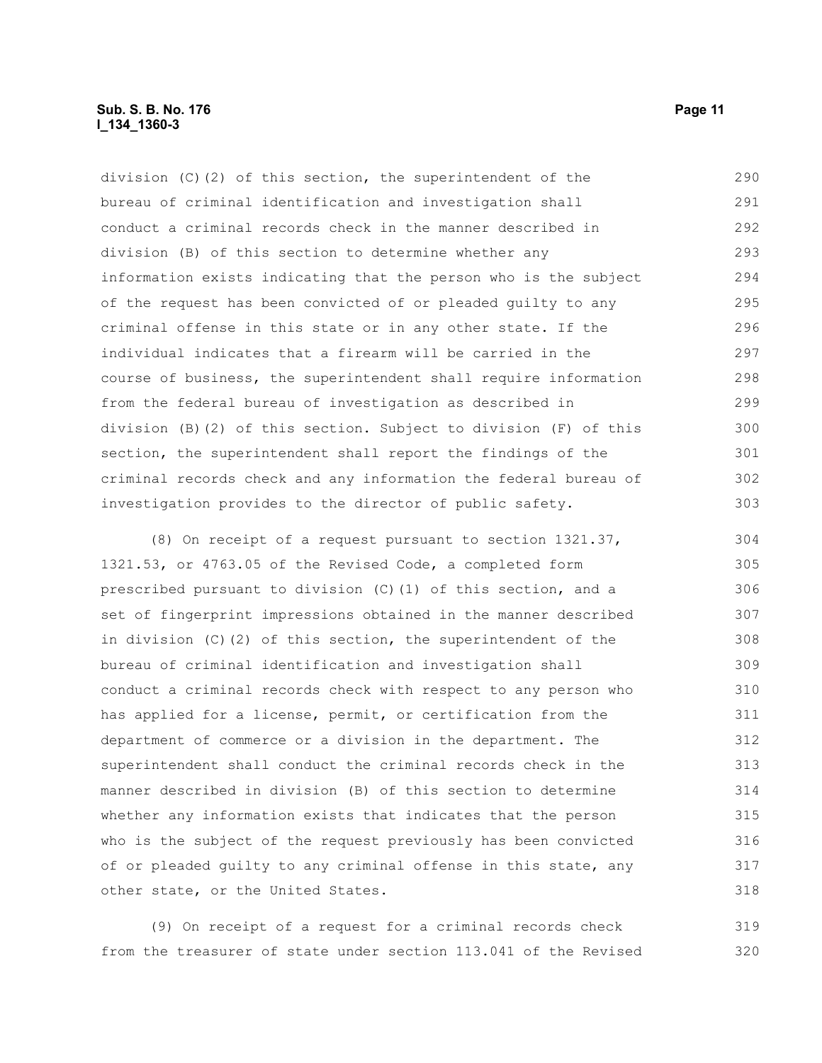division (C)(2) of this section, the superintendent of the bureau of criminal identification and investigation shall conduct a criminal records check in the manner described in division (B) of this section to determine whether any information exists indicating that the person who is the subject of the request has been convicted of or pleaded guilty to any criminal offense in this state or in any other state. If the individual indicates that a firearm will be carried in the course of business, the superintendent shall require information from the federal bureau of investigation as described in division (B)(2) of this section. Subject to division (F) of this section, the superintendent shall report the findings of the criminal records check and any information the federal bureau of investigation provides to the director of public safety.

(8) On receipt of a request pursuant to section 1321.37, 1321.53, or 4763.05 of the Revised Code, a completed form prescribed pursuant to division (C)(1) of this section, and a set of fingerprint impressions obtained in the manner described in division (C)(2) of this section, the superintendent of the bureau of criminal identification and investigation shall conduct a criminal records check with respect to any person who has applied for a license, permit, or certification from the department of commerce or a division in the department. The superintendent shall conduct the criminal records check in the manner described in division (B) of this section to determine whether any information exists that indicates that the person who is the subject of the request previously has been convicted of or pleaded guilty to any criminal offense in this state, any other state, or the United States.

(9) On receipt of a request for a criminal records check from the treasurer of state under section 113.041 of the Revised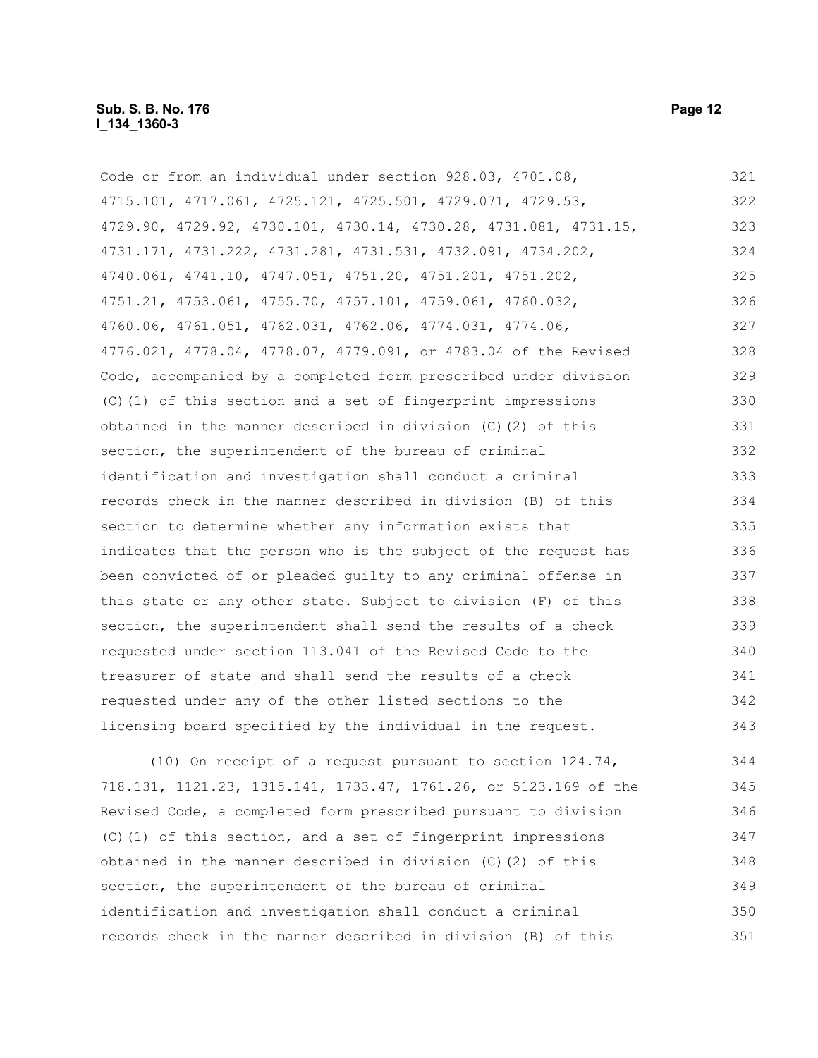Code or from an individual under section 928.03, 4701.08, 4715.101, 4717.061, 4725.121, 4725.501, 4729.071, 4729.53, 4729.90, 4729.92, 4730.101, 4730.14, 4730.28, 4731.081, 4731.15, 4731.171, 4731.222, 4731.281, 4731.531, 4732.091, 4734.202, 4740.061, 4741.10, 4747.051, 4751.20, 4751.201, 4751.202, 4751.21, 4753.061, 4755.70, 4757.101, 4759.061, 4760.032, 4760.06, 4761.051, 4762.031, 4762.06, 4774.031, 4774.06, 4776.021, 4778.04, 4778.07, 4779.091, or 4783.04 of the Revised Code, accompanied by a completed form prescribed under division (C)(1) of this section and a set of fingerprint impressions obtained in the manner described in division (C)(2) of this section, the superintendent of the bureau of criminal identification and investigation shall conduct a criminal records check in the manner described in division (B) of this section to determine whether any information exists that indicates that the person who is the subject of the request has been convicted of or pleaded guilty to any criminal offense in this state or any other state. Subject to division (F) of this section, the superintendent shall send the results of a check requested under section 113.041 of the Revised Code to the treasurer of state and shall send the results of a check requested under any of the other listed sections to the licensing board specified by the individual in the request.

(10) On receipt of a request pursuant to section 124.74, 718.131, 1121.23, 1315.141, 1733.47, 1761.26, or 5123.169 of the Revised Code, a completed form prescribed pursuant to division (C)(1) of this section, and a set of fingerprint impressions obtained in the manner described in division (C)(2) of this section, the superintendent of the bureau of criminal identification and investigation shall conduct a criminal records check in the manner described in division (B) of this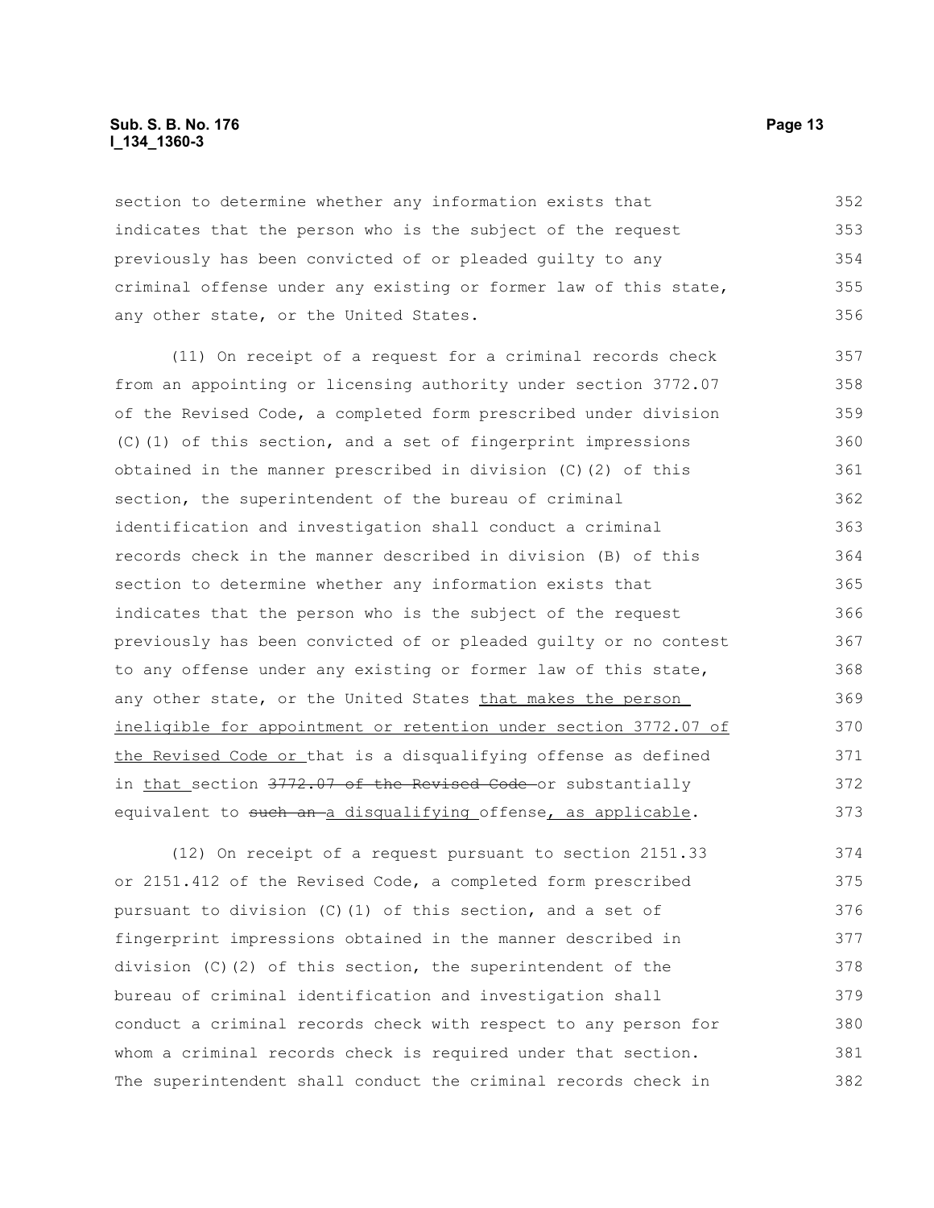section to determine whether any information exists that indicates that the person who is the subject of the request previously has been convicted of or pleaded guilty to any criminal offense under any existing or former law of this state, any other state, or the United States.

(11) On receipt of a request for a criminal records check from an appointing or licensing authority under section 3772.07 of the Revised Code, a completed form prescribed under division (C)(1) of this section, and a set of fingerprint impressions obtained in the manner prescribed in division (C)(2) of this section, the superintendent of the bureau of criminal identification and investigation shall conduct a criminal records check in the manner described in division (B) of this section to determine whether any information exists that indicates that the person who is the subject of the request previously has been convicted of or pleaded guilty or no contest to any offense under any existing or former law of this state, any other state, or the United States that makes the person ineligible for appointment or retention under section 3772.07 of the Revised Code or that is a disqualifying offense as defined in that section ~~3772.07 of the Revised Code~~ or substantially equivalent to ~~such an~~ a disqualifying offense, as applicable.

(12) On receipt of a request pursuant to section 2151.33 or 2151.412 of the Revised Code, a completed form prescribed pursuant to division (C)(1) of this section, and a set of fingerprint impressions obtained in the manner described in division (C)(2) of this section, the superintendent of the bureau of criminal identification and investigation shall conduct a criminal records check with respect to any person for whom a criminal records check is required under that section. The superintendent shall conduct the criminal records check in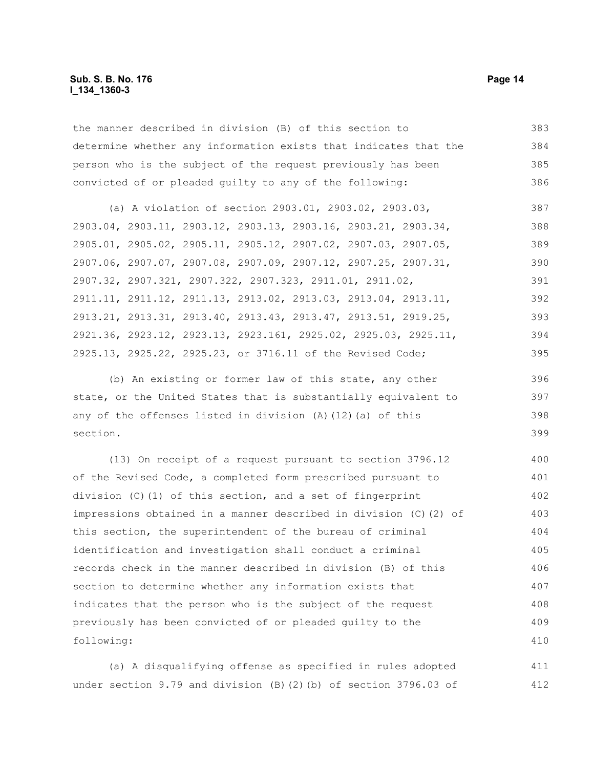the manner described in division (B) of this section to determine whether any information exists that indicates that the person who is the subject of the request previously has been convicted of or pleaded guilty to any of the following:

(a) A violation of section 2903.01, 2903.02, 2903.03, 2903.04, 2903.11, 2903.12, 2903.13, 2903.16, 2903.21, 2903.34, 2905.01, 2905.02, 2905.11, 2905.12, 2907.02, 2907.03, 2907.05, 2907.06, 2907.07, 2907.08, 2907.09, 2907.12, 2907.25, 2907.31, 2907.32, 2907.321, 2907.322, 2907.323, 2911.01, 2911.02, 2911.11, 2911.12, 2911.13, 2913.02, 2913.03, 2913.04, 2913.11, 2913.21, 2913.31, 2913.40, 2913.43, 2913.47, 2913.51, 2919.25, 2921.36, 2923.12, 2923.13, 2923.161, 2925.02, 2925.03, 2925.11, 2925.13, 2925.22, 2925.23, or 3716.11 of the Revised Code;

(b) An existing or former law of this state, any other state, or the United States that is substantially equivalent to any of the offenses listed in division (A)(12)(a) of this section.

(13) On receipt of a request pursuant to section 3796.12 of the Revised Code, a completed form prescribed pursuant to division (C)(1) of this section, and a set of fingerprint impressions obtained in a manner described in division (C)(2) of this section, the superintendent of the bureau of criminal identification and investigation shall conduct a criminal records check in the manner described in division (B) of this section to determine whether any information exists that indicates that the person who is the subject of the request previously has been convicted of or pleaded guilty to the following:

(a) A disqualifying offense as specified in rules adopted under section 9.79 and division (B)(2)(b) of section 3796.03 of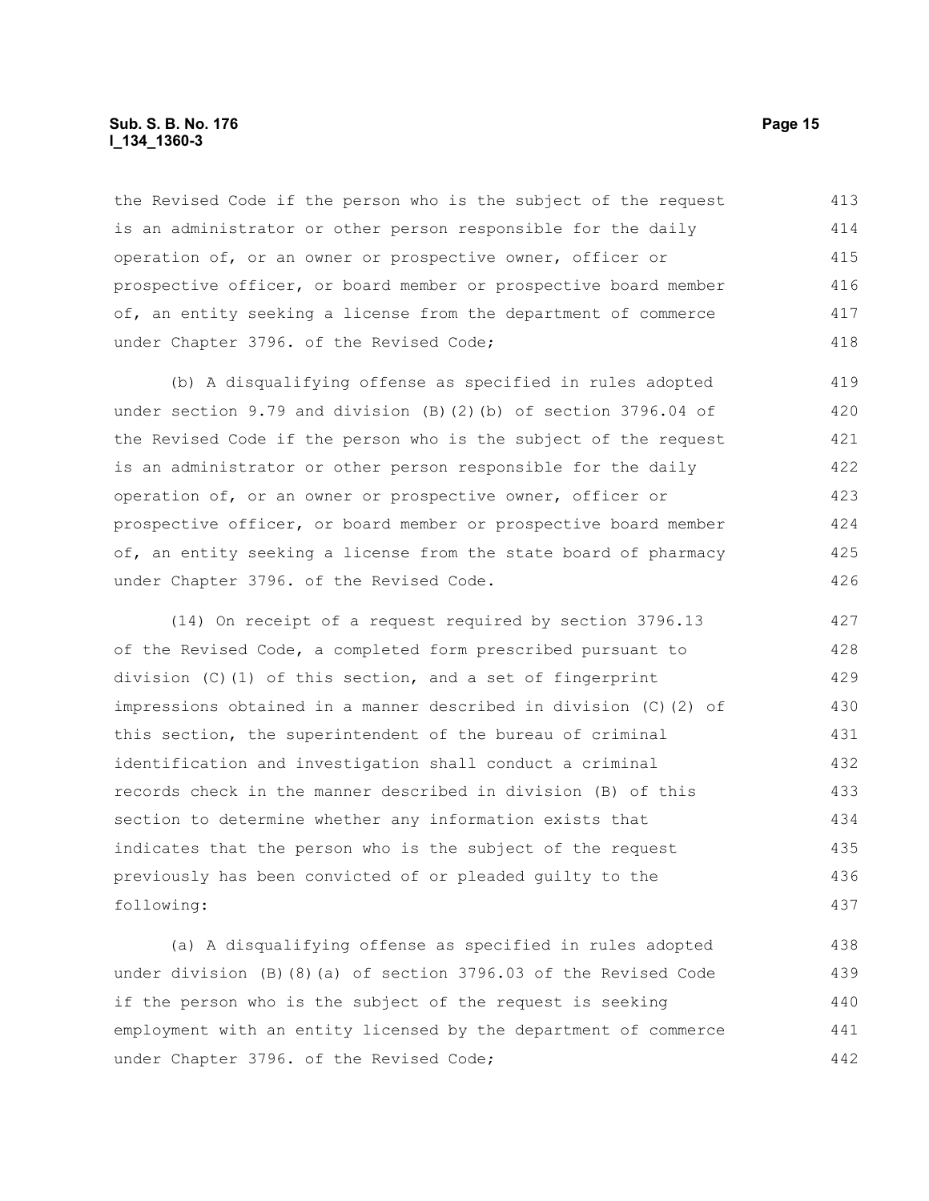the Revised Code if the person who is the subject of the request is an administrator or other person responsible for the daily operation of, or an owner or prospective owner, officer or prospective officer, or board member or prospective board member of, an entity seeking a license from the department of commerce under Chapter 3796. of the Revised Code;

(b) A disqualifying offense as specified in rules adopted under section 9.79 and division (B)(2)(b) of section 3796.04 of the Revised Code if the person who is the subject of the request is an administrator or other person responsible for the daily operation of, or an owner or prospective owner, officer or prospective officer, or board member or prospective board member of, an entity seeking a license from the state board of pharmacy under Chapter 3796. of the Revised Code.

(14) On receipt of a request required by section 3796.13 of the Revised Code, a completed form prescribed pursuant to division (C)(1) of this section, and a set of fingerprint impressions obtained in a manner described in division (C)(2) of this section, the superintendent of the bureau of criminal identification and investigation shall conduct a criminal records check in the manner described in division (B) of this section to determine whether any information exists that indicates that the person who is the subject of the request previously has been convicted of or pleaded guilty to the following:

(a) A disqualifying offense as specified in rules adopted under division (B)(8)(a) of section 3796.03 of the Revised Code if the person who is the subject of the request is seeking employment with an entity licensed by the department of commerce under Chapter 3796. of the Revised Code;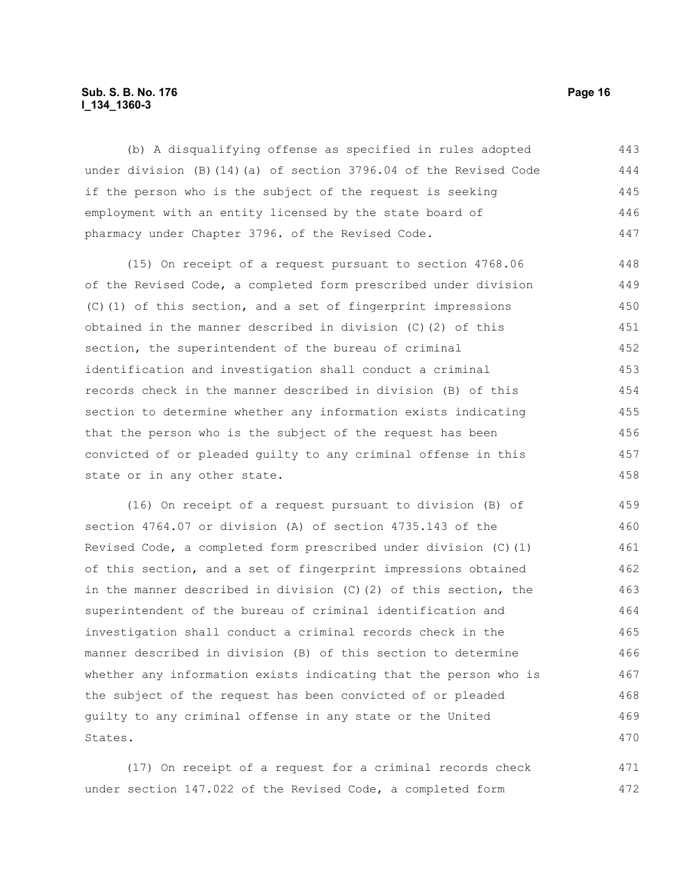(b) A disqualifying offense as specified in rules adopted under division (B)(14)(a) of section 3796.04 of the Revised Code if the person who is the subject of the request is seeking employment with an entity licensed by the state board of pharmacy under Chapter 3796. of the Revised Code.

(15) On receipt of a request pursuant to section 4768.06 of the Revised Code, a completed form prescribed under division (C)(1) of this section, and a set of fingerprint impressions obtained in the manner described in division (C)(2) of this section, the superintendent of the bureau of criminal identification and investigation shall conduct a criminal records check in the manner described in division (B) of this section to determine whether any information exists indicating that the person who is the subject of the request has been convicted of or pleaded guilty to any criminal offense in this state or in any other state.

(16) On receipt of a request pursuant to division (B) of section 4764.07 or division (A) of section 4735.143 of the Revised Code, a completed form prescribed under division (C)(1) of this section, and a set of fingerprint impressions obtained in the manner described in division (C)(2) of this section, the superintendent of the bureau of criminal identification and investigation shall conduct a criminal records check in the manner described in division (B) of this section to determine whether any information exists indicating that the person who is the subject of the request has been convicted of or pleaded guilty to any criminal offense in any state or the United States.

(17) On receipt of a request for a criminal records check under section 147.022 of the Revised Code, a completed form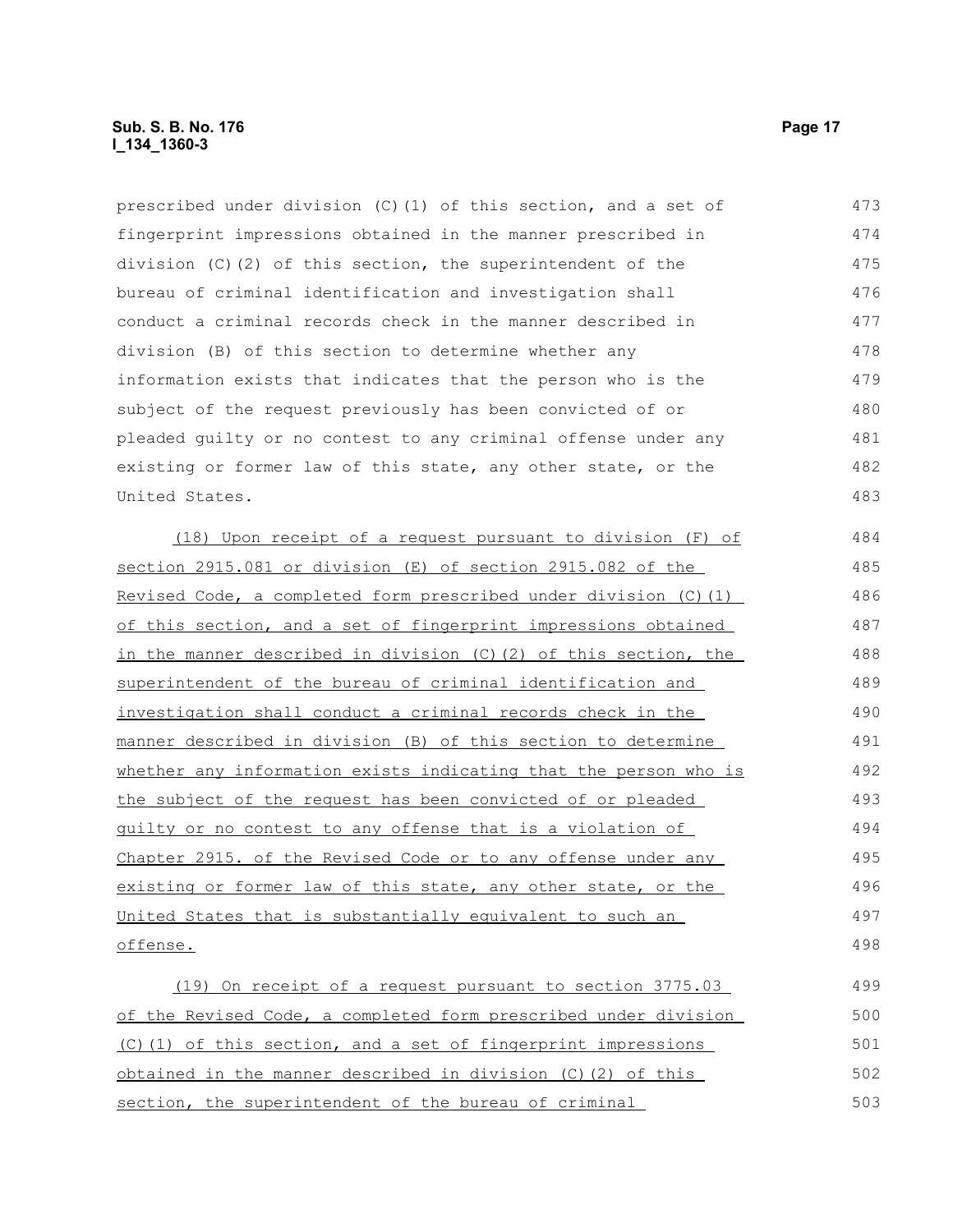prescribed under division (C)(1) of this section, and a set of fingerprint impressions obtained in the manner prescribed in division (C)(2) of this section, the superintendent of the bureau of criminal identification and investigation shall conduct a criminal records check in the manner described in division (B) of this section to determine whether any information exists that indicates that the person who is the subject of the request previously has been convicted of or pleaded guilty or no contest to any criminal offense under any existing or former law of this state, any other state, or the United States.

(18) Upon receipt of a request pursuant to division (F) of section 2915.081 or division (E) of section 2915.082 of the Revised Code, a completed form prescribed under division (C)(1) of this section, and a set of fingerprint impressions obtained in the manner described in division (C)(2) of this section, the superintendent of the bureau of criminal identification and investigation shall conduct a criminal records check in the manner described in division (B) of this section to determine whether any information exists indicating that the person who is the subject of the request has been convicted of or pleaded guilty or no contest to any offense that is a violation of Chapter 2915. of the Revised Code or to any offense under any existing or former law of this state, any other state, or the United States that is substantially equivalent to such an offense.

(19) On receipt of a request pursuant to section 3775.03 of the Revised Code, a completed form prescribed under division (C)(1) of this section, and a set of fingerprint impressions obtained in the manner described in division (C)(2) of this section, the superintendent of the bureau of criminal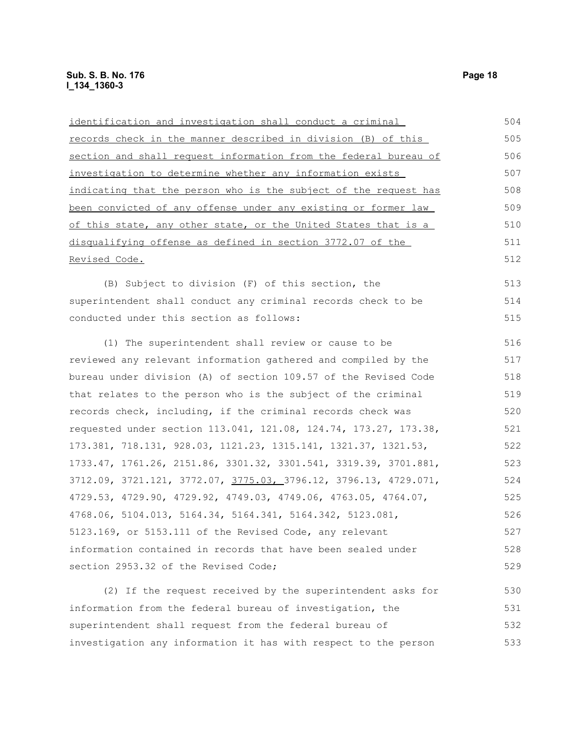identification and investigation shall conduct a criminal records check in the manner described in division (B) of this section and shall request information from the federal bureau of investigation to determine whether any information exists indicating that the person who is the subject of the request has been convicted of any offense under any existing or former law of this state, any other state, or the United States that is a disqualifying offense as defined in section 3772.07 of the Revised Code.

(B) Subject to division (F) of this section, the superintendent shall conduct any criminal records check to be conducted under this section as follows:

(1) The superintendent shall review or cause to be reviewed any relevant information gathered and compiled by the bureau under division (A) of section 109.57 of the Revised Code that relates to the person who is the subject of the criminal records check, including, if the criminal records check was requested under section 113.041, 121.08, 124.74, 173.27, 173.38, 173.381, 718.131, 928.03, 1121.23, 1315.141, 1321.37, 1321.53, 1733.47, 1761.26, 2151.86, 3301.32, 3301.541, 3319.39, 3701.881, 3712.09, 3721.121, 3772.07, 3775.03, 3796.12, 3796.13, 4729.071, 4729.53, 4729.90, 4729.92, 4749.03, 4749.06, 4763.05, 4764.07, 4768.06, 5104.013, 5164.34, 5164.341, 5164.342, 5123.081, 5123.169, or 5153.111 of the Revised Code, any relevant information contained in records that have been sealed under section 2953.32 of the Revised Code;

(2) If the request received by the superintendent asks for information from the federal bureau of investigation, the superintendent shall request from the federal bureau of investigation any information it has with respect to the person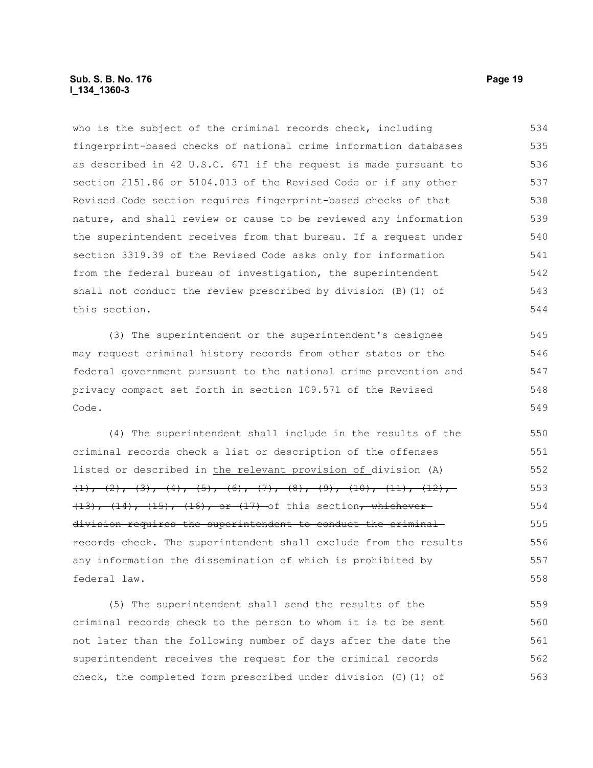who is the subject of the criminal records check, including fingerprint-based checks of national crime information databases as described in 42 U.S.C. 671 if the request is made pursuant to section 2151.86 or 5104.013 of the Revised Code or if any other Revised Code section requires fingerprint-based checks of that nature, and shall review or cause to be reviewed any information the superintendent receives from that bureau. If a request under section 3319.39 of the Revised Code asks only for information from the federal bureau of investigation, the superintendent shall not conduct the review prescribed by division (B)(1) of this section.

(3) The superintendent or the superintendent's designee may request criminal history records from other states or the federal government pursuant to the national crime prevention and privacy compact set forth in section 109.571 of the Revised Code.

(4) The superintendent shall include in the results of the criminal records check a list or description of the offenses listed or described in <u>the relevant provision of</u> division (A) ~~(1), (2), (3), (4), (5), (6), (7), (8), (9), (10), (11), (12), (13), (14), (15), (16), or (17)~~ of this section~~, whichever division requires the superintendent to conduct the criminal records check~~. The superintendent shall exclude from the results any information the dissemination of which is prohibited by federal law.

(5) The superintendent shall send the results of the criminal records check to the person to whom it is to be sent not later than the following number of days after the date the superintendent receives the request for the criminal records check, the completed form prescribed under division (C)(1) of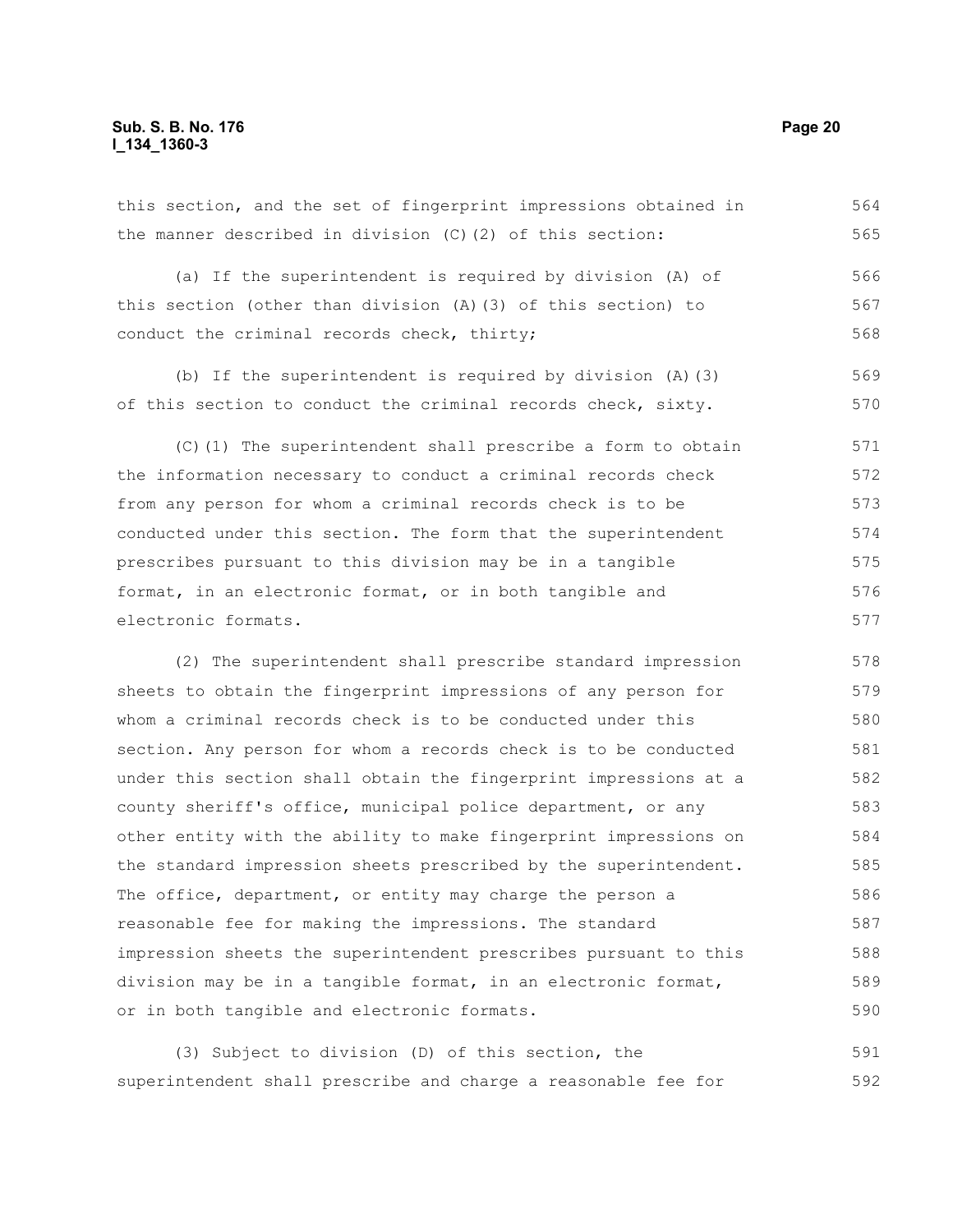this section, and the set of fingerprint impressions obtained in the manner described in division (C)(2) of this section:

(a) If the superintendent is required by division (A) of this section (other than division (A)(3) of this section) to conduct the criminal records check, thirty;

(b) If the superintendent is required by division (A)(3) of this section to conduct the criminal records check, sixty.

(C)(1) The superintendent shall prescribe a form to obtain the information necessary to conduct a criminal records check from any person for whom a criminal records check is to be conducted under this section. The form that the superintendent prescribes pursuant to this division may be in a tangible format, in an electronic format, or in both tangible and electronic formats.

(2) The superintendent shall prescribe standard impression sheets to obtain the fingerprint impressions of any person for whom a criminal records check is to be conducted under this section. Any person for whom a records check is to be conducted under this section shall obtain the fingerprint impressions at a county sheriff's office, municipal police department, or any other entity with the ability to make fingerprint impressions on the standard impression sheets prescribed by the superintendent. The office, department, or entity may charge the person a reasonable fee for making the impressions. The standard impression sheets the superintendent prescribes pursuant to this division may be in a tangible format, in an electronic format, or in both tangible and electronic formats.

(3) Subject to division (D) of this section, the superintendent shall prescribe and charge a reasonable fee for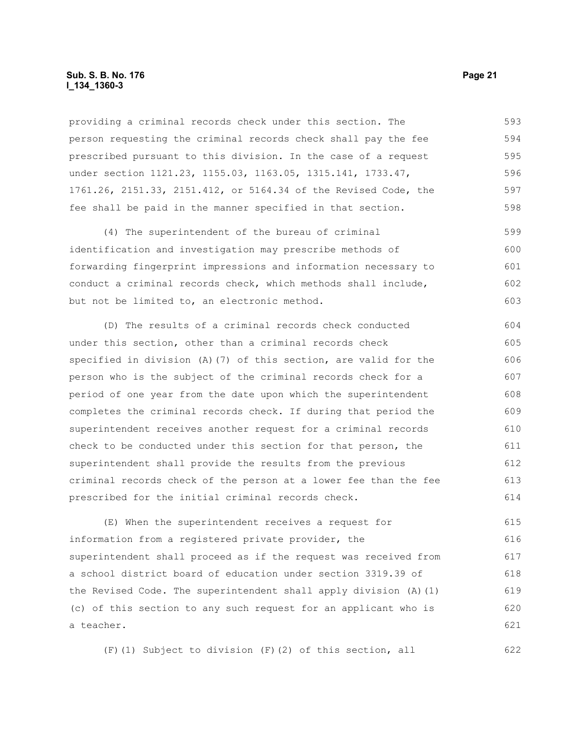providing a criminal records check under this section. The person requesting the criminal records check shall pay the fee prescribed pursuant to this division. In the case of a request under section 1121.23, 1155.03, 1163.05, 1315.141, 1733.47, 1761.26, 2151.33, 2151.412, or 5164.34 of the Revised Code, the fee shall be paid in the manner specified in that section.

(4) The superintendent of the bureau of criminal identification and investigation may prescribe methods of forwarding fingerprint impressions and information necessary to conduct a criminal records check, which methods shall include, but not be limited to, an electronic method.

(D) The results of a criminal records check conducted under this section, other than a criminal records check specified in division (A)(7) of this section, are valid for the person who is the subject of the criminal records check for a period of one year from the date upon which the superintendent completes the criminal records check. If during that period the superintendent receives another request for a criminal records check to be conducted under this section for that person, the superintendent shall provide the results from the previous criminal records check of the person at a lower fee than the fee prescribed for the initial criminal records check.

(E) When the superintendent receives a request for information from a registered private provider, the superintendent shall proceed as if the request was received from a school district board of education under section 3319.39 of the Revised Code. The superintendent shall apply division (A)(1)(c) of this section to any such request for an applicant who is a teacher.

(F)(1) Subject to division (F)(2) of this section, all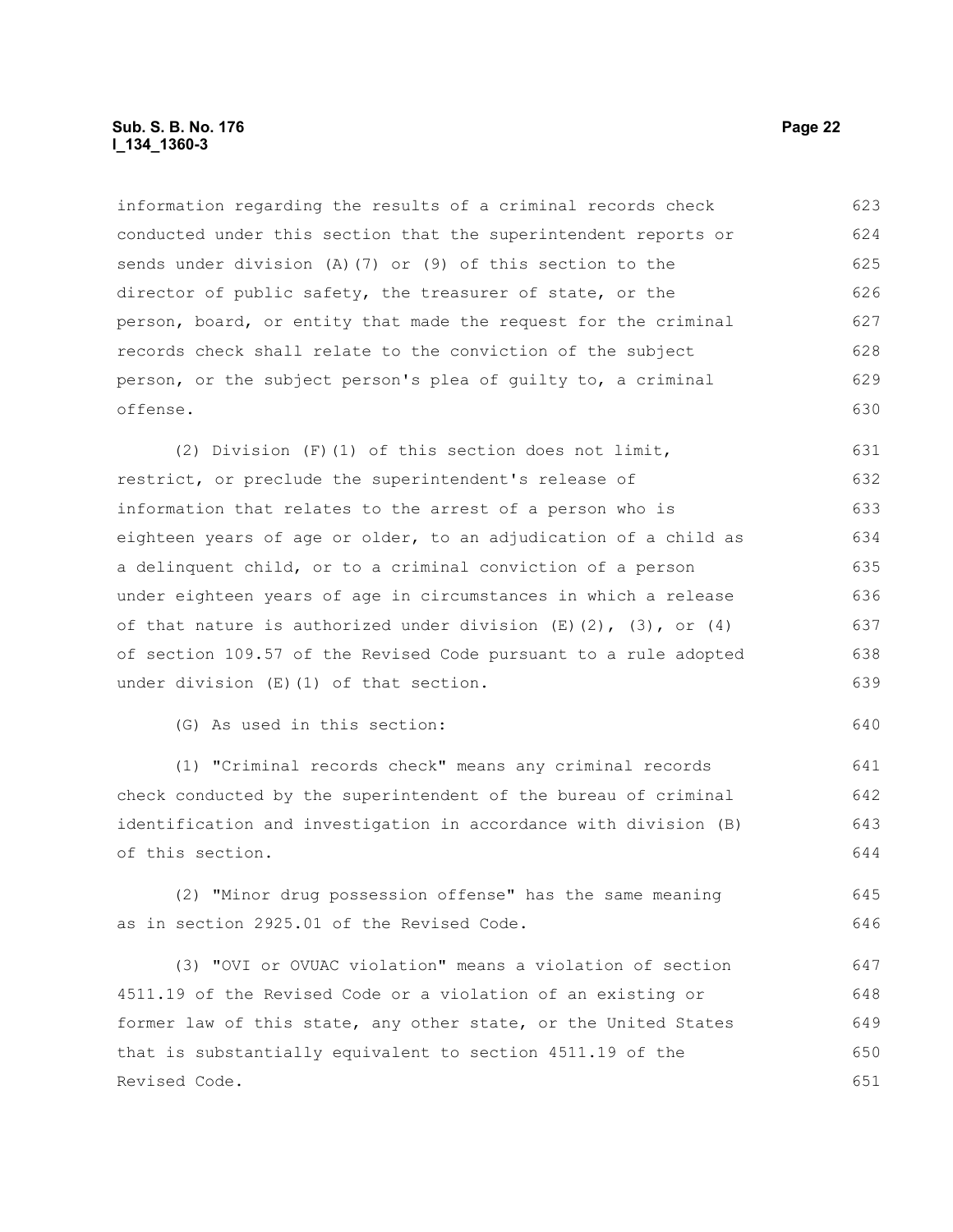information regarding the results of a criminal records check conducted under this section that the superintendent reports or sends under division (A)(7) or (9) of this section to the director of public safety, the treasurer of state, or the person, board, or entity that made the request for the criminal records check shall relate to the conviction of the subject person, or the subject person's plea of guilty to, a criminal offense.

(2) Division (F)(1) of this section does not limit, restrict, or preclude the superintendent's release of information that relates to the arrest of a person who is eighteen years of age or older, to an adjudication of a child as a delinquent child, or to a criminal conviction of a person under eighteen years of age in circumstances in which a release of that nature is authorized under division (E)(2), (3), or (4) of section 109.57 of the Revised Code pursuant to a rule adopted under division (E)(1) of that section.

(G) As used in this section:

(1) "Criminal records check" means any criminal records check conducted by the superintendent of the bureau of criminal identification and investigation in accordance with division (B) of this section.

(2) "Minor drug possession offense" has the same meaning as in section 2925.01 of the Revised Code.

(3) "OVI or OVUAC violation" means a violation of section 4511.19 of the Revised Code or a violation of an existing or former law of this state, any other state, or the United States that is substantially equivalent to section 4511.19 of the Revised Code.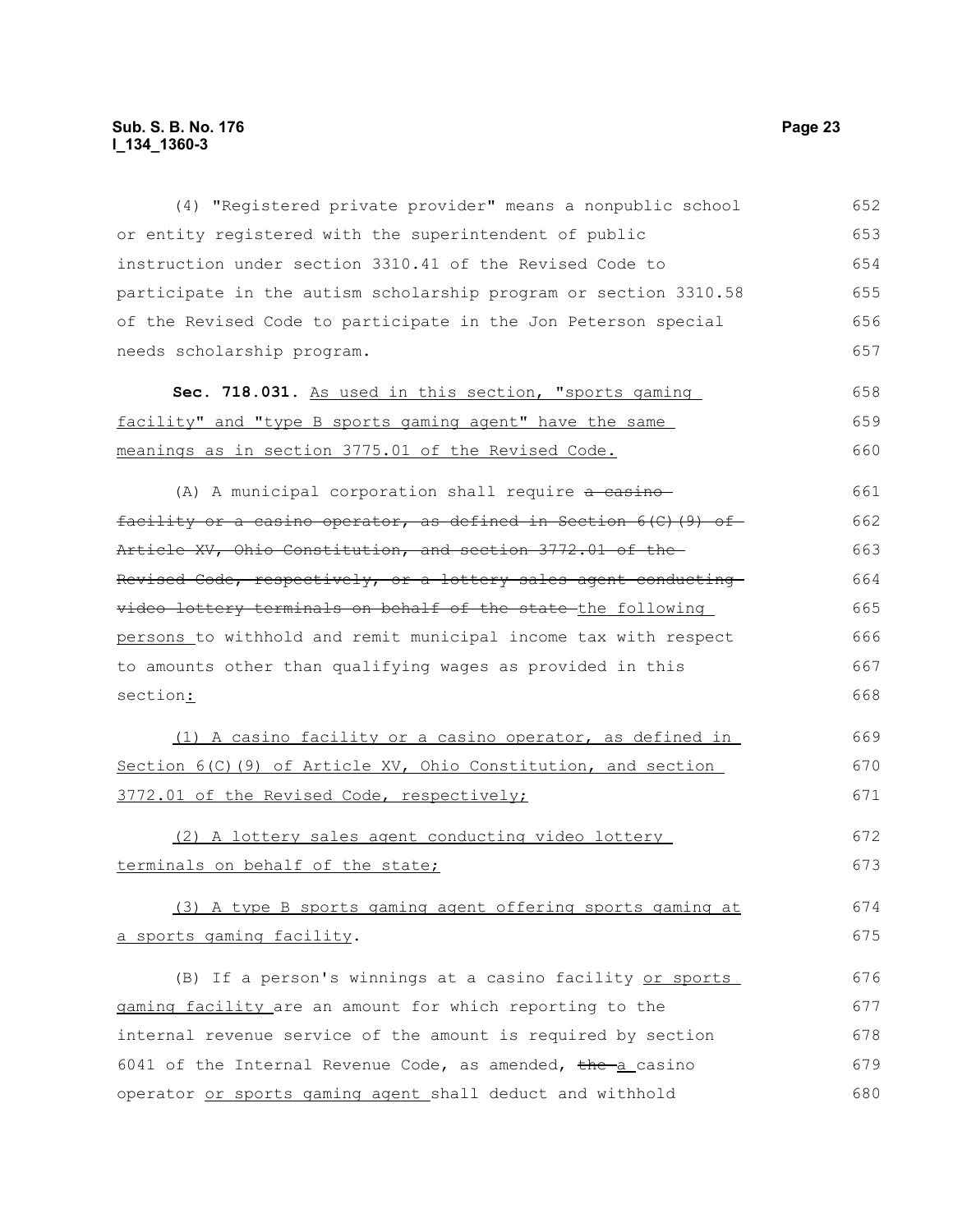(4) "Registered private provider" means a nonpublic school or entity registered with the superintendent of public instruction under section 3310.41 of the Revised Code to participate in the autism scholarship program or section 3310.58 of the Revised Code to participate in the Jon Peterson special needs scholarship program.

**Sec. 718.031.** As used in this section, "sports gaming facility" and "type B sports gaming agent" have the same meanings as in section 3775.01 of the Revised Code.

(A) A municipal corporation shall require ~~a casino facility or a casino operator, as defined in Section 6(C)(9) of Article XV, Ohio Constitution, and section 3772.01 of the Revised Code, respectively, or a lottery sales agent conducting video lottery terminals on behalf of the state~~ the following persons to withhold and remit municipal income tax with respect to amounts other than qualifying wages as provided in this section:

(1) A casino facility or a casino operator, as defined in Section 6(C)(9) of Article XV, Ohio Constitution, and section 3772.01 of the Revised Code, respectively;

(2) A lottery sales agent conducting video lottery terminals on behalf of the state;

(3) A type B sports gaming agent offering sports gaming at a sports gaming facility.

(B) If a person's winnings at a casino facility or sports gaming facility are an amount for which reporting to the internal revenue service of the amount is required by section 6041 of the Internal Revenue Code, as amended, ~~the~~ a casino operator or sports gaming agent shall deduct and withhold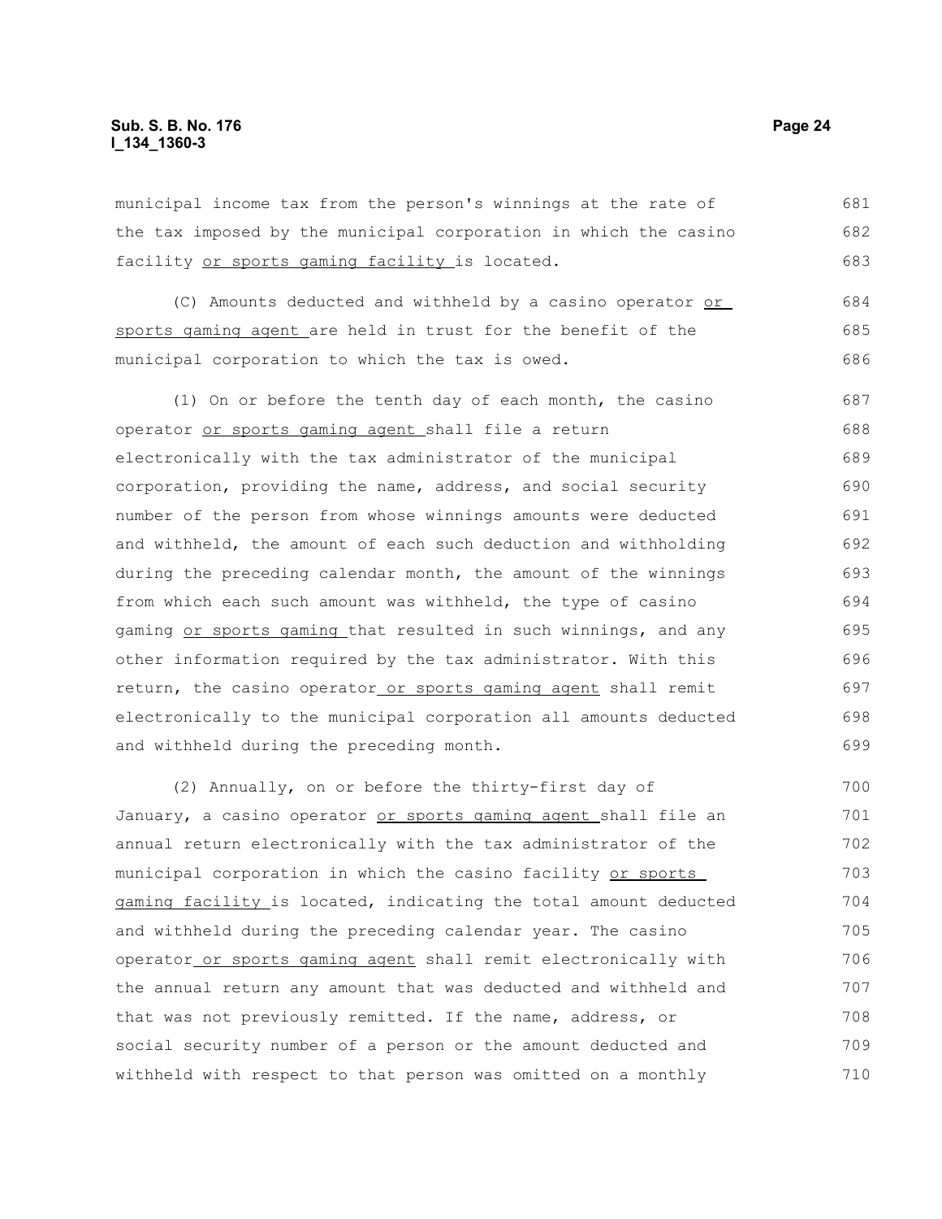municipal income tax from the person's winnings at the rate of the tax imposed by the municipal corporation in which the casino facility or sports gaming facility is located.

(C) Amounts deducted and withheld by a casino operator or sports gaming agent are held in trust for the benefit of the municipal corporation to which the tax is owed.

(1) On or before the tenth day of each month, the casino operator or sports gaming agent shall file a return electronically with the tax administrator of the municipal corporation, providing the name, address, and social security number of the person from whose winnings amounts were deducted and withheld, the amount of each such deduction and withholding during the preceding calendar month, the amount of the winnings from which each such amount was withheld, the type of casino gaming or sports gaming that resulted in such winnings, and any other information required by the tax administrator. With this return, the casino operator or sports gaming agent shall remit electronically to the municipal corporation all amounts deducted and withheld during the preceding month.

(2) Annually, on or before the thirty-first day of January, a casino operator or sports gaming agent shall file an annual return electronically with the tax administrator of the municipal corporation in which the casino facility or sports gaming facility is located, indicating the total amount deducted and withheld during the preceding calendar year. The casino operator or sports gaming agent shall remit electronically with the annual return any amount that was deducted and withheld and that was not previously remitted. If the name, address, or social security number of a person or the amount deducted and withheld with respect to that person was omitted on a monthly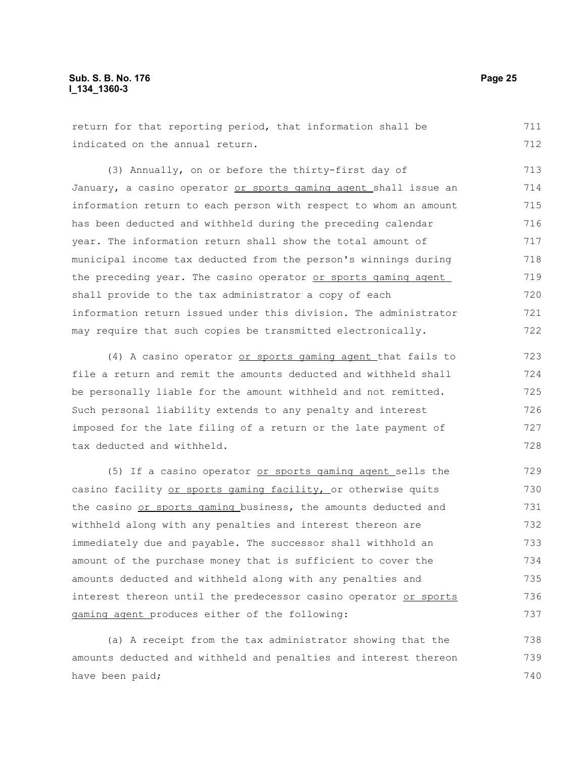return for that reporting period, that information shall be indicated on the annual return.

(3) Annually, on or before the thirty-first day of January, a casino operator or sports gaming agent shall issue an information return to each person with respect to whom an amount has been deducted and withheld during the preceding calendar year. The information return shall show the total amount of municipal income tax deducted from the person's winnings during the preceding year. The casino operator or sports gaming agent shall provide to the tax administrator a copy of each information return issued under this division. The administrator may require that such copies be transmitted electronically.

(4) A casino operator or sports gaming agent that fails to file a return and remit the amounts deducted and withheld shall be personally liable for the amount withheld and not remitted. Such personal liability extends to any penalty and interest imposed for the late filing of a return or the late payment of tax deducted and withheld.

(5) If a casino operator or sports gaming agent sells the casino facility or sports gaming facility, or otherwise quits the casino or sports gaming business, the amounts deducted and withheld along with any penalties and interest thereon are immediately due and payable. The successor shall withhold an amount of the purchase money that is sufficient to cover the amounts deducted and withheld along with any penalties and interest thereon until the predecessor casino operator or sports gaming agent produces either of the following:

(a) A receipt from the tax administrator showing that the amounts deducted and withheld and penalties and interest thereon have been paid;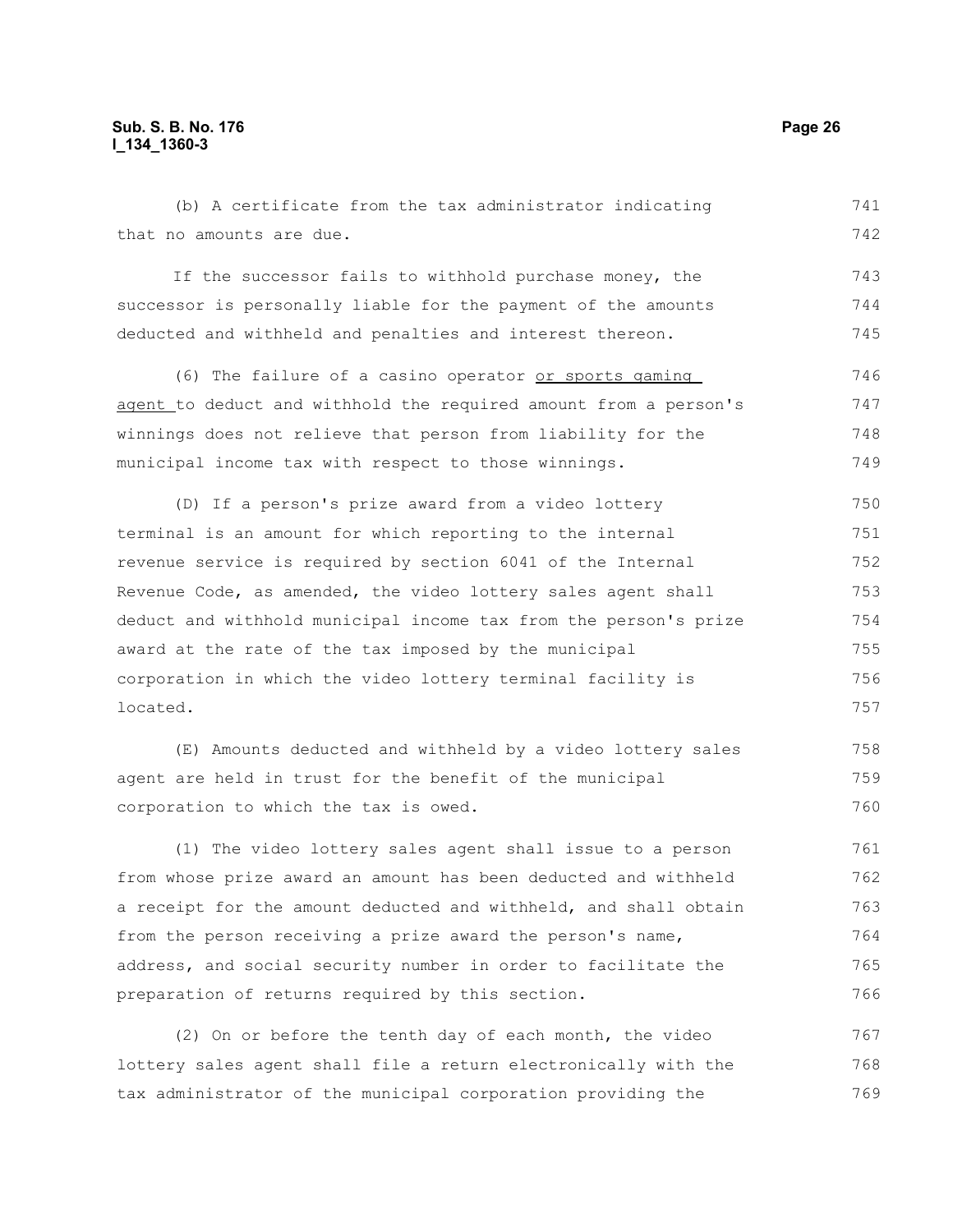(b) A certificate from the tax administrator indicating that no amounts are due.

If the successor fails to withhold purchase money, the successor is personally liable for the payment of the amounts deducted and withheld and penalties and interest thereon.

(6) The failure of a casino operator <u>or sports gaming agent</u> to deduct and withhold the required amount from a person's winnings does not relieve that person from liability for the municipal income tax with respect to those winnings.

(D) If a person's prize award from a video lottery terminal is an amount for which reporting to the internal revenue service is required by section 6041 of the Internal Revenue Code, as amended, the video lottery sales agent shall deduct and withhold municipal income tax from the person's prize award at the rate of the tax imposed by the municipal corporation in which the video lottery terminal facility is located.

(E) Amounts deducted and withheld by a video lottery sales agent are held in trust for the benefit of the municipal corporation to which the tax is owed.

(1) The video lottery sales agent shall issue to a person from whose prize award an amount has been deducted and withheld a receipt for the amount deducted and withheld, and shall obtain from the person receiving a prize award the person's name, address, and social security number in order to facilitate the preparation of returns required by this section.

(2) On or before the tenth day of each month, the video lottery sales agent shall file a return electronically with the tax administrator of the municipal corporation providing the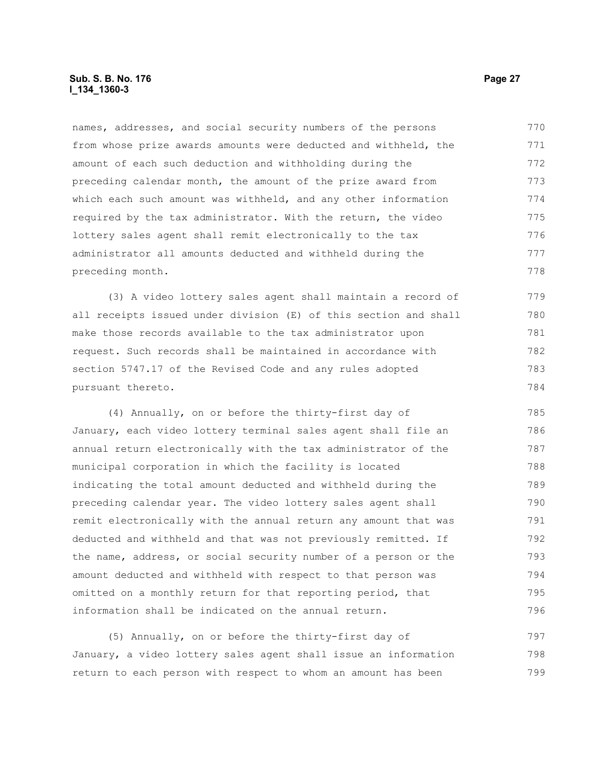names, addresses, and social security numbers of the persons from whose prize awards amounts were deducted and withheld, the amount of each such deduction and withholding during the preceding calendar month, the amount of the prize award from which each such amount was withheld, and any other information required by the tax administrator. With the return, the video lottery sales agent shall remit electronically to the tax administrator all amounts deducted and withheld during the preceding month.

(3) A video lottery sales agent shall maintain a record of all receipts issued under division (E) of this section and shall make those records available to the tax administrator upon request. Such records shall be maintained in accordance with section 5747.17 of the Revised Code and any rules adopted pursuant thereto.

(4) Annually, on or before the thirty-first day of January, each video lottery terminal sales agent shall file an annual return electronically with the tax administrator of the municipal corporation in which the facility is located indicating the total amount deducted and withheld during the preceding calendar year. The video lottery sales agent shall remit electronically with the annual return any amount that was deducted and withheld and that was not previously remitted. If the name, address, or social security number of a person or the amount deducted and withheld with respect to that person was omitted on a monthly return for that reporting period, that information shall be indicated on the annual return.

(5) Annually, on or before the thirty-first day of January, a video lottery sales agent shall issue an information return to each person with respect to whom an amount has been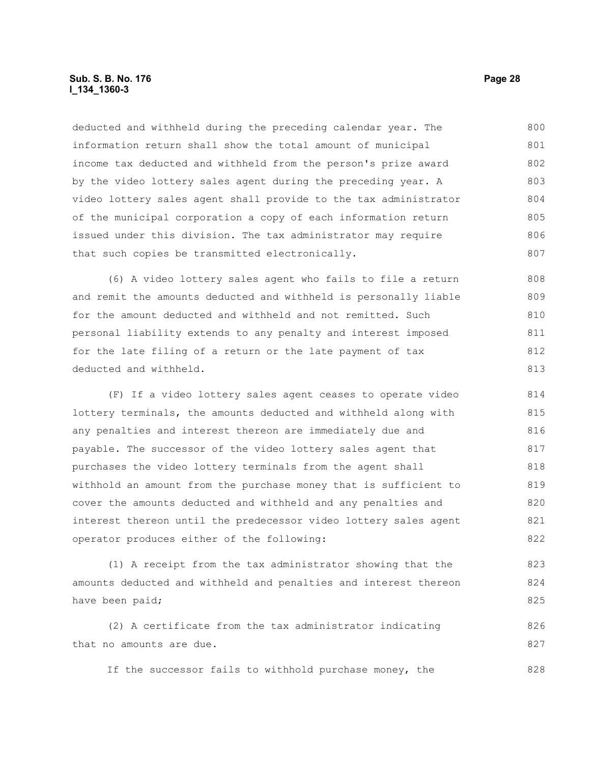deducted and withheld during the preceding calendar year. The information return shall show the total amount of municipal income tax deducted and withheld from the person's prize award by the video lottery sales agent during the preceding year. A video lottery sales agent shall provide to the tax administrator of the municipal corporation a copy of each information return issued under this division. The tax administrator may require that such copies be transmitted electronically.

(6) A video lottery sales agent who fails to file a return and remit the amounts deducted and withheld is personally liable for the amount deducted and withheld and not remitted. Such personal liability extends to any penalty and interest imposed for the late filing of a return or the late payment of tax deducted and withheld.

(F) If a video lottery sales agent ceases to operate video lottery terminals, the amounts deducted and withheld along with any penalties and interest thereon are immediately due and payable. The successor of the video lottery sales agent that purchases the video lottery terminals from the agent shall withhold an amount from the purchase money that is sufficient to cover the amounts deducted and withheld and any penalties and interest thereon until the predecessor video lottery sales agent operator produces either of the following:

(1) A receipt from the tax administrator showing that the amounts deducted and withheld and penalties and interest thereon have been paid;

(2) A certificate from the tax administrator indicating that no amounts are due.

If the successor fails to withhold purchase money, the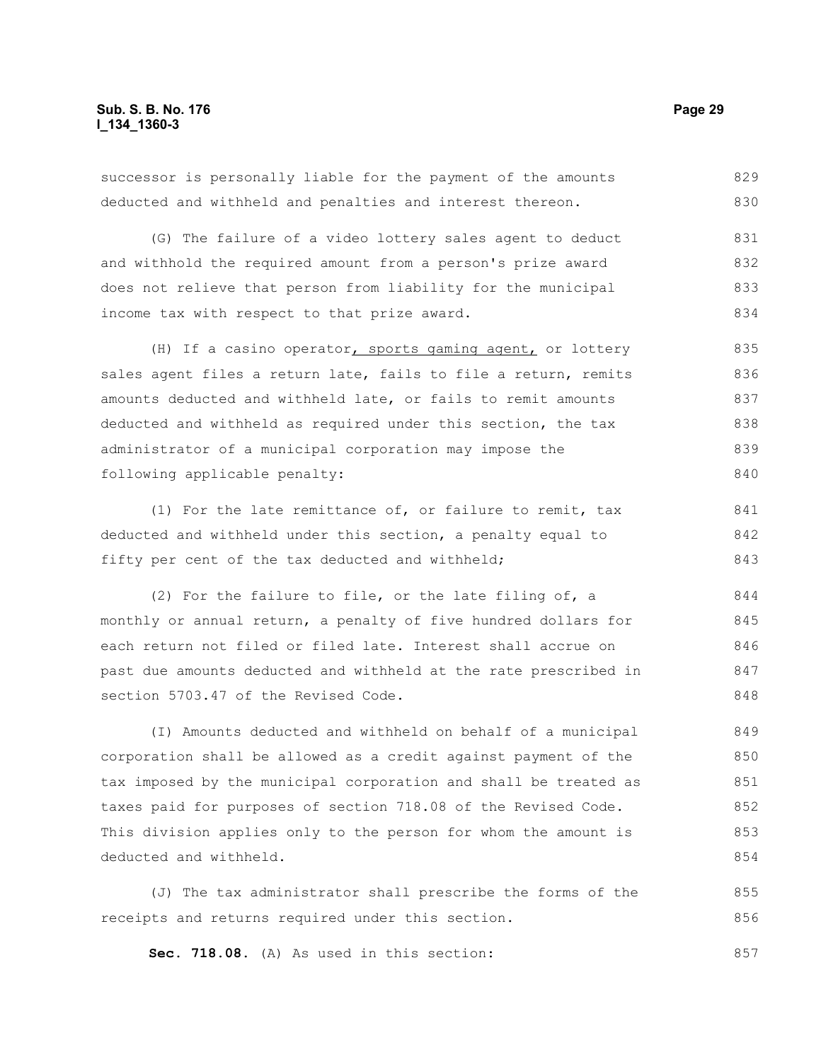successor is personally liable for the payment of the amounts deducted and withheld and penalties and interest thereon.

(G) The failure of a video lottery sales agent to deduct and withhold the required amount from a person's prize award does not relieve that person from liability for the municipal income tax with respect to that prize award.

(H) If a casino operator, sports gaming agent, or lottery sales agent files a return late, fails to file a return, remits amounts deducted and withheld late, or fails to remit amounts deducted and withheld as required under this section, the tax administrator of a municipal corporation may impose the following applicable penalty:

(1) For the late remittance of, or failure to remit, tax deducted and withheld under this section, a penalty equal to fifty per cent of the tax deducted and withheld;

(2) For the failure to file, or the late filing of, a monthly or annual return, a penalty of five hundred dollars for each return not filed or filed late. Interest shall accrue on past due amounts deducted and withheld at the rate prescribed in section 5703.47 of the Revised Code.

(I) Amounts deducted and withheld on behalf of a municipal corporation shall be allowed as a credit against payment of the tax imposed by the municipal corporation and shall be treated as taxes paid for purposes of section 718.08 of the Revised Code. This division applies only to the person for whom the amount is deducted and withheld.

(J) The tax administrator shall prescribe the forms of the receipts and returns required under this section.

**Sec. 718.08.** (A) As used in this section: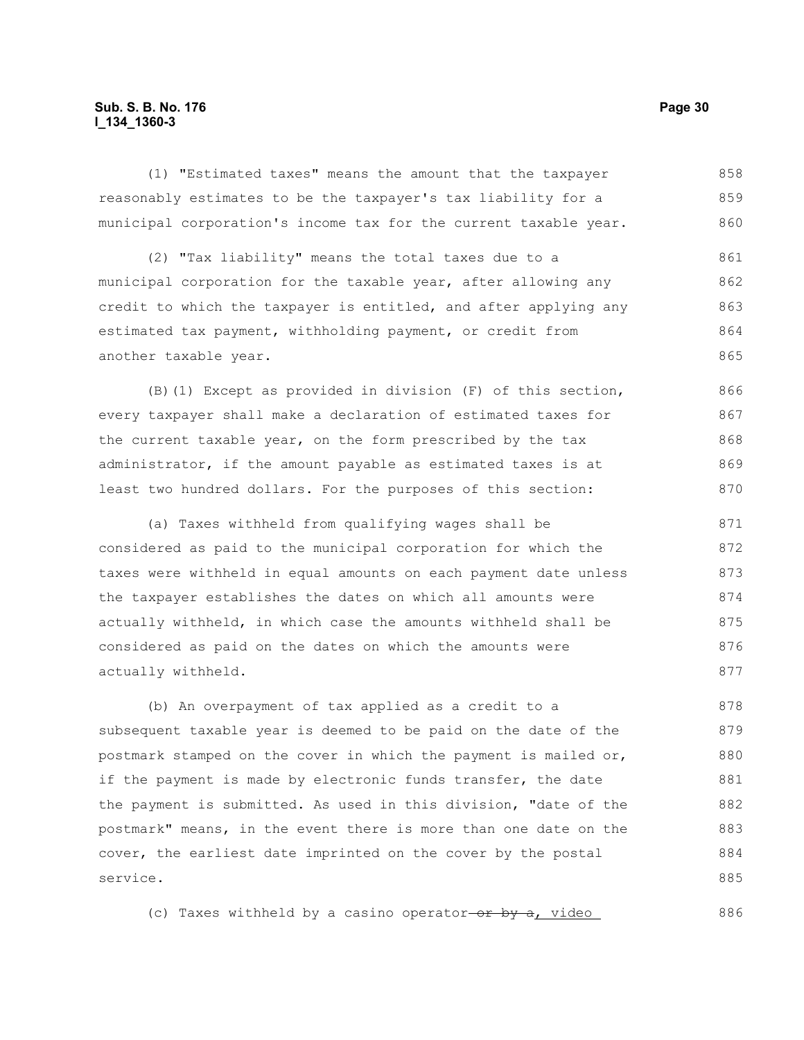(1) "Estimated taxes" means the amount that the taxpayer reasonably estimates to be the taxpayer's tax liability for a municipal corporation's income tax for the current taxable year.

(2) "Tax liability" means the total taxes due to a municipal corporation for the taxable year, after allowing any credit to which the taxpayer is entitled, and after applying any estimated tax payment, withholding payment, or credit from another taxable year.

(B)(1) Except as provided in division (F) of this section, every taxpayer shall make a declaration of estimated taxes for the current taxable year, on the form prescribed by the tax administrator, if the amount payable as estimated taxes is at least two hundred dollars. For the purposes of this section:

(a) Taxes withheld from qualifying wages shall be considered as paid to the municipal corporation for which the taxes were withheld in equal amounts on each payment date unless the taxpayer establishes the dates on which all amounts were actually withheld, in which case the amounts withheld shall be considered as paid on the dates on which the amounts were actually withheld.

(b) An overpayment of tax applied as a credit to a subsequent taxable year is deemed to be paid on the date of the postmark stamped on the cover in which the payment is mailed or, if the payment is made by electronic funds transfer, the date the payment is submitted. As used in this division, "date of the postmark" means, in the event there is more than one date on the cover, the earliest date imprinted on the cover by the postal service.

(c) Taxes withheld by a casino operator ~~or by a~~, video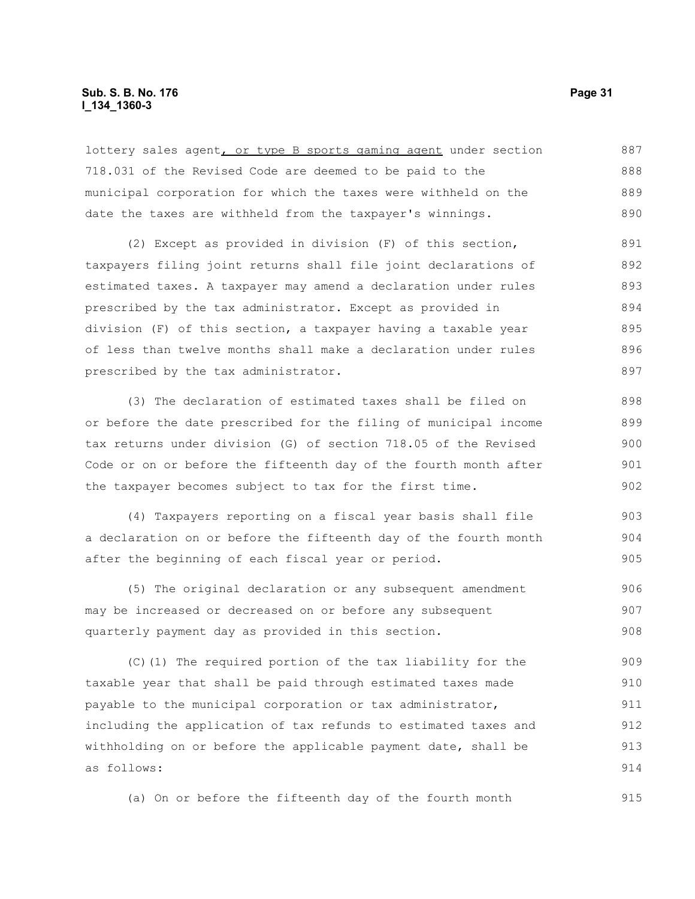lottery sales agent, or type B sports gaming agent under section 718.031 of the Revised Code are deemed to be paid to the municipal corporation for which the taxes were withheld on the date the taxes are withheld from the taxpayer's winnings.

(2) Except as provided in division (F) of this section, taxpayers filing joint returns shall file joint declarations of estimated taxes. A taxpayer may amend a declaration under rules prescribed by the tax administrator. Except as provided in division (F) of this section, a taxpayer having a taxable year of less than twelve months shall make a declaration under rules prescribed by the tax administrator.

(3) The declaration of estimated taxes shall be filed on or before the date prescribed for the filing of municipal income tax returns under division (G) of section 718.05 of the Revised Code or on or before the fifteenth day of the fourth month after the taxpayer becomes subject to tax for the first time.

(4) Taxpayers reporting on a fiscal year basis shall file a declaration on or before the fifteenth day of the fourth month after the beginning of each fiscal year or period.

(5) The original declaration or any subsequent amendment may be increased or decreased on or before any subsequent quarterly payment day as provided in this section.

(C)(1) The required portion of the tax liability for the taxable year that shall be paid through estimated taxes made payable to the municipal corporation or tax administrator, including the application of tax refunds to estimated taxes and withholding on or before the applicable payment date, shall be as follows:

(a) On or before the fifteenth day of the fourth month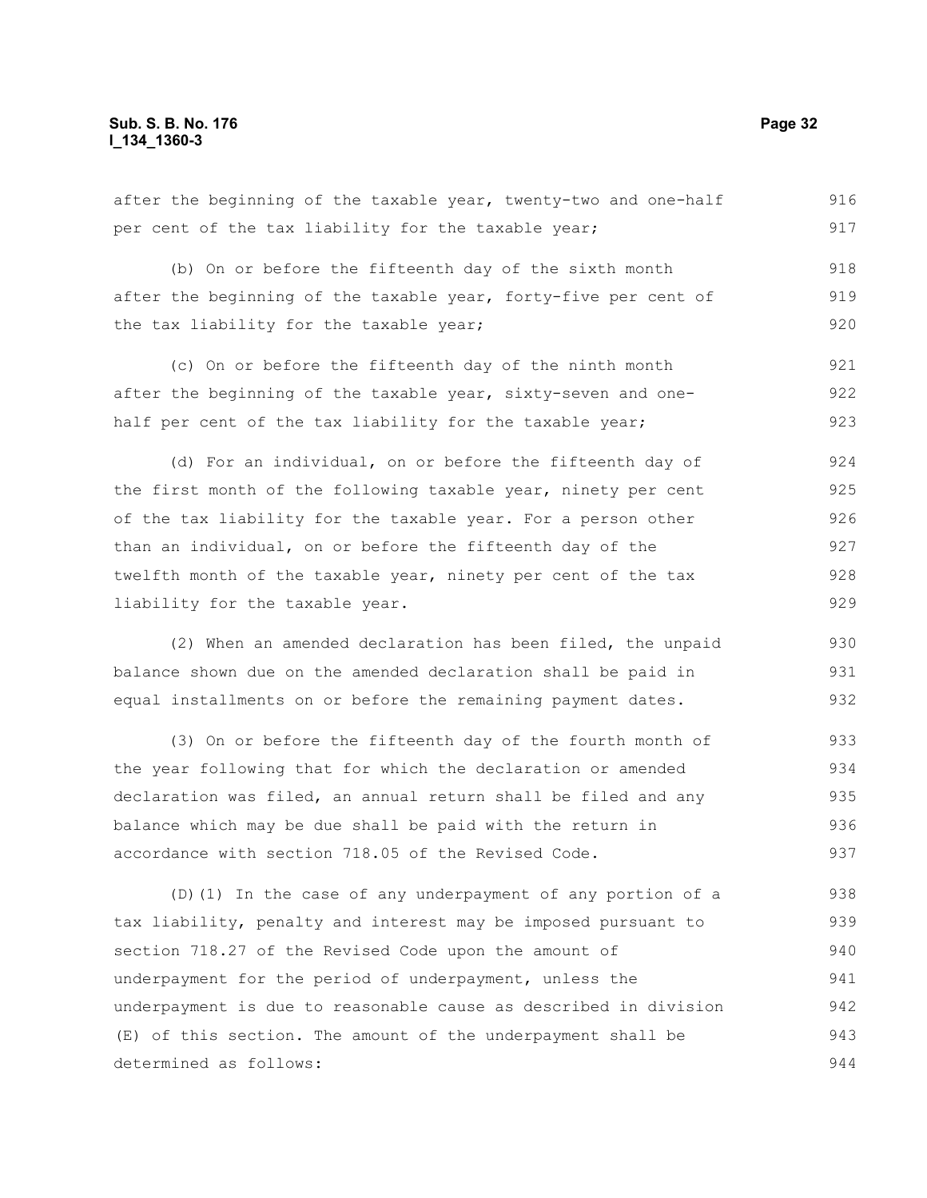after the beginning of the taxable year, twenty-two and one-half per cent of the tax liability for the taxable year;

(b) On or before the fifteenth day of the sixth month after the beginning of the taxable year, forty-five per cent of the tax liability for the taxable year;

(c) On or before the fifteenth day of the ninth month after the beginning of the taxable year, sixty-seven and one-half per cent of the tax liability for the taxable year;

(d) For an individual, on or before the fifteenth day of the first month of the following taxable year, ninety per cent of the tax liability for the taxable year. For a person other than an individual, on or before the fifteenth day of the twelfth month of the taxable year, ninety per cent of the tax liability for the taxable year.

(2) When an amended declaration has been filed, the unpaid balance shown due on the amended declaration shall be paid in equal installments on or before the remaining payment dates.

(3) On or before the fifteenth day of the fourth month of the year following that for which the declaration or amended declaration was filed, an annual return shall be filed and any balance which may be due shall be paid with the return in accordance with section 718.05 of the Revised Code.

(D)(1) In the case of any underpayment of any portion of a tax liability, penalty and interest may be imposed pursuant to section 718.27 of the Revised Code upon the amount of underpayment for the period of underpayment, unless the underpayment is due to reasonable cause as described in division (E) of this section. The amount of the underpayment shall be determined as follows: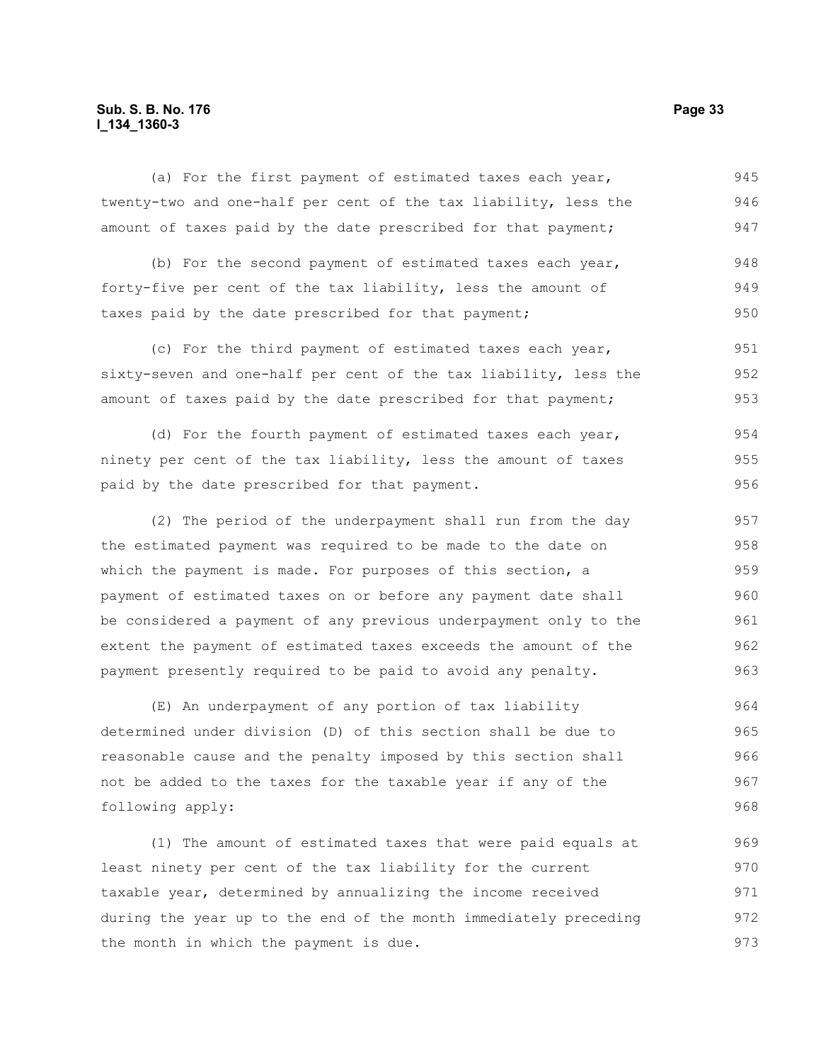(a) For the first payment of estimated taxes each year, twenty-two and one-half per cent of the tax liability, less the amount of taxes paid by the date prescribed for that payment;

(b) For the second payment of estimated taxes each year, forty-five per cent of the tax liability, less the amount of taxes paid by the date prescribed for that payment;

(c) For the third payment of estimated taxes each year, sixty-seven and one-half per cent of the tax liability, less the amount of taxes paid by the date prescribed for that payment;

(d) For the fourth payment of estimated taxes each year, ninety per cent of the tax liability, less the amount of taxes paid by the date prescribed for that payment.

(2) The period of the underpayment shall run from the day the estimated payment was required to be made to the date on which the payment is made. For purposes of this section, a payment of estimated taxes on or before any payment date shall be considered a payment of any previous underpayment only to the extent the payment of estimated taxes exceeds the amount of the payment presently required to be paid to avoid any penalty.

(E) An underpayment of any portion of tax liability determined under division (D) of this section shall be due to reasonable cause and the penalty imposed by this section shall not be added to the taxes for the taxable year if any of the following apply:

(1) The amount of estimated taxes that were paid equals at least ninety per cent of the tax liability for the current taxable year, determined by annualizing the income received during the year up to the end of the month immediately preceding the month in which the payment is due.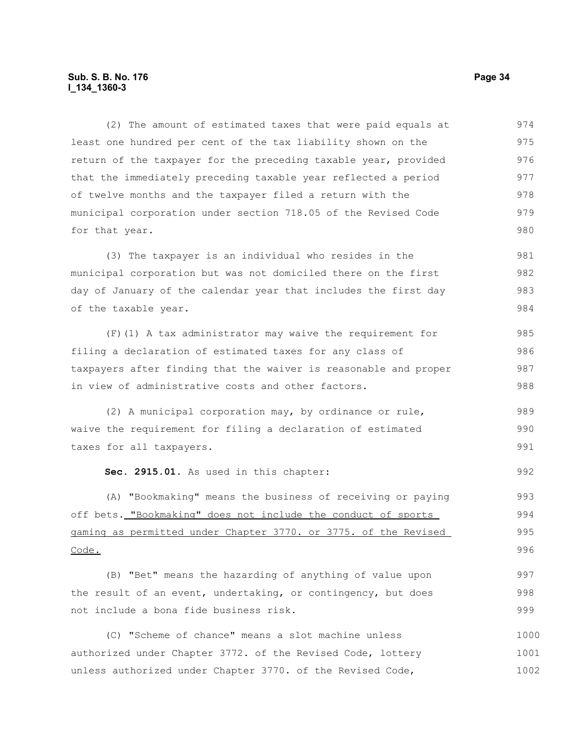(2) The amount of estimated taxes that were paid equals at least one hundred per cent of the tax liability shown on the return of the taxpayer for the preceding taxable year, provided that the immediately preceding taxable year reflected a period of twelve months and the taxpayer filed a return with the municipal corporation under section 718.05 of the Revised Code for that year.

(3) The taxpayer is an individual who resides in the municipal corporation but was not domiciled there on the first day of January of the calendar year that includes the first day of the taxable year.

(F)(1) A tax administrator may waive the requirement for filing a declaration of estimated taxes for any class of taxpayers after finding that the waiver is reasonable and proper in view of administrative costs and other factors.

(2) A municipal corporation may, by ordinance or rule, waive the requirement for filing a declaration of estimated taxes for all taxpayers.

**Sec. 2915.01.** As used in this chapter:

(A) "Bookmaking" means the business of receiving or paying off bets. "Bookmaking" does not include the conduct of sports gaming as permitted under Chapter 3770. or 3775. of the Revised Code.

(B) "Bet" means the hazarding of anything of value upon the result of an event, undertaking, or contingency, but does not include a bona fide business risk.

(C) "Scheme of chance" means a slot machine unless authorized under Chapter 3772. of the Revised Code, lottery unless authorized under Chapter 3770. of the Revised Code,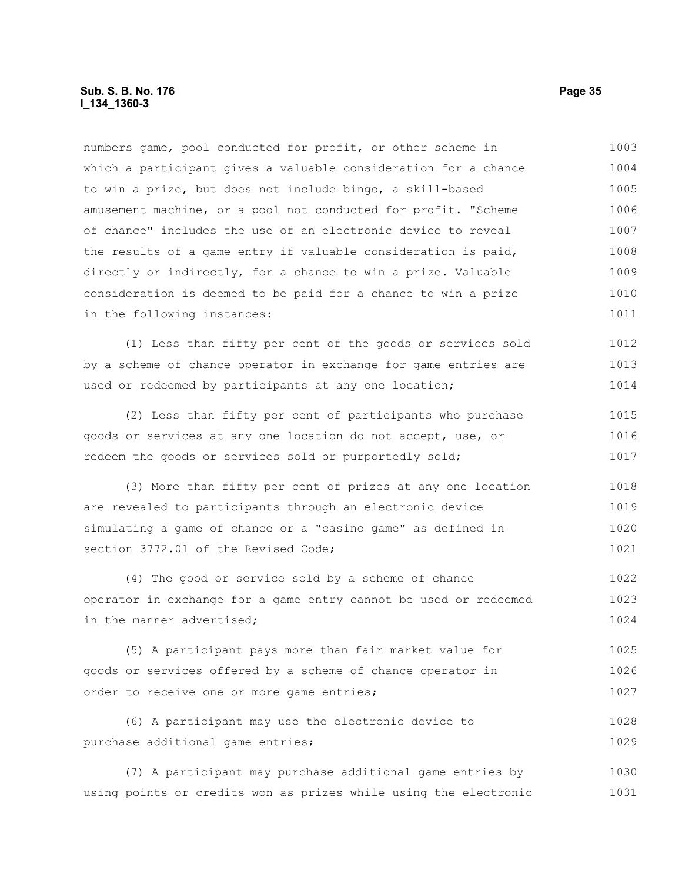numbers game, pool conducted for profit, or other scheme in which a participant gives a valuable consideration for a chance to win a prize, but does not include bingo, a skill-based amusement machine, or a pool not conducted for profit. "Scheme of chance" includes the use of an electronic device to reveal the results of a game entry if valuable consideration is paid, directly or indirectly, for a chance to win a prize. Valuable consideration is deemed to be paid for a chance to win a prize in the following instances:

(1) Less than fifty per cent of the goods or services sold by a scheme of chance operator in exchange for game entries are used or redeemed by participants at any one location;

(2) Less than fifty per cent of participants who purchase goods or services at any one location do not accept, use, or redeem the goods or services sold or purportedly sold;

(3) More than fifty per cent of prizes at any one location are revealed to participants through an electronic device simulating a game of chance or a "casino game" as defined in section 3772.01 of the Revised Code;

(4) The good or service sold by a scheme of chance operator in exchange for a game entry cannot be used or redeemed in the manner advertised;

(5) A participant pays more than fair market value for goods or services offered by a scheme of chance operator in order to receive one or more game entries;

(6) A participant may use the electronic device to purchase additional game entries;

(7) A participant may purchase additional game entries by using points or credits won as prizes while using the electronic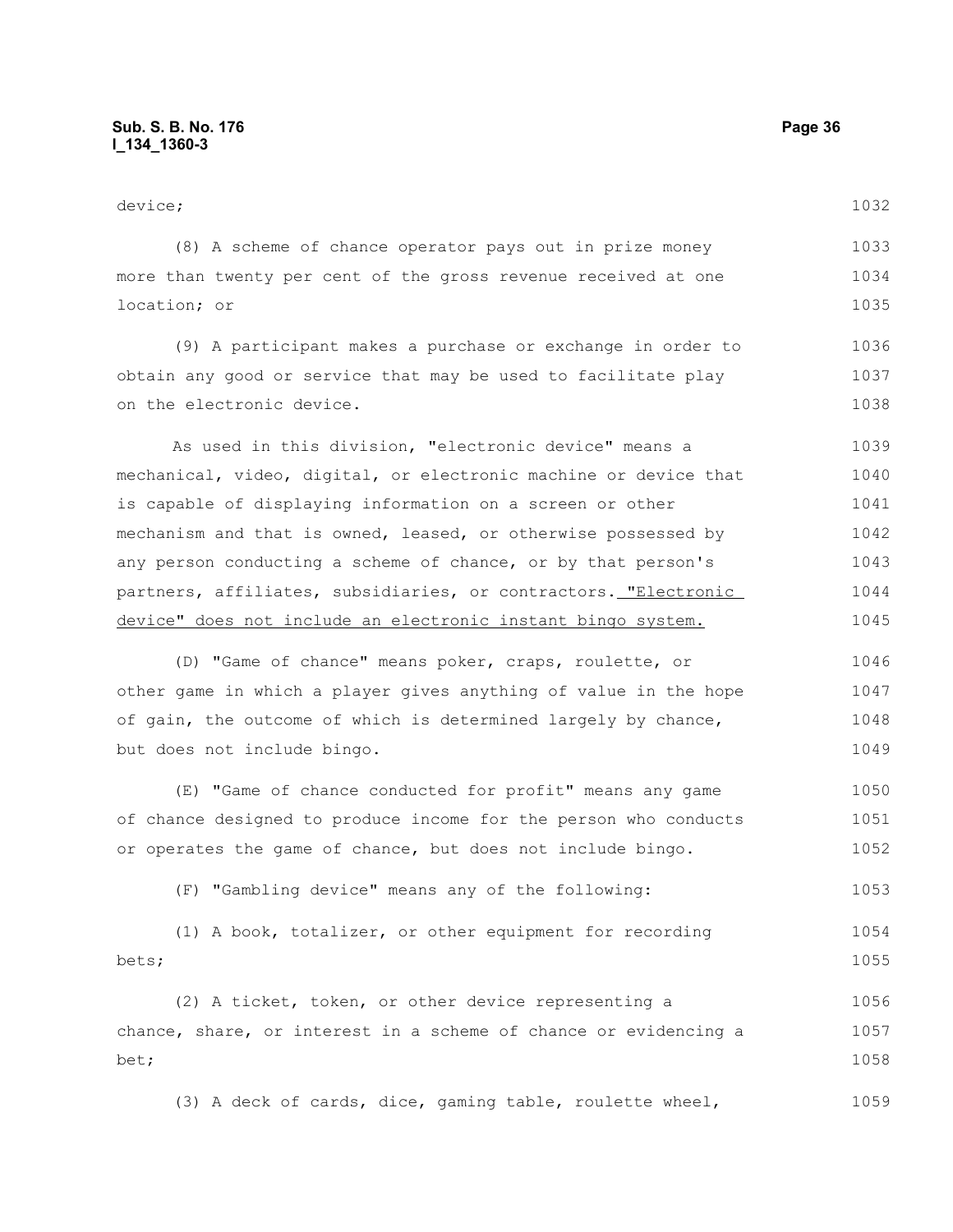device;

(8) A scheme of chance operator pays out in prize money more than twenty per cent of the gross revenue received at one location; or

(9) A participant makes a purchase or exchange in order to obtain any good or service that may be used to facilitate play on the electronic device.

As used in this division, "electronic device" means a mechanical, video, digital, or electronic machine or device that is capable of displaying information on a screen or other mechanism and that is owned, leased, or otherwise possessed by any person conducting a scheme of chance, or by that person's partners, affiliates, subsidiaries, or contractors. "Electronic device" does not include an electronic instant bingo system.

(D) "Game of chance" means poker, craps, roulette, or other game in which a player gives anything of value in the hope of gain, the outcome of which is determined largely by chance, but does not include bingo.

(E) "Game of chance conducted for profit" means any game of chance designed to produce income for the person who conducts or operates the game of chance, but does not include bingo.

(F) "Gambling device" means any of the following:

(1) A book, totalizer, or other equipment for recording bets;

(2) A ticket, token, or other device representing a chance, share, or interest in a scheme of chance or evidencing a bet;

(3) A deck of cards, dice, gaming table, roulette wheel,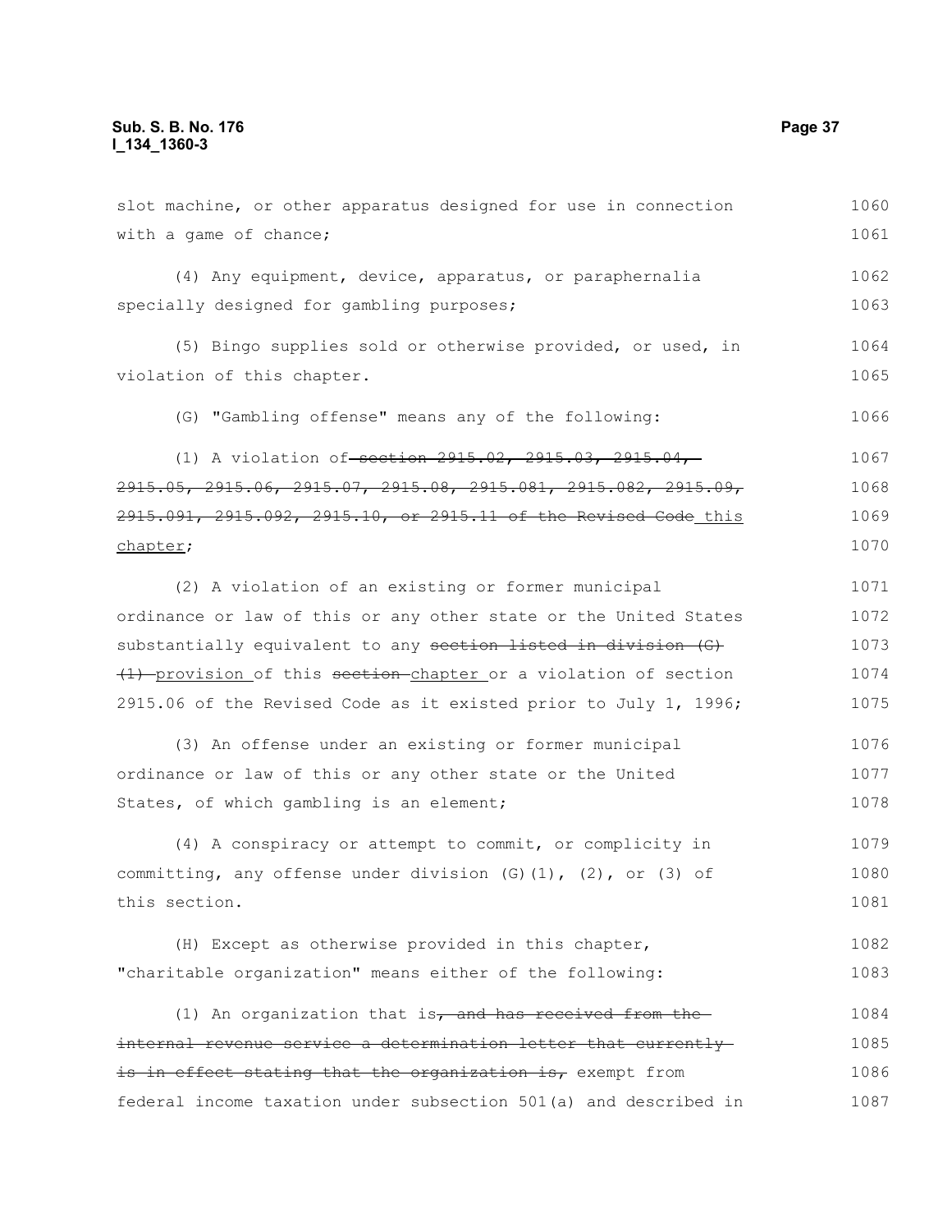slot machine, or other apparatus designed for use in connection with a game of chance;

(4) Any equipment, device, apparatus, or paraphernalia specially designed for gambling purposes;

(5) Bingo supplies sold or otherwise provided, or used, in violation of this chapter.

(G) "Gambling offense" means any of the following:

(1) A violation of ~~section 2915.02, 2915.03, 2915.04, 2915.05, 2915.06, 2915.07, 2915.08, 2915.081, 2915.082, 2915.09, 2915.091, 2915.092, 2915.10, or 2915.11 of the Revised Code~~ this chapter;

(2) A violation of an existing or former municipal ordinance or law of this or any other state or the United States substantially equivalent to any ~~section listed in division (G)(1)~~ provision of this ~~section~~ chapter or a violation of section 2915.06 of the Revised Code as it existed prior to July 1, 1996;

(3) An offense under an existing or former municipal ordinance or law of this or any other state or the United States, of which gambling is an element;

(4) A conspiracy or attempt to commit, or complicity in committing, any offense under division (G)(1), (2), or (3) of this section.

(H) Except as otherwise provided in this chapter, "charitable organization" means either of the following:

(1) An organization that is~~, and has received from the internal revenue service a determination letter that currently is in effect stating that the organization is,~~ exempt from federal income taxation under subsection 501(a) and described in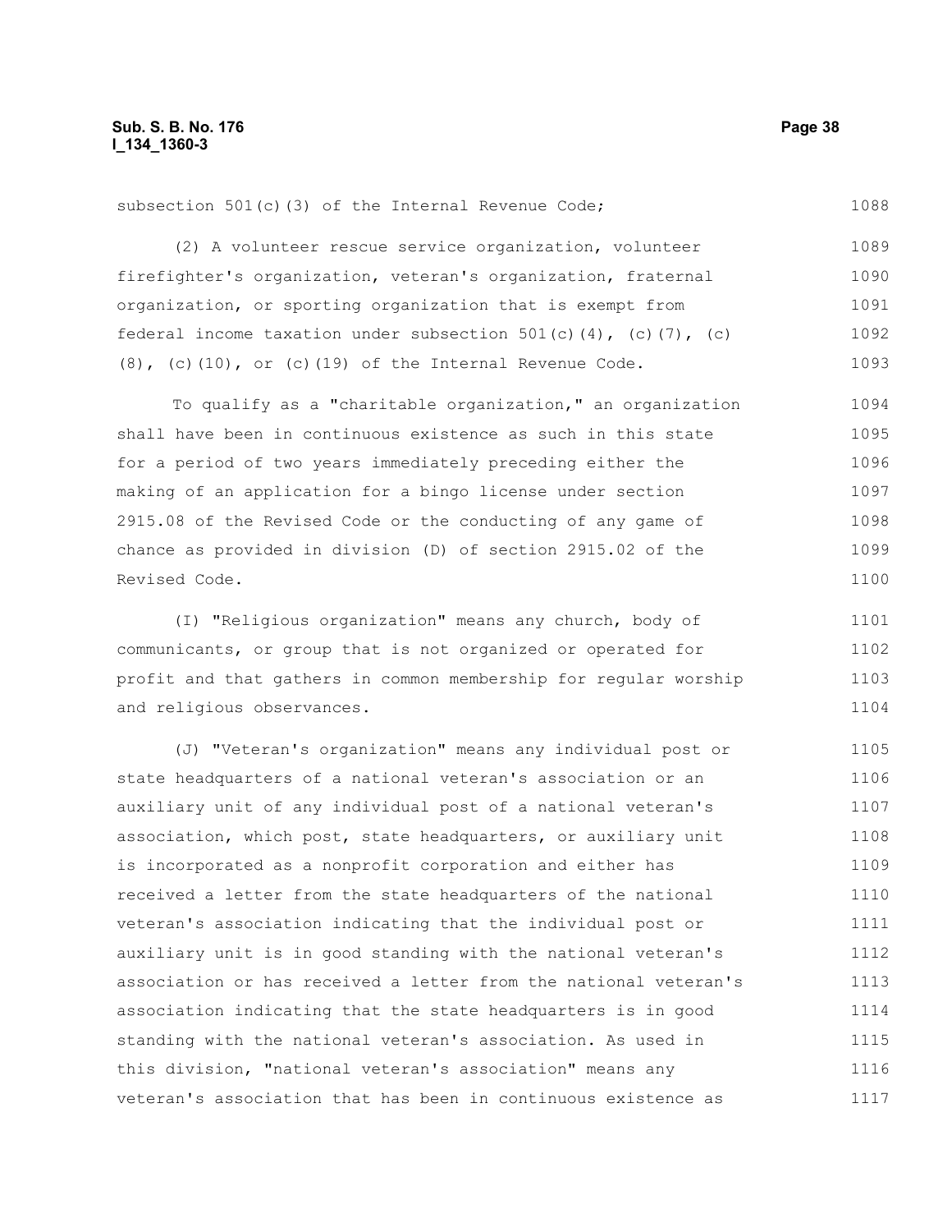subsection 501(c)(3) of the Internal Revenue Code;

(2) A volunteer rescue service organization, volunteer firefighter's organization, veteran's organization, fraternal organization, or sporting organization that is exempt from federal income taxation under subsection 501(c)(4), (c)(7), (c)(8), (c)(10), or (c)(19) of the Internal Revenue Code.

To qualify as a "charitable organization," an organization shall have been in continuous existence as such in this state for a period of two years immediately preceding either the making of an application for a bingo license under section 2915.08 of the Revised Code or the conducting of any game of chance as provided in division (D) of section 2915.02 of the Revised Code.

(I) "Religious organization" means any church, body of communicants, or group that is not organized or operated for profit and that gathers in common membership for regular worship and religious observances.

(J) "Veteran's organization" means any individual post or state headquarters of a national veteran's association or an auxiliary unit of any individual post of a national veteran's association, which post, state headquarters, or auxiliary unit is incorporated as a nonprofit corporation and either has received a letter from the state headquarters of the national veteran's association indicating that the individual post or auxiliary unit is in good standing with the national veteran's association or has received a letter from the national veteran's association indicating that the state headquarters is in good standing with the national veteran's association. As used in this division, "national veteran's association" means any veteran's association that has been in continuous existence as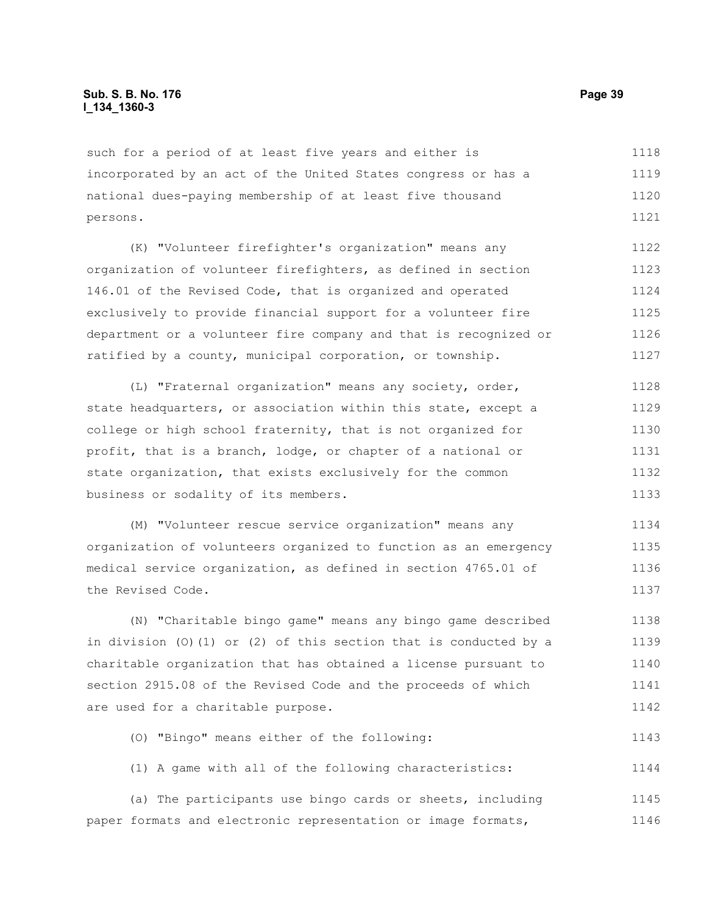such for a period of at least five years and either is incorporated by an act of the United States congress or has a national dues-paying membership of at least five thousand persons.

(K) "Volunteer firefighter's organization" means any organization of volunteer firefighters, as defined in section 146.01 of the Revised Code, that is organized and operated exclusively to provide financial support for a volunteer fire department or a volunteer fire company and that is recognized or ratified by a county, municipal corporation, or township.

(L) "Fraternal organization" means any society, order, state headquarters, or association within this state, except a college or high school fraternity, that is not organized for profit, that is a branch, lodge, or chapter of a national or state organization, that exists exclusively for the common business or sodality of its members.

(M) "Volunteer rescue service organization" means any organization of volunteers organized to function as an emergency medical service organization, as defined in section 4765.01 of the Revised Code.

(N) "Charitable bingo game" means any bingo game described in division (O)(1) or (2) of this section that is conducted by a charitable organization that has obtained a license pursuant to section 2915.08 of the Revised Code and the proceeds of which are used for a charitable purpose.

(O) "Bingo" means either of the following:

(1) A game with all of the following characteristics:

(a) The participants use bingo cards or sheets, including paper formats and electronic representation or image formats,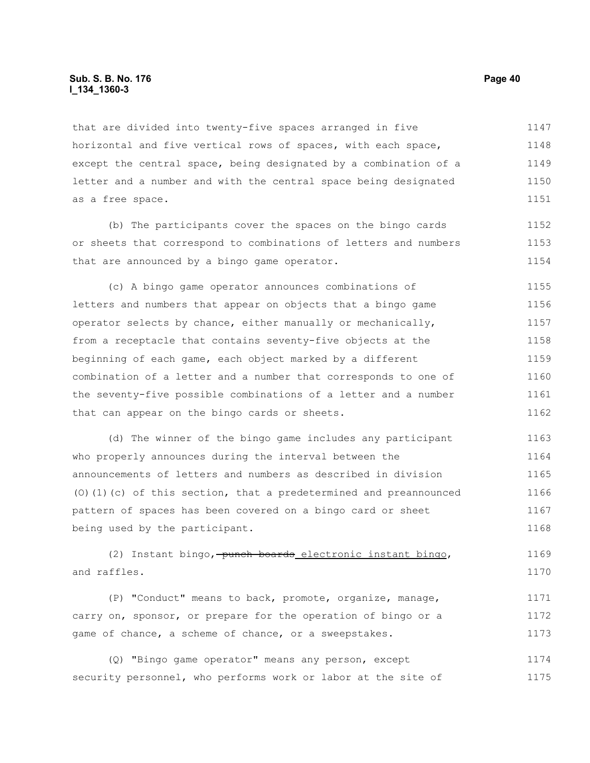that are divided into twenty-five spaces arranged in five horizontal and five vertical rows of spaces, with each space, except the central space, being designated by a combination of a letter and a number and with the central space being designated as a free space.

(b) The participants cover the spaces on the bingo cards or sheets that correspond to combinations of letters and numbers that are announced by a bingo game operator.

(c) A bingo game operator announces combinations of letters and numbers that appear on objects that a bingo game operator selects by chance, either manually or mechanically, from a receptacle that contains seventy-five objects at the beginning of each game, each object marked by a different combination of a letter and a number that corresponds to one of the seventy-five possible combinations of a letter and a number that can appear on the bingo cards or sheets.

(d) The winner of the bingo game includes any participant who properly announces during the interval between the announcements of letters and numbers as described in division (O)(1)(c) of this section, that a predetermined and preannounced pattern of spaces has been covered on a bingo card or sheet being used by the participant.

(2) Instant bingo, ~~punch boards~~ electronic instant bingo, and raffles.

(P) "Conduct" means to back, promote, organize, manage, carry on, sponsor, or prepare for the operation of bingo or a game of chance, a scheme of chance, or a sweepstakes.

(Q) "Bingo game operator" means any person, except security personnel, who performs work or labor at the site of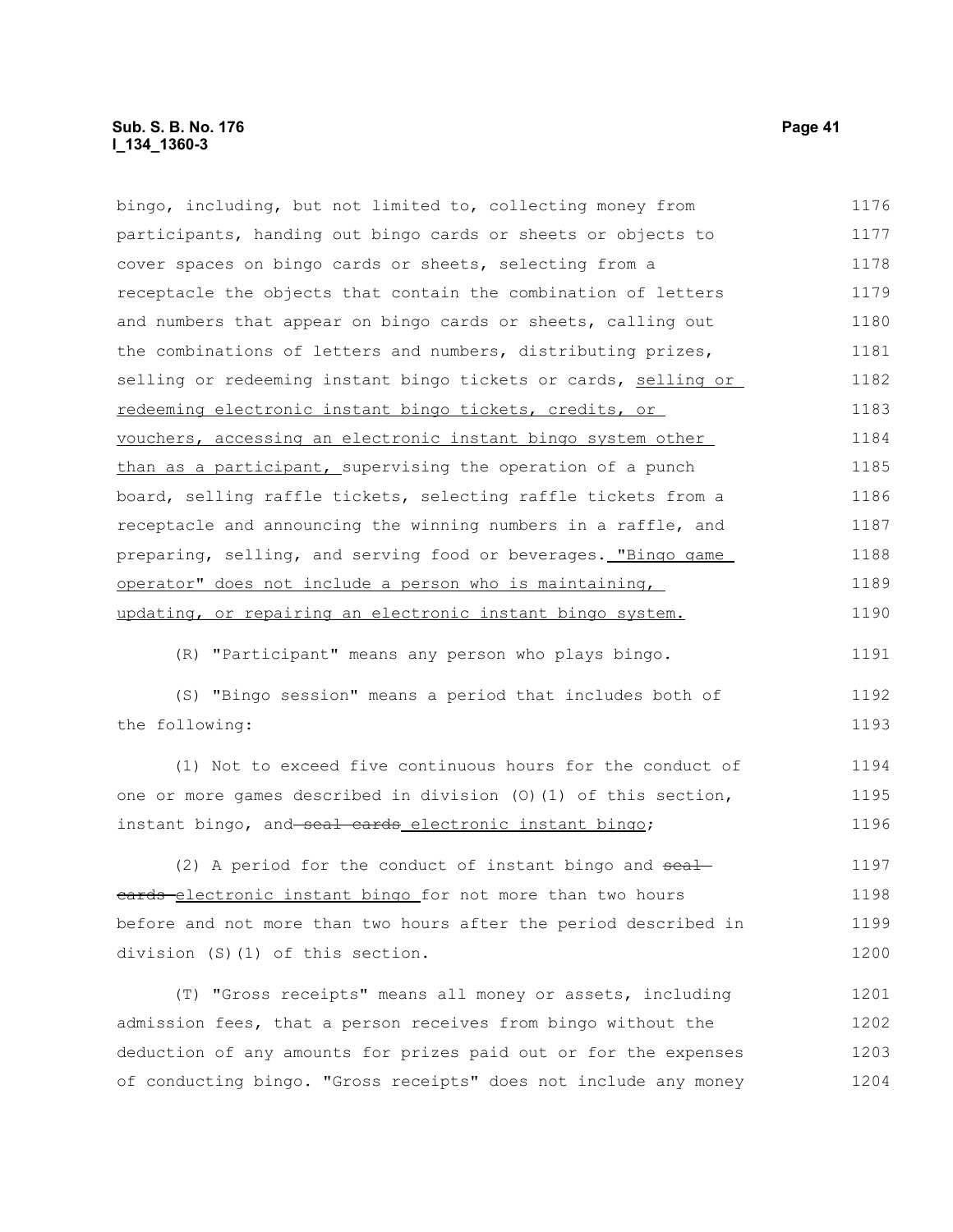bingo, including, but not limited to, collecting money from participants, handing out bingo cards or sheets or objects to cover spaces on bingo cards or sheets, selecting from a receptacle the objects that contain the combination of letters and numbers that appear on bingo cards or sheets, calling out the combinations of letters and numbers, distributing prizes, selling or redeeming instant bingo tickets or cards, selling or redeeming electronic instant bingo tickets, credits, or vouchers, accessing an electronic instant bingo system other than as a participant, supervising the operation of a punch board, selling raffle tickets, selecting raffle tickets from a receptacle and announcing the winning numbers in a raffle, and preparing, selling, and serving food or beverages. "Bingo game operator" does not include a person who is maintaining, updating, or repairing an electronic instant bingo system.

(R) "Participant" means any person who plays bingo.

(S) "Bingo session" means a period that includes both of the following:

(1) Not to exceed five continuous hours for the conduct of one or more games described in division (O)(1) of this section, instant bingo, and ~~seal cards~~ electronic instant bingo;

(2) A period for the conduct of instant bingo and ~~seal cards~~ electronic instant bingo for not more than two hours before and not more than two hours after the period described in division (S)(1) of this section.

(T) "Gross receipts" means all money or assets, including admission fees, that a person receives from bingo without the deduction of any amounts for prizes paid out or for the expenses of conducting bingo. "Gross receipts" does not include any money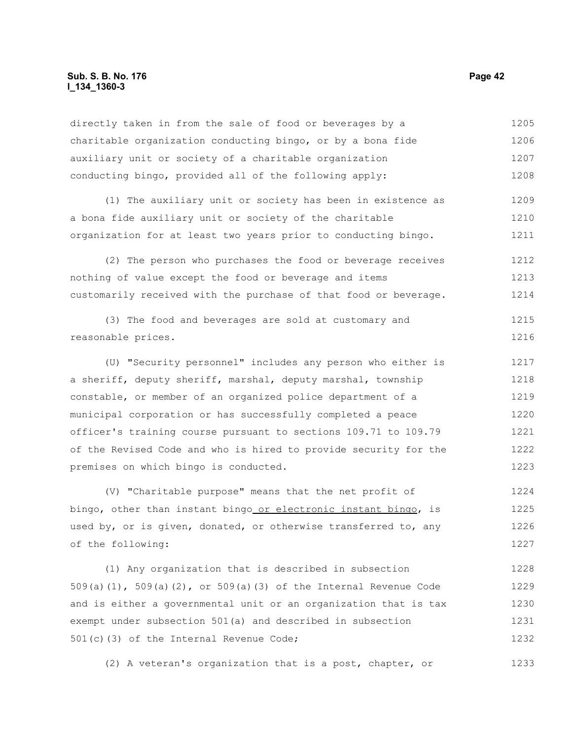directly taken in from the sale of food or beverages by a charitable organization conducting bingo, or by a bona fide auxiliary unit or society of a charitable organization conducting bingo, provided all of the following apply:

(1) The auxiliary unit or society has been in existence as a bona fide auxiliary unit or society of the charitable organization for at least two years prior to conducting bingo.

(2) The person who purchases the food or beverage receives nothing of value except the food or beverage and items customarily received with the purchase of that food or beverage.

(3) The food and beverages are sold at customary and reasonable prices.

(U) "Security personnel" includes any person who either is a sheriff, deputy sheriff, marshal, deputy marshal, township constable, or member of an organized police department of a municipal corporation or has successfully completed a peace officer's training course pursuant to sections 109.71 to 109.79 of the Revised Code and who is hired to provide security for the premises on which bingo is conducted.

(V) "Charitable purpose" means that the net profit of bingo, other than instant bingo or electronic instant bingo, is used by, or is given, donated, or otherwise transferred to, any of the following:

(1) Any organization that is described in subsection 509(a)(1), 509(a)(2), or 509(a)(3) of the Internal Revenue Code and is either a governmental unit or an organization that is tax exempt under subsection 501(a) and described in subsection 501(c)(3) of the Internal Revenue Code;

(2) A veteran's organization that is a post, chapter, or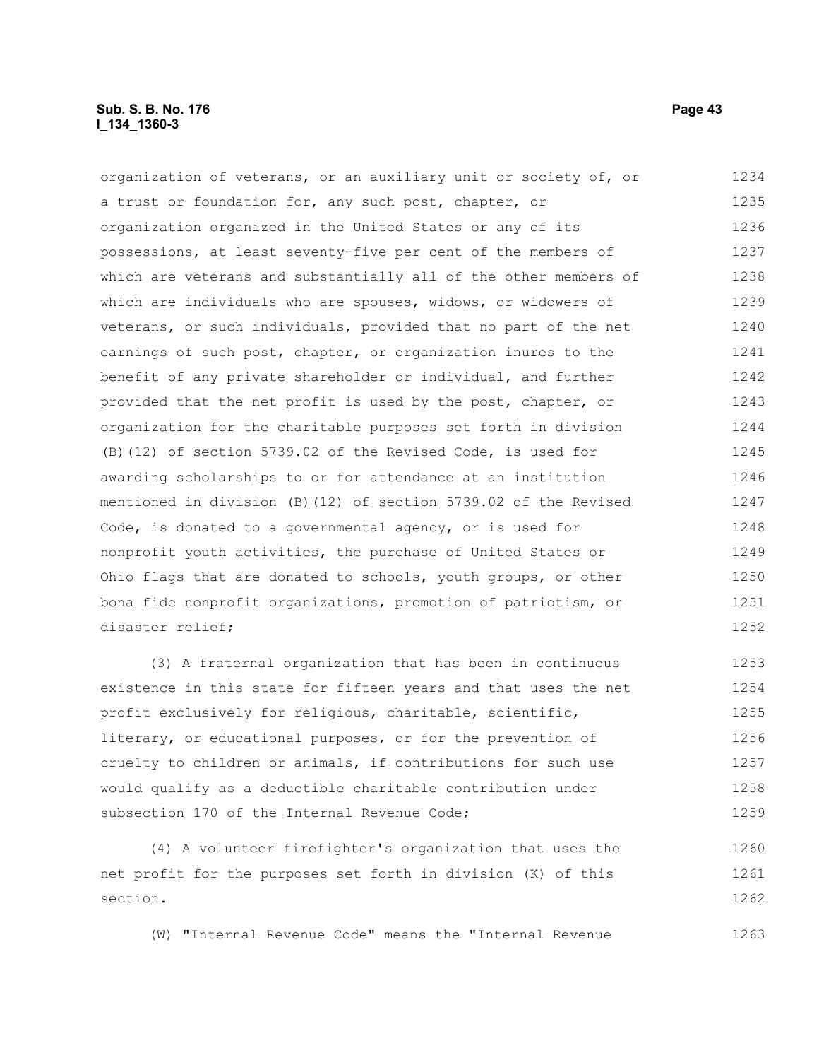organization of veterans, or an auxiliary unit or society of, or a trust or foundation for, any such post, chapter, or organization organized in the United States or any of its possessions, at least seventy-five per cent of the members of which are veterans and substantially all of the other members of which are individuals who are spouses, widows, or widowers of veterans, or such individuals, provided that no part of the net earnings of such post, chapter, or organization inures to the benefit of any private shareholder or individual, and further provided that the net profit is used by the post, chapter, or organization for the charitable purposes set forth in division (B)(12) of section 5739.02 of the Revised Code, is used for awarding scholarships to or for attendance at an institution mentioned in division (B)(12) of section 5739.02 of the Revised Code, is donated to a governmental agency, or is used for nonprofit youth activities, the purchase of United States or Ohio flags that are donated to schools, youth groups, or other bona fide nonprofit organizations, promotion of patriotism, or disaster relief;

(3) A fraternal organization that has been in continuous existence in this state for fifteen years and that uses the net profit exclusively for religious, charitable, scientific, literary, or educational purposes, or for the prevention of cruelty to children or animals, if contributions for such use would qualify as a deductible charitable contribution under subsection 170 of the Internal Revenue Code;

(4) A volunteer firefighter's organization that uses the net profit for the purposes set forth in division (K) of this section.

(W) "Internal Revenue Code" means the "Internal Revenue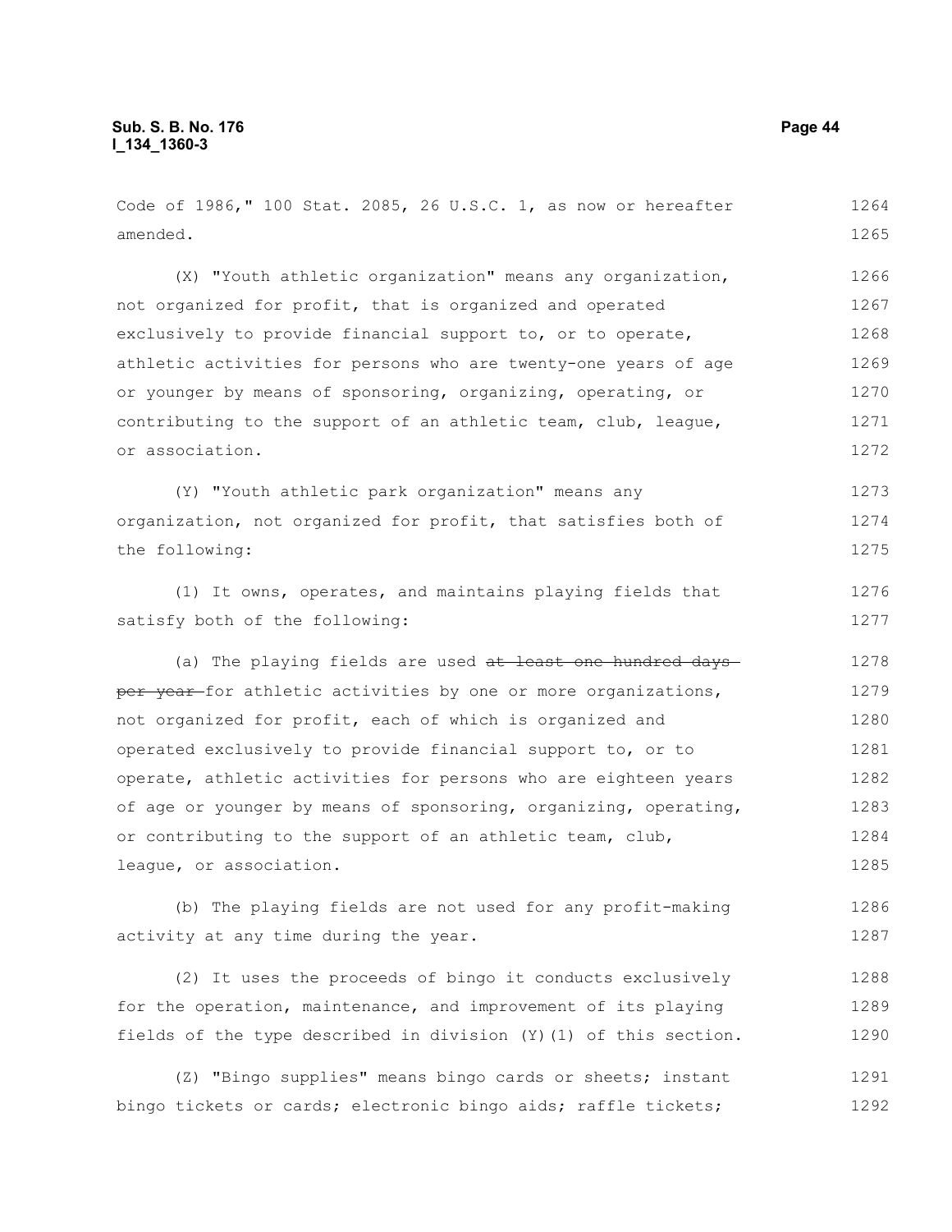Code of 1986," 100 Stat. 2085, 26 U.S.C. 1, as now or hereafter amended.

(X) "Youth athletic organization" means any organization, not organized for profit, that is organized and operated exclusively to provide financial support to, or to operate, athletic activities for persons who are twenty-one years of age or younger by means of sponsoring, organizing, operating, or contributing to the support of an athletic team, club, league, or association.

(Y) "Youth athletic park organization" means any organization, not organized for profit, that satisfies both of the following:

(1) It owns, operates, and maintains playing fields that satisfy both of the following:

(a) The playing fields are used ~~at least one hundred days per year~~ for athletic activities by one or more organizations, not organized for profit, each of which is organized and operated exclusively to provide financial support to, or to operate, athletic activities for persons who are eighteen years of age or younger by means of sponsoring, organizing, operating, or contributing to the support of an athletic team, club, league, or association.

(b) The playing fields are not used for any profit-making activity at any time during the year.

(2) It uses the proceeds of bingo it conducts exclusively for the operation, maintenance, and improvement of its playing fields of the type described in division (Y)(1) of this section.

(Z) "Bingo supplies" means bingo cards or sheets; instant bingo tickets or cards; electronic bingo aids; raffle tickets;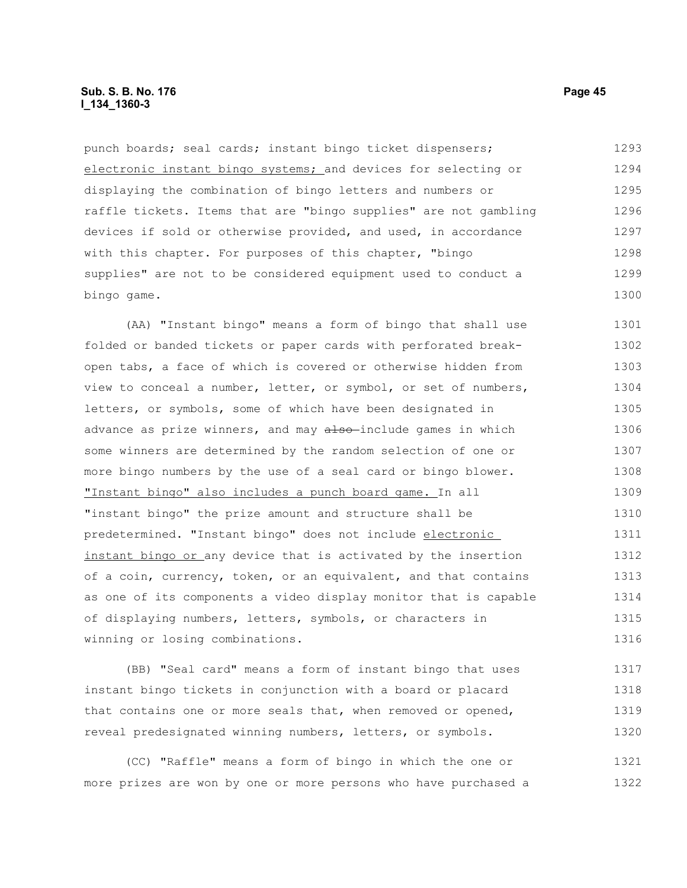punch boards; seal cards; instant bingo ticket dispensers; electronic instant bingo systems; and devices for selecting or displaying the combination of bingo letters and numbers or raffle tickets. Items that are "bingo supplies" are not gambling devices if sold or otherwise provided, and used, in accordance with this chapter. For purposes of this chapter, "bingo supplies" are not to be considered equipment used to conduct a bingo game.

(AA) "Instant bingo" means a form of bingo that shall use folded or banded tickets or paper cards with perforated break-open tabs, a face of which is covered or otherwise hidden from view to conceal a number, letter, or symbol, or set of numbers, letters, or symbols, some of which have been designated in advance as prize winners, and may ~~also~~ include games in which some winners are determined by the random selection of one or more bingo numbers by the use of a seal card or bingo blower. "Instant bingo" also includes a punch board game. In all "instant bingo" the prize amount and structure shall be predetermined. "Instant bingo" does not include electronic instant bingo or any device that is activated by the insertion of a coin, currency, token, or an equivalent, and that contains as one of its components a video display monitor that is capable of displaying numbers, letters, symbols, or characters in winning or losing combinations.

(BB) "Seal card" means a form of instant bingo that uses instant bingo tickets in conjunction with a board or placard that contains one or more seals that, when removed or opened, reveal predesignated winning numbers, letters, or symbols.

(CC) "Raffle" means a form of bingo in which the one or more prizes are won by one or more persons who have purchased a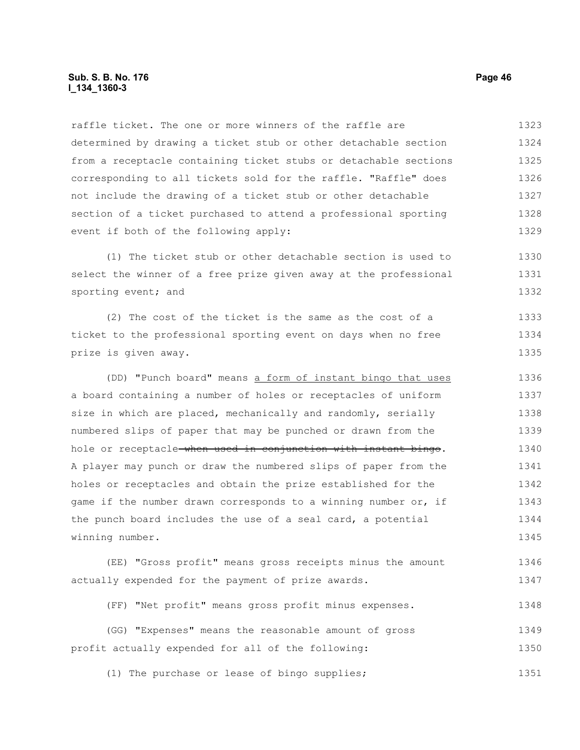raffle ticket. The one or more winners of the raffle are determined by drawing a ticket stub or other detachable section from a receptacle containing ticket stubs or detachable sections corresponding to all tickets sold for the raffle. "Raffle" does not include the drawing of a ticket stub or other detachable section of a ticket purchased to attend a professional sporting event if both of the following apply:

(1) The ticket stub or other detachable section is used to select the winner of a free prize given away at the professional sporting event; and

(2) The cost of the ticket is the same as the cost of a ticket to the professional sporting event on days when no free prize is given away.

(DD) "Punch board" means <u>a form of instant bingo that uses</u> a board containing a number of holes or receptacles of uniform size in which are placed, mechanically and randomly, serially numbered slips of paper that may be punched or drawn from the hole or receptacle~~ when used in conjunction with instant bingo~~. A player may punch or draw the numbered slips of paper from the holes or receptacles and obtain the prize established for the game if the number drawn corresponds to a winning number or, if the punch board includes the use of a seal card, a potential winning number.

(EE) "Gross profit" means gross receipts minus the amount actually expended for the payment of prize awards.

(FF) "Net profit" means gross profit minus expenses.

(GG) "Expenses" means the reasonable amount of gross profit actually expended for all of the following:

(1) The purchase or lease of bingo supplies;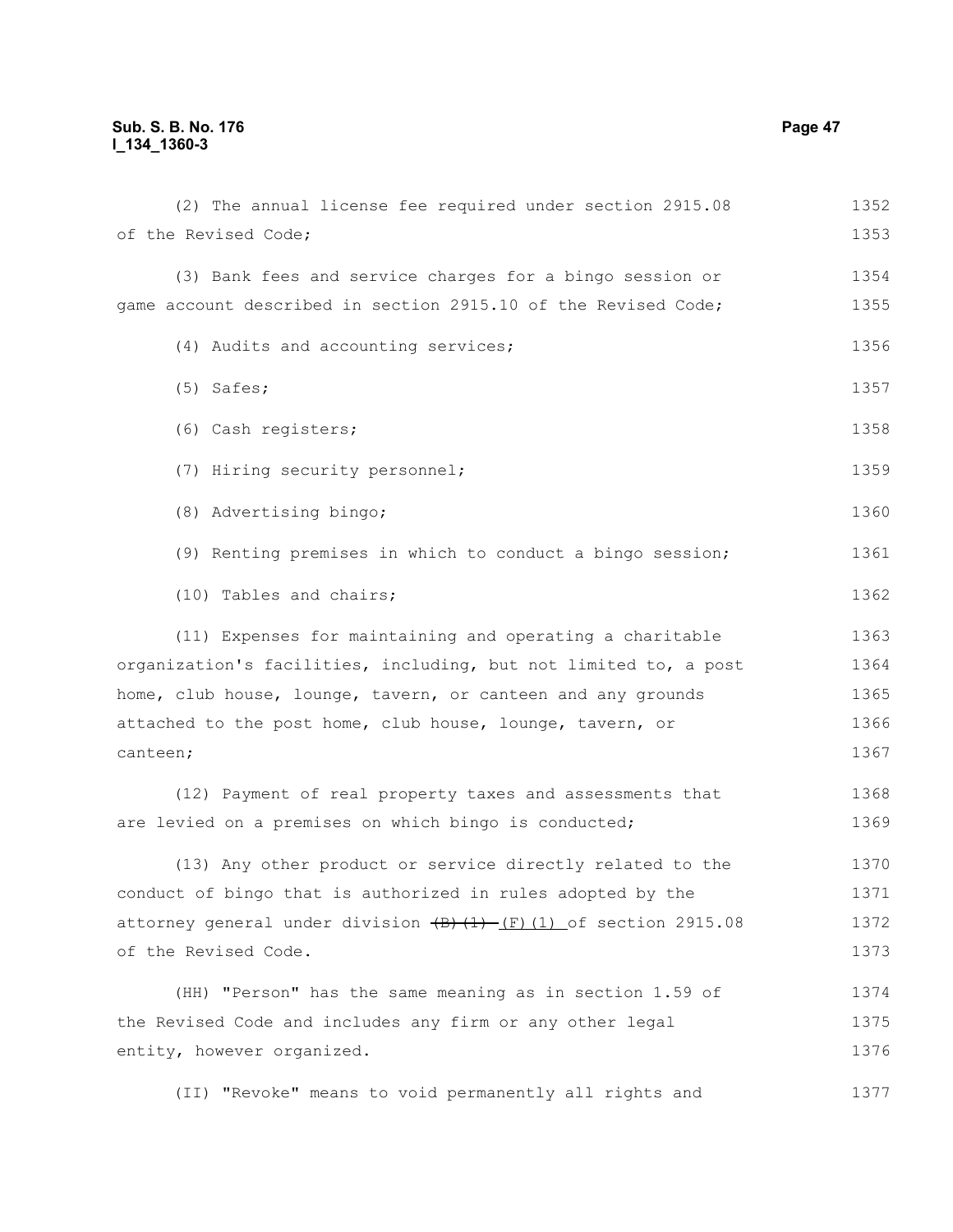(2) The annual license fee required under section 2915.08 of the Revised Code;

(3) Bank fees and service charges for a bingo session or game account described in section 2915.10 of the Revised Code;

(4) Audits and accounting services;

(5) Safes;

(6) Cash registers;

(7) Hiring security personnel;

(8) Advertising bingo;

(9) Renting premises in which to conduct a bingo session;

(10) Tables and chairs;

(11) Expenses for maintaining and operating a charitable organization's facilities, including, but not limited to, a post home, club house, lounge, tavern, or canteen and any grounds attached to the post home, club house, lounge, tavern, or canteen;

(12) Payment of real property taxes and assessments that are levied on a premises on which bingo is conducted;

(13) Any other product or service directly related to the conduct of bingo that is authorized in rules adopted by the attorney general under division ~~(B)(1)~~ (F)(1) of section 2915.08 of the Revised Code.

(HH) "Person" has the same meaning as in section 1.59 of the Revised Code and includes any firm or any other legal entity, however organized.

(II) "Revoke" means to void permanently all rights and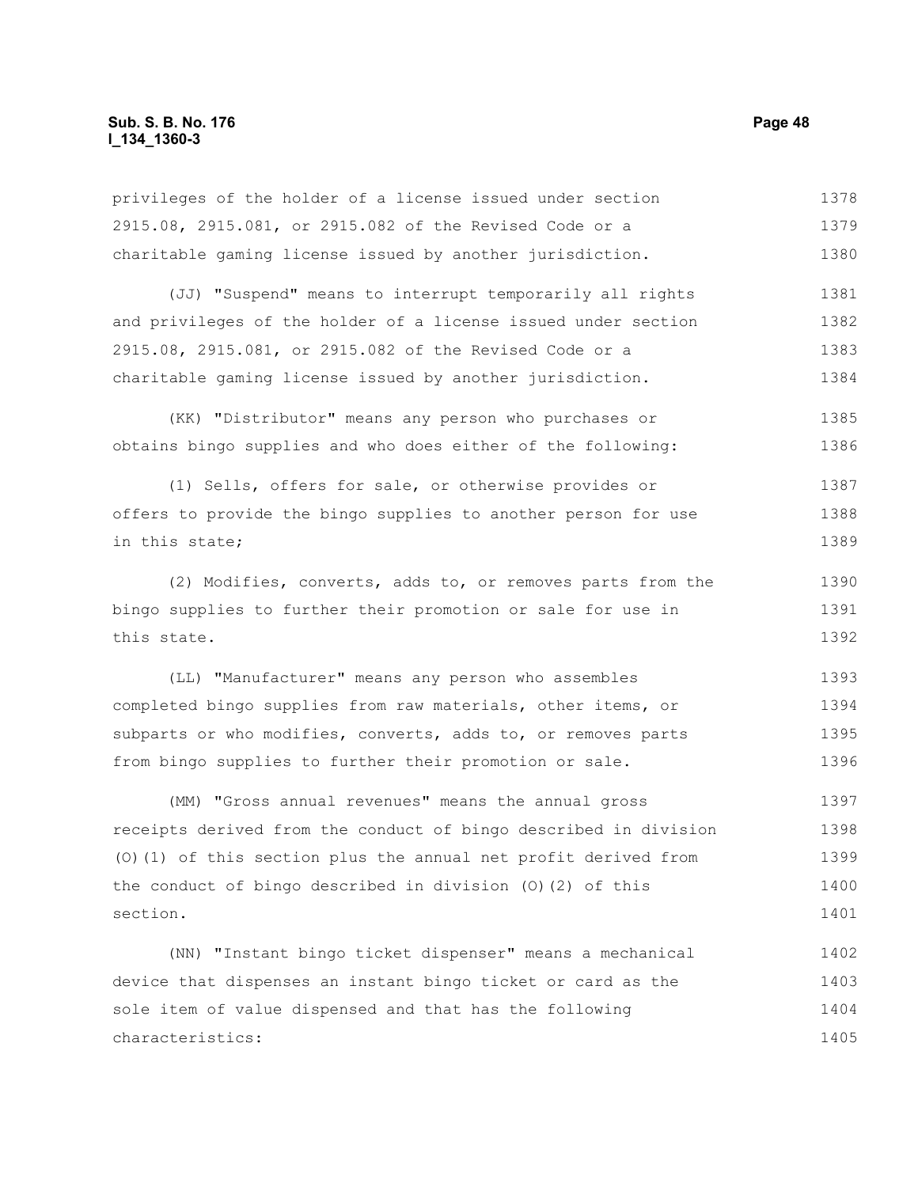privileges of the holder of a license issued under section 2915.08, 2915.081, or 2915.082 of the Revised Code or a charitable gaming license issued by another jurisdiction.

(JJ) "Suspend" means to interrupt temporarily all rights and privileges of the holder of a license issued under section 2915.08, 2915.081, or 2915.082 of the Revised Code or a charitable gaming license issued by another jurisdiction.

(KK) "Distributor" means any person who purchases or obtains bingo supplies and who does either of the following:

(1) Sells, offers for sale, or otherwise provides or offers to provide the bingo supplies to another person for use in this state;

(2) Modifies, converts, adds to, or removes parts from the bingo supplies to further their promotion or sale for use in this state.

(LL) "Manufacturer" means any person who assembles completed bingo supplies from raw materials, other items, or subparts or who modifies, converts, adds to, or removes parts from bingo supplies to further their promotion or sale.

(MM) "Gross annual revenues" means the annual gross receipts derived from the conduct of bingo described in division (O)(1) of this section plus the annual net profit derived from the conduct of bingo described in division (O)(2) of this section.

(NN) "Instant bingo ticket dispenser" means a mechanical device that dispenses an instant bingo ticket or card as the sole item of value dispensed and that has the following characteristics: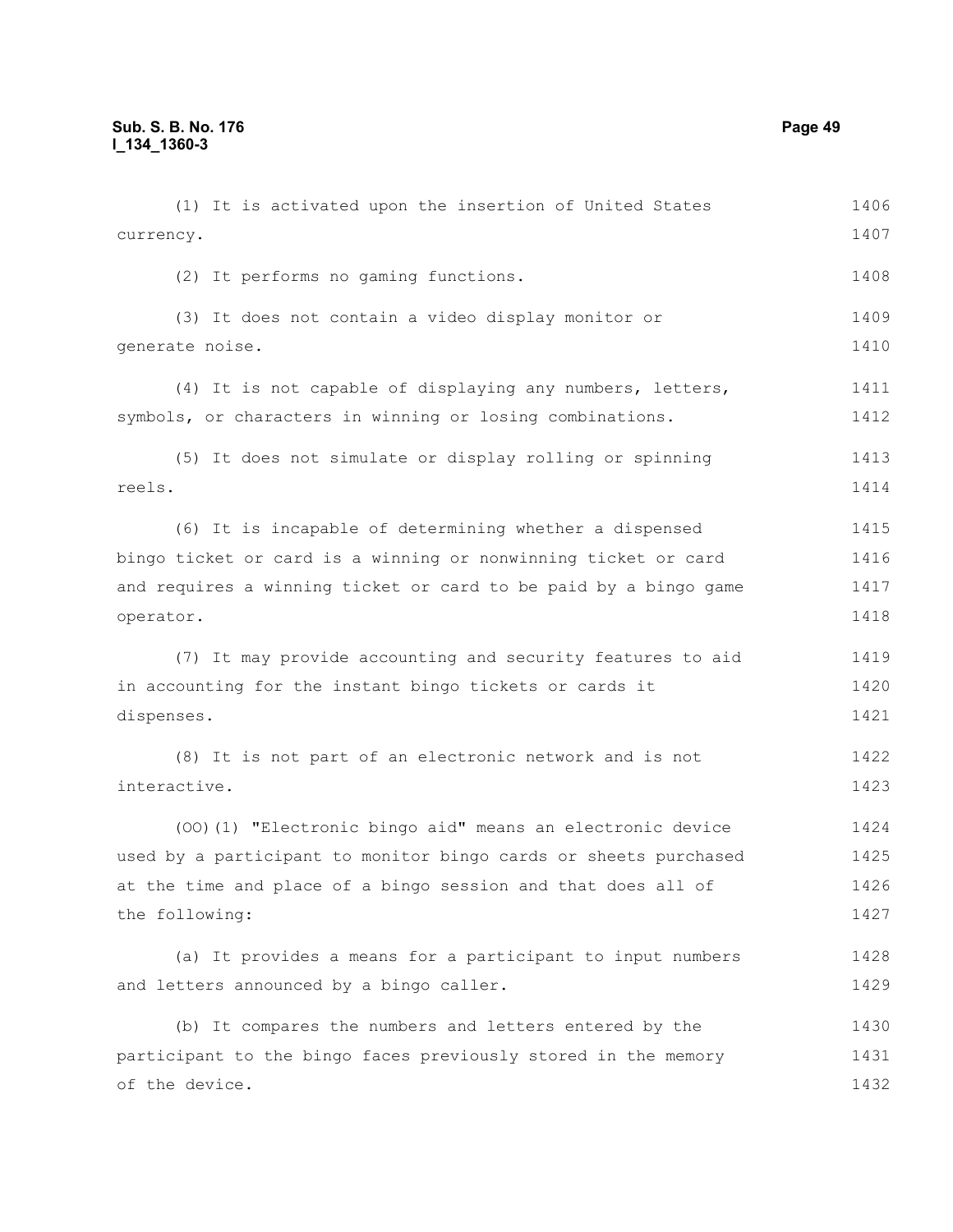(1) It is activated upon the insertion of United States currency.

(2) It performs no gaming functions.

(3) It does not contain a video display monitor or generate noise.

(4) It is not capable of displaying any numbers, letters, symbols, or characters in winning or losing combinations.

(5) It does not simulate or display rolling or spinning reels.

(6) It is incapable of determining whether a dispensed bingo ticket or card is a winning or nonwinning ticket or card and requires a winning ticket or card to be paid by a bingo game operator.

(7) It may provide accounting and security features to aid in accounting for the instant bingo tickets or cards it dispenses.

(8) It is not part of an electronic network and is not interactive.

(OO)(1) "Electronic bingo aid" means an electronic device used by a participant to monitor bingo cards or sheets purchased at the time and place of a bingo session and that does all of the following:

(a) It provides a means for a participant to input numbers and letters announced by a bingo caller.

(b) It compares the numbers and letters entered by the participant to the bingo faces previously stored in the memory of the device.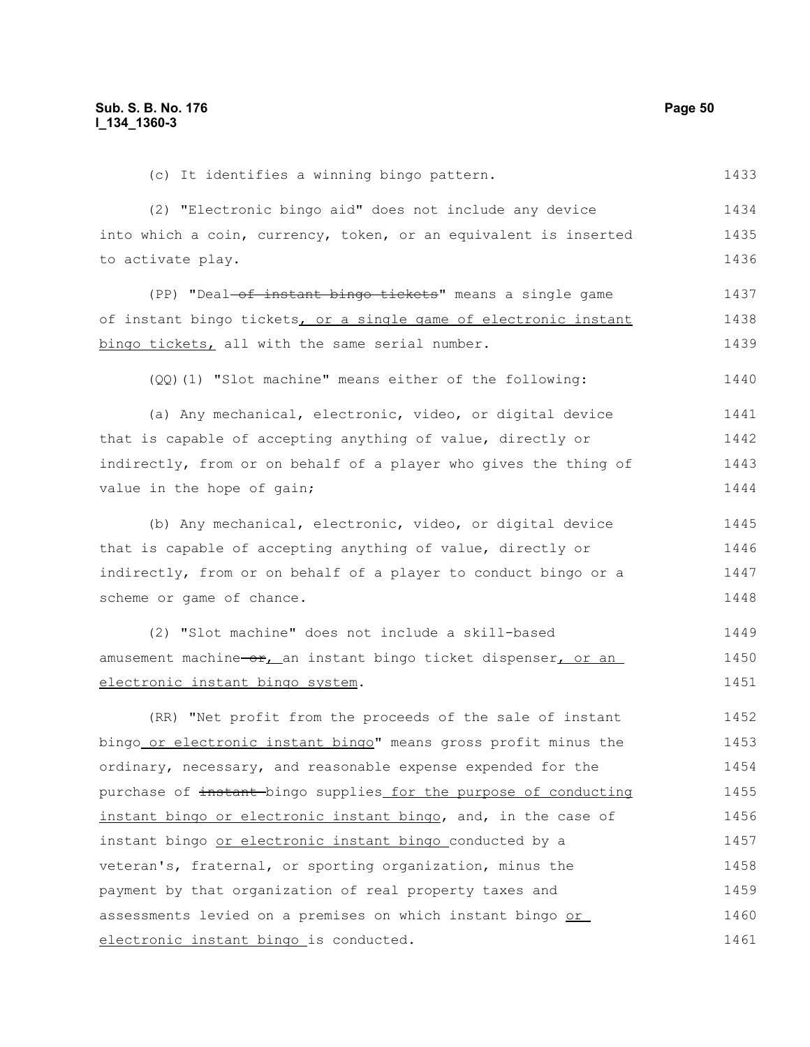(c) It identifies a winning bingo pattern.

(2) "Electronic bingo aid" does not include any device into which a coin, currency, token, or an equivalent is inserted to activate play.

(PP) "Deal ~~of instant bingo tickets~~" means a single game of instant bingo tickets, or a single game of electronic instant bingo tickets, all with the same serial number.

(QQ)(1) "Slot machine" means either of the following:

(a) Any mechanical, electronic, video, or digital device that is capable of accepting anything of value, directly or indirectly, from or on behalf of a player who gives the thing of value in the hope of gain;

(b) Any mechanical, electronic, video, or digital device that is capable of accepting anything of value, directly or indirectly, from or on behalf of a player to conduct bingo or a scheme or game of chance.

(2) "Slot machine" does not include a skill-based amusement machine ~~or~~, an instant bingo ticket dispenser, or an electronic instant bingo system.

(RR) "Net profit from the proceeds of the sale of instant bingo or electronic instant bingo" means gross profit minus the ordinary, necessary, and reasonable expense expended for the purchase of ~~instant~~ bingo supplies for the purpose of conducting instant bingo or electronic instant bingo, and, in the case of instant bingo or electronic instant bingo conducted by a veteran's, fraternal, or sporting organization, minus the payment by that organization of real property taxes and assessments levied on a premises on which instant bingo or electronic instant bingo is conducted.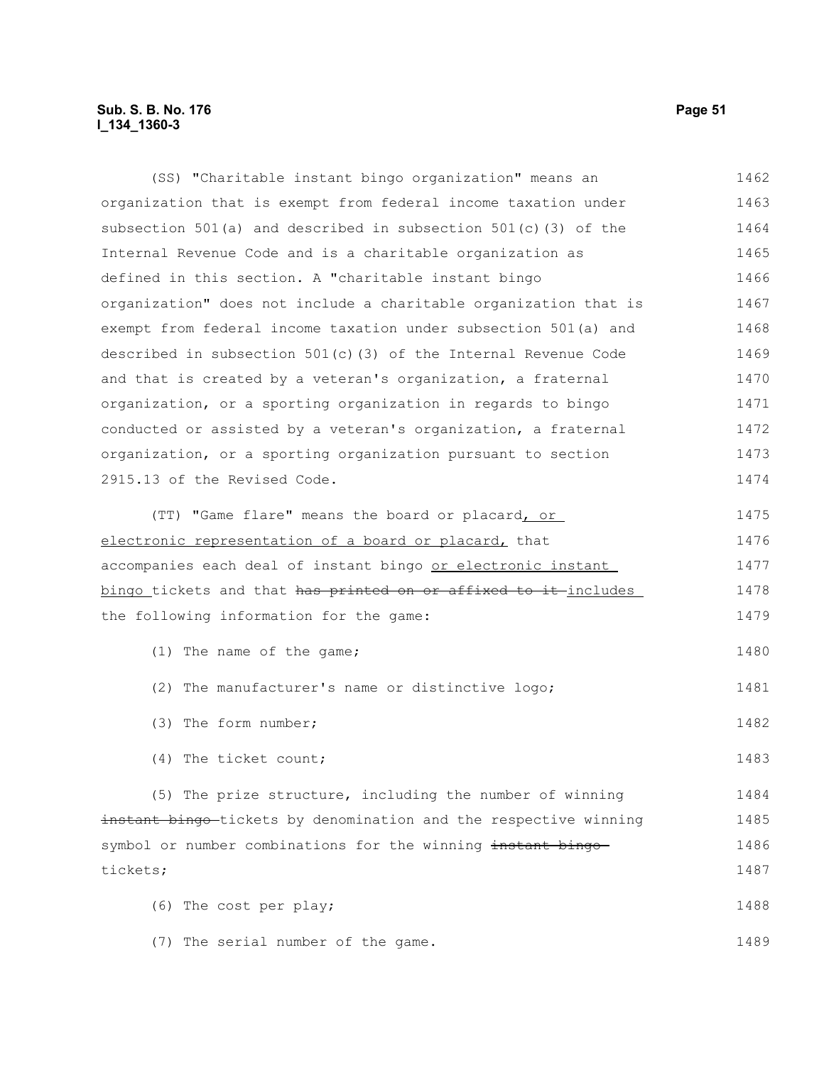(SS) "Charitable instant bingo organization" means an organization that is exempt from federal income taxation under subsection 501(a) and described in subsection 501(c)(3) of the Internal Revenue Code and is a charitable organization as defined in this section. A "charitable instant bingo organization" does not include a charitable organization that is exempt from federal income taxation under subsection 501(a) and described in subsection 501(c)(3) of the Internal Revenue Code and that is created by a veteran's organization, a fraternal organization, or a sporting organization in regards to bingo conducted or assisted by a veteran's organization, a fraternal organization, or a sporting organization pursuant to section 2915.13 of the Revised Code.

(TT) "Game flare" means the board or placard, or electronic representation of a board or placard, that accompanies each deal of instant bingo or electronic instant bingo tickets and that ~~has printed on or affixed to it~~ includes the following information for the game:

(1) The name of the game;

(2) The manufacturer's name or distinctive logo;

(3) The form number;

(4) The ticket count;

(5) The prize structure, including the number of winning ~~instant bingo~~ tickets by denomination and the respective winning symbol or number combinations for the winning ~~instant bingo~~ tickets;

(6) The cost per play;

(7) The serial number of the game.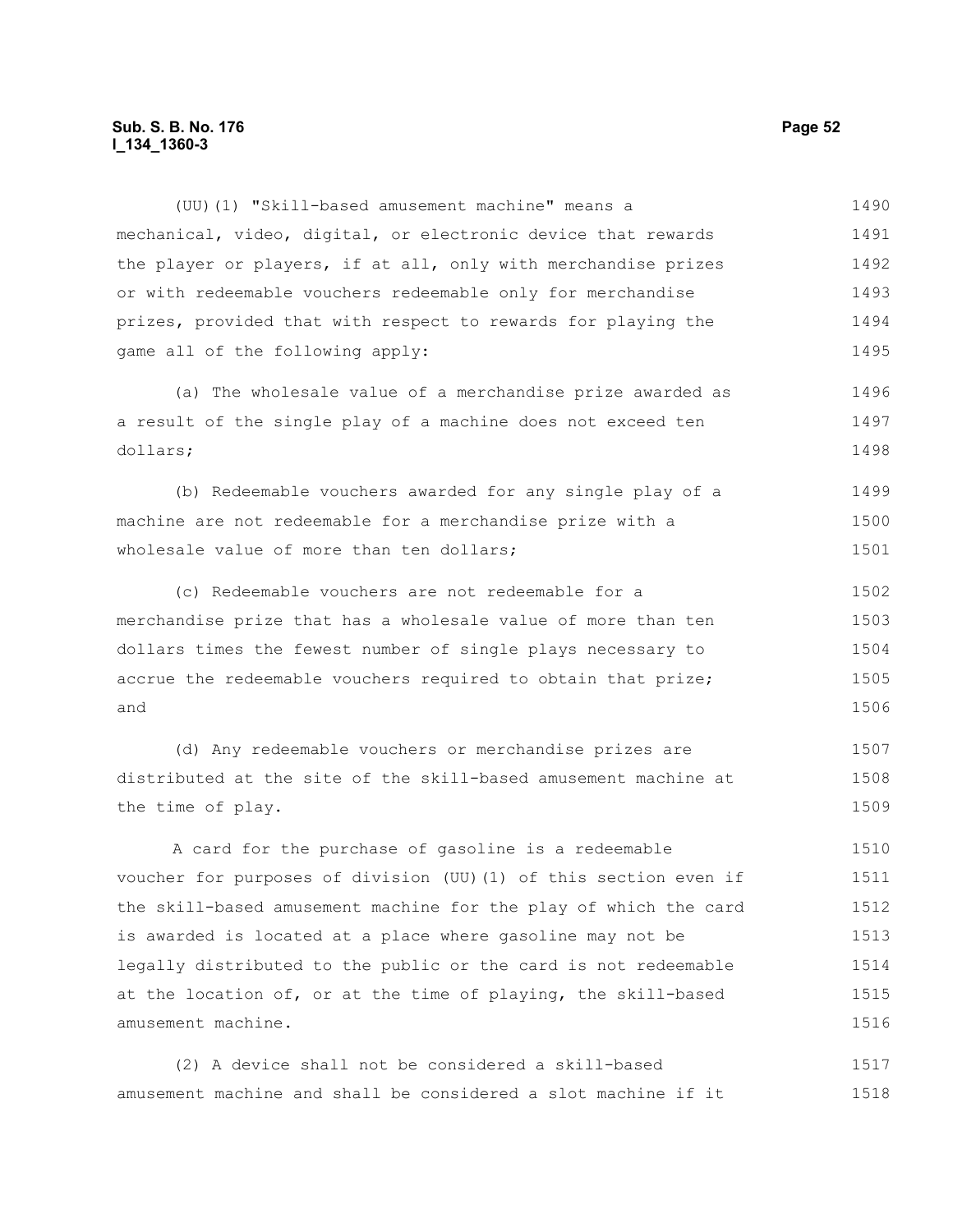(UU)(1) "Skill-based amusement machine" means a mechanical, video, digital, or electronic device that rewards the player or players, if at all, only with merchandise prizes or with redeemable vouchers redeemable only for merchandise prizes, provided that with respect to rewards for playing the game all of the following apply:

(a) The wholesale value of a merchandise prize awarded as a result of the single play of a machine does not exceed ten dollars;

(b) Redeemable vouchers awarded for any single play of a machine are not redeemable for a merchandise prize with a wholesale value of more than ten dollars;

(c) Redeemable vouchers are not redeemable for a merchandise prize that has a wholesale value of more than ten dollars times the fewest number of single plays necessary to accrue the redeemable vouchers required to obtain that prize; and

(d) Any redeemable vouchers or merchandise prizes are distributed at the site of the skill-based amusement machine at the time of play.

A card for the purchase of gasoline is a redeemable voucher for purposes of division (UU)(1) of this section even if the skill-based amusement machine for the play of which the card is awarded is located at a place where gasoline may not be legally distributed to the public or the card is not redeemable at the location of, or at the time of playing, the skill-based amusement machine.

(2) A device shall not be considered a skill-based amusement machine and shall be considered a slot machine if it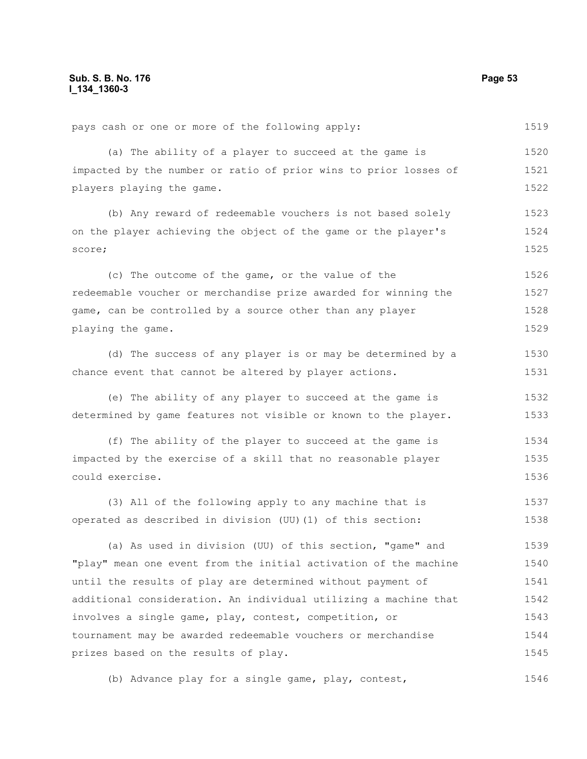pays cash or one or more of the following apply:

(a) The ability of a player to succeed at the game is impacted by the number or ratio of prior wins to prior losses of players playing the game.

(b) Any reward of redeemable vouchers is not based solely on the player achieving the object of the game or the player's score;

(c) The outcome of the game, or the value of the redeemable voucher or merchandise prize awarded for winning the game, can be controlled by a source other than any player playing the game.

(d) The success of any player is or may be determined by a chance event that cannot be altered by player actions.

(e) The ability of any player to succeed at the game is determined by game features not visible or known to the player.

(f) The ability of the player to succeed at the game is impacted by the exercise of a skill that no reasonable player could exercise.

(3) All of the following apply to any machine that is operated as described in division (UU)(1) of this section:

(a) As used in division (UU) of this section, "game" and "play" mean one event from the initial activation of the machine until the results of play are determined without payment of additional consideration. An individual utilizing a machine that involves a single game, play, contest, competition, or tournament may be awarded redeemable vouchers or merchandise prizes based on the results of play.

(b) Advance play for a single game, play, contest,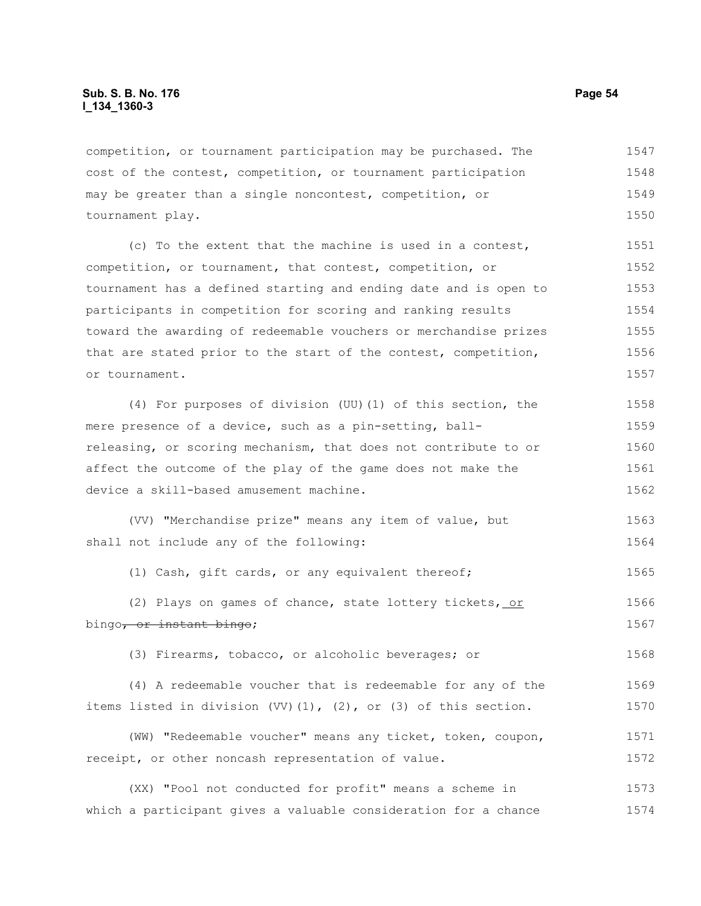competition, or tournament participation may be purchased. The cost of the contest, competition, or tournament participation may be greater than a single noncontest, competition, or tournament play.

(c) To the extent that the machine is used in a contest, competition, or tournament, that contest, competition, or tournament has a defined starting and ending date and is open to participants in competition for scoring and ranking results toward the awarding of redeemable vouchers or merchandise prizes that are stated prior to the start of the contest, competition, or tournament.

(4) For purposes of division (UU)(1) of this section, the mere presence of a device, such as a pin-setting, ball-releasing, or scoring mechanism, that does not contribute to or affect the outcome of the play of the game does not make the device a skill-based amusement machine.

(VV) "Merchandise prize" means any item of value, but shall not include any of the following:

(1) Cash, gift cards, or any equivalent thereof;

(2) Plays on games of chance, state lottery tickets, or bingo~~, or instant bingo~~;

(3) Firearms, tobacco, or alcoholic beverages; or

(4) A redeemable voucher that is redeemable for any of the items listed in division (VV)(1), (2), or (3) of this section.

(WW) "Redeemable voucher" means any ticket, token, coupon, receipt, or other noncash representation of value.

(XX) "Pool not conducted for profit" means a scheme in which a participant gives a valuable consideration for a chance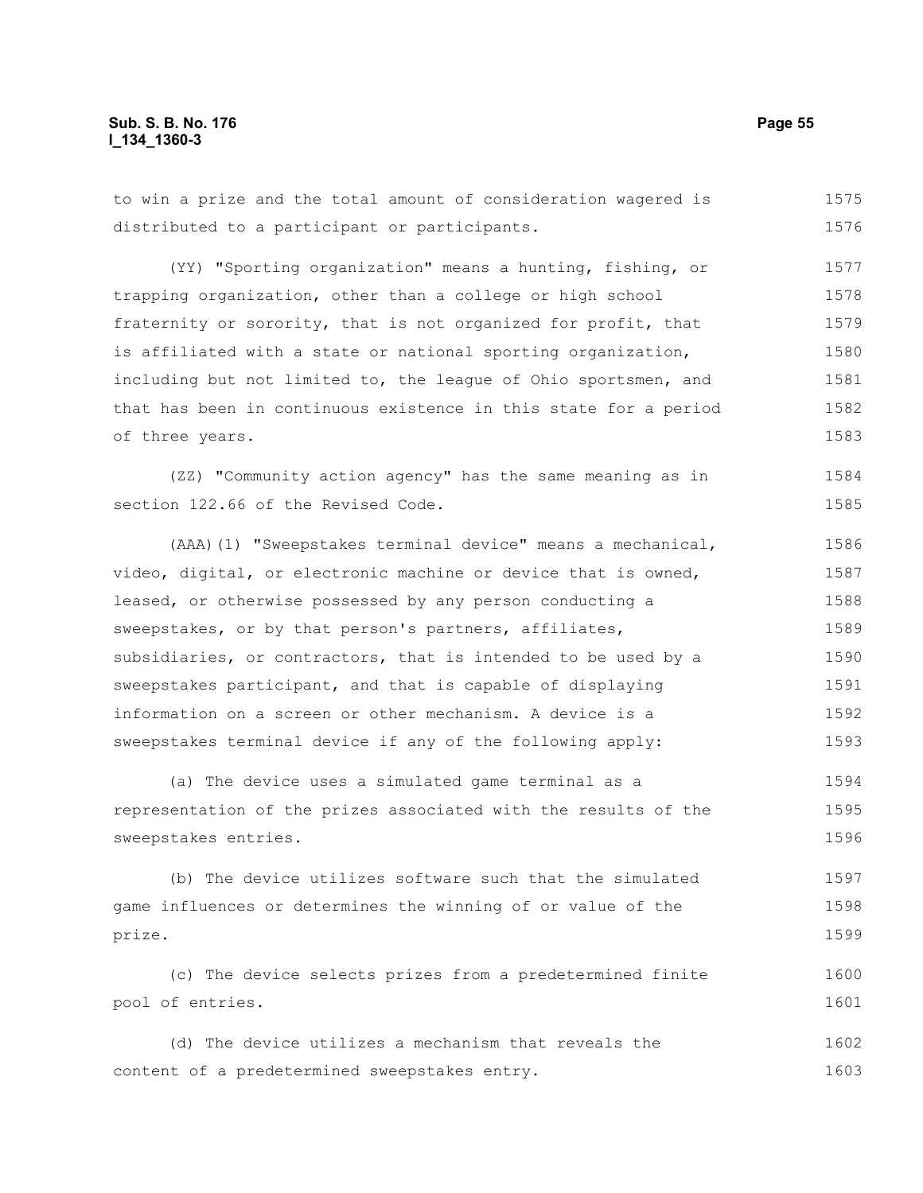to win a prize and the total amount of consideration wagered is distributed to a participant or participants.

(YY) "Sporting organization" means a hunting, fishing, or trapping organization, other than a college or high school fraternity or sorority, that is not organized for profit, that is affiliated with a state or national sporting organization, including but not limited to, the league of Ohio sportsmen, and that has been in continuous existence in this state for a period of three years.

(ZZ) "Community action agency" has the same meaning as in section 122.66 of the Revised Code.

(AAA)(1) "Sweepstakes terminal device" means a mechanical, video, digital, or electronic machine or device that is owned, leased, or otherwise possessed by any person conducting a sweepstakes, or by that person's partners, affiliates, subsidiaries, or contractors, that is intended to be used by a sweepstakes participant, and that is capable of displaying information on a screen or other mechanism. A device is a sweepstakes terminal device if any of the following apply:

(a) The device uses a simulated game terminal as a representation of the prizes associated with the results of the sweepstakes entries.

(b) The device utilizes software such that the simulated game influences or determines the winning of or value of the prize.

(c) The device selects prizes from a predetermined finite pool of entries.

(d) The device utilizes a mechanism that reveals the content of a predetermined sweepstakes entry.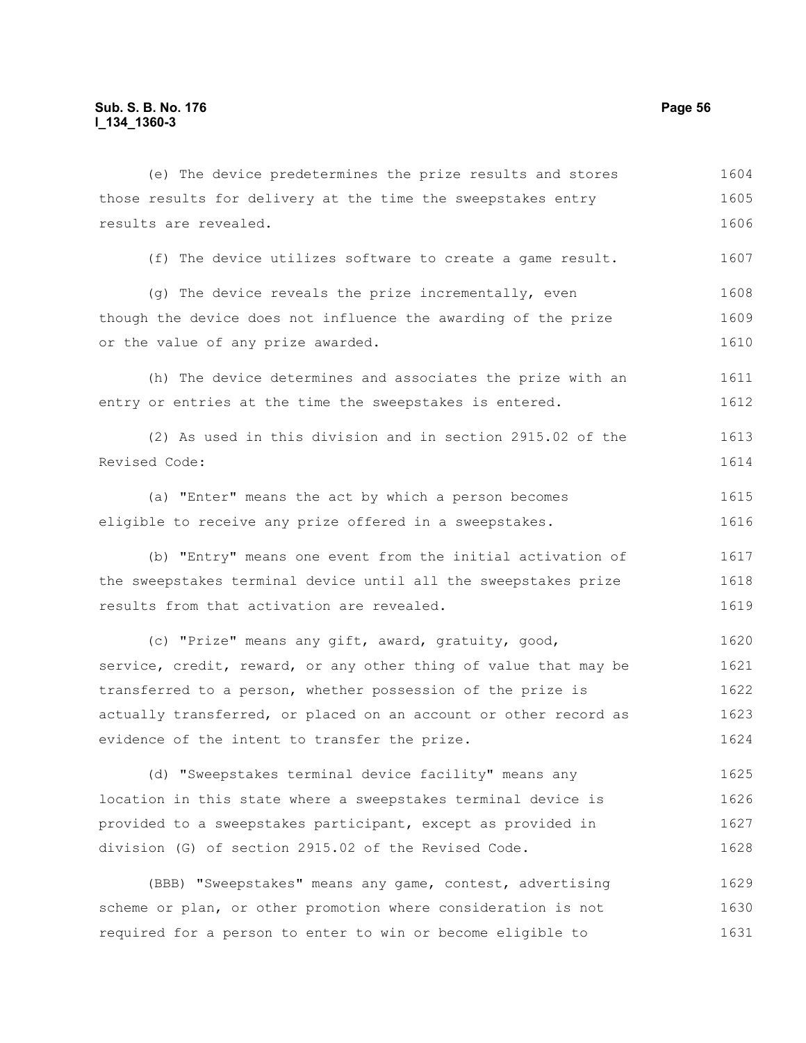(e) The device predetermines the prize results and stores those results for delivery at the time the sweepstakes entry results are revealed.

(f) The device utilizes software to create a game result.

(g) The device reveals the prize incrementally, even though the device does not influence the awarding of the prize or the value of any prize awarded.

(h) The device determines and associates the prize with an entry or entries at the time the sweepstakes is entered.

(2) As used in this division and in section 2915.02 of the Revised Code:

(a) "Enter" means the act by which a person becomes eligible to receive any prize offered in a sweepstakes.

(b) "Entry" means one event from the initial activation of the sweepstakes terminal device until all the sweepstakes prize results from that activation are revealed.

(c) "Prize" means any gift, award, gratuity, good, service, credit, reward, or any other thing of value that may be transferred to a person, whether possession of the prize is actually transferred, or placed on an account or other record as evidence of the intent to transfer the prize.

(d) "Sweepstakes terminal device facility" means any location in this state where a sweepstakes terminal device is provided to a sweepstakes participant, except as provided in division (G) of section 2915.02 of the Revised Code.

(BBB) "Sweepstakes" means any game, contest, advertising scheme or plan, or other promotion where consideration is not required for a person to enter to win or become eligible to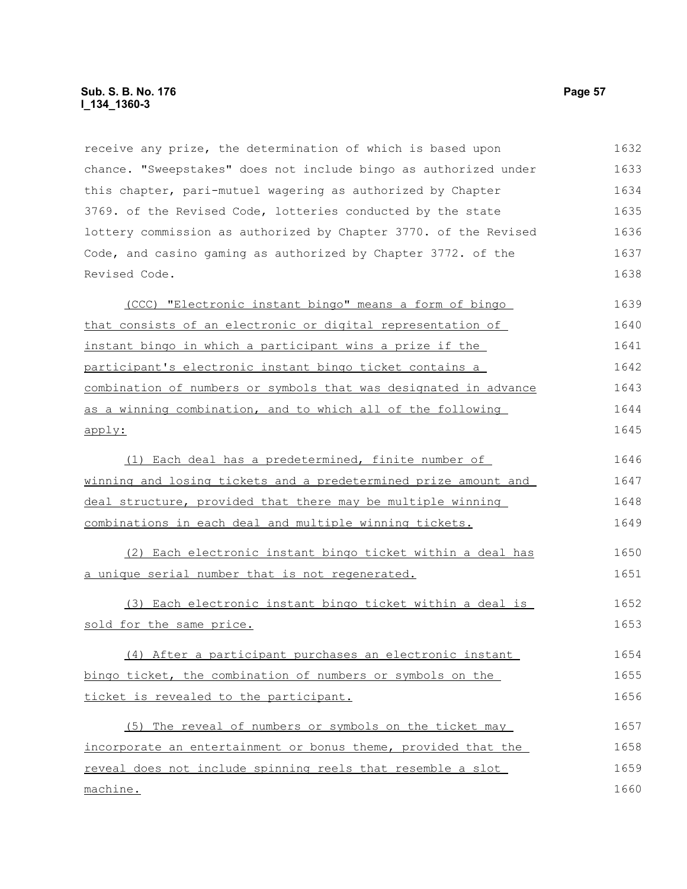receive any prize, the determination of which is based upon chance. "Sweepstakes" does not include bingo as authorized under this chapter, pari-mutuel wagering as authorized by Chapter 3769. of the Revised Code, lotteries conducted by the state lottery commission as authorized by Chapter 3770. of the Revised Code, and casino gaming as authorized by Chapter 3772. of the Revised Code.

(CCC) "Electronic instant bingo" means a form of bingo that consists of an electronic or digital representation of instant bingo in which a participant wins a prize if the participant's electronic instant bingo ticket contains a combination of numbers or symbols that was designated in advance as a winning combination, and to which all of the following apply:

(1) Each deal has a predetermined, finite number of winning and losing tickets and a predetermined prize amount and deal structure, provided that there may be multiple winning combinations in each deal and multiple winning tickets.

(2) Each electronic instant bingo ticket within a deal has a unique serial number that is not regenerated.

(3) Each electronic instant bingo ticket within a deal is sold for the same price.

(4) After a participant purchases an electronic instant bingo ticket, the combination of numbers or symbols on the ticket is revealed to the participant.

(5) The reveal of numbers or symbols on the ticket may incorporate an entertainment or bonus theme, provided that the reveal does not include spinning reels that resemble a slot machine.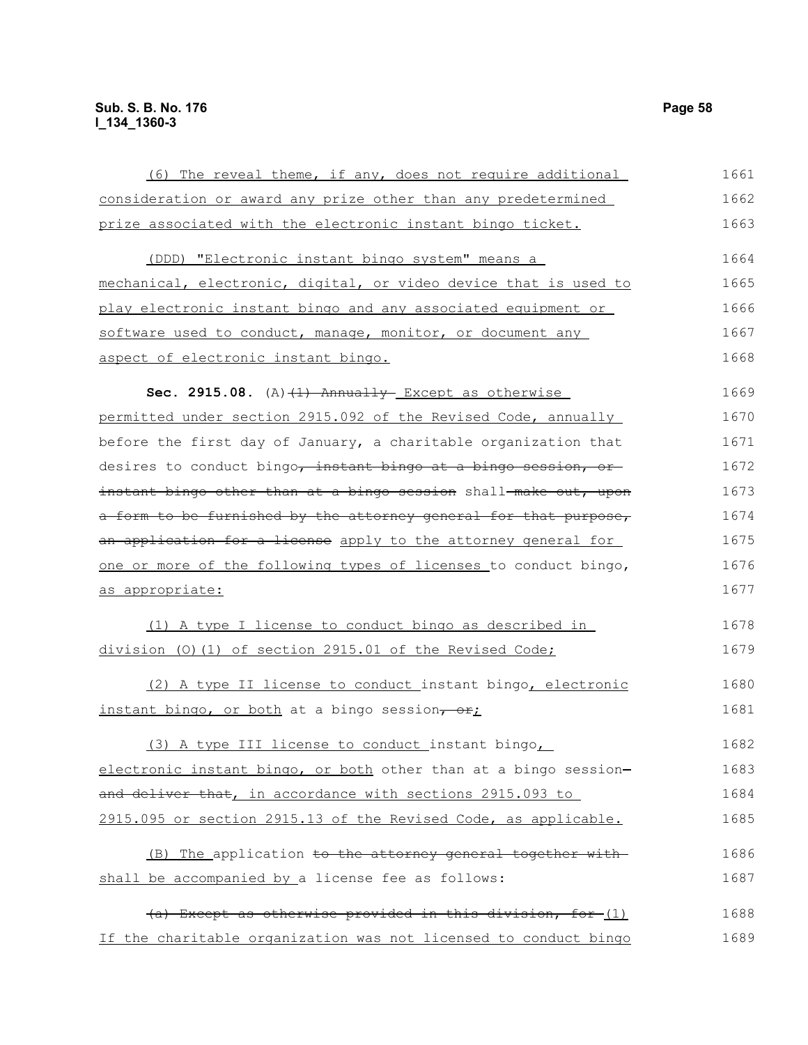(6) The reveal theme, if any, does not require additional consideration or award any prize other than any predetermined prize associated with the electronic instant bingo ticket.

(DDD) "Electronic instant bingo system" means a mechanical, electronic, digital, or video device that is used to play electronic instant bingo and any associated equipment or software used to conduct, manage, monitor, or document any aspect of electronic instant bingo.

**Sec. 2915.08.** (A) ~~(1) Annually~~ Except as otherwise permitted under section 2915.092 of the Revised Code, annually before the first day of January, a charitable organization that desires to conduct bingo~~, instant bingo at a bingo session, or instant bingo other than at a bingo session~~ shall ~~make out, upon a form to be furnished by the attorney general for that purpose, an application for a license~~ apply to the attorney general for one or more of the following types of licenses to conduct bingo, as appropriate:

(1) A type I license to conduct bingo as described in division (O)(1) of section 2915.01 of the Revised Code;

(2) A type II license to conduct instant bingo, electronic instant bingo, or both at a bingo session~~, or~~;

(3) A type III license to conduct instant bingo, electronic instant bingo, or both other than at a bingo session ~~and deliver that~~, in accordance with sections 2915.093 to 2915.095 or section 2915.13 of the Revised Code, as applicable.

(B) The application ~~to the attorney general together with~~ shall be accompanied by a license fee as follows:

~~(a) Except as otherwise provided in this division, for~~ (1) If the charitable organization was not licensed to conduct bingo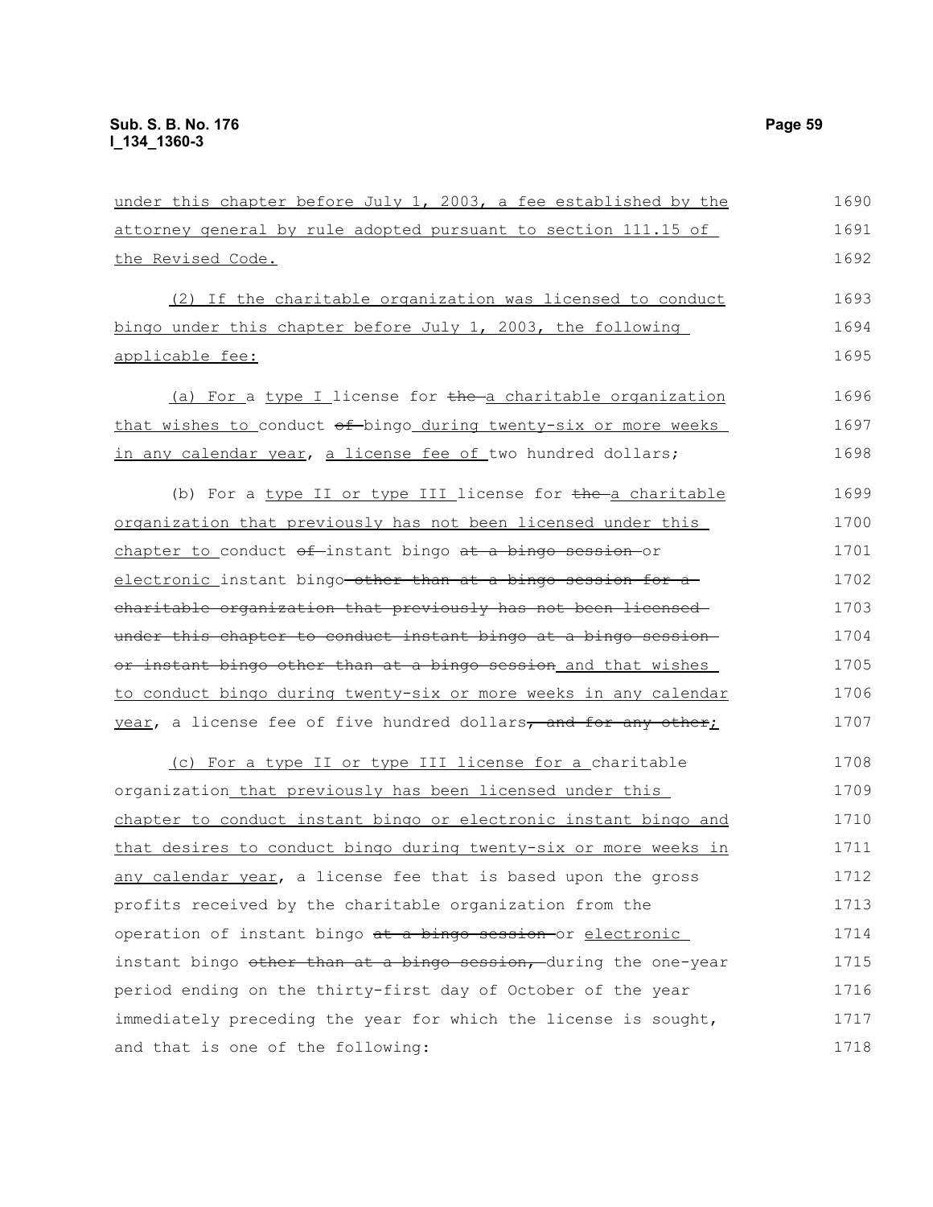under this chapter before July 1, 2003, a fee established by the attorney general by rule adopted pursuant to section 111.15 of the Revised Code.

(2) If the charitable organization was licensed to conduct bingo under this chapter before July 1, 2003, the following applicable fee:

(a) For a type I license for the a charitable organization that wishes to conduct of bingo during twenty-six or more weeks in any calendar year, a license fee of two hundred dollars;

(b) For a type II or type III license for the a charitable organization that previously has not been licensed under this chapter to conduct of instant bingo at a bingo session or electronic instant bingo other than at a bingo session for a charitable organization that previously has not been licensed under this chapter to conduct instant bingo at a bingo session or instant bingo other than at a bingo session and that wishes to conduct bingo during twenty-six or more weeks in any calendar year, a license fee of five hundred dollars, and for any other;

(c) For a type II or type III license for a charitable organization that previously has been licensed under this chapter to conduct instant bingo or electronic instant bingo and that desires to conduct bingo during twenty-six or more weeks in any calendar year, a license fee that is based upon the gross profits received by the charitable organization from the operation of instant bingo at a bingo session or electronic instant bingo other than at a bingo session, during the one-year period ending on the thirty-first day of October of the year immediately preceding the year for which the license is sought, and that is one of the following: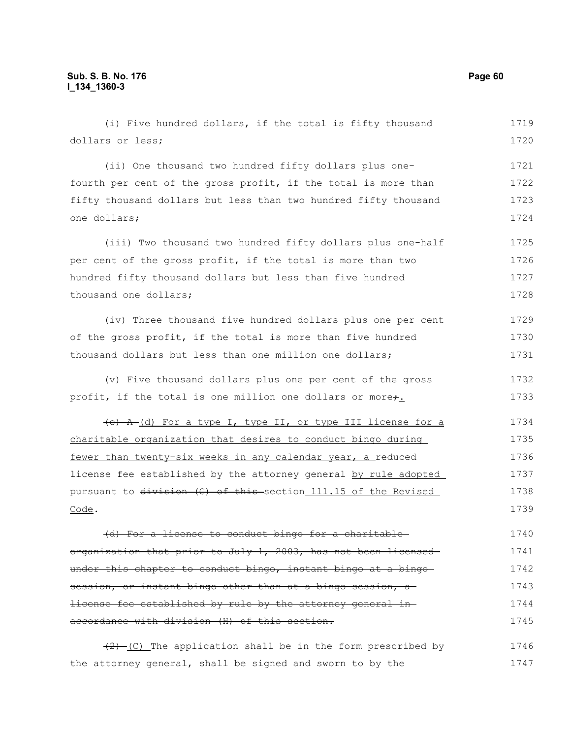(i) Five hundred dollars, if the total is fifty thousand dollars or less;

(ii) One thousand two hundred fifty dollars plus one-fourth per cent of the gross profit, if the total is more than fifty thousand dollars but less than two hundred fifty thousand one dollars;

(iii) Two thousand two hundred fifty dollars plus one-half per cent of the gross profit, if the total is more than two hundred fifty thousand dollars but less than five hundred thousand one dollars;

(iv) Three thousand five hundred dollars plus one per cent of the gross profit, if the total is more than five hundred thousand dollars but less than one million one dollars;

(v) Five thousand dollars plus one per cent of the gross profit, if the total is one million one dollars or more~~;~~.

~~(c) A~~ (d) For a type I, type II, or type III license for a charitable organization that desires to conduct bingo during fewer than twenty-six weeks in any calendar year, a reduced license fee established by the attorney general by rule adopted pursuant to ~~division (G) of this~~ section 111.15 of the Revised Code.

~~(d) For a license to conduct bingo for a charitable organization that prior to July 1, 2003, has not been licensed under this chapter to conduct bingo, instant bingo at a bingo session, or instant bingo other than at a bingo session, a license fee established by rule by the attorney general in accordance with division (H) of this section.~~

~~(2)~~ (C) The application shall be in the form prescribed by the attorney general, shall be signed and sworn to by the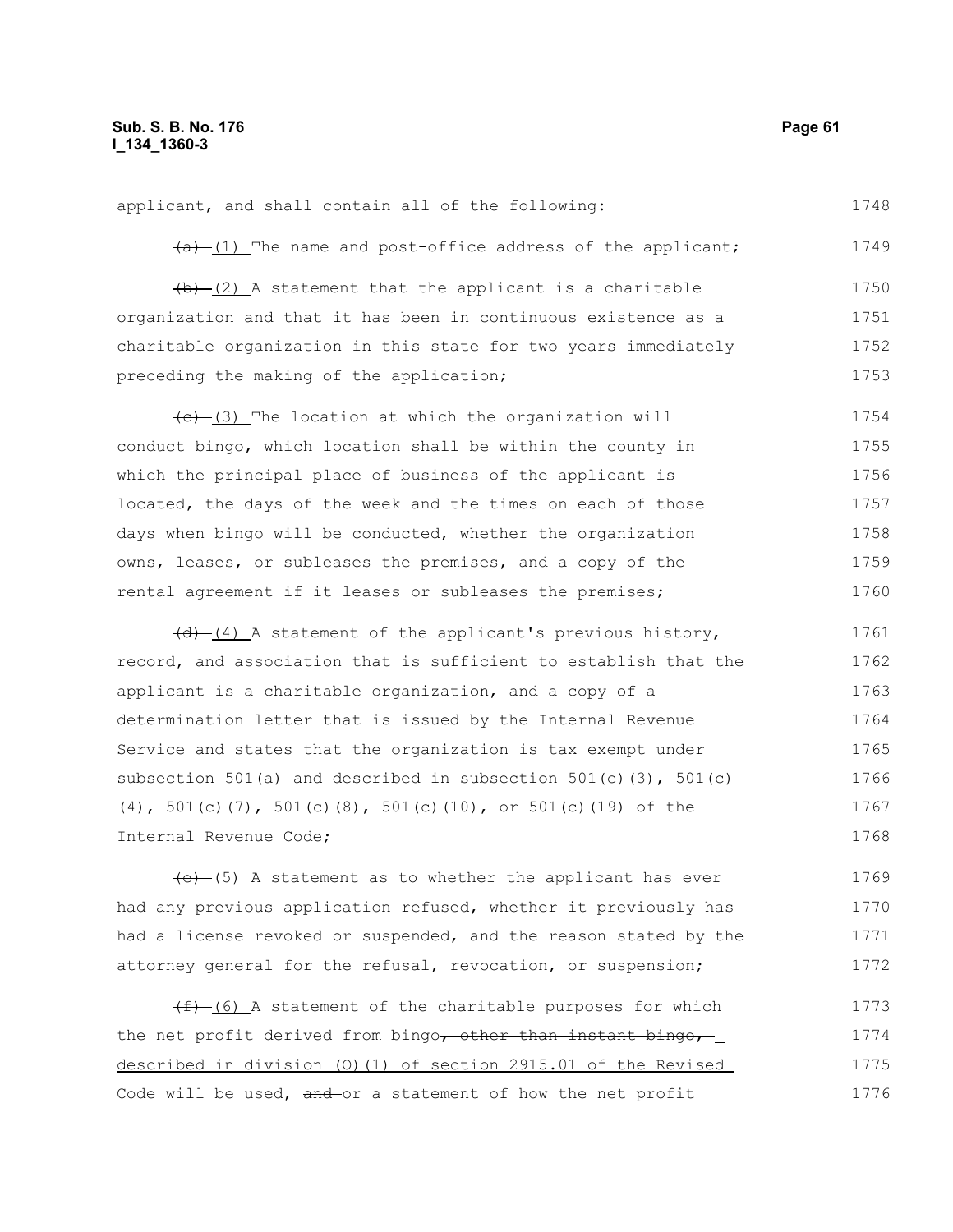applicant, and shall contain all of the following:

~~(a)~~ (1) The name and post-office address of the applicant;

~~(b)~~ (2) A statement that the applicant is a charitable organization and that it has been in continuous existence as a charitable organization in this state for two years immediately preceding the making of the application;

~~(c)~~ (3) The location at which the organization will conduct bingo, which location shall be within the county in which the principal place of business of the applicant is located, the days of the week and the times on each of those days when bingo will be conducted, whether the organization owns, leases, or subleases the premises, and a copy of the rental agreement if it leases or subleases the premises;

~~(d)~~ (4) A statement of the applicant's previous history, record, and association that is sufficient to establish that the applicant is a charitable organization, and a copy of a determination letter that is issued by the Internal Revenue Service and states that the organization is tax exempt under subsection 501(a) and described in subsection 501(c)(3), 501(c)(4), 501(c)(7), 501(c)(8), 501(c)(10), or 501(c)(19) of the Internal Revenue Code;

~~(e)~~ (5) A statement as to whether the applicant has ever had any previous application refused, whether it previously has had a license revoked or suspended, and the reason stated by the attorney general for the refusal, revocation, or suspension;

~~(f)~~ (6) A statement of the charitable purposes for which the net profit derived from bingo~~, other than instant bingo,~~ described in division (O)(1) of section 2915.01 of the Revised Code will be used, ~~and~~ or a statement of how the net profit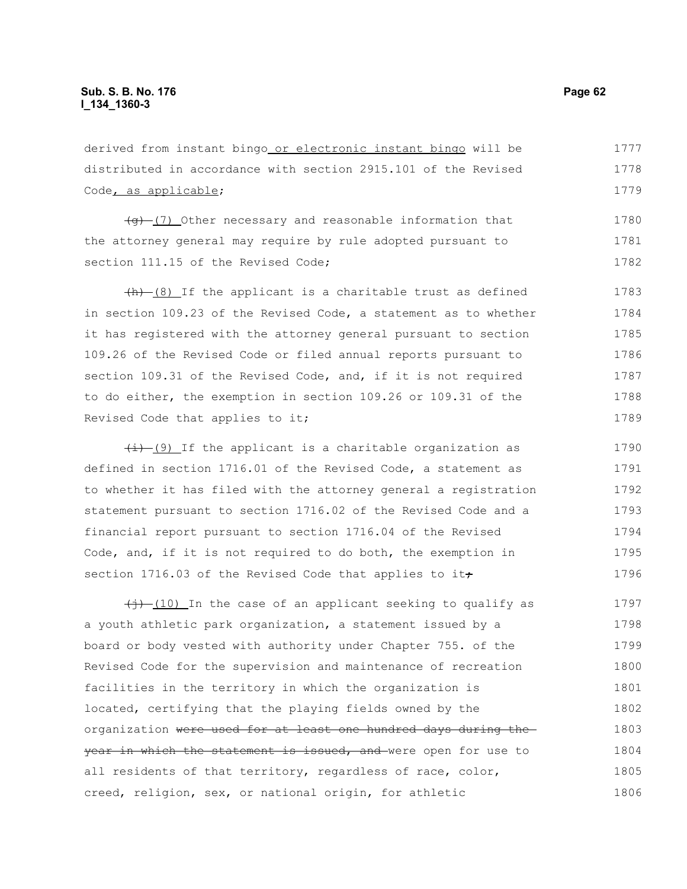derived from instant bingo or electronic instant bingo will be distributed in accordance with section 2915.101 of the Revised Code, as applicable;

~~(g)~~ (7) Other necessary and reasonable information that the attorney general may require by rule adopted pursuant to section 111.15 of the Revised Code;

~~(h)~~ (8) If the applicant is a charitable trust as defined in section 109.23 of the Revised Code, a statement as to whether it has registered with the attorney general pursuant to section 109.26 of the Revised Code or filed annual reports pursuant to section 109.31 of the Revised Code, and, if it is not required to do either, the exemption in section 109.26 or 109.31 of the Revised Code that applies to it;

~~(i)~~ (9) If the applicant is a charitable organization as defined in section 1716.01 of the Revised Code, a statement as to whether it has filed with the attorney general a registration statement pursuant to section 1716.02 of the Revised Code and a financial report pursuant to section 1716.04 of the Revised Code, and, if it is not required to do both, the exemption in section 1716.03 of the Revised Code that applies to it~~;~~

~~(j)~~ (10) In the case of an applicant seeking to qualify as a youth athletic park organization, a statement issued by a board or body vested with authority under Chapter 755. of the Revised Code for the supervision and maintenance of recreation facilities in the territory in which the organization is located, certifying that the playing fields owned by the organization ~~were used for at least one hundred days during the year in which the statement is issued, and~~ were open for use to all residents of that territory, regardless of race, color, creed, religion, sex, or national origin, for athletic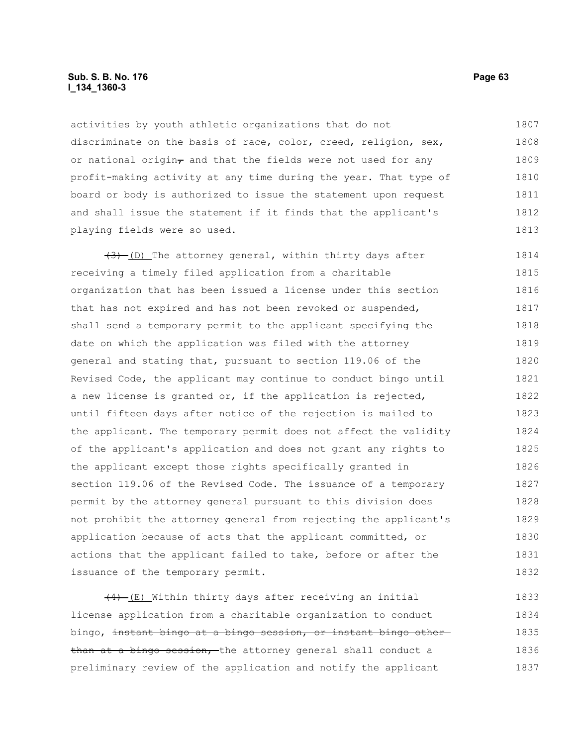activities by youth athletic organizations that do not discriminate on the basis of race, color, creed, religion, sex, or national origin~~,~~ and that the fields were not used for any profit-making activity at any time during the year. That type of board or body is authorized to issue the statement upon request and shall issue the statement if it finds that the applicant's playing fields were so used.

~~(3)~~ (D) The attorney general, within thirty days after receiving a timely filed application from a charitable organization that has been issued a license under this section that has not expired and has not been revoked or suspended, shall send a temporary permit to the applicant specifying the date on which the application was filed with the attorney general and stating that, pursuant to section 119.06 of the Revised Code, the applicant may continue to conduct bingo until a new license is granted or, if the application is rejected, until fifteen days after notice of the rejection is mailed to the applicant. The temporary permit does not affect the validity of the applicant's application and does not grant any rights to the applicant except those rights specifically granted in section 119.06 of the Revised Code. The issuance of a temporary permit by the attorney general pursuant to this division does not prohibit the attorney general from rejecting the applicant's application because of acts that the applicant committed, or actions that the applicant failed to take, before or after the issuance of the temporary permit.

~~(4)~~ (E) Within thirty days after receiving an initial license application from a charitable organization to conduct bingo, ~~instant bingo at a bingo session, or instant bingo other than at a bingo session,~~ the attorney general shall conduct a preliminary review of the application and notify the applicant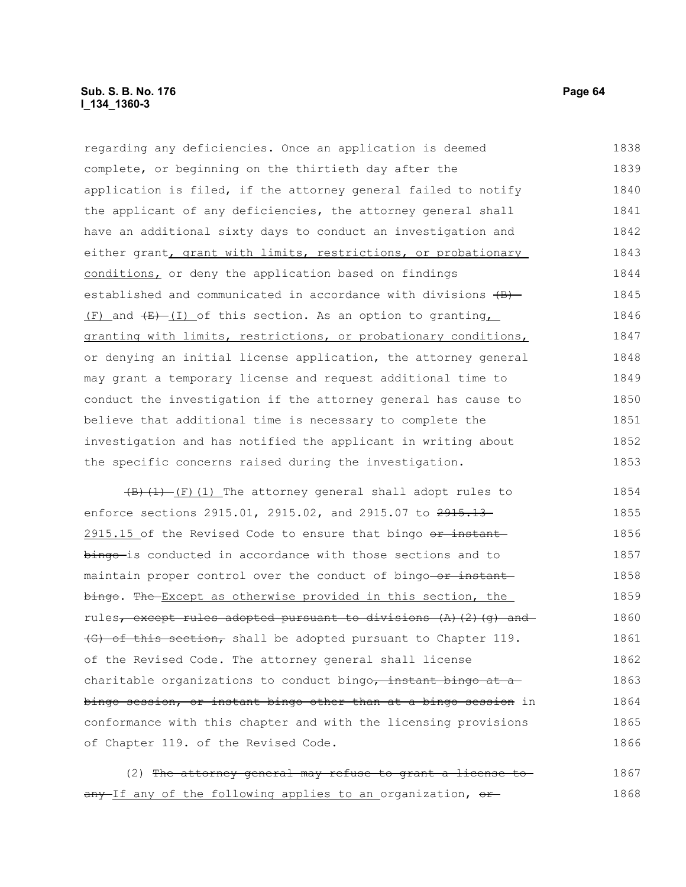regarding any deficiencies. Once an application is deemed complete, or beginning on the thirtieth day after the application is filed, if the attorney general failed to notify the applicant of any deficiencies, the attorney general shall have an additional sixty days to conduct an investigation and either grant, grant with limits, restrictions, or probationary conditions, or deny the application based on findings established and communicated in accordance with divisions ~~(B)~~ (F) and ~~(E)~~ (I) of this section. As an option to granting, granting with limits, restrictions, or probationary conditions, or denying an initial license application, the attorney general may grant a temporary license and request additional time to conduct the investigation if the attorney general has cause to believe that additional time is necessary to complete the investigation and has notified the applicant in writing about the specific concerns raised during the investigation.

~~(B)(1)~~ (F)(1) The attorney general shall adopt rules to enforce sections 2915.01, 2915.02, and 2915.07 to ~~2915.13~~ 2915.15 of the Revised Code to ensure that bingo ~~or instant bingo~~ is conducted in accordance with those sections and to maintain proper control over the conduct of bingo ~~or instant bingo~~. ~~The~~ Except as otherwise provided in this section, the rules~~, except rules adopted pursuant to divisions (A)(2)(g) and (G) of this section,~~ shall be adopted pursuant to Chapter 119. of the Revised Code. The attorney general shall license charitable organizations to conduct bingo~~, instant bingo at a bingo session, or instant bingo other than at a bingo session~~ in conformance with this chapter and with the licensing provisions of Chapter 119. of the Revised Code.

(2) ~~The attorney general may refuse to grant a license to any~~ If any of the following applies to an organization, ~~or~~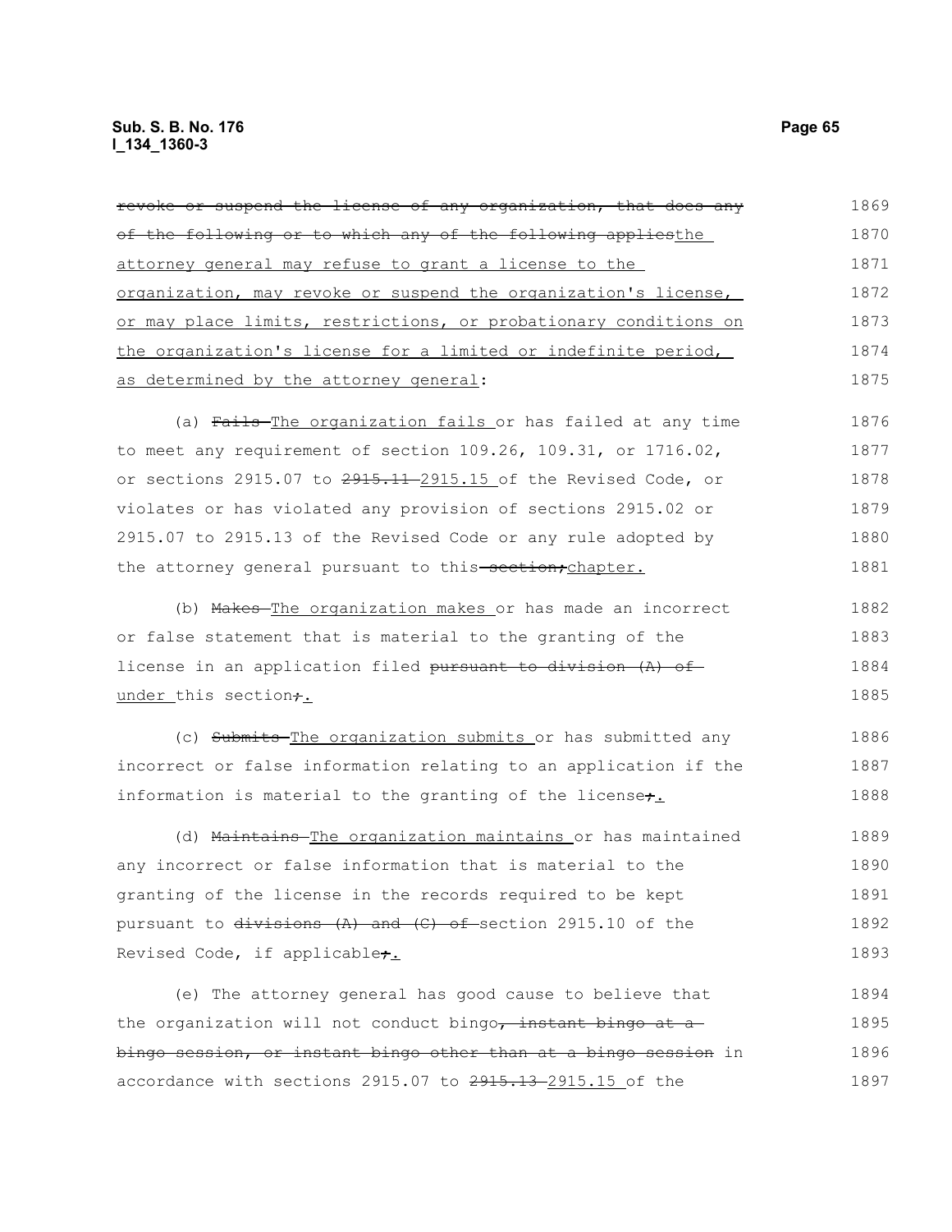~~revoke or suspend the license of any organization, that does any of the following or to which any of the following applies~~the attorney general may refuse to grant a license to the organization, may revoke or suspend the organization's license, or may place limits, restrictions, or probationary conditions on the organization's license for a limited or indefinite period, as determined by the attorney general:

(a) ~~Fails~~ The organization fails or has failed at any time to meet any requirement of section 109.26, 109.31, or 1716.02, or sections 2915.07 to ~~2915.11~~ 2915.15 of the Revised Code, or violates or has violated any provision of sections 2915.02 or 2915.07 to 2915.13 of the Revised Code or any rule adopted by the attorney general pursuant to this ~~section;~~chapter.

(b) ~~Makes~~ The organization makes or has made an incorrect or false statement that is material to the granting of the license in an application filed ~~pursuant to division (A) of~~ under this section~~;~~.

(c) ~~Submits~~ The organization submits or has submitted any incorrect or false information relating to an application if the information is material to the granting of the license~~;~~.

(d) ~~Maintains~~ The organization maintains or has maintained any incorrect or false information that is material to the granting of the license in the records required to be kept pursuant to ~~divisions (A) and (C) of~~ section 2915.10 of the Revised Code, if applicable~~;~~.

(e) The attorney general has good cause to believe that the organization will not conduct bingo~~, instant bingo at a bingo session, or instant bingo other than at a bingo session~~ in accordance with sections 2915.07 to ~~2915.13~~ 2915.15 of the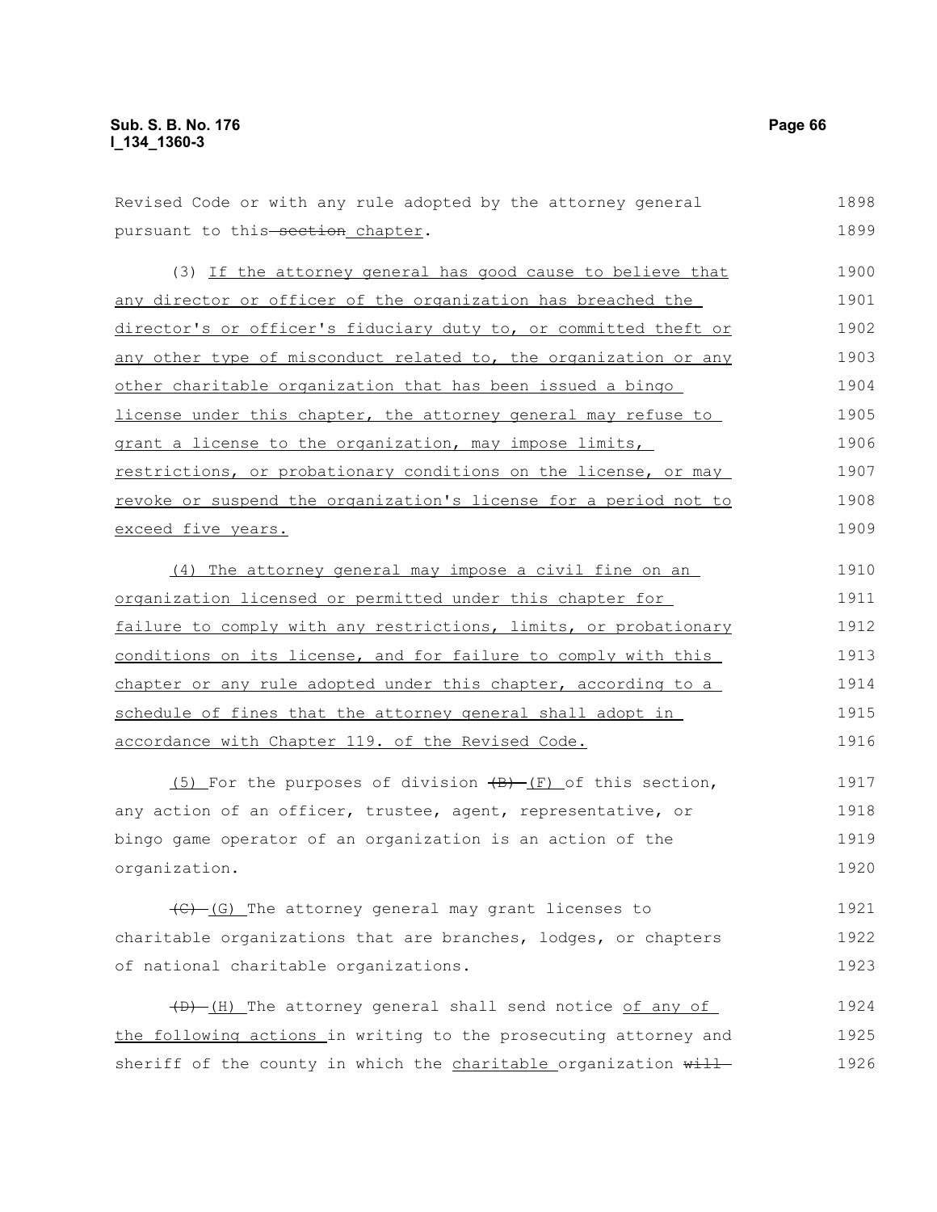Revised Code or with any rule adopted by the attorney general pursuant to this section chapter.

(3) If the attorney general has good cause to believe that any director or officer of the organization has breached the director's or officer's fiduciary duty to, or committed theft or any other type of misconduct related to, the organization or any other charitable organization that has been issued a bingo license under this chapter, the attorney general may refuse to grant a license to the organization, may impose limits, restrictions, or probationary conditions on the license, or may revoke or suspend the organization's license for a period not to exceed five years.

(4) The attorney general may impose a civil fine on an organization licensed or permitted under this chapter for failure to comply with any restrictions, limits, or probationary conditions on its license, and for failure to comply with this chapter or any rule adopted under this chapter, according to a schedule of fines that the attorney general shall adopt in accordance with Chapter 119. of the Revised Code.

(5) For the purposes of division (B) (F) of this section, any action of an officer, trustee, agent, representative, or bingo game operator of an organization is an action of the organization.

(C) (G) The attorney general may grant licenses to charitable organizations that are branches, lodges, or chapters of national charitable organizations.

(D) (H) The attorney general shall send notice of any of the following actions in writing to the prosecuting attorney and sheriff of the county in which the charitable organization will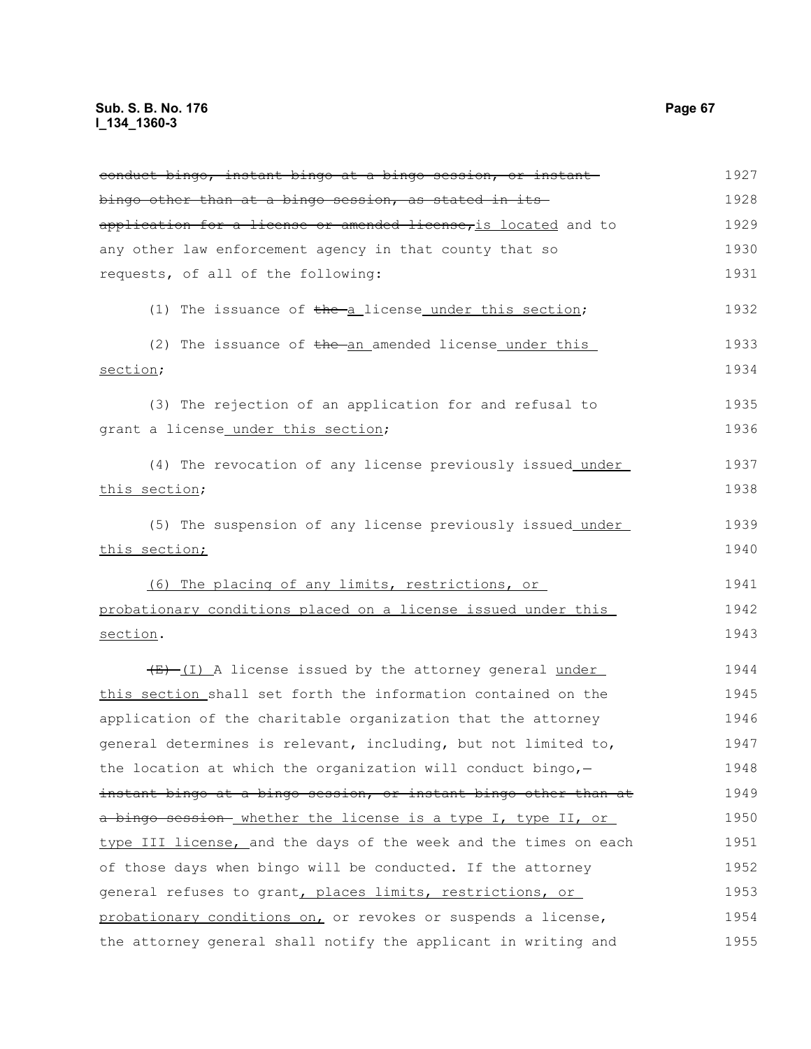~~conduct bingo, instant bingo at a bingo session, or instant bingo other than at a bingo session, as stated in its application for a license or amended license,~~<u>is located</u> and to any other law enforcement agency in that county that so requests, of all of the following:

(1) The issuance of ~~the~~ <u>a</u> license <u>under this section</u>;

(2) The issuance of ~~the~~ <u>an</u> amended license <u>under this section</u>;

(3) The rejection of an application for and refusal to grant a license <u>under this section</u>;

(4) The revocation of any license previously issued <u>under this section</u>;

(5) The suspension of any license previously issued <u>under this section;</u>

<u>(6) The placing of any limits, restrictions, or probationary conditions placed on a license issued under this section</u>.

~~(E)~~ <u>(I)</u> A license issued by the attorney general <u>under this section</u> shall set forth the information contained on the application of the charitable organization that the attorney general determines is relevant, including, but not limited to, the location at which the organization will conduct bingo,~~instant bingo at a bingo session, or instant bingo other than at a bingo session~~ <u>whether the license is a type I, type II, or type III license,</u> and the days of the week and the times on each of those days when bingo will be conducted. If the attorney general refuses to grant<u>, places limits, restrictions, or probationary conditions on,</u> or revokes or suspends a license, the attorney general shall notify the applicant in writing and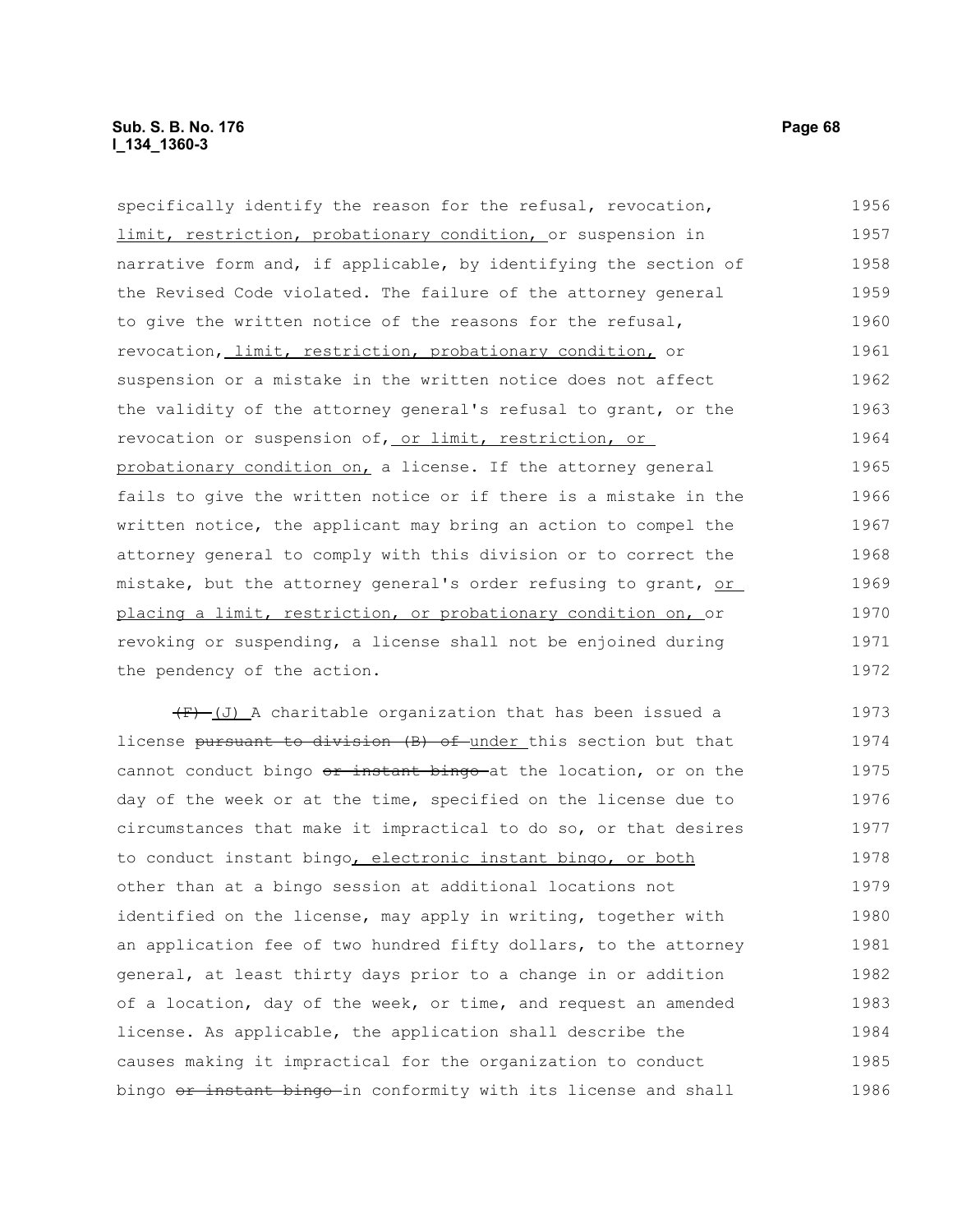specifically identify the reason for the refusal, revocation, limit, restriction, probationary condition, or suspension in narrative form and, if applicable, by identifying the section of the Revised Code violated. The failure of the attorney general to give the written notice of the reasons for the refusal, revocation, limit, restriction, probationary condition, or suspension or a mistake in the written notice does not affect the validity of the attorney general's refusal to grant, or the revocation or suspension of, or limit, restriction, or probationary condition on, a license. If the attorney general fails to give the written notice or if there is a mistake in the written notice, the applicant may bring an action to compel the attorney general to comply with this division or to correct the mistake, but the attorney general's order refusing to grant, or placing a limit, restriction, or probationary condition on, or revoking or suspending, a license shall not be enjoined during the pendency of the action.

~~(F)~~ (J) A charitable organization that has been issued a license ~~pursuant to division (B) of~~ under this section but that cannot conduct bingo ~~or instant bingo~~ at the location, or on the day of the week or at the time, specified on the license due to circumstances that make it impractical to do so, or that desires to conduct instant bingo, electronic instant bingo, or both other than at a bingo session at additional locations not identified on the license, may apply in writing, together with an application fee of two hundred fifty dollars, to the attorney general, at least thirty days prior to a change in or addition of a location, day of the week, or time, and request an amended license. As applicable, the application shall describe the causes making it impractical for the organization to conduct bingo ~~or instant bingo~~ in conformity with its license and shall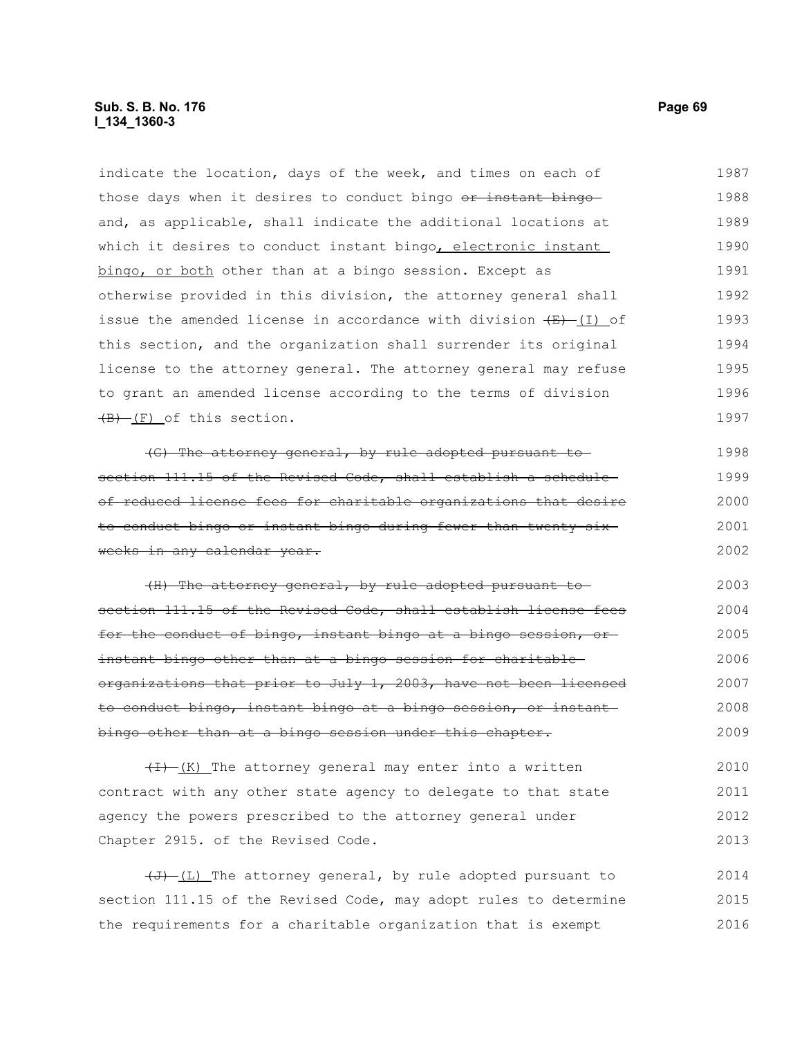indicate the location, days of the week, and times on each of those days when it desires to conduct bingo ~~or instant bingo~~ and, as applicable, shall indicate the additional locations at which it desires to conduct instant bingo, electronic instant bingo, or both other than at a bingo session. Except as otherwise provided in this division, the attorney general shall issue the amended license in accordance with division ~~(E)~~ (I) of this section, and the organization shall surrender its original license to the attorney general. The attorney general may refuse to grant an amended license according to the terms of division ~~(B)~~ (F) of this section.

~~(G) The attorney general, by rule adopted pursuant to section 111.15 of the Revised Code, shall establish a schedule of reduced license fees for charitable organizations that desire to conduct bingo or instant bingo during fewer than twenty-six weeks in any calendar year.~~

~~(H) The attorney general, by rule adopted pursuant to section 111.15 of the Revised Code, shall establish license fees for the conduct of bingo, instant bingo at a bingo session, or instant bingo other than at a bingo session for charitable organizations that prior to July 1, 2003, have not been licensed to conduct bingo, instant bingo at a bingo session, or instant bingo other than at a bingo session under this chapter.~~

~~(I)~~ (K) The attorney general may enter into a written contract with any other state agency to delegate to that state agency the powers prescribed to the attorney general under Chapter 2915. of the Revised Code.

~~(J)~~ (L) The attorney general, by rule adopted pursuant to section 111.15 of the Revised Code, may adopt rules to determine the requirements for a charitable organization that is exempt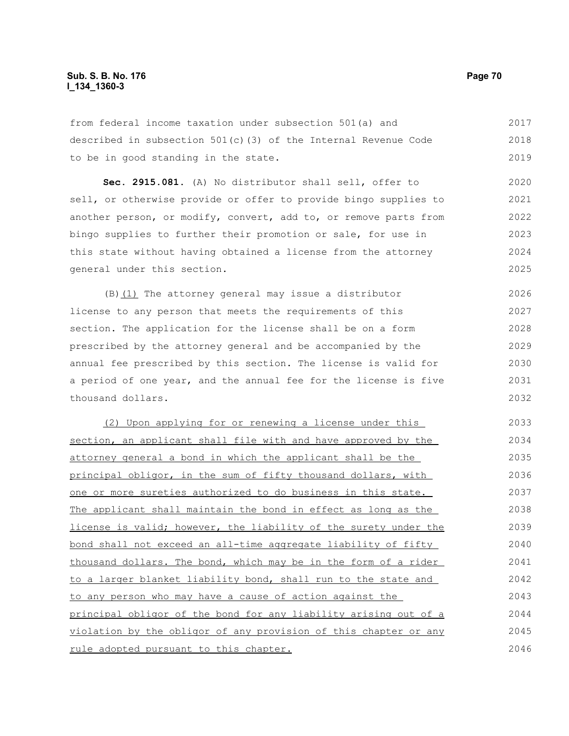from federal income taxation under subsection 501(a) and described in subsection 501(c)(3) of the Internal Revenue Code to be in good standing in the state.

**Sec. 2915.081.** (A) No distributor shall sell, offer to sell, or otherwise provide or offer to provide bingo supplies to another person, or modify, convert, add to, or remove parts from bingo supplies to further their promotion or sale, for use in this state without having obtained a license from the attorney general under this section.

(B)<u>(1)</u> The attorney general may issue a distributor license to any person that meets the requirements of this section. The application for the license shall be on a form prescribed by the attorney general and be accompanied by the annual fee prescribed by this section. The license is valid for a period of one year, and the annual fee for the license is five thousand dollars.

<u>(2) Upon applying for or renewing a license under this section, an applicant shall file with and have approved by the attorney general a bond in which the applicant shall be the principal obligor, in the sum of fifty thousand dollars, with one or more sureties authorized to do business in this state. The applicant shall maintain the bond in effect as long as the license is valid; however, the liability of the surety under the bond shall not exceed an all-time aggregate liability of fifty thousand dollars. The bond, which may be in the form of a rider to a larger blanket liability bond, shall run to the state and to any person who may have a cause of action against the principal obligor of the bond for any liability arising out of a violation by the obligor of any provision of this chapter or any rule adopted pursuant to this chapter.</u>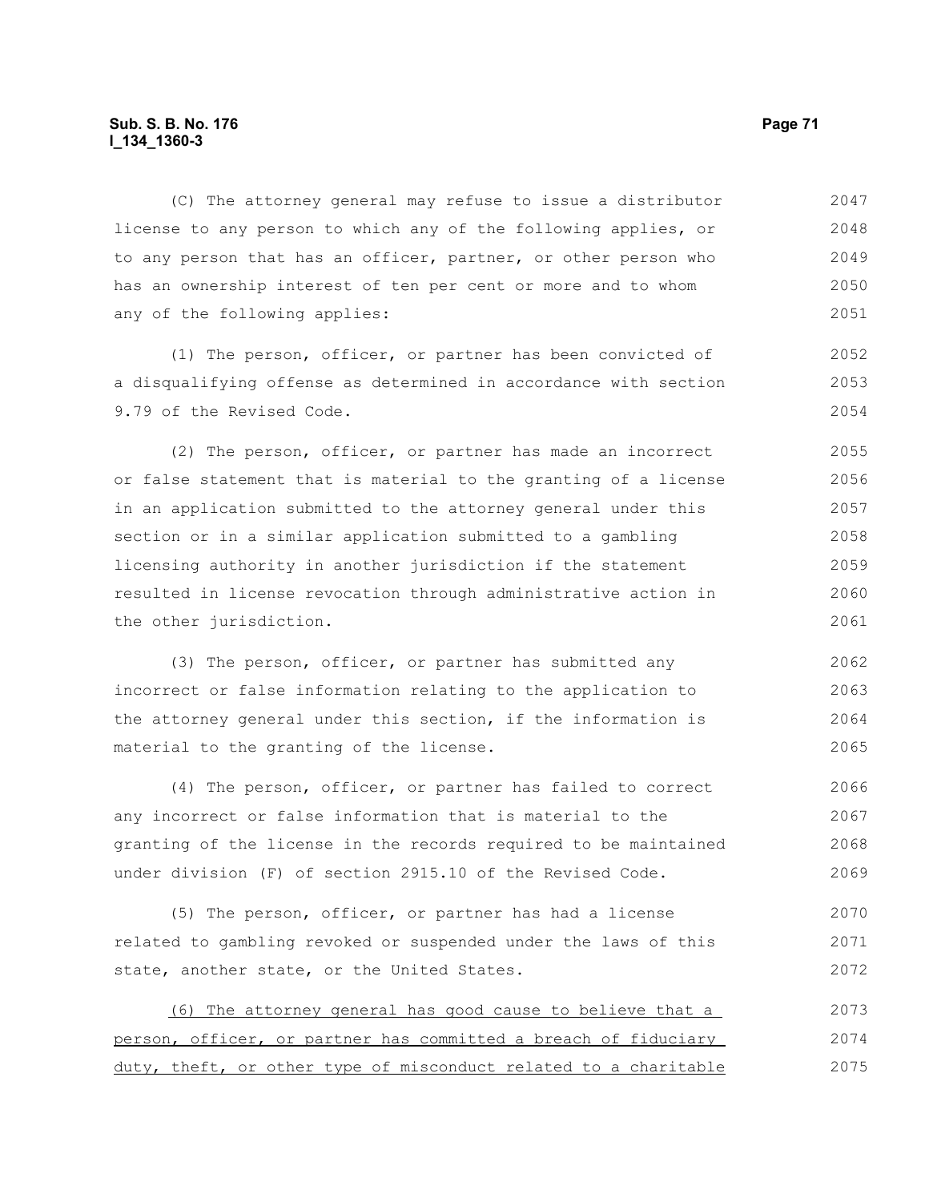(C) The attorney general may refuse to issue a distributor license to any person to which any of the following applies, or to any person that has an officer, partner, or other person who has an ownership interest of ten per cent or more and to whom any of the following applies:

(1) The person, officer, or partner has been convicted of a disqualifying offense as determined in accordance with section 9.79 of the Revised Code.

(2) The person, officer, or partner has made an incorrect or false statement that is material to the granting of a license in an application submitted to the attorney general under this section or in a similar application submitted to a gambling licensing authority in another jurisdiction if the statement resulted in license revocation through administrative action in the other jurisdiction.

(3) The person, officer, or partner has submitted any incorrect or false information relating to the application to the attorney general under this section, if the information is material to the granting of the license.

(4) The person, officer, or partner has failed to correct any incorrect or false information that is material to the granting of the license in the records required to be maintained under division (F) of section 2915.10 of the Revised Code.

(5) The person, officer, or partner has had a license related to gambling revoked or suspended under the laws of this state, another state, or the United States.

<u>(6) The attorney general has good cause to believe that a person, officer, or partner has committed a breach of fiduciary duty, theft, or other type of misconduct related to a charitable</u>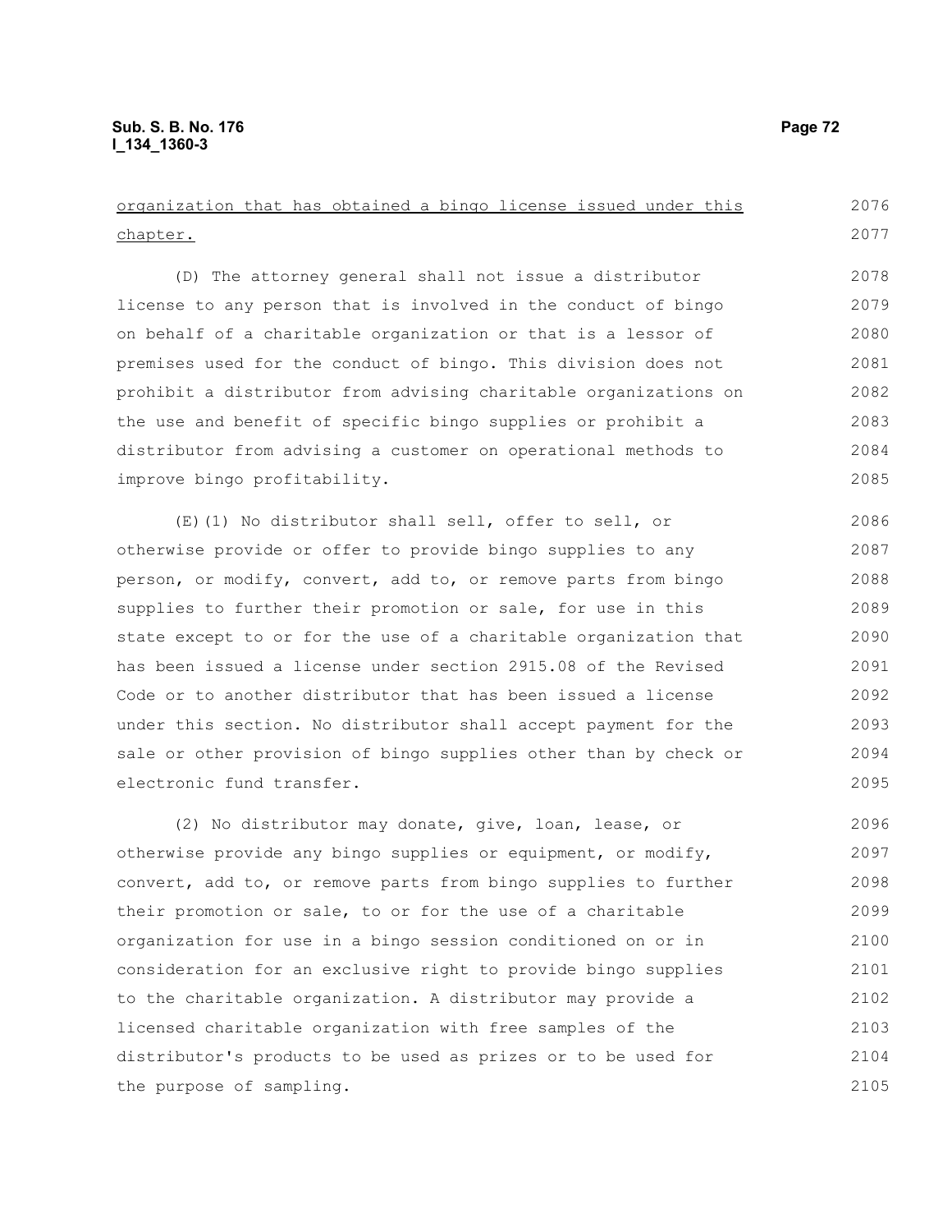organization that has obtained a bingo license issued under this chapter.

(D) The attorney general shall not issue a distributor license to any person that is involved in the conduct of bingo on behalf of a charitable organization or that is a lessor of premises used for the conduct of bingo. This division does not prohibit a distributor from advising charitable organizations on the use and benefit of specific bingo supplies or prohibit a distributor from advising a customer on operational methods to improve bingo profitability.

(E)(1) No distributor shall sell, offer to sell, or otherwise provide or offer to provide bingo supplies to any person, or modify, convert, add to, or remove parts from bingo supplies to further their promotion or sale, for use in this state except to or for the use of a charitable organization that has been issued a license under section 2915.08 of the Revised Code or to another distributor that has been issued a license under this section. No distributor shall accept payment for the sale or other provision of bingo supplies other than by check or electronic fund transfer.

(2) No distributor may donate, give, loan, lease, or otherwise provide any bingo supplies or equipment, or modify, convert, add to, or remove parts from bingo supplies to further their promotion or sale, to or for the use of a charitable organization for use in a bingo session conditioned on or in consideration for an exclusive right to provide bingo supplies to the charitable organization. A distributor may provide a licensed charitable organization with free samples of the distributor's products to be used as prizes or to be used for the purpose of sampling.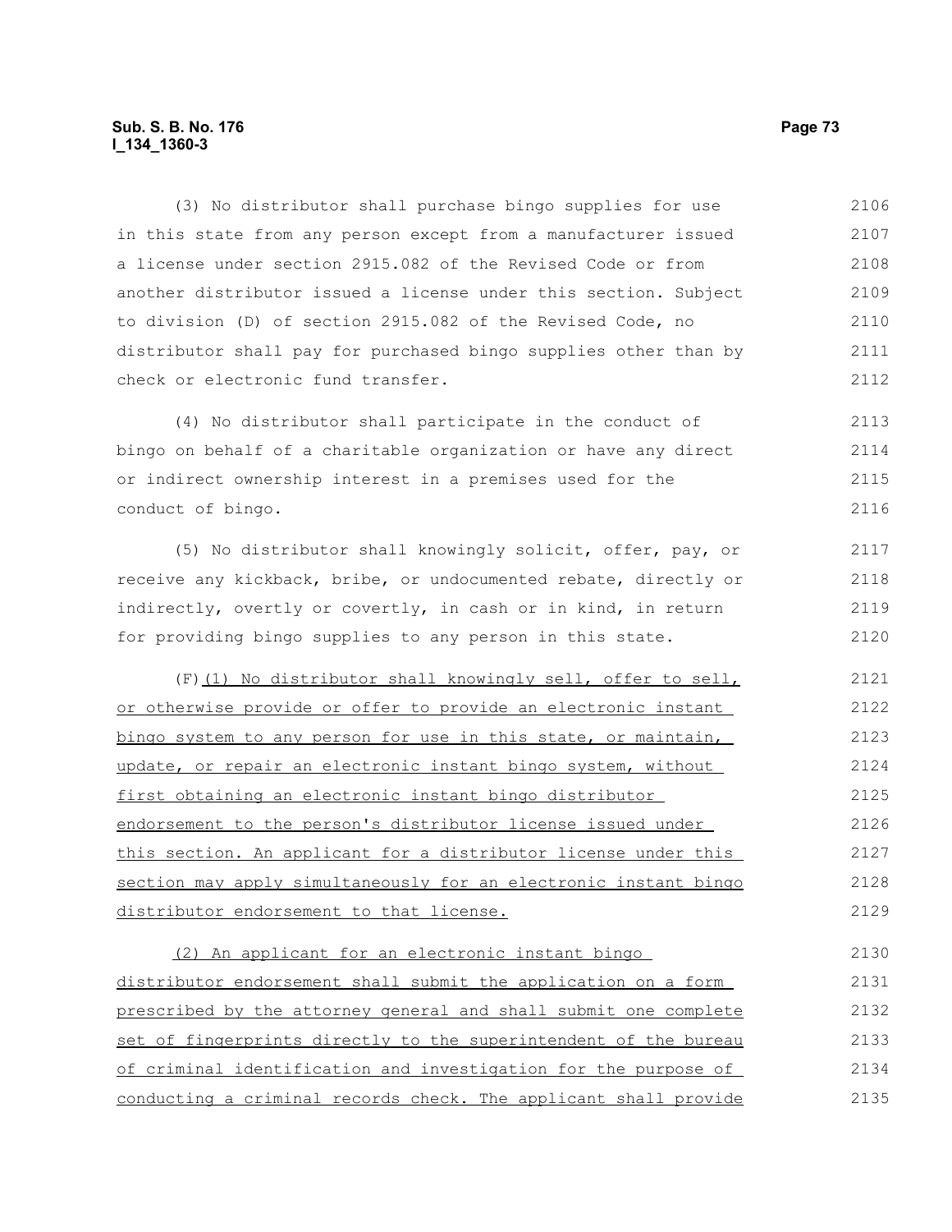(3) No distributor shall purchase bingo supplies for use in this state from any person except from a manufacturer issued a license under section 2915.082 of the Revised Code or from another distributor issued a license under this section. Subject to division (D) of section 2915.082 of the Revised Code, no distributor shall pay for purchased bingo supplies other than by check or electronic fund transfer.

(4) No distributor shall participate in the conduct of bingo on behalf of a charitable organization or have any direct or indirect ownership interest in a premises used for the conduct of bingo.

(5) No distributor shall knowingly solicit, offer, pay, or receive any kickback, bribe, or undocumented rebate, directly or indirectly, overtly or covertly, in cash or in kind, in return for providing bingo supplies to any person in this state.

(F) (1) No distributor shall knowingly sell, offer to sell, or otherwise provide or offer to provide an electronic instant bingo system to any person for use in this state, or maintain, update, or repair an electronic instant bingo system, without first obtaining an electronic instant bingo distributor endorsement to the person's distributor license issued under this section. An applicant for a distributor license under this section may apply simultaneously for an electronic instant bingo distributor endorsement to that license.

(2) An applicant for an electronic instant bingo distributor endorsement shall submit the application on a form prescribed by the attorney general and shall submit one complete set of fingerprints directly to the superintendent of the bureau of criminal identification and investigation for the purpose of conducting a criminal records check. The applicant shall provide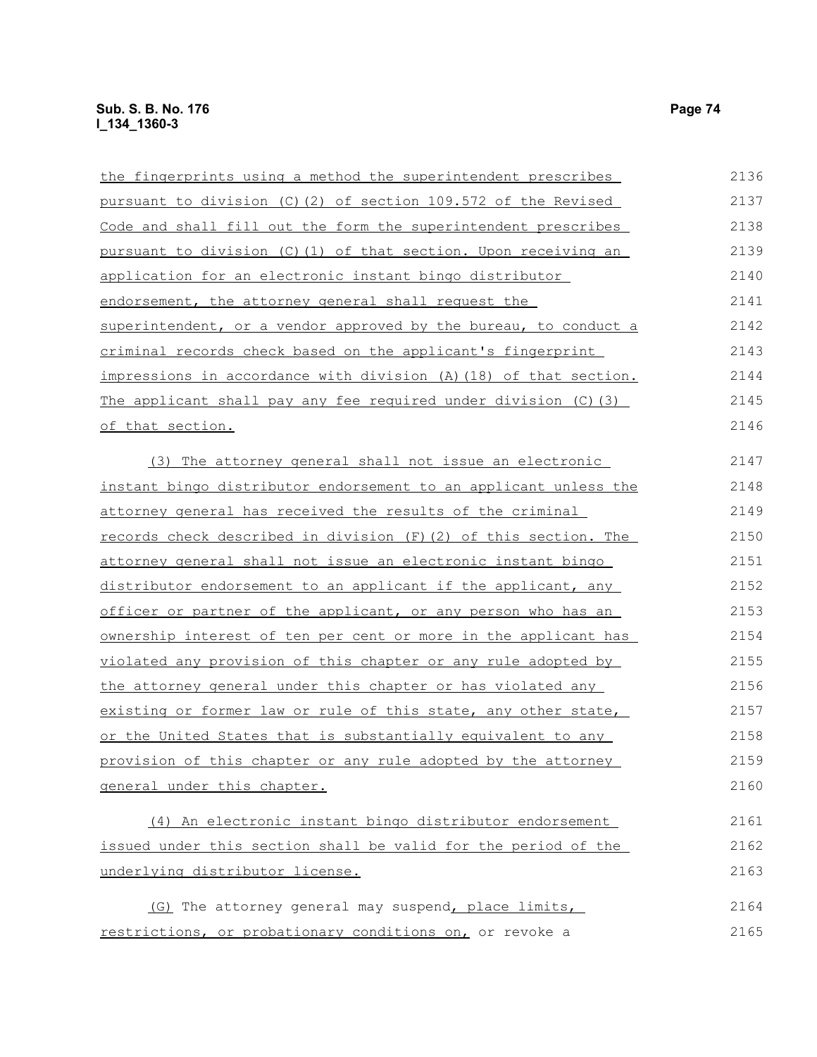the fingerprints using a method the superintendent prescribes pursuant to division (C)(2) of section 109.572 of the Revised Code and shall fill out the form the superintendent prescribes pursuant to division (C)(1) of that section. Upon receiving an application for an electronic instant bingo distributor endorsement, the attorney general shall request the superintendent, or a vendor approved by the bureau, to conduct a criminal records check based on the applicant's fingerprint impressions in accordance with division (A)(18) of that section. The applicant shall pay any fee required under division (C)(3) of that section.

(3) The attorney general shall not issue an electronic instant bingo distributor endorsement to an applicant unless the attorney general has received the results of the criminal records check described in division (F)(2) of this section. The attorney general shall not issue an electronic instant bingo distributor endorsement to an applicant if the applicant, any officer or partner of the applicant, or any person who has an ownership interest of ten per cent or more in the applicant has violated any provision of this chapter or any rule adopted by the attorney general under this chapter or has violated any existing or former law or rule of this state, any other state, or the United States that is substantially equivalent to any provision of this chapter or any rule adopted by the attorney general under this chapter.

(4) An electronic instant bingo distributor endorsement issued under this section shall be valid for the period of the underlying distributor license.

(G) The attorney general may suspend, place limits, restrictions, or probationary conditions on, or revoke a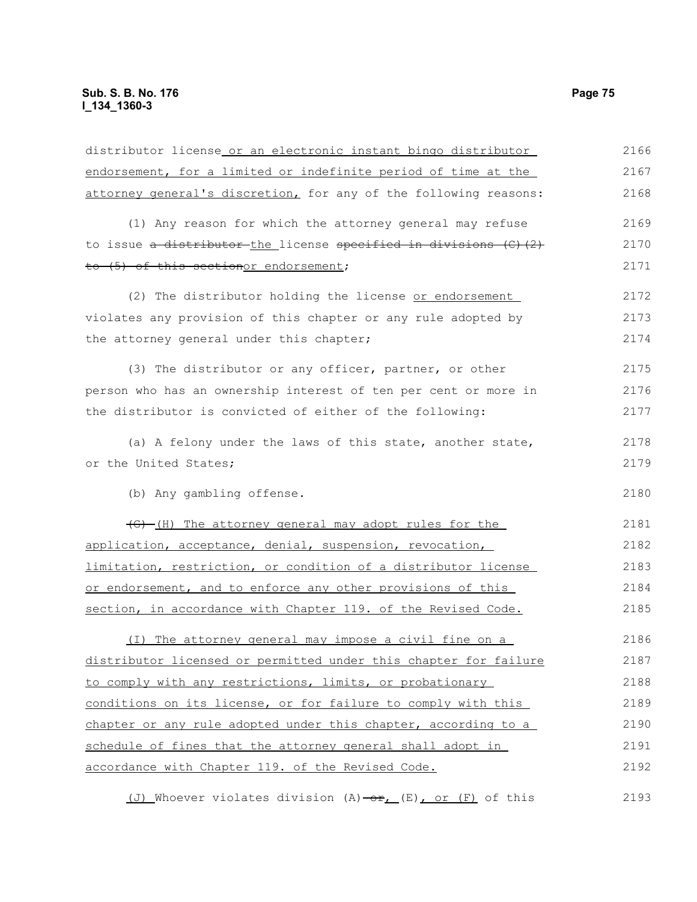distributor license or an electronic instant bingo distributor endorsement, for a limited or indefinite period of time at the attorney general's discretion, for any of the following reasons:

(1) Any reason for which the attorney general may refuse to issue ~~a distributor~~ the license ~~specified in divisions (C)(2) to (5) of this section~~or endorsement;

(2) The distributor holding the license or endorsement violates any provision of this chapter or any rule adopted by the attorney general under this chapter;

(3) The distributor or any officer, partner, or other person who has an ownership interest of ten per cent or more in the distributor is convicted of either of the following:

(a) A felony under the laws of this state, another state, or the United States;

(b) Any gambling offense.

~~(G)~~ (H) The attorney general may adopt rules for the application, acceptance, denial, suspension, revocation, limitation, restriction, or condition of a distributor license or endorsement, and to enforce any other provisions of this section, in accordance with Chapter 119. of the Revised Code.

(I) The attorney general may impose a civil fine on a distributor licensed or permitted under this chapter for failure to comply with any restrictions, limits, or probationary conditions on its license, or for failure to comply with this chapter or any rule adopted under this chapter, according to a schedule of fines that the attorney general shall adopt in accordance with Chapter 119. of the Revised Code.

(J) Whoever violates division (A) ~~or~~, (E), or (F) of this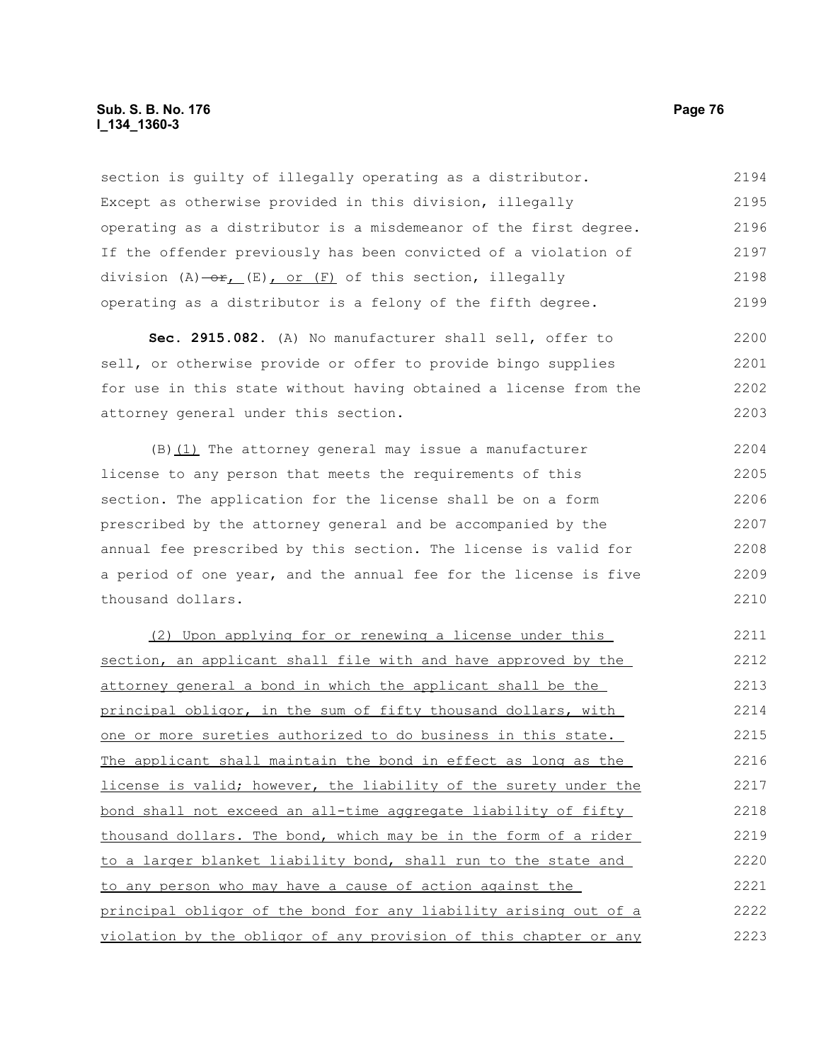section is guilty of illegally operating as a distributor. Except as otherwise provided in this division, illegally operating as a distributor is a misdemeanor of the first degree. If the offender previously has been convicted of a violation of division (A) ~~or~~, (E), or (F) of this section, illegally operating as a distributor is a felony of the fifth degree.

**Sec. 2915.082.** (A) No manufacturer shall sell, offer to sell, or otherwise provide or offer to provide bingo supplies for use in this state without having obtained a license from the attorney general under this section.

(B)(1) The attorney general may issue a manufacturer license to any person that meets the requirements of this section. The application for the license shall be on a form prescribed by the attorney general and be accompanied by the annual fee prescribed by this section. The license is valid for a period of one year, and the annual fee for the license is five thousand dollars.

(2) Upon applying for or renewing a license under this section, an applicant shall file with and have approved by the attorney general a bond in which the applicant shall be the principal obligor, in the sum of fifty thousand dollars, with one or more sureties authorized to do business in this state. The applicant shall maintain the bond in effect as long as the license is valid; however, the liability of the surety under the bond shall not exceed an all-time aggregate liability of fifty thousand dollars. The bond, which may be in the form of a rider to a larger blanket liability bond, shall run to the state and to any person who may have a cause of action against the principal obligor of the bond for any liability arising out of a violation by the obligor of any provision of this chapter or any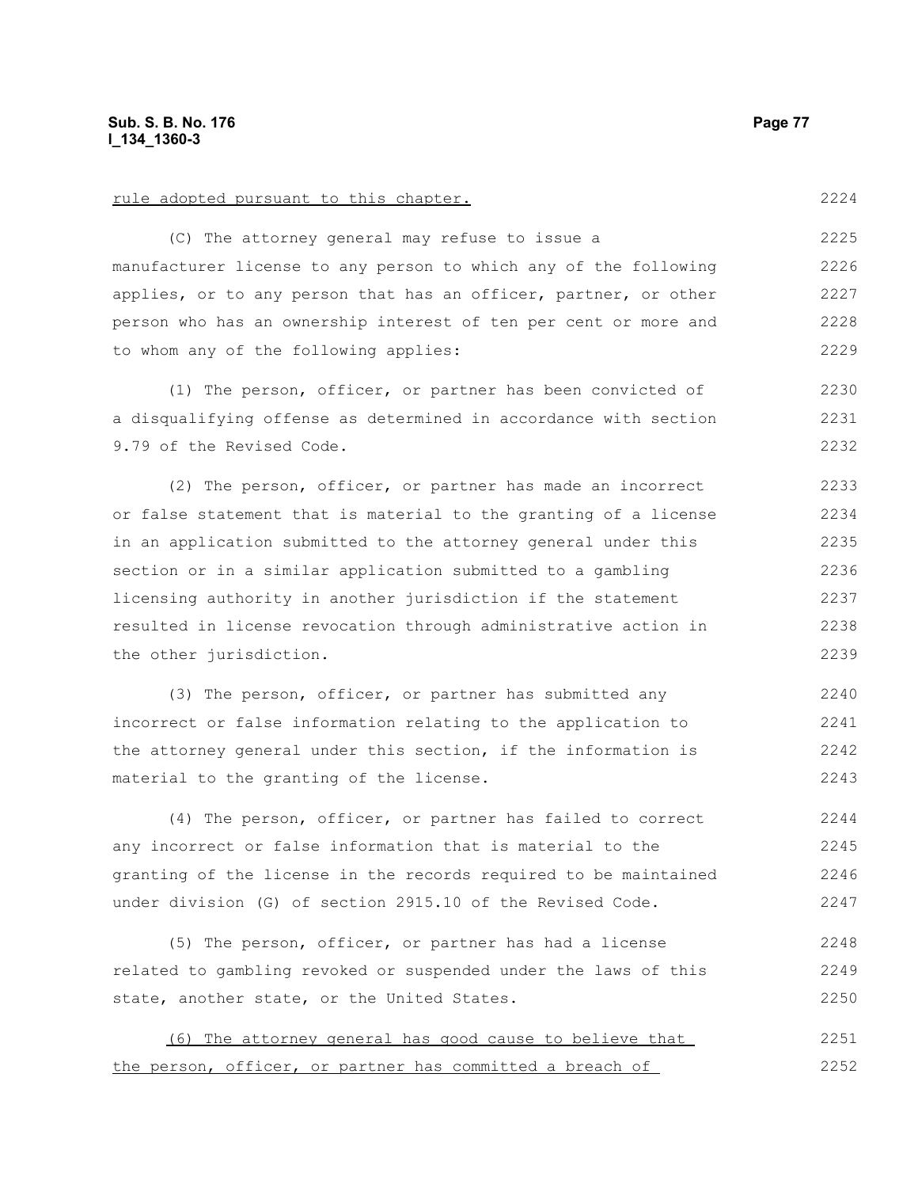rule adopted pursuant to this chapter.

(C) The attorney general may refuse to issue a manufacturer license to any person to which any of the following applies, or to any person that has an officer, partner, or other person who has an ownership interest of ten per cent or more and to whom any of the following applies:

(1) The person, officer, or partner has been convicted of a disqualifying offense as determined in accordance with section 9.79 of the Revised Code.

(2) The person, officer, or partner has made an incorrect or false statement that is material to the granting of a license in an application submitted to the attorney general under this section or in a similar application submitted to a gambling licensing authority in another jurisdiction if the statement resulted in license revocation through administrative action in the other jurisdiction.

(3) The person, officer, or partner has submitted any incorrect or false information relating to the application to the attorney general under this section, if the information is material to the granting of the license.

(4) The person, officer, or partner has failed to correct any incorrect or false information that is material to the granting of the license in the records required to be maintained under division (G) of section 2915.10 of the Revised Code.

(5) The person, officer, or partner has had a license related to gambling revoked or suspended under the laws of this state, another state, or the United States.

(6) The attorney general has good cause to believe that the person, officer, or partner has committed a breach of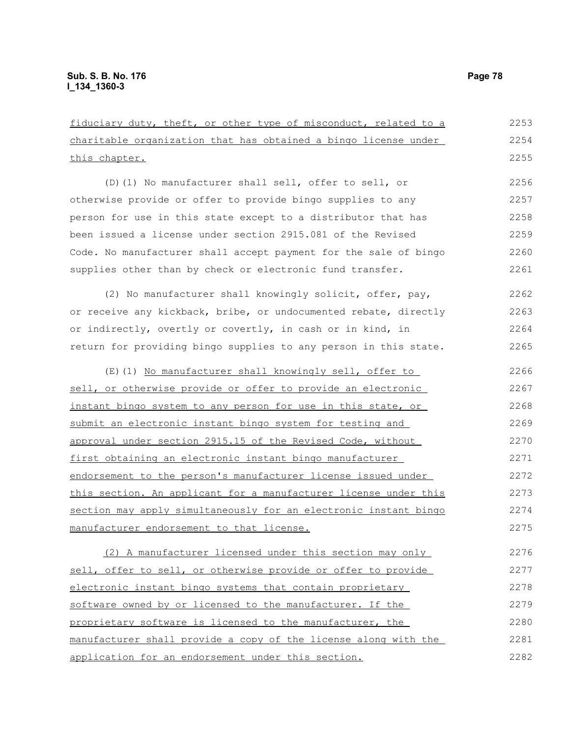fiduciary duty, theft, or other type of misconduct, related to a charitable organization that has obtained a bingo license under this chapter.

(D)(1) No manufacturer shall sell, offer to sell, or otherwise provide or offer to provide bingo supplies to any person for use in this state except to a distributor that has been issued a license under section 2915.081 of the Revised Code. No manufacturer shall accept payment for the sale of bingo supplies other than by check or electronic fund transfer.

(2) No manufacturer shall knowingly solicit, offer, pay, or receive any kickback, bribe, or undocumented rebate, directly or indirectly, overtly or covertly, in cash or in kind, in return for providing bingo supplies to any person in this state.

(E)(1) No manufacturer shall knowingly sell, offer to sell, or otherwise provide or offer to provide an electronic instant bingo system to any person for use in this state, or submit an electronic instant bingo system for testing and approval under section 2915.15 of the Revised Code, without first obtaining an electronic instant bingo manufacturer endorsement to the person's manufacturer license issued under this section. An applicant for a manufacturer license under this section may apply simultaneously for an electronic instant bingo manufacturer endorsement to that license.

(2) A manufacturer licensed under this section may only sell, offer to sell, or otherwise provide or offer to provide electronic instant bingo systems that contain proprietary software owned by or licensed to the manufacturer. If the proprietary software is licensed to the manufacturer, the manufacturer shall provide a copy of the license along with the application for an endorsement under this section.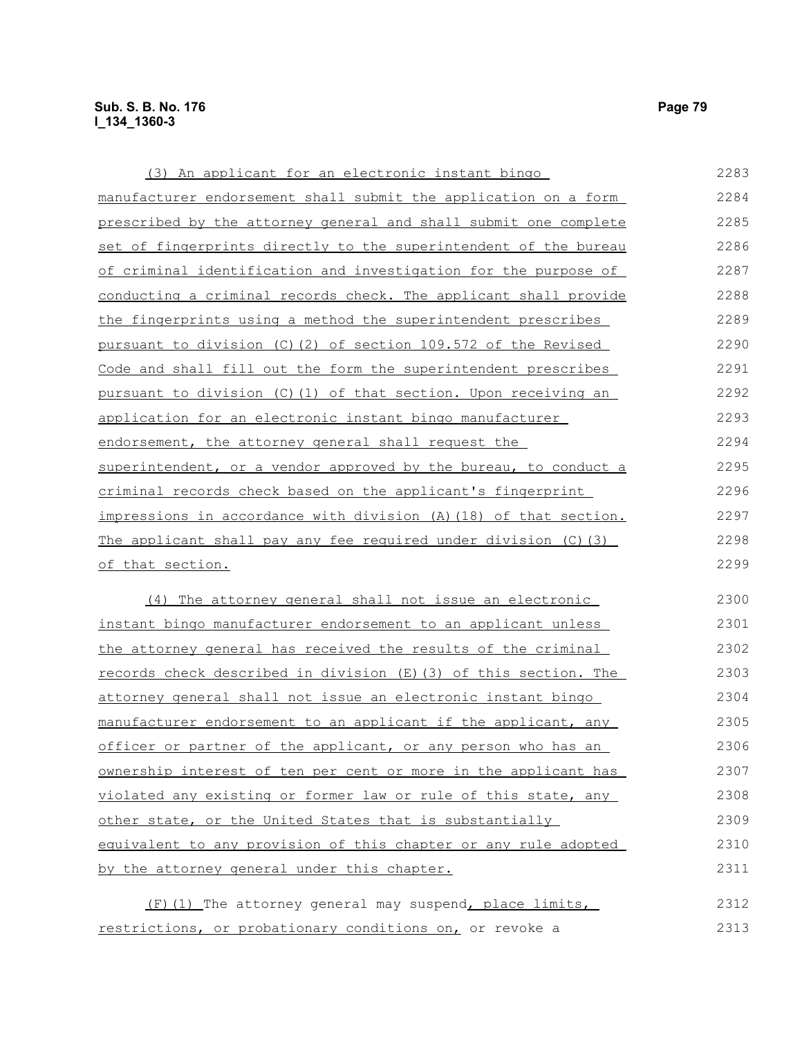(3) An applicant for an electronic instant bingo manufacturer endorsement shall submit the application on a form prescribed by the attorney general and shall submit one complete set of fingerprints directly to the superintendent of the bureau of criminal identification and investigation for the purpose of conducting a criminal records check. The applicant shall provide the fingerprints using a method the superintendent prescribes pursuant to division (C)(2) of section 109.572 of the Revised Code and shall fill out the form the superintendent prescribes pursuant to division (C)(1) of that section. Upon receiving an application for an electronic instant bingo manufacturer endorsement, the attorney general shall request the superintendent, or a vendor approved by the bureau, to conduct a criminal records check based on the applicant's fingerprint impressions in accordance with division (A)(18) of that section. The applicant shall pay any fee required under division (C)(3) of that section.

(4) The attorney general shall not issue an electronic instant bingo manufacturer endorsement to an applicant unless the attorney general has received the results of the criminal records check described in division (E)(3) of this section. The attorney general shall not issue an electronic instant bingo manufacturer endorsement to an applicant if the applicant, any officer or partner of the applicant, or any person who has an ownership interest of ten per cent or more in the applicant has violated any existing or former law or rule of this state, any other state, or the United States that is substantially equivalent to any provision of this chapter or any rule adopted by the attorney general under this chapter.

(F)(1) The attorney general may suspend, place limits, restrictions, or probationary conditions on, or revoke a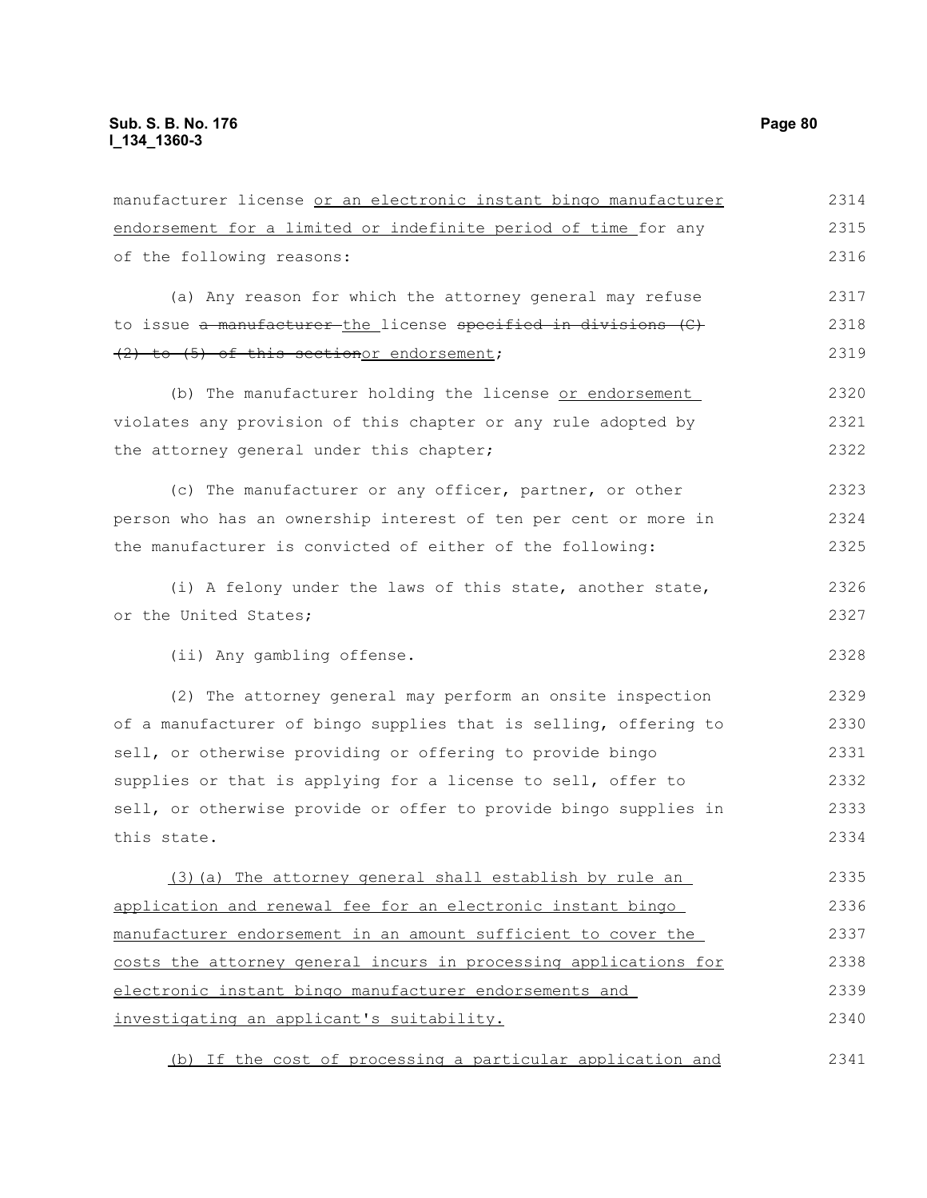manufacturer license or an electronic instant bingo manufacturer endorsement for a limited or indefinite period of time for any of the following reasons:

(a) Any reason for which the attorney general may refuse to issue ~~a manufacturer~~ the license ~~specified in divisions (C)(2) to (5) of this section~~or endorsement;

(b) The manufacturer holding the license or endorsement violates any provision of this chapter or any rule adopted by the attorney general under this chapter;

(c) The manufacturer or any officer, partner, or other person who has an ownership interest of ten per cent or more in the manufacturer is convicted of either of the following:

(i) A felony under the laws of this state, another state, or the United States;

(ii) Any gambling offense.

(2) The attorney general may perform an onsite inspection of a manufacturer of bingo supplies that is selling, offering to sell, or otherwise providing or offering to provide bingo supplies or that is applying for a license to sell, offer to sell, or otherwise provide or offer to provide bingo supplies in this state.

(3)(a) The attorney general shall establish by rule an application and renewal fee for an electronic instant bingo manufacturer endorsement in an amount sufficient to cover the costs the attorney general incurs in processing applications for electronic instant bingo manufacturer endorsements and investigating an applicant's suitability.

(b) If the cost of processing a particular application and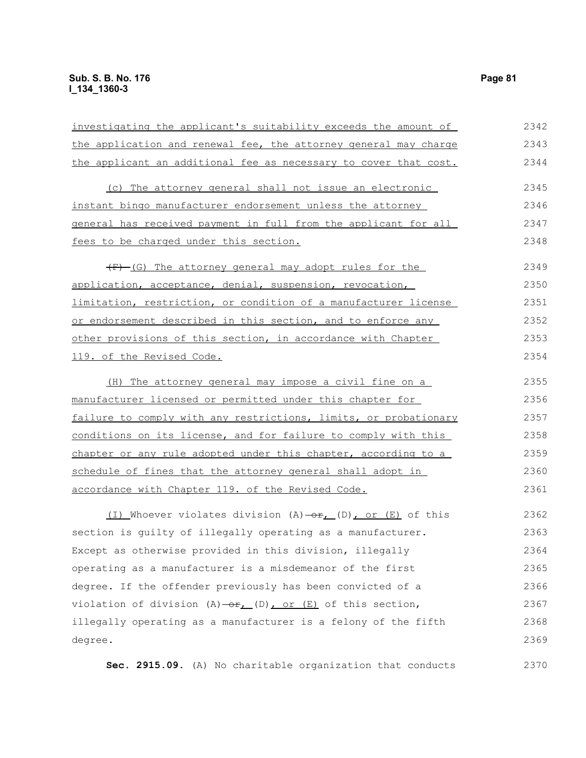investigating the applicant's suitability exceeds the amount of the application and renewal fee, the attorney general may charge the applicant an additional fee as necessary to cover that cost.

(c) The attorney general shall not issue an electronic instant bingo manufacturer endorsement unless the attorney general has received payment in full from the applicant for all fees to be charged under this section.

~~(F)~~ (G) The attorney general may adopt rules for the application, acceptance, denial, suspension, revocation, limitation, restriction, or condition of a manufacturer license or endorsement described in this section, and to enforce any other provisions of this section, in accordance with Chapter 119. of the Revised Code.

(H) The attorney general may impose a civil fine on a manufacturer licensed or permitted under this chapter for failure to comply with any restrictions, limits, or probationary conditions on its license, and for failure to comply with this chapter or any rule adopted under this chapter, according to a schedule of fines that the attorney general shall adopt in accordance with Chapter 119. of the Revised Code.

(I) Whoever violates division (A) ~~or~~, (D), or (E) of this section is guilty of illegally operating as a manufacturer. Except as otherwise provided in this division, illegally operating as a manufacturer is a misdemeanor of the first degree. If the offender previously has been convicted of a violation of division (A) ~~or~~, (D), or (E) of this section, illegally operating as a manufacturer is a felony of the fifth degree.

**Sec. 2915.09.** (A) No charitable organization that conducts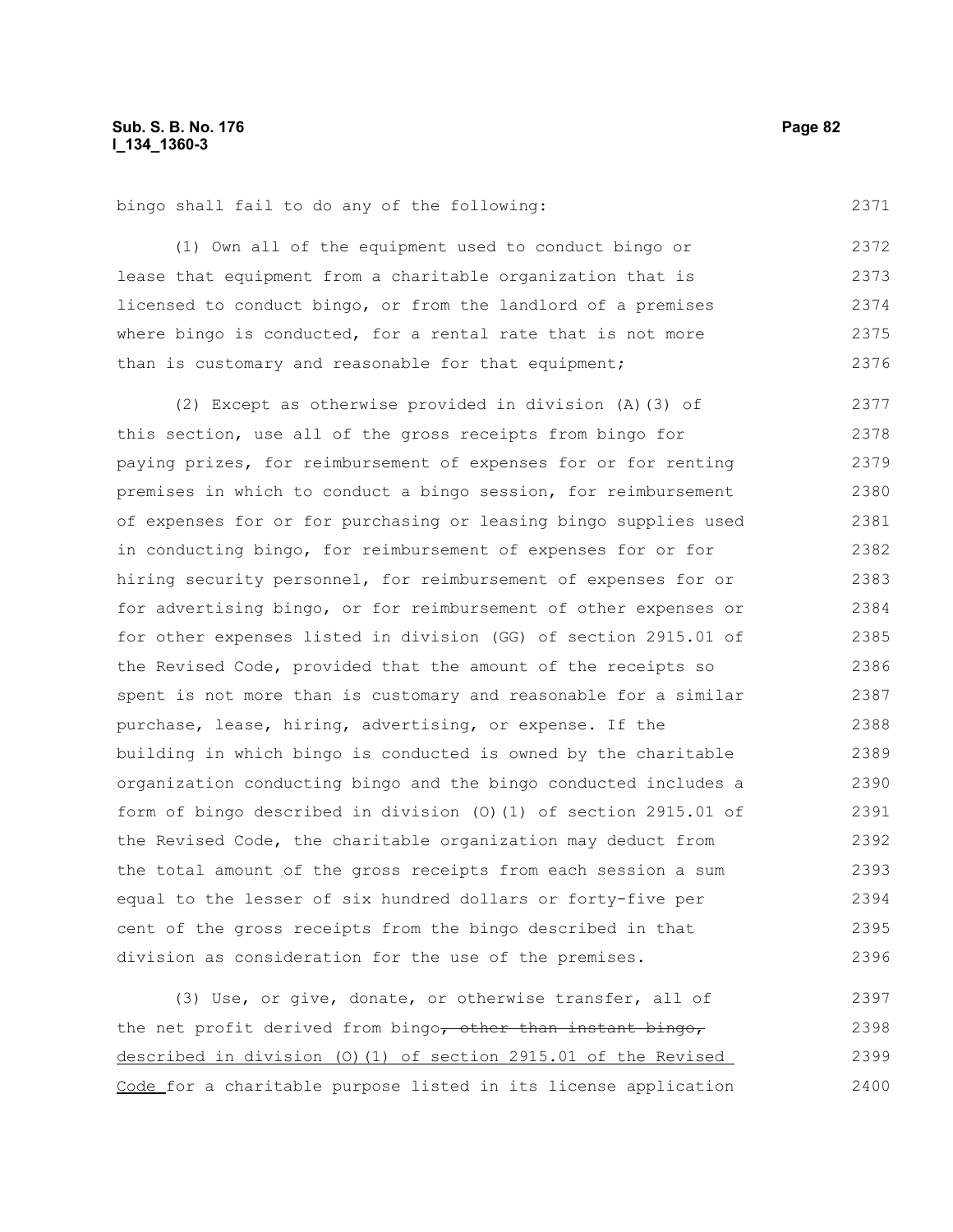bingo shall fail to do any of the following:

(1) Own all of the equipment used to conduct bingo or lease that equipment from a charitable organization that is licensed to conduct bingo, or from the landlord of a premises where bingo is conducted, for a rental rate that is not more than is customary and reasonable for that equipment;

(2) Except as otherwise provided in division (A)(3) of this section, use all of the gross receipts from bingo for paying prizes, for reimbursement of expenses for or for renting premises in which to conduct a bingo session, for reimbursement of expenses for or for purchasing or leasing bingo supplies used in conducting bingo, for reimbursement of expenses for or for hiring security personnel, for reimbursement of expenses for or for advertising bingo, or for reimbursement of other expenses or for other expenses listed in division (GG) of section 2915.01 of the Revised Code, provided that the amount of the receipts so spent is not more than is customary and reasonable for a similar purchase, lease, hiring, advertising, or expense. If the building in which bingo is conducted is owned by the charitable organization conducting bingo and the bingo conducted includes a form of bingo described in division (O)(1) of section 2915.01 of the Revised Code, the charitable organization may deduct from the total amount of the gross receipts from each session a sum equal to the lesser of six hundred dollars or forty-five per cent of the gross receipts from the bingo described in that division as consideration for the use of the premises.

(3) Use, or give, donate, or otherwise transfer, all of the net profit derived from bingo~~, other than instant bingo,~~ described in division (O)(1) of section 2915.01 of the Revised Code for a charitable purpose listed in its license application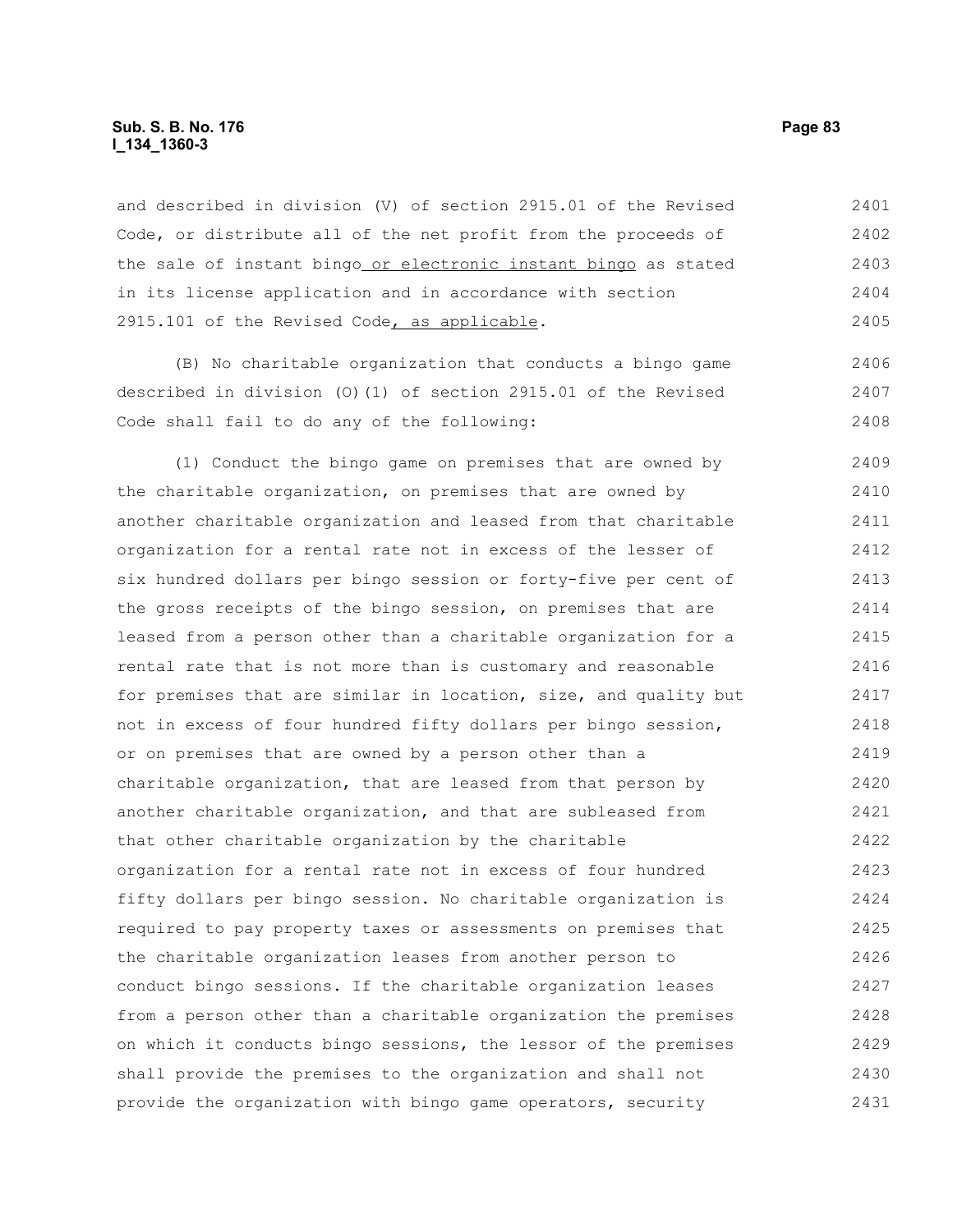and described in division (V) of section 2915.01 of the Revised Code, or distribute all of the net profit from the proceeds of the sale of instant bingo<u> or electronic instant bingo</u> as stated in its license application and in accordance with section 2915.101 of the Revised Code<u>, as applicable</u>.

(B) No charitable organization that conducts a bingo game described in division (O)(1) of section 2915.01 of the Revised Code shall fail to do any of the following:

(1) Conduct the bingo game on premises that are owned by the charitable organization, on premises that are owned by another charitable organization and leased from that charitable organization for a rental rate not in excess of the lesser of six hundred dollars per bingo session or forty-five per cent of the gross receipts of the bingo session, on premises that are leased from a person other than a charitable organization for a rental rate that is not more than is customary and reasonable for premises that are similar in location, size, and quality but not in excess of four hundred fifty dollars per bingo session, or on premises that are owned by a person other than a charitable organization, that are leased from that person by another charitable organization, and that are subleased from that other charitable organization by the charitable organization for a rental rate not in excess of four hundred fifty dollars per bingo session. No charitable organization is required to pay property taxes or assessments on premises that the charitable organization leases from another person to conduct bingo sessions. If the charitable organization leases from a person other than a charitable organization the premises on which it conducts bingo sessions, the lessor of the premises shall provide the premises to the organization and shall not provide the organization with bingo game operators, security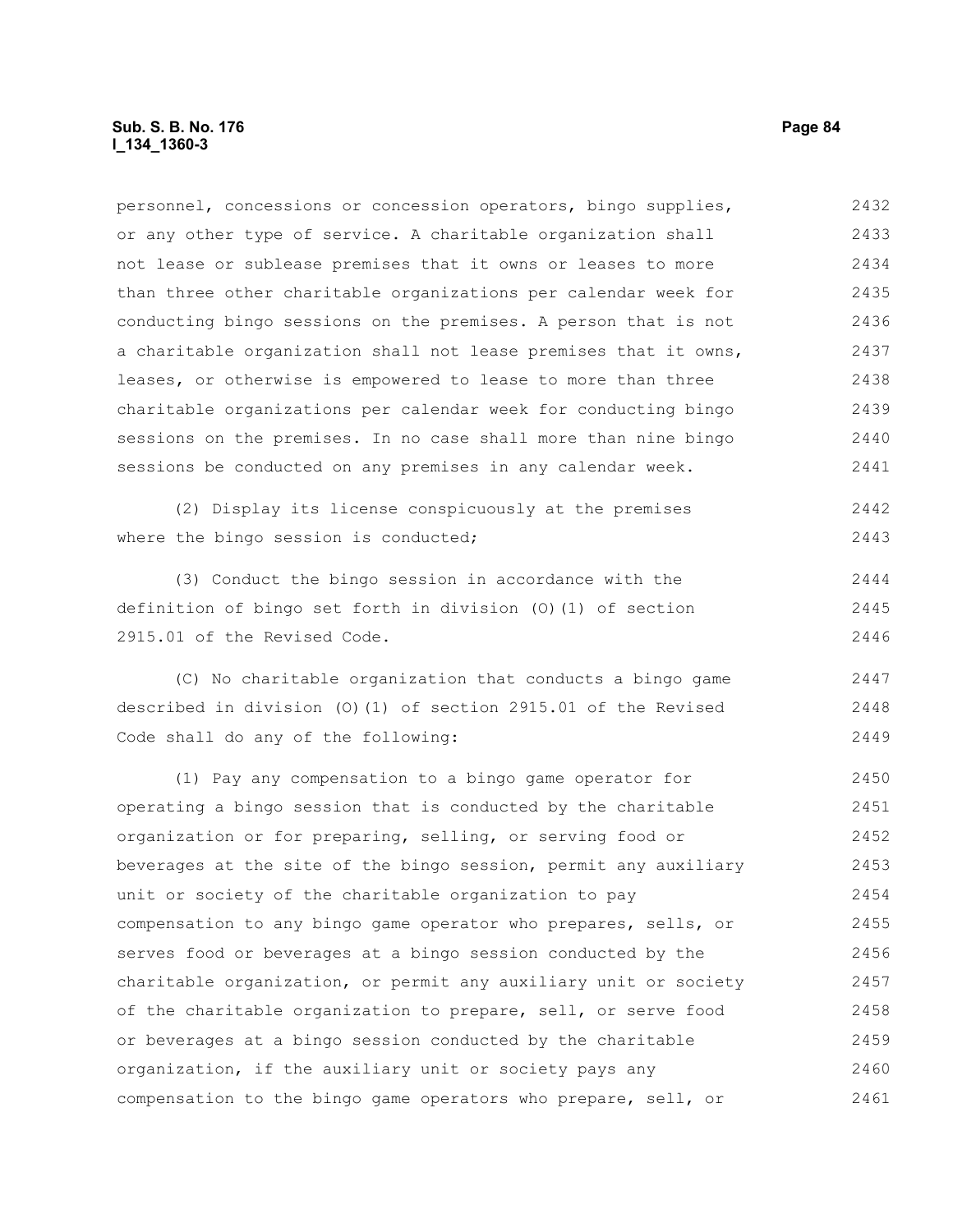personnel, concessions or concession operators, bingo supplies, or any other type of service. A charitable organization shall not lease or sublease premises that it owns or leases to more than three other charitable organizations per calendar week for conducting bingo sessions on the premises. A person that is not a charitable organization shall not lease premises that it owns, leases, or otherwise is empowered to lease to more than three charitable organizations per calendar week for conducting bingo sessions on the premises. In no case shall more than nine bingo sessions be conducted on any premises in any calendar week.

(2) Display its license conspicuously at the premises where the bingo session is conducted;

(3) Conduct the bingo session in accordance with the definition of bingo set forth in division (O)(1) of section 2915.01 of the Revised Code.

(C) No charitable organization that conducts a bingo game described in division (O)(1) of section 2915.01 of the Revised Code shall do any of the following:

(1) Pay any compensation to a bingo game operator for operating a bingo session that is conducted by the charitable organization or for preparing, selling, or serving food or beverages at the site of the bingo session, permit any auxiliary unit or society of the charitable organization to pay compensation to any bingo game operator who prepares, sells, or serves food or beverages at a bingo session conducted by the charitable organization, or permit any auxiliary unit or society of the charitable organization to prepare, sell, or serve food or beverages at a bingo session conducted by the charitable organization, if the auxiliary unit or society pays any compensation to the bingo game operators who prepare, sell, or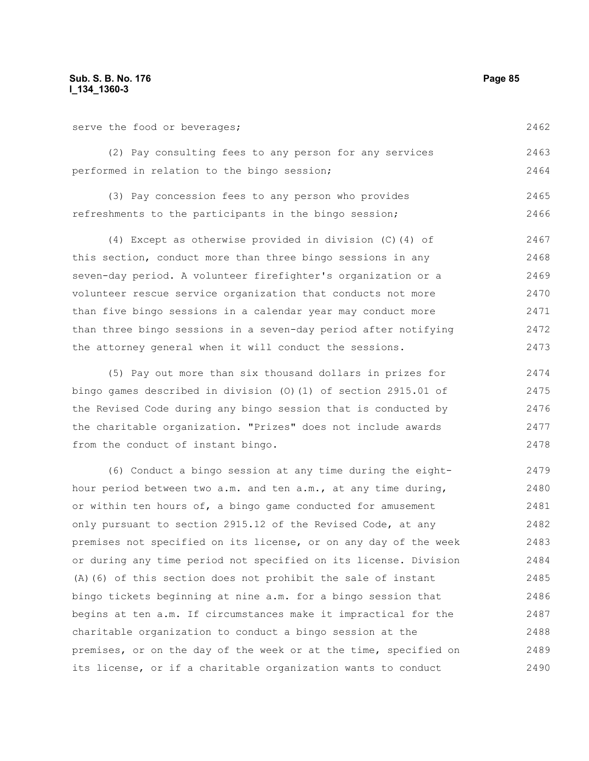serve the food or beverages;

(2) Pay consulting fees to any person for any services performed in relation to the bingo session;

(3) Pay concession fees to any person who provides refreshments to the participants in the bingo session;

(4) Except as otherwise provided in division (C)(4) of this section, conduct more than three bingo sessions in any seven-day period. A volunteer firefighter's organization or a volunteer rescue service organization that conducts not more than five bingo sessions in a calendar year may conduct more than three bingo sessions in a seven-day period after notifying the attorney general when it will conduct the sessions.

(5) Pay out more than six thousand dollars in prizes for bingo games described in division (O)(1) of section 2915.01 of the Revised Code during any bingo session that is conducted by the charitable organization. "Prizes" does not include awards from the conduct of instant bingo.

(6) Conduct a bingo session at any time during the eight-hour period between two a.m. and ten a.m., at any time during, or within ten hours of, a bingo game conducted for amusement only pursuant to section 2915.12 of the Revised Code, at any premises not specified on its license, or on any day of the week or during any time period not specified on its license. Division (A)(6) of this section does not prohibit the sale of instant bingo tickets beginning at nine a.m. for a bingo session that begins at ten a.m. If circumstances make it impractical for the charitable organization to conduct a bingo session at the premises, or on the day of the week or at the time, specified on its license, or if a charitable organization wants to conduct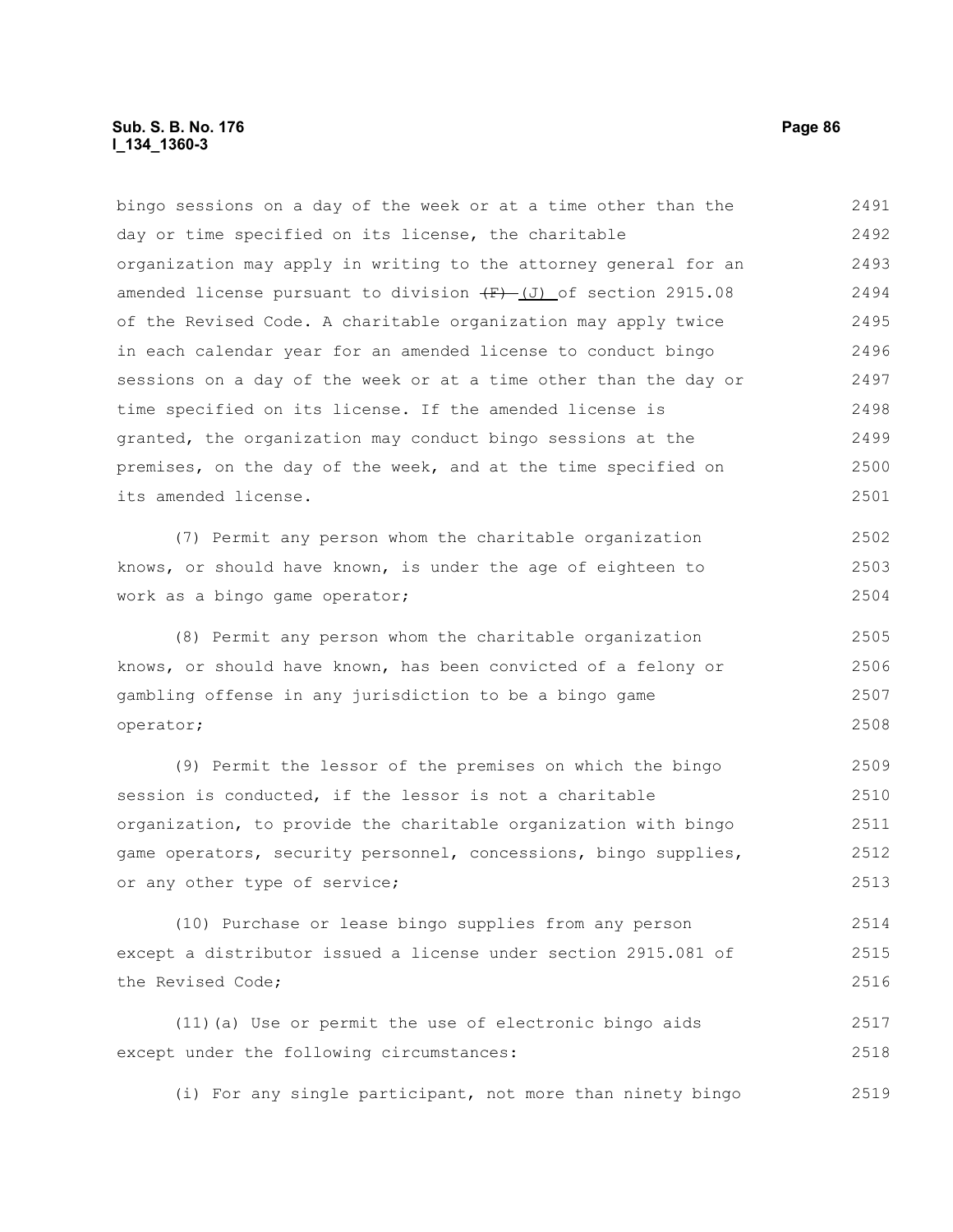bingo sessions on a day of the week or at a time other than the day or time specified on its license, the charitable organization may apply in writing to the attorney general for an amended license pursuant to division ~~(F)~~ (J) of section 2915.08 of the Revised Code. A charitable organization may apply twice in each calendar year for an amended license to conduct bingo sessions on a day of the week or at a time other than the day or time specified on its license. If the amended license is granted, the organization may conduct bingo sessions at the premises, on the day of the week, and at the time specified on its amended license.

(7) Permit any person whom the charitable organization knows, or should have known, is under the age of eighteen to work as a bingo game operator;

(8) Permit any person whom the charitable organization knows, or should have known, has been convicted of a felony or gambling offense in any jurisdiction to be a bingo game operator;

(9) Permit the lessor of the premises on which the bingo session is conducted, if the lessor is not a charitable organization, to provide the charitable organization with bingo game operators, security personnel, concessions, bingo supplies, or any other type of service;

(10) Purchase or lease bingo supplies from any person except a distributor issued a license under section 2915.081 of the Revised Code;

(11)(a) Use or permit the use of electronic bingo aids except under the following circumstances:

(i) For any single participant, not more than ninety bingo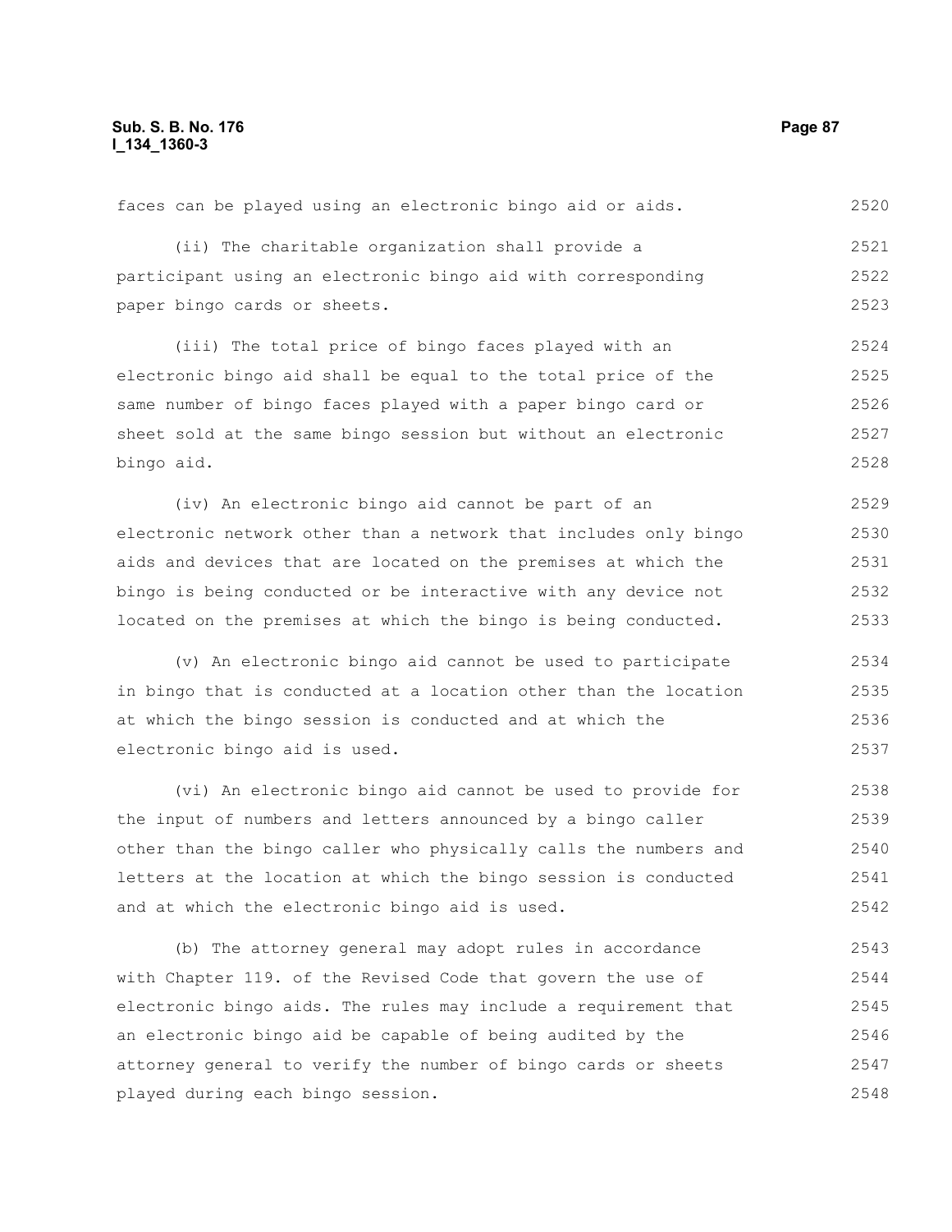faces can be played using an electronic bingo aid or aids.

(ii) The charitable organization shall provide a participant using an electronic bingo aid with corresponding paper bingo cards or sheets.

(iii) The total price of bingo faces played with an electronic bingo aid shall be equal to the total price of the same number of bingo faces played with a paper bingo card or sheet sold at the same bingo session but without an electronic bingo aid.

(iv) An electronic bingo aid cannot be part of an electronic network other than a network that includes only bingo aids and devices that are located on the premises at which the bingo is being conducted or be interactive with any device not located on the premises at which the bingo is being conducted.

(v) An electronic bingo aid cannot be used to participate in bingo that is conducted at a location other than the location at which the bingo session is conducted and at which the electronic bingo aid is used.

(vi) An electronic bingo aid cannot be used to provide for the input of numbers and letters announced by a bingo caller other than the bingo caller who physically calls the numbers and letters at the location at which the bingo session is conducted and at which the electronic bingo aid is used.

(b) The attorney general may adopt rules in accordance with Chapter 119. of the Revised Code that govern the use of electronic bingo aids. The rules may include a requirement that an electronic bingo aid be capable of being audited by the attorney general to verify the number of bingo cards or sheets played during each bingo session.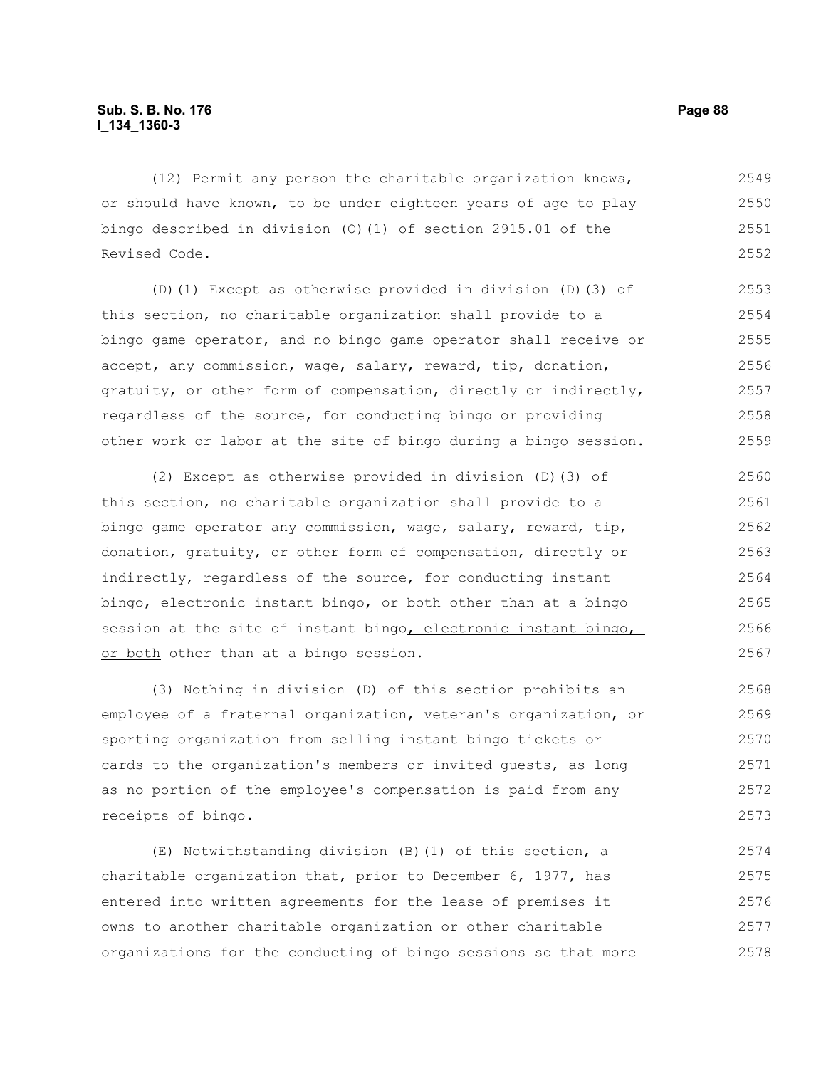(12) Permit any person the charitable organization knows, or should have known, to be under eighteen years of age to play bingo described in division (O)(1) of section 2915.01 of the Revised Code.

(D)(1) Except as otherwise provided in division (D)(3) of this section, no charitable organization shall provide to a bingo game operator, and no bingo game operator shall receive or accept, any commission, wage, salary, reward, tip, donation, gratuity, or other form of compensation, directly or indirectly, regardless of the source, for conducting bingo or providing other work or labor at the site of bingo during a bingo session.

(2) Except as otherwise provided in division (D)(3) of this section, no charitable organization shall provide to a bingo game operator any commission, wage, salary, reward, tip, donation, gratuity, or other form of compensation, directly or indirectly, regardless of the source, for conducting instant bingo, electronic instant bingo, or both other than at a bingo session at the site of instant bingo, electronic instant bingo, or both other than at a bingo session.

(3) Nothing in division (D) of this section prohibits an employee of a fraternal organization, veteran's organization, or sporting organization from selling instant bingo tickets or cards to the organization's members or invited guests, as long as no portion of the employee's compensation is paid from any receipts of bingo.

(E) Notwithstanding division (B)(1) of this section, a charitable organization that, prior to December 6, 1977, has entered into written agreements for the lease of premises it owns to another charitable organization or other charitable organizations for the conducting of bingo sessions so that more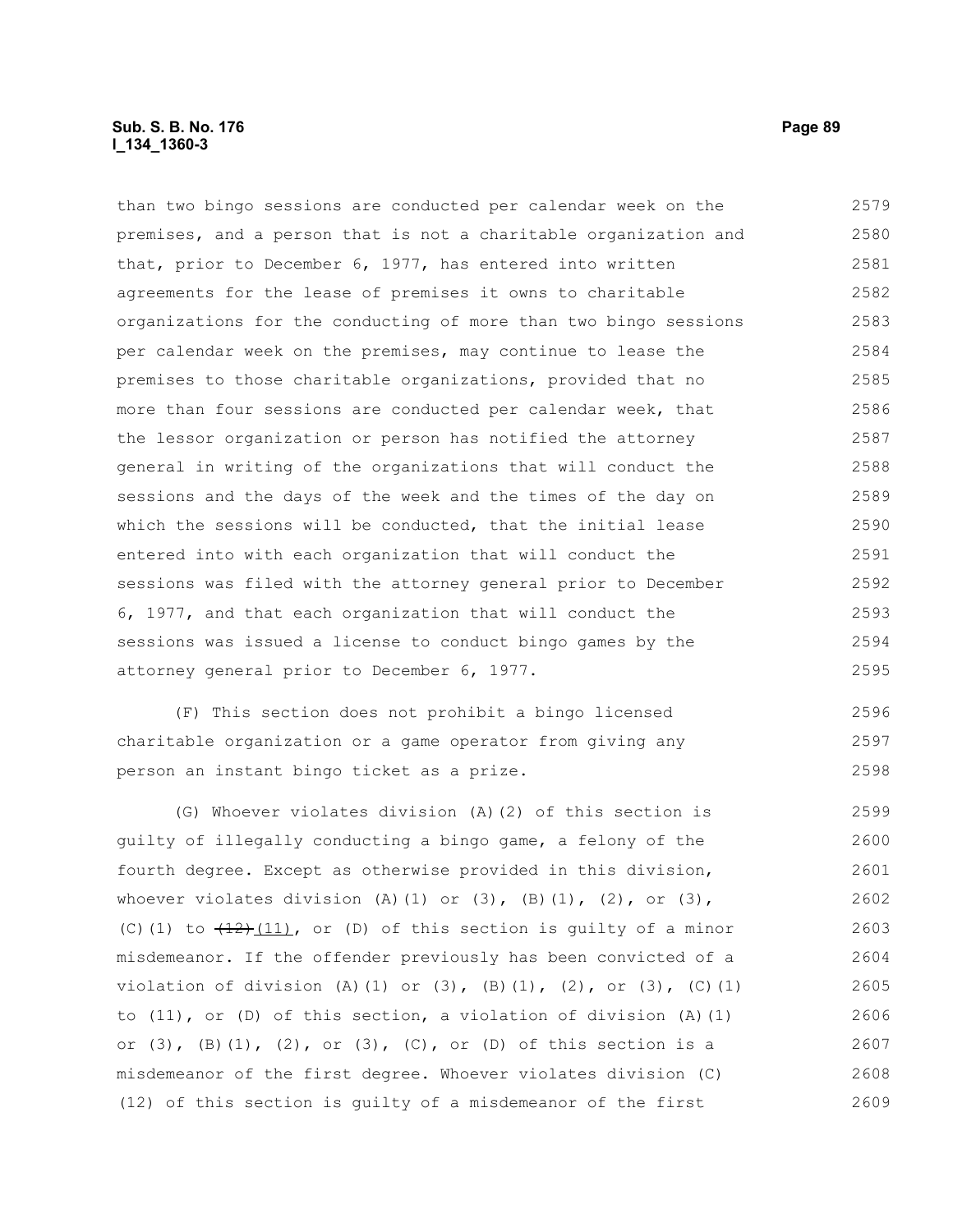than two bingo sessions are conducted per calendar week on the premises, and a person that is not a charitable organization and that, prior to December 6, 1977, has entered into written agreements for the lease of premises it owns to charitable organizations for the conducting of more than two bingo sessions per calendar week on the premises, may continue to lease the premises to those charitable organizations, provided that no more than four sessions are conducted per calendar week, that the lessor organization or person has notified the attorney general in writing of the organizations that will conduct the sessions and the days of the week and the times of the day on which the sessions will be conducted, that the initial lease entered into with each organization that will conduct the sessions was filed with the attorney general prior to December 6, 1977, and that each organization that will conduct the sessions was issued a license to conduct bingo games by the attorney general prior to December 6, 1977.

(F) This section does not prohibit a bingo licensed charitable organization or a game operator from giving any person an instant bingo ticket as a prize.

(G) Whoever violates division (A)(2) of this section is guilty of illegally conducting a bingo game, a felony of the fourth degree. Except as otherwise provided in this division, whoever violates division (A)(1) or (3), (B)(1), (2), or (3), (C)(1) to ~~(12)~~ (11), or (D) of this section is guilty of a minor misdemeanor. If the offender previously has been convicted of a violation of division (A)(1) or (3), (B)(1), (2), or (3), (C)(1) to (11), or (D) of this section, a violation of division (A)(1) or (3), (B)(1), (2), or (3), (C), or (D) of this section is a misdemeanor of the first degree. Whoever violates division (C)(12) of this section is guilty of a misdemeanor of the first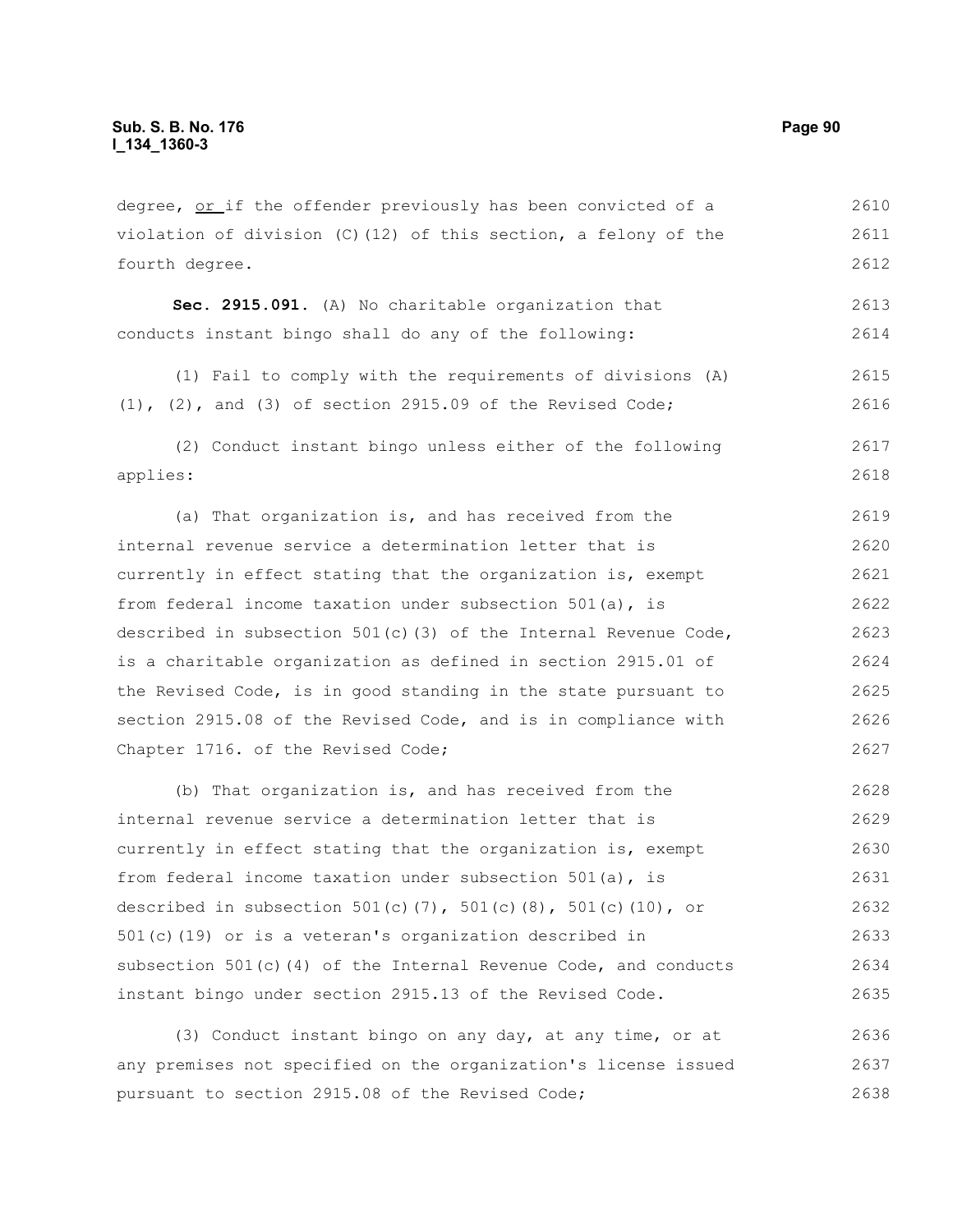degree, <u>or </u>if the offender previously has been convicted of a violation of division (C)(12) of this section, a felony of the fourth degree.

**Sec. 2915.091.** (A) No charitable organization that conducts instant bingo shall do any of the following:

(1) Fail to comply with the requirements of divisions (A)(1), (2), and (3) of section 2915.09 of the Revised Code;

(2) Conduct instant bingo unless either of the following applies:

(a) That organization is, and has received from the internal revenue service a determination letter that is currently in effect stating that the organization is, exempt from federal income taxation under subsection 501(a), is described in subsection 501(c)(3) of the Internal Revenue Code, is a charitable organization as defined in section 2915.01 of the Revised Code, is in good standing in the state pursuant to section 2915.08 of the Revised Code, and is in compliance with Chapter 1716. of the Revised Code;

(b) That organization is, and has received from the internal revenue service a determination letter that is currently in effect stating that the organization is, exempt from federal income taxation under subsection 501(a), is described in subsection 501(c)(7), 501(c)(8), 501(c)(10), or 501(c)(19) or is a veteran's organization described in subsection 501(c)(4) of the Internal Revenue Code, and conducts instant bingo under section 2915.13 of the Revised Code.

(3) Conduct instant bingo on any day, at any time, or at any premises not specified on the organization's license issued pursuant to section 2915.08 of the Revised Code;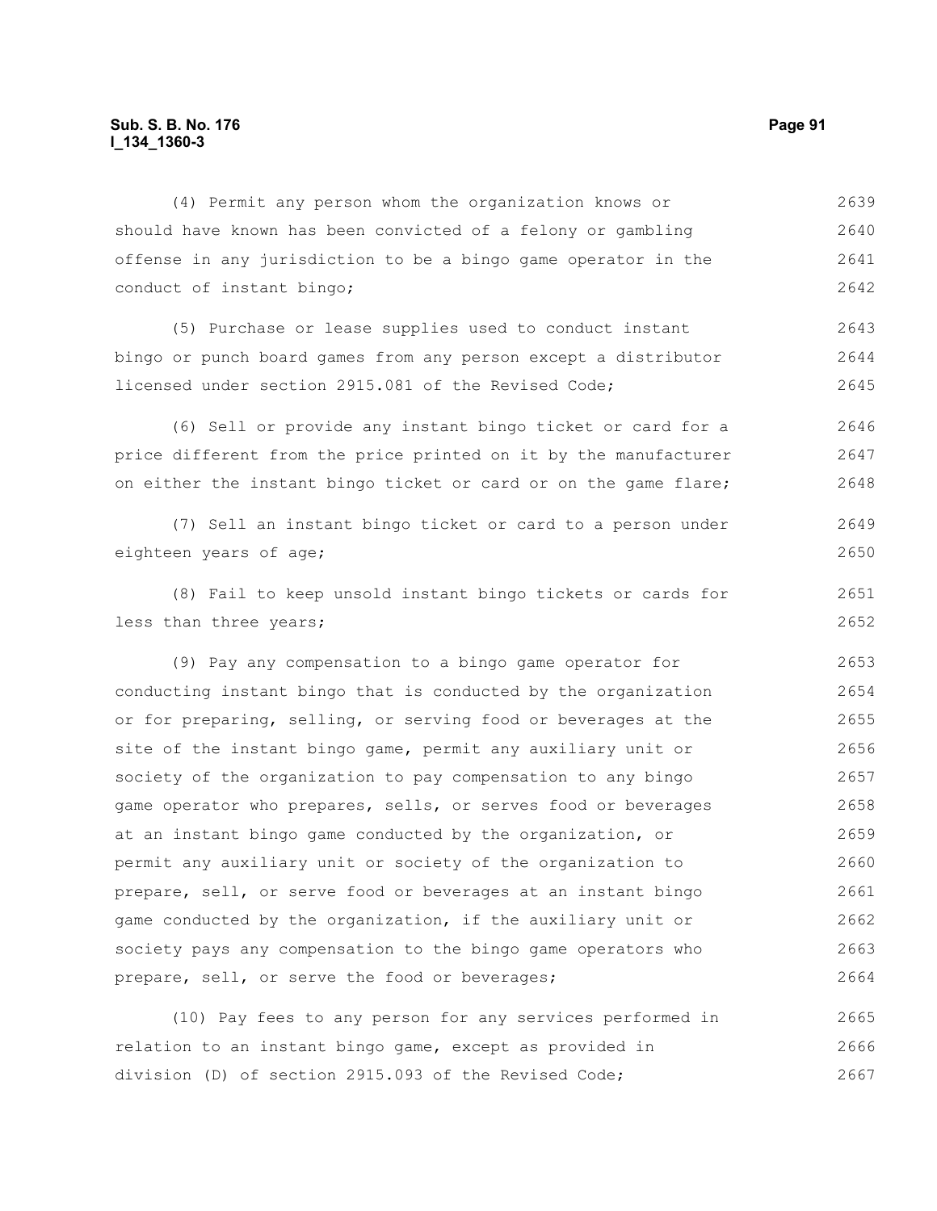(4) Permit any person whom the organization knows or should have known has been convicted of a felony or gambling offense in any jurisdiction to be a bingo game operator in the conduct of instant bingo;

(5) Purchase or lease supplies used to conduct instant bingo or punch board games from any person except a distributor licensed under section 2915.081 of the Revised Code;

(6) Sell or provide any instant bingo ticket or card for a price different from the price printed on it by the manufacturer on either the instant bingo ticket or card or on the game flare;

(7) Sell an instant bingo ticket or card to a person under eighteen years of age;

(8) Fail to keep unsold instant bingo tickets or cards for less than three years;

(9) Pay any compensation to a bingo game operator for conducting instant bingo that is conducted by the organization or for preparing, selling, or serving food or beverages at the site of the instant bingo game, permit any auxiliary unit or society of the organization to pay compensation to any bingo game operator who prepares, sells, or serves food or beverages at an instant bingo game conducted by the organization, or permit any auxiliary unit or society of the organization to prepare, sell, or serve food or beverages at an instant bingo game conducted by the organization, if the auxiliary unit or society pays any compensation to the bingo game operators who prepare, sell, or serve the food or beverages;

(10) Pay fees to any person for any services performed in relation to an instant bingo game, except as provided in division (D) of section 2915.093 of the Revised Code;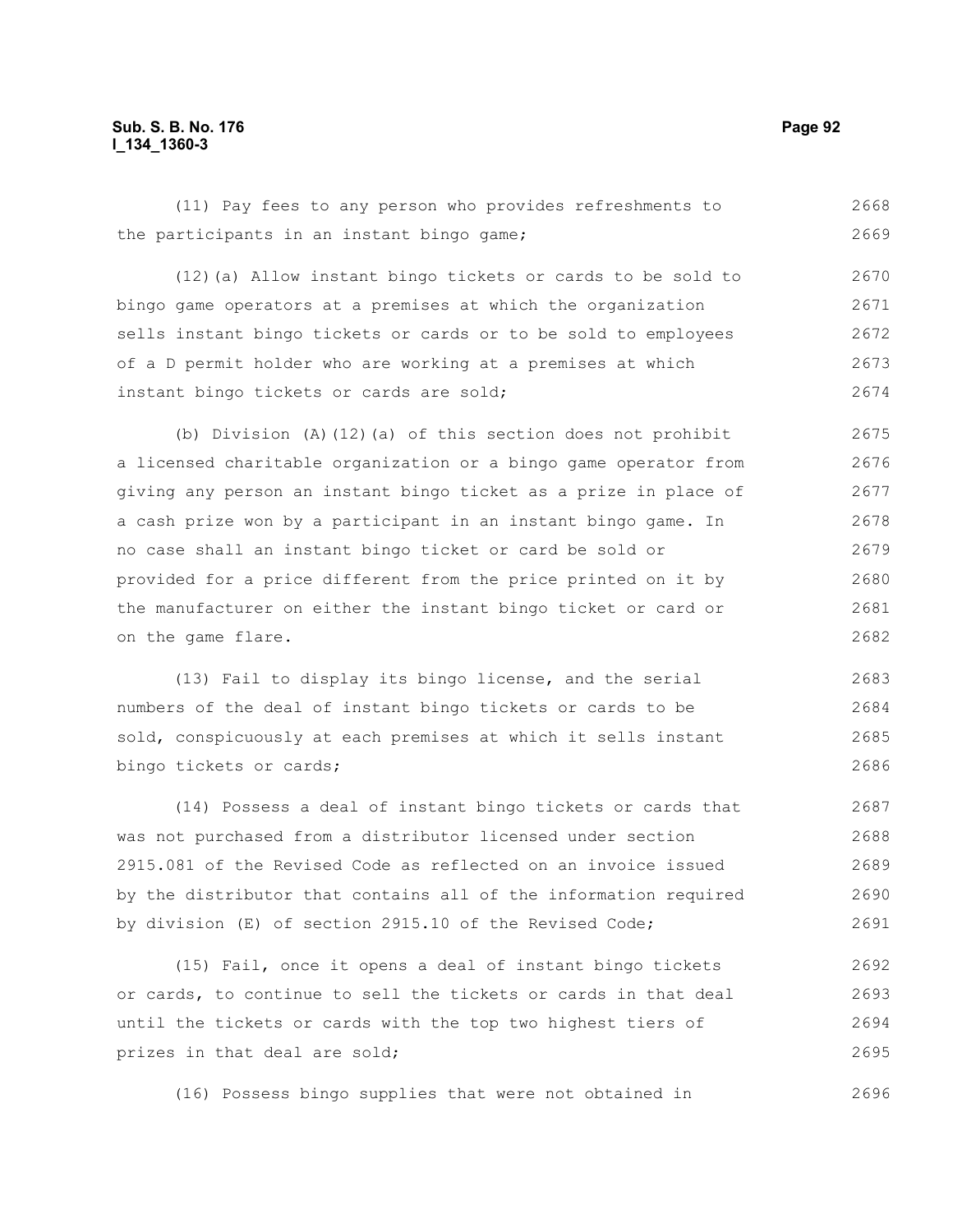(11) Pay fees to any person who provides refreshments to the participants in an instant bingo game;

(12)(a) Allow instant bingo tickets or cards to be sold to bingo game operators at a premises at which the organization sells instant bingo tickets or cards or to be sold to employees of a D permit holder who are working at a premises at which instant bingo tickets or cards are sold;

(b) Division (A)(12)(a) of this section does not prohibit a licensed charitable organization or a bingo game operator from giving any person an instant bingo ticket as a prize in place of a cash prize won by a participant in an instant bingo game. In no case shall an instant bingo ticket or card be sold or provided for a price different from the price printed on it by the manufacturer on either the instant bingo ticket or card or on the game flare.

(13) Fail to display its bingo license, and the serial numbers of the deal of instant bingo tickets or cards to be sold, conspicuously at each premises at which it sells instant bingo tickets or cards;

(14) Possess a deal of instant bingo tickets or cards that was not purchased from a distributor licensed under section 2915.081 of the Revised Code as reflected on an invoice issued by the distributor that contains all of the information required by division (E) of section 2915.10 of the Revised Code;

(15) Fail, once it opens a deal of instant bingo tickets or cards, to continue to sell the tickets or cards in that deal until the tickets or cards with the top two highest tiers of prizes in that deal are sold;

(16) Possess bingo supplies that were not obtained in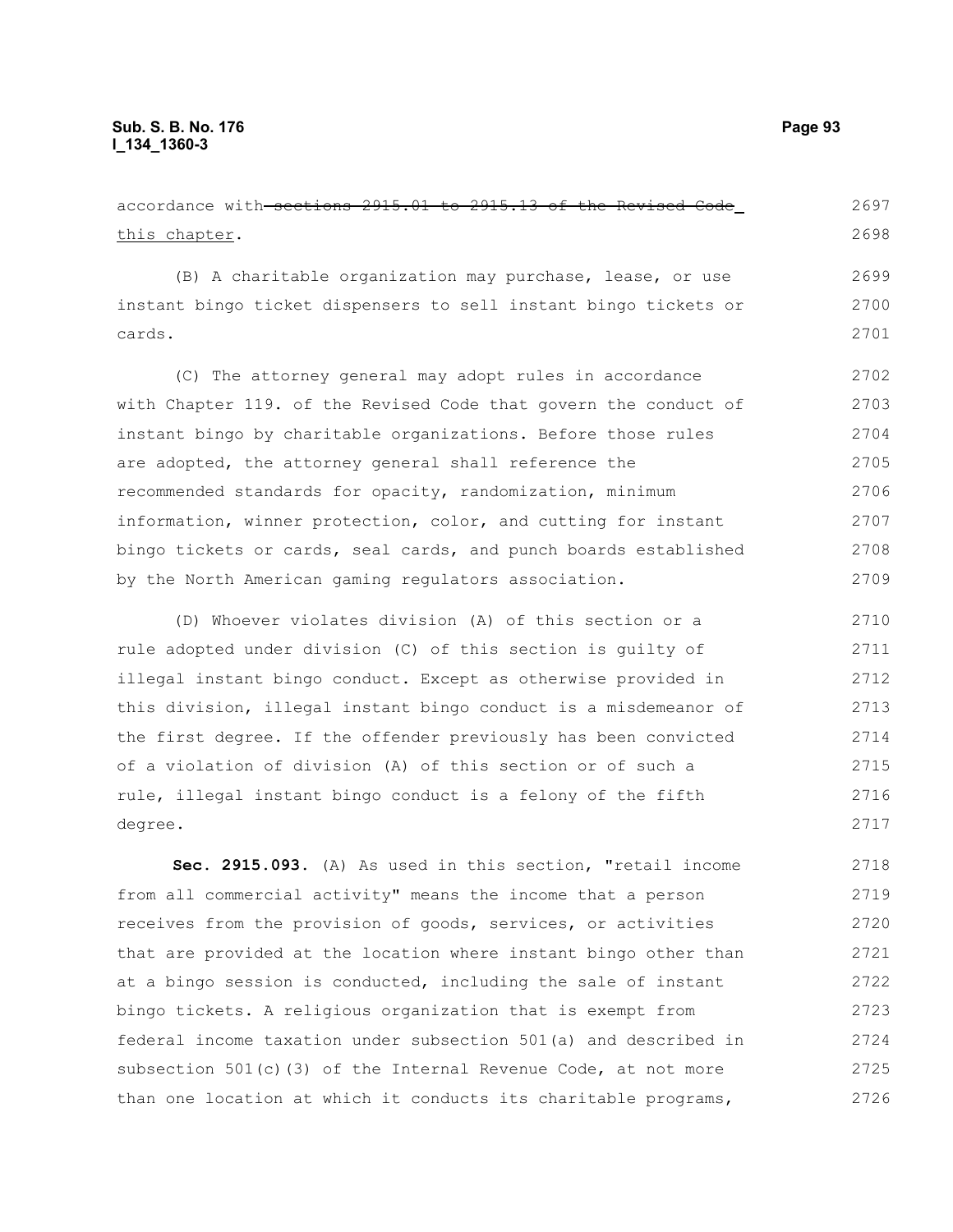accordance with ~~sections 2915.01 to 2915.13 of the Revised Code~~ this chapter.

(B) A charitable organization may purchase, lease, or use instant bingo ticket dispensers to sell instant bingo tickets or cards.

(C) The attorney general may adopt rules in accordance with Chapter 119. of the Revised Code that govern the conduct of instant bingo by charitable organizations. Before those rules are adopted, the attorney general shall reference the recommended standards for opacity, randomization, minimum information, winner protection, color, and cutting for instant bingo tickets or cards, seal cards, and punch boards established by the North American gaming regulators association.

(D) Whoever violates division (A) of this section or a rule adopted under division (C) of this section is guilty of illegal instant bingo conduct. Except as otherwise provided in this division, illegal instant bingo conduct is a misdemeanor of the first degree. If the offender previously has been convicted of a violation of division (A) of this section or of such a rule, illegal instant bingo conduct is a felony of the fifth degree.

**Sec. 2915.093.** (A) As used in this section, "retail income from all commercial activity" means the income that a person receives from the provision of goods, services, or activities that are provided at the location where instant bingo other than at a bingo session is conducted, including the sale of instant bingo tickets. A religious organization that is exempt from federal income taxation under subsection 501(a) and described in subsection 501(c)(3) of the Internal Revenue Code, at not more than one location at which it conducts its charitable programs,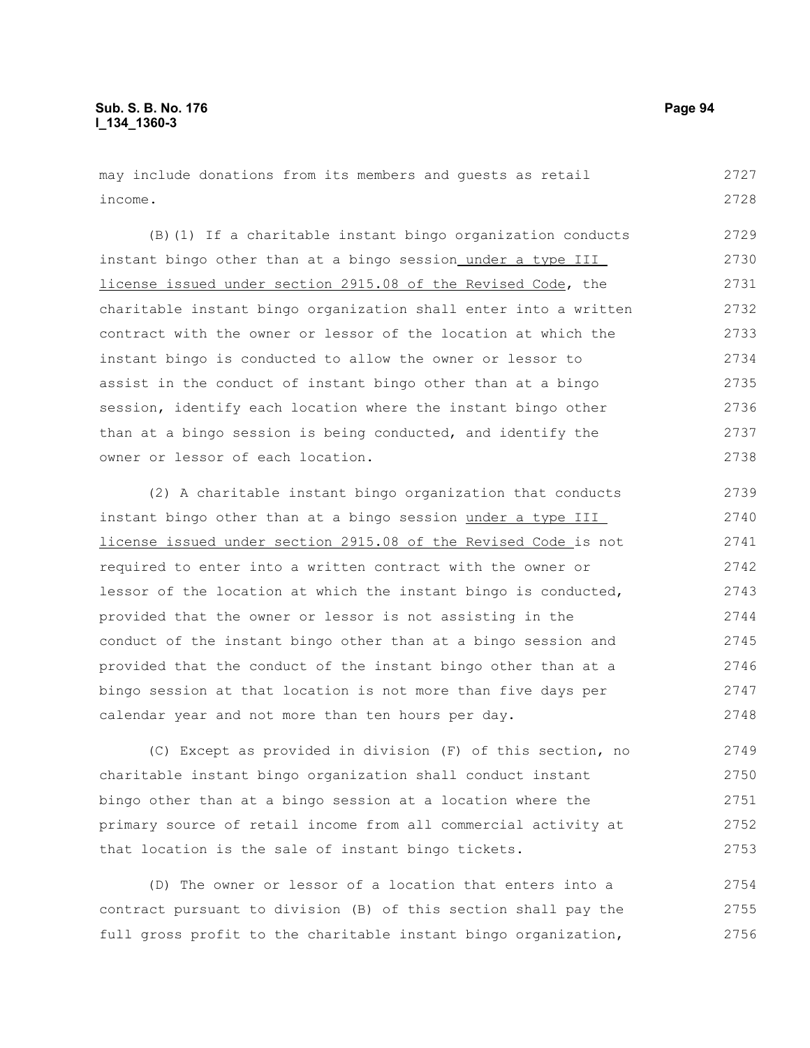may include donations from its members and guests as retail income.

(B)(1) If a charitable instant bingo organization conducts instant bingo other than at a bingo session under a type III license issued under section 2915.08 of the Revised Code, the charitable instant bingo organization shall enter into a written contract with the owner or lessor of the location at which the instant bingo is conducted to allow the owner or lessor to assist in the conduct of instant bingo other than at a bingo session, identify each location where the instant bingo other than at a bingo session is being conducted, and identify the owner or lessor of each location.

(2) A charitable instant bingo organization that conducts instant bingo other than at a bingo session under a type III license issued under section 2915.08 of the Revised Code is not required to enter into a written contract with the owner or lessor of the location at which the instant bingo is conducted, provided that the owner or lessor is not assisting in the conduct of the instant bingo other than at a bingo session and provided that the conduct of the instant bingo other than at a bingo session at that location is not more than five days per calendar year and not more than ten hours per day.

(C) Except as provided in division (F) of this section, no charitable instant bingo organization shall conduct instant bingo other than at a bingo session at a location where the primary source of retail income from all commercial activity at that location is the sale of instant bingo tickets.

(D) The owner or lessor of a location that enters into a contract pursuant to division (B) of this section shall pay the full gross profit to the charitable instant bingo organization,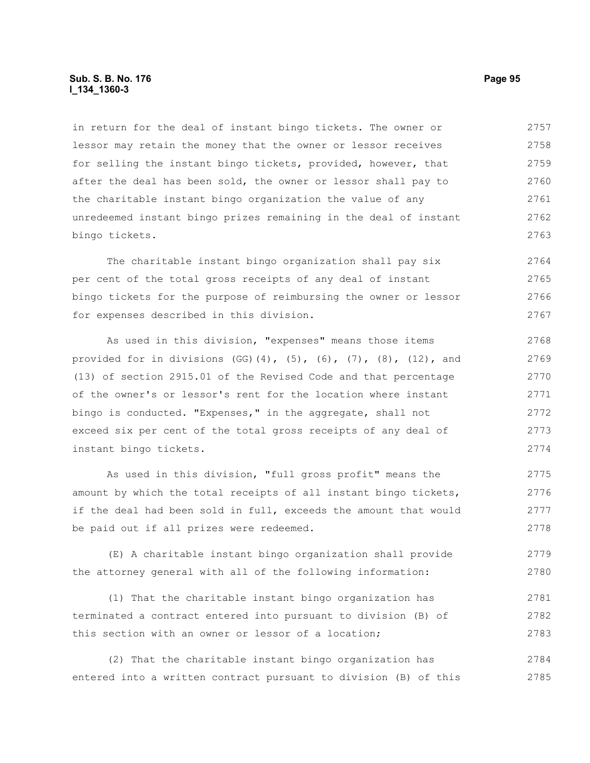in return for the deal of instant bingo tickets. The owner or lessor may retain the money that the owner or lessor receives for selling the instant bingo tickets, provided, however, that after the deal has been sold, the owner or lessor shall pay to the charitable instant bingo organization the value of any unredeemed instant bingo prizes remaining in the deal of instant bingo tickets.

The charitable instant bingo organization shall pay six per cent of the total gross receipts of any deal of instant bingo tickets for the purpose of reimbursing the owner or lessor for expenses described in this division.

As used in this division, "expenses" means those items provided for in divisions (GG)(4), (5), (6), (7), (8), (12), and (13) of section 2915.01 of the Revised Code and that percentage of the owner's or lessor's rent for the location where instant bingo is conducted. "Expenses," in the aggregate, shall not exceed six per cent of the total gross receipts of any deal of instant bingo tickets.

As used in this division, "full gross profit" means the amount by which the total receipts of all instant bingo tickets, if the deal had been sold in full, exceeds the amount that would be paid out if all prizes were redeemed.

(E) A charitable instant bingo organization shall provide the attorney general with all of the following information:

(1) That the charitable instant bingo organization has terminated a contract entered into pursuant to division (B) of this section with an owner or lessor of a location;

(2) That the charitable instant bingo organization has entered into a written contract pursuant to division (B) of this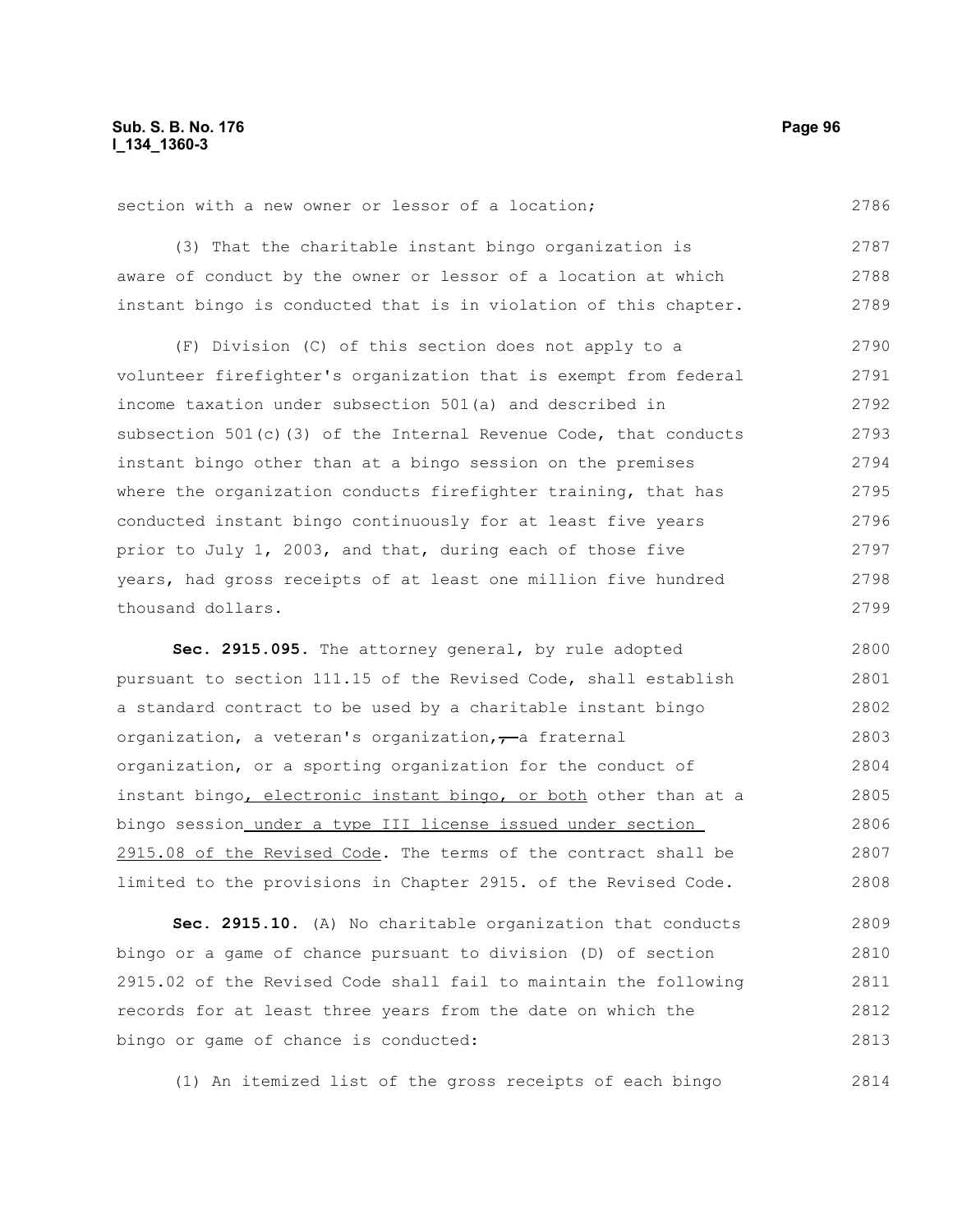section with a new owner or lessor of a location;

(3) That the charitable instant bingo organization is aware of conduct by the owner or lessor of a location at which instant bingo is conducted that is in violation of this chapter.

(F) Division (C) of this section does not apply to a volunteer firefighter's organization that is exempt from federal income taxation under subsection 501(a) and described in subsection 501(c)(3) of the Internal Revenue Code, that conducts instant bingo other than at a bingo session on the premises where the organization conducts firefighter training, that has conducted instant bingo continuously for at least five years prior to July 1, 2003, and that, during each of those five years, had gross receipts of at least one million five hundred thousand dollars.

**Sec. 2915.095.** The attorney general, by rule adopted pursuant to section 111.15 of the Revised Code, shall establish a standard contract to be used by a charitable instant bingo organization, a veteran's organization, ~~,~~ a fraternal organization, or a sporting organization for the conduct of instant bingo, electronic instant bingo, or both other than at a bingo session under a type III license issued under section 2915.08 of the Revised Code. The terms of the contract shall be limited to the provisions in Chapter 2915. of the Revised Code.

**Sec. 2915.10.** (A) No charitable organization that conducts bingo or a game of chance pursuant to division (D) of section 2915.02 of the Revised Code shall fail to maintain the following records for at least three years from the date on which the bingo or game of chance is conducted:

(1) An itemized list of the gross receipts of each bingo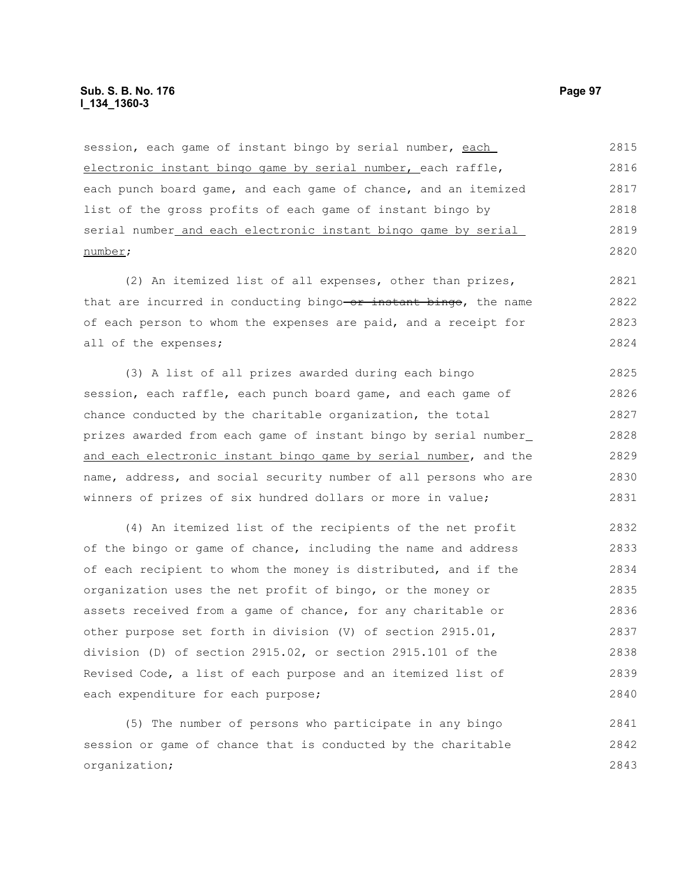session, each game of instant bingo by serial number, each electronic instant bingo game by serial number, each raffle, each punch board game, and each game of chance, and an itemized list of the gross profits of each game of instant bingo by serial number and each electronic instant bingo game by serial number;

(2) An itemized list of all expenses, other than prizes, that are incurred in conducting bingo ~~or instant bingo~~, the name of each person to whom the expenses are paid, and a receipt for all of the expenses;

(3) A list of all prizes awarded during each bingo session, each raffle, each punch board game, and each game of chance conducted by the charitable organization, the total prizes awarded from each game of instant bingo by serial number and each electronic instant bingo game by serial number, and the name, address, and social security number of all persons who are winners of prizes of six hundred dollars or more in value;

(4) An itemized list of the recipients of the net profit of the bingo or game of chance, including the name and address of each recipient to whom the money is distributed, and if the organization uses the net profit of bingo, or the money or assets received from a game of chance, for any charitable or other purpose set forth in division (V) of section 2915.01, division (D) of section 2915.02, or section 2915.101 of the Revised Code, a list of each purpose and an itemized list of each expenditure for each purpose;

(5) The number of persons who participate in any bingo session or game of chance that is conducted by the charitable organization;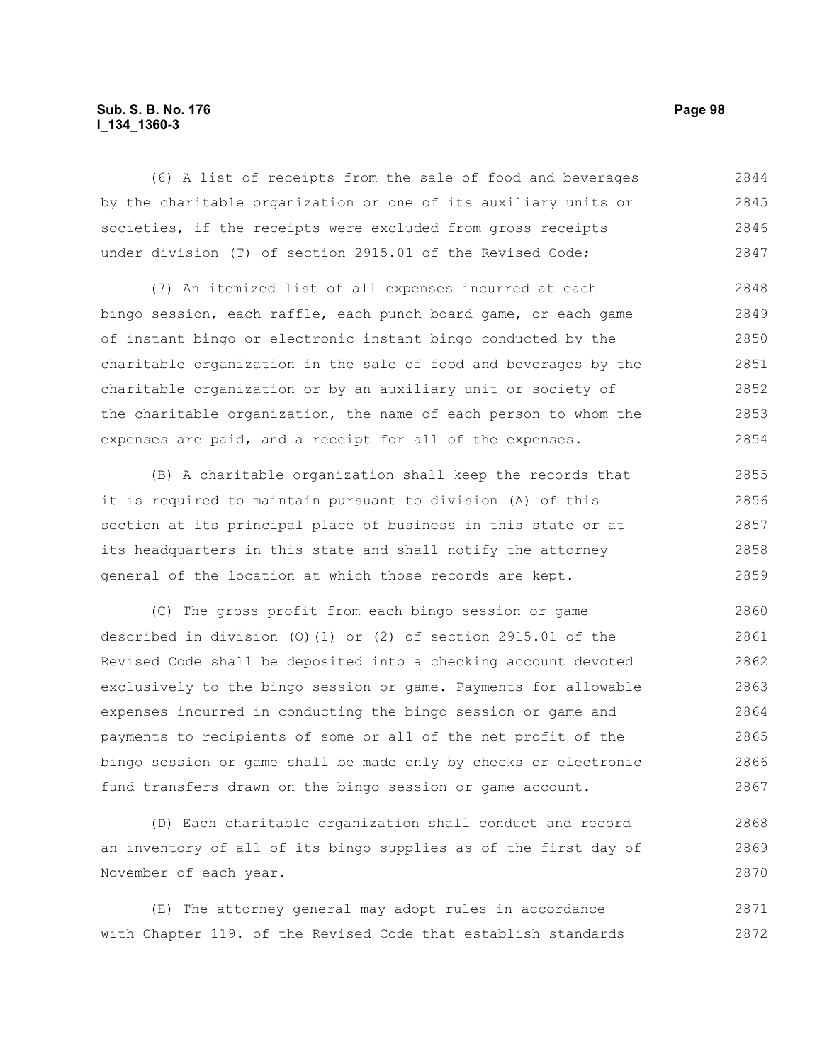(6) A list of receipts from the sale of food and beverages by the charitable organization or one of its auxiliary units or societies, if the receipts were excluded from gross receipts under division (T) of section 2915.01 of the Revised Code;

(7) An itemized list of all expenses incurred at each bingo session, each raffle, each punch board game, or each game of instant bingo <u>or electronic instant bingo</u> conducted by the charitable organization in the sale of food and beverages by the charitable organization or by an auxiliary unit or society of the charitable organization, the name of each person to whom the expenses are paid, and a receipt for all of the expenses.

(B) A charitable organization shall keep the records that it is required to maintain pursuant to division (A) of this section at its principal place of business in this state or at its headquarters in this state and shall notify the attorney general of the location at which those records are kept.

(C) The gross profit from each bingo session or game described in division (O)(1) or (2) of section 2915.01 of the Revised Code shall be deposited into a checking account devoted exclusively to the bingo session or game. Payments for allowable expenses incurred in conducting the bingo session or game and payments to recipients of some or all of the net profit of the bingo session or game shall be made only by checks or electronic fund transfers drawn on the bingo session or game account.

(D) Each charitable organization shall conduct and record an inventory of all of its bingo supplies as of the first day of November of each year.

(E) The attorney general may adopt rules in accordance with Chapter 119. of the Revised Code that establish standards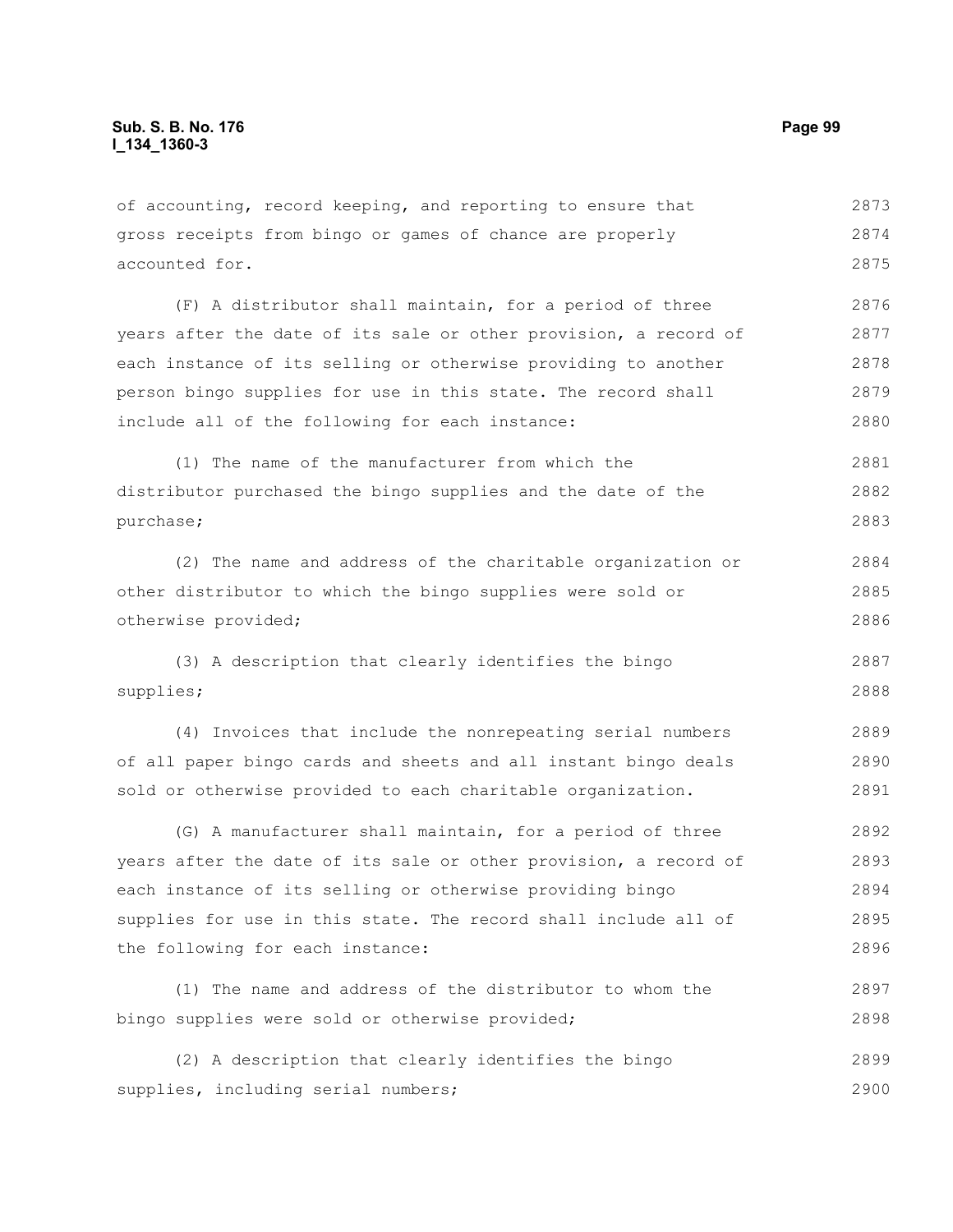of accounting, record keeping, and reporting to ensure that gross receipts from bingo or games of chance are properly accounted for.

(F) A distributor shall maintain, for a period of three years after the date of its sale or other provision, a record of each instance of its selling or otherwise providing to another person bingo supplies for use in this state. The record shall include all of the following for each instance:

(1) The name of the manufacturer from which the distributor purchased the bingo supplies and the date of the purchase;

(2) The name and address of the charitable organization or other distributor to which the bingo supplies were sold or otherwise provided;

(3) A description that clearly identifies the bingo supplies;

(4) Invoices that include the nonrepeating serial numbers of all paper bingo cards and sheets and all instant bingo deals sold or otherwise provided to each charitable organization.

(G) A manufacturer shall maintain, for a period of three years after the date of its sale or other provision, a record of each instance of its selling or otherwise providing bingo supplies for use in this state. The record shall include all of the following for each instance:

(1) The name and address of the distributor to whom the bingo supplies were sold or otherwise provided;

(2) A description that clearly identifies the bingo supplies, including serial numbers;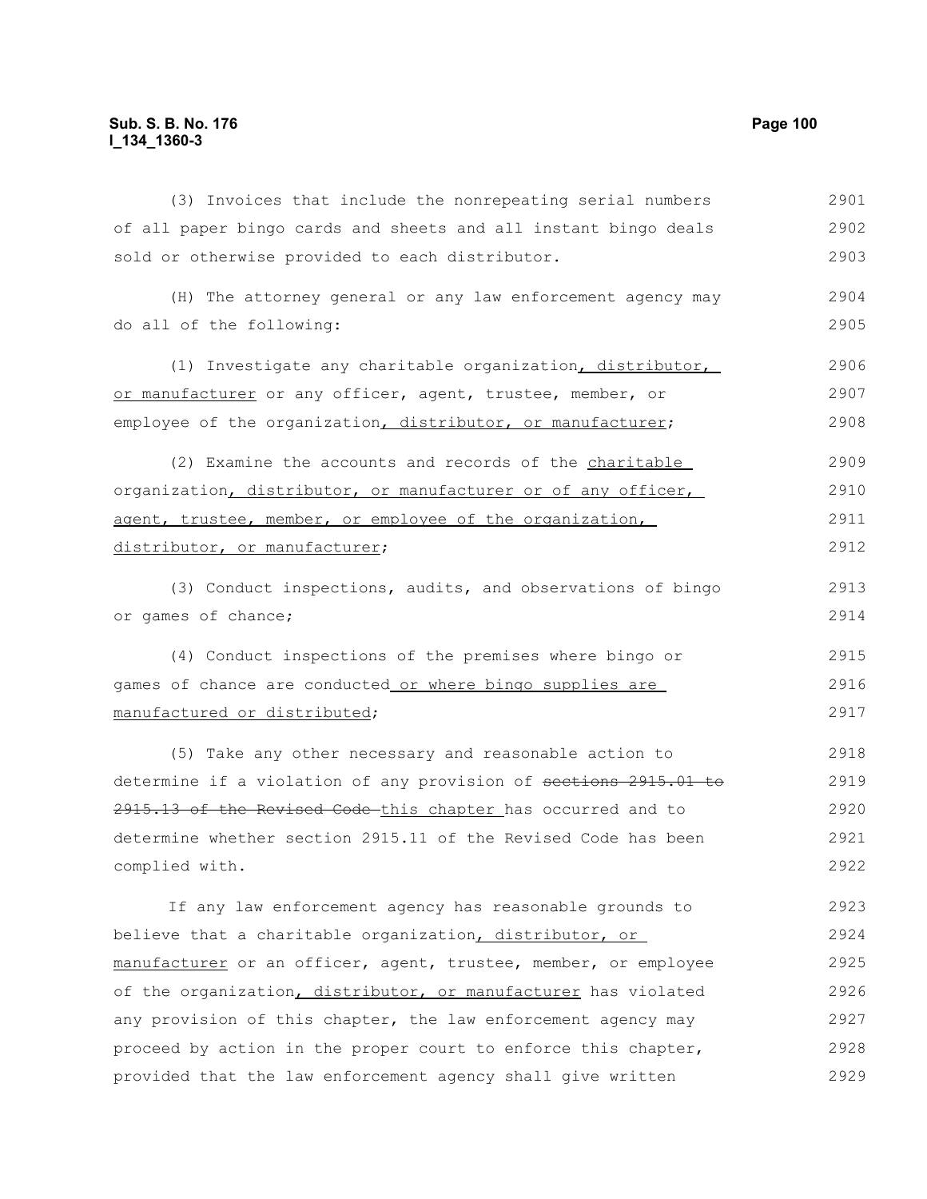(3) Invoices that include the nonrepeating serial numbers of all paper bingo cards and sheets and all instant bingo deals sold or otherwise provided to each distributor.

(H) The attorney general or any law enforcement agency may do all of the following:

(1) Investigate any charitable organization, distributor, or manufacturer or any officer, agent, trustee, member, or employee of the organization, distributor, or manufacturer;

(2) Examine the accounts and records of the charitable organization, distributor, or manufacturer or of any officer, agent, trustee, member, or employee of the organization, distributor, or manufacturer;

(3) Conduct inspections, audits, and observations of bingo or games of chance;

(4) Conduct inspections of the premises where bingo or games of chance are conducted or where bingo supplies are manufactured or distributed;

(5) Take any other necessary and reasonable action to determine if a violation of any provision of ~~sections 2915.01 to 2915.13 of the Revised Code~~ this chapter has occurred and to determine whether section 2915.11 of the Revised Code has been complied with.

If any law enforcement agency has reasonable grounds to believe that a charitable organization, distributor, or manufacturer or an officer, agent, trustee, member, or employee of the organization, distributor, or manufacturer has violated any provision of this chapter, the law enforcement agency may proceed by action in the proper court to enforce this chapter, provided that the law enforcement agency shall give written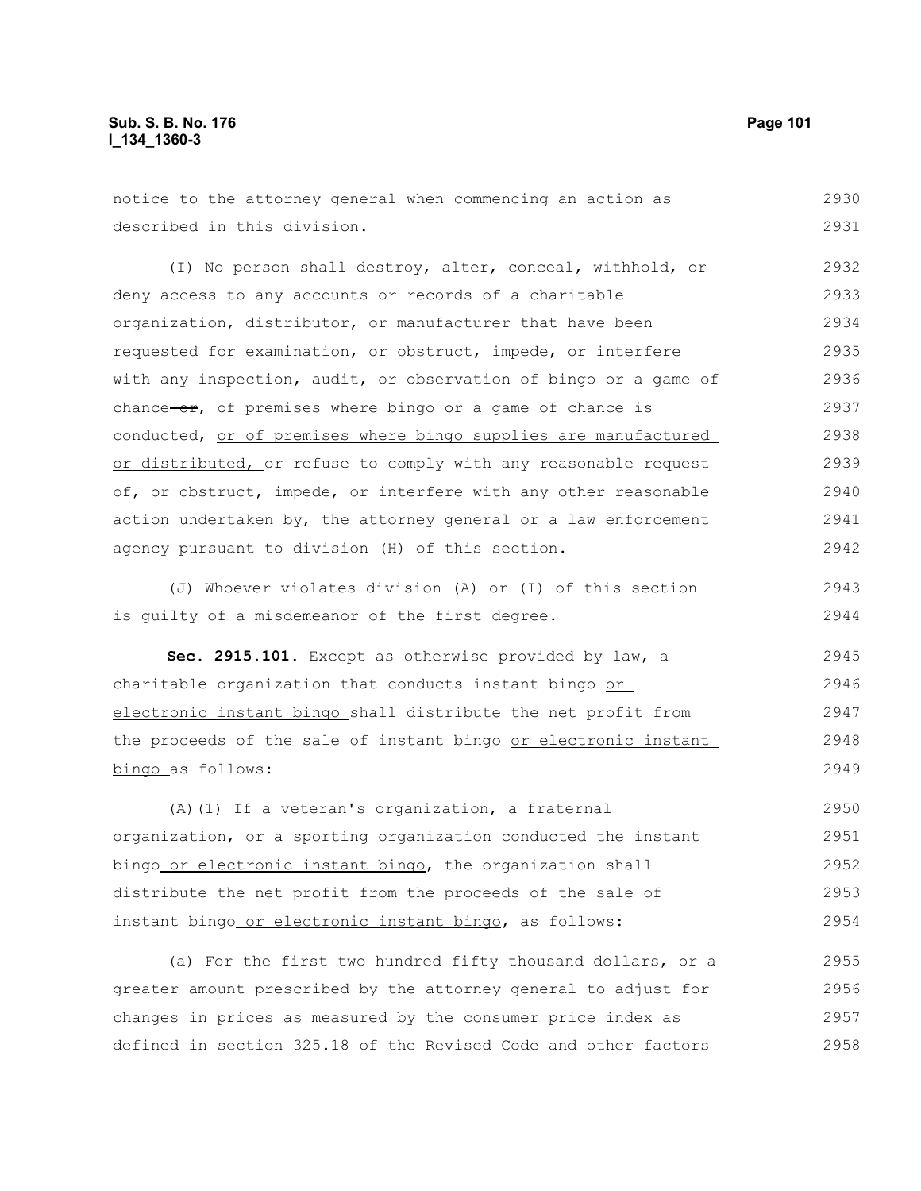notice to the attorney general when commencing an action as described in this division.

(I) No person shall destroy, alter, conceal, withhold, or deny access to any accounts or records of a charitable organization, distributor, or manufacturer that have been requested for examination, or obstruct, impede, or interfere with any inspection, audit, or observation of bingo or a game of chance ~~or~~, of premises where bingo or a game of chance is conducted, or of premises where bingo supplies are manufactured or distributed, or refuse to comply with any reasonable request of, or obstruct, impede, or interfere with any other reasonable action undertaken by, the attorney general or a law enforcement agency pursuant to division (H) of this section.

(J) Whoever violates division (A) or (I) of this section is guilty of a misdemeanor of the first degree.

**Sec. 2915.101.** Except as otherwise provided by law, a charitable organization that conducts instant bingo or electronic instant bingo shall distribute the net profit from the proceeds of the sale of instant bingo or electronic instant bingo as follows:

(A)(1) If a veteran's organization, a fraternal organization, or a sporting organization conducted the instant bingo or electronic instant bingo, the organization shall distribute the net profit from the proceeds of the sale of instant bingo or electronic instant bingo, as follows:

(a) For the first two hundred fifty thousand dollars, or a greater amount prescribed by the attorney general to adjust for changes in prices as measured by the consumer price index as defined in section 325.18 of the Revised Code and other factors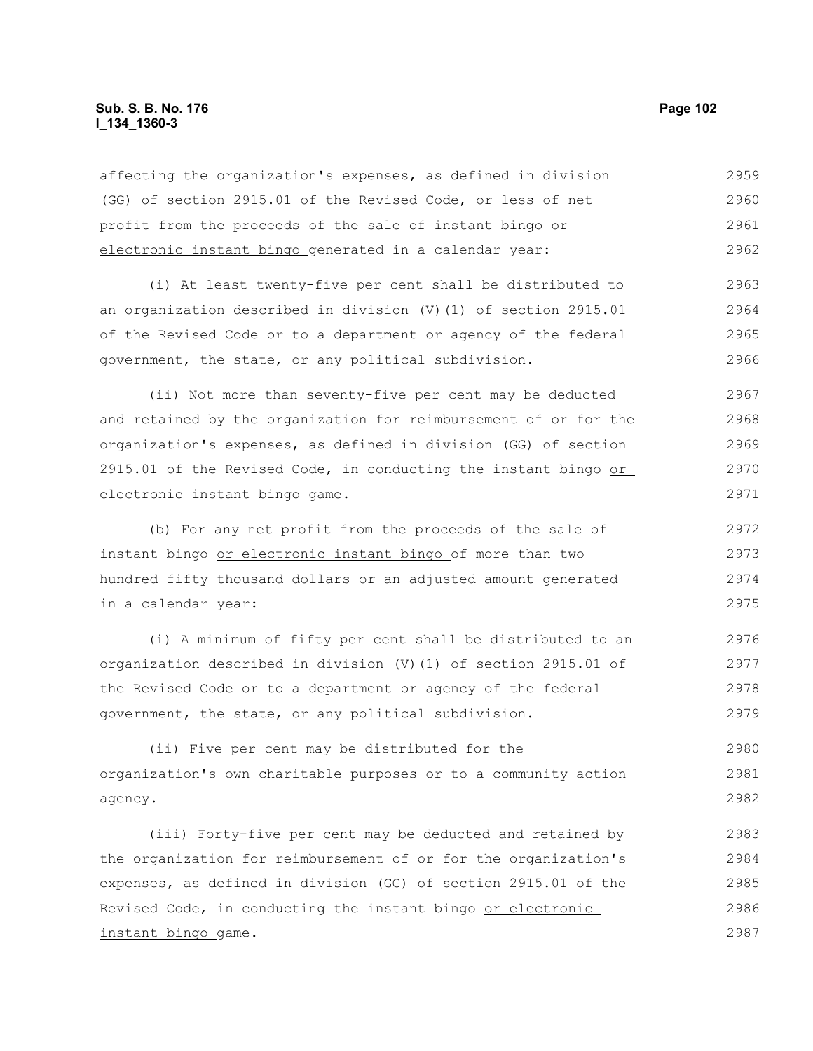affecting the organization's expenses, as defined in division (GG) of section 2915.01 of the Revised Code, or less of net profit from the proceeds of the sale of instant bingo or electronic instant bingo generated in a calendar year:

(i) At least twenty-five per cent shall be distributed to an organization described in division (V)(1) of section 2915.01 of the Revised Code or to a department or agency of the federal government, the state, or any political subdivision.

(ii) Not more than seventy-five per cent may be deducted and retained by the organization for reimbursement of or for the organization's expenses, as defined in division (GG) of section 2915.01 of the Revised Code, in conducting the instant bingo or electronic instant bingo game.

(b) For any net profit from the proceeds of the sale of instant bingo or electronic instant bingo of more than two hundred fifty thousand dollars or an adjusted amount generated in a calendar year:

(i) A minimum of fifty per cent shall be distributed to an organization described in division (V)(1) of section 2915.01 of the Revised Code or to a department or agency of the federal government, the state, or any political subdivision.

(ii) Five per cent may be distributed for the organization's own charitable purposes or to a community action agency.

(iii) Forty-five per cent may be deducted and retained by the organization for reimbursement of or for the organization's expenses, as defined in division (GG) of section 2915.01 of the Revised Code, in conducting the instant bingo or electronic instant bingo game.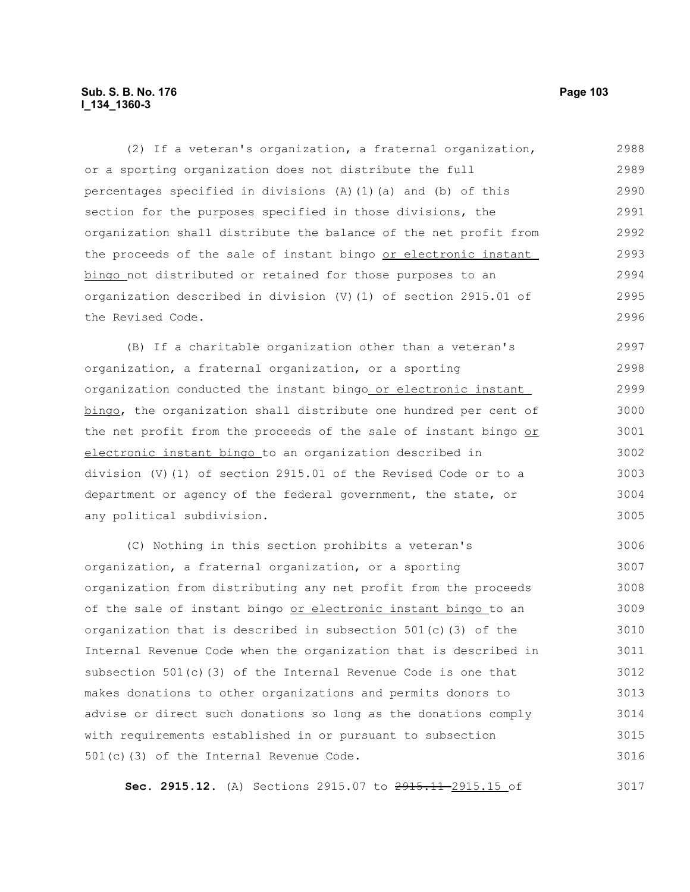(2) If a veteran's organization, a fraternal organization, or a sporting organization does not distribute the full percentages specified in divisions (A)(1)(a) and (b) of this section for the purposes specified in those divisions, the organization shall distribute the balance of the net profit from the proceeds of the sale of instant bingo or electronic instant bingo not distributed or retained for those purposes to an organization described in division (V)(1) of section 2915.01 of the Revised Code.

(B) If a charitable organization other than a veteran's organization, a fraternal organization, or a sporting organization conducted the instant bingo or electronic instant bingo, the organization shall distribute one hundred per cent of the net profit from the proceeds of the sale of instant bingo or electronic instant bingo to an organization described in division (V)(1) of section 2915.01 of the Revised Code or to a department or agency of the federal government, the state, or any political subdivision.

(C) Nothing in this section prohibits a veteran's organization, a fraternal organization, or a sporting organization from distributing any net profit from the proceeds of the sale of instant bingo or electronic instant bingo to an organization that is described in subsection 501(c)(3) of the Internal Revenue Code when the organization that is described in subsection 501(c)(3) of the Internal Revenue Code is one that makes donations to other organizations and permits donors to advise or direct such donations so long as the donations comply with requirements established in or pursuant to subsection 501(c)(3) of the Internal Revenue Code.

**Sec. 2915.12.** (A) Sections 2915.07 to ~~2915.11~~ 2915.15 of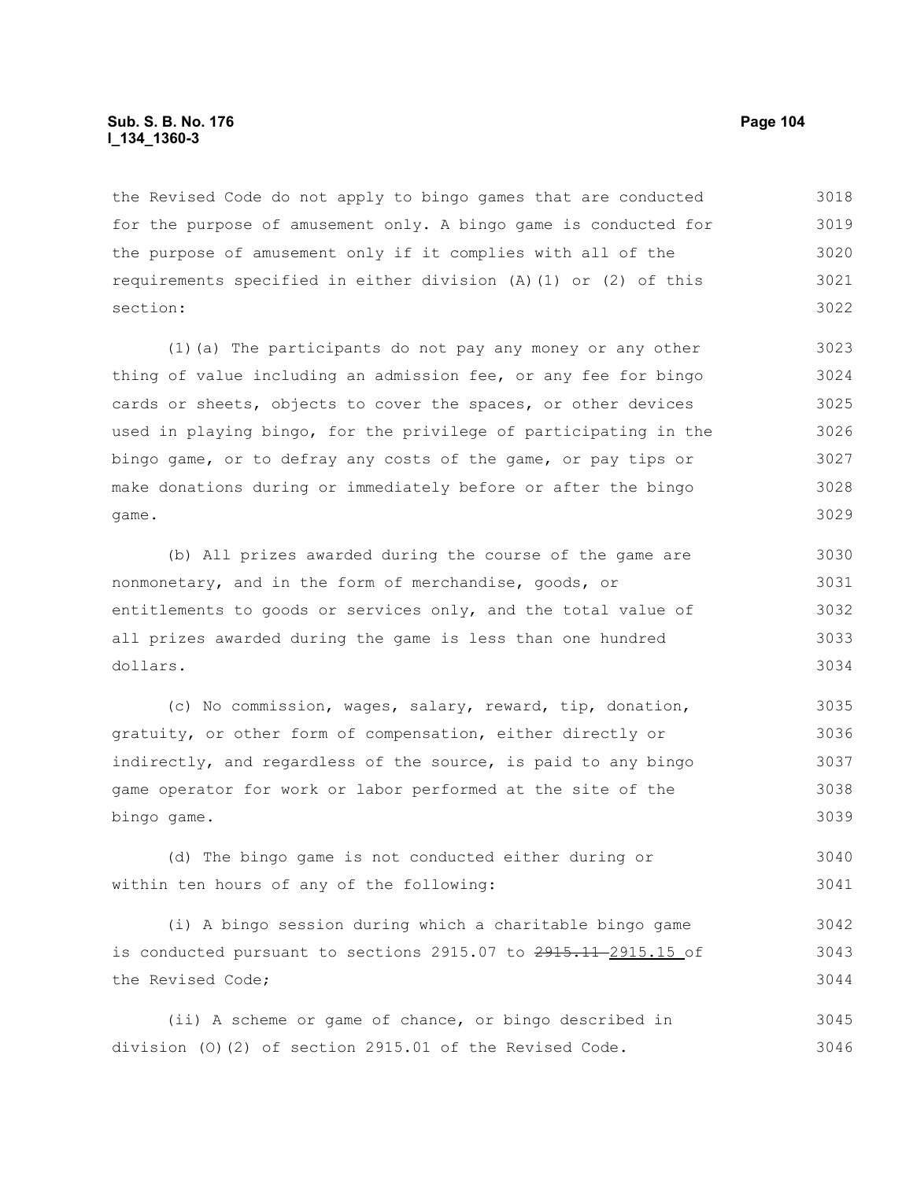the Revised Code do not apply to bingo games that are conducted for the purpose of amusement only. A bingo game is conducted for the purpose of amusement only if it complies with all of the requirements specified in either division (A)(1) or (2) of this section:

(1)(a) The participants do not pay any money or any other thing of value including an admission fee, or any fee for bingo cards or sheets, objects to cover the spaces, or other devices used in playing bingo, for the privilege of participating in the bingo game, or to defray any costs of the game, or pay tips or make donations during or immediately before or after the bingo game.

(b) All prizes awarded during the course of the game are nonmonetary, and in the form of merchandise, goods, or entitlements to goods or services only, and the total value of all prizes awarded during the game is less than one hundred dollars.

(c) No commission, wages, salary, reward, tip, donation, gratuity, or other form of compensation, either directly or indirectly, and regardless of the source, is paid to any bingo game operator for work or labor performed at the site of the bingo game.

(d) The bingo game is not conducted either during or within ten hours of any of the following:

(i) A bingo session during which a charitable bingo game is conducted pursuant to sections 2915.07 to ~~2915.11~~ 2915.15 of the Revised Code;

(ii) A scheme or game of chance, or bingo described in division (O)(2) of section 2915.01 of the Revised Code.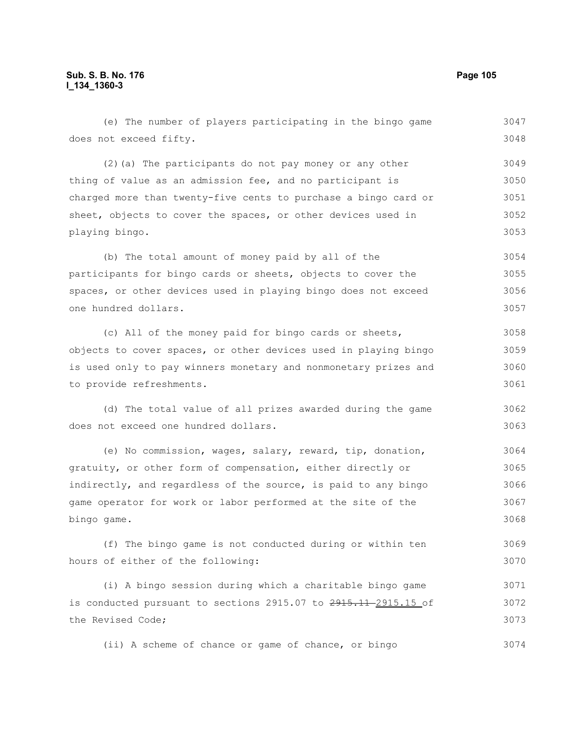(e) The number of players participating in the bingo game does not exceed fifty.

(2)(a) The participants do not pay money or any other thing of value as an admission fee, and no participant is charged more than twenty-five cents to purchase a bingo card or sheet, objects to cover the spaces, or other devices used in playing bingo.

(b) The total amount of money paid by all of the participants for bingo cards or sheets, objects to cover the spaces, or other devices used in playing bingo does not exceed one hundred dollars.

(c) All of the money paid for bingo cards or sheets, objects to cover spaces, or other devices used in playing bingo is used only to pay winners monetary and nonmonetary prizes and to provide refreshments.

(d) The total value of all prizes awarded during the game does not exceed one hundred dollars.

(e) No commission, wages, salary, reward, tip, donation, gratuity, or other form of compensation, either directly or indirectly, and regardless of the source, is paid to any bingo game operator for work or labor performed at the site of the bingo game.

(f) The bingo game is not conducted during or within ten hours of either of the following:

(i) A bingo session during which a charitable bingo game is conducted pursuant to sections 2915.07 to ~~2915.11~~ 2915.15 of the Revised Code;

(ii) A scheme of chance or game of chance, or bingo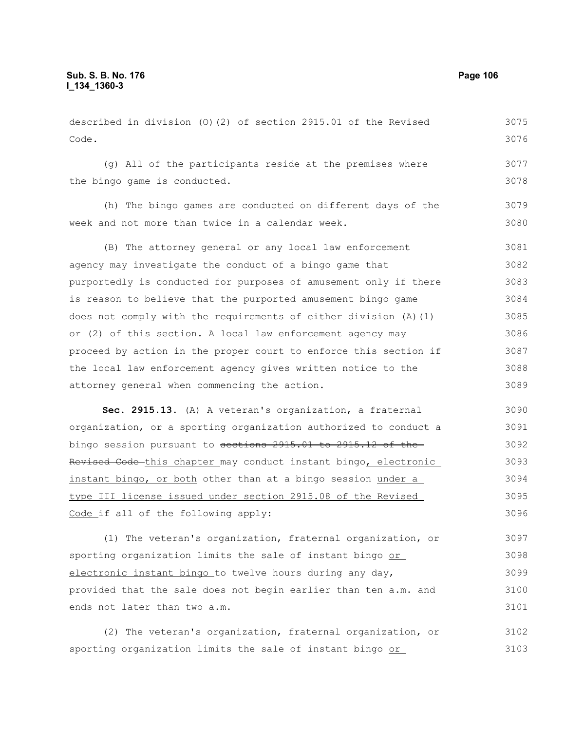described in division (O)(2) of section 2915.01 of the Revised Code.

(g) All of the participants reside at the premises where the bingo game is conducted.

(h) The bingo games are conducted on different days of the week and not more than twice in a calendar week.

(B) The attorney general or any local law enforcement agency may investigate the conduct of a bingo game that purportedly is conducted for purposes of amusement only if there is reason to believe that the purported amusement bingo game does not comply with the requirements of either division (A)(1) or (2) of this section. A local law enforcement agency may proceed by action in the proper court to enforce this section if the local law enforcement agency gives written notice to the attorney general when commencing the action.

**Sec. 2915.13.** (A) A veteran's organization, a fraternal organization, or a sporting organization authorized to conduct a bingo session pursuant to ~~sections 2915.01 to 2915.12 of the Revised Code~~ this chapter may conduct instant bingo, electronic instant bingo, or both other than at a bingo session under a type III license issued under section 2915.08 of the Revised Code if all of the following apply:

(1) The veteran's organization, fraternal organization, or sporting organization limits the sale of instant bingo or electronic instant bingo to twelve hours during any day, provided that the sale does not begin earlier than ten a.m. and ends not later than two a.m.

(2) The veteran's organization, fraternal organization, or sporting organization limits the sale of instant bingo or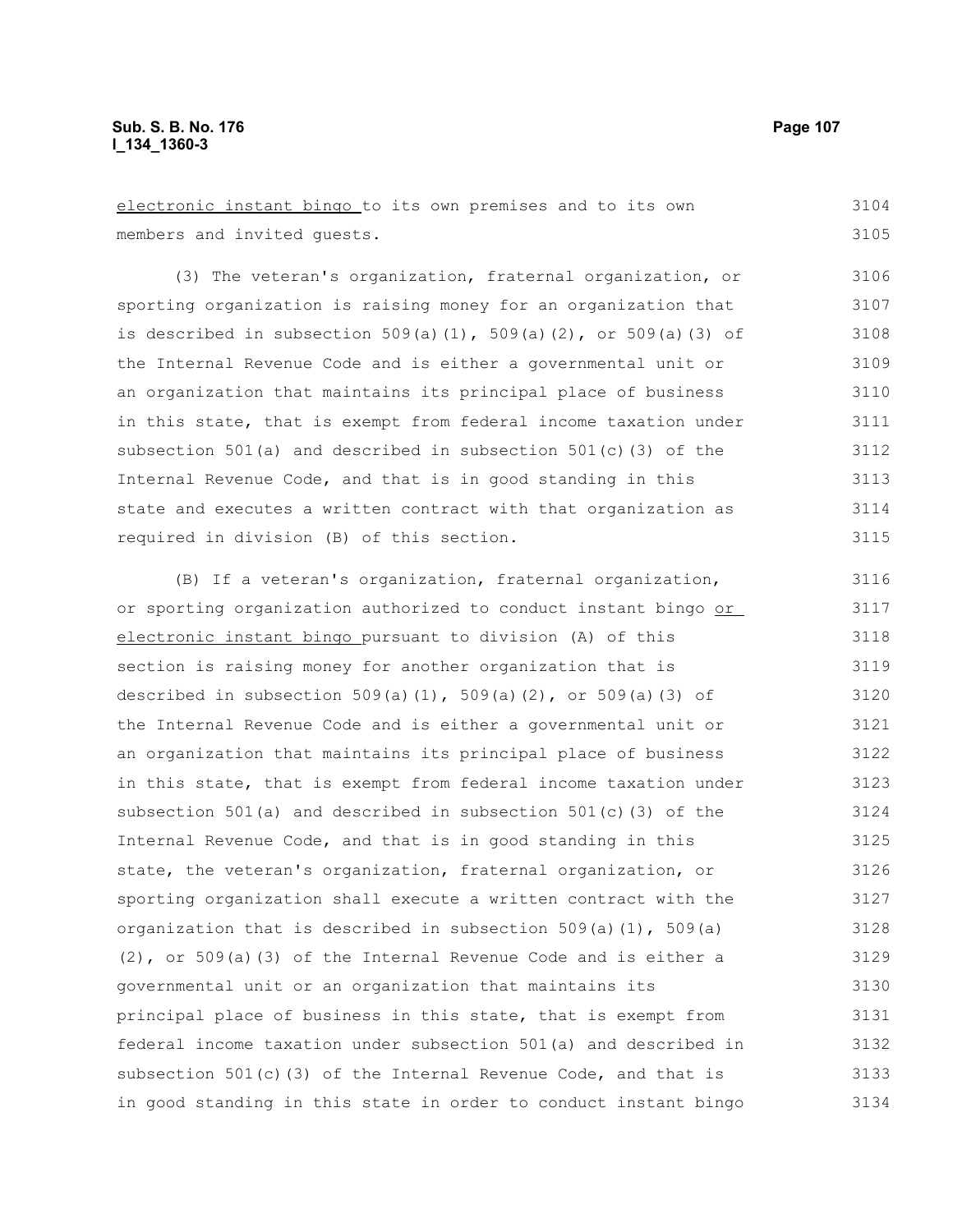electronic instant bingo to its own premises and to its own members and invited guests.

(3) The veteran's organization, fraternal organization, or sporting organization is raising money for an organization that is described in subsection 509(a)(1), 509(a)(2), or 509(a)(3) of the Internal Revenue Code and is either a governmental unit or an organization that maintains its principal place of business in this state, that is exempt from federal income taxation under subsection 501(a) and described in subsection 501(c)(3) of the Internal Revenue Code, and that is in good standing in this state and executes a written contract with that organization as required in division (B) of this section.

(B) If a veteran's organization, fraternal organization, or sporting organization authorized to conduct instant bingo or electronic instant bingo pursuant to division (A) of this section is raising money for another organization that is described in subsection 509(a)(1), 509(a)(2), or 509(a)(3) of the Internal Revenue Code and is either a governmental unit or an organization that maintains its principal place of business in this state, that is exempt from federal income taxation under subsection 501(a) and described in subsection 501(c)(3) of the Internal Revenue Code, and that is in good standing in this state, the veteran's organization, fraternal organization, or sporting organization shall execute a written contract with the organization that is described in subsection 509(a)(1), 509(a)(2), or 509(a)(3) of the Internal Revenue Code and is either a governmental unit or an organization that maintains its principal place of business in this state, that is exempt from federal income taxation under subsection 501(a) and described in subsection 501(c)(3) of the Internal Revenue Code, and that is in good standing in this state in order to conduct instant bingo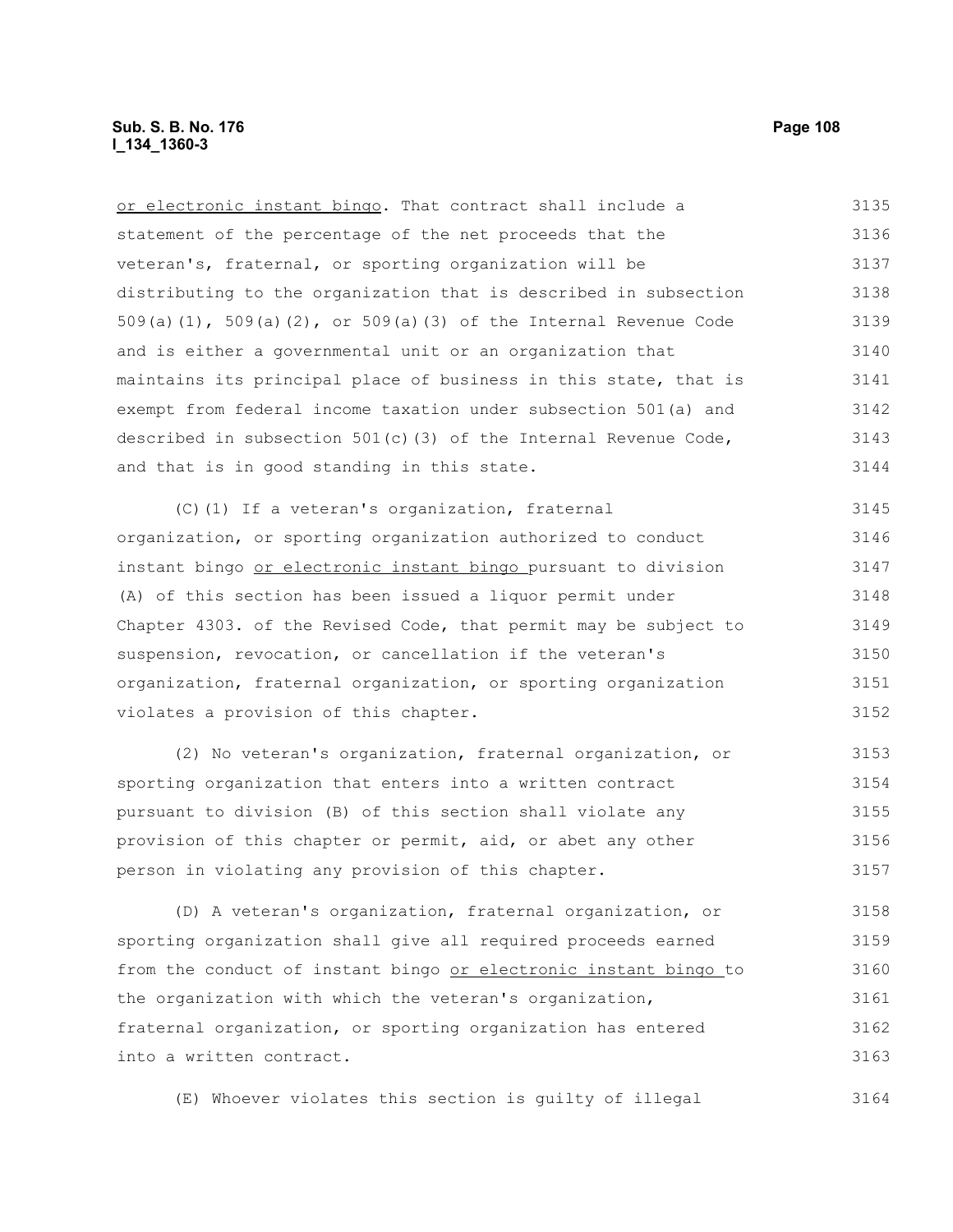or electronic instant bingo. That contract shall include a statement of the percentage of the net proceeds that the veteran's, fraternal, or sporting organization will be distributing to the organization that is described in subsection 509(a)(1), 509(a)(2), or 509(a)(3) of the Internal Revenue Code and is either a governmental unit or an organization that maintains its principal place of business in this state, that is exempt from federal income taxation under subsection 501(a) and described in subsection 501(c)(3) of the Internal Revenue Code, and that is in good standing in this state.

(C)(1) If a veteran's organization, fraternal organization, or sporting organization authorized to conduct instant bingo or electronic instant bingo pursuant to division (A) of this section has been issued a liquor permit under Chapter 4303. of the Revised Code, that permit may be subject to suspension, revocation, or cancellation if the veteran's organization, fraternal organization, or sporting organization violates a provision of this chapter.

(2) No veteran's organization, fraternal organization, or sporting organization that enters into a written contract pursuant to division (B) of this section shall violate any provision of this chapter or permit, aid, or abet any other person in violating any provision of this chapter.

(D) A veteran's organization, fraternal organization, or sporting organization shall give all required proceeds earned from the conduct of instant bingo or electronic instant bingo to the organization with which the veteran's organization, fraternal organization, or sporting organization has entered into a written contract.

(E) Whoever violates this section is guilty of illegal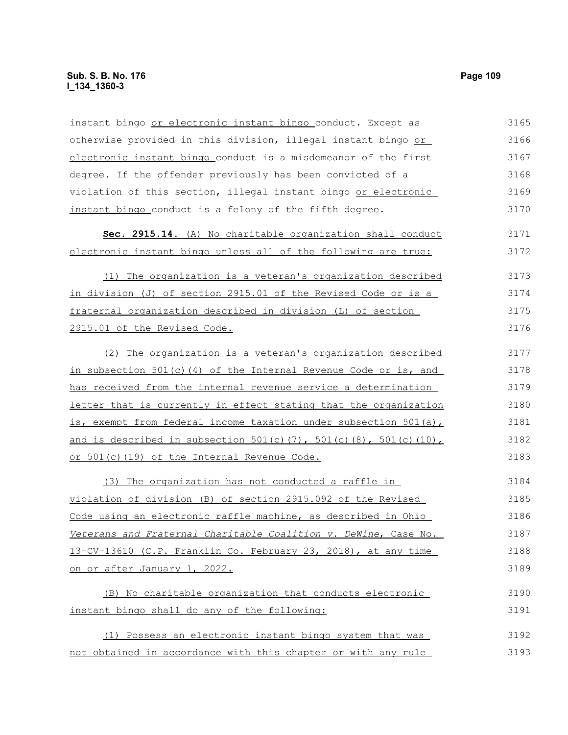instant bingo or electronic instant bingo conduct. Except as otherwise provided in this division, illegal instant bingo or electronic instant bingo conduct is a misdemeanor of the first degree. If the offender previously has been convicted of a violation of this section, illegal instant bingo or electronic instant bingo conduct is a felony of the fifth degree.

**Sec. 2915.14.** (A) No charitable organization shall conduct electronic instant bingo unless all of the following are true:

(1) The organization is a veteran's organization described in division (J) of section 2915.01 of the Revised Code or is a fraternal organization described in division (L) of section 2915.01 of the Revised Code.

(2) The organization is a veteran's organization described in subsection 501(c)(4) of the Internal Revenue Code or is, and has received from the internal revenue service a determination letter that is currently in effect stating that the organization is, exempt from federal income taxation under subsection 501(a), and is described in subsection 501(c)(7), 501(c)(8), 501(c)(10), or 501(c)(19) of the Internal Revenue Code.

(3) The organization has not conducted a raffle in violation of division (B) of section 2915.092 of the Revised Code using an electronic raffle machine, as described in *Ohio Veterans and Fraternal Charitable Coalition v. DeWine*, Case No. 13-CV-13610 (C.P. Franklin Co. February 23, 2018), at any time on or after January 1, 2022.

(B) No charitable organization that conducts electronic instant bingo shall do any of the following:

(1) Possess an electronic instant bingo system that was not obtained in accordance with this chapter or with any rule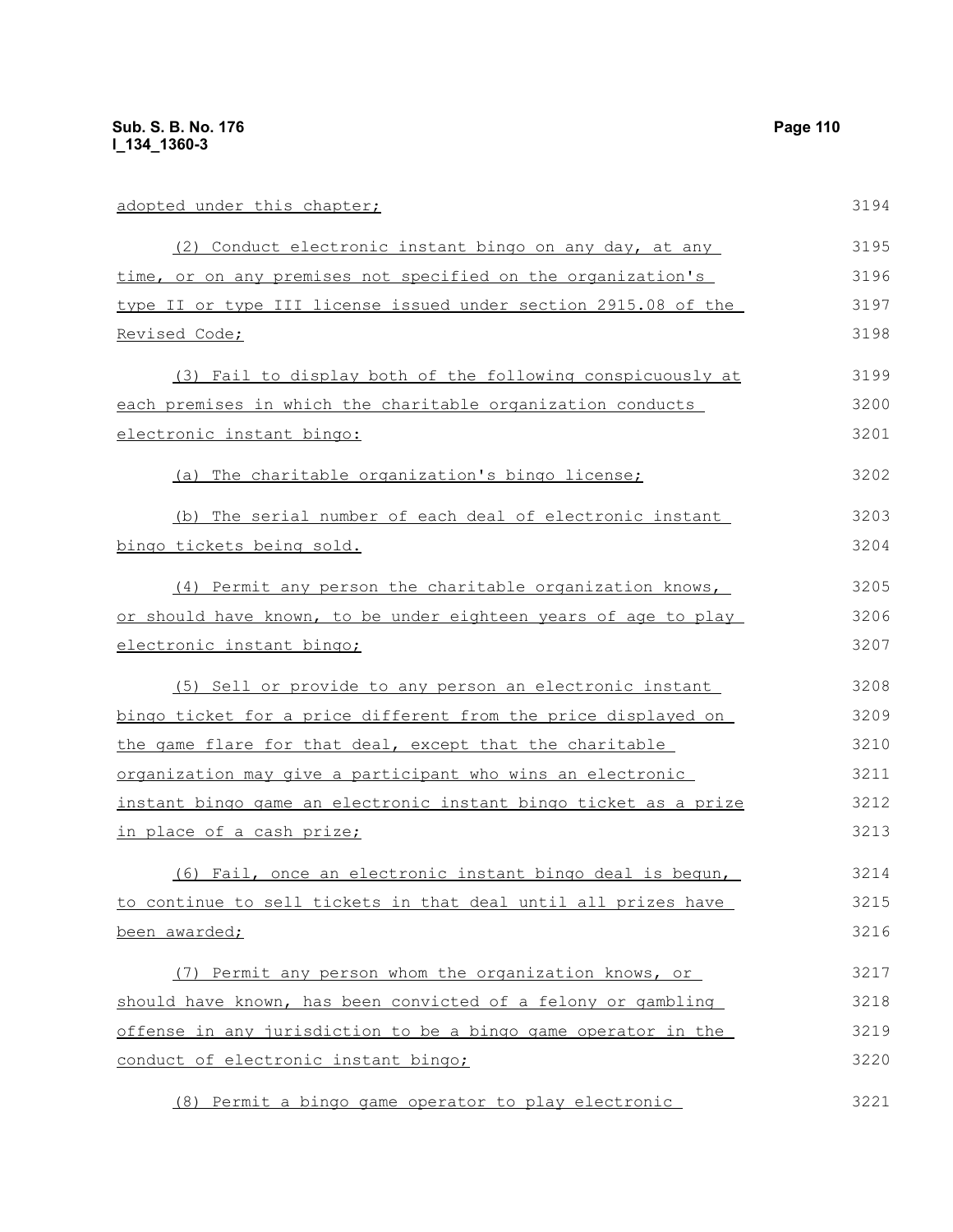adopted under this chapter;

(2) Conduct electronic instant bingo on any day, at any time, or on any premises not specified on the organization's type II or type III license issued under section 2915.08 of the Revised Code;

(3) Fail to display both of the following conspicuously at each premises in which the charitable organization conducts electronic instant bingo:

(a) The charitable organization's bingo license;

(b) The serial number of each deal of electronic instant bingo tickets being sold.

(4) Permit any person the charitable organization knows, or should have known, to be under eighteen years of age to play electronic instant bingo;

(5) Sell or provide to any person an electronic instant bingo ticket for a price different from the price displayed on the game flare for that deal, except that the charitable organization may give a participant who wins an electronic instant bingo game an electronic instant bingo ticket as a prize in place of a cash prize;

(6) Fail, once an electronic instant bingo deal is begun, to continue to sell tickets in that deal until all prizes have been awarded;

(7) Permit any person whom the organization knows, or should have known, has been convicted of a felony or gambling offense in any jurisdiction to be a bingo game operator in the conduct of electronic instant bingo;

(8) Permit a bingo game operator to play electronic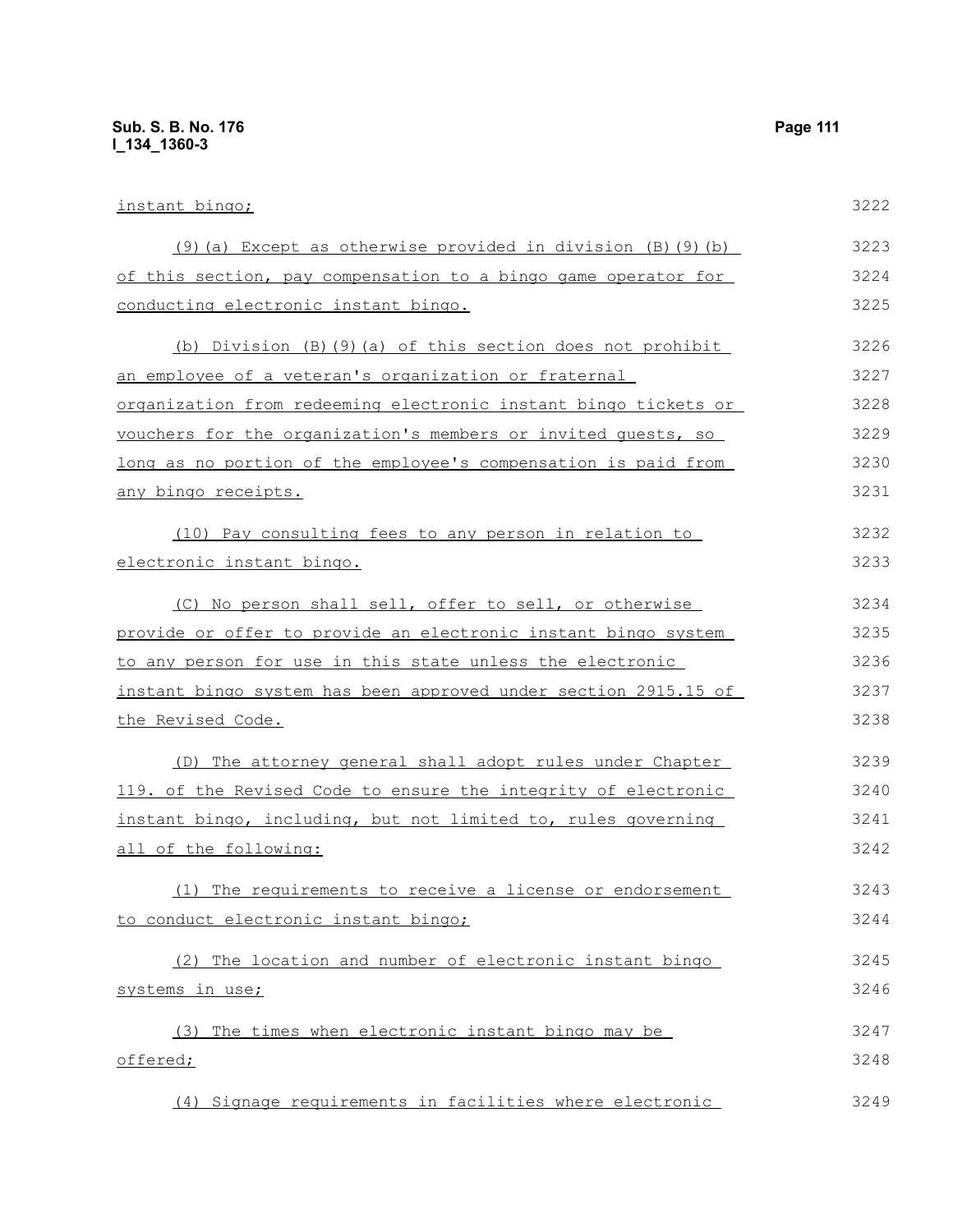instant bingo;

(9)(a) Except as otherwise provided in division (B)(9)(b) of this section, pay compensation to a bingo game operator for conducting electronic instant bingo.

(b) Division (B)(9)(a) of this section does not prohibit an employee of a veteran's organization or fraternal organization from redeeming electronic instant bingo tickets or vouchers for the organization's members or invited guests, so long as no portion of the employee's compensation is paid from any bingo receipts.

(10) Pay consulting fees to any person in relation to electronic instant bingo.

(C) No person shall sell, offer to sell, or otherwise provide or offer to provide an electronic instant bingo system to any person for use in this state unless the electronic instant bingo system has been approved under section 2915.15 of the Revised Code.

(D) The attorney general shall adopt rules under Chapter 119. of the Revised Code to ensure the integrity of electronic instant bingo, including, but not limited to, rules governing all of the following:

(1) The requirements to receive a license or endorsement to conduct electronic instant bingo;

(2) The location and number of electronic instant bingo systems in use;

(3) The times when electronic instant bingo may be offered;

(4) Signage requirements in facilities where electronic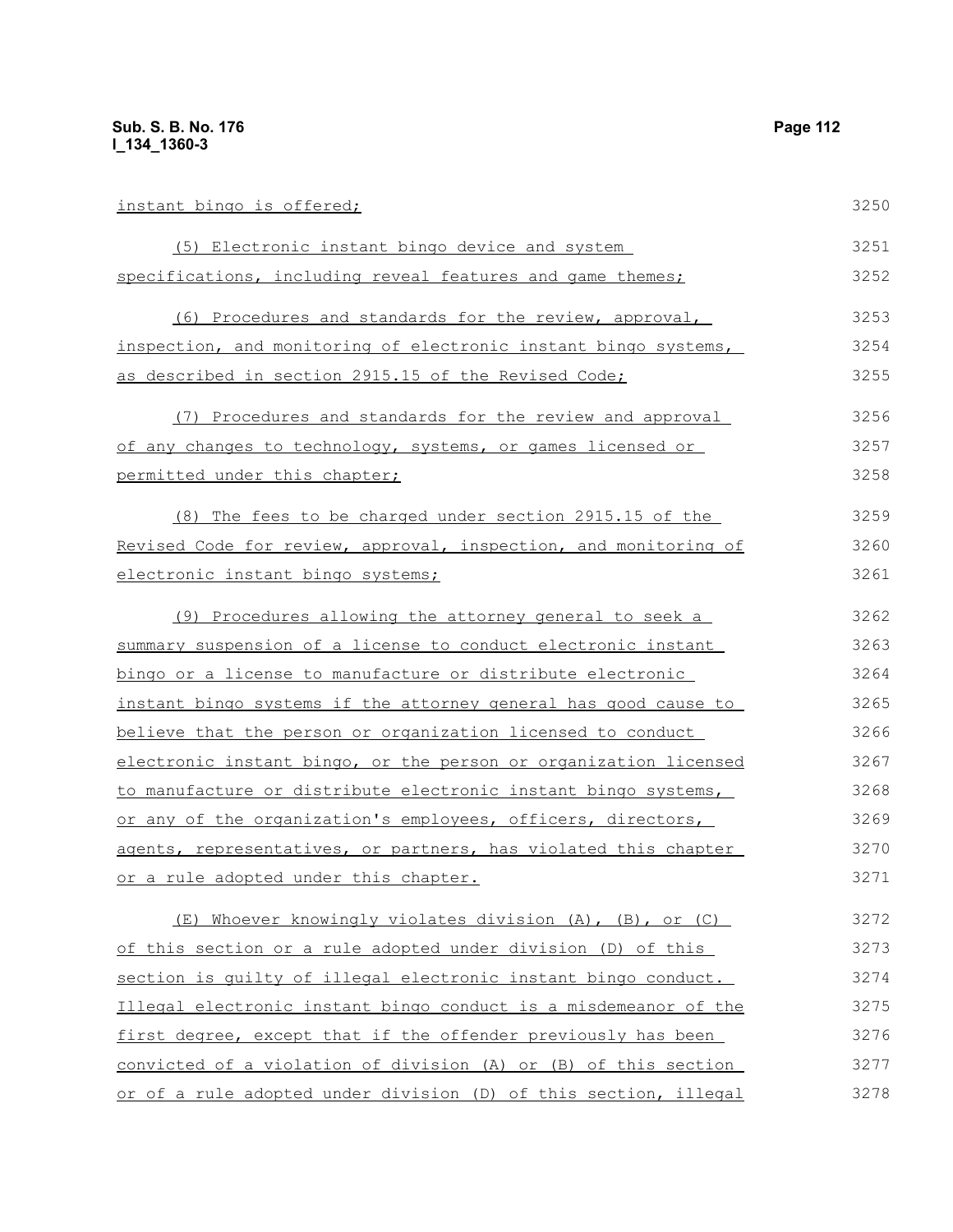instant bingo is offered;

(5) Electronic instant bingo device and system specifications, including reveal features and game themes;

(6) Procedures and standards for the review, approval, inspection, and monitoring of electronic instant bingo systems, as described in section 2915.15 of the Revised Code;

(7) Procedures and standards for the review and approval of any changes to technology, systems, or games licensed or permitted under this chapter;

(8) The fees to be charged under section 2915.15 of the Revised Code for review, approval, inspection, and monitoring of electronic instant bingo systems;

(9) Procedures allowing the attorney general to seek a summary suspension of a license to conduct electronic instant bingo or a license to manufacture or distribute electronic instant bingo systems if the attorney general has good cause to believe that the person or organization licensed to conduct electronic instant bingo, or the person or organization licensed to manufacture or distribute electronic instant bingo systems, or any of the organization's employees, officers, directors, agents, representatives, or partners, has violated this chapter or a rule adopted under this chapter.

(E) Whoever knowingly violates division (A), (B), or (C) of this section or a rule adopted under division (D) of this section is guilty of illegal electronic instant bingo conduct. Illegal electronic instant bingo conduct is a misdemeanor of the first degree, except that if the offender previously has been convicted of a violation of division (A) or (B) of this section or of a rule adopted under division (D) of this section, illegal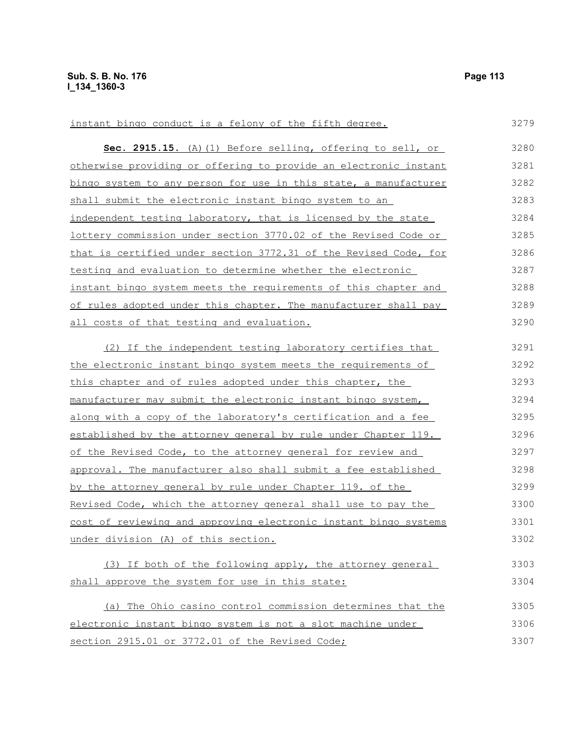instant bingo conduct is a felony of the fifth degree.

**Sec. 2915.15.** (A)(1) Before selling, offering to sell, or otherwise providing or offering to provide an electronic instant bingo system to any person for use in this state, a manufacturer shall submit the electronic instant bingo system to an independent testing laboratory, that is licensed by the state lottery commission under section 3770.02 of the Revised Code or that is certified under section 3772.31 of the Revised Code, for testing and evaluation to determine whether the electronic instant bingo system meets the requirements of this chapter and of rules adopted under this chapter. The manufacturer shall pay all costs of that testing and evaluation.

(2) If the independent testing laboratory certifies that the electronic instant bingo system meets the requirements of this chapter and of rules adopted under this chapter, the manufacturer may submit the electronic instant bingo system, along with a copy of the laboratory's certification and a fee established by the attorney general by rule under Chapter 119. of the Revised Code, to the attorney general for review and approval. The manufacturer also shall submit a fee established by the attorney general by rule under Chapter 119. of the Revised Code, which the attorney general shall use to pay the cost of reviewing and approving electronic instant bingo systems under division (A) of this section.

(3) If both of the following apply, the attorney general shall approve the system for use in this state:

(a) The Ohio casino control commission determines that the electronic instant bingo system is not a slot machine under section 2915.01 or 3772.01 of the Revised Code;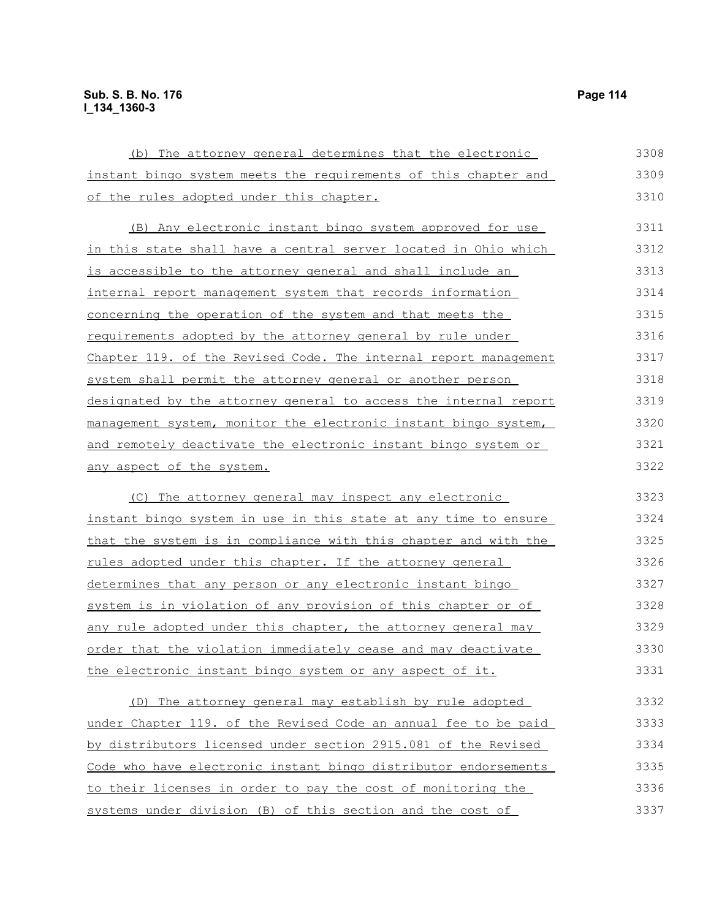(b) The attorney general determines that the electronic instant bingo system meets the requirements of this chapter and of the rules adopted under this chapter.

(B) Any electronic instant bingo system approved for use in this state shall have a central server located in Ohio which is accessible to the attorney general and shall include an internal report management system that records information concerning the operation of the system and that meets the requirements adopted by the attorney general by rule under Chapter 119. of the Revised Code. The internal report management system shall permit the attorney general or another person designated by the attorney general to access the internal report management system, monitor the electronic instant bingo system, and remotely deactivate the electronic instant bingo system or any aspect of the system.

(C) The attorney general may inspect any electronic instant bingo system in use in this state at any time to ensure that the system is in compliance with this chapter and with the rules adopted under this chapter. If the attorney general determines that any person or any electronic instant bingo system is in violation of any provision of this chapter or of any rule adopted under this chapter, the attorney general may order that the violation immediately cease and may deactivate the electronic instant bingo system or any aspect of it.

(D) The attorney general may establish by rule adopted under Chapter 119. of the Revised Code an annual fee to be paid by distributors licensed under section 2915.081 of the Revised Code who have electronic instant bingo distributor endorsements to their licenses in order to pay the cost of monitoring the systems under division (B) of this section and the cost of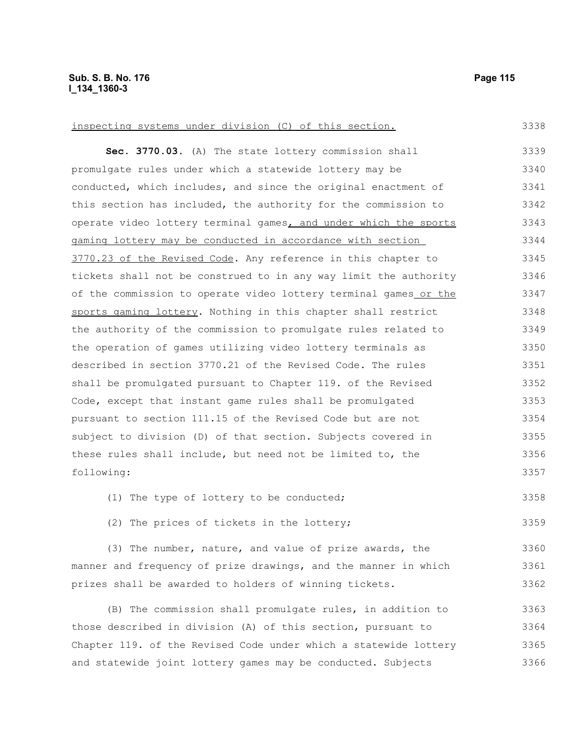inspecting systems under division (C) of this section.

**Sec. 3770.03.** (A) The state lottery commission shall promulgate rules under which a statewide lottery may be conducted, which includes, and since the original enactment of this section has included, the authority for the commission to operate video lottery terminal games, and under which the sports gaming lottery may be conducted in accordance with section 3770.23 of the Revised Code. Any reference in this chapter to tickets shall not be construed to in any way limit the authority of the commission to operate video lottery terminal games or the sports gaming lottery. Nothing in this chapter shall restrict the authority of the commission to promulgate rules related to the operation of games utilizing video lottery terminals as described in section 3770.21 of the Revised Code. The rules shall be promulgated pursuant to Chapter 119. of the Revised Code, except that instant game rules shall be promulgated pursuant to section 111.15 of the Revised Code but are not subject to division (D) of that section. Subjects covered in these rules shall include, but need not be limited to, the following:

(1) The type of lottery to be conducted;

(2) The prices of tickets in the lottery;

(3) The number, nature, and value of prize awards, the manner and frequency of prize drawings, and the manner in which prizes shall be awarded to holders of winning tickets.

(B) The commission shall promulgate rules, in addition to those described in division (A) of this section, pursuant to Chapter 119. of the Revised Code under which a statewide lottery and statewide joint lottery games may be conducted. Subjects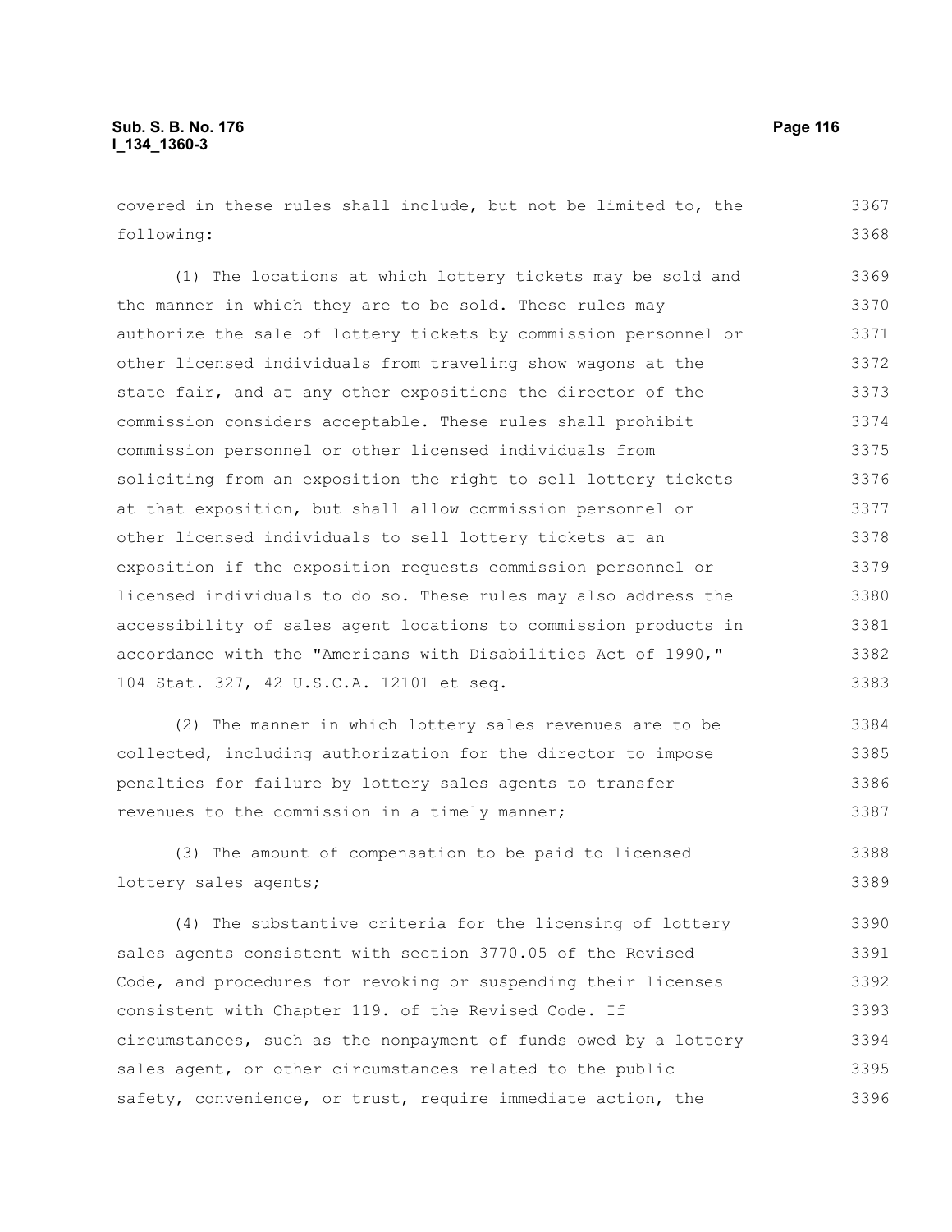covered in these rules shall include, but not be limited to, the following:

(1) The locations at which lottery tickets may be sold and the manner in which they are to be sold. These rules may authorize the sale of lottery tickets by commission personnel or other licensed individuals from traveling show wagons at the state fair, and at any other expositions the director of the commission considers acceptable. These rules shall prohibit commission personnel or other licensed individuals from soliciting from an exposition the right to sell lottery tickets at that exposition, but shall allow commission personnel or other licensed individuals to sell lottery tickets at an exposition if the exposition requests commission personnel or licensed individuals to do so. These rules may also address the accessibility of sales agent locations to commission products in accordance with the "Americans with Disabilities Act of 1990," 104 Stat. 327, 42 U.S.C.A. 12101 et seq.

(2) The manner in which lottery sales revenues are to be collected, including authorization for the director to impose penalties for failure by lottery sales agents to transfer revenues to the commission in a timely manner;

(3) The amount of compensation to be paid to licensed lottery sales agents;

(4) The substantive criteria for the licensing of lottery sales agents consistent with section 3770.05 of the Revised Code, and procedures for revoking or suspending their licenses consistent with Chapter 119. of the Revised Code. If circumstances, such as the nonpayment of funds owed by a lottery sales agent, or other circumstances related to the public safety, convenience, or trust, require immediate action, the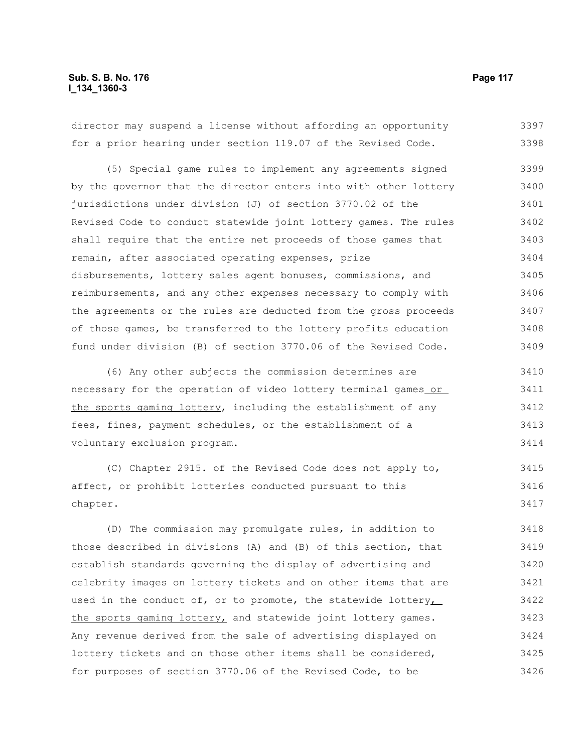director may suspend a license without affording an opportunity for a prior hearing under section 119.07 of the Revised Code.

(5) Special game rules to implement any agreements signed by the governor that the director enters into with other lottery jurisdictions under division (J) of section 3770.02 of the Revised Code to conduct statewide joint lottery games. The rules shall require that the entire net proceeds of those games that remain, after associated operating expenses, prize disbursements, lottery sales agent bonuses, commissions, and reimbursements, and any other expenses necessary to comply with the agreements or the rules are deducted from the gross proceeds of those games, be transferred to the lottery profits education fund under division (B) of section 3770.06 of the Revised Code.

(6) Any other subjects the commission determines are necessary for the operation of video lottery terminal games or the sports gaming lottery, including the establishment of any fees, fines, payment schedules, or the establishment of a voluntary exclusion program.

(C) Chapter 2915. of the Revised Code does not apply to, affect, or prohibit lotteries conducted pursuant to this chapter.

(D) The commission may promulgate rules, in addition to those described in divisions (A) and (B) of this section, that establish standards governing the display of advertising and celebrity images on lottery tickets and on other items that are used in the conduct of, or to promote, the statewide lottery, the sports gaming lottery, and statewide joint lottery games. Any revenue derived from the sale of advertising displayed on lottery tickets and on those other items shall be considered, for purposes of section 3770.06 of the Revised Code, to be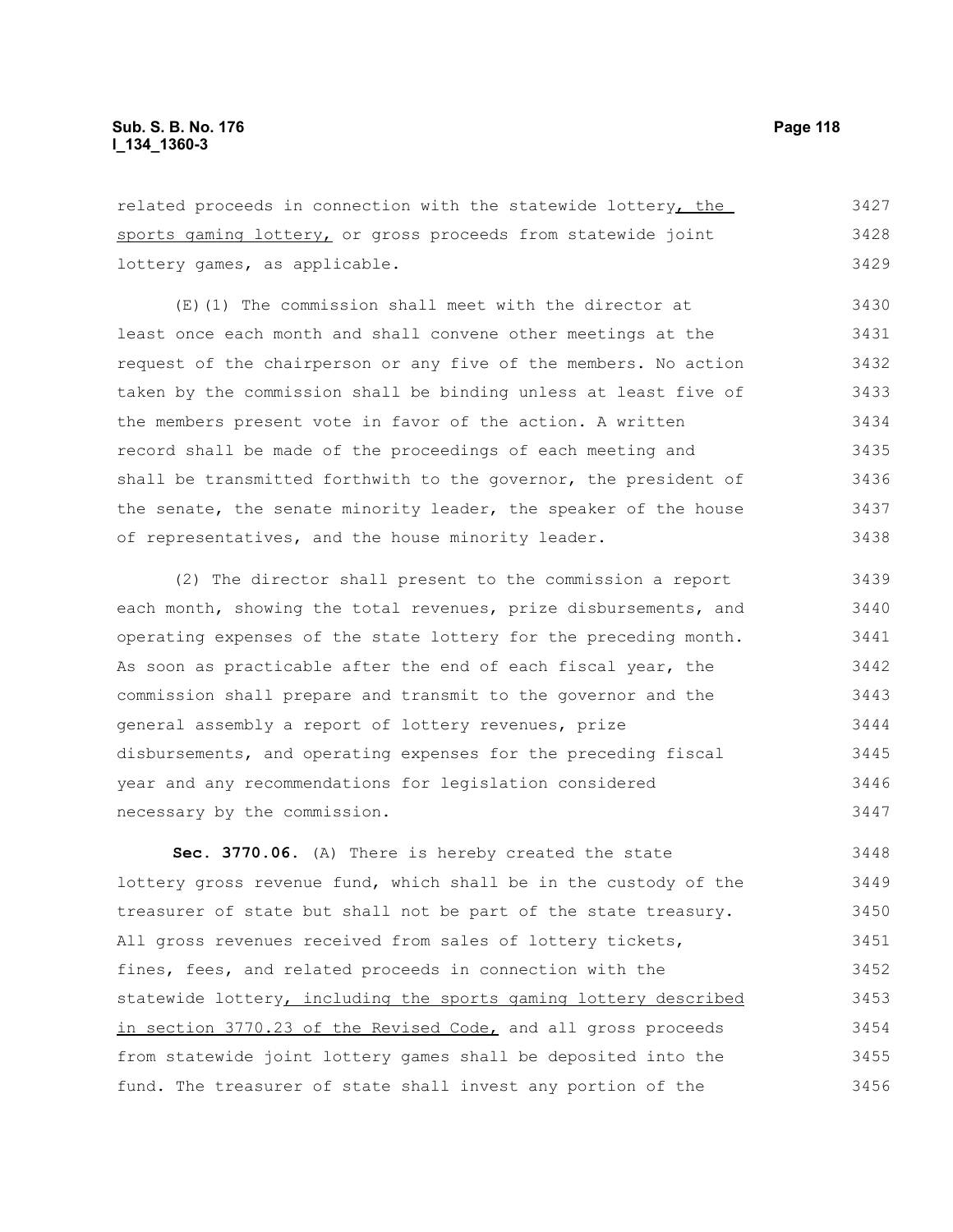related proceeds in connection with the statewide lottery, the sports gaming lottery, or gross proceeds from statewide joint lottery games, as applicable.

(E)(1) The commission shall meet with the director at least once each month and shall convene other meetings at the request of the chairperson or any five of the members. No action taken by the commission shall be binding unless at least five of the members present vote in favor of the action. A written record shall be made of the proceedings of each meeting and shall be transmitted forthwith to the governor, the president of the senate, the senate minority leader, the speaker of the house of representatives, and the house minority leader.

(2) The director shall present to the commission a report each month, showing the total revenues, prize disbursements, and operating expenses of the state lottery for the preceding month. As soon as practicable after the end of each fiscal year, the commission shall prepare and transmit to the governor and the general assembly a report of lottery revenues, prize disbursements, and operating expenses for the preceding fiscal year and any recommendations for legislation considered necessary by the commission.

**Sec. 3770.06.** (A) There is hereby created the state lottery gross revenue fund, which shall be in the custody of the treasurer of state but shall not be part of the state treasury. All gross revenues received from sales of lottery tickets, fines, fees, and related proceeds in connection with the statewide lottery, including the sports gaming lottery described in section 3770.23 of the Revised Code, and all gross proceeds from statewide joint lottery games shall be deposited into the fund. The treasurer of state shall invest any portion of the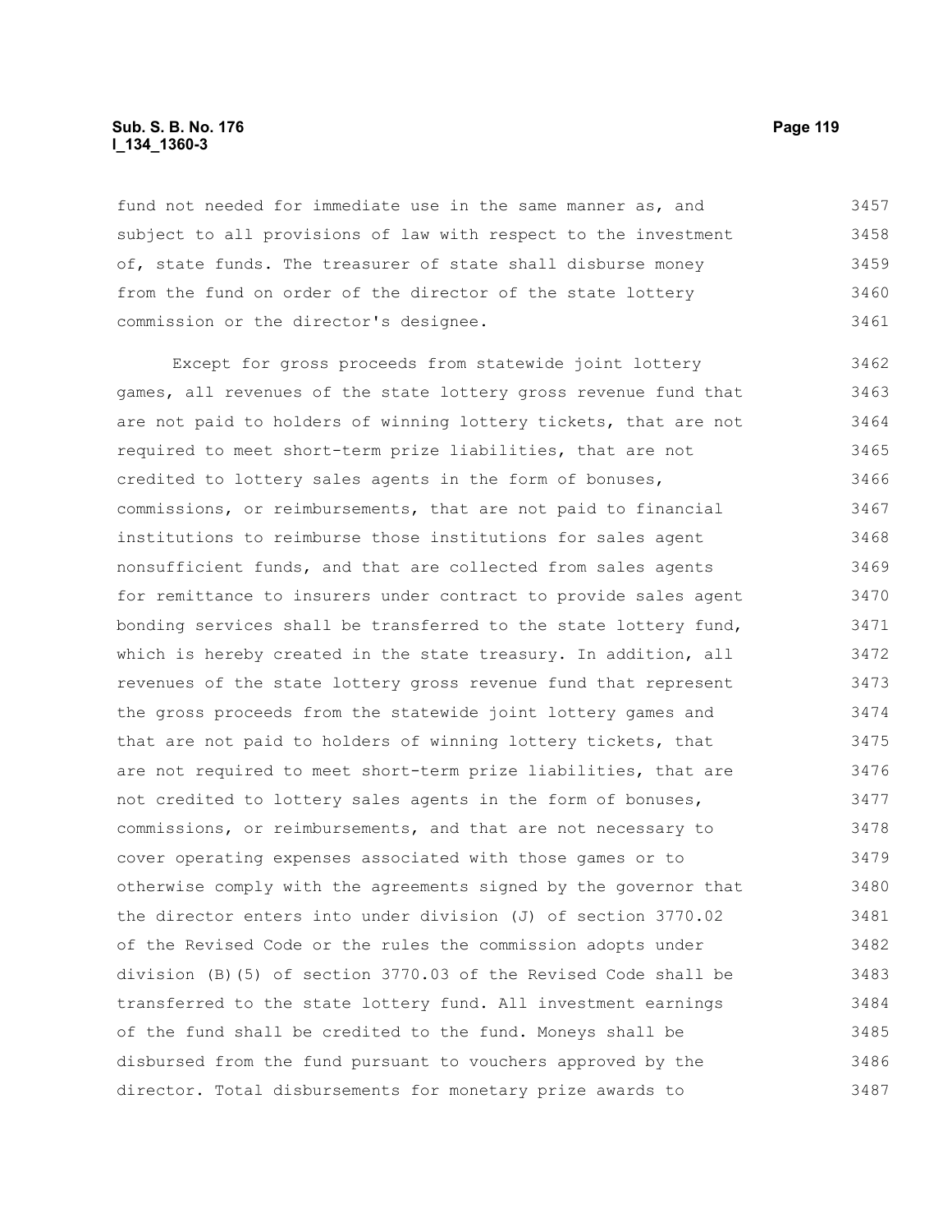fund not needed for immediate use in the same manner as, and subject to all provisions of law with respect to the investment of, state funds. The treasurer of state shall disburse money from the fund on order of the director of the state lottery commission or the director's designee.

Except for gross proceeds from statewide joint lottery games, all revenues of the state lottery gross revenue fund that are not paid to holders of winning lottery tickets, that are not required to meet short-term prize liabilities, that are not credited to lottery sales agents in the form of bonuses, commissions, or reimbursements, that are not paid to financial institutions to reimburse those institutions for sales agent nonsufficient funds, and that are collected from sales agents for remittance to insurers under contract to provide sales agent bonding services shall be transferred to the state lottery fund, which is hereby created in the state treasury. In addition, all revenues of the state lottery gross revenue fund that represent the gross proceeds from the statewide joint lottery games and that are not paid to holders of winning lottery tickets, that are not required to meet short-term prize liabilities, that are not credited to lottery sales agents in the form of bonuses, commissions, or reimbursements, and that are not necessary to cover operating expenses associated with those games or to otherwise comply with the agreements signed by the governor that the director enters into under division (J) of section 3770.02 of the Revised Code or the rules the commission adopts under division (B)(5) of section 3770.03 of the Revised Code shall be transferred to the state lottery fund. All investment earnings of the fund shall be credited to the fund. Moneys shall be disbursed from the fund pursuant to vouchers approved by the director. Total disbursements for monetary prize awards to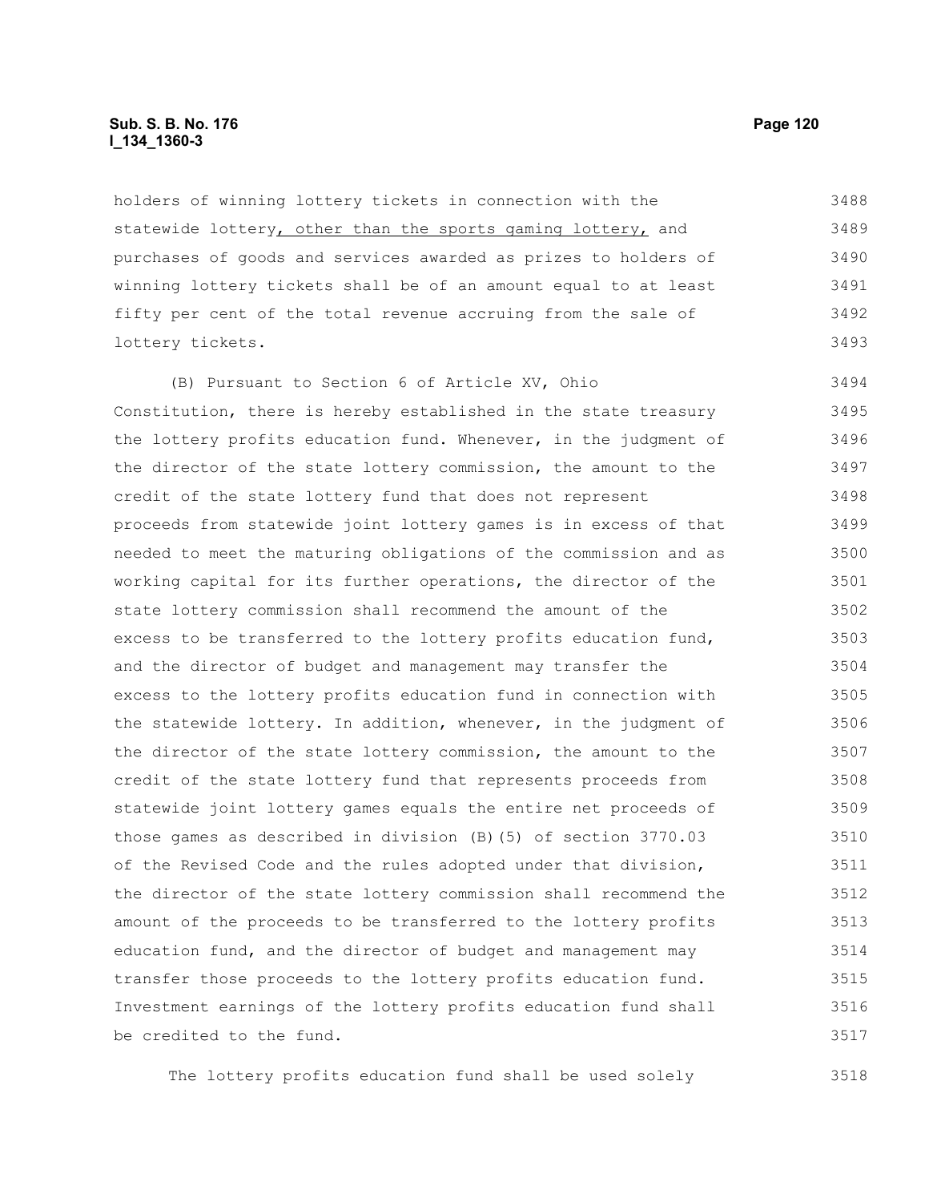holders of winning lottery tickets in connection with the statewide lottery, other than the sports gaming lottery, and purchases of goods and services awarded as prizes to holders of winning lottery tickets shall be of an amount equal to at least fifty per cent of the total revenue accruing from the sale of lottery tickets.

(B) Pursuant to Section 6 of Article XV, Ohio Constitution, there is hereby established in the state treasury the lottery profits education fund. Whenever, in the judgment of the director of the state lottery commission, the amount to the credit of the state lottery fund that does not represent proceeds from statewide joint lottery games is in excess of that needed to meet the maturing obligations of the commission and as working capital for its further operations, the director of the state lottery commission shall recommend the amount of the excess to be transferred to the lottery profits education fund, and the director of budget and management may transfer the excess to the lottery profits education fund in connection with the statewide lottery. In addition, whenever, in the judgment of the director of the state lottery commission, the amount to the credit of the state lottery fund that represents proceeds from statewide joint lottery games equals the entire net proceeds of those games as described in division (B)(5) of section 3770.03 of the Revised Code and the rules adopted under that division, the director of the state lottery commission shall recommend the amount of the proceeds to be transferred to the lottery profits education fund, and the director of budget and management may transfer those proceeds to the lottery profits education fund. Investment earnings of the lottery profits education fund shall be credited to the fund.

The lottery profits education fund shall be used solely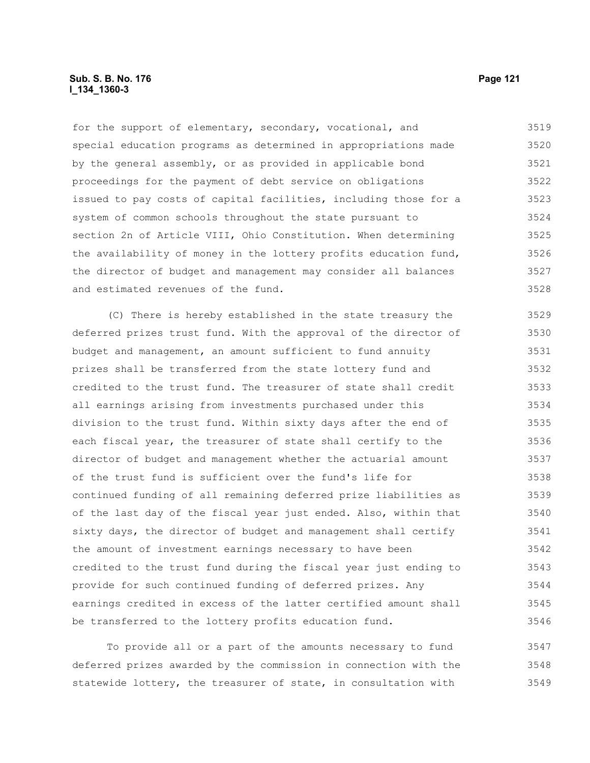for the support of elementary, secondary, vocational, and special education programs as determined in appropriations made by the general assembly, or as provided in applicable bond proceedings for the payment of debt service on obligations issued to pay costs of capital facilities, including those for a system of common schools throughout the state pursuant to section 2n of Article VIII, Ohio Constitution. When determining the availability of money in the lottery profits education fund, the director of budget and management may consider all balances and estimated revenues of the fund.

(C) There is hereby established in the state treasury the deferred prizes trust fund. With the approval of the director of budget and management, an amount sufficient to fund annuity prizes shall be transferred from the state lottery fund and credited to the trust fund. The treasurer of state shall credit all earnings arising from investments purchased under this division to the trust fund. Within sixty days after the end of each fiscal year, the treasurer of state shall certify to the director of budget and management whether the actuarial amount of the trust fund is sufficient over the fund's life for continued funding of all remaining deferred prize liabilities as of the last day of the fiscal year just ended. Also, within that sixty days, the director of budget and management shall certify the amount of investment earnings necessary to have been credited to the trust fund during the fiscal year just ending to provide for such continued funding of deferred prizes. Any earnings credited in excess of the latter certified amount shall be transferred to the lottery profits education fund.

To provide all or a part of the amounts necessary to fund deferred prizes awarded by the commission in connection with the statewide lottery, the treasurer of state, in consultation with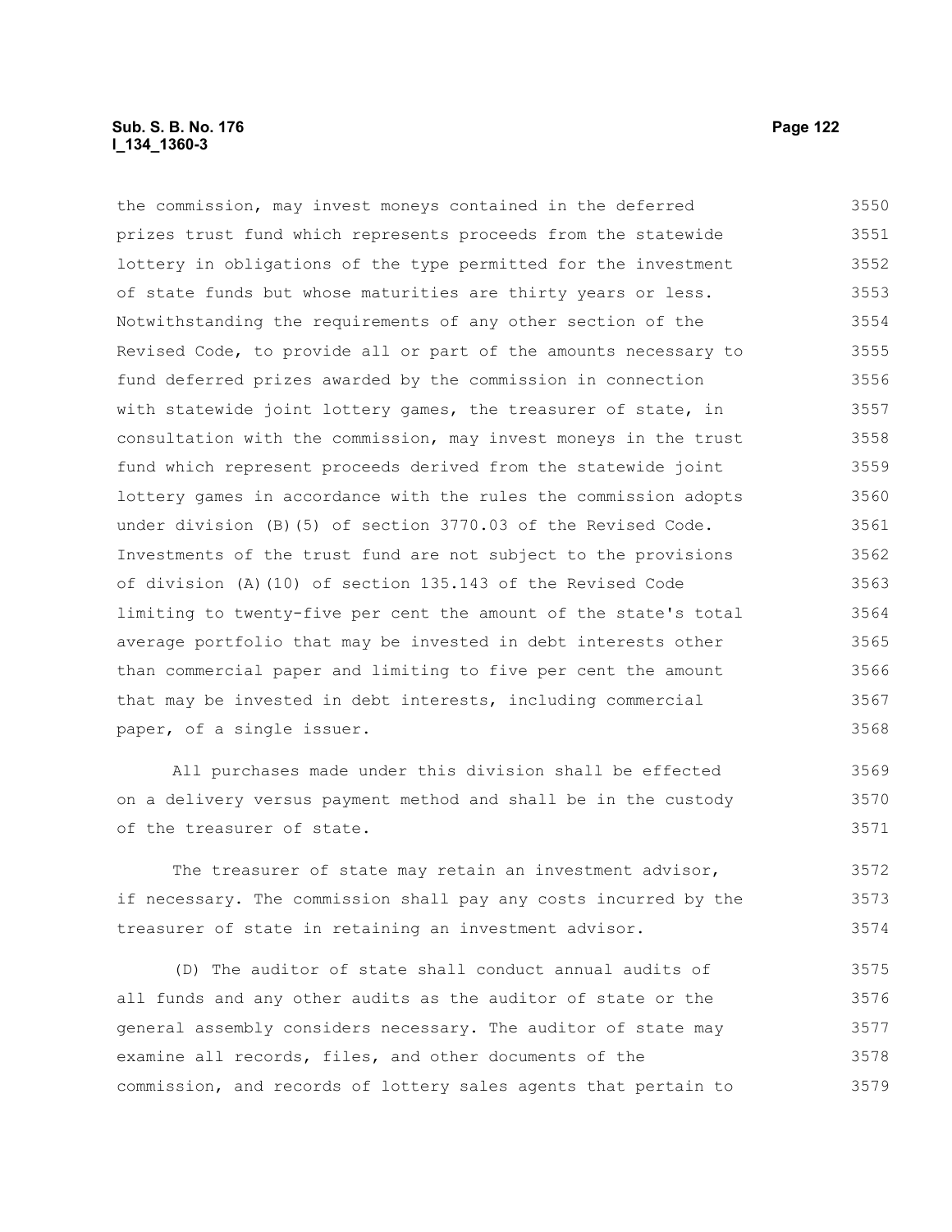the commission, may invest moneys contained in the deferred prizes trust fund which represents proceeds from the statewide lottery in obligations of the type permitted for the investment of state funds but whose maturities are thirty years or less. Notwithstanding the requirements of any other section of the Revised Code, to provide all or part of the amounts necessary to fund deferred prizes awarded by the commission in connection with statewide joint lottery games, the treasurer of state, in consultation with the commission, may invest moneys in the trust fund which represent proceeds derived from the statewide joint lottery games in accordance with the rules the commission adopts under division (B)(5) of section 3770.03 of the Revised Code. Investments of the trust fund are not subject to the provisions of division (A)(10) of section 135.143 of the Revised Code limiting to twenty-five per cent the amount of the state's total average portfolio that may be invested in debt interests other than commercial paper and limiting to five per cent the amount that may be invested in debt interests, including commercial paper, of a single issuer.

All purchases made under this division shall be effected on a delivery versus payment method and shall be in the custody of the treasurer of state.

The treasurer of state may retain an investment advisor, if necessary. The commission shall pay any costs incurred by the treasurer of state in retaining an investment advisor.

(D) The auditor of state shall conduct annual audits of all funds and any other audits as the auditor of state or the general assembly considers necessary. The auditor of state may examine all records, files, and other documents of the commission, and records of lottery sales agents that pertain to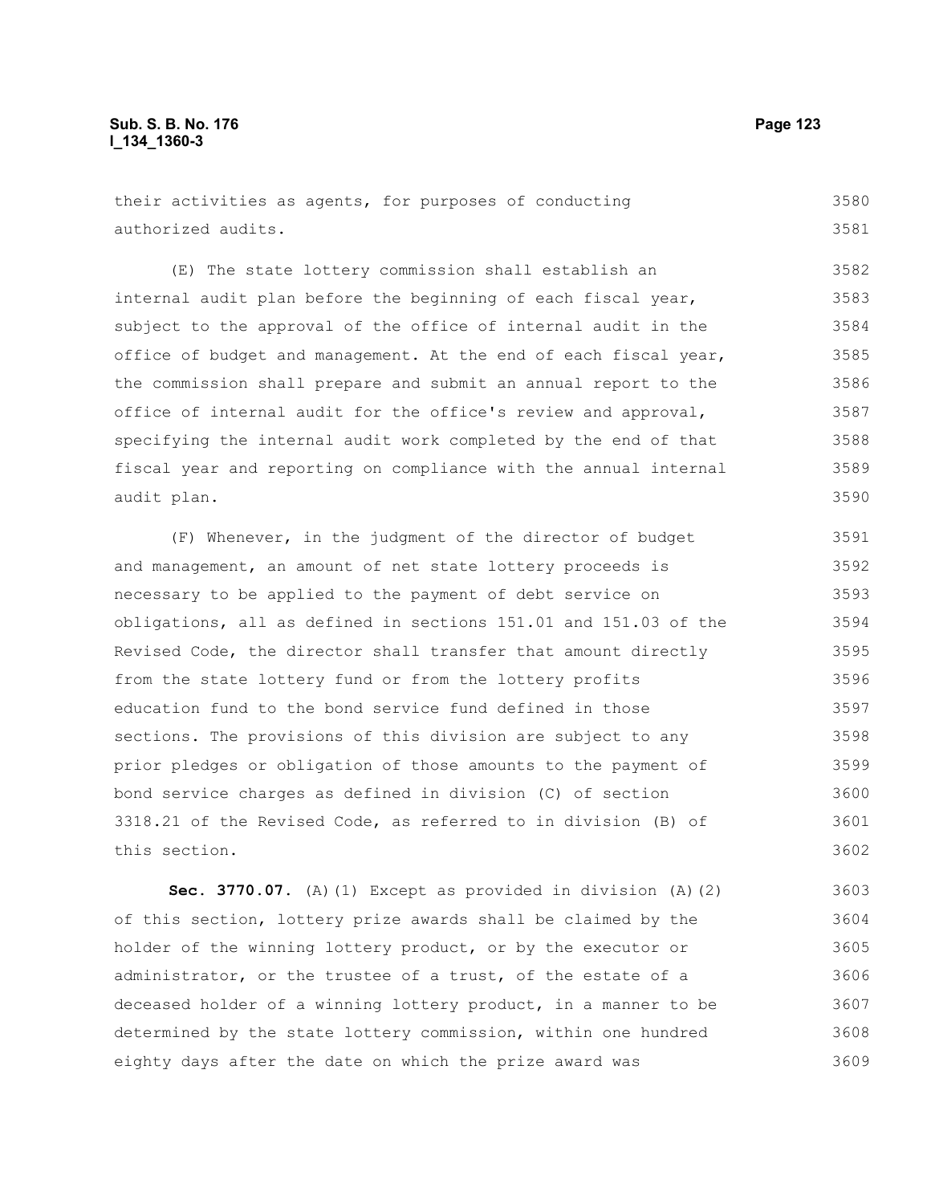their activities as agents, for purposes of conducting authorized audits.

(E) The state lottery commission shall establish an internal audit plan before the beginning of each fiscal year, subject to the approval of the office of internal audit in the office of budget and management. At the end of each fiscal year, the commission shall prepare and submit an annual report to the office of internal audit for the office's review and approval, specifying the internal audit work completed by the end of that fiscal year and reporting on compliance with the annual internal audit plan.

(F) Whenever, in the judgment of the director of budget and management, an amount of net state lottery proceeds is necessary to be applied to the payment of debt service on obligations, all as defined in sections 151.01 and 151.03 of the Revised Code, the director shall transfer that amount directly from the state lottery fund or from the lottery profits education fund to the bond service fund defined in those sections. The provisions of this division are subject to any prior pledges or obligation of those amounts to the payment of bond service charges as defined in division (C) of section 3318.21 of the Revised Code, as referred to in division (B) of this section.

**Sec. 3770.07.** (A)(1) Except as provided in division (A)(2) of this section, lottery prize awards shall be claimed by the holder of the winning lottery product, or by the executor or administrator, or the trustee of a trust, of the estate of a deceased holder of a winning lottery product, in a manner to be determined by the state lottery commission, within one hundred eighty days after the date on which the prize award was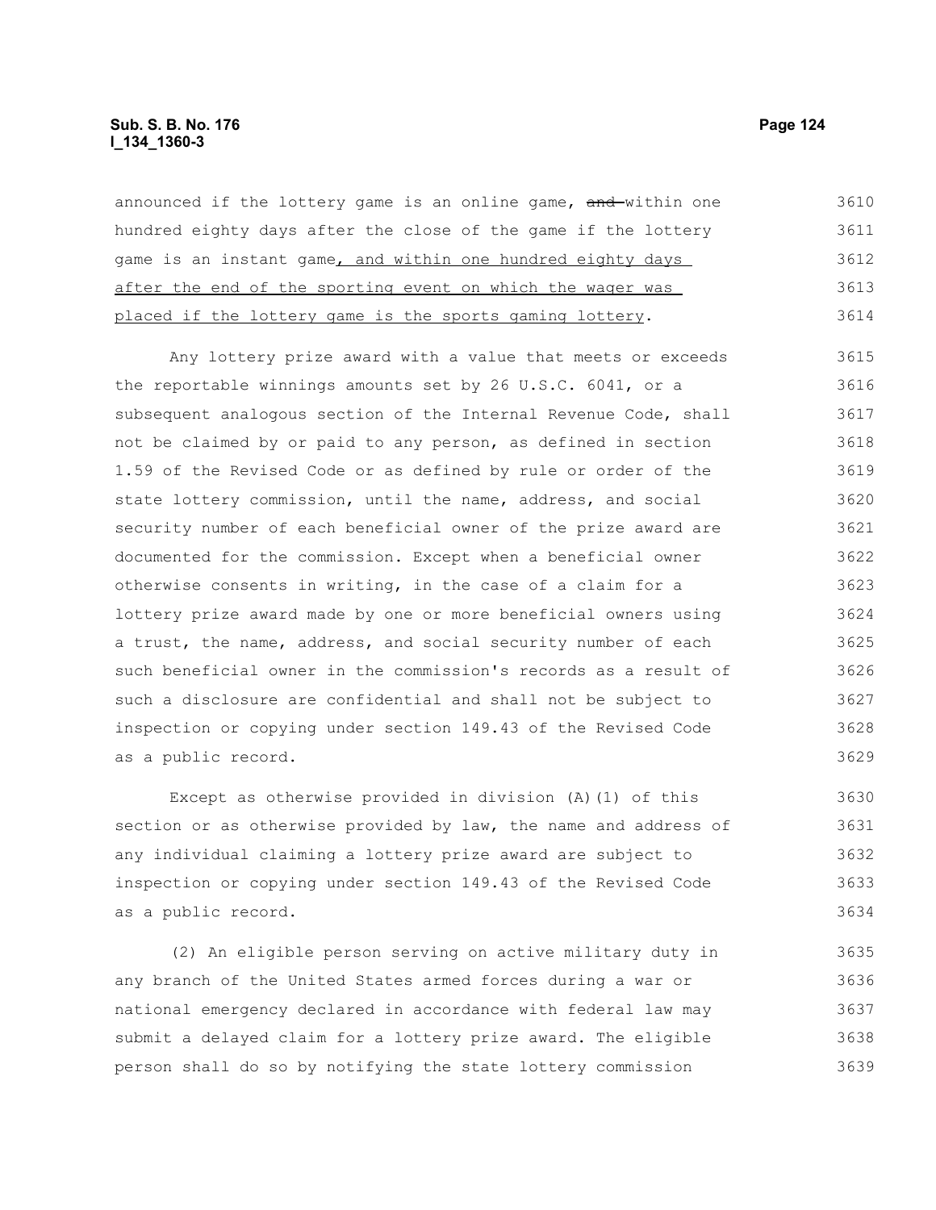announced if the lottery game is an online game, ~~and~~ within one hundred eighty days after the close of the game if the lottery game is an instant game, and within one hundred eighty days after the end of the sporting event on which the wager was placed if the lottery game is the sports gaming lottery.

Any lottery prize award with a value that meets or exceeds the reportable winnings amounts set by 26 U.S.C. 6041, or a subsequent analogous section of the Internal Revenue Code, shall not be claimed by or paid to any person, as defined in section 1.59 of the Revised Code or as defined by rule or order of the state lottery commission, until the name, address, and social security number of each beneficial owner of the prize award are documented for the commission. Except when a beneficial owner otherwise consents in writing, in the case of a claim for a lottery prize award made by one or more beneficial owners using a trust, the name, address, and social security number of each such beneficial owner in the commission's records as a result of such a disclosure are confidential and shall not be subject to inspection or copying under section 149.43 of the Revised Code as a public record.

Except as otherwise provided in division (A)(1) of this section or as otherwise provided by law, the name and address of any individual claiming a lottery prize award are subject to inspection or copying under section 149.43 of the Revised Code as a public record.

(2) An eligible person serving on active military duty in any branch of the United States armed forces during a war or national emergency declared in accordance with federal law may submit a delayed claim for a lottery prize award. The eligible person shall do so by notifying the state lottery commission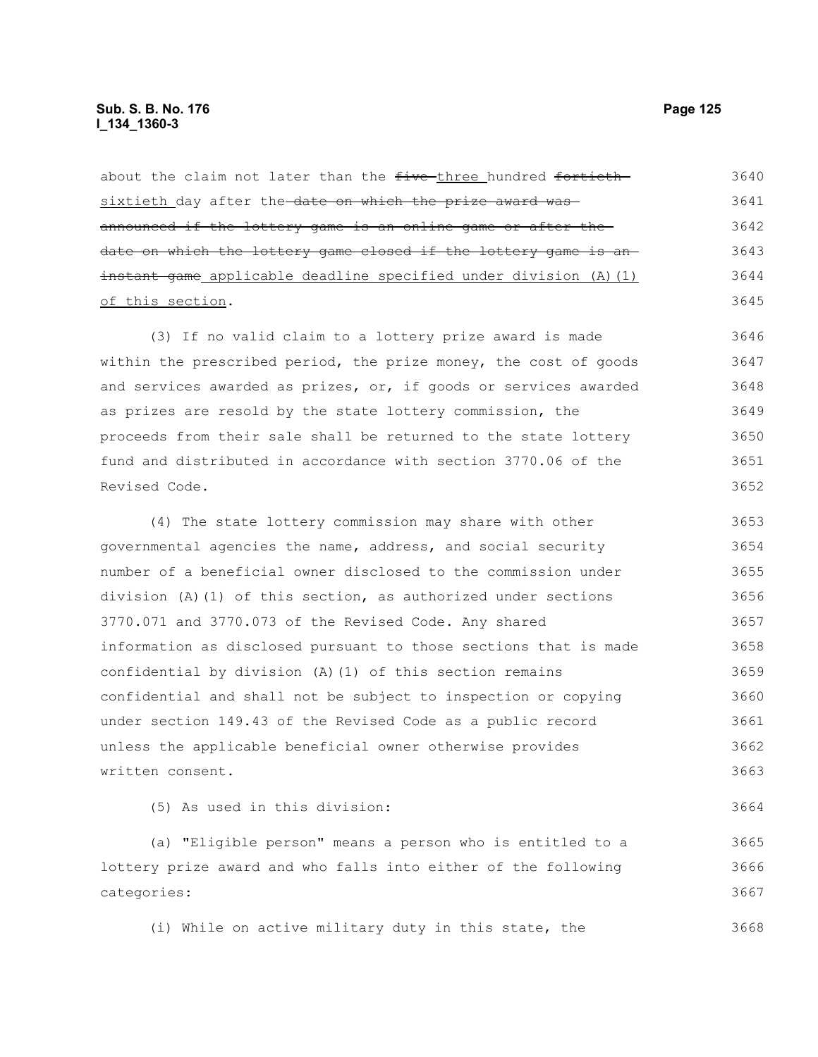about the claim not later than the ~~five~~ three hundred ~~fortieth~~ sixtieth day after the ~~date on which the prize award was announced if the lottery game is an online game or after the date on which the lottery game closed if the lottery game is an instant game~~ applicable deadline specified under division (A)(1) of this section.

(3) If no valid claim to a lottery prize award is made within the prescribed period, the prize money, the cost of goods and services awarded as prizes, or, if goods or services awarded as prizes are resold by the state lottery commission, the proceeds from their sale shall be returned to the state lottery fund and distributed in accordance with section 3770.06 of the Revised Code.

(4) The state lottery commission may share with other governmental agencies the name, address, and social security number of a beneficial owner disclosed to the commission under division (A)(1) of this section, as authorized under sections 3770.071 and 3770.073 of the Revised Code. Any shared information as disclosed pursuant to those sections that is made confidential by division (A)(1) of this section remains confidential and shall not be subject to inspection or copying under section 149.43 of the Revised Code as a public record unless the applicable beneficial owner otherwise provides written consent.

(5) As used in this division:

(a) "Eligible person" means a person who is entitled to a lottery prize award and who falls into either of the following categories:

(i) While on active military duty in this state, the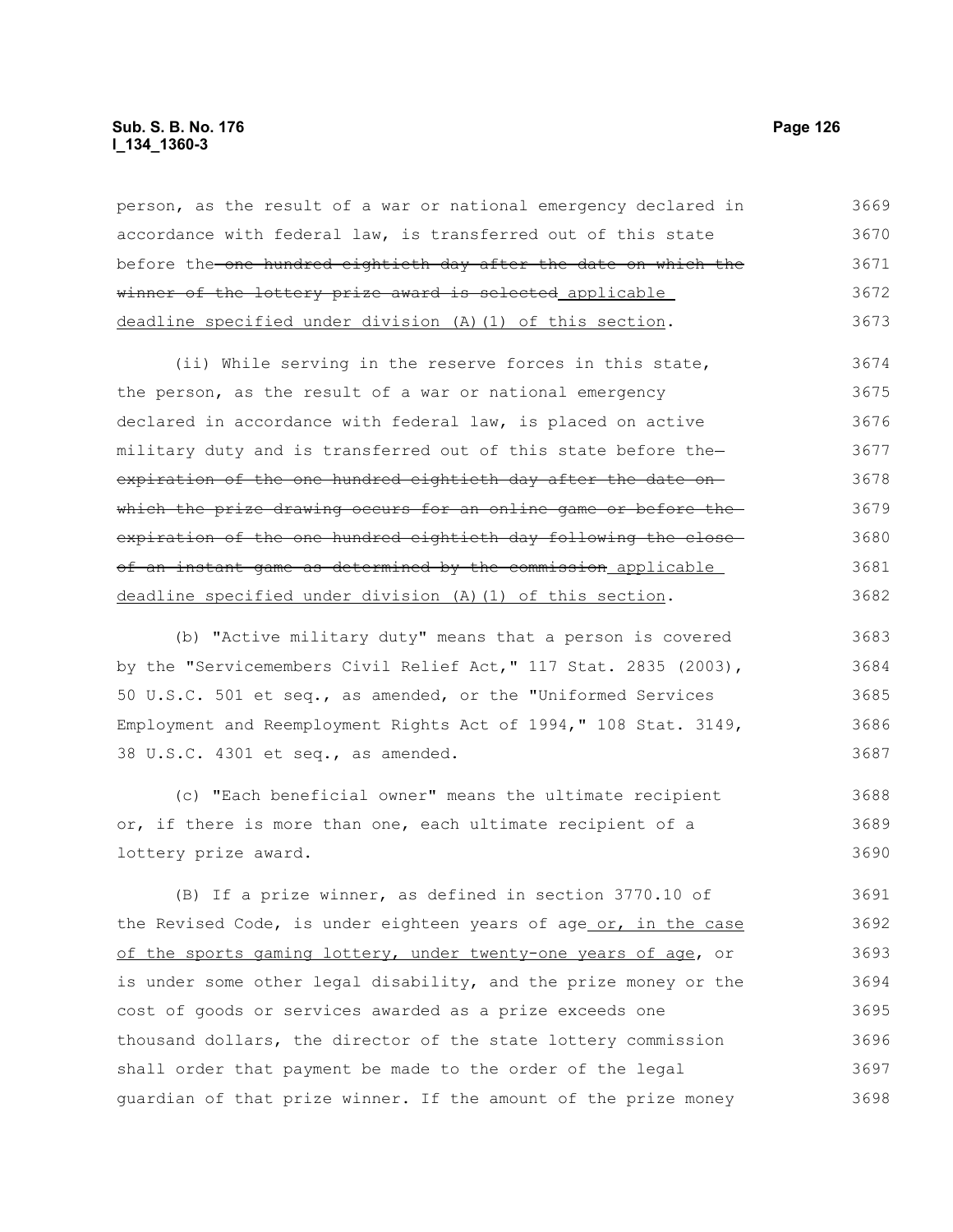person, as the result of a war or national emergency declared in accordance with federal law, is transferred out of this state before the ~~one hundred eightieth day after the date on which the winner of the lottery prize award is selected~~ applicable deadline specified under division (A)(1) of this section.

(ii) While serving in the reserve forces in this state, the person, as the result of a war or national emergency declared in accordance with federal law, is placed on active military duty and is transferred out of this state before the ~~expiration of the one hundred eightieth day after the date on which the prize drawing occurs for an online game or before the expiration of the one hundred eightieth day following the close of an instant game as determined by the commission~~ applicable deadline specified under division (A)(1) of this section.

(b) "Active military duty" means that a person is covered by the "Servicemembers Civil Relief Act," 117 Stat. 2835 (2003), 50 U.S.C. 501 et seq., as amended, or the "Uniformed Services Employment and Reemployment Rights Act of 1994," 108 Stat. 3149, 38 U.S.C. 4301 et seq., as amended.

(c) "Each beneficial owner" means the ultimate recipient or, if there is more than one, each ultimate recipient of a lottery prize award.

(B) If a prize winner, as defined in section 3770.10 of the Revised Code, is under eighteen years of age or, in the case of the sports gaming lottery, under twenty-one years of age, or is under some other legal disability, and the prize money or the cost of goods or services awarded as a prize exceeds one thousand dollars, the director of the state lottery commission shall order that payment be made to the order of the legal guardian of that prize winner. If the amount of the prize money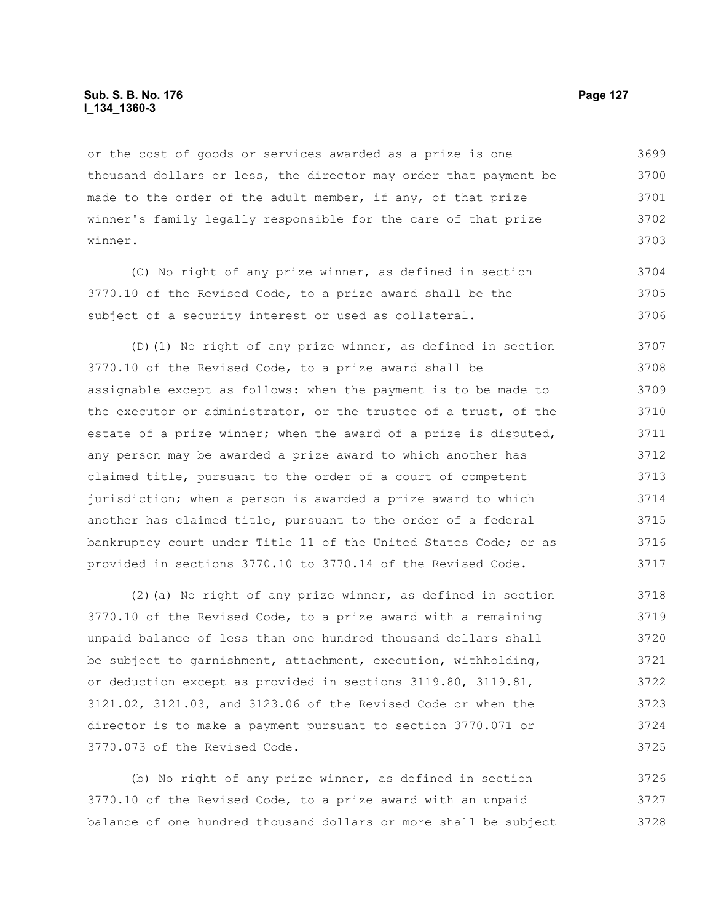or the cost of goods or services awarded as a prize is one thousand dollars or less, the director may order that payment be made to the order of the adult member, if any, of that prize winner's family legally responsible for the care of that prize winner.

(C) No right of any prize winner, as defined in section 3770.10 of the Revised Code, to a prize award shall be the subject of a security interest or used as collateral.

(D)(1) No right of any prize winner, as defined in section 3770.10 of the Revised Code, to a prize award shall be assignable except as follows: when the payment is to be made to the executor or administrator, or the trustee of a trust, of the estate of a prize winner; when the award of a prize is disputed, any person may be awarded a prize award to which another has claimed title, pursuant to the order of a court of competent jurisdiction; when a person is awarded a prize award to which another has claimed title, pursuant to the order of a federal bankruptcy court under Title 11 of the United States Code; or as provided in sections 3770.10 to 3770.14 of the Revised Code.

(2)(a) No right of any prize winner, as defined in section 3770.10 of the Revised Code, to a prize award with a remaining unpaid balance of less than one hundred thousand dollars shall be subject to garnishment, attachment, execution, withholding, or deduction except as provided in sections 3119.80, 3119.81, 3121.02, 3121.03, and 3123.06 of the Revised Code or when the director is to make a payment pursuant to section 3770.071 or 3770.073 of the Revised Code.

(b) No right of any prize winner, as defined in section 3770.10 of the Revised Code, to a prize award with an unpaid balance of one hundred thousand dollars or more shall be subject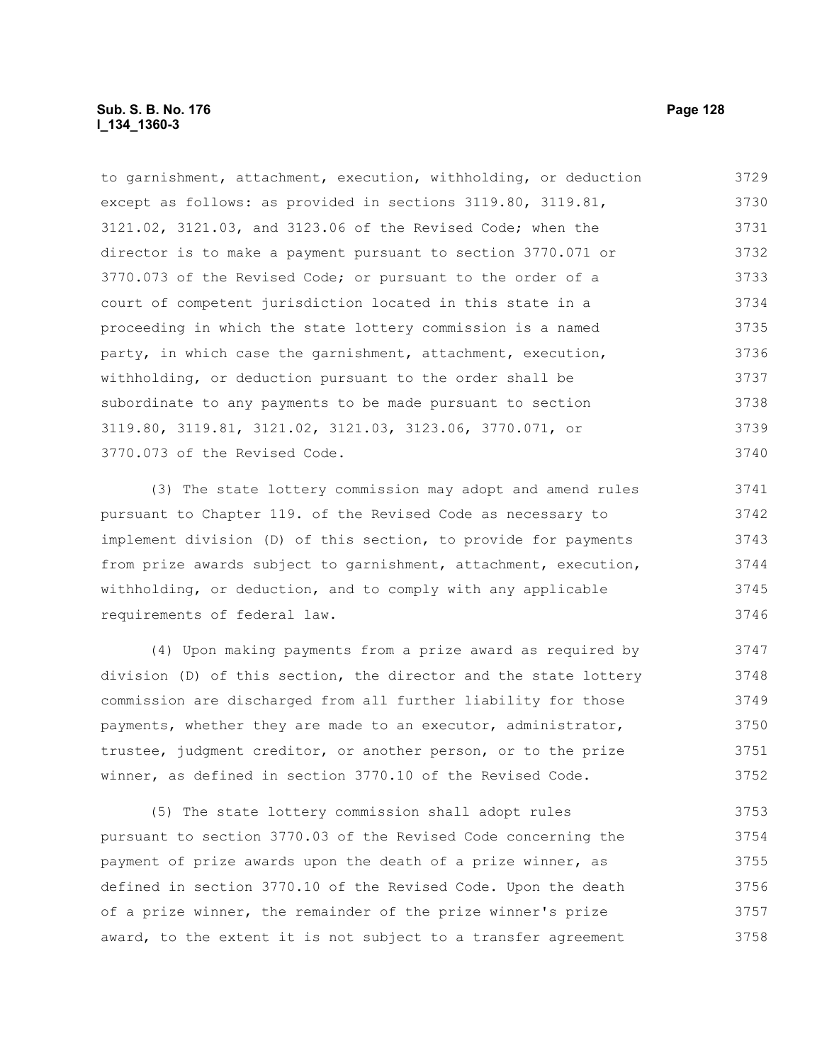to garnishment, attachment, execution, withholding, or deduction except as follows: as provided in sections 3119.80, 3119.81, 3121.02, 3121.03, and 3123.06 of the Revised Code; when the director is to make a payment pursuant to section 3770.071 or 3770.073 of the Revised Code; or pursuant to the order of a court of competent jurisdiction located in this state in a proceeding in which the state lottery commission is a named party, in which case the garnishment, attachment, execution, withholding, or deduction pursuant to the order shall be subordinate to any payments to be made pursuant to section 3119.80, 3119.81, 3121.02, 3121.03, 3123.06, 3770.071, or 3770.073 of the Revised Code.

(3) The state lottery commission may adopt and amend rules pursuant to Chapter 119. of the Revised Code as necessary to implement division (D) of this section, to provide for payments from prize awards subject to garnishment, attachment, execution, withholding, or deduction, and to comply with any applicable requirements of federal law.

(4) Upon making payments from a prize award as required by division (D) of this section, the director and the state lottery commission are discharged from all further liability for those payments, whether they are made to an executor, administrator, trustee, judgment creditor, or another person, or to the prize winner, as defined in section 3770.10 of the Revised Code.

(5) The state lottery commission shall adopt rules pursuant to section 3770.03 of the Revised Code concerning the payment of prize awards upon the death of a prize winner, as defined in section 3770.10 of the Revised Code. Upon the death of a prize winner, the remainder of the prize winner's prize award, to the extent it is not subject to a transfer agreement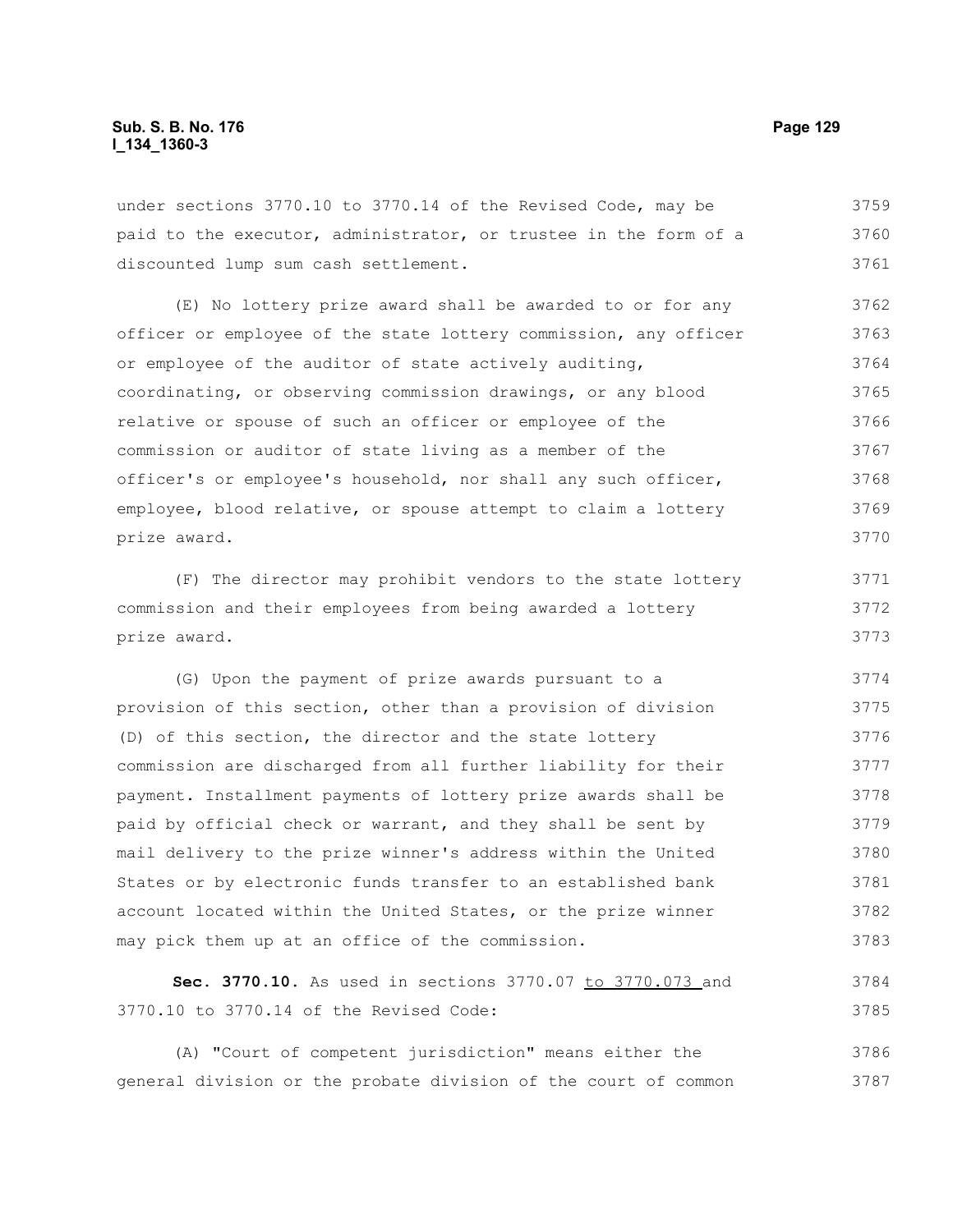under sections 3770.10 to 3770.14 of the Revised Code, may be paid to the executor, administrator, or trustee in the form of a discounted lump sum cash settlement.

(E) No lottery prize award shall be awarded to or for any officer or employee of the state lottery commission, any officer or employee of the auditor of state actively auditing, coordinating, or observing commission drawings, or any blood relative or spouse of such an officer or employee of the commission or auditor of state living as a member of the officer's or employee's household, nor shall any such officer, employee, blood relative, or spouse attempt to claim a lottery prize award.

(F) The director may prohibit vendors to the state lottery commission and their employees from being awarded a lottery prize award.

(G) Upon the payment of prize awards pursuant to a provision of this section, other than a provision of division (D) of this section, the director and the state lottery commission are discharged from all further liability for their payment. Installment payments of lottery prize awards shall be paid by official check or warrant, and they shall be sent by mail delivery to the prize winner's address within the United States or by electronic funds transfer to an established bank account located within the United States, or the prize winner may pick them up at an office of the commission.

**Sec. 3770.10.** As used in sections 3770.07 to 3770.073 and 3770.10 to 3770.14 of the Revised Code:

(A) "Court of competent jurisdiction" means either the general division or the probate division of the court of common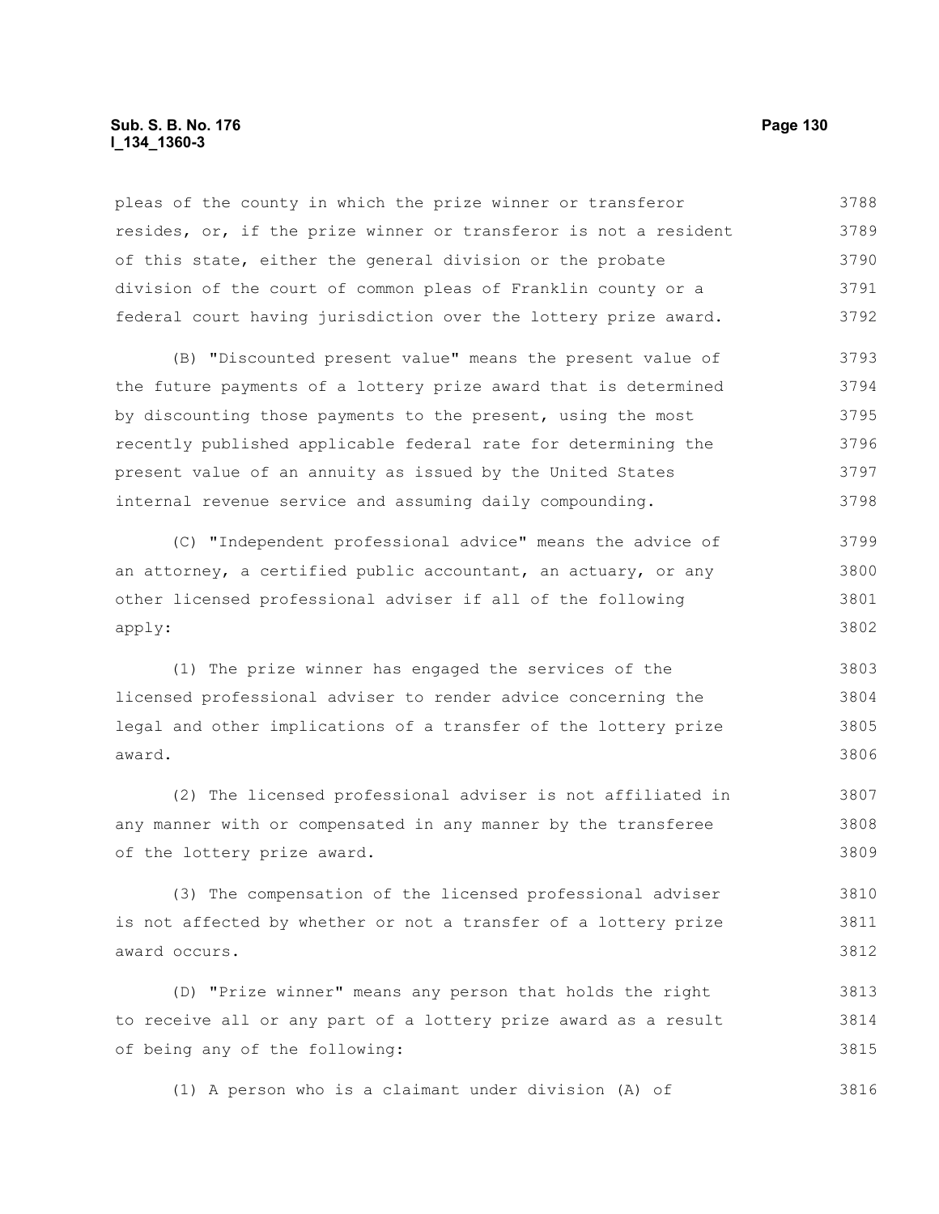pleas of the county in which the prize winner or transferor resides, or, if the prize winner or transferor is not a resident of this state, either the general division or the probate division of the court of common pleas of Franklin county or a federal court having jurisdiction over the lottery prize award.

(B) "Discounted present value" means the present value of the future payments of a lottery prize award that is determined by discounting those payments to the present, using the most recently published applicable federal rate for determining the present value of an annuity as issued by the United States internal revenue service and assuming daily compounding.

(C) "Independent professional advice" means the advice of an attorney, a certified public accountant, an actuary, or any other licensed professional adviser if all of the following apply:

(1) The prize winner has engaged the services of the licensed professional adviser to render advice concerning the legal and other implications of a transfer of the lottery prize award.

(2) The licensed professional adviser is not affiliated in any manner with or compensated in any manner by the transferee of the lottery prize award.

(3) The compensation of the licensed professional adviser is not affected by whether or not a transfer of a lottery prize award occurs.

(D) "Prize winner" means any person that holds the right to receive all or any part of a lottery prize award as a result of being any of the following:

(1) A person who is a claimant under division (A) of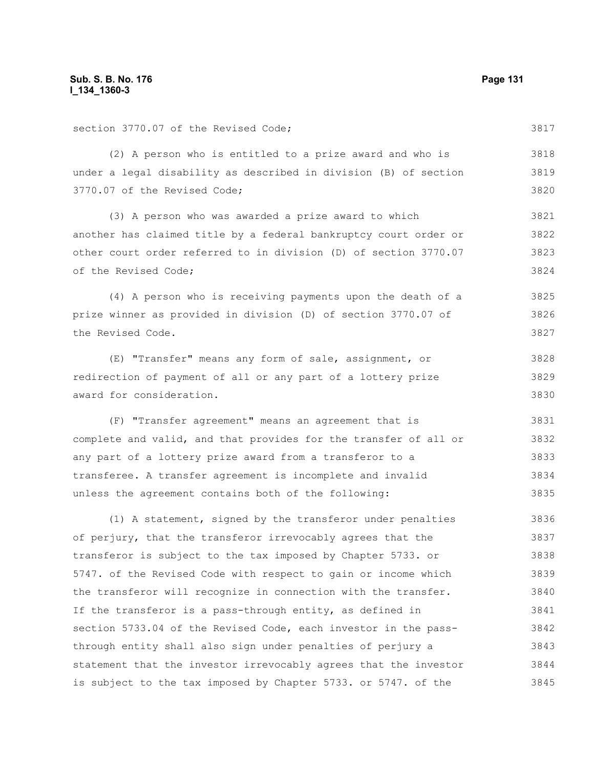section 3770.07 of the Revised Code;

(2) A person who is entitled to a prize award and who is under a legal disability as described in division (B) of section 3770.07 of the Revised Code;

(3) A person who was awarded a prize award to which another has claimed title by a federal bankruptcy court order or other court order referred to in division (D) of section 3770.07 of the Revised Code;

(4) A person who is receiving payments upon the death of a prize winner as provided in division (D) of section 3770.07 of the Revised Code.

(E) "Transfer" means any form of sale, assignment, or redirection of payment of all or any part of a lottery prize award for consideration.

(F) "Transfer agreement" means an agreement that is complete and valid, and that provides for the transfer of all or any part of a lottery prize award from a transferor to a transferee. A transfer agreement is incomplete and invalid unless the agreement contains both of the following:

(1) A statement, signed by the transferor under penalties of perjury, that the transferor irrevocably agrees that the transferor is subject to the tax imposed by Chapter 5733. or 5747. of the Revised Code with respect to gain or income which the transferor will recognize in connection with the transfer. If the transferor is a pass-through entity, as defined in section 5733.04 of the Revised Code, each investor in the pass-through entity shall also sign under penalties of perjury a statement that the investor irrevocably agrees that the investor is subject to the tax imposed by Chapter 5733. or 5747. of the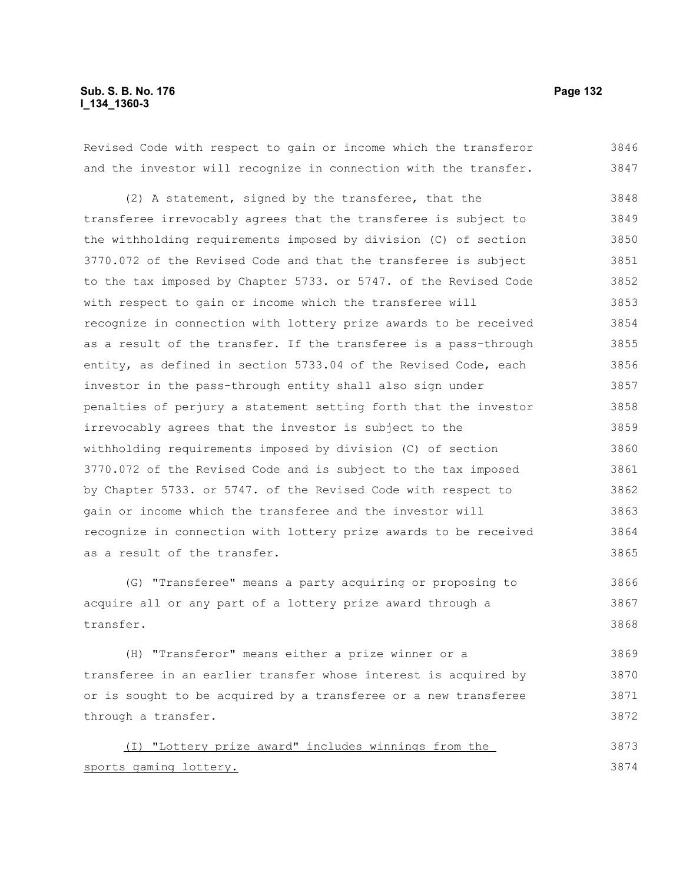Revised Code with respect to gain or income which the transferor and the investor will recognize in connection with the transfer.

(2) A statement, signed by the transferee, that the transferee irrevocably agrees that the transferee is subject to the withholding requirements imposed by division (C) of section 3770.072 of the Revised Code and that the transferee is subject to the tax imposed by Chapter 5733. or 5747. of the Revised Code with respect to gain or income which the transferee will recognize in connection with lottery prize awards to be received as a result of the transfer. If the transferee is a pass-through entity, as defined in section 5733.04 of the Revised Code, each investor in the pass-through entity shall also sign under penalties of perjury a statement setting forth that the investor irrevocably agrees that the investor is subject to the withholding requirements imposed by division (C) of section 3770.072 of the Revised Code and is subject to the tax imposed by Chapter 5733. or 5747. of the Revised Code with respect to gain or income which the transferee and the investor will recognize in connection with lottery prize awards to be received as a result of the transfer.

(G) "Transferee" means a party acquiring or proposing to acquire all or any part of a lottery prize award through a transfer.

(H) "Transferor" means either a prize winner or a transferee in an earlier transfer whose interest is acquired by or is sought to be acquired by a transferee or a new transferee through a transfer.

<u>(I) "Lottery prize award" includes winnings from the sports gaming lottery.</u>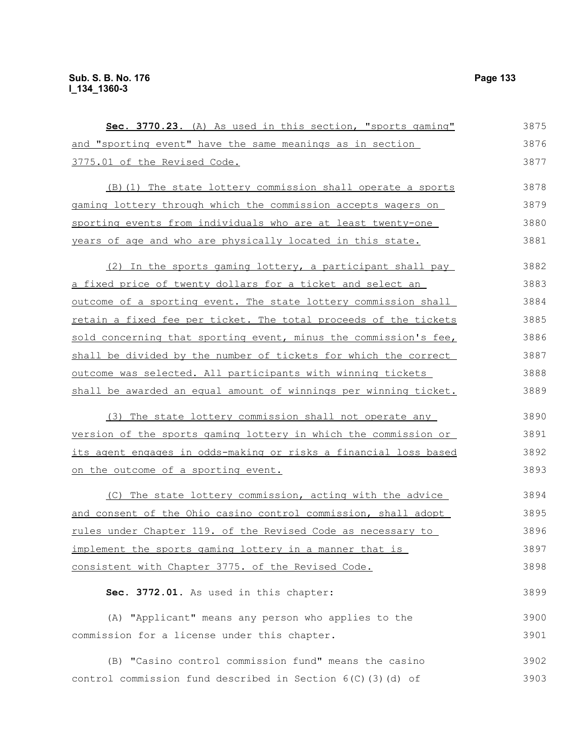**Sec. 3770.23.** (A) As used in this section, "sports gaming" and "sporting event" have the same meanings as in section 3775.01 of the Revised Code.

(B)(1) The state lottery commission shall operate a sports gaming lottery through which the commission accepts wagers on sporting events from individuals who are at least twenty-one years of age and who are physically located in this state.

(2) In the sports gaming lottery, a participant shall pay a fixed price of twenty dollars for a ticket and select an outcome of a sporting event. The state lottery commission shall retain a fixed fee per ticket. The total proceeds of the tickets sold concerning that sporting event, minus the commission's fee, shall be divided by the number of tickets for which the correct outcome was selected. All participants with winning tickets shall be awarded an equal amount of winnings per winning ticket.

(3) The state lottery commission shall not operate any version of the sports gaming lottery in which the commission or its agent engages in odds-making or risks a financial loss based on the outcome of a sporting event.

(C) The state lottery commission, acting with the advice and consent of the Ohio casino control commission, shall adopt rules under Chapter 119. of the Revised Code as necessary to implement the sports gaming lottery in a manner that is consistent with Chapter 3775. of the Revised Code.

**Sec. 3772.01.** As used in this chapter:

(A) "Applicant" means any person who applies to the commission for a license under this chapter.

(B) "Casino control commission fund" means the casino control commission fund described in Section 6(C)(3)(d) of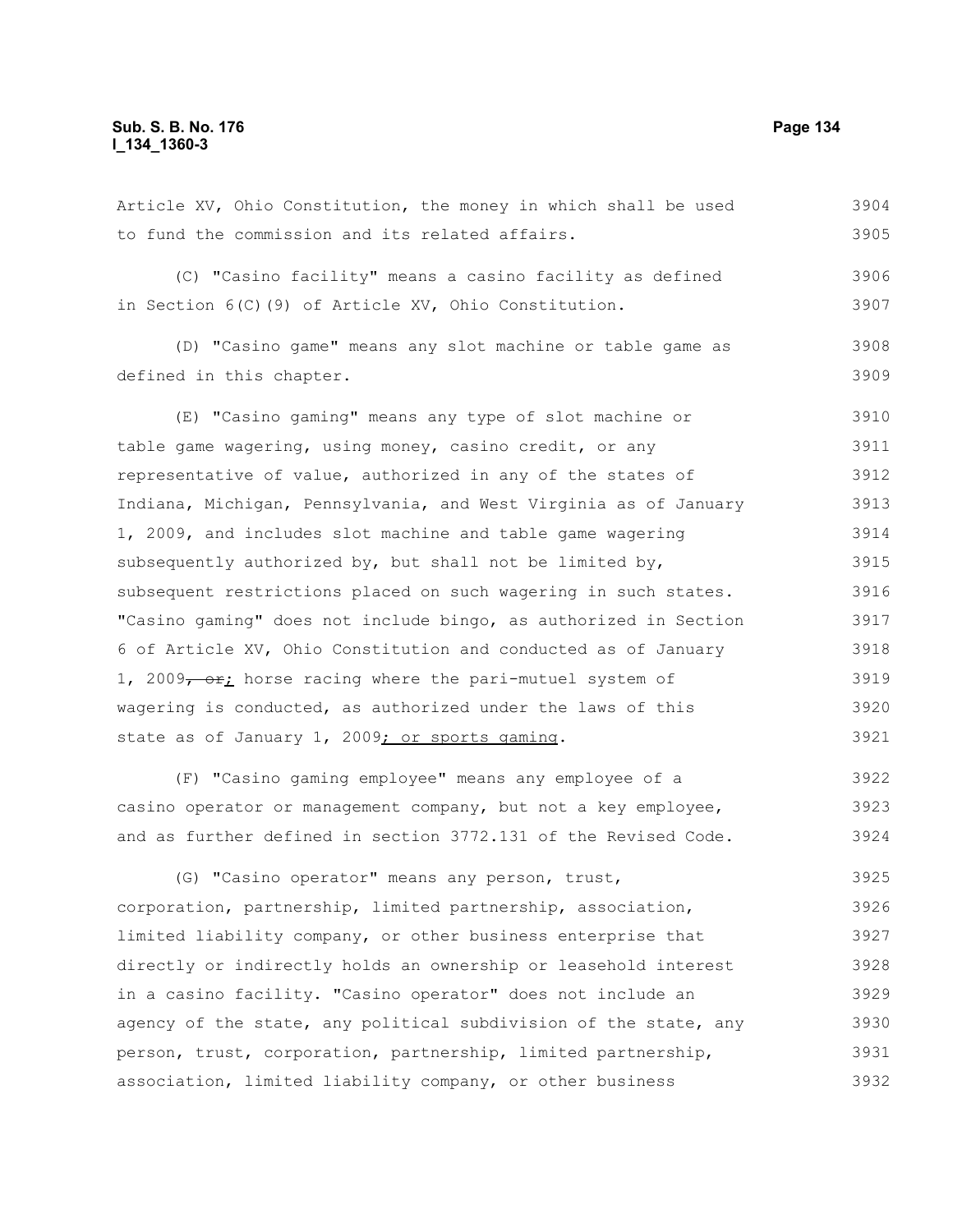Article XV, Ohio Constitution, the money in which shall be used to fund the commission and its related affairs.

(C) "Casino facility" means a casino facility as defined in Section 6(C)(9) of Article XV, Ohio Constitution.

(D) "Casino game" means any slot machine or table game as defined in this chapter.

(E) "Casino gaming" means any type of slot machine or table game wagering, using money, casino credit, or any representative of value, authorized in any of the states of Indiana, Michigan, Pennsylvania, and West Virginia as of January 1, 2009, and includes slot machine and table game wagering subsequently authorized by, but shall not be limited by, subsequent restrictions placed on such wagering in such states. "Casino gaming" does not include bingo, as authorized in Section 6 of Article XV, Ohio Constitution and conducted as of January 1, 2009~~, or~~; horse racing where the pari-mutuel system of wagering is conducted, as authorized under the laws of this state as of January 1, 2009; or sports gaming.

(F) "Casino gaming employee" means any employee of a casino operator or management company, but not a key employee, and as further defined in section 3772.131 of the Revised Code.

(G) "Casino operator" means any person, trust, corporation, partnership, limited partnership, association, limited liability company, or other business enterprise that directly or indirectly holds an ownership or leasehold interest in a casino facility. "Casino operator" does not include an agency of the state, any political subdivision of the state, any person, trust, corporation, partnership, limited partnership, association, limited liability company, or other business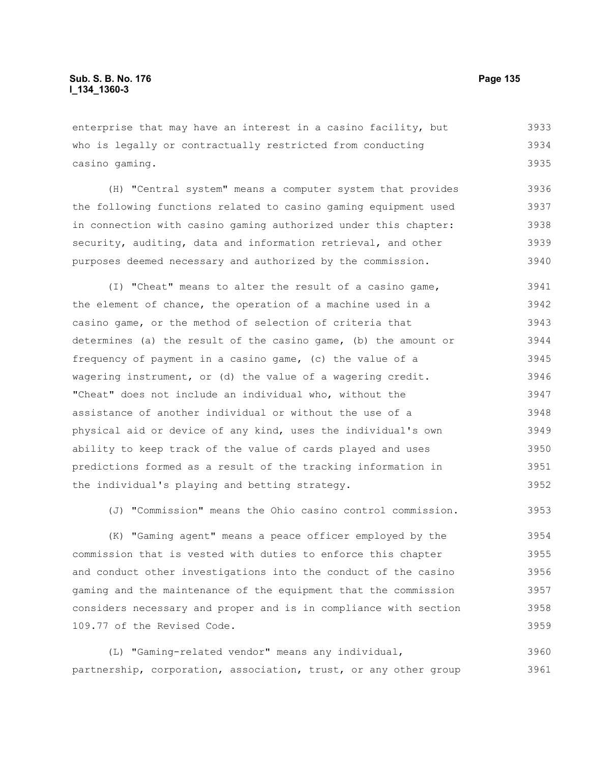enterprise that may have an interest in a casino facility, but who is legally or contractually restricted from conducting casino gaming.

(H) "Central system" means a computer system that provides the following functions related to casino gaming equipment used in connection with casino gaming authorized under this chapter: security, auditing, data and information retrieval, and other purposes deemed necessary and authorized by the commission.

(I) "Cheat" means to alter the result of a casino game, the element of chance, the operation of a machine used in a casino game, or the method of selection of criteria that determines (a) the result of the casino game, (b) the amount or frequency of payment in a casino game, (c) the value of a wagering instrument, or (d) the value of a wagering credit. "Cheat" does not include an individual who, without the assistance of another individual or without the use of a physical aid or device of any kind, uses the individual's own ability to keep track of the value of cards played and uses predictions formed as a result of the tracking information in the individual's playing and betting strategy.

(J) "Commission" means the Ohio casino control commission.

(K) "Gaming agent" means a peace officer employed by the commission that is vested with duties to enforce this chapter and conduct other investigations into the conduct of the casino gaming and the maintenance of the equipment that the commission considers necessary and proper and is in compliance with section 109.77 of the Revised Code.

(L) "Gaming-related vendor" means any individual, partnership, corporation, association, trust, or any other group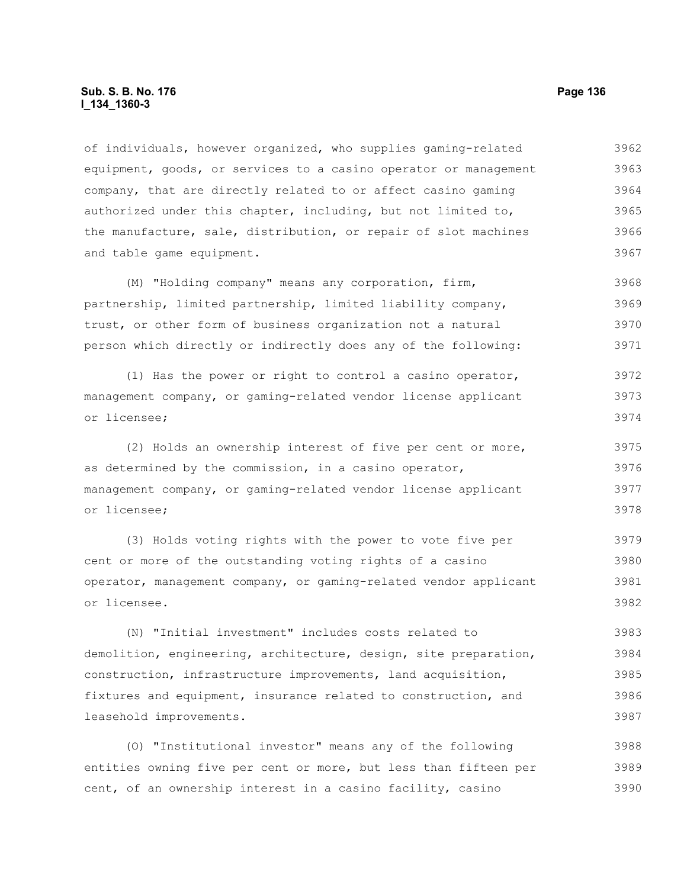of individuals, however organized, who supplies gaming-related equipment, goods, or services to a casino operator or management company, that are directly related to or affect casino gaming authorized under this chapter, including, but not limited to, the manufacture, sale, distribution, or repair of slot machines and table game equipment.

(M) "Holding company" means any corporation, firm, partnership, limited partnership, limited liability company, trust, or other form of business organization not a natural person which directly or indirectly does any of the following:

(1) Has the power or right to control a casino operator, management company, or gaming-related vendor license applicant or licensee;

(2) Holds an ownership interest of five per cent or more, as determined by the commission, in a casino operator, management company, or gaming-related vendor license applicant or licensee;

(3) Holds voting rights with the power to vote five per cent or more of the outstanding voting rights of a casino operator, management company, or gaming-related vendor applicant or licensee.

(N) "Initial investment" includes costs related to demolition, engineering, architecture, design, site preparation, construction, infrastructure improvements, land acquisition, fixtures and equipment, insurance related to construction, and leasehold improvements.

(O) "Institutional investor" means any of the following entities owning five per cent or more, but less than fifteen per cent, of an ownership interest in a casino facility, casino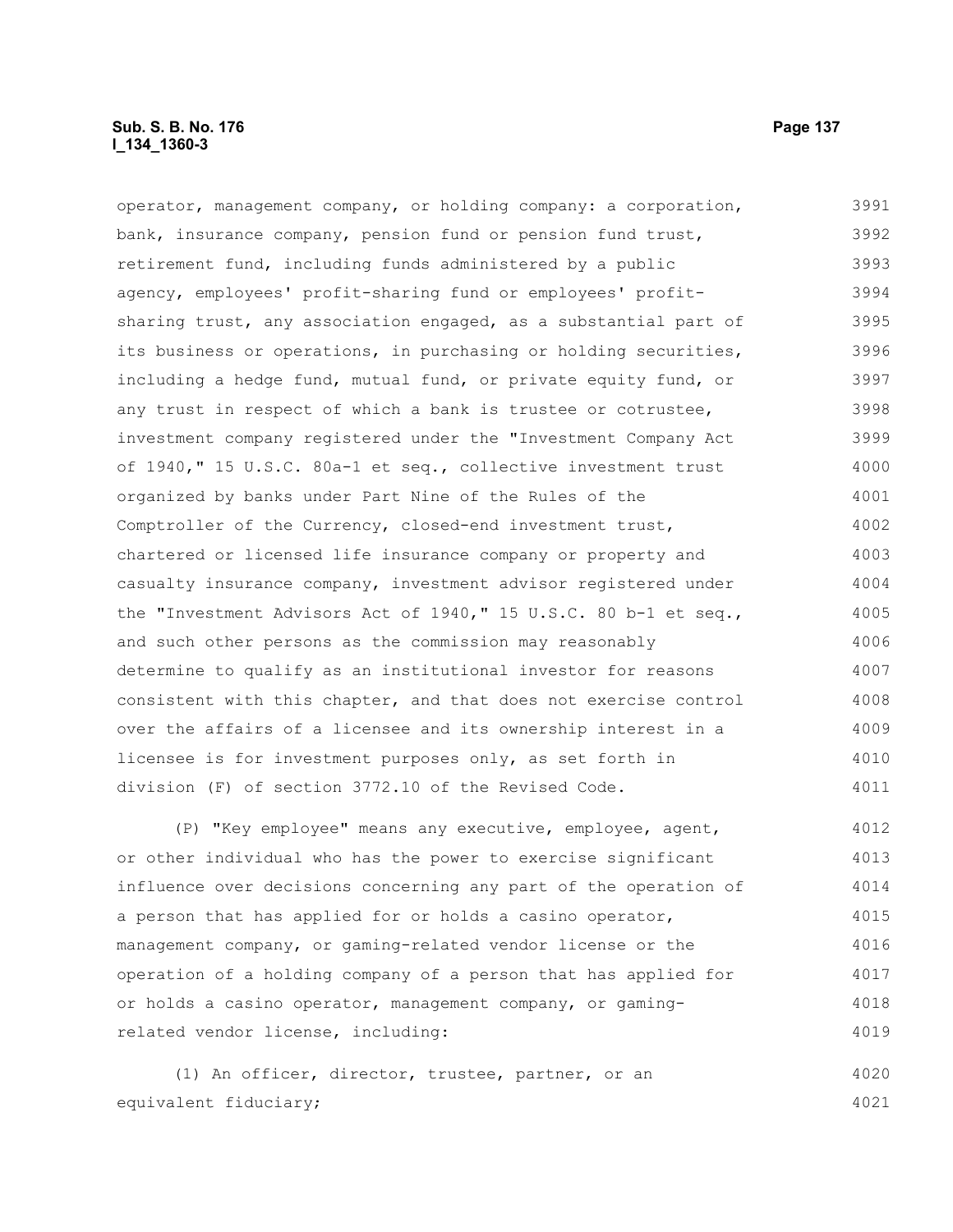operator, management company, or holding company: a corporation, bank, insurance company, pension fund or pension fund trust, retirement fund, including funds administered by a public agency, employees' profit-sharing fund or employees' profit-sharing trust, any association engaged, as a substantial part of its business or operations, in purchasing or holding securities, including a hedge fund, mutual fund, or private equity fund, or any trust in respect of which a bank is trustee or cotrustee, investment company registered under the "Investment Company Act of 1940," 15 U.S.C. 80a-1 et seq., collective investment trust organized by banks under Part Nine of the Rules of the Comptroller of the Currency, closed-end investment trust, chartered or licensed life insurance company or property and casualty insurance company, investment advisor registered under the "Investment Advisors Act of 1940," 15 U.S.C. 80 b-1 et seq., and such other persons as the commission may reasonably determine to qualify as an institutional investor for reasons consistent with this chapter, and that does not exercise control over the affairs of a licensee and its ownership interest in a licensee is for investment purposes only, as set forth in division (F) of section 3772.10 of the Revised Code.

(P) "Key employee" means any executive, employee, agent, or other individual who has the power to exercise significant influence over decisions concerning any part of the operation of a person that has applied for or holds a casino operator, management company, or gaming-related vendor license or the operation of a holding company of a person that has applied for or holds a casino operator, management company, or gaming-related vendor license, including:

(1) An officer, director, trustee, partner, or an equivalent fiduciary;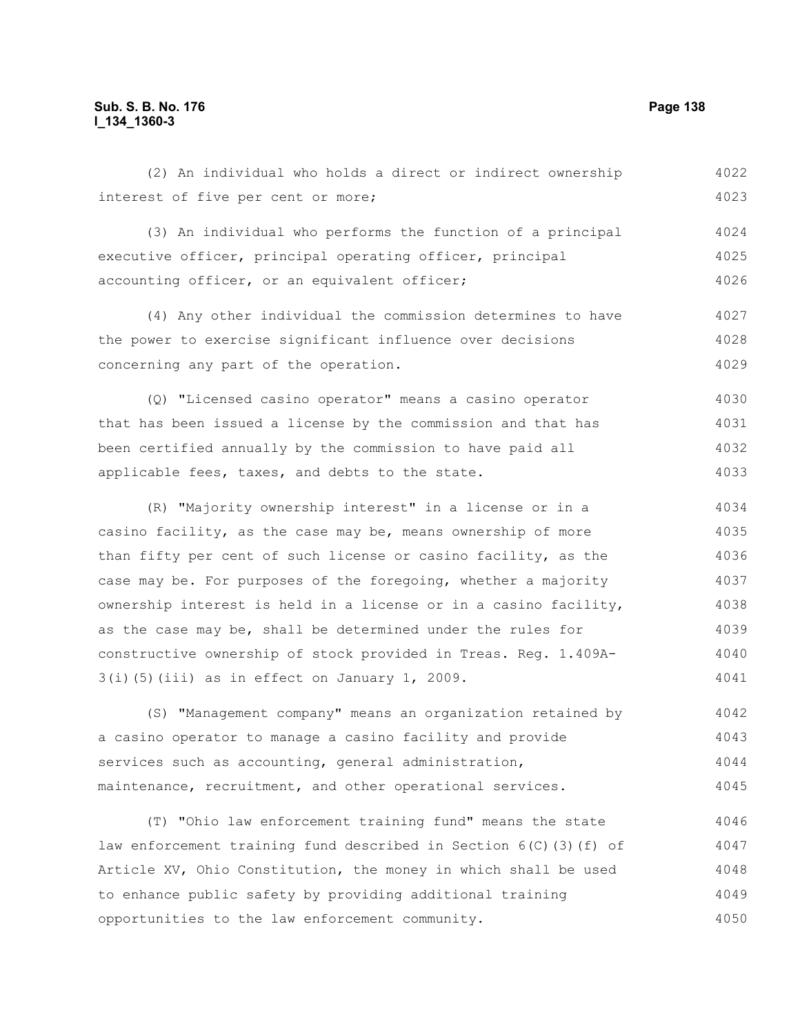(2) An individual who holds a direct or indirect ownership interest of five per cent or more;

(3) An individual who performs the function of a principal executive officer, principal operating officer, principal accounting officer, or an equivalent officer;

(4) Any other individual the commission determines to have the power to exercise significant influence over decisions concerning any part of the operation.

(Q) "Licensed casino operator" means a casino operator that has been issued a license by the commission and that has been certified annually by the commission to have paid all applicable fees, taxes, and debts to the state.

(R) "Majority ownership interest" in a license or in a casino facility, as the case may be, means ownership of more than fifty per cent of such license or casino facility, as the case may be. For purposes of the foregoing, whether a majority ownership interest is held in a license or in a casino facility, as the case may be, shall be determined under the rules for constructive ownership of stock provided in Treas. Reg. 1.409A-3(i)(5)(iii) as in effect on January 1, 2009.

(S) "Management company" means an organization retained by a casino operator to manage a casino facility and provide services such as accounting, general administration, maintenance, recruitment, and other operational services.

(T) "Ohio law enforcement training fund" means the state law enforcement training fund described in Section 6(C)(3)(f) of Article XV, Ohio Constitution, the money in which shall be used to enhance public safety by providing additional training opportunities to the law enforcement community.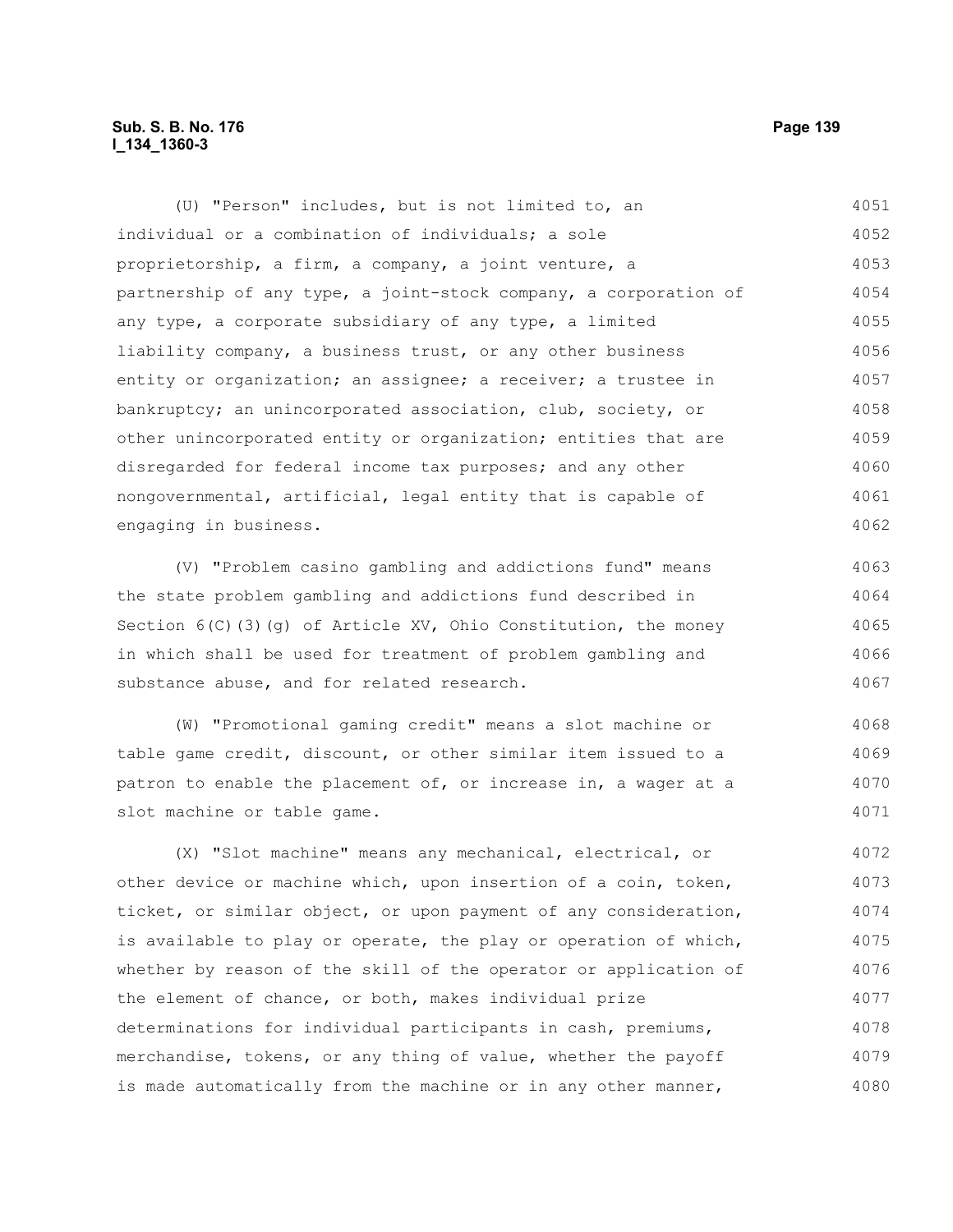(U) "Person" includes, but is not limited to, an individual or a combination of individuals; a sole proprietorship, a firm, a company, a joint venture, a partnership of any type, a joint-stock company, a corporation of any type, a corporate subsidiary of any type, a limited liability company, a business trust, or any other business entity or organization; an assignee; a receiver; a trustee in bankruptcy; an unincorporated association, club, society, or other unincorporated entity or organization; entities that are disregarded for federal income tax purposes; and any other nongovernmental, artificial, legal entity that is capable of engaging in business.

(V) "Problem casino gambling and addictions fund" means the state problem gambling and addictions fund described in Section 6(C)(3)(g) of Article XV, Ohio Constitution, the money in which shall be used for treatment of problem gambling and substance abuse, and for related research.

(W) "Promotional gaming credit" means a slot machine or table game credit, discount, or other similar item issued to a patron to enable the placement of, or increase in, a wager at a slot machine or table game.

(X) "Slot machine" means any mechanical, electrical, or other device or machine which, upon insertion of a coin, token, ticket, or similar object, or upon payment of any consideration, is available to play or operate, the play or operation of which, whether by reason of the skill of the operator or application of the element of chance, or both, makes individual prize determinations for individual participants in cash, premiums, merchandise, tokens, or any thing of value, whether the payoff is made automatically from the machine or in any other manner,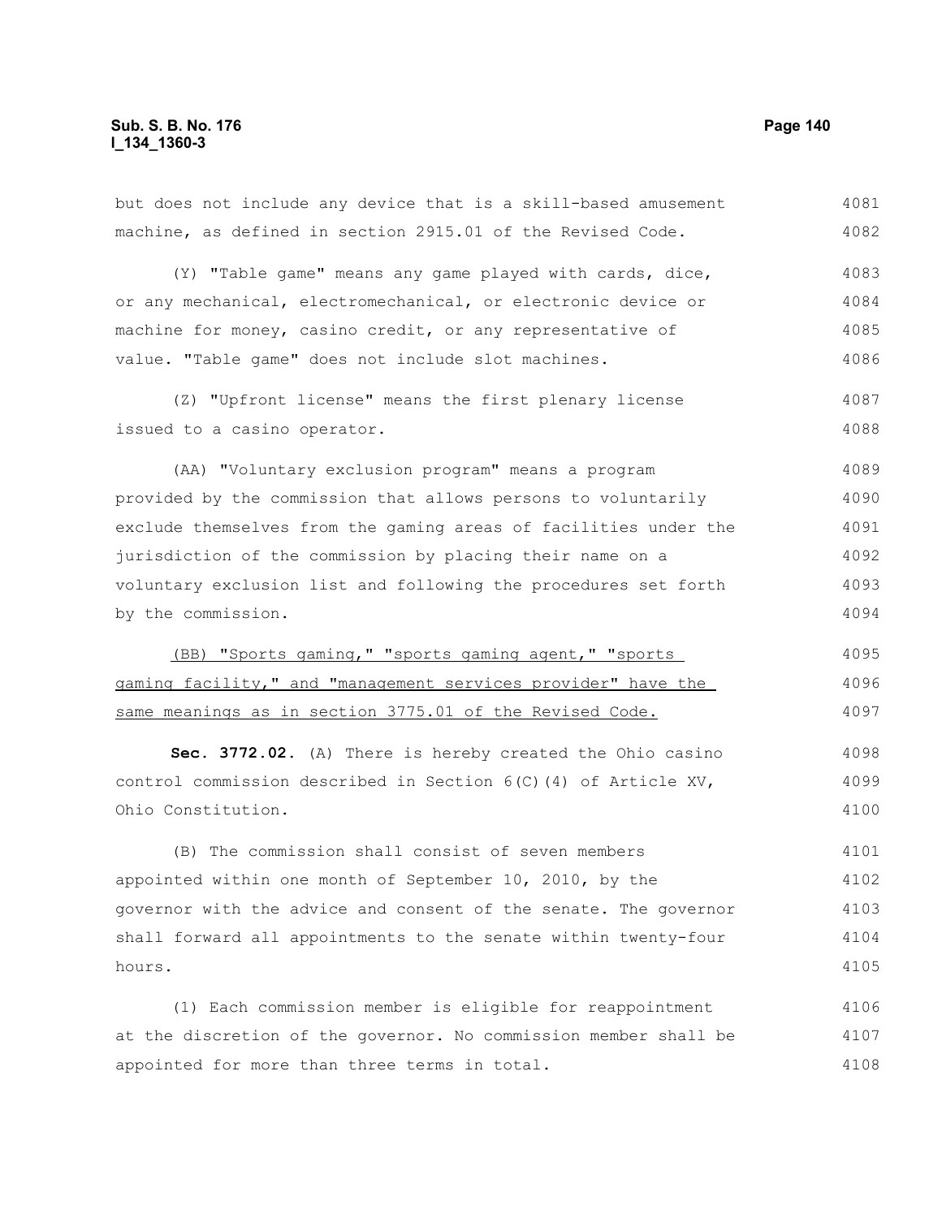but does not include any device that is a skill-based amusement machine, as defined in section 2915.01 of the Revised Code.

(Y) "Table game" means any game played with cards, dice, or any mechanical, electromechanical, or electronic device or machine for money, casino credit, or any representative of value. "Table game" does not include slot machines.

(Z) "Upfront license" means the first plenary license issued to a casino operator.

(AA) "Voluntary exclusion program" means a program provided by the commission that allows persons to voluntarily exclude themselves from the gaming areas of facilities under the jurisdiction of the commission by placing their name on a voluntary exclusion list and following the procedures set forth by the commission.

<u>(BB) "Sports gaming," "sports gaming agent," "sports gaming facility," and "management services provider" have the same meanings as in section 3775.01 of the Revised Code.</u>

**Sec. 3772.02.** (A) There is hereby created the Ohio casino control commission described in Section 6(C)(4) of Article XV, Ohio Constitution.

(B) The commission shall consist of seven members appointed within one month of September 10, 2010, by the governor with the advice and consent of the senate. The governor shall forward all appointments to the senate within twenty-four hours.

(1) Each commission member is eligible for reappointment at the discretion of the governor. No commission member shall be appointed for more than three terms in total.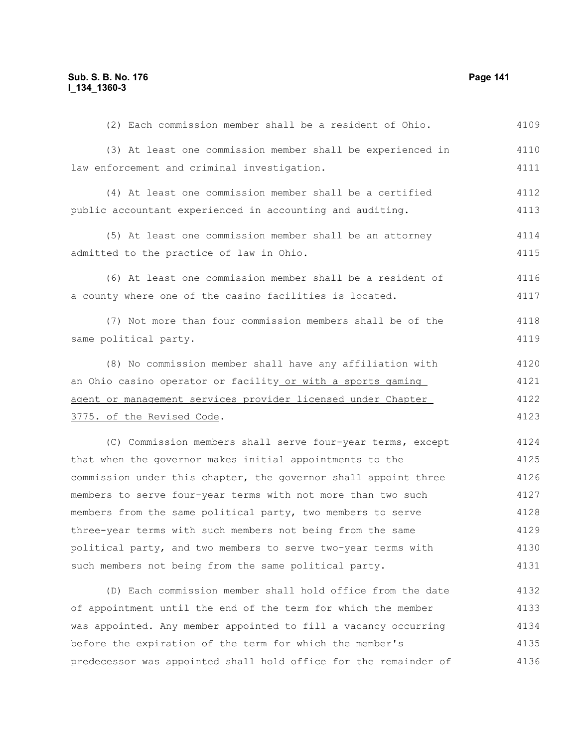(2) Each commission member shall be a resident of Ohio.

(3) At least one commission member shall be experienced in law enforcement and criminal investigation.

(4) At least one commission member shall be a certified public accountant experienced in accounting and auditing.

(5) At least one commission member shall be an attorney admitted to the practice of law in Ohio.

(6) At least one commission member shall be a resident of a county where one of the casino facilities is located.

(7) Not more than four commission members shall be of the same political party.

(8) No commission member shall have any affiliation with an Ohio casino operator or facility or with a sports gaming agent or management services provider licensed under Chapter 3775. of the Revised Code.

(C) Commission members shall serve four-year terms, except that when the governor makes initial appointments to the commission under this chapter, the governor shall appoint three members to serve four-year terms with not more than two such members from the same political party, two members to serve three-year terms with such members not being from the same political party, and two members to serve two-year terms with such members not being from the same political party.

(D) Each commission member shall hold office from the date of appointment until the end of the term for which the member was appointed. Any member appointed to fill a vacancy occurring before the expiration of the term for which the member's predecessor was appointed shall hold office for the remainder of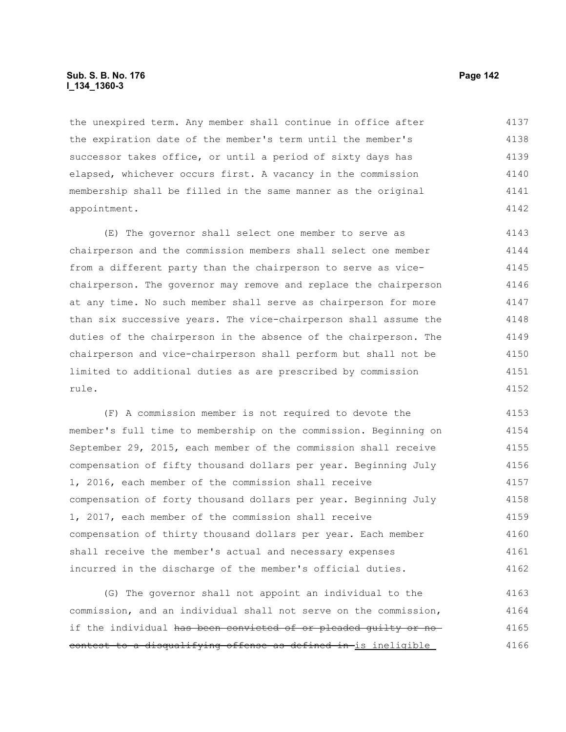the unexpired term. Any member shall continue in office after the expiration date of the member's term until the member's successor takes office, or until a period of sixty days has elapsed, whichever occurs first. A vacancy in the commission membership shall be filled in the same manner as the original appointment.

(E) The governor shall select one member to serve as chairperson and the commission members shall select one member from a different party than the chairperson to serve as vice-chairperson. The governor may remove and replace the chairperson at any time. No such member shall serve as chairperson for more than six successive years. The vice-chairperson shall assume the duties of the chairperson in the absence of the chairperson. The chairperson and vice-chairperson shall perform but shall not be limited to additional duties as are prescribed by commission rule.

(F) A commission member is not required to devote the member's full time to membership on the commission. Beginning on September 29, 2015, each member of the commission shall receive compensation of fifty thousand dollars per year. Beginning July 1, 2016, each member of the commission shall receive compensation of forty thousand dollars per year. Beginning July 1, 2017, each member of the commission shall receive compensation of thirty thousand dollars per year. Each member shall receive the member's actual and necessary expenses incurred in the discharge of the member's official duties.

(G) The governor shall not appoint an individual to the commission, and an individual shall not serve on the commission, if the individual ~~has been convicted of or pleaded guilty or no contest to a disqualifying offense as defined in~~ is ineligible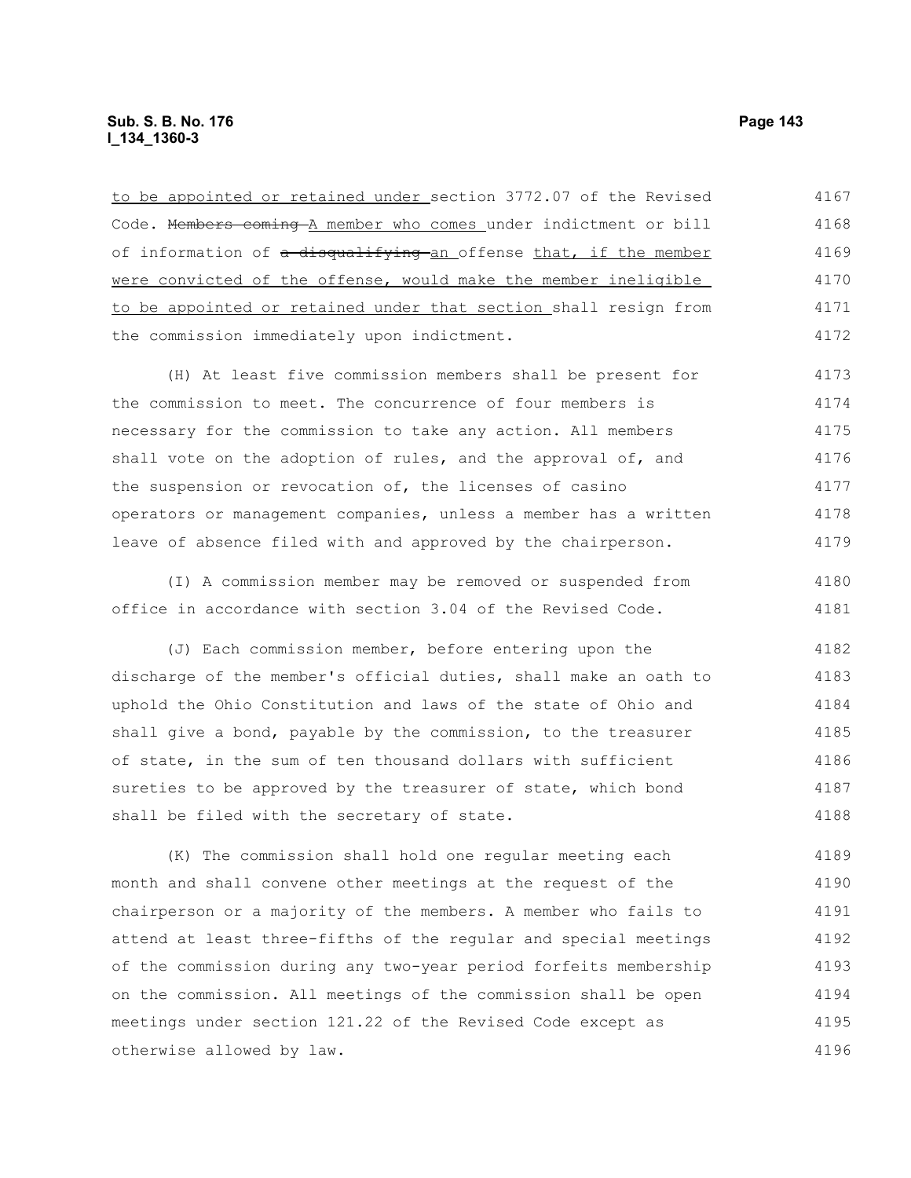to be appointed or retained under section 3772.07 of the Revised Code. ~~Members coming~~ A member who comes under indictment or bill of information of ~~a disqualifying~~ an offense that, if the member were convicted of the offense, would make the member ineligible to be appointed or retained under that section shall resign from the commission immediately upon indictment.

(H) At least five commission members shall be present for the commission to meet. The concurrence of four members is necessary for the commission to take any action. All members shall vote on the adoption of rules, and the approval of, and the suspension or revocation of, the licenses of casino operators or management companies, unless a member has a written leave of absence filed with and approved by the chairperson.

(I) A commission member may be removed or suspended from office in accordance with section 3.04 of the Revised Code.

(J) Each commission member, before entering upon the discharge of the member's official duties, shall make an oath to uphold the Ohio Constitution and laws of the state of Ohio and shall give a bond, payable by the commission, to the treasurer of state, in the sum of ten thousand dollars with sufficient sureties to be approved by the treasurer of state, which bond shall be filed with the secretary of state.

(K) The commission shall hold one regular meeting each month and shall convene other meetings at the request of the chairperson or a majority of the members. A member who fails to attend at least three-fifths of the regular and special meetings of the commission during any two-year period forfeits membership on the commission. All meetings of the commission shall be open meetings under section 121.22 of the Revised Code except as otherwise allowed by law.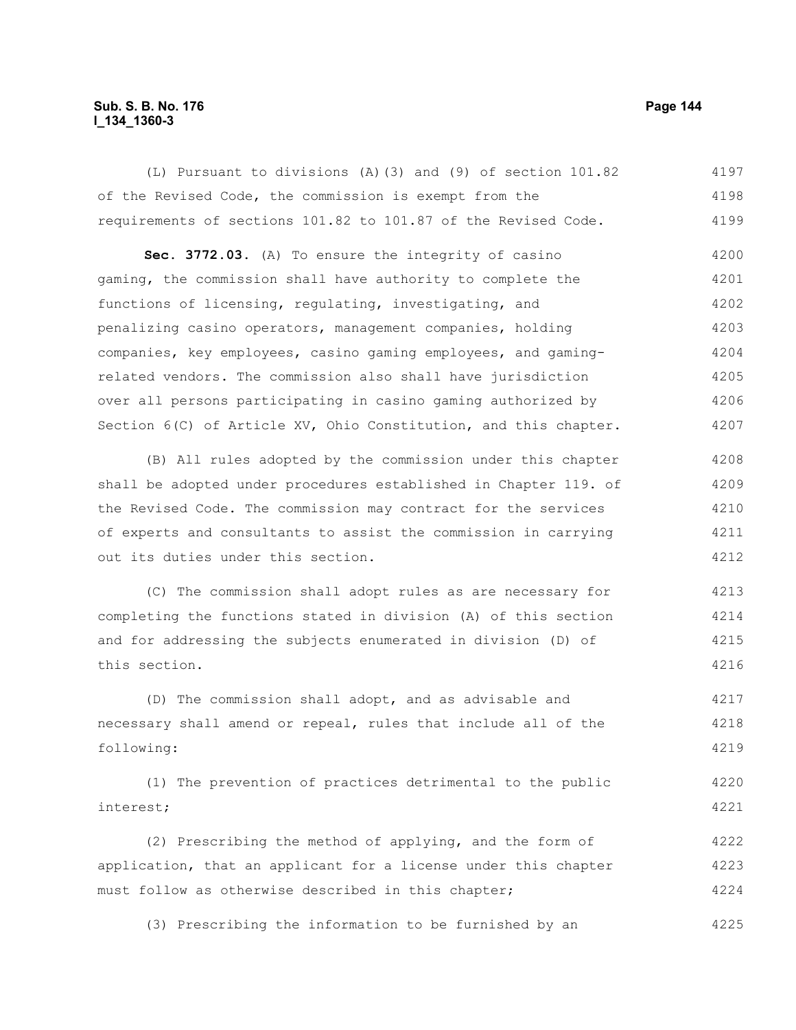(L) Pursuant to divisions (A)(3) and (9) of section 101.82 of the Revised Code, the commission is exempt from the requirements of sections 101.82 to 101.87 of the Revised Code.

**Sec. 3772.03.** (A) To ensure the integrity of casino gaming, the commission shall have authority to complete the functions of licensing, regulating, investigating, and penalizing casino operators, management companies, holding companies, key employees, casino gaming employees, and gaming-related vendors. The commission also shall have jurisdiction over all persons participating in casino gaming authorized by Section 6(C) of Article XV, Ohio Constitution, and this chapter.

(B) All rules adopted by the commission under this chapter shall be adopted under procedures established in Chapter 119. of the Revised Code. The commission may contract for the services of experts and consultants to assist the commission in carrying out its duties under this section.

(C) The commission shall adopt rules as are necessary for completing the functions stated in division (A) of this section and for addressing the subjects enumerated in division (D) of this section.

(D) The commission shall adopt, and as advisable and necessary shall amend or repeal, rules that include all of the following:

(1) The prevention of practices detrimental to the public interest;

(2) Prescribing the method of applying, and the form of application, that an applicant for a license under this chapter must follow as otherwise described in this chapter;

(3) Prescribing the information to be furnished by an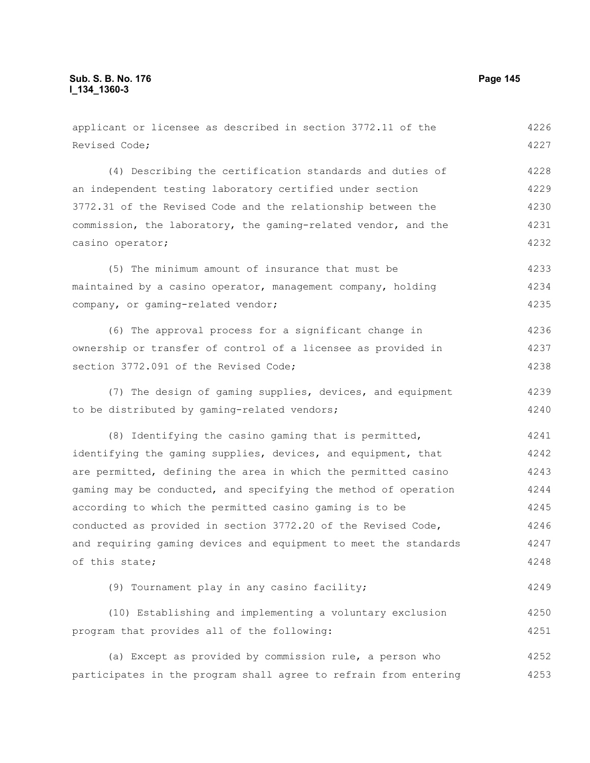applicant or licensee as described in section 3772.11 of the Revised Code;

(4) Describing the certification standards and duties of an independent testing laboratory certified under section 3772.31 of the Revised Code and the relationship between the commission, the laboratory, the gaming-related vendor, and the casino operator;

(5) The minimum amount of insurance that must be maintained by a casino operator, management company, holding company, or gaming-related vendor;

(6) The approval process for a significant change in ownership or transfer of control of a licensee as provided in section 3772.091 of the Revised Code;

(7) The design of gaming supplies, devices, and equipment to be distributed by gaming-related vendors;

(8) Identifying the casino gaming that is permitted, identifying the gaming supplies, devices, and equipment, that are permitted, defining the area in which the permitted casino gaming may be conducted, and specifying the method of operation according to which the permitted casino gaming is to be conducted as provided in section 3772.20 of the Revised Code, and requiring gaming devices and equipment to meet the standards of this state;

(9) Tournament play in any casino facility;

(10) Establishing and implementing a voluntary exclusion program that provides all of the following:

(a) Except as provided by commission rule, a person who participates in the program shall agree to refrain from entering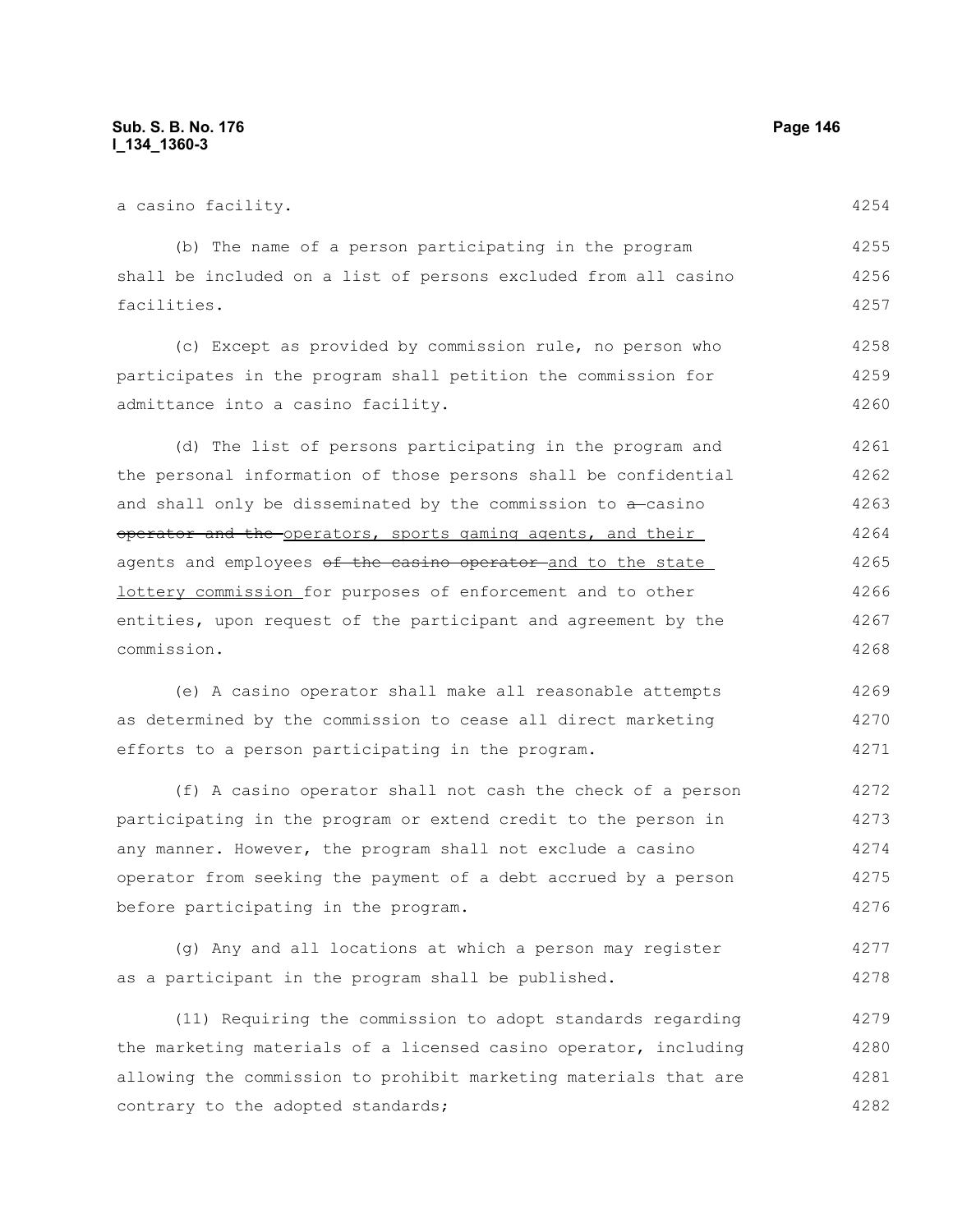a casino facility.

(b) The name of a person participating in the program shall be included on a list of persons excluded from all casino facilities.

(c) Except as provided by commission rule, no person who participates in the program shall petition the commission for admittance into a casino facility.

(d) The list of persons participating in the program and the personal information of those persons shall be confidential and shall only be disseminated by the commission to ~~a~~ casino ~~operator and the~~ operators, sports gaming agents, and their agents and employees ~~of the casino operator~~ and to the state lottery commission for purposes of enforcement and to other entities, upon request of the participant and agreement by the commission.

(e) A casino operator shall make all reasonable attempts as determined by the commission to cease all direct marketing efforts to a person participating in the program.

(f) A casino operator shall not cash the check of a person participating in the program or extend credit to the person in any manner. However, the program shall not exclude a casino operator from seeking the payment of a debt accrued by a person before participating in the program.

(g) Any and all locations at which a person may register as a participant in the program shall be published.

(11) Requiring the commission to adopt standards regarding the marketing materials of a licensed casino operator, including allowing the commission to prohibit marketing materials that are contrary to the adopted standards;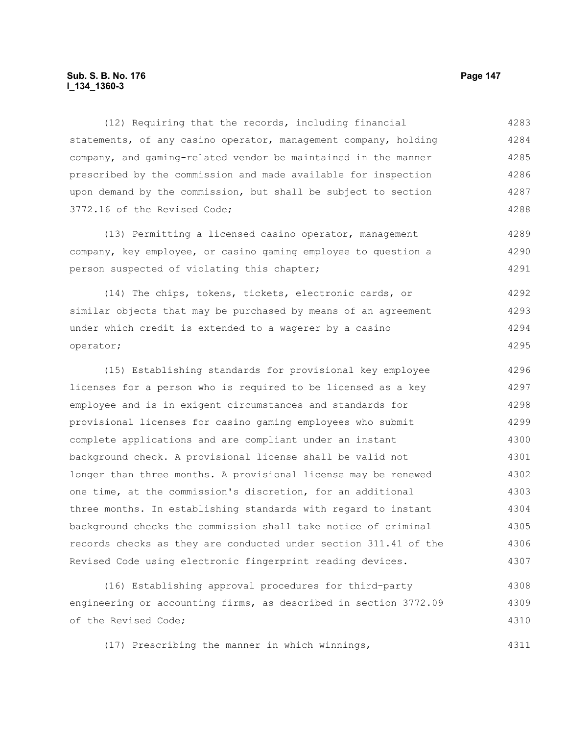(12) Requiring that the records, including financial statements, of any casino operator, management company, holding company, and gaming-related vendor be maintained in the manner prescribed by the commission and made available for inspection upon demand by the commission, but shall be subject to section 3772.16 of the Revised Code;

(13) Permitting a licensed casino operator, management company, key employee, or casino gaming employee to question a person suspected of violating this chapter;

(14) The chips, tokens, tickets, electronic cards, or similar objects that may be purchased by means of an agreement under which credit is extended to a wagerer by a casino operator;

(15) Establishing standards for provisional key employee licenses for a person who is required to be licensed as a key employee and is in exigent circumstances and standards for provisional licenses for casino gaming employees who submit complete applications and are compliant under an instant background check. A provisional license shall be valid not longer than three months. A provisional license may be renewed one time, at the commission's discretion, for an additional three months. In establishing standards with regard to instant background checks the commission shall take notice of criminal records checks as they are conducted under section 311.41 of the Revised Code using electronic fingerprint reading devices.

(16) Establishing approval procedures for third-party engineering or accounting firms, as described in section 3772.09 of the Revised Code;

(17) Prescribing the manner in which winnings,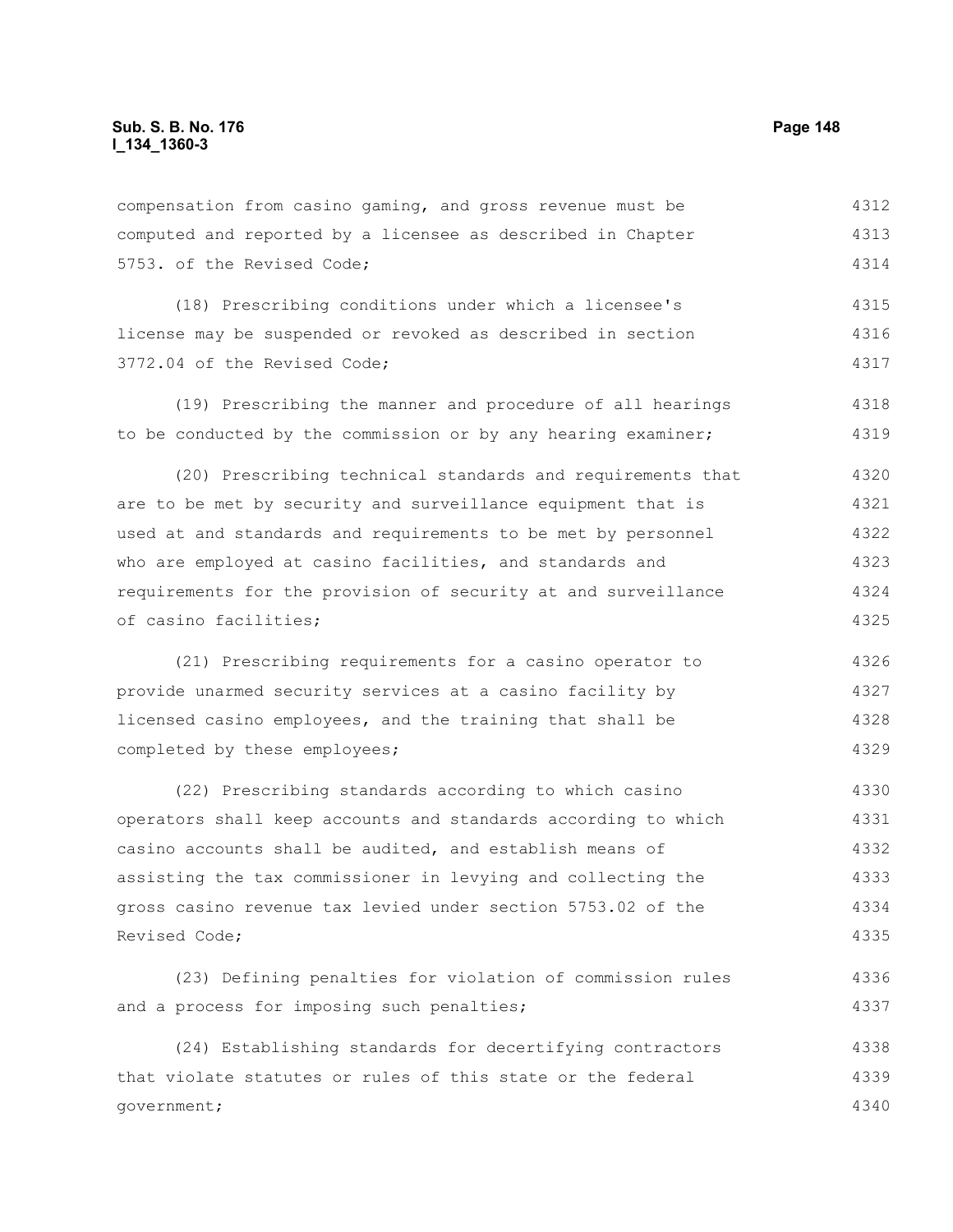compensation from casino gaming, and gross revenue must be computed and reported by a licensee as described in Chapter 5753. of the Revised Code;

(18) Prescribing conditions under which a licensee's license may be suspended or revoked as described in section 3772.04 of the Revised Code;

(19) Prescribing the manner and procedure of all hearings to be conducted by the commission or by any hearing examiner;

(20) Prescribing technical standards and requirements that are to be met by security and surveillance equipment that is used at and standards and requirements to be met by personnel who are employed at casino facilities, and standards and requirements for the provision of security at and surveillance of casino facilities;

(21) Prescribing requirements for a casino operator to provide unarmed security services at a casino facility by licensed casino employees, and the training that shall be completed by these employees;

(22) Prescribing standards according to which casino operators shall keep accounts and standards according to which casino accounts shall be audited, and establish means of assisting the tax commissioner in levying and collecting the gross casino revenue tax levied under section 5753.02 of the Revised Code;

(23) Defining penalties for violation of commission rules and a process for imposing such penalties;

(24) Establishing standards for decertifying contractors that violate statutes or rules of this state or the federal government;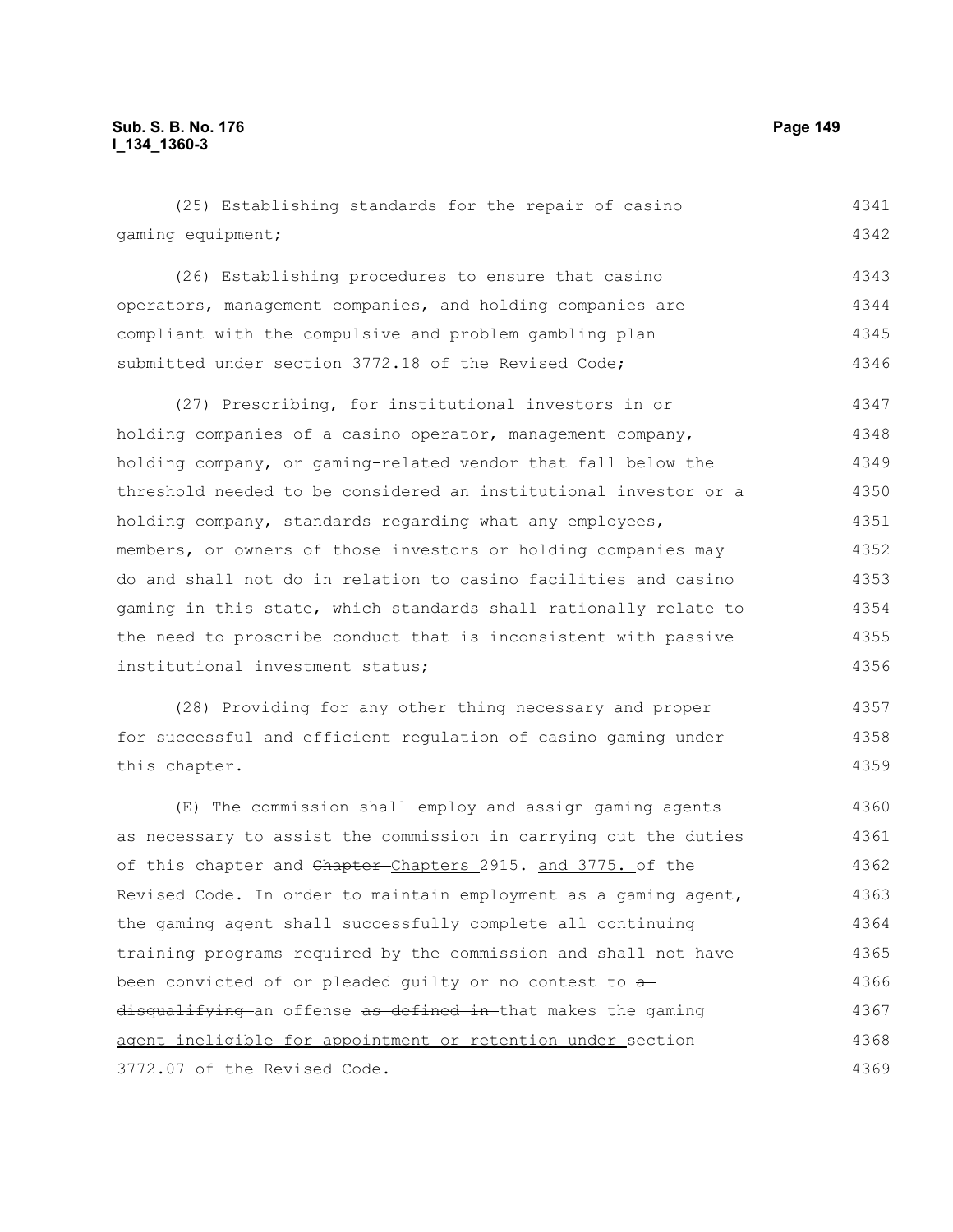(25) Establishing standards for the repair of casino gaming equipment;

(26) Establishing procedures to ensure that casino operators, management companies, and holding companies are compliant with the compulsive and problem gambling plan submitted under section 3772.18 of the Revised Code;

(27) Prescribing, for institutional investors in or holding companies of a casino operator, management company, holding company, or gaming-related vendor that fall below the threshold needed to be considered an institutional investor or a holding company, standards regarding what any employees, members, or owners of those investors or holding companies may do and shall not do in relation to casino facilities and casino gaming in this state, which standards shall rationally relate to the need to proscribe conduct that is inconsistent with passive institutional investment status;

(28) Providing for any other thing necessary and proper for successful and efficient regulation of casino gaming under this chapter.

(E) The commission shall employ and assign gaming agents as necessary to assist the commission in carrying out the duties of this chapter and ~~Chapter~~ Chapters 2915. and 3775. of the Revised Code. In order to maintain employment as a gaming agent, the gaming agent shall successfully complete all continuing training programs required by the commission and shall not have been convicted of or pleaded guilty or no contest to ~~a disqualifying~~ an offense ~~as defined in~~ that makes the gaming agent ineligible for appointment or retention under section 3772.07 of the Revised Code.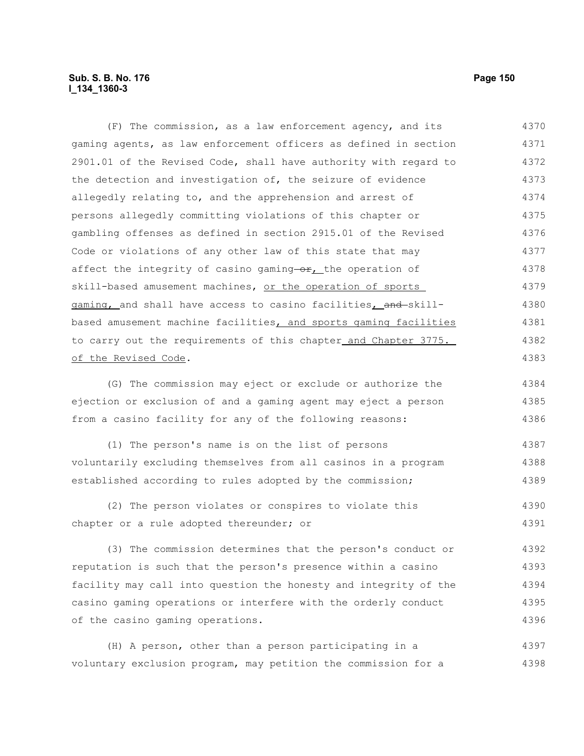(F) The commission, as a law enforcement agency, and its gaming agents, as law enforcement officers as defined in section 2901.01 of the Revised Code, shall have authority with regard to the detection and investigation of, the seizure of evidence allegedly relating to, and the apprehension and arrest of persons allegedly committing violations of this chapter or gambling offenses as defined in section 2915.01 of the Revised Code or violations of any other law of this state that may affect the integrity of casino gaming ~~or~~, the operation of skill-based amusement machines, or the operation of sports gaming, and shall have access to casino facilities, ~~and~~ skill-based amusement machine facilities, and sports gaming facilities to carry out the requirements of this chapter and Chapter 3775. of the Revised Code.

(G) The commission may eject or exclude or authorize the ejection or exclusion of and a gaming agent may eject a person from a casino facility for any of the following reasons:

(1) The person's name is on the list of persons voluntarily excluding themselves from all casinos in a program established according to rules adopted by the commission;

(2) The person violates or conspires to violate this chapter or a rule adopted thereunder; or

(3) The commission determines that the person's conduct or reputation is such that the person's presence within a casino facility may call into question the honesty and integrity of the casino gaming operations or interfere with the orderly conduct of the casino gaming operations.

(H) A person, other than a person participating in a voluntary exclusion program, may petition the commission for a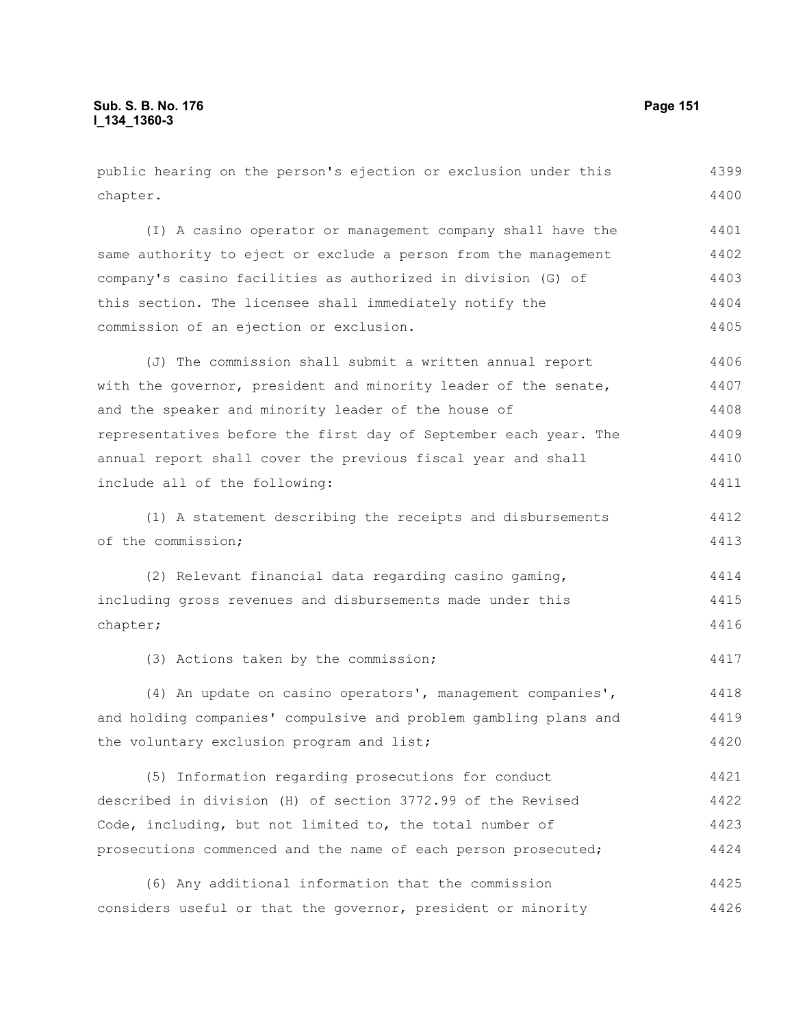public hearing on the person's ejection or exclusion under this chapter.

(I) A casino operator or management company shall have the same authority to eject or exclude a person from the management company's casino facilities as authorized in division (G) of this section. The licensee shall immediately notify the commission of an ejection or exclusion.

(J) The commission shall submit a written annual report with the governor, president and minority leader of the senate, and the speaker and minority leader of the house of representatives before the first day of September each year. The annual report shall cover the previous fiscal year and shall include all of the following:

(1) A statement describing the receipts and disbursements of the commission;

(2) Relevant financial data regarding casino gaming, including gross revenues and disbursements made under this chapter;

(3) Actions taken by the commission;

(4) An update on casino operators', management companies', and holding companies' compulsive and problem gambling plans and the voluntary exclusion program and list;

(5) Information regarding prosecutions for conduct described in division (H) of section 3772.99 of the Revised Code, including, but not limited to, the total number of prosecutions commenced and the name of each person prosecuted;

(6) Any additional information that the commission considers useful or that the governor, president or minority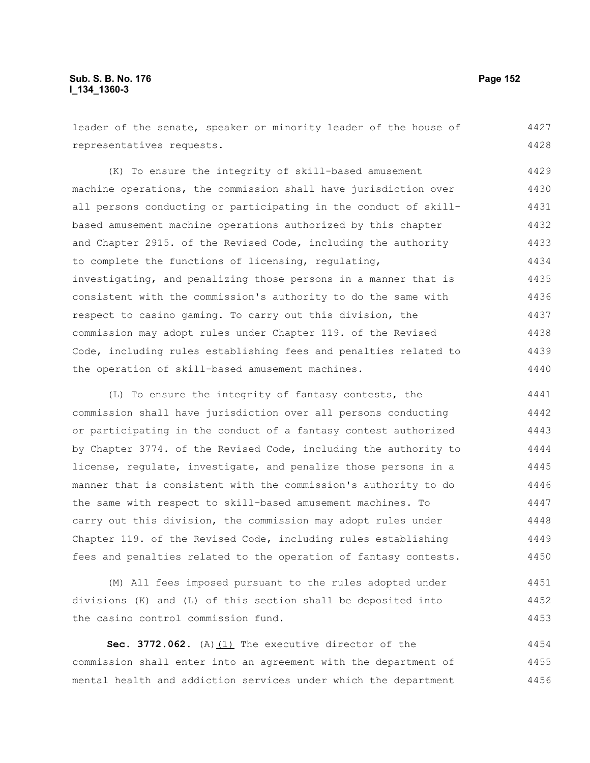leader of the senate, speaker or minority leader of the house of representatives requests.

(K) To ensure the integrity of skill-based amusement machine operations, the commission shall have jurisdiction over all persons conducting or participating in the conduct of skill-based amusement machine operations authorized by this chapter and Chapter 2915. of the Revised Code, including the authority to complete the functions of licensing, regulating, investigating, and penalizing those persons in a manner that is consistent with the commission's authority to do the same with respect to casino gaming. To carry out this division, the commission may adopt rules under Chapter 119. of the Revised Code, including rules establishing fees and penalties related to the operation of skill-based amusement machines.

(L) To ensure the integrity of fantasy contests, the commission shall have jurisdiction over all persons conducting or participating in the conduct of a fantasy contest authorized by Chapter 3774. of the Revised Code, including the authority to license, regulate, investigate, and penalize those persons in a manner that is consistent with the commission's authority to do the same with respect to skill-based amusement machines. To carry out this division, the commission may adopt rules under Chapter 119. of the Revised Code, including rules establishing fees and penalties related to the operation of fantasy contests.

(M) All fees imposed pursuant to the rules adopted under divisions (K) and (L) of this section shall be deposited into the casino control commission fund.

**Sec. 3772.062.** (A)(1) The executive director of the commission shall enter into an agreement with the department of mental health and addiction services under which the department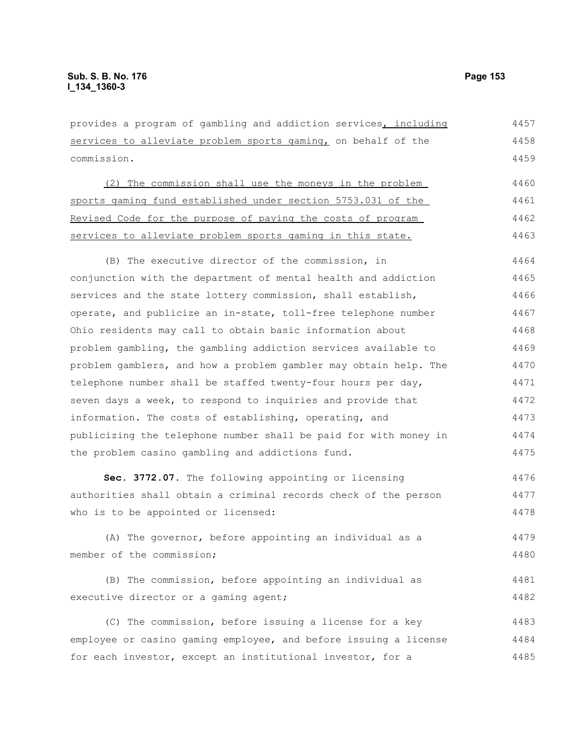provides a program of gambling and addiction services, including services to alleviate problem sports gaming, on behalf of the commission.

(2) The commission shall use the moneys in the problem sports gaming fund established under section 5753.031 of the Revised Code for the purpose of paying the costs of program services to alleviate problem sports gaming in this state.

(B) The executive director of the commission, in conjunction with the department of mental health and addiction services and the state lottery commission, shall establish, operate, and publicize an in-state, toll-free telephone number Ohio residents may call to obtain basic information about problem gambling, the gambling addiction services available to problem gamblers, and how a problem gambler may obtain help. The telephone number shall be staffed twenty-four hours per day, seven days a week, to respond to inquiries and provide that information. The costs of establishing, operating, and publicizing the telephone number shall be paid for with money in the problem casino gambling and addictions fund.

**Sec. 3772.07.** The following appointing or licensing authorities shall obtain a criminal records check of the person who is to be appointed or licensed:

(A) The governor, before appointing an individual as a member of the commission;

(B) The commission, before appointing an individual as executive director or a gaming agent;

(C) The commission, before issuing a license for a key employee or casino gaming employee, and before issuing a license for each investor, except an institutional investor, for a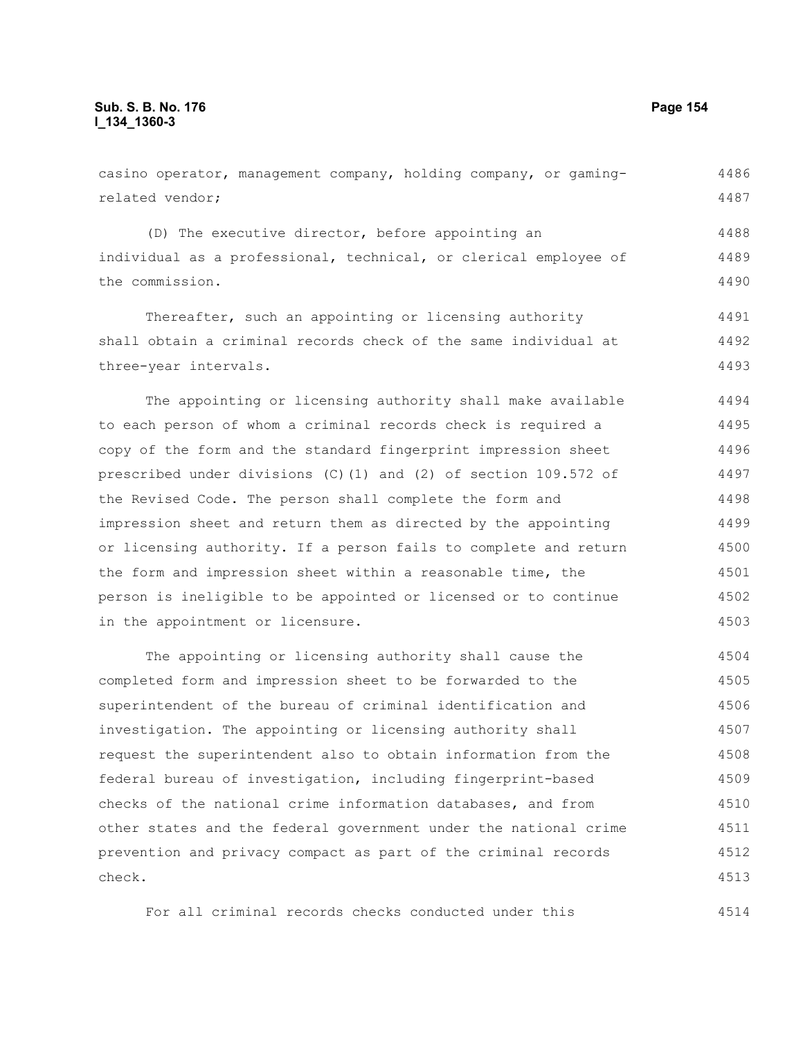casino operator, management company, holding company, or gaming-related vendor;

(D) The executive director, before appointing an individual as a professional, technical, or clerical employee of the commission.

Thereafter, such an appointing or licensing authority shall obtain a criminal records check of the same individual at three-year intervals.

The appointing or licensing authority shall make available to each person of whom a criminal records check is required a copy of the form and the standard fingerprint impression sheet prescribed under divisions (C)(1) and (2) of section 109.572 of the Revised Code. The person shall complete the form and impression sheet and return them as directed by the appointing or licensing authority. If a person fails to complete and return the form and impression sheet within a reasonable time, the person is ineligible to be appointed or licensed or to continue in the appointment or licensure.

The appointing or licensing authority shall cause the completed form and impression sheet to be forwarded to the superintendent of the bureau of criminal identification and investigation. The appointing or licensing authority shall request the superintendent also to obtain information from the federal bureau of investigation, including fingerprint-based checks of the national crime information databases, and from other states and the federal government under the national crime prevention and privacy compact as part of the criminal records check.

For all criminal records checks conducted under this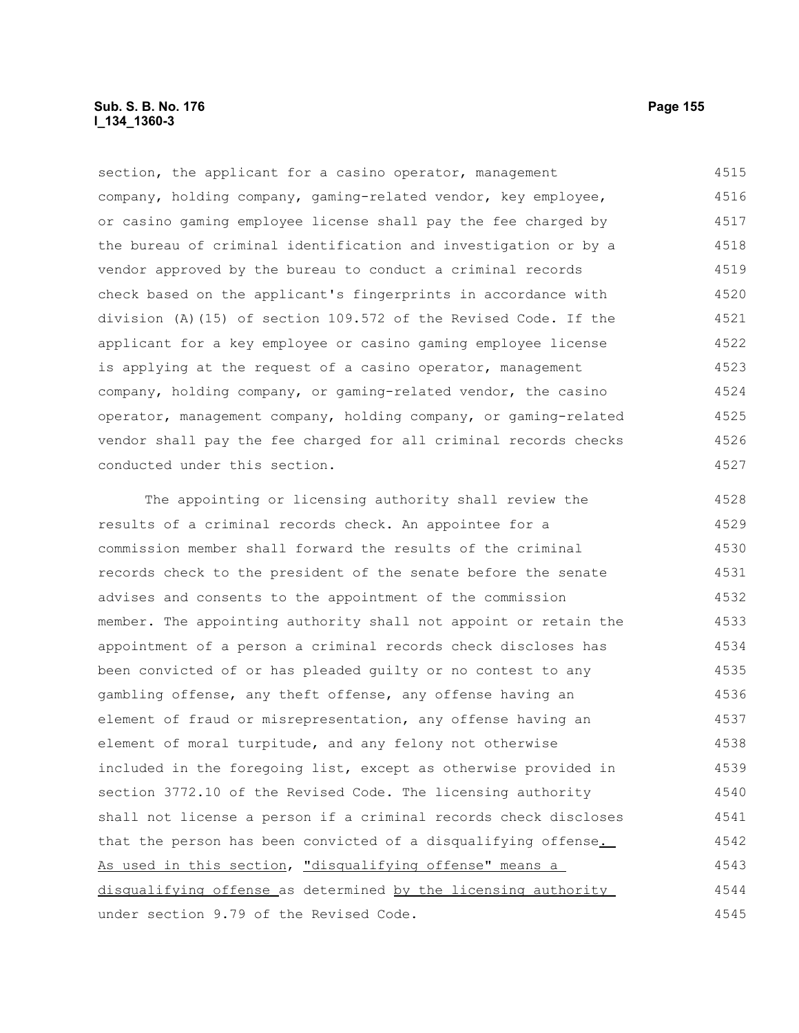section, the applicant for a casino operator, management company, holding company, gaming-related vendor, key employee, or casino gaming employee license shall pay the fee charged by the bureau of criminal identification and investigation or by a vendor approved by the bureau to conduct a criminal records check based on the applicant's fingerprints in accordance with division (A)(15) of section 109.572 of the Revised Code. If the applicant for a key employee or casino gaming employee license is applying at the request of a casino operator, management company, holding company, or gaming-related vendor, the casino operator, management company, holding company, or gaming-related vendor shall pay the fee charged for all criminal records checks conducted under this section.

The appointing or licensing authority shall review the results of a criminal records check. An appointee for a commission member shall forward the results of the criminal records check to the president of the senate before the senate advises and consents to the appointment of the commission member. The appointing authority shall not appoint or retain the appointment of a person a criminal records check discloses has been convicted of or has pleaded guilty or no contest to any gambling offense, any theft offense, any offense having an element of fraud or misrepresentation, any offense having an element of moral turpitude, and any felony not otherwise included in the foregoing list, except as otherwise provided in section 3772.10 of the Revised Code. The licensing authority shall not license a person if a criminal records check discloses that the person has been convicted of a disqualifying offense. As used in this section, "disqualifying offense" means a disqualifying offense as determined by the licensing authority under section 9.79 of the Revised Code.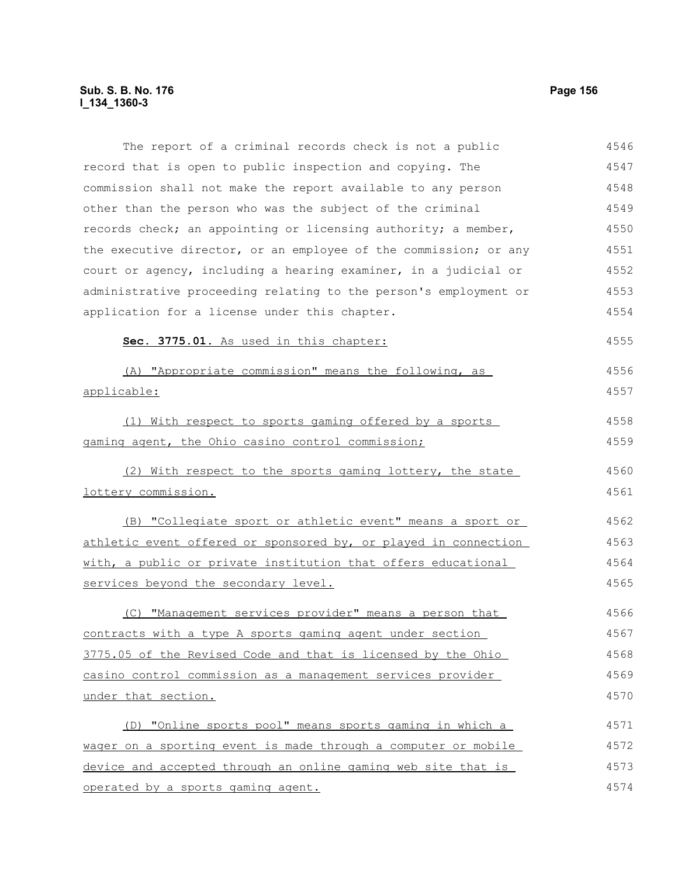The report of a criminal records check is not a public record that is open to public inspection and copying. The commission shall not make the report available to any person other than the person who was the subject of the criminal records check; an appointing or licensing authority; a member, the executive director, or an employee of the commission; or any court or agency, including a hearing examiner, in a judicial or administrative proceeding relating to the person's employment or application for a license under this chapter.

**Sec. 3775.01.** As used in this chapter:

(A) "Appropriate commission" means the following, as applicable:

(1) With respect to sports gaming offered by a sports gaming agent, the Ohio casino control commission;

(2) With respect to the sports gaming lottery, the state lottery commission.

(B) "Collegiate sport or athletic event" means a sport or athletic event offered or sponsored by, or played in connection with, a public or private institution that offers educational services beyond the secondary level.

(C) "Management services provider" means a person that contracts with a type A sports gaming agent under section 3775.05 of the Revised Code and that is licensed by the Ohio casino control commission as a management services provider under that section.

(D) "Online sports pool" means sports gaming in which a wager on a sporting event is made through a computer or mobile device and accepted through an online gaming web site that is operated by a sports gaming agent.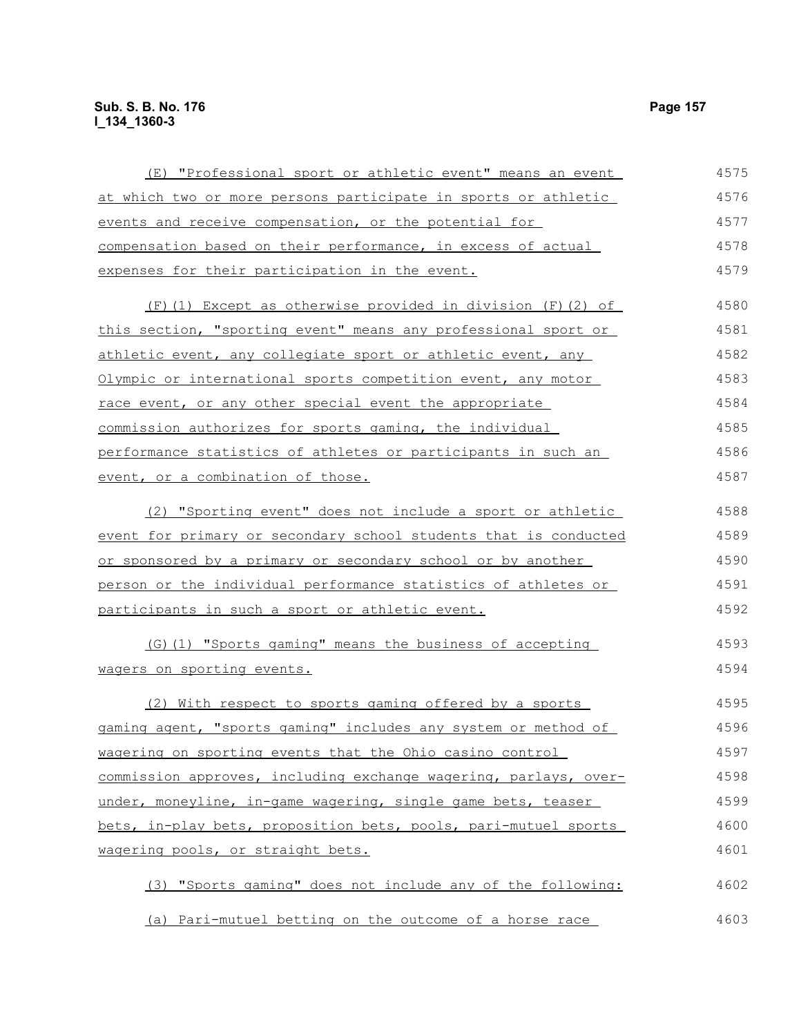(E) "Professional sport or athletic event" means an event at which two or more persons participate in sports or athletic events and receive compensation, or the potential for compensation based on their performance, in excess of actual expenses for their participation in the event.

(F)(1) Except as otherwise provided in division (F)(2) of this section, "sporting event" means any professional sport or athletic event, any collegiate sport or athletic event, any Olympic or international sports competition event, any motor race event, or any other special event the appropriate commission authorizes for sports gaming, the individual performance statistics of athletes or participants in such an event, or a combination of those.

(2) "Sporting event" does not include a sport or athletic event for primary or secondary school students that is conducted or sponsored by a primary or secondary school or by another person or the individual performance statistics of athletes or participants in such a sport or athletic event.

(G)(1) "Sports gaming" means the business of accepting wagers on sporting events.

(2) With respect to sports gaming offered by a sports gaming agent, "sports gaming" includes any system or method of wagering on sporting events that the Ohio casino control commission approves, including exchange wagering, parlays, over-under, moneyline, in-game wagering, single game bets, teaser bets, in-play bets, proposition bets, pools, pari-mutuel sports wagering pools, or straight bets.

(3) "Sports gaming" does not include any of the following:

(a) Pari-mutuel betting on the outcome of a horse race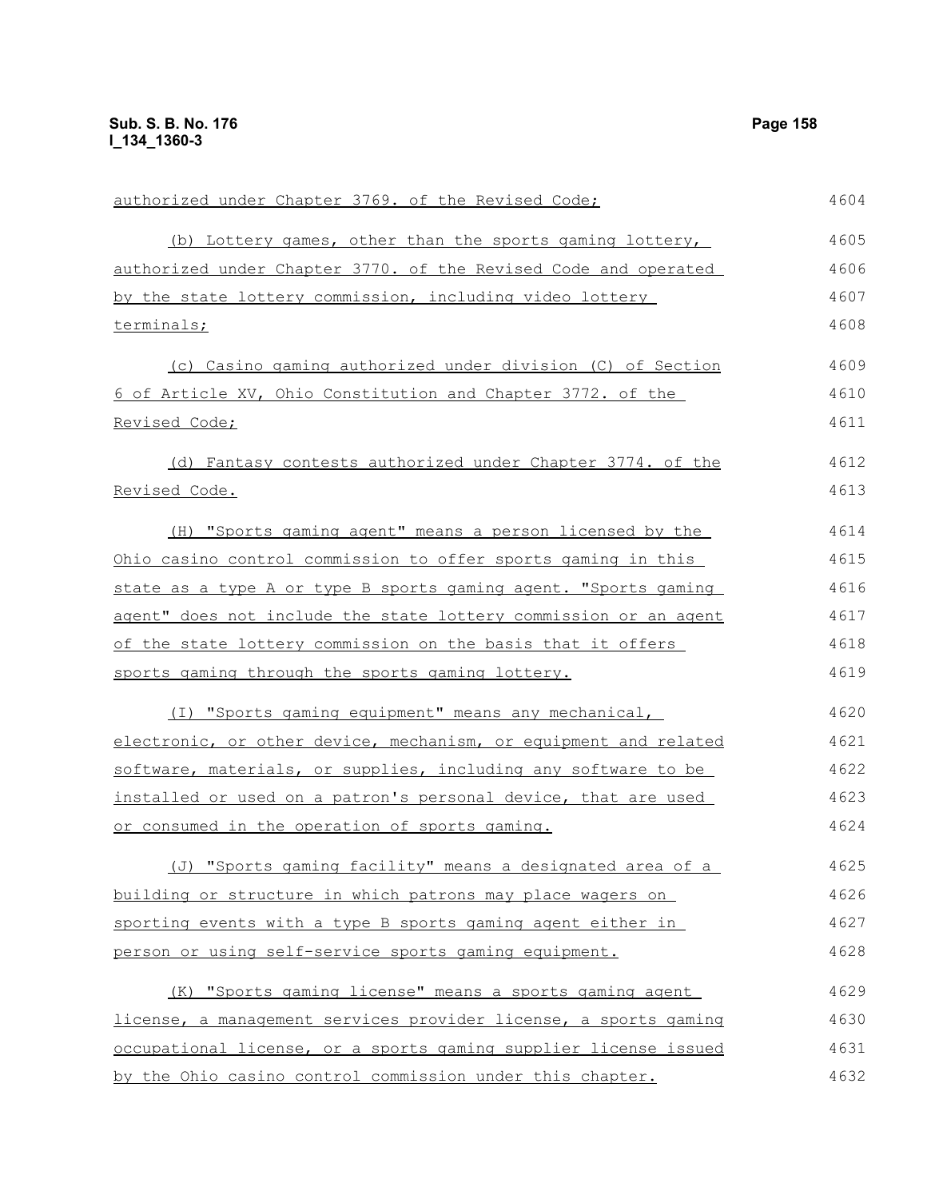authorized under Chapter 3769. of the Revised Code;

(b) Lottery games, other than the sports gaming lottery, authorized under Chapter 3770. of the Revised Code and operated by the state lottery commission, including video lottery terminals;

(c) Casino gaming authorized under division (C) of Section 6 of Article XV, Ohio Constitution and Chapter 3772. of the Revised Code;

(d) Fantasy contests authorized under Chapter 3774. of the Revised Code.

(H) "Sports gaming agent" means a person licensed by the Ohio casino control commission to offer sports gaming in this state as a type A or type B sports gaming agent. "Sports gaming agent" does not include the state lottery commission or an agent of the state lottery commission on the basis that it offers sports gaming through the sports gaming lottery.

(I) "Sports gaming equipment" means any mechanical, electronic, or other device, mechanism, or equipment and related software, materials, or supplies, including any software to be installed or used on a patron's personal device, that are used or consumed in the operation of sports gaming.

(J) "Sports gaming facility" means a designated area of a building or structure in which patrons may place wagers on sporting events with a type B sports gaming agent either in person or using self-service sports gaming equipment.

(K) "Sports gaming license" means a sports gaming agent license, a management services provider license, a sports gaming occupational license, or a sports gaming supplier license issued by the Ohio casino control commission under this chapter.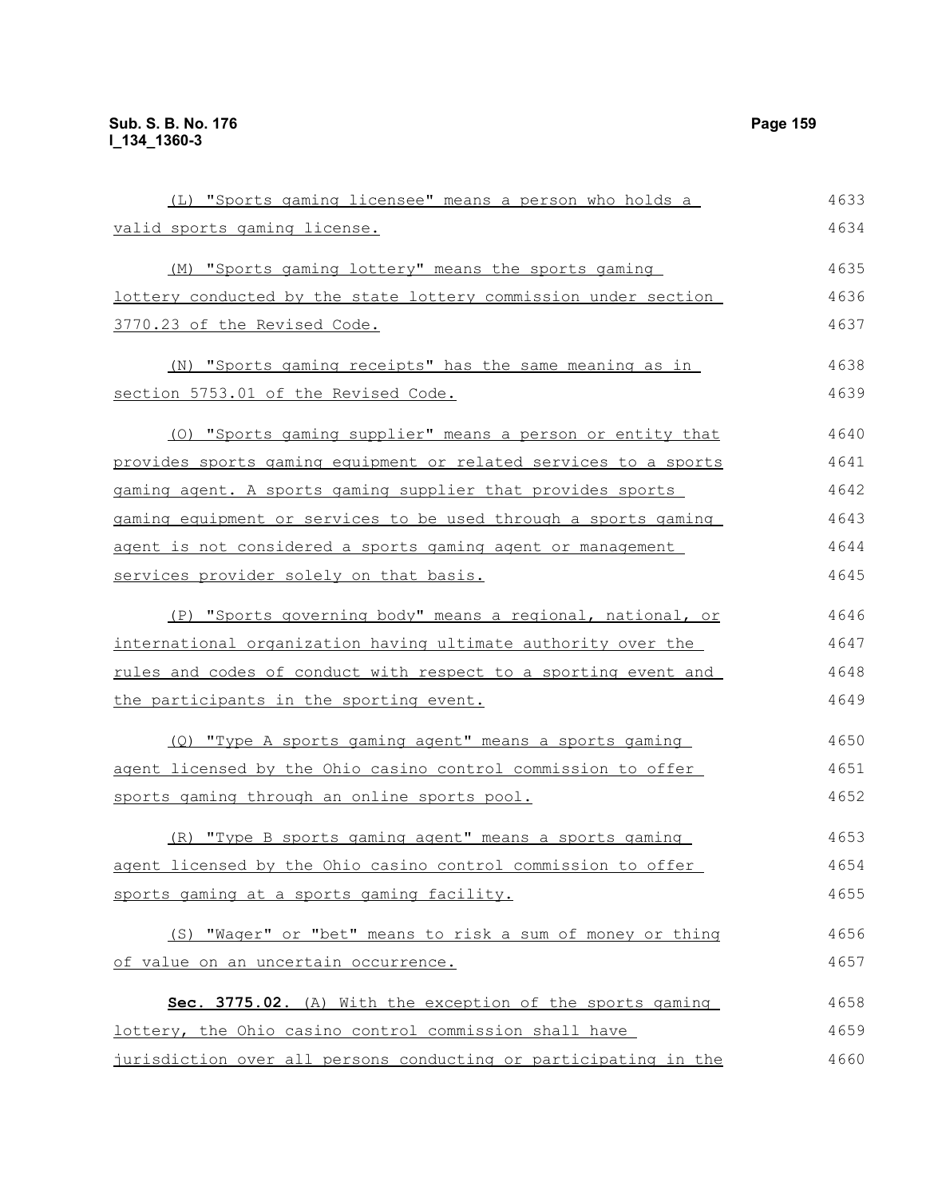(L) "Sports gaming licensee" means a person who holds a valid sports gaming license.

(M) "Sports gaming lottery" means the sports gaming lottery conducted by the state lottery commission under section 3770.23 of the Revised Code.

(N) "Sports gaming receipts" has the same meaning as in section 5753.01 of the Revised Code.

(O) "Sports gaming supplier" means a person or entity that provides sports gaming equipment or related services to a sports gaming agent. A sports gaming supplier that provides sports gaming equipment or services to be used through a sports gaming agent is not considered a sports gaming agent or management services provider solely on that basis.

(P) "Sports governing body" means a regional, national, or international organization having ultimate authority over the rules and codes of conduct with respect to a sporting event and the participants in the sporting event.

(Q) "Type A sports gaming agent" means a sports gaming agent licensed by the Ohio casino control commission to offer sports gaming through an online sports pool.

(R) "Type B sports gaming agent" means a sports gaming agent licensed by the Ohio casino control commission to offer sports gaming at a sports gaming facility.

(S) "Wager" or "bet" means to risk a sum of money or thing of value on an uncertain occurrence.

**Sec. 3775.02.** (A) With the exception of the sports gaming lottery, the Ohio casino control commission shall have jurisdiction over all persons conducting or participating in the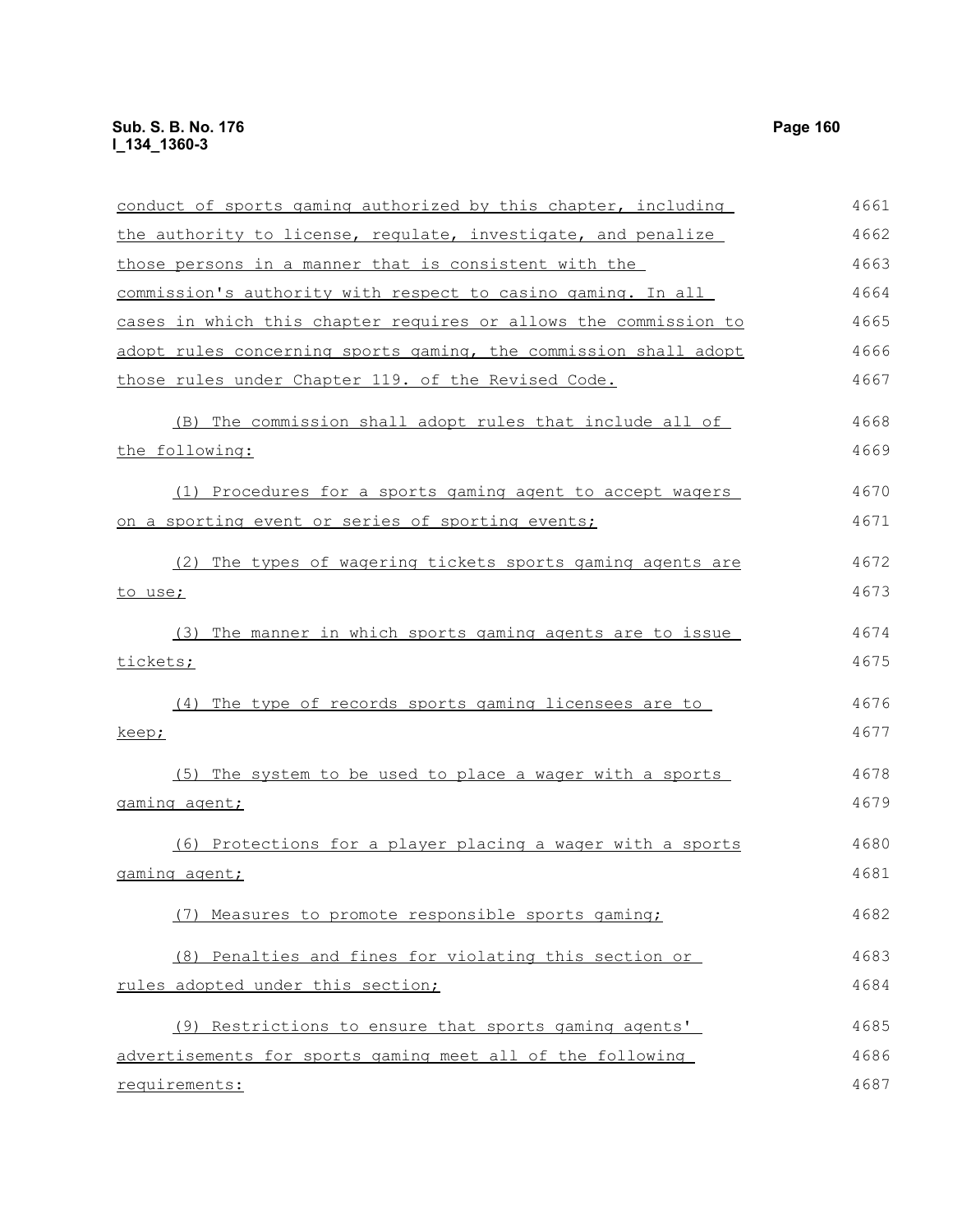conduct of sports gaming authorized by this chapter, including the authority to license, regulate, investigate, and penalize those persons in a manner that is consistent with the commission's authority with respect to casino gaming. In all cases in which this chapter requires or allows the commission to adopt rules concerning sports gaming, the commission shall adopt those rules under Chapter 119. of the Revised Code.

(B) The commission shall adopt rules that include all of the following:

(1) Procedures for a sports gaming agent to accept wagers on a sporting event or series of sporting events;

(2) The types of wagering tickets sports gaming agents are to use;

(3) The manner in which sports gaming agents are to issue tickets;

(4) The type of records sports gaming licensees are to keep;

(5) The system to be used to place a wager with a sports gaming agent;

(6) Protections for a player placing a wager with a sports gaming agent;

(7) Measures to promote responsible sports gaming;

(8) Penalties and fines for violating this section or rules adopted under this section;

(9) Restrictions to ensure that sports gaming agents' advertisements for sports gaming meet all of the following requirements: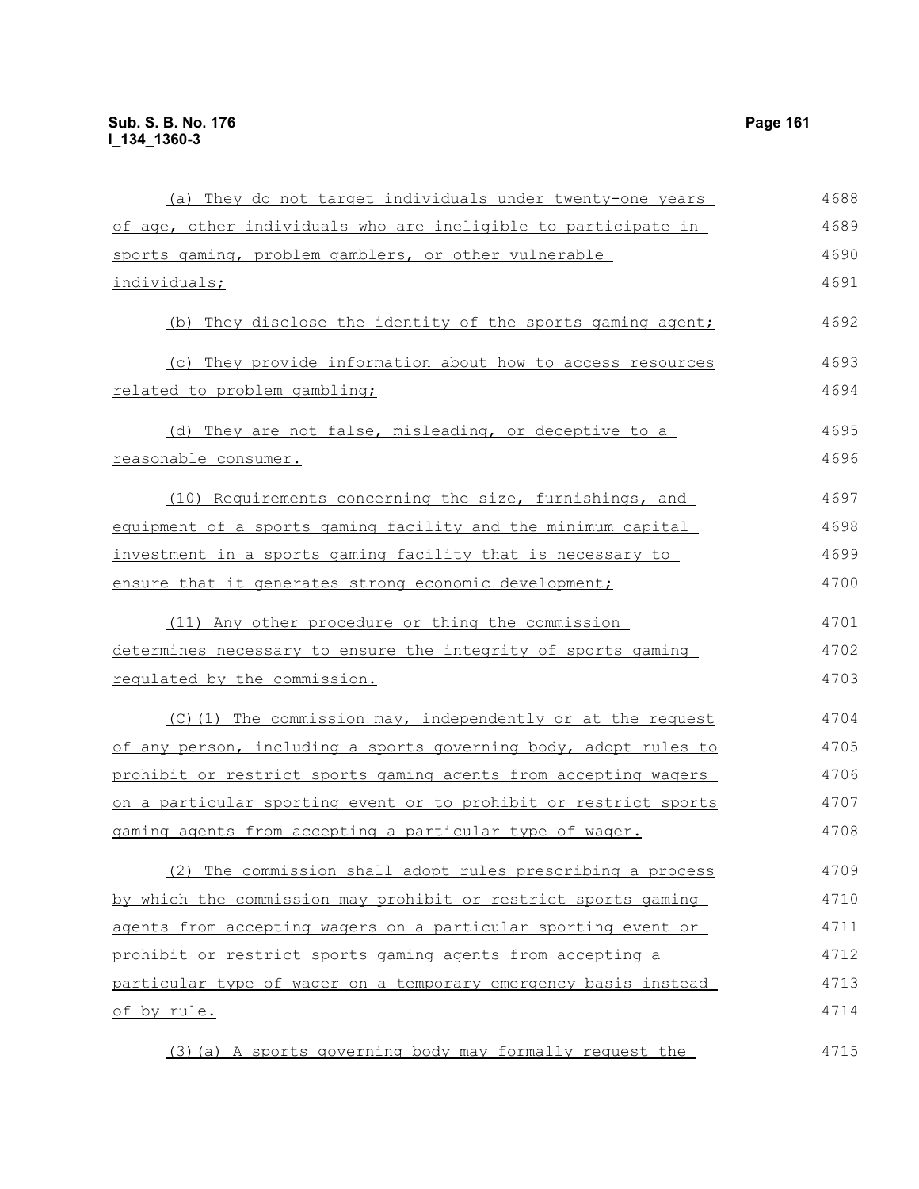(a) They do not target individuals under twenty-one years of age, other individuals who are ineligible to participate in sports gaming, problem gamblers, or other vulnerable individuals;

(b) They disclose the identity of the sports gaming agent;

(c) They provide information about how to access resources related to problem gambling;

(d) They are not false, misleading, or deceptive to a reasonable consumer.

(10) Requirements concerning the size, furnishings, and equipment of a sports gaming facility and the minimum capital investment in a sports gaming facility that is necessary to ensure that it generates strong economic development;

(11) Any other procedure or thing the commission determines necessary to ensure the integrity of sports gaming regulated by the commission.

(C)(1) The commission may, independently or at the request of any person, including a sports governing body, adopt rules to prohibit or restrict sports gaming agents from accepting wagers on a particular sporting event or to prohibit or restrict sports gaming agents from accepting a particular type of wager.

(2) The commission shall adopt rules prescribing a process by which the commission may prohibit or restrict sports gaming agents from accepting wagers on a particular sporting event or prohibit or restrict sports gaming agents from accepting a particular type of wager on a temporary emergency basis instead of by rule.

(3)(a) A sports governing body may formally request the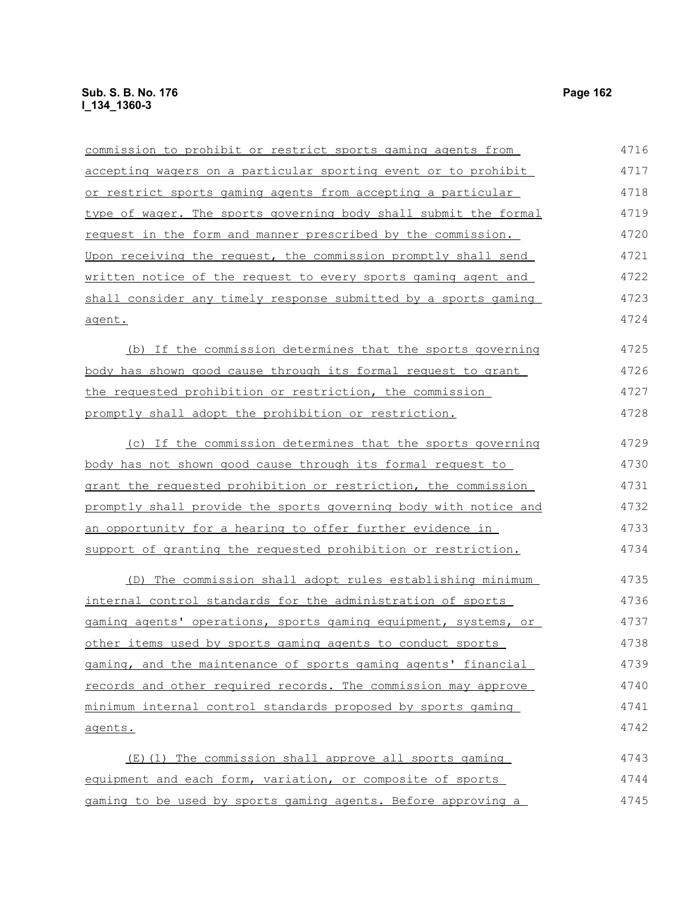commission to prohibit or restrict sports gaming agents from accepting wagers on a particular sporting event or to prohibit or restrict sports gaming agents from accepting a particular type of wager. The sports governing body shall submit the formal request in the form and manner prescribed by the commission. Upon receiving the request, the commission promptly shall send written notice of the request to every sports gaming agent and shall consider any timely response submitted by a sports gaming agent.

(b) If the commission determines that the sports governing body has shown good cause through its formal request to grant the requested prohibition or restriction, the commission promptly shall adopt the prohibition or restriction.

(c) If the commission determines that the sports governing body has not shown good cause through its formal request to grant the requested prohibition or restriction, the commission promptly shall provide the sports governing body with notice and an opportunity for a hearing to offer further evidence in support of granting the requested prohibition or restriction.

(D) The commission shall adopt rules establishing minimum internal control standards for the administration of sports gaming agents' operations, sports gaming equipment, systems, or other items used by sports gaming agents to conduct sports gaming, and the maintenance of sports gaming agents' financial records and other required records. The commission may approve minimum internal control standards proposed by sports gaming agents.

(E)(1) The commission shall approve all sports gaming equipment and each form, variation, or composite of sports gaming to be used by sports gaming agents. Before approving a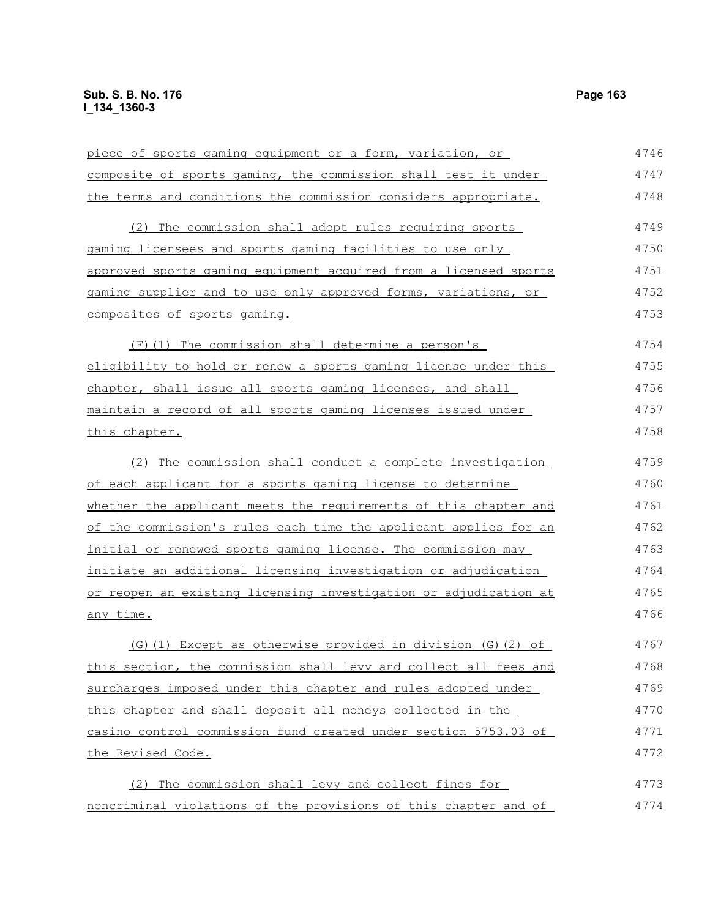piece of sports gaming equipment or a form, variation, or composite of sports gaming, the commission shall test it under the terms and conditions the commission considers appropriate.

(2) The commission shall adopt rules requiring sports gaming licensees and sports gaming facilities to use only approved sports gaming equipment acquired from a licensed sports gaming supplier and to use only approved forms, variations, or composites of sports gaming.

(F)(1) The commission shall determine a person's eligibility to hold or renew a sports gaming license under this chapter, shall issue all sports gaming licenses, and shall maintain a record of all sports gaming licenses issued under this chapter.

(2) The commission shall conduct a complete investigation of each applicant for a sports gaming license to determine whether the applicant meets the requirements of this chapter and of the commission's rules each time the applicant applies for an initial or renewed sports gaming license. The commission may initiate an additional licensing investigation or adjudication or reopen an existing licensing investigation or adjudication at any time.

(G)(1) Except as otherwise provided in division (G)(2) of this section, the commission shall levy and collect all fees and surcharges imposed under this chapter and rules adopted under this chapter and shall deposit all moneys collected in the casino control commission fund created under section 5753.03 of the Revised Code.

(2) The commission shall levy and collect fines for noncriminal violations of the provisions of this chapter and of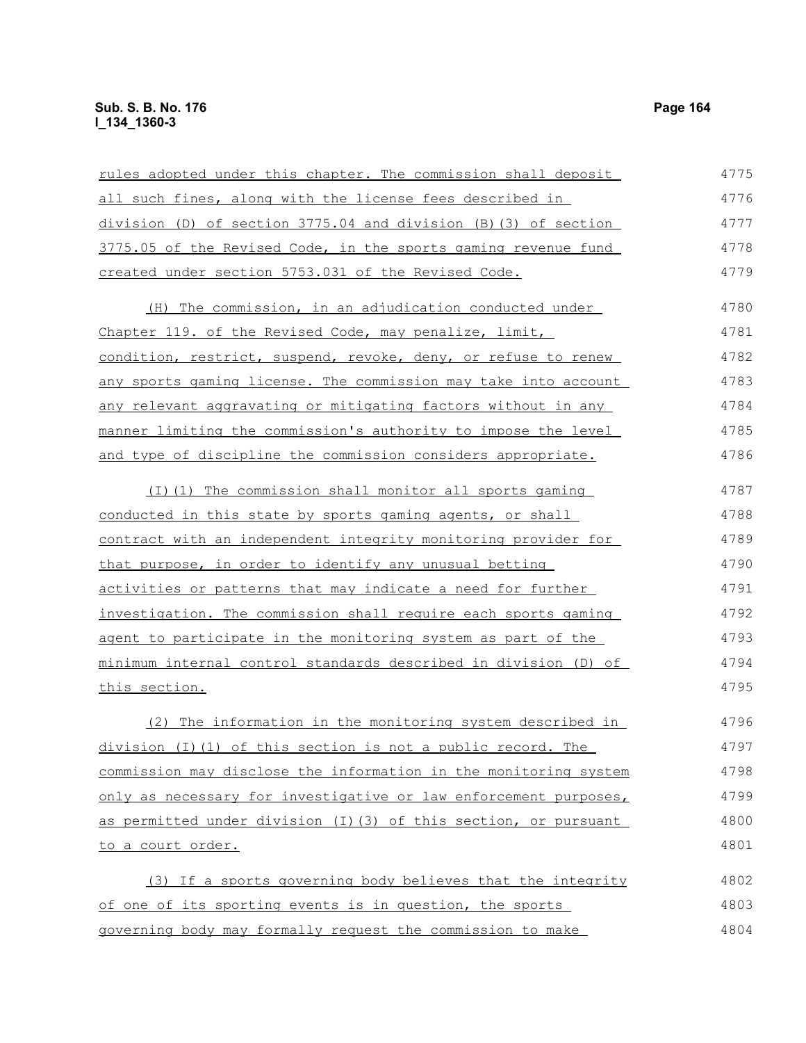rules adopted under this chapter. The commission shall deposit all such fines, along with the license fees described in division (D) of section 3775.04 and division (B)(3) of section 3775.05 of the Revised Code, in the sports gaming revenue fund created under section 5753.031 of the Revised Code.

(H) The commission, in an adjudication conducted under Chapter 119. of the Revised Code, may penalize, limit, condition, restrict, suspend, revoke, deny, or refuse to renew any sports gaming license. The commission may take into account any relevant aggravating or mitigating factors without in any manner limiting the commission's authority to impose the level and type of discipline the commission considers appropriate.

(I)(1) The commission shall monitor all sports gaming conducted in this state by sports gaming agents, or shall contract with an independent integrity monitoring provider for that purpose, in order to identify any unusual betting activities or patterns that may indicate a need for further investigation. The commission shall require each sports gaming agent to participate in the monitoring system as part of the minimum internal control standards described in division (D) of this section.

(2) The information in the monitoring system described in division (I)(1) of this section is not a public record. The commission may disclose the information in the monitoring system only as necessary for investigative or law enforcement purposes, as permitted under division (I)(3) of this section, or pursuant to a court order.

(3) If a sports governing body believes that the integrity of one of its sporting events is in question, the sports governing body may formally request the commission to make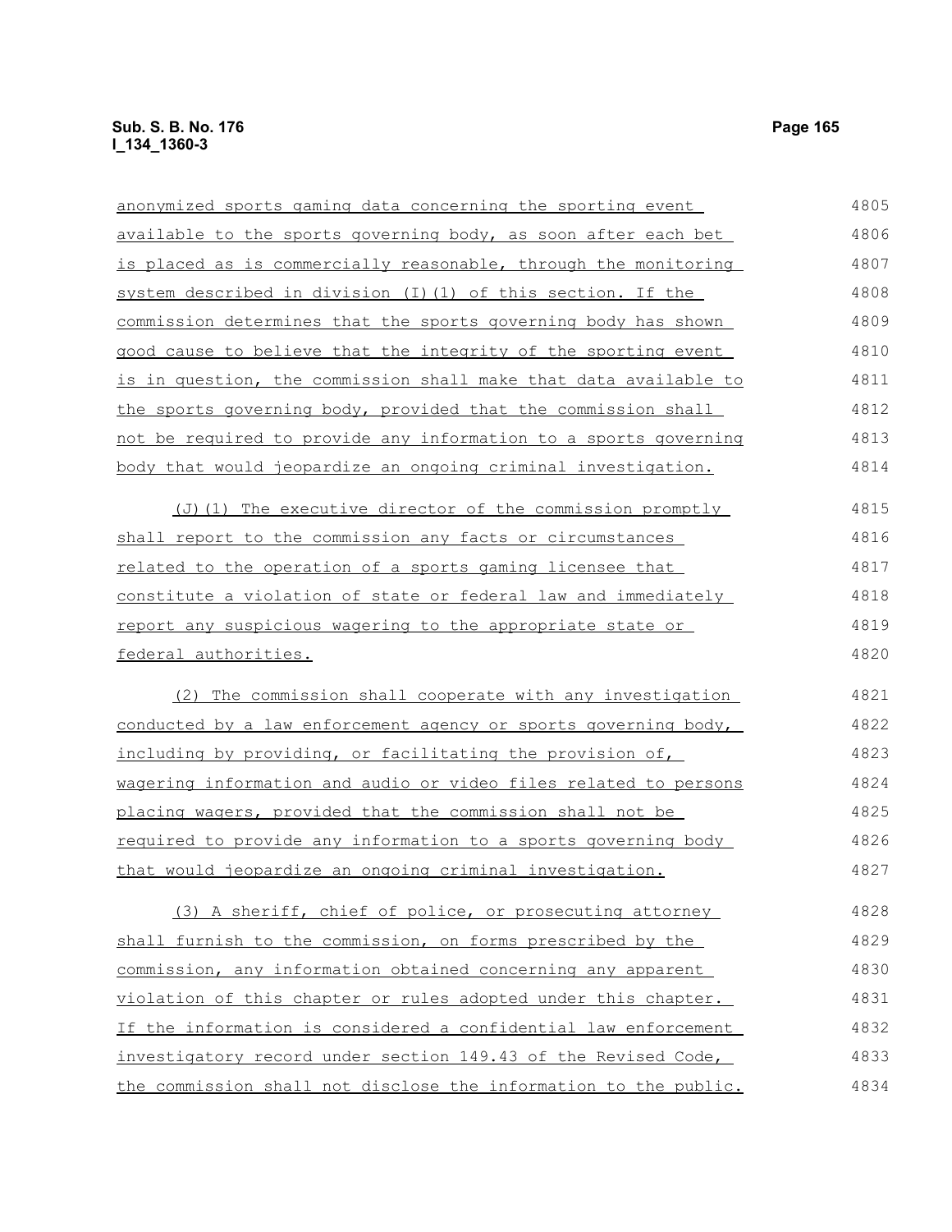anonymized sports gaming data concerning the sporting event available to the sports governing body, as soon after each bet is placed as is commercially reasonable, through the monitoring system described in division (I)(1) of this section. If the commission determines that the sports governing body has shown good cause to believe that the integrity of the sporting event is in question, the commission shall make that data available to the sports governing body, provided that the commission shall not be required to provide any information to a sports governing body that would jeopardize an ongoing criminal investigation.

(J)(1) The executive director of the commission promptly shall report to the commission any facts or circumstances related to the operation of a sports gaming licensee that constitute a violation of state or federal law and immediately report any suspicious wagering to the appropriate state or federal authorities.

(2) The commission shall cooperate with any investigation conducted by a law enforcement agency or sports governing body, including by providing, or facilitating the provision of, wagering information and audio or video files related to persons placing wagers, provided that the commission shall not be required to provide any information to a sports governing body that would jeopardize an ongoing criminal investigation.

(3) A sheriff, chief of police, or prosecuting attorney shall furnish to the commission, on forms prescribed by the commission, any information obtained concerning any apparent violation of this chapter or rules adopted under this chapter. If the information is considered a confidential law enforcement investigatory record under section 149.43 of the Revised Code, the commission shall not disclose the information to the public.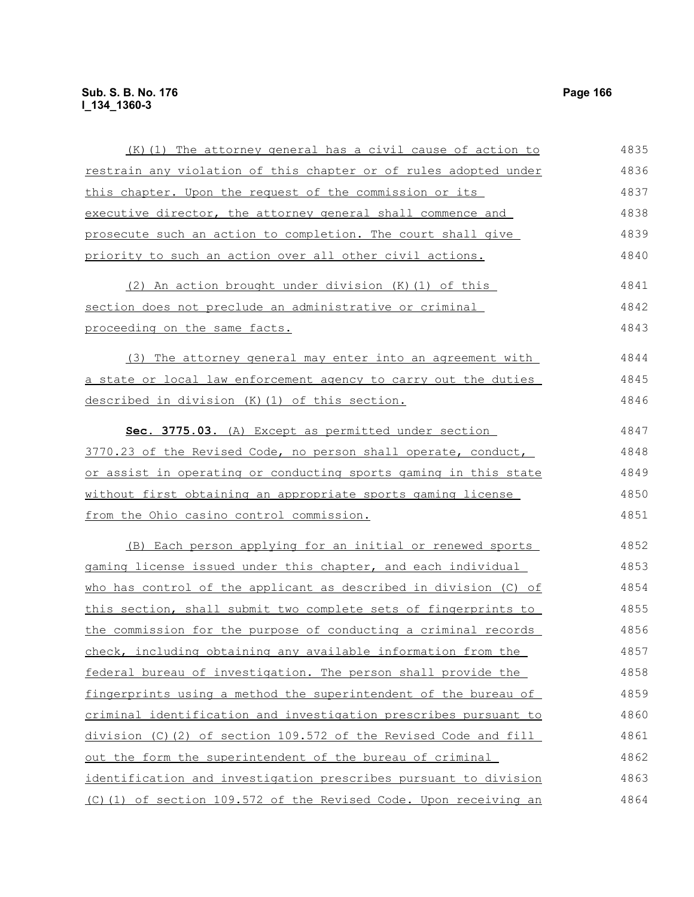(K)(1) The attorney general has a civil cause of action to restrain any violation of this chapter or of rules adopted under this chapter. Upon the request of the commission or its executive director, the attorney general shall commence and prosecute such an action to completion. The court shall give priority to such an action over all other civil actions.

(2) An action brought under division (K)(1) of this section does not preclude an administrative or criminal proceeding on the same facts.

(3) The attorney general may enter into an agreement with a state or local law enforcement agency to carry out the duties described in division (K)(1) of this section.

**Sec. 3775.03.** (A) Except as permitted under section 3770.23 of the Revised Code, no person shall operate, conduct, or assist in operating or conducting sports gaming in this state without first obtaining an appropriate sports gaming license from the Ohio casino control commission.

(B) Each person applying for an initial or renewed sports gaming license issued under this chapter, and each individual who has control of the applicant as described in division (C) of this section, shall submit two complete sets of fingerprints to the commission for the purpose of conducting a criminal records check, including obtaining any available information from the federal bureau of investigation. The person shall provide the fingerprints using a method the superintendent of the bureau of criminal identification and investigation prescribes pursuant to division (C)(2) of section 109.572 of the Revised Code and fill out the form the superintendent of the bureau of criminal identification and investigation prescribes pursuant to division (C)(1) of section 109.572 of the Revised Code. Upon receiving an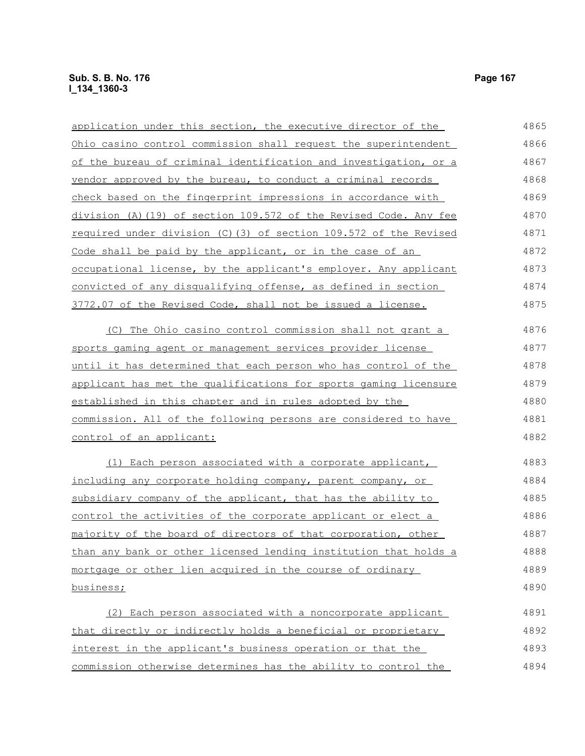application under this section, the executive director of the Ohio casino control commission shall request the superintendent of the bureau of criminal identification and investigation, or a vendor approved by the bureau, to conduct a criminal records check based on the fingerprint impressions in accordance with division (A)(19) of section 109.572 of the Revised Code. Any fee required under division (C)(3) of section 109.572 of the Revised Code shall be paid by the applicant, or in the case of an occupational license, by the applicant's employer. Any applicant convicted of any disqualifying offense, as defined in section 3772.07 of the Revised Code, shall not be issued a license.

(C) The Ohio casino control commission shall not grant a sports gaming agent or management services provider license until it has determined that each person who has control of the applicant has met the qualifications for sports gaming licensure established in this chapter and in rules adopted by the commission. All of the following persons are considered to have control of an applicant:

(1) Each person associated with a corporate applicant, including any corporate holding company, parent company, or subsidiary company of the applicant, that has the ability to control the activities of the corporate applicant or elect a majority of the board of directors of that corporation, other than any bank or other licensed lending institution that holds a mortgage or other lien acquired in the course of ordinary business;

(2) Each person associated with a noncorporate applicant that directly or indirectly holds a beneficial or proprietary interest in the applicant's business operation or that the commission otherwise determines has the ability to control the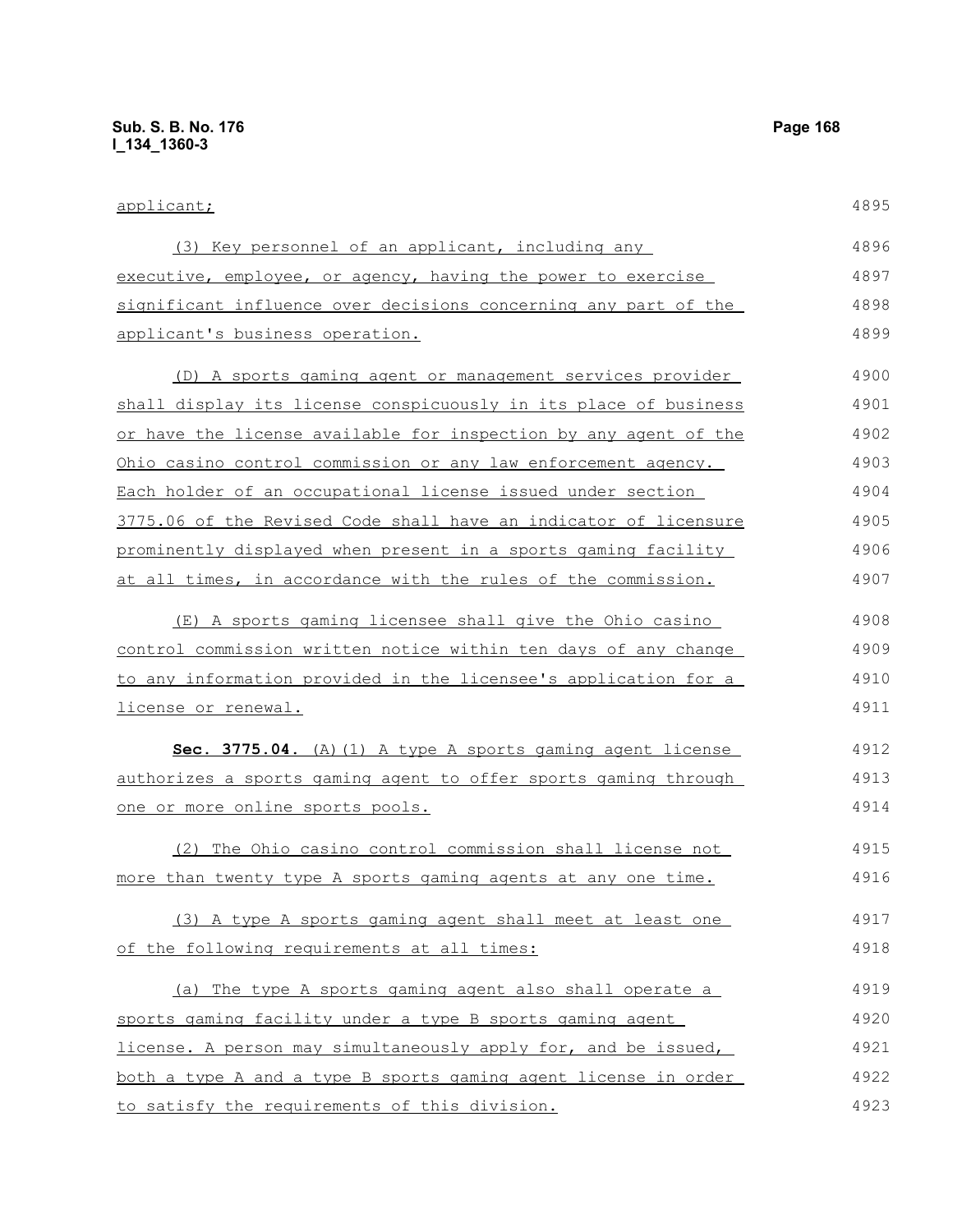applicant;

(3) Key personnel of an applicant, including any executive, employee, or agency, having the power to exercise significant influence over decisions concerning any part of the applicant's business operation.

(D) A sports gaming agent or management services provider shall display its license conspicuously in its place of business or have the license available for inspection by any agent of the Ohio casino control commission or any law enforcement agency. Each holder of an occupational license issued under section 3775.06 of the Revised Code shall have an indicator of licensure prominently displayed when present in a sports gaming facility at all times, in accordance with the rules of the commission.

(E) A sports gaming licensee shall give the Ohio casino control commission written notice within ten days of any change to any information provided in the licensee's application for a license or renewal.

**Sec. 3775.04.** (A)(1) A type A sports gaming agent license authorizes a sports gaming agent to offer sports gaming through one or more online sports pools.

(2) The Ohio casino control commission shall license not more than twenty type A sports gaming agents at any one time.

(3) A type A sports gaming agent shall meet at least one of the following requirements at all times:

(a) The type A sports gaming agent also shall operate a sports gaming facility under a type B sports gaming agent license. A person may simultaneously apply for, and be issued, both a type A and a type B sports gaming agent license in order to satisfy the requirements of this division.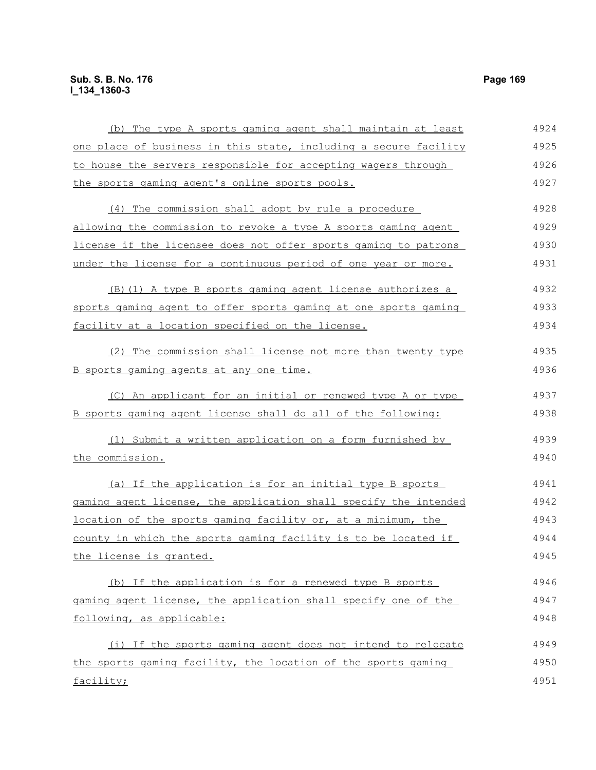(b) The type A sports gaming agent shall maintain at least one place of business in this state, including a secure facility to house the servers responsible for accepting wagers through the sports gaming agent's online sports pools.

(4) The commission shall adopt by rule a procedure allowing the commission to revoke a type A sports gaming agent license if the licensee does not offer sports gaming to patrons under the license for a continuous period of one year or more.

(B)(1) A type B sports gaming agent license authorizes a sports gaming agent to offer sports gaming at one sports gaming facility at a location specified on the license.

(2) The commission shall license not more than twenty type B sports gaming agents at any one time.

(C) An applicant for an initial or renewed type A or type B sports gaming agent license shall do all of the following:

(1) Submit a written application on a form furnished by the commission.

(a) If the application is for an initial type B sports gaming agent license, the application shall specify the intended location of the sports gaming facility or, at a minimum, the county in which the sports gaming facility is to be located if the license is granted.

(b) If the application is for a renewed type B sports gaming agent license, the application shall specify one of the following, as applicable:

(i) If the sports gaming agent does not intend to relocate the sports gaming facility, the location of the sports gaming facility;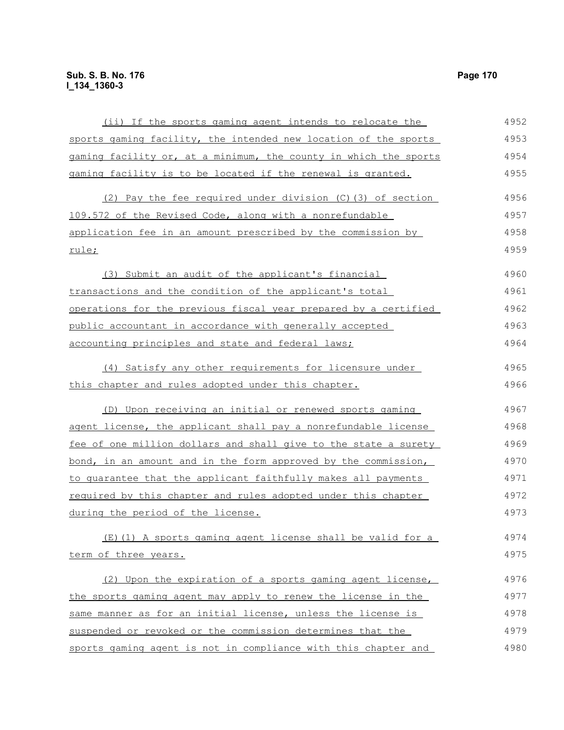(ii) If the sports gaming agent intends to relocate the sports gaming facility, the intended new location of the sports gaming facility or, at a minimum, the county in which the sports gaming facility is to be located if the renewal is granted.

(2) Pay the fee required under division (C)(3) of section 109.572 of the Revised Code, along with a nonrefundable application fee in an amount prescribed by the commission by rule;

(3) Submit an audit of the applicant's financial transactions and the condition of the applicant's total operations for the previous fiscal year prepared by a certified public accountant in accordance with generally accepted accounting principles and state and federal laws;

(4) Satisfy any other requirements for licensure under this chapter and rules adopted under this chapter.

(D) Upon receiving an initial or renewed sports gaming agent license, the applicant shall pay a nonrefundable license fee of one million dollars and shall give to the state a surety bond, in an amount and in the form approved by the commission, to guarantee that the applicant faithfully makes all payments required by this chapter and rules adopted under this chapter during the period of the license.

(E)(1) A sports gaming agent license shall be valid for a term of three years.

(2) Upon the expiration of a sports gaming agent license, the sports gaming agent may apply to renew the license in the same manner as for an initial license, unless the license is suspended or revoked or the commission determines that the sports gaming agent is not in compliance with this chapter and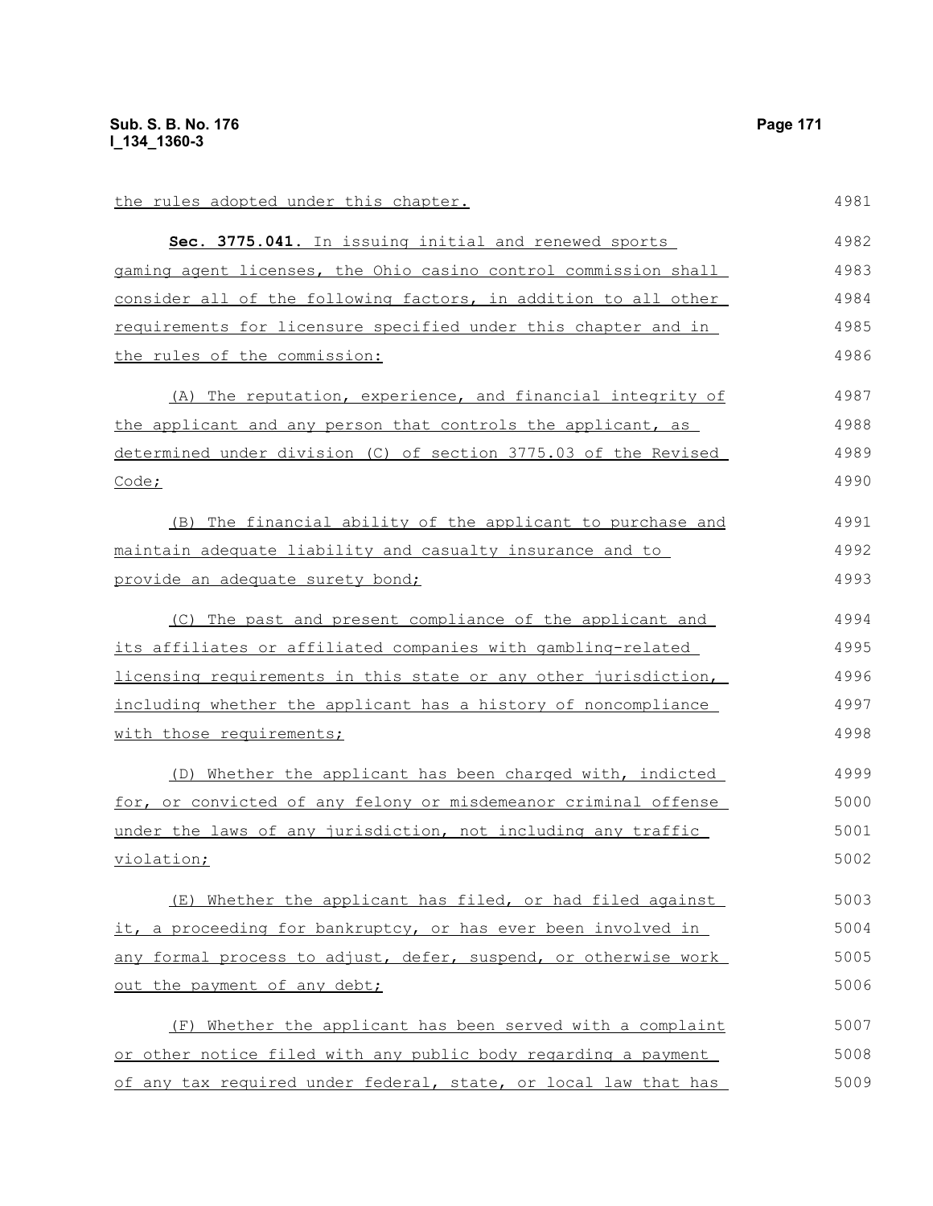the rules adopted under this chapter.

**Sec. 3775.041.** In issuing initial and renewed sports gaming agent licenses, the Ohio casino control commission shall consider all of the following factors, in addition to all other requirements for licensure specified under this chapter and in the rules of the commission:

(A) The reputation, experience, and financial integrity of the applicant and any person that controls the applicant, as determined under division (C) of section 3775.03 of the Revised Code;

(B) The financial ability of the applicant to purchase and maintain adequate liability and casualty insurance and to provide an adequate surety bond;

(C) The past and present compliance of the applicant and its affiliates or affiliated companies with gambling-related licensing requirements in this state or any other jurisdiction, including whether the applicant has a history of noncompliance with those requirements;

(D) Whether the applicant has been charged with, indicted for, or convicted of any felony or misdemeanor criminal offense under the laws of any jurisdiction, not including any traffic violation;

(E) Whether the applicant has filed, or had filed against it, a proceeding for bankruptcy, or has ever been involved in any formal process to adjust, defer, suspend, or otherwise work out the payment of any debt;

(F) Whether the applicant has been served with a complaint or other notice filed with any public body regarding a payment of any tax required under federal, state, or local law that has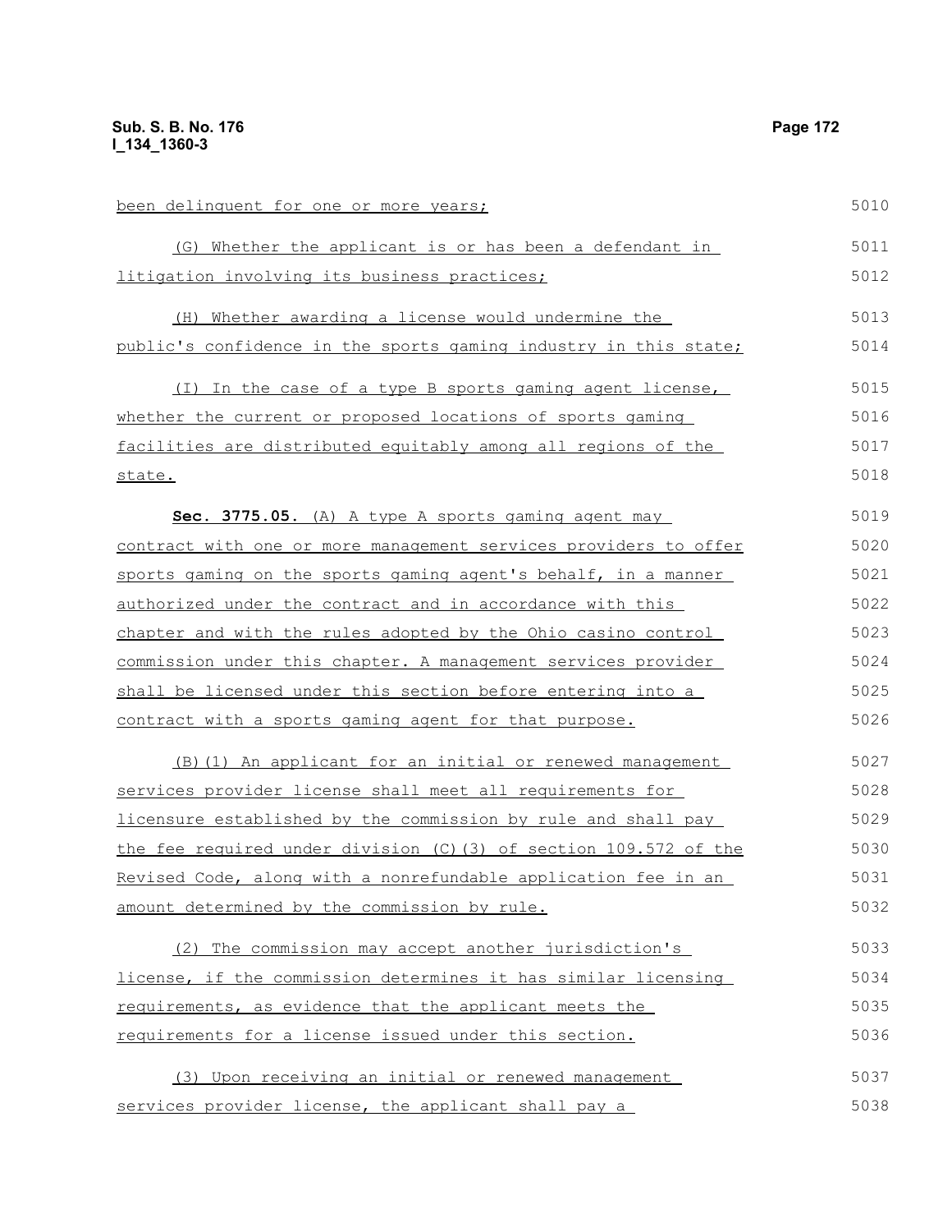been delinquent for one or more years;

(G) Whether the applicant is or has been a defendant in litigation involving its business practices;

(H) Whether awarding a license would undermine the public's confidence in the sports gaming industry in this state;

(I) In the case of a type B sports gaming agent license, whether the current or proposed locations of sports gaming facilities are distributed equitably among all regions of the state.

**Sec. 3775.05.** (A) A type A sports gaming agent may contract with one or more management services providers to offer sports gaming on the sports gaming agent's behalf, in a manner authorized under the contract and in accordance with this chapter and with the rules adopted by the Ohio casino control commission under this chapter. A management services provider shall be licensed under this section before entering into a contract with a sports gaming agent for that purpose.

(B)(1) An applicant for an initial or renewed management services provider license shall meet all requirements for licensure established by the commission by rule and shall pay the fee required under division (C)(3) of section 109.572 of the Revised Code, along with a nonrefundable application fee in an amount determined by the commission by rule.

(2) The commission may accept another jurisdiction's license, if the commission determines it has similar licensing requirements, as evidence that the applicant meets the requirements for a license issued under this section.

(3) Upon receiving an initial or renewed management services provider license, the applicant shall pay a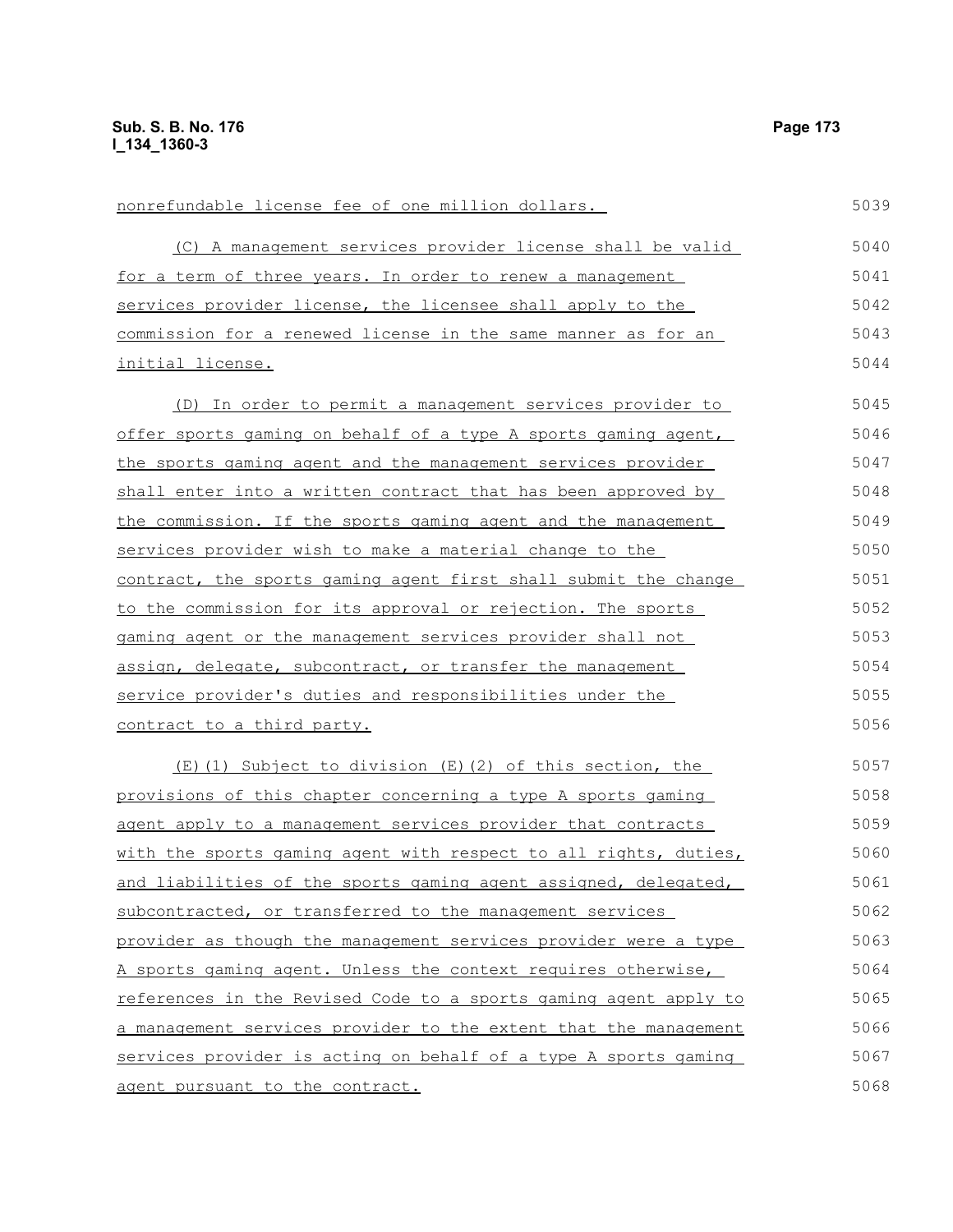nonrefundable license fee of one million dollars.

(C) A management services provider license shall be valid for a term of three years. In order to renew a management services provider license, the licensee shall apply to the commission for a renewed license in the same manner as for an initial license.

(D) In order to permit a management services provider to offer sports gaming on behalf of a type A sports gaming agent, the sports gaming agent and the management services provider shall enter into a written contract that has been approved by the commission. If the sports gaming agent and the management services provider wish to make a material change to the contract, the sports gaming agent first shall submit the change to the commission for its approval or rejection. The sports gaming agent or the management services provider shall not assign, delegate, subcontract, or transfer the management service provider's duties and responsibilities under the contract to a third party.

(E)(1) Subject to division (E)(2) of this section, the provisions of this chapter concerning a type A sports gaming agent apply to a management services provider that contracts with the sports gaming agent with respect to all rights, duties, and liabilities of the sports gaming agent assigned, delegated, subcontracted, or transferred to the management services provider as though the management services provider were a type A sports gaming agent. Unless the context requires otherwise, references in the Revised Code to a sports gaming agent apply to a management services provider to the extent that the management services provider is acting on behalf of a type A sports gaming agent pursuant to the contract.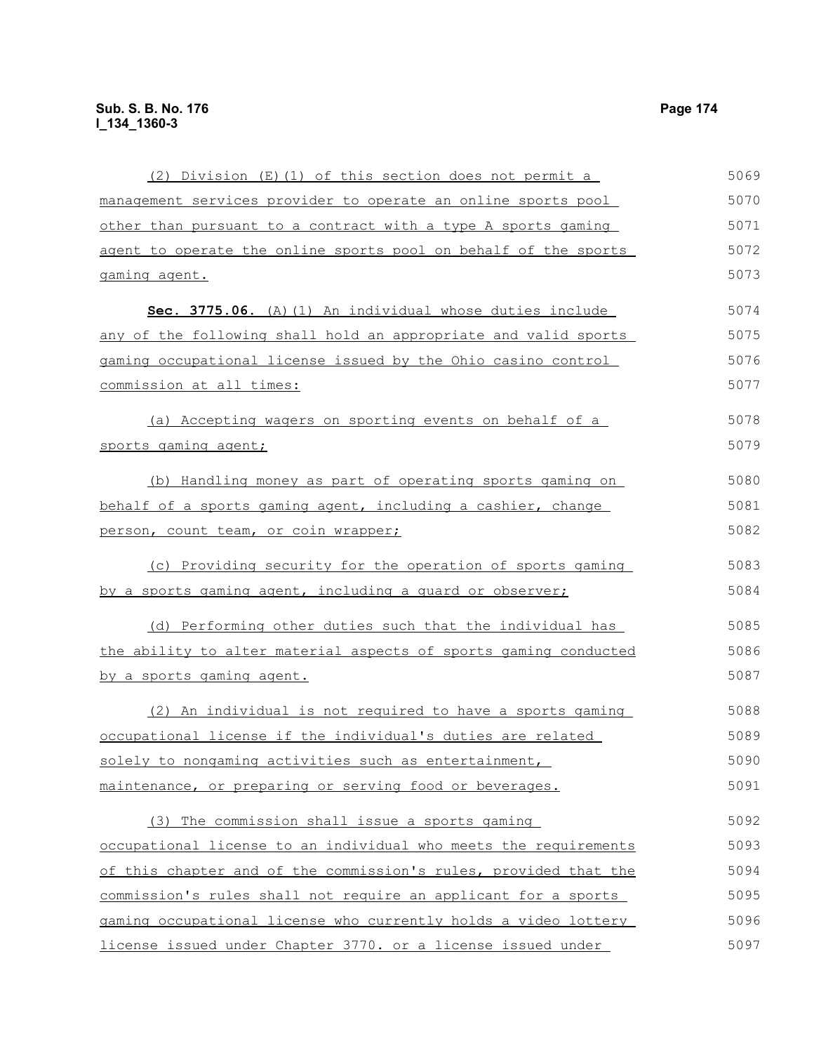(2) Division (E)(1) of this section does not permit a management services provider to operate an online sports pool other than pursuant to a contract with a type A sports gaming agent to operate the online sports pool on behalf of the sports gaming agent.

**Sec. 3775.06.** (A)(1) An individual whose duties include any of the following shall hold an appropriate and valid sports gaming occupational license issued by the Ohio casino control commission at all times:

(a) Accepting wagers on sporting events on behalf of a sports gaming agent;

(b) Handling money as part of operating sports gaming on behalf of a sports gaming agent, including a cashier, change person, count team, or coin wrapper;

(c) Providing security for the operation of sports gaming by a sports gaming agent, including a guard or observer;

(d) Performing other duties such that the individual has the ability to alter material aspects of sports gaming conducted by a sports gaming agent.

(2) An individual is not required to have a sports gaming occupational license if the individual's duties are related solely to nongaming activities such as entertainment, maintenance, or preparing or serving food or beverages.

(3) The commission shall issue a sports gaming occupational license to an individual who meets the requirements of this chapter and of the commission's rules, provided that the commission's rules shall not require an applicant for a sports gaming occupational license who currently holds a video lottery license issued under Chapter 3770. or a license issued under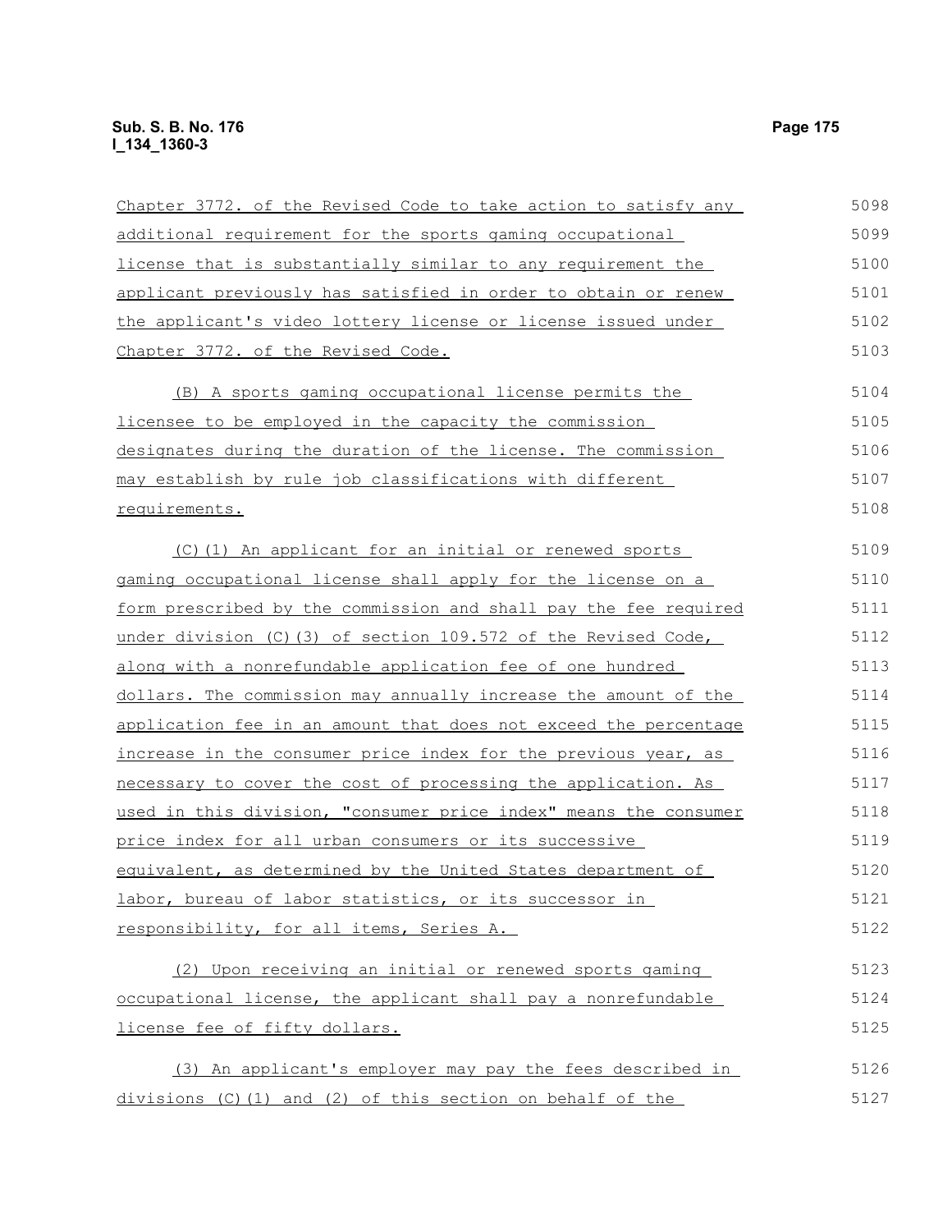Chapter 3772. of the Revised Code to take action to satisfy any additional requirement for the sports gaming occupational license that is substantially similar to any requirement the applicant previously has satisfied in order to obtain or renew the applicant's video lottery license or license issued under Chapter 3772. of the Revised Code.

(B) A sports gaming occupational license permits the licensee to be employed in the capacity the commission designates during the duration of the license. The commission may establish by rule job classifications with different requirements.

(C)(1) An applicant for an initial or renewed sports gaming occupational license shall apply for the license on a form prescribed by the commission and shall pay the fee required under division (C)(3) of section 109.572 of the Revised Code, along with a nonrefundable application fee of one hundred dollars. The commission may annually increase the amount of the application fee in an amount that does not exceed the percentage increase in the consumer price index for the previous year, as necessary to cover the cost of processing the application. As used in this division, "consumer price index" means the consumer price index for all urban consumers or its successive equivalent, as determined by the United States department of labor, bureau of labor statistics, or its successor in responsibility, for all items, Series A.

(2) Upon receiving an initial or renewed sports gaming occupational license, the applicant shall pay a nonrefundable license fee of fifty dollars.

(3) An applicant's employer may pay the fees described in divisions (C)(1) and (2) of this section on behalf of the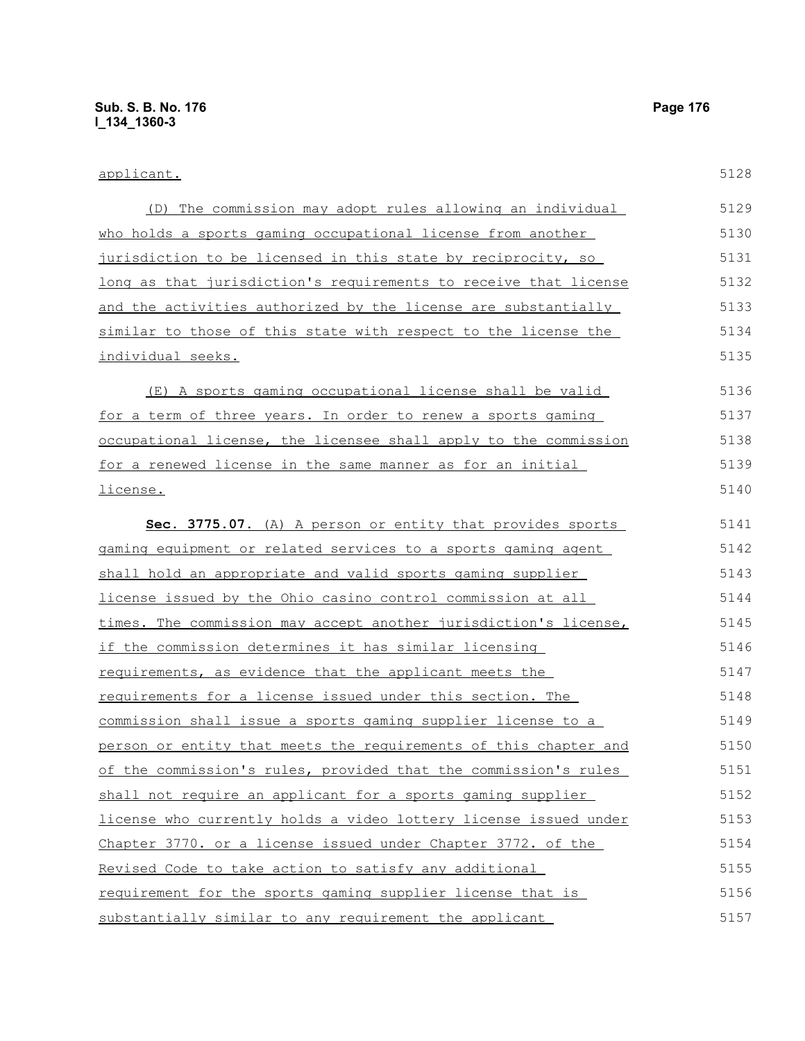applicant.

(D) The commission may adopt rules allowing an individual who holds a sports gaming occupational license from another jurisdiction to be licensed in this state by reciprocity, so long as that jurisdiction's requirements to receive that license and the activities authorized by the license are substantially similar to those of this state with respect to the license the individual seeks.

(E) A sports gaming occupational license shall be valid for a term of three years. In order to renew a sports gaming occupational license, the licensee shall apply to the commission for a renewed license in the same manner as for an initial license.

**Sec. 3775.07.** (A) A person or entity that provides sports gaming equipment or related services to a sports gaming agent shall hold an appropriate and valid sports gaming supplier license issued by the Ohio casino control commission at all times. The commission may accept another jurisdiction's license, if the commission determines it has similar licensing requirements, as evidence that the applicant meets the requirements for a license issued under this section. The commission shall issue a sports gaming supplier license to a person or entity that meets the requirements of this chapter and of the commission's rules, provided that the commission's rules shall not require an applicant for a sports gaming supplier license who currently holds a video lottery license issued under Chapter 3770. or a license issued under Chapter 3772. of the Revised Code to take action to satisfy any additional requirement for the sports gaming supplier license that is substantially similar to any requirement the applicant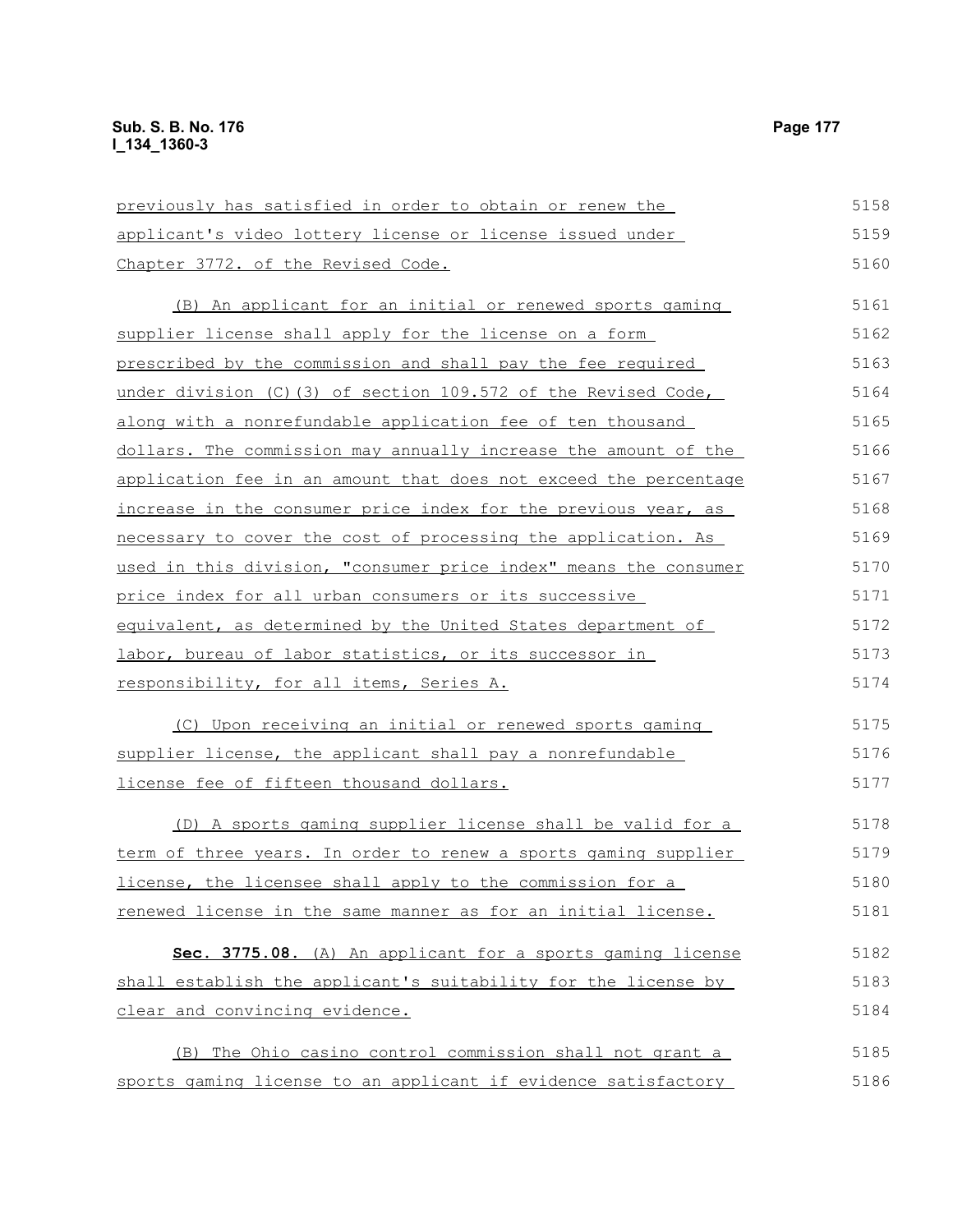previously has satisfied in order to obtain or renew the applicant's video lottery license or license issued under Chapter 3772. of the Revised Code.

(B) An applicant for an initial or renewed sports gaming supplier license shall apply for the license on a form prescribed by the commission and shall pay the fee required under division (C)(3) of section 109.572 of the Revised Code, along with a nonrefundable application fee of ten thousand dollars. The commission may annually increase the amount of the application fee in an amount that does not exceed the percentage increase in the consumer price index for the previous year, as necessary to cover the cost of processing the application. As used in this division, "consumer price index" means the consumer price index for all urban consumers or its successive equivalent, as determined by the United States department of labor, bureau of labor statistics, or its successor in responsibility, for all items, Series A.

(C) Upon receiving an initial or renewed sports gaming supplier license, the applicant shall pay a nonrefundable license fee of fifteen thousand dollars.

(D) A sports gaming supplier license shall be valid for a term of three years. In order to renew a sports gaming supplier license, the licensee shall apply to the commission for a renewed license in the same manner as for an initial license.

**Sec. 3775.08.** (A) An applicant for a sports gaming license shall establish the applicant's suitability for the license by clear and convincing evidence.

(B) The Ohio casino control commission shall not grant a sports gaming license to an applicant if evidence satisfactory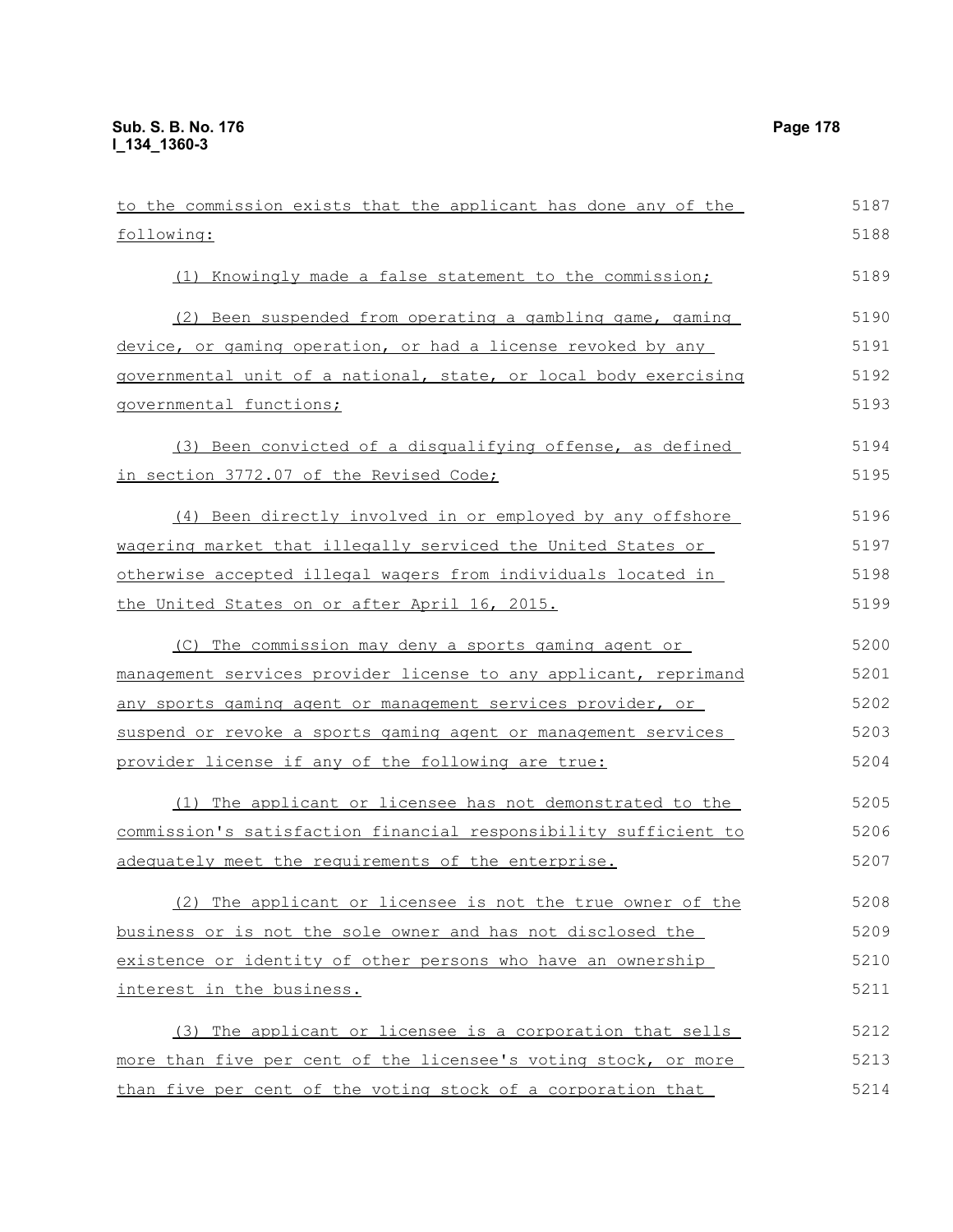to the commission exists that the applicant has done any of the following:

(1) Knowingly made a false statement to the commission;

(2) Been suspended from operating a gambling game, gaming device, or gaming operation, or had a license revoked by any governmental unit of a national, state, or local body exercising governmental functions;

(3) Been convicted of a disqualifying offense, as defined in section 3772.07 of the Revised Code;

(4) Been directly involved in or employed by any offshore wagering market that illegally serviced the United States or otherwise accepted illegal wagers from individuals located in the United States on or after April 16, 2015.

(C) The commission may deny a sports gaming agent or management services provider license to any applicant, reprimand any sports gaming agent or management services provider, or suspend or revoke a sports gaming agent or management services provider license if any of the following are true:

(1) The applicant or licensee has not demonstrated to the commission's satisfaction financial responsibility sufficient to adequately meet the requirements of the enterprise.

(2) The applicant or licensee is not the true owner of the business or is not the sole owner and has not disclosed the existence or identity of other persons who have an ownership interest in the business.

(3) The applicant or licensee is a corporation that sells more than five per cent of the licensee's voting stock, or more than five per cent of the voting stock of a corporation that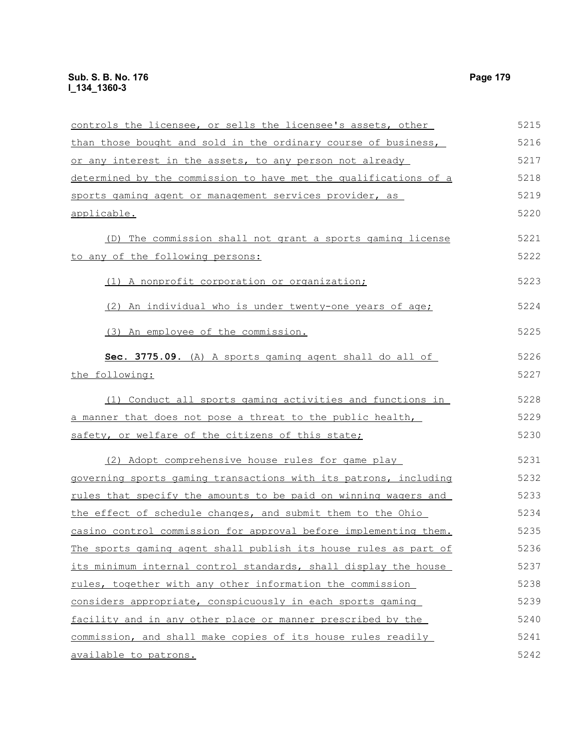controls the licensee, or sells the licensee's assets, other than those bought and sold in the ordinary course of business, or any interest in the assets, to any person not already determined by the commission to have met the qualifications of a sports gaming agent or management services provider, as applicable.

(D) The commission shall not grant a sports gaming license to any of the following persons:

(1) A nonprofit corporation or organization;

(2) An individual who is under twenty-one years of age;

(3) An employee of the commission.

**Sec. 3775.09.** (A) A sports gaming agent shall do all of the following:

(1) Conduct all sports gaming activities and functions in a manner that does not pose a threat to the public health, safety, or welfare of the citizens of this state;

(2) Adopt comprehensive house rules for game play governing sports gaming transactions with its patrons, including rules that specify the amounts to be paid on winning wagers and the effect of schedule changes, and submit them to the Ohio casino control commission for approval before implementing them. The sports gaming agent shall publish its house rules as part of its minimum internal control standards, shall display the house rules, together with any other information the commission considers appropriate, conspicuously in each sports gaming facility and in any other place or manner prescribed by the commission, and shall make copies of its house rules readily available to patrons.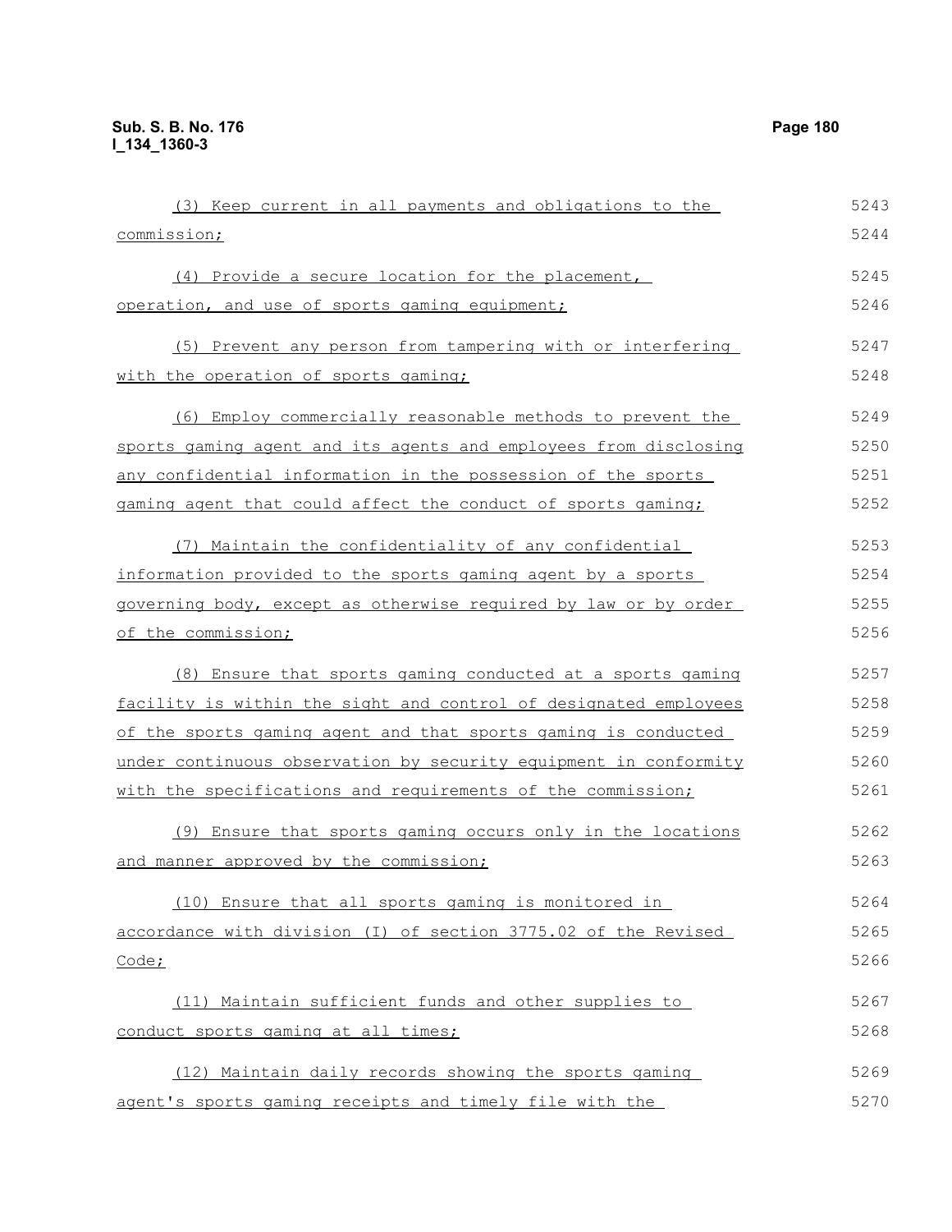(3) Keep current in all payments and obligations to the commission;

(4) Provide a secure location for the placement, operation, and use of sports gaming equipment;

(5) Prevent any person from tampering with or interfering with the operation of sports gaming;

(6) Employ commercially reasonable methods to prevent the sports gaming agent and its agents and employees from disclosing any confidential information in the possession of the sports gaming agent that could affect the conduct of sports gaming;

(7) Maintain the confidentiality of any confidential information provided to the sports gaming agent by a sports governing body, except as otherwise required by law or by order of the commission;

(8) Ensure that sports gaming conducted at a sports gaming facility is within the sight and control of designated employees of the sports gaming agent and that sports gaming is conducted under continuous observation by security equipment in conformity with the specifications and requirements of the commission;

(9) Ensure that sports gaming occurs only in the locations and manner approved by the commission;

(10) Ensure that all sports gaming is monitored in accordance with division (I) of section 3775.02 of the Revised Code;

(11) Maintain sufficient funds and other supplies to conduct sports gaming at all times;

(12) Maintain daily records showing the sports gaming agent's sports gaming receipts and timely file with the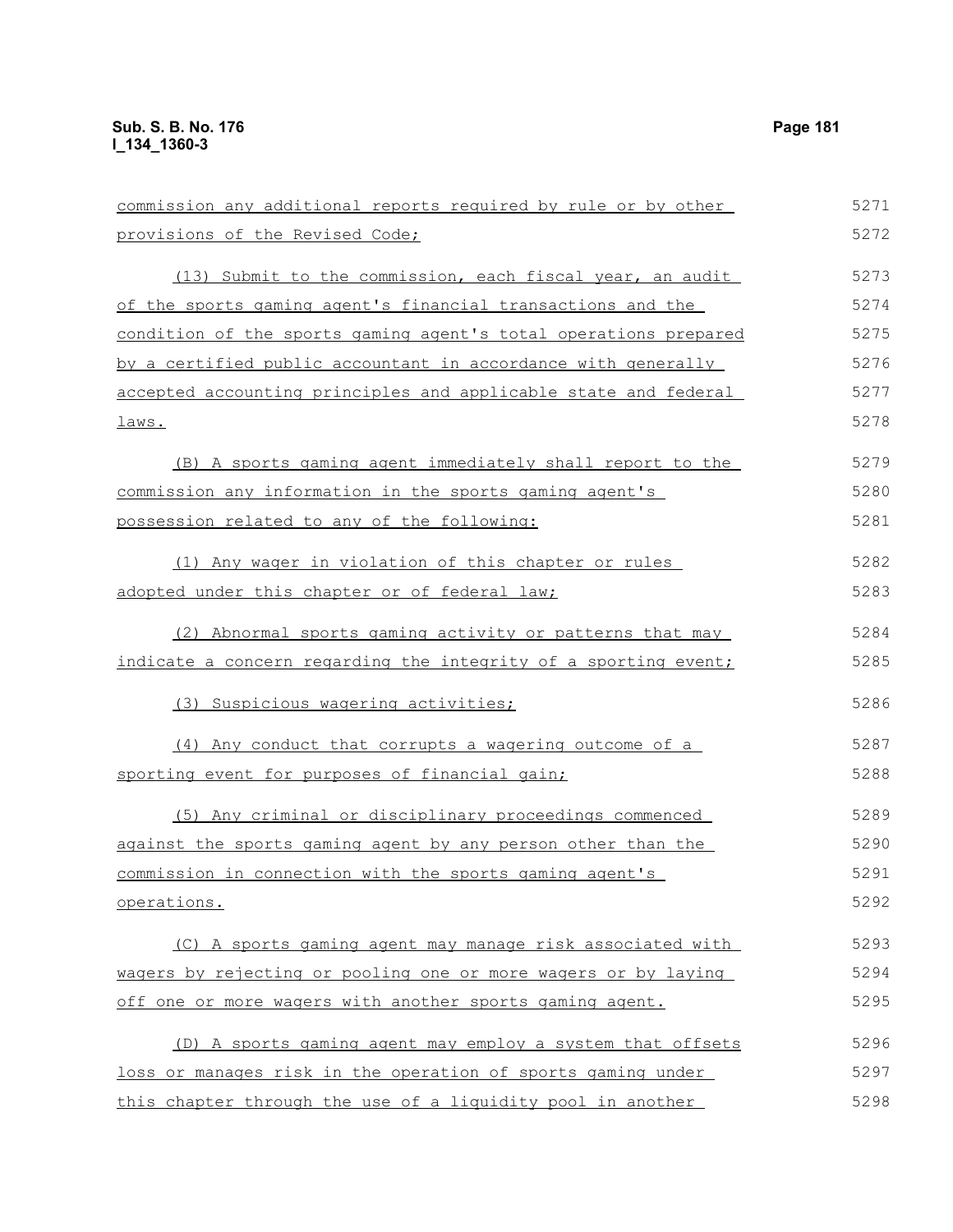commission any additional reports required by rule or by other provisions of the Revised Code;

(13) Submit to the commission, each fiscal year, an audit of the sports gaming agent's financial transactions and the condition of the sports gaming agent's total operations prepared by a certified public accountant in accordance with generally accepted accounting principles and applicable state and federal laws.

(B) A sports gaming agent immediately shall report to the commission any information in the sports gaming agent's possession related to any of the following:

(1) Any wager in violation of this chapter or rules adopted under this chapter or of federal law;

(2) Abnormal sports gaming activity or patterns that may indicate a concern regarding the integrity of a sporting event;

(3) Suspicious wagering activities;

(4) Any conduct that corrupts a wagering outcome of a sporting event for purposes of financial gain;

(5) Any criminal or disciplinary proceedings commenced against the sports gaming agent by any person other than the commission in connection with the sports gaming agent's operations.

(C) A sports gaming agent may manage risk associated with wagers by rejecting or pooling one or more wagers or by laying off one or more wagers with another sports gaming agent.

(D) A sports gaming agent may employ a system that offsets loss or manages risk in the operation of sports gaming under this chapter through the use of a liquidity pool in another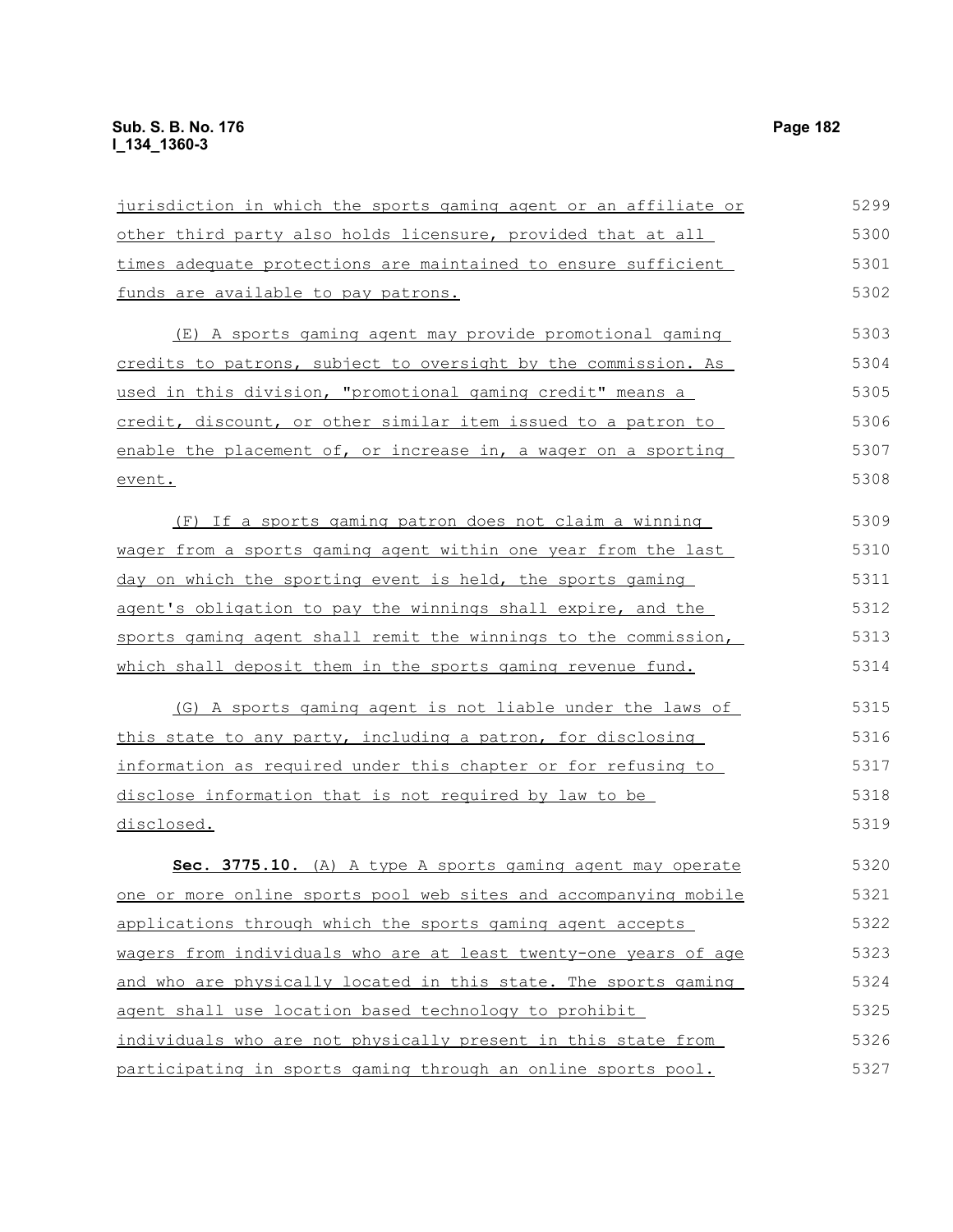jurisdiction in which the sports gaming agent or an affiliate or other third party also holds licensure, provided that at all times adequate protections are maintained to ensure sufficient funds are available to pay patrons.

(E) A sports gaming agent may provide promotional gaming credits to patrons, subject to oversight by the commission. As used in this division, "promotional gaming credit" means a credit, discount, or other similar item issued to a patron to enable the placement of, or increase in, a wager on a sporting event.

(F) If a sports gaming patron does not claim a winning wager from a sports gaming agent within one year from the last day on which the sporting event is held, the sports gaming agent's obligation to pay the winnings shall expire, and the sports gaming agent shall remit the winnings to the commission, which shall deposit them in the sports gaming revenue fund.

(G) A sports gaming agent is not liable under the laws of this state to any party, including a patron, for disclosing information as required under this chapter or for refusing to disclose information that is not required by law to be disclosed.

**Sec. 3775.10.** (A) A type A sports gaming agent may operate one or more online sports pool web sites and accompanying mobile applications through which the sports gaming agent accepts wagers from individuals who are at least twenty-one years of age and who are physically located in this state. The sports gaming agent shall use location based technology to prohibit individuals who are not physically present in this state from participating in sports gaming through an online sports pool.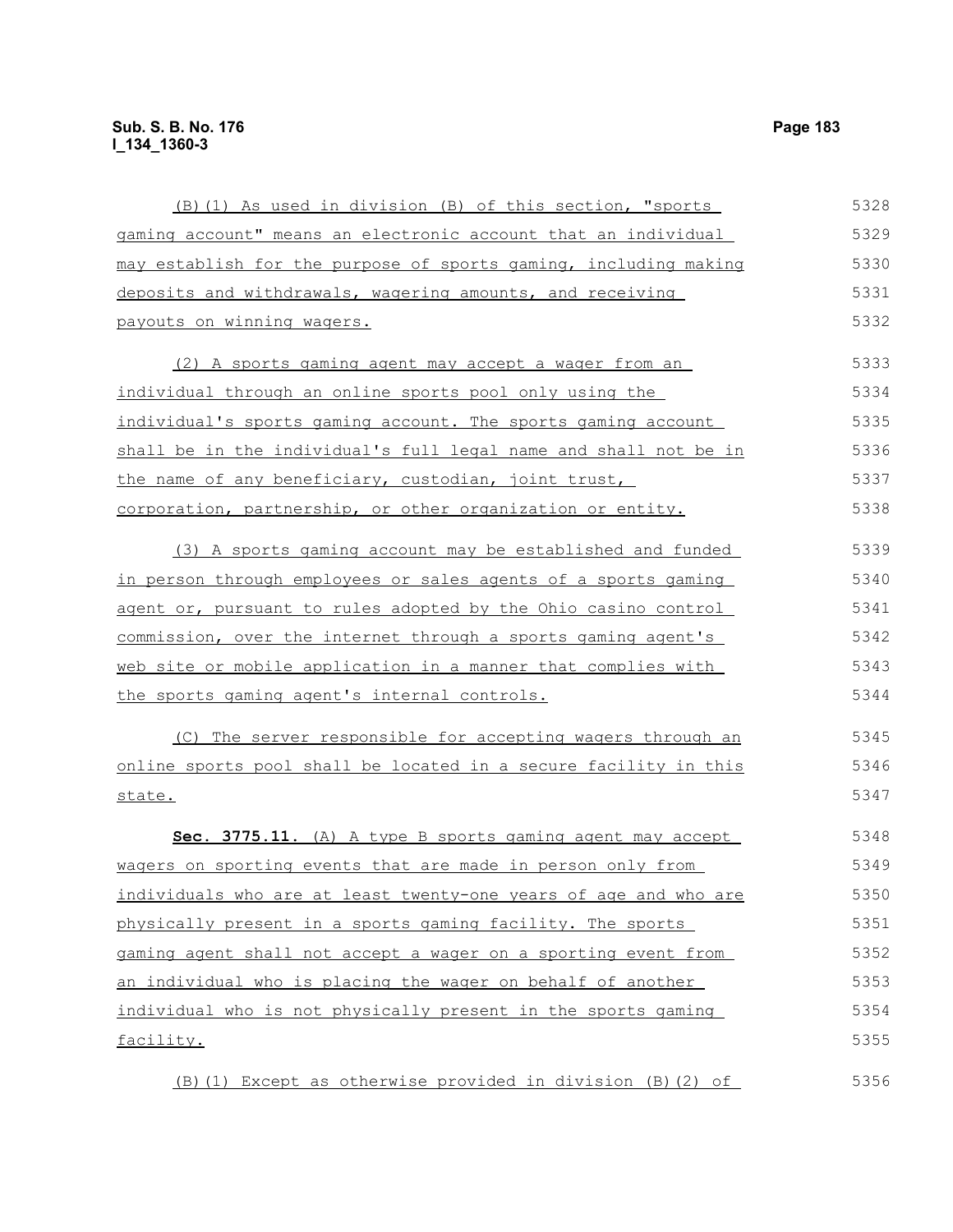(B)(1) As used in division (B) of this section, "sports gaming account" means an electronic account that an individual may establish for the purpose of sports gaming, including making deposits and withdrawals, wagering amounts, and receiving payouts on winning wagers.

(2) A sports gaming agent may accept a wager from an individual through an online sports pool only using the individual's sports gaming account. The sports gaming account shall be in the individual's full legal name and shall not be in the name of any beneficiary, custodian, joint trust, corporation, partnership, or other organization or entity.

(3) A sports gaming account may be established and funded in person through employees or sales agents of a sports gaming agent or, pursuant to rules adopted by the Ohio casino control commission, over the internet through a sports gaming agent's web site or mobile application in a manner that complies with the sports gaming agent's internal controls.

(C) The server responsible for accepting wagers through an online sports pool shall be located in a secure facility in this state.

**Sec. 3775.11.** (A) A type B sports gaming agent may accept wagers on sporting events that are made in person only from individuals who are at least twenty-one years of age and who are physically present in a sports gaming facility. The sports gaming agent shall not accept a wager on a sporting event from an individual who is placing the wager on behalf of another individual who is not physically present in the sports gaming facility.

(B)(1) Except as otherwise provided in division (B)(2) of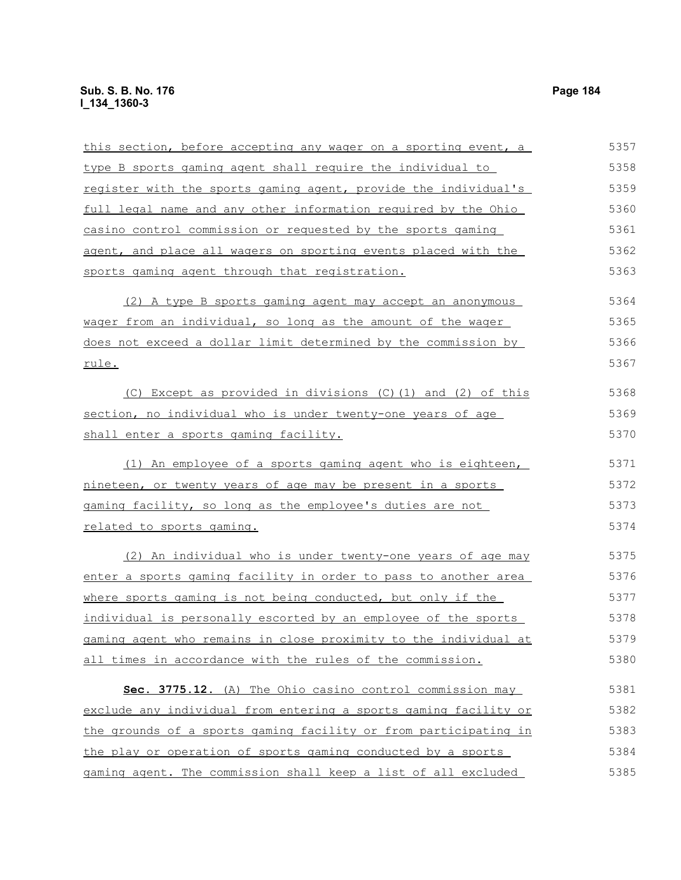this section, before accepting any wager on a sporting event, a type B sports gaming agent shall require the individual to register with the sports gaming agent, provide the individual's full legal name and any other information required by the Ohio casino control commission or requested by the sports gaming agent, and place all wagers on sporting events placed with the sports gaming agent through that registration.

(2) A type B sports gaming agent may accept an anonymous wager from an individual, so long as the amount of the wager does not exceed a dollar limit determined by the commission by rule.

(C) Except as provided in divisions (C)(1) and (2) of this section, no individual who is under twenty-one years of age shall enter a sports gaming facility.

(1) An employee of a sports gaming agent who is eighteen, nineteen, or twenty years of age may be present in a sports gaming facility, so long as the employee's duties are not related to sports gaming.

(2) An individual who is under twenty-one years of age may enter a sports gaming facility in order to pass to another area where sports gaming is not being conducted, but only if the individual is personally escorted by an employee of the sports gaming agent who remains in close proximity to the individual at all times in accordance with the rules of the commission.

**Sec. 3775.12.** (A) The Ohio casino control commission may exclude any individual from entering a sports gaming facility or the grounds of a sports gaming facility or from participating in the play or operation of sports gaming conducted by a sports gaming agent. The commission shall keep a list of all excluded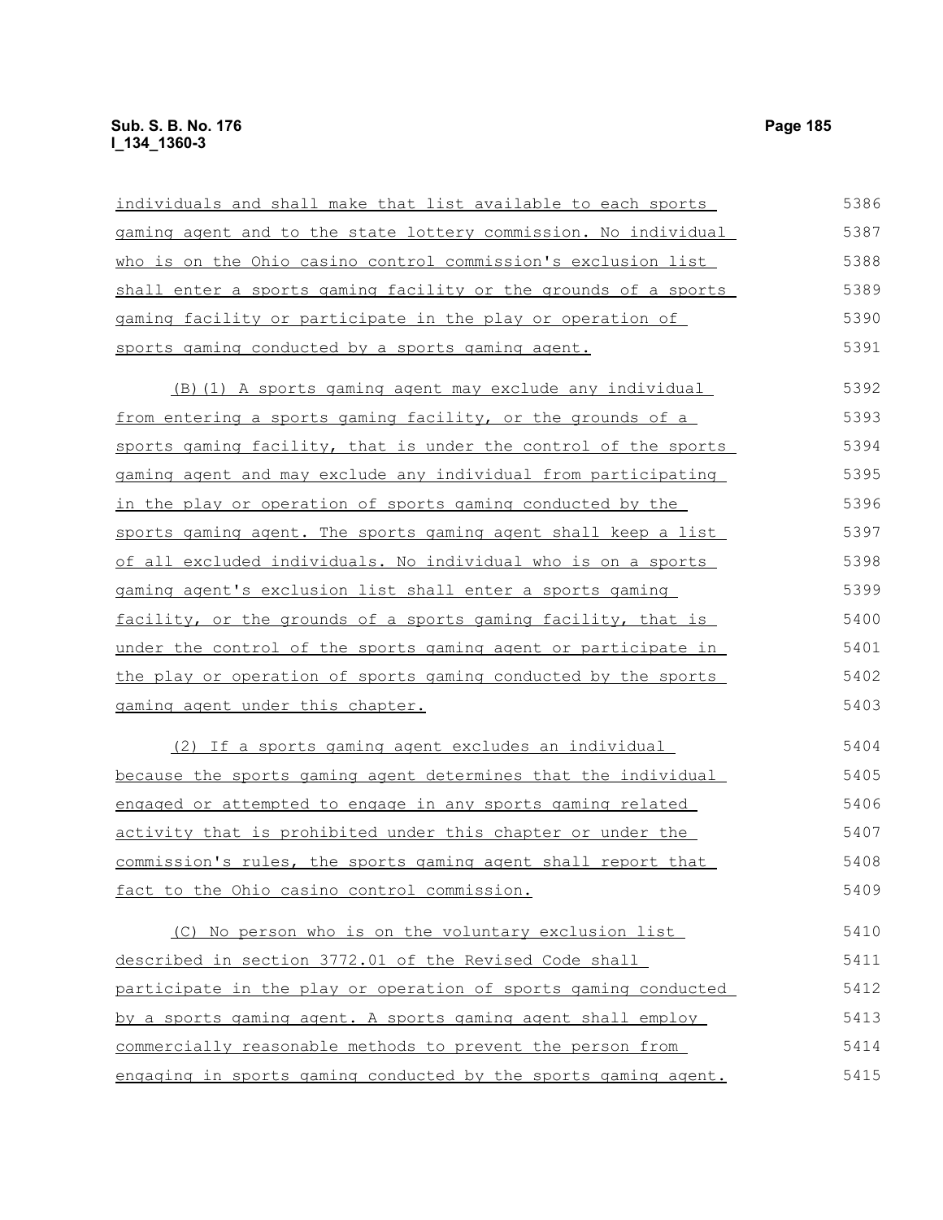individuals and shall make that list available to each sports gaming agent and to the state lottery commission. No individual who is on the Ohio casino control commission's exclusion list shall enter a sports gaming facility or the grounds of a sports gaming facility or participate in the play or operation of sports gaming conducted by a sports gaming agent.

(B)(1) A sports gaming agent may exclude any individual from entering a sports gaming facility, or the grounds of a sports gaming facility, that is under the control of the sports gaming agent and may exclude any individual from participating in the play or operation of sports gaming conducted by the sports gaming agent. The sports gaming agent shall keep a list of all excluded individuals. No individual who is on a sports gaming agent's exclusion list shall enter a sports gaming facility, or the grounds of a sports gaming facility, that is under the control of the sports gaming agent or participate in the play or operation of sports gaming conducted by the sports gaming agent under this chapter.

(2) If a sports gaming agent excludes an individual because the sports gaming agent determines that the individual engaged or attempted to engage in any sports gaming related activity that is prohibited under this chapter or under the commission's rules, the sports gaming agent shall report that fact to the Ohio casino control commission.

(C) No person who is on the voluntary exclusion list described in section 3772.01 of the Revised Code shall participate in the play or operation of sports gaming conducted by a sports gaming agent. A sports gaming agent shall employ commercially reasonable methods to prevent the person from engaging in sports gaming conducted by the sports gaming agent.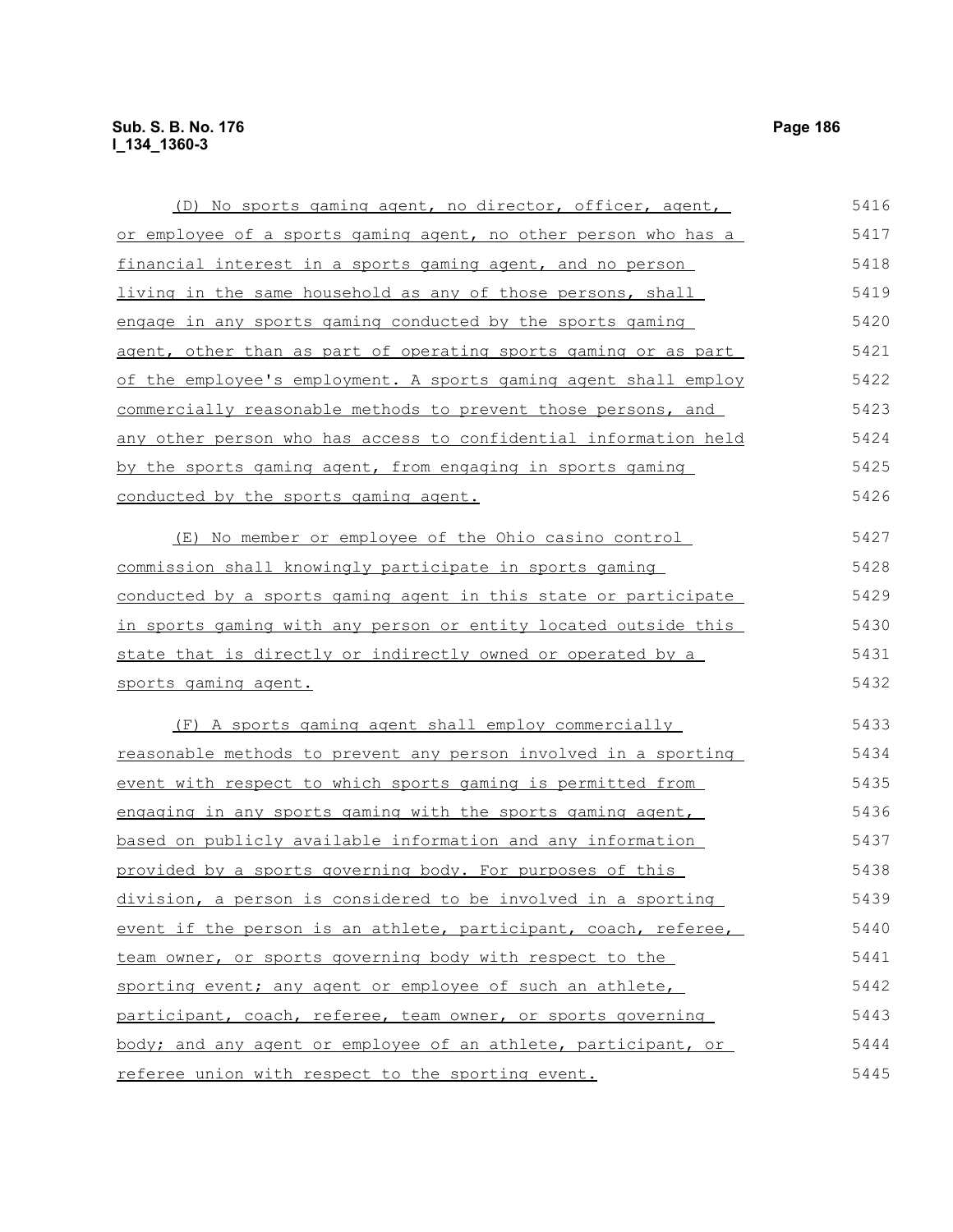(D) No sports gaming agent, no director, officer, agent, or employee of a sports gaming agent, no other person who has a financial interest in a sports gaming agent, and no person living in the same household as any of those persons, shall engage in any sports gaming conducted by the sports gaming agent, other than as part of operating sports gaming or as part of the employee's employment. A sports gaming agent shall employ commercially reasonable methods to prevent those persons, and any other person who has access to confidential information held by the sports gaming agent, from engaging in sports gaming conducted by the sports gaming agent.

(E) No member or employee of the Ohio casino control commission shall knowingly participate in sports gaming conducted by a sports gaming agent in this state or participate in sports gaming with any person or entity located outside this state that is directly or indirectly owned or operated by a sports gaming agent.

(F) A sports gaming agent shall employ commercially reasonable methods to prevent any person involved in a sporting event with respect to which sports gaming is permitted from engaging in any sports gaming with the sports gaming agent, based on publicly available information and any information provided by a sports governing body. For purposes of this division, a person is considered to be involved in a sporting event if the person is an athlete, participant, coach, referee, team owner, or sports governing body with respect to the sporting event; any agent or employee of such an athlete, participant, coach, referee, team owner, or sports governing body; and any agent or employee of an athlete, participant, or referee union with respect to the sporting event.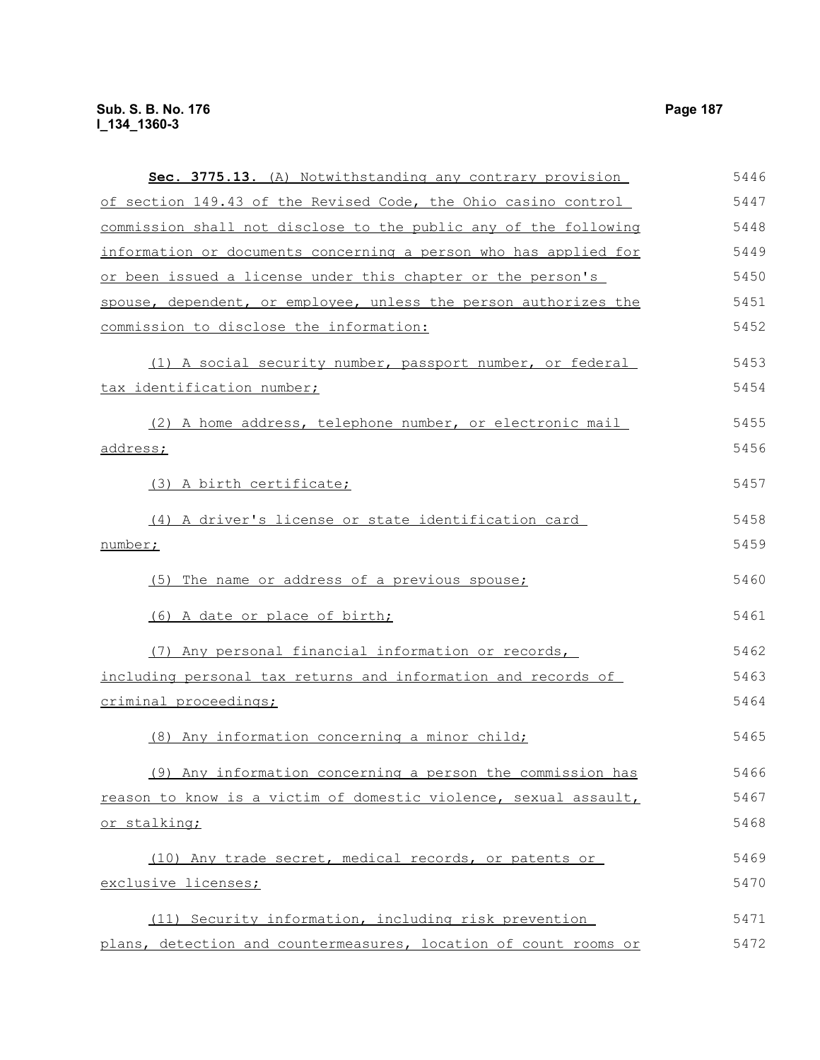**Sec. 3775.13.** (A) Notwithstanding any contrary provision of section 149.43 of the Revised Code, the Ohio casino control commission shall not disclose to the public any of the following information or documents concerning a person who has applied for or been issued a license under this chapter or the person's spouse, dependent, or employee, unless the person authorizes the commission to disclose the information:

(1) A social security number, passport number, or federal tax identification number;

(2) A home address, telephone number, or electronic mail address;

(3) A birth certificate;

(4) A driver's license or state identification card number;

(5) The name or address of a previous spouse;

(6) A date or place of birth;

(7) Any personal financial information or records, including personal tax returns and information and records of criminal proceedings;

(8) Any information concerning a minor child;

(9) Any information concerning a person the commission has reason to know is a victim of domestic violence, sexual assault, or stalking;

(10) Any trade secret, medical records, or patents or exclusive licenses;

(11) Security information, including risk prevention plans, detection and countermeasures, location of count rooms or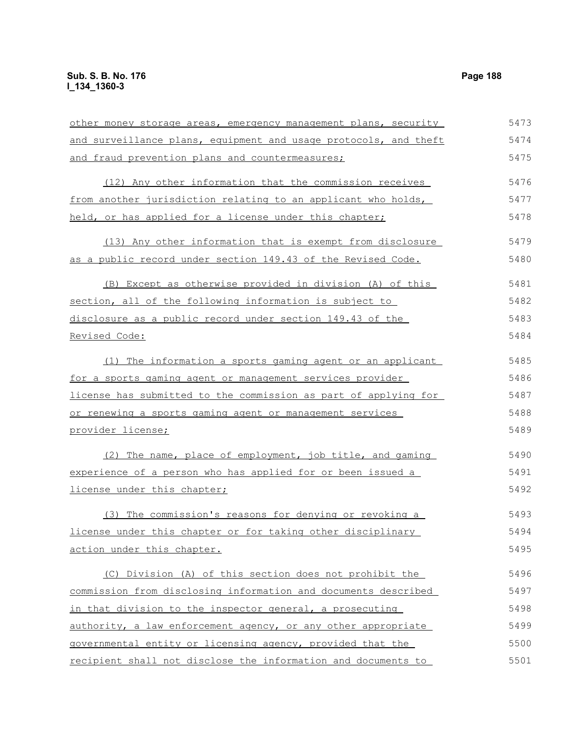other money storage areas, emergency management plans, security and surveillance plans, equipment and usage protocols, and theft and fraud prevention plans and countermeasures;

(12) Any other information that the commission receives from another jurisdiction relating to an applicant who holds, held, or has applied for a license under this chapter;

(13) Any other information that is exempt from disclosure as a public record under section 149.43 of the Revised Code.

(B) Except as otherwise provided in division (A) of this section, all of the following information is subject to disclosure as a public record under section 149.43 of the Revised Code:

(1) The information a sports gaming agent or an applicant for a sports gaming agent or management services provider license has submitted to the commission as part of applying for or renewing a sports gaming agent or management services provider license;

(2) The name, place of employment, job title, and gaming experience of a person who has applied for or been issued a license under this chapter;

(3) The commission's reasons for denying or revoking a license under this chapter or for taking other disciplinary action under this chapter.

(C) Division (A) of this section does not prohibit the commission from disclosing information and documents described in that division to the inspector general, a prosecuting authority, a law enforcement agency, or any other appropriate governmental entity or licensing agency, provided that the recipient shall not disclose the information and documents to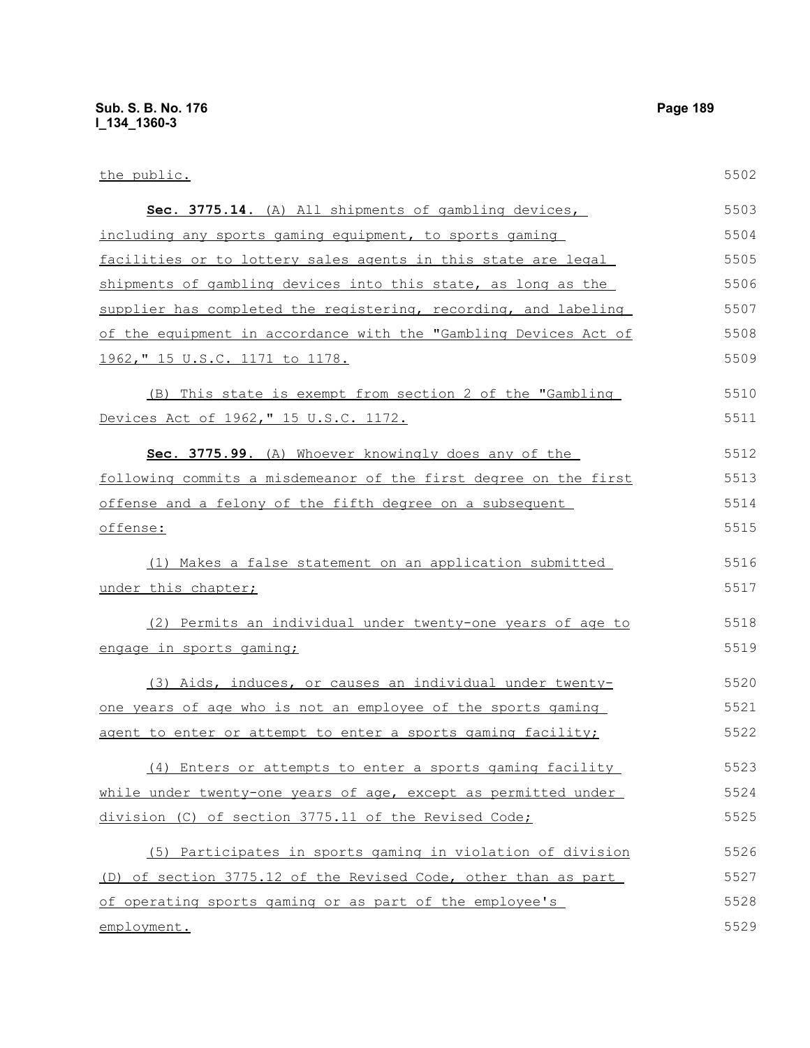the public.

**Sec. 3775.14.** (A) All shipments of gambling devices, including any sports gaming equipment, to sports gaming facilities or to lottery sales agents in this state are legal shipments of gambling devices into this state, as long as the supplier has completed the registering, recording, and labeling of the equipment in accordance with the "Gambling Devices Act of 1962," 15 U.S.C. 1171 to 1178.

(B) This state is exempt from section 2 of the "Gambling Devices Act of 1962," 15 U.S.C. 1172.

**Sec. 3775.99.** (A) Whoever knowingly does any of the following commits a misdemeanor of the first degree on the first offense and a felony of the fifth degree on a subsequent offense:

(1) Makes a false statement on an application submitted under this chapter;

(2) Permits an individual under twenty-one years of age to engage in sports gaming;

(3) Aids, induces, or causes an individual under twenty-one years of age who is not an employee of the sports gaming agent to enter or attempt to enter a sports gaming facility;

(4) Enters or attempts to enter a sports gaming facility while under twenty-one years of age, except as permitted under division (C) of section 3775.11 of the Revised Code;

(5) Participates in sports gaming in violation of division (D) of section 3775.12 of the Revised Code, other than as part of operating sports gaming or as part of the employee's employment.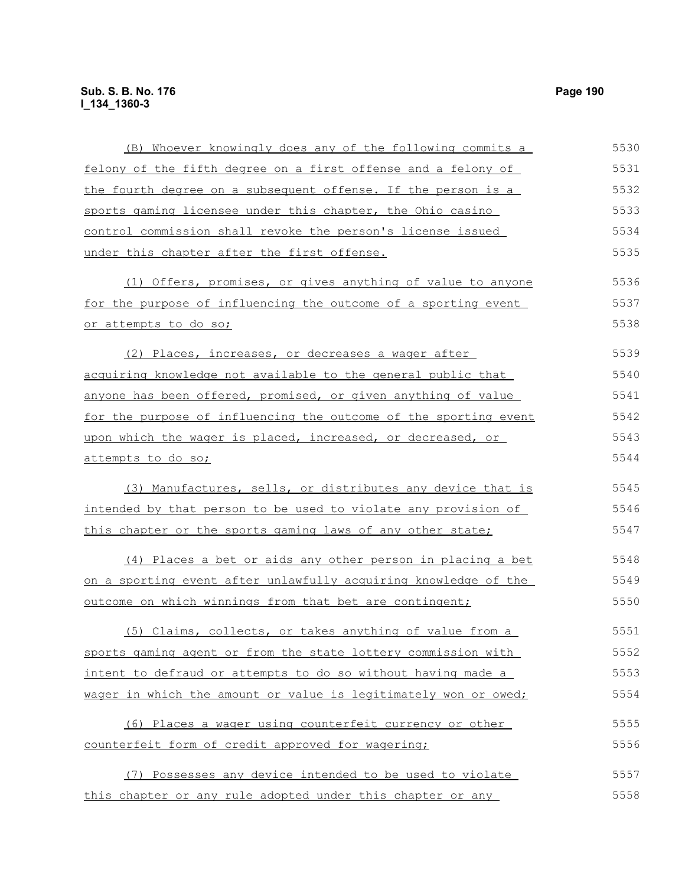(B) Whoever knowingly does any of the following commits a felony of the fifth degree on a first offense and a felony of the fourth degree on a subsequent offense. If the person is a sports gaming licensee under this chapter, the Ohio casino control commission shall revoke the person's license issued under this chapter after the first offense.

(1) Offers, promises, or gives anything of value to anyone for the purpose of influencing the outcome of a sporting event or attempts to do so;

(2) Places, increases, or decreases a wager after acquiring knowledge not available to the general public that anyone has been offered, promised, or given anything of value for the purpose of influencing the outcome of the sporting event upon which the wager is placed, increased, or decreased, or attempts to do so;

(3) Manufactures, sells, or distributes any device that is intended by that person to be used to violate any provision of this chapter or the sports gaming laws of any other state;

(4) Places a bet or aids any other person in placing a bet on a sporting event after unlawfully acquiring knowledge of the outcome on which winnings from that bet are contingent;

(5) Claims, collects, or takes anything of value from a sports gaming agent or from the state lottery commission with intent to defraud or attempts to do so without having made a wager in which the amount or value is legitimately won or owed;

(6) Places a wager using counterfeit currency or other counterfeit form of credit approved for wagering;

(7) Possesses any device intended to be used to violate this chapter or any rule adopted under this chapter or any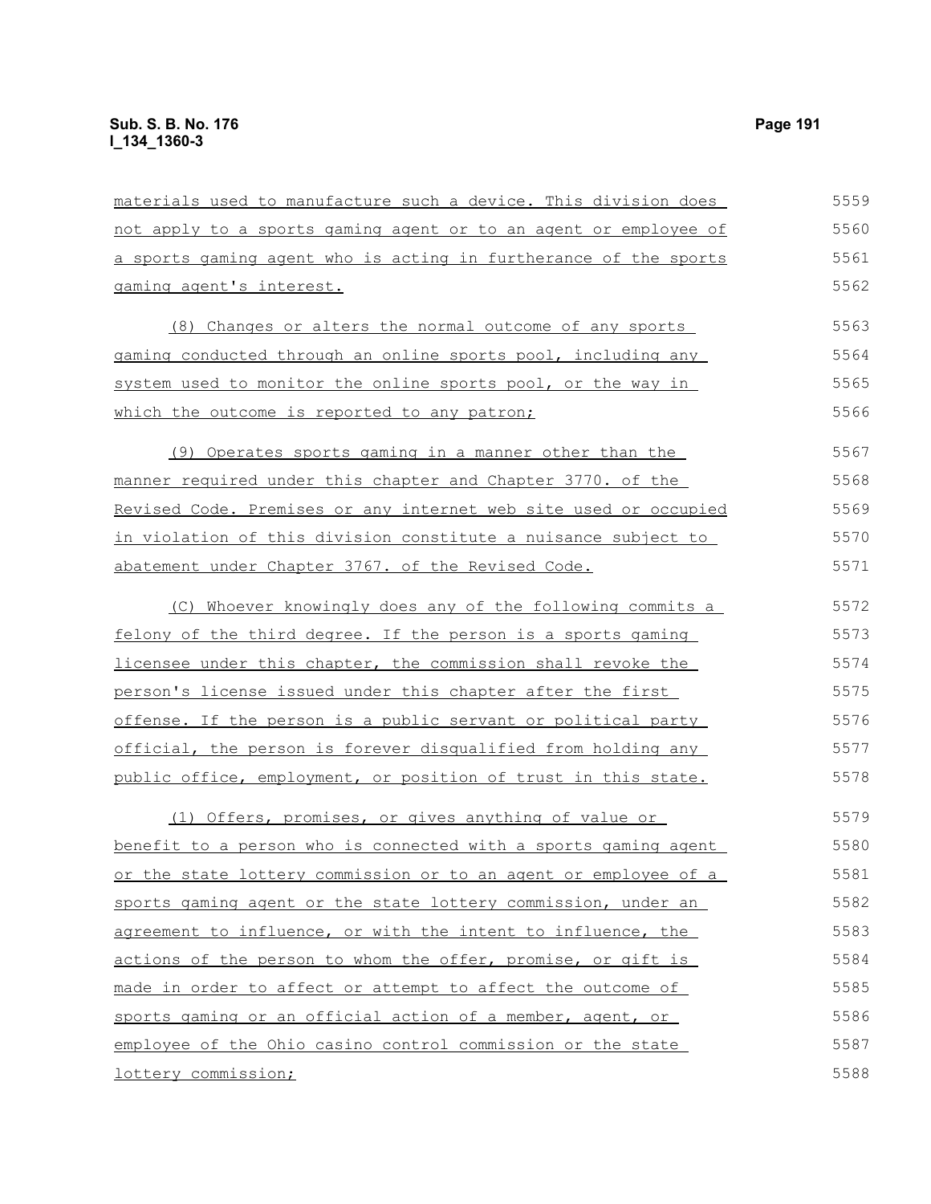materials used to manufacture such a device. This division does not apply to a sports gaming agent or to an agent or employee of a sports gaming agent who is acting in furtherance of the sports gaming agent's interest.

(8) Changes or alters the normal outcome of any sports gaming conducted through an online sports pool, including any system used to monitor the online sports pool, or the way in which the outcome is reported to any patron;

(9) Operates sports gaming in a manner other than the manner required under this chapter and Chapter 3770. of the Revised Code. Premises or any internet web site used or occupied in violation of this division constitute a nuisance subject to abatement under Chapter 3767. of the Revised Code.

(C) Whoever knowingly does any of the following commits a felony of the third degree. If the person is a sports gaming licensee under this chapter, the commission shall revoke the person's license issued under this chapter after the first offense. If the person is a public servant or political party official, the person is forever disqualified from holding any public office, employment, or position of trust in this state.

(1) Offers, promises, or gives anything of value or benefit to a person who is connected with a sports gaming agent or the state lottery commission or to an agent or employee of a sports gaming agent or the state lottery commission, under an agreement to influence, or with the intent to influence, the actions of the person to whom the offer, promise, or gift is made in order to affect or attempt to affect the outcome of sports gaming or an official action of a member, agent, or employee of the Ohio casino control commission or the state lottery commission;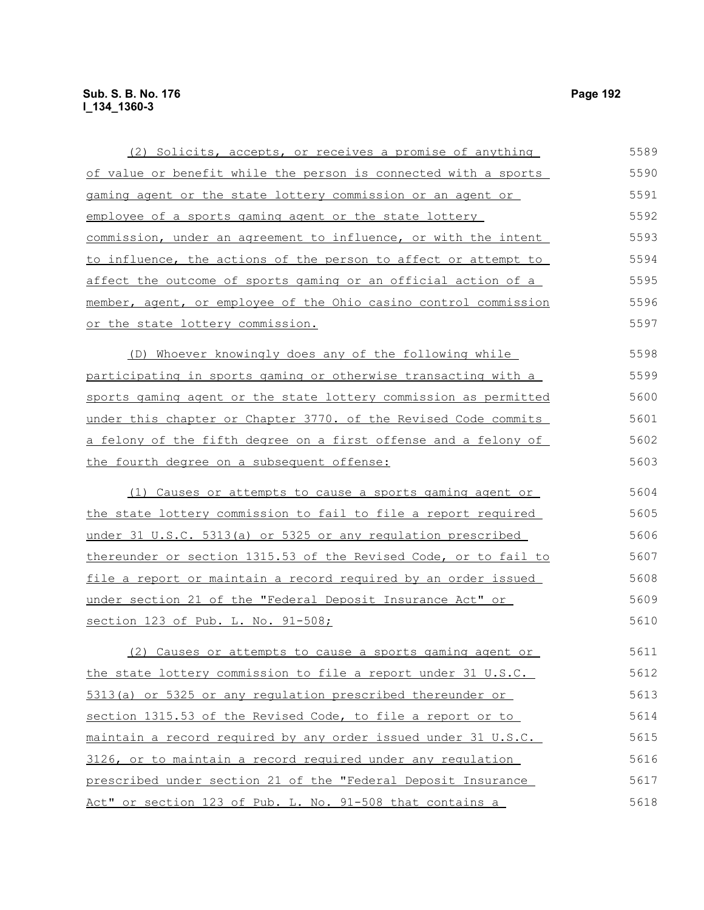(2) Solicits, accepts, or receives a promise of anything of value or benefit while the person is connected with a sports gaming agent or the state lottery commission or an agent or employee of a sports gaming agent or the state lottery commission, under an agreement to influence, or with the intent to influence, the actions of the person to affect or attempt to affect the outcome of sports gaming or an official action of a member, agent, or employee of the Ohio casino control commission or the state lottery commission.

(D) Whoever knowingly does any of the following while participating in sports gaming or otherwise transacting with a sports gaming agent or the state lottery commission as permitted under this chapter or Chapter 3770. of the Revised Code commits a felony of the fifth degree on a first offense and a felony of the fourth degree on a subsequent offense:

(1) Causes or attempts to cause a sports gaming agent or the state lottery commission to fail to file a report required under 31 U.S.C. 5313(a) or 5325 or any regulation prescribed thereunder or section 1315.53 of the Revised Code, or to fail to file a report or maintain a record required by an order issued under section 21 of the "Federal Deposit Insurance Act" or section 123 of Pub. L. No. 91-508;

(2) Causes or attempts to cause a sports gaming agent or the state lottery commission to file a report under 31 U.S.C. 5313(a) or 5325 or any regulation prescribed thereunder or section 1315.53 of the Revised Code, to file a report or to maintain a record required by any order issued under 31 U.S.C. 3126, or to maintain a record required under any regulation prescribed under section 21 of the "Federal Deposit Insurance Act" or section 123 of Pub. L. No. 91-508 that contains a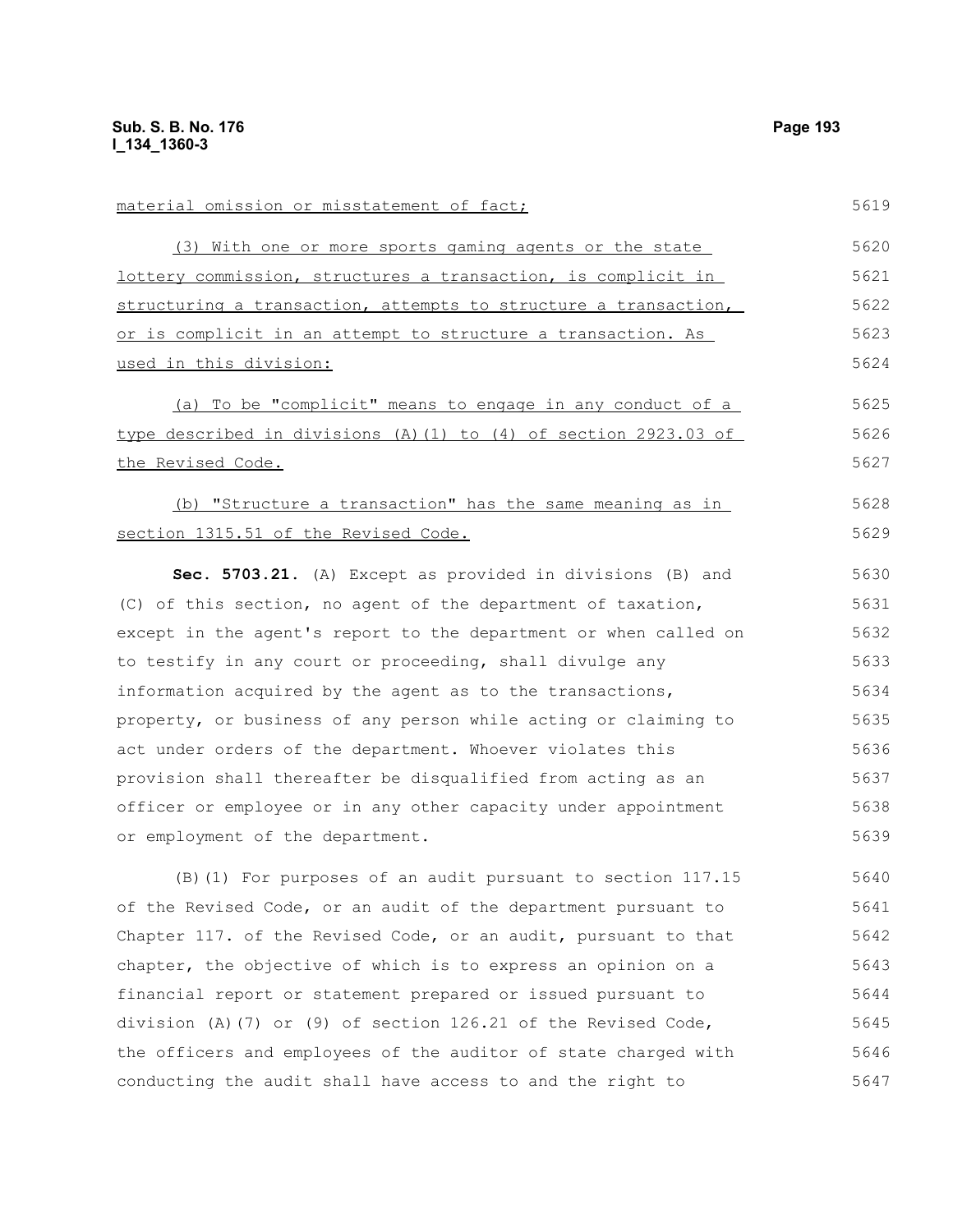material omission or misstatement of fact;

(3) With one or more sports gaming agents or the state lottery commission, structures a transaction, is complicit in structuring a transaction, attempts to structure a transaction, or is complicit in an attempt to structure a transaction. As used in this division:

(a) To be "complicit" means to engage in any conduct of a type described in divisions (A)(1) to (4) of section 2923.03 of the Revised Code.

(b) "Structure a transaction" has the same meaning as in section 1315.51 of the Revised Code.

**Sec. 5703.21.** (A) Except as provided in divisions (B) and (C) of this section, no agent of the department of taxation, except in the agent's report to the department or when called on to testify in any court or proceeding, shall divulge any information acquired by the agent as to the transactions, property, or business of any person while acting or claiming to act under orders of the department. Whoever violates this provision shall thereafter be disqualified from acting as an officer or employee or in any other capacity under appointment or employment of the department.

(B)(1) For purposes of an audit pursuant to section 117.15 of the Revised Code, or an audit of the department pursuant to Chapter 117. of the Revised Code, or an audit, pursuant to that chapter, the objective of which is to express an opinion on a financial report or statement prepared or issued pursuant to division (A)(7) or (9) of section 126.21 of the Revised Code, the officers and employees of the auditor of state charged with conducting the audit shall have access to and the right to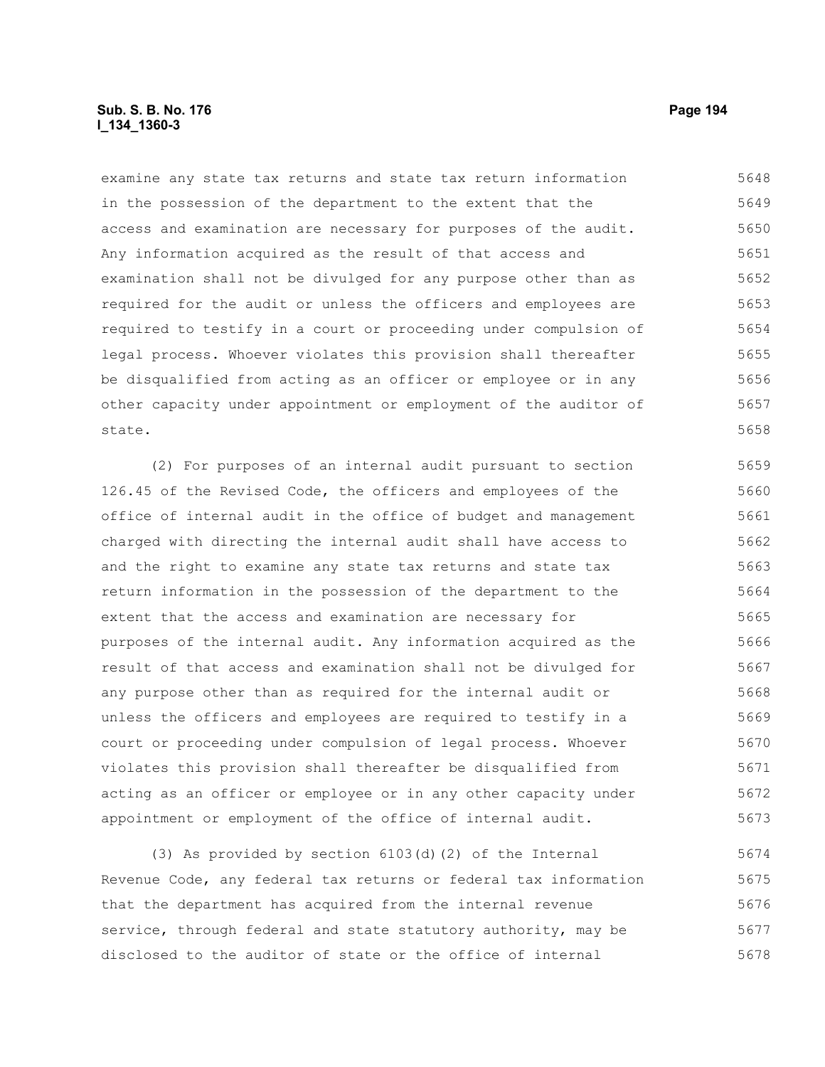examine any state tax returns and state tax return information in the possession of the department to the extent that the access and examination are necessary for purposes of the audit. Any information acquired as the result of that access and examination shall not be divulged for any purpose other than as required for the audit or unless the officers and employees are required to testify in a court or proceeding under compulsion of legal process. Whoever violates this provision shall thereafter be disqualified from acting as an officer or employee or in any other capacity under appointment or employment of the auditor of state.

(2) For purposes of an internal audit pursuant to section 126.45 of the Revised Code, the officers and employees of the office of internal audit in the office of budget and management charged with directing the internal audit shall have access to and the right to examine any state tax returns and state tax return information in the possession of the department to the extent that the access and examination are necessary for purposes of the internal audit. Any information acquired as the result of that access and examination shall not be divulged for any purpose other than as required for the internal audit or unless the officers and employees are required to testify in a court or proceeding under compulsion of legal process. Whoever violates this provision shall thereafter be disqualified from acting as an officer or employee or in any other capacity under appointment or employment of the office of internal audit.

(3) As provided by section 6103(d)(2) of the Internal Revenue Code, any federal tax returns or federal tax information that the department has acquired from the internal revenue service, through federal and state statutory authority, may be disclosed to the auditor of state or the office of internal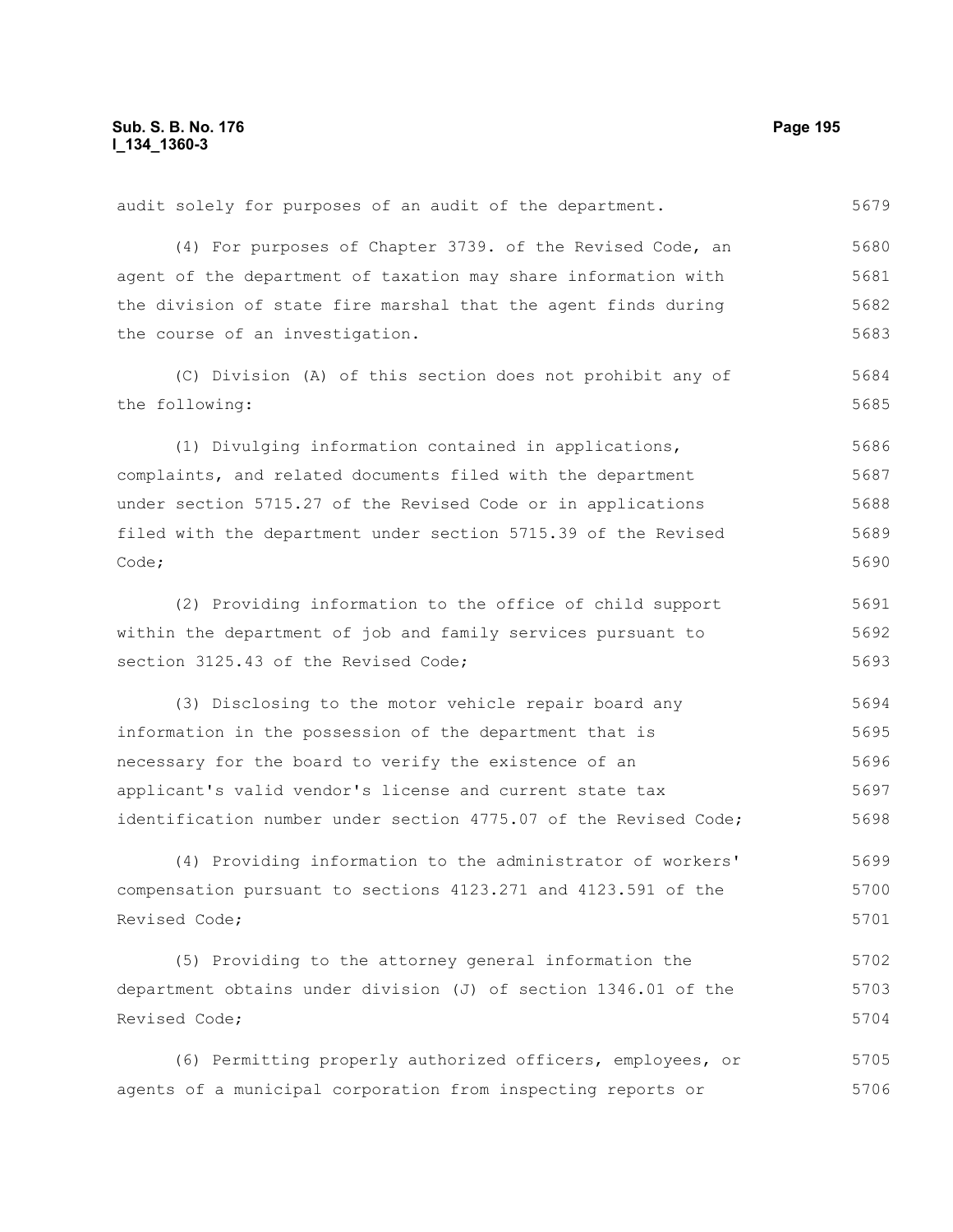audit solely for purposes of an audit of the department.

(4) For purposes of Chapter 3739. of the Revised Code, an agent of the department of taxation may share information with the division of state fire marshal that the agent finds during the course of an investigation.

(C) Division (A) of this section does not prohibit any of the following:

(1) Divulging information contained in applications, complaints, and related documents filed with the department under section 5715.27 of the Revised Code or in applications filed with the department under section 5715.39 of the Revised Code;

(2) Providing information to the office of child support within the department of job and family services pursuant to section 3125.43 of the Revised Code;

(3) Disclosing to the motor vehicle repair board any information in the possession of the department that is necessary for the board to verify the existence of an applicant's valid vendor's license and current state tax identification number under section 4775.07 of the Revised Code;

(4) Providing information to the administrator of workers' compensation pursuant to sections 4123.271 and 4123.591 of the Revised Code;

(5) Providing to the attorney general information the department obtains under division (J) of section 1346.01 of the Revised Code;

(6) Permitting properly authorized officers, employees, or agents of a municipal corporation from inspecting reports or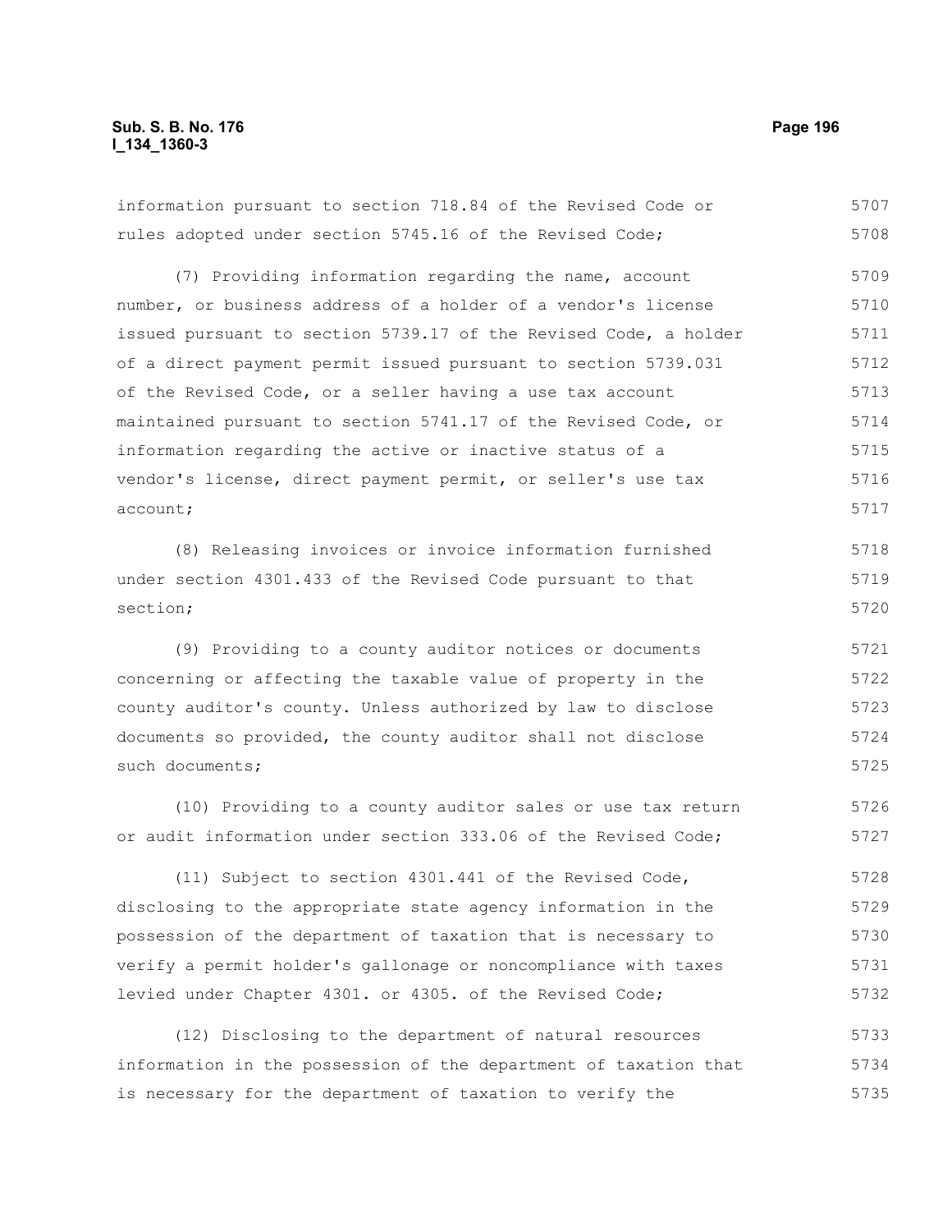information pursuant to section 718.84 of the Revised Code or rules adopted under section 5745.16 of the Revised Code;

(7) Providing information regarding the name, account number, or business address of a holder of a vendor's license issued pursuant to section 5739.17 of the Revised Code, a holder of a direct payment permit issued pursuant to section 5739.031 of the Revised Code, or a seller having a use tax account maintained pursuant to section 5741.17 of the Revised Code, or information regarding the active or inactive status of a vendor's license, direct payment permit, or seller's use tax account;

(8) Releasing invoices or invoice information furnished under section 4301.433 of the Revised Code pursuant to that section;

(9) Providing to a county auditor notices or documents concerning or affecting the taxable value of property in the county auditor's county. Unless authorized by law to disclose documents so provided, the county auditor shall not disclose such documents;

(10) Providing to a county auditor sales or use tax return or audit information under section 333.06 of the Revised Code;

(11) Subject to section 4301.441 of the Revised Code, disclosing to the appropriate state agency information in the possession of the department of taxation that is necessary to verify a permit holder's gallonage or noncompliance with taxes levied under Chapter 4301. or 4305. of the Revised Code;

(12) Disclosing to the department of natural resources information in the possession of the department of taxation that is necessary for the department of taxation to verify the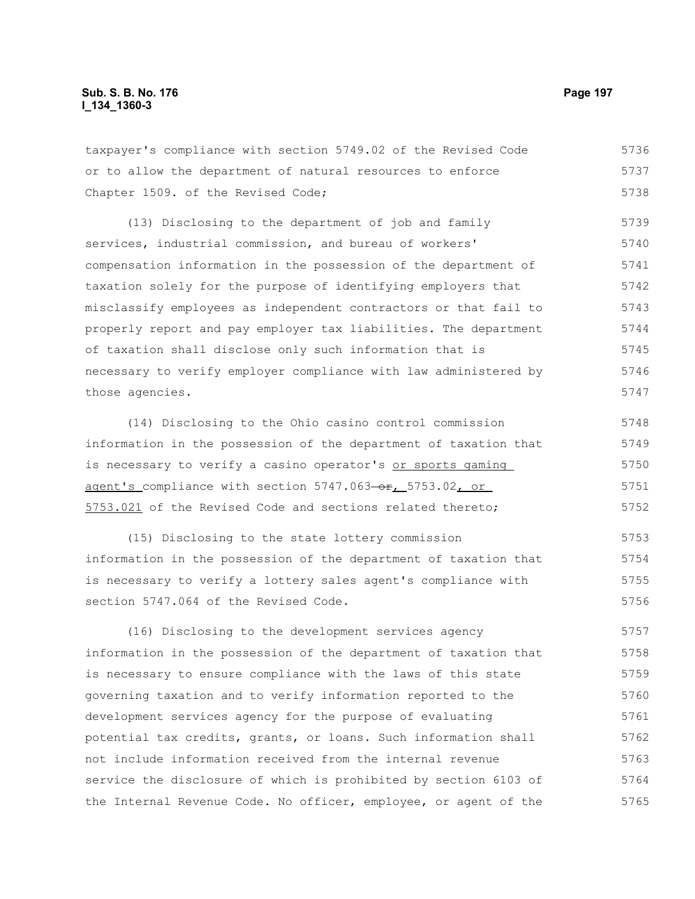taxpayer's compliance with section 5749.02 of the Revised Code or to allow the department of natural resources to enforce Chapter 1509. of the Revised Code;

(13) Disclosing to the department of job and family services, industrial commission, and bureau of workers' compensation information in the possession of the department of taxation solely for the purpose of identifying employers that misclassify employees as independent contractors or that fail to properly report and pay employer tax liabilities. The department of taxation shall disclose only such information that is necessary to verify employer compliance with law administered by those agencies.

(14) Disclosing to the Ohio casino control commission information in the possession of the department of taxation that is necessary to verify a casino operator's or sports gaming agent's compliance with section 5747.063 ~~or~~, 5753.02, or 5753.021 of the Revised Code and sections related thereto;

(15) Disclosing to the state lottery commission information in the possession of the department of taxation that is necessary to verify a lottery sales agent's compliance with section 5747.064 of the Revised Code.

(16) Disclosing to the development services agency information in the possession of the department of taxation that is necessary to ensure compliance with the laws of this state governing taxation and to verify information reported to the development services agency for the purpose of evaluating potential tax credits, grants, or loans. Such information shall not include information received from the internal revenue service the disclosure of which is prohibited by section 6103 of the Internal Revenue Code. No officer, employee, or agent of the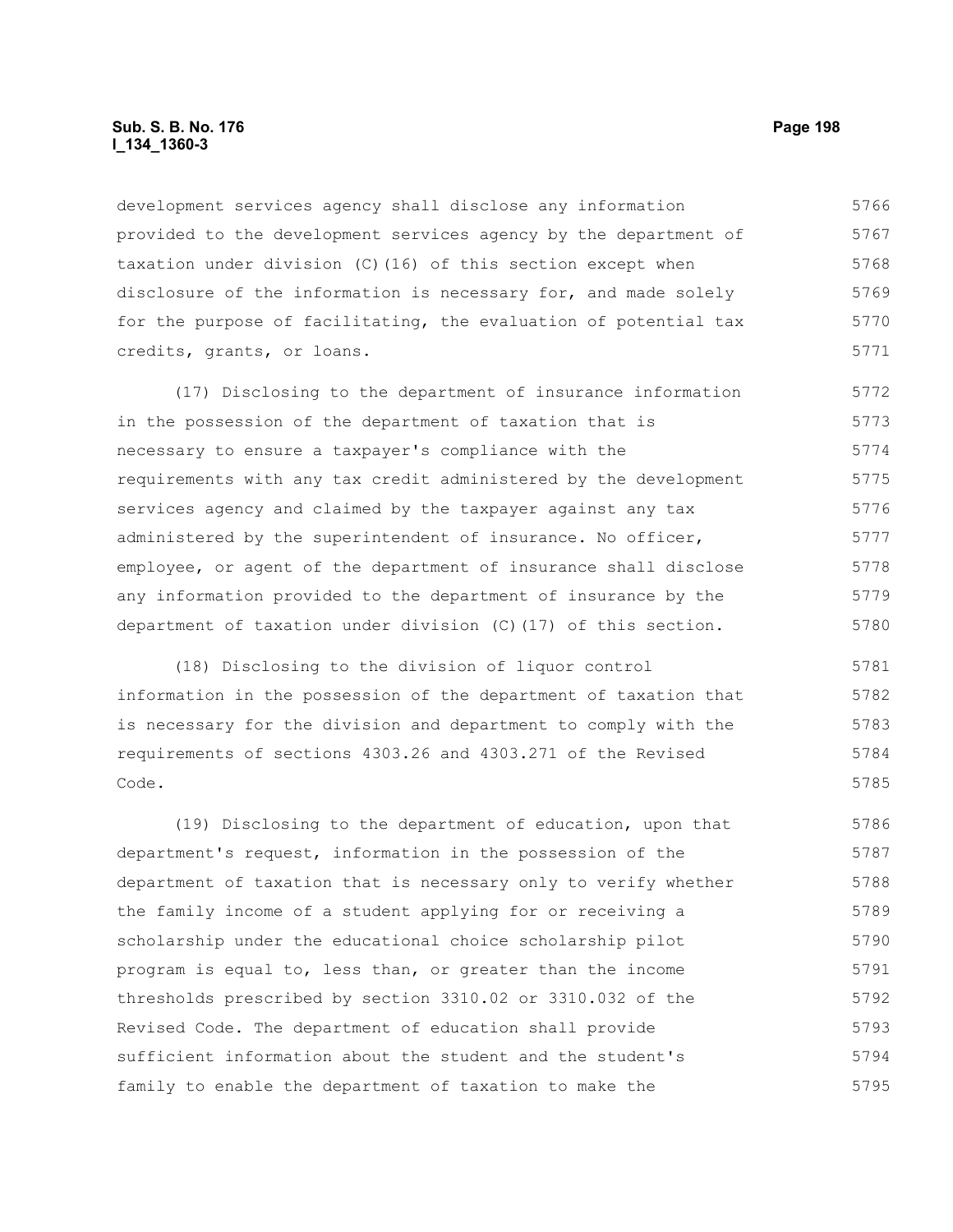development services agency shall disclose any information provided to the development services agency by the department of taxation under division (C)(16) of this section except when disclosure of the information is necessary for, and made solely for the purpose of facilitating, the evaluation of potential tax credits, grants, or loans.

(17) Disclosing to the department of insurance information in the possession of the department of taxation that is necessary to ensure a taxpayer's compliance with the requirements with any tax credit administered by the development services agency and claimed by the taxpayer against any tax administered by the superintendent of insurance. No officer, employee, or agent of the department of insurance shall disclose any information provided to the department of insurance by the department of taxation under division (C)(17) of this section.

(18) Disclosing to the division of liquor control information in the possession of the department of taxation that is necessary for the division and department to comply with the requirements of sections 4303.26 and 4303.271 of the Revised Code.

(19) Disclosing to the department of education, upon that department's request, information in the possession of the department of taxation that is necessary only to verify whether the family income of a student applying for or receiving a scholarship under the educational choice scholarship pilot program is equal to, less than, or greater than the income thresholds prescribed by section 3310.02 or 3310.032 of the Revised Code. The department of education shall provide sufficient information about the student and the student's family to enable the department of taxation to make the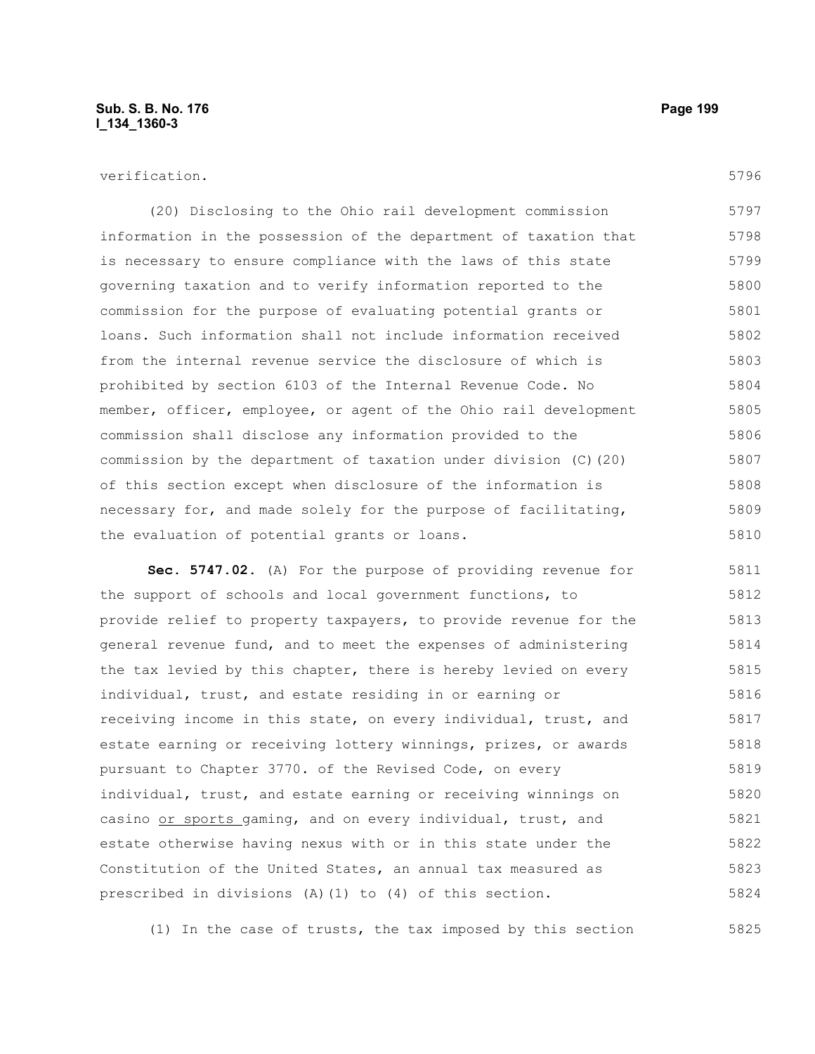verification.

(20) Disclosing to the Ohio rail development commission information in the possession of the department of taxation that is necessary to ensure compliance with the laws of this state governing taxation and to verify information reported to the commission for the purpose of evaluating potential grants or loans. Such information shall not include information received from the internal revenue service the disclosure of which is prohibited by section 6103 of the Internal Revenue Code. No member, officer, employee, or agent of the Ohio rail development commission shall disclose any information provided to the commission by the department of taxation under division (C)(20) of this section except when disclosure of the information is necessary for, and made solely for the purpose of facilitating, the evaluation of potential grants or loans.

**Sec. 5747.02.** (A) For the purpose of providing revenue for the support of schools and local government functions, to provide relief to property taxpayers, to provide revenue for the general revenue fund, and to meet the expenses of administering the tax levied by this chapter, there is hereby levied on every individual, trust, and estate residing in or earning or receiving income in this state, on every individual, trust, and estate earning or receiving lottery winnings, prizes, or awards pursuant to Chapter 3770. of the Revised Code, on every individual, trust, and estate earning or receiving winnings on casino <u>or sports </u>gaming, and on every individual, trust, and estate otherwise having nexus with or in this state under the Constitution of the United States, an annual tax measured as prescribed in divisions (A)(1) to (4) of this section.

(1) In the case of trusts, the tax imposed by this section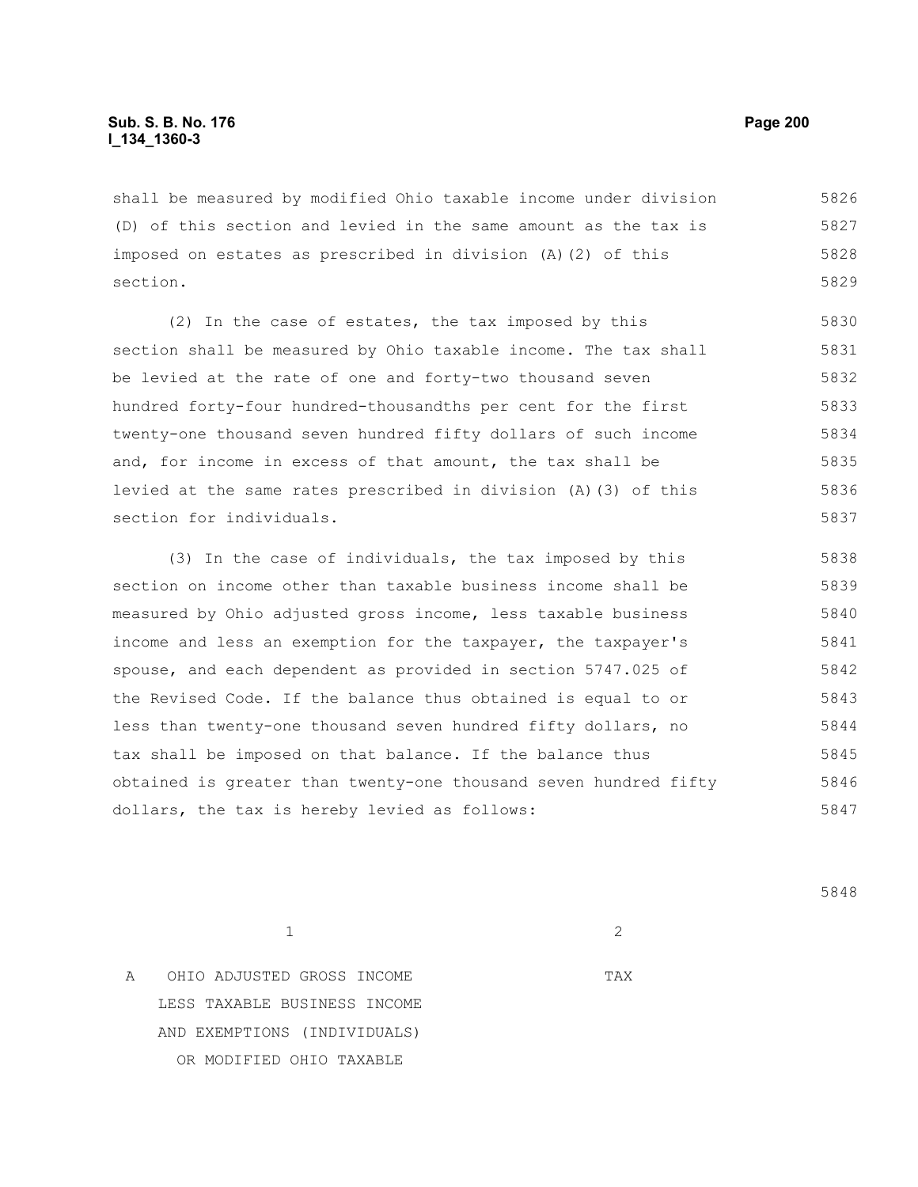shall be measured by modified Ohio taxable income under division (D) of this section and levied in the same amount as the tax is imposed on estates as prescribed in division (A)(2) of this section.

(2) In the case of estates, the tax imposed by this section shall be measured by Ohio taxable income. The tax shall be levied at the rate of one and forty-two thousand seven hundred forty-four hundred-thousandths per cent for the first twenty-one thousand seven hundred fifty dollars of such income and, for income in excess of that amount, the tax shall be levied at the same rates prescribed in division (A)(3) of this section for individuals.

(3) In the case of individuals, the tax imposed by this section on income other than taxable business income shall be measured by Ohio adjusted gross income, less taxable business income and less an exemption for the taxpayer, the taxpayer's spouse, and each dependent as provided in section 5747.025 of the Revised Code. If the balance thus obtained is equal to or less than twenty-one thousand seven hundred fifty dollars, no tax shall be imposed on that balance. If the balance thus obtained is greater than twenty-one thousand seven hundred fifty dollars, the tax is hereby levied as follows:

| | 1 | 2 |
|---|---|---|
| A | OHIO ADJUSTED GROSS INCOME LESS TAXABLE BUSINESS INCOME AND EXEMPTIONS (INDIVIDUALS) OR MODIFIED OHIO TAXABLE | TAX |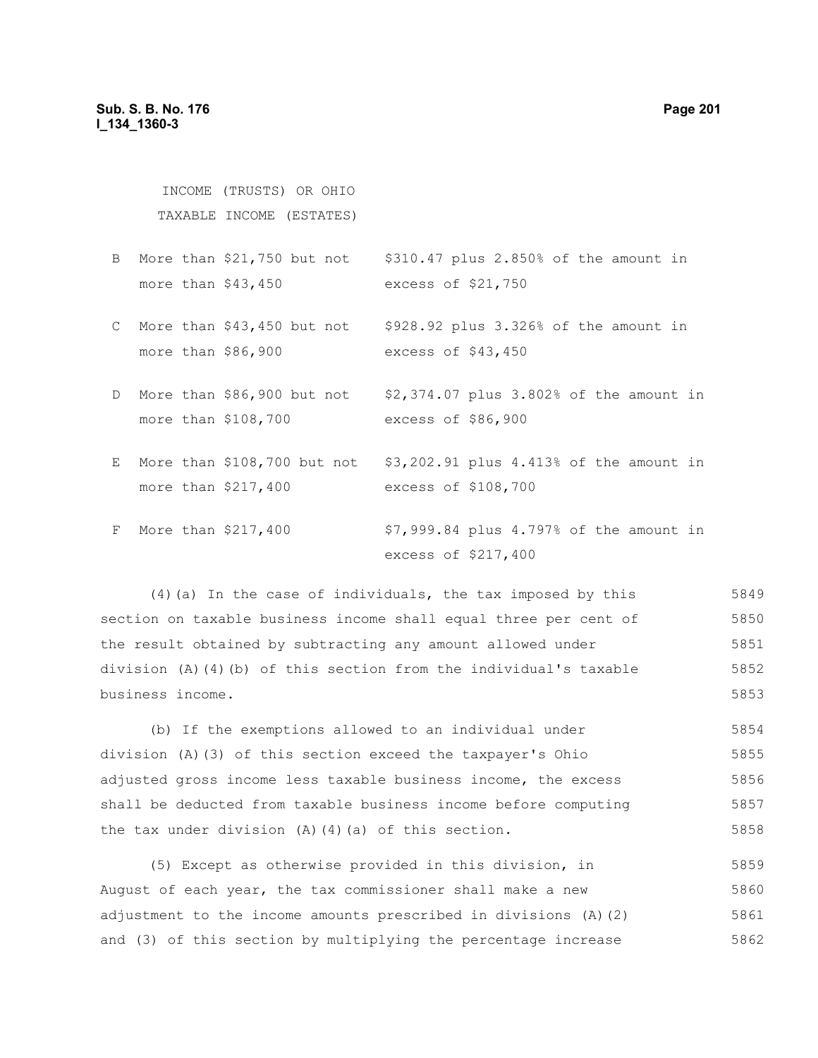| | INCOME (TRUSTS) OR OHIO TAXABLE INCOME (ESTATES) | |
|---|---|---|
| B | More than $21,750 but not more than $43,450 | $310.47 plus 2.850% of the amount in excess of $21,750 |
| C | More than $43,450 but not more than $86,900 | $928.92 plus 3.326% of the amount in excess of $43,450 |
| D | More than $86,900 but not more than $108,700 | $2,374.07 plus 3.802% of the amount in excess of $86,900 |
| E | More than $108,700 but not more than $217,400 | $3,202.91 plus 4.413% of the amount in excess of $108,700 |
| F | More than $217,400 | $7,999.84 plus 4.797% of the amount in excess of $217,400 |

(4)(a) In the case of individuals, the tax imposed by this section on taxable business income shall equal three per cent of the result obtained by subtracting any amount allowed under division (A)(4)(b) of this section from the individual's taxable business income.

(b) If the exemptions allowed to an individual under division (A)(3) of this section exceed the taxpayer's Ohio adjusted gross income less taxable business income, the excess shall be deducted from taxable business income before computing the tax under division (A)(4)(a) of this section.

(5) Except as otherwise provided in this division, in August of each year, the tax commissioner shall make a new adjustment to the income amounts prescribed in divisions (A)(2) and (3) of this section by multiplying the percentage increase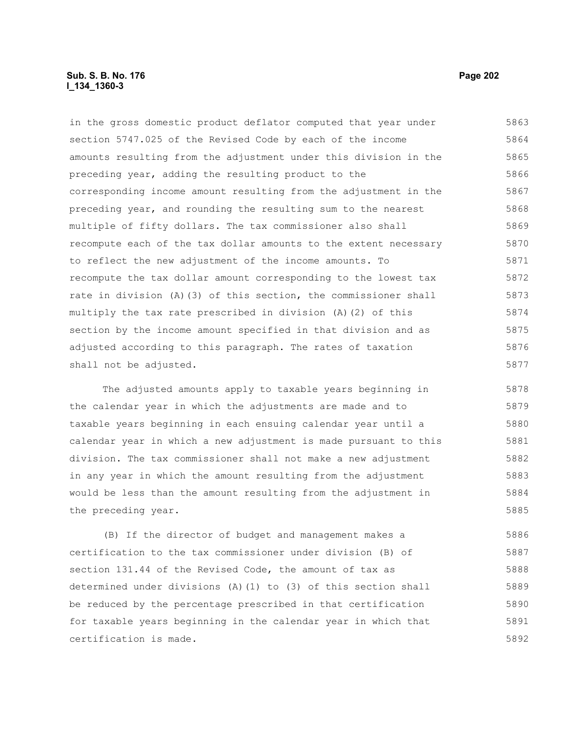in the gross domestic product deflator computed that year under section 5747.025 of the Revised Code by each of the income amounts resulting from the adjustment under this division in the preceding year, adding the resulting product to the corresponding income amount resulting from the adjustment in the preceding year, and rounding the resulting sum to the nearest multiple of fifty dollars. The tax commissioner also shall recompute each of the tax dollar amounts to the extent necessary to reflect the new adjustment of the income amounts. To recompute the tax dollar amount corresponding to the lowest tax rate in division (A)(3) of this section, the commissioner shall multiply the tax rate prescribed in division (A)(2) of this section by the income amount specified in that division and as adjusted according to this paragraph. The rates of taxation shall not be adjusted.

The adjusted amounts apply to taxable years beginning in the calendar year in which the adjustments are made and to taxable years beginning in each ensuing calendar year until a calendar year in which a new adjustment is made pursuant to this division. The tax commissioner shall not make a new adjustment in any year in which the amount resulting from the adjustment would be less than the amount resulting from the adjustment in the preceding year.

(B) If the director of budget and management makes a certification to the tax commissioner under division (B) of section 131.44 of the Revised Code, the amount of tax as determined under divisions (A)(1) to (3) of this section shall be reduced by the percentage prescribed in that certification for taxable years beginning in the calendar year in which that certification is made.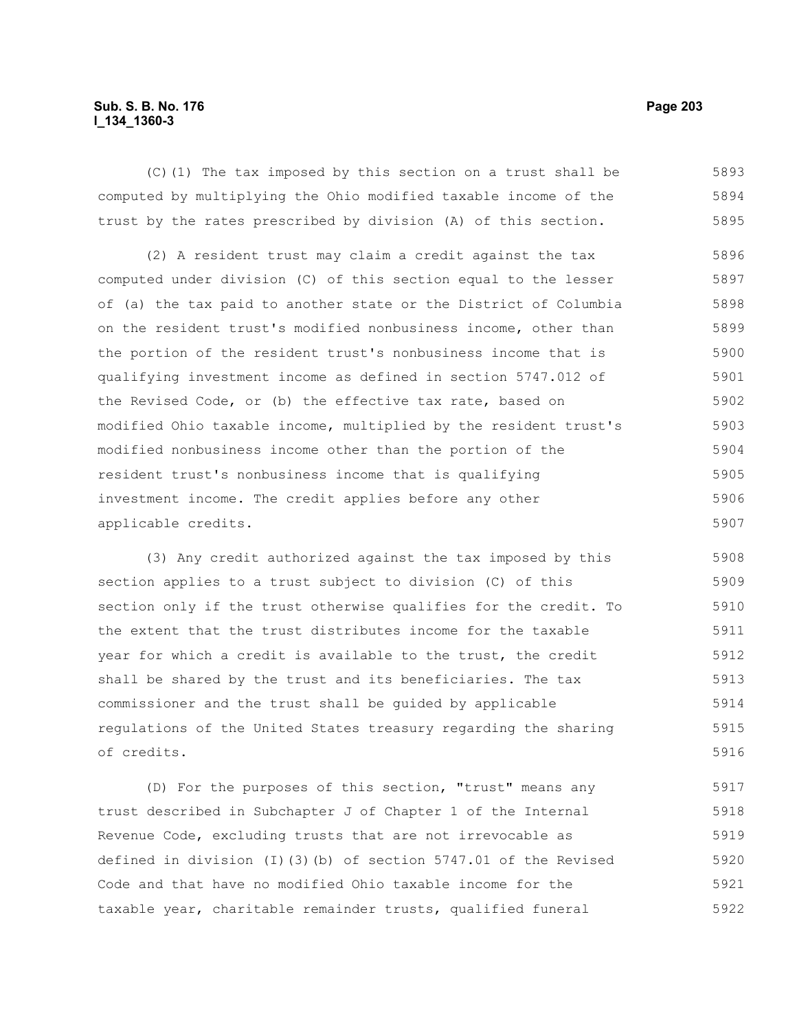(C)(1) The tax imposed by this section on a trust shall be computed by multiplying the Ohio modified taxable income of the trust by the rates prescribed by division (A) of this section.

(2) A resident trust may claim a credit against the tax computed under division (C) of this section equal to the lesser of (a) the tax paid to another state or the District of Columbia on the resident trust's modified nonbusiness income, other than the portion of the resident trust's nonbusiness income that is qualifying investment income as defined in section 5747.012 of the Revised Code, or (b) the effective tax rate, based on modified Ohio taxable income, multiplied by the resident trust's modified nonbusiness income other than the portion of the resident trust's nonbusiness income that is qualifying investment income. The credit applies before any other applicable credits.

(3) Any credit authorized against the tax imposed by this section applies to a trust subject to division (C) of this section only if the trust otherwise qualifies for the credit. To the extent that the trust distributes income for the taxable year for which a credit is available to the trust, the credit shall be shared by the trust and its beneficiaries. The tax commissioner and the trust shall be guided by applicable regulations of the United States treasury regarding the sharing of credits.

(D) For the purposes of this section, "trust" means any trust described in Subchapter J of Chapter 1 of the Internal Revenue Code, excluding trusts that are not irrevocable as defined in division (I)(3)(b) of section 5747.01 of the Revised Code and that have no modified Ohio taxable income for the taxable year, charitable remainder trusts, qualified funeral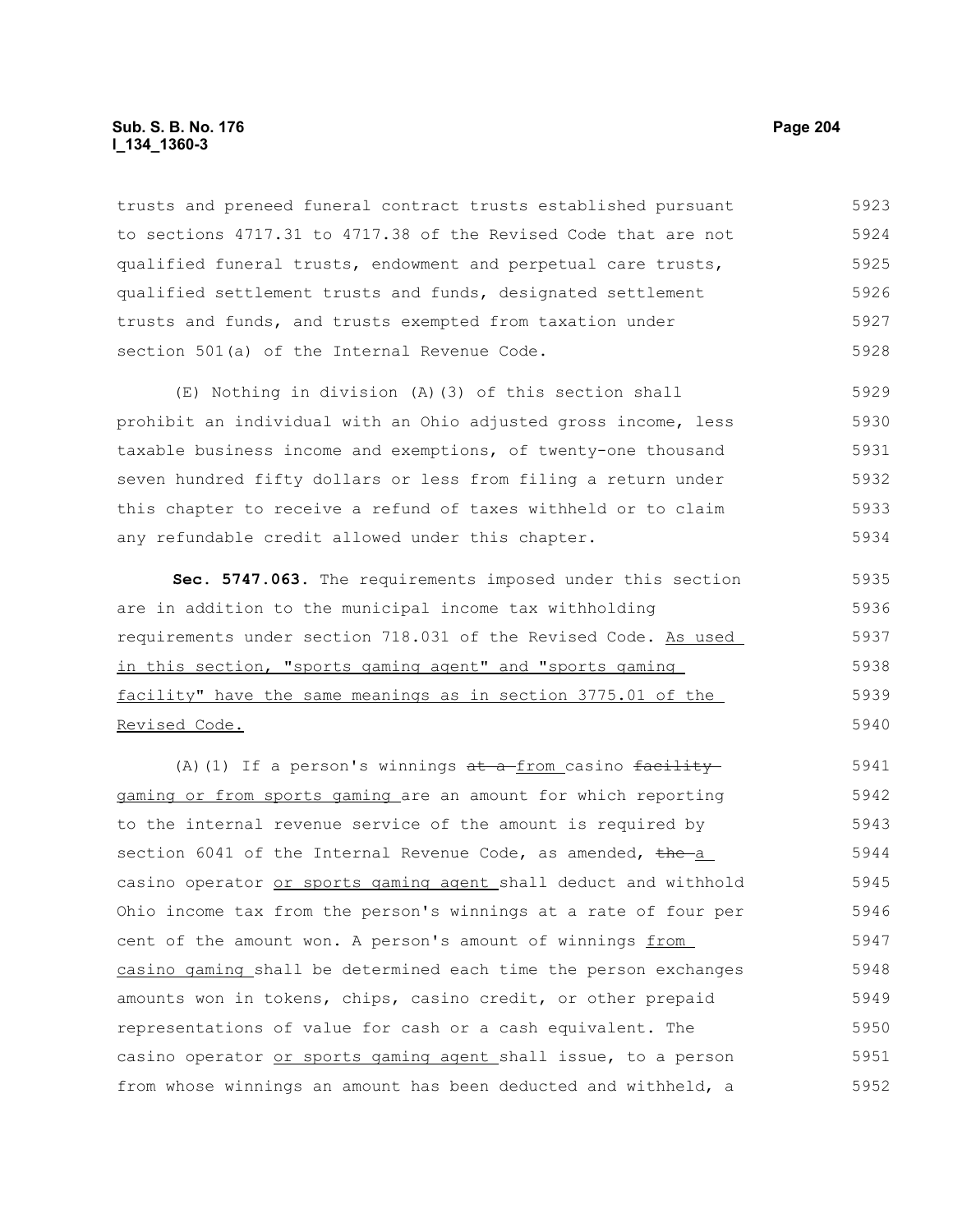trusts and preneed funeral contract trusts established pursuant to sections 4717.31 to 4717.38 of the Revised Code that are not qualified funeral trusts, endowment and perpetual care trusts, qualified settlement trusts and funds, designated settlement trusts and funds, and trusts exempted from taxation under section 501(a) of the Internal Revenue Code.

(E) Nothing in division (A)(3) of this section shall prohibit an individual with an Ohio adjusted gross income, less taxable business income and exemptions, of twenty-one thousand seven hundred fifty dollars or less from filing a return under this chapter to receive a refund of taxes withheld or to claim any refundable credit allowed under this chapter.

**Sec. 5747.063.** The requirements imposed under this section are in addition to the municipal income tax withholding requirements under section 718.031 of the Revised Code. As used in this section, "sports gaming agent" and "sports gaming facility" have the same meanings as in section 3775.01 of the Revised Code.

(A)(1) If a person's winnings ~~at a~~ from casino ~~facility~~ gaming or from sports gaming are an amount for which reporting to the internal revenue service of the amount is required by section 6041 of the Internal Revenue Code, as amended, ~~the~~ a casino operator or sports gaming agent shall deduct and withhold Ohio income tax from the person's winnings at a rate of four per cent of the amount won. A person's amount of winnings from casino gaming shall be determined each time the person exchanges amounts won in tokens, chips, casino credit, or other prepaid representations of value for cash or a cash equivalent. The casino operator or sports gaming agent shall issue, to a person from whose winnings an amount has been deducted and withheld, a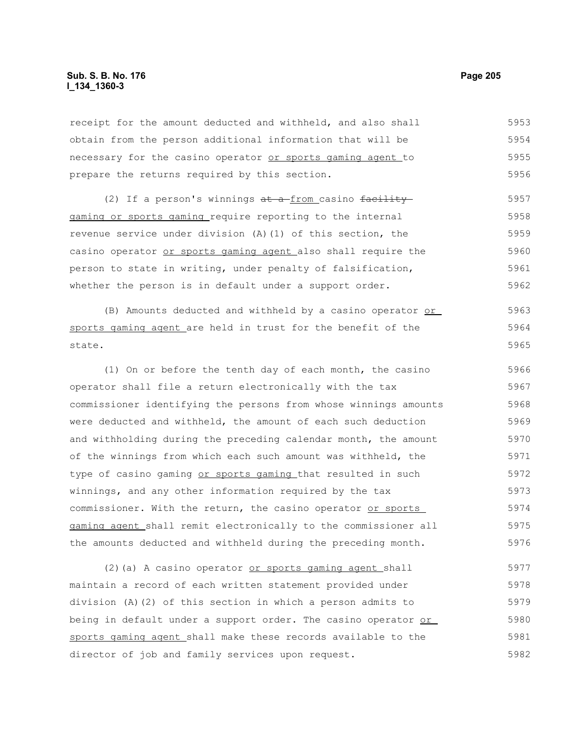receipt for the amount deducted and withheld, and also shall obtain from the person additional information that will be necessary for the casino operator or sports gaming agent to prepare the returns required by this section.

(2) If a person's winnings ~~at a~~ from casino ~~facility~~ gaming or sports gaming require reporting to the internal revenue service under division (A)(1) of this section, the casino operator or sports gaming agent also shall require the person to state in writing, under penalty of falsification, whether the person is in default under a support order.

(B) Amounts deducted and withheld by a casino operator or sports gaming agent are held in trust for the benefit of the state.

(1) On or before the tenth day of each month, the casino operator shall file a return electronically with the tax commissioner identifying the persons from whose winnings amounts were deducted and withheld, the amount of each such deduction and withholding during the preceding calendar month, the amount of the winnings from which each such amount was withheld, the type of casino gaming or sports gaming that resulted in such winnings, and any other information required by the tax commissioner. With the return, the casino operator or sports gaming agent shall remit electronically to the commissioner all the amounts deducted and withheld during the preceding month.

(2)(a) A casino operator or sports gaming agent shall maintain a record of each written statement provided under division (A)(2) of this section in which a person admits to being in default under a support order. The casino operator or sports gaming agent shall make these records available to the director of job and family services upon request.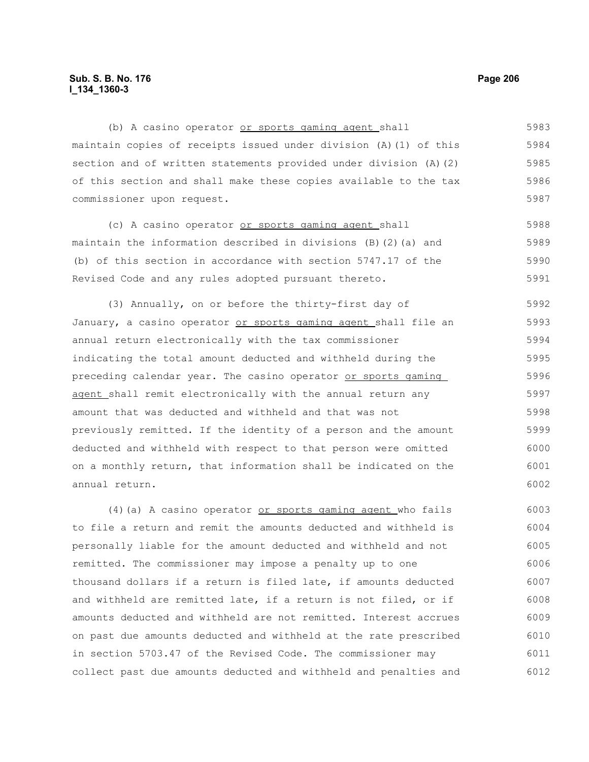(b) A casino operator or sports gaming agent shall maintain copies of receipts issued under division (A)(1) of this section and of written statements provided under division (A)(2) of this section and shall make these copies available to the tax commissioner upon request.

(c) A casino operator or sports gaming agent shall maintain the information described in divisions (B)(2)(a) and (b) of this section in accordance with section 5747.17 of the Revised Code and any rules adopted pursuant thereto.

(3) Annually, on or before the thirty-first day of January, a casino operator or sports gaming agent shall file an annual return electronically with the tax commissioner indicating the total amount deducted and withheld during the preceding calendar year. The casino operator or sports gaming agent shall remit electronically with the annual return any amount that was deducted and withheld and that was not previously remitted. If the identity of a person and the amount deducted and withheld with respect to that person were omitted on a monthly return, that information shall be indicated on the annual return.

(4)(a) A casino operator or sports gaming agent who fails to file a return and remit the amounts deducted and withheld is personally liable for the amount deducted and withheld and not remitted. The commissioner may impose a penalty up to one thousand dollars if a return is filed late, if amounts deducted and withheld are remitted late, if a return is not filed, or if amounts deducted and withheld are not remitted. Interest accrues on past due amounts deducted and withheld at the rate prescribed in section 5703.47 of the Revised Code. The commissioner may collect past due amounts deducted and withheld and penalties and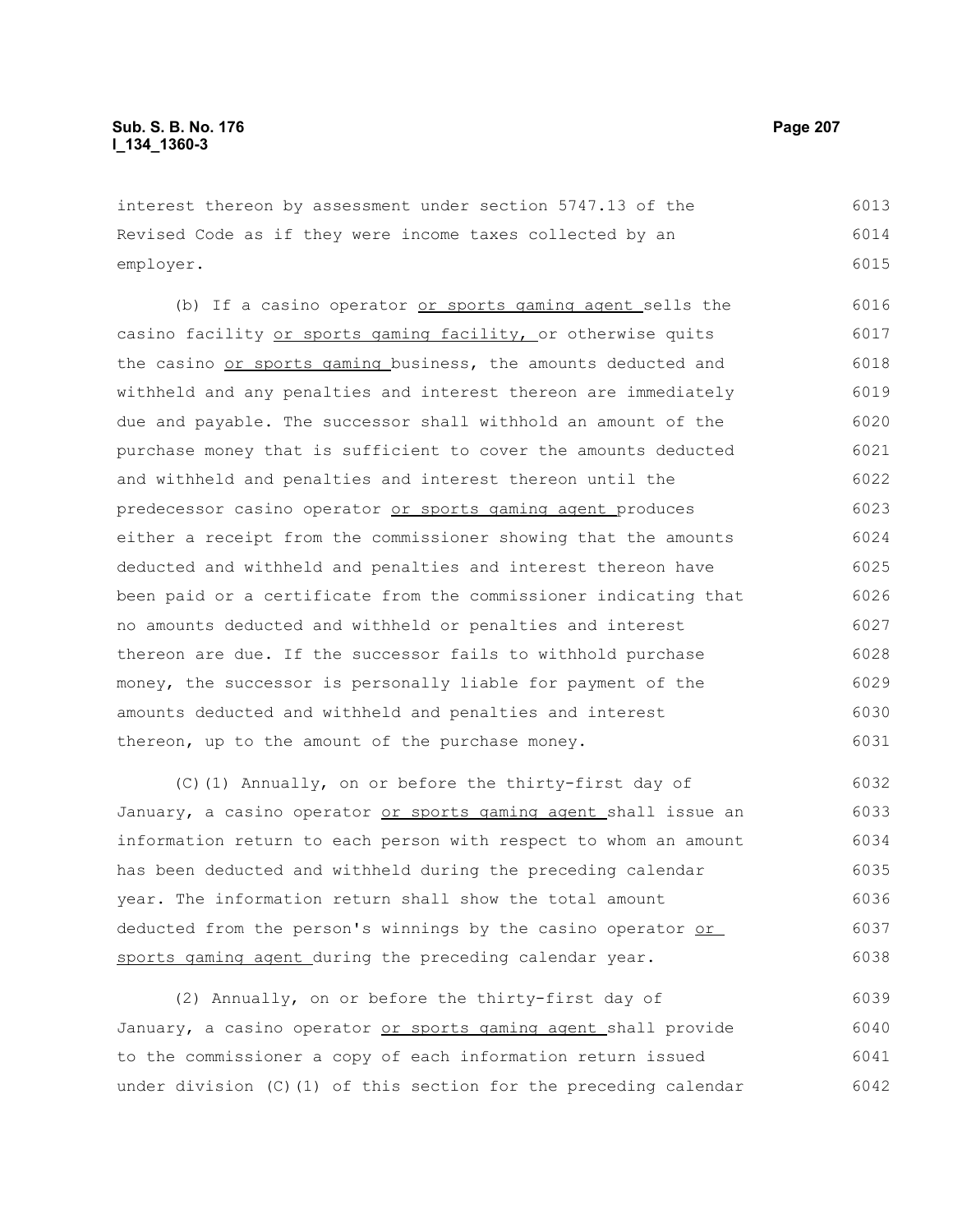interest thereon by assessment under section 5747.13 of the Revised Code as if they were income taxes collected by an employer.

(b) If a casino operator or sports gaming agent sells the casino facility or sports gaming facility, or otherwise quits the casino or sports gaming business, the amounts deducted and withheld and any penalties and interest thereon are immediately due and payable. The successor shall withhold an amount of the purchase money that is sufficient to cover the amounts deducted and withheld and penalties and interest thereon until the predecessor casino operator or sports gaming agent produces either a receipt from the commissioner showing that the amounts deducted and withheld and penalties and interest thereon have been paid or a certificate from the commissioner indicating that no amounts deducted and withheld or penalties and interest thereon are due. If the successor fails to withhold purchase money, the successor is personally liable for payment of the amounts deducted and withheld and penalties and interest thereon, up to the amount of the purchase money.

(C)(1) Annually, on or before the thirty-first day of January, a casino operator or sports gaming agent shall issue an information return to each person with respect to whom an amount has been deducted and withheld during the preceding calendar year. The information return shall show the total amount deducted from the person's winnings by the casino operator or sports gaming agent during the preceding calendar year.

(2) Annually, on or before the thirty-first day of January, a casino operator or sports gaming agent shall provide to the commissioner a copy of each information return issued under division (C)(1) of this section for the preceding calendar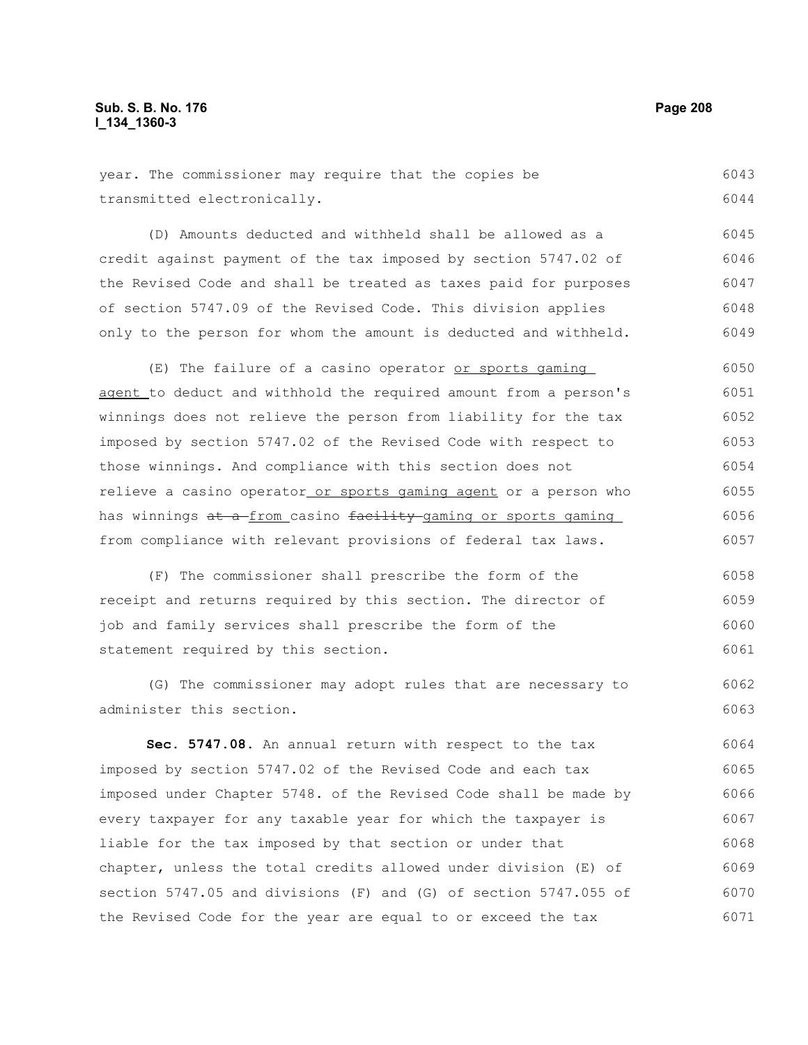year. The commissioner may require that the copies be transmitted electronically.

(D) Amounts deducted and withheld shall be allowed as a credit against payment of the tax imposed by section 5747.02 of the Revised Code and shall be treated as taxes paid for purposes of section 5747.09 of the Revised Code. This division applies only to the person for whom the amount is deducted and withheld.

(E) The failure of a casino operator or sports gaming agent to deduct and withhold the required amount from a person's winnings does not relieve the person from liability for the tax imposed by section 5747.02 of the Revised Code with respect to those winnings. And compliance with this section does not relieve a casino operator or sports gaming agent or a person who has winnings ~~at a~~ from casino ~~facility~~ gaming or sports gaming from compliance with relevant provisions of federal tax laws.

(F) The commissioner shall prescribe the form of the receipt and returns required by this section. The director of job and family services shall prescribe the form of the statement required by this section.

(G) The commissioner may adopt rules that are necessary to administer this section.

**Sec. 5747.08.** An annual return with respect to the tax imposed by section 5747.02 of the Revised Code and each tax imposed under Chapter 5748. of the Revised Code shall be made by every taxpayer for any taxable year for which the taxpayer is liable for the tax imposed by that section or under that chapter, unless the total credits allowed under division (E) of section 5747.05 and divisions (F) and (G) of section 5747.055 of the Revised Code for the year are equal to or exceed the tax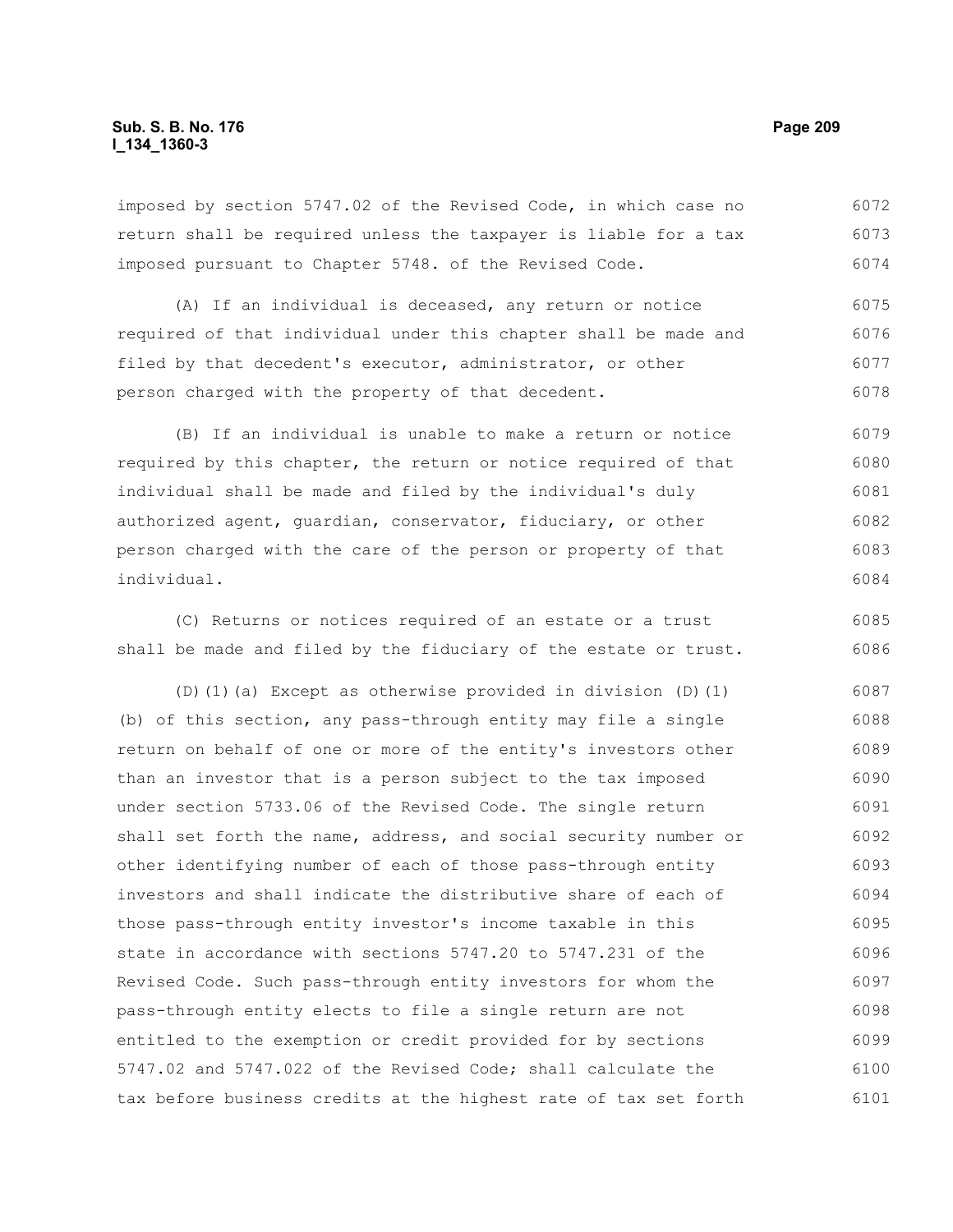imposed by section 5747.02 of the Revised Code, in which case no return shall be required unless the taxpayer is liable for a tax imposed pursuant to Chapter 5748. of the Revised Code.

(A) If an individual is deceased, any return or notice required of that individual under this chapter shall be made and filed by that decedent's executor, administrator, or other person charged with the property of that decedent.

(B) If an individual is unable to make a return or notice required by this chapter, the return or notice required of that individual shall be made and filed by the individual's duly authorized agent, guardian, conservator, fiduciary, or other person charged with the care of the person or property of that individual.

(C) Returns or notices required of an estate or a trust shall be made and filed by the fiduciary of the estate or trust.

(D)(1)(a) Except as otherwise provided in division (D)(1)(b) of this section, any pass-through entity may file a single return on behalf of one or more of the entity's investors other than an investor that is a person subject to the tax imposed under section 5733.06 of the Revised Code. The single return shall set forth the name, address, and social security number or other identifying number of each of those pass-through entity investors and shall indicate the distributive share of each of those pass-through entity investor's income taxable in this state in accordance with sections 5747.20 to 5747.231 of the Revised Code. Such pass-through entity investors for whom the pass-through entity elects to file a single return are not entitled to the exemption or credit provided for by sections 5747.02 and 5747.022 of the Revised Code; shall calculate the tax before business credits at the highest rate of tax set forth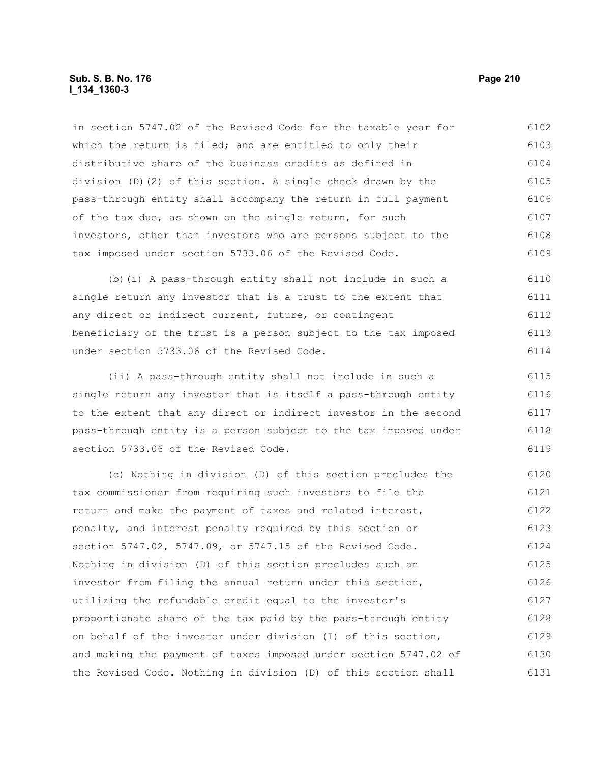in section 5747.02 of the Revised Code for the taxable year for which the return is filed; and are entitled to only their distributive share of the business credits as defined in division (D)(2) of this section. A single check drawn by the pass-through entity shall accompany the return in full payment of the tax due, as shown on the single return, for such investors, other than investors who are persons subject to the tax imposed under section 5733.06 of the Revised Code.

(b)(i) A pass-through entity shall not include in such a single return any investor that is a trust to the extent that any direct or indirect current, future, or contingent beneficiary of the trust is a person subject to the tax imposed under section 5733.06 of the Revised Code.

(ii) A pass-through entity shall not include in such a single return any investor that is itself a pass-through entity to the extent that any direct or indirect investor in the second pass-through entity is a person subject to the tax imposed under section 5733.06 of the Revised Code.

(c) Nothing in division (D) of this section precludes the tax commissioner from requiring such investors to file the return and make the payment of taxes and related interest, penalty, and interest penalty required by this section or section 5747.02, 5747.09, or 5747.15 of the Revised Code. Nothing in division (D) of this section precludes such an investor from filing the annual return under this section, utilizing the refundable credit equal to the investor's proportionate share of the tax paid by the pass-through entity on behalf of the investor under division (I) of this section, and making the payment of taxes imposed under section 5747.02 of the Revised Code. Nothing in division (D) of this section shall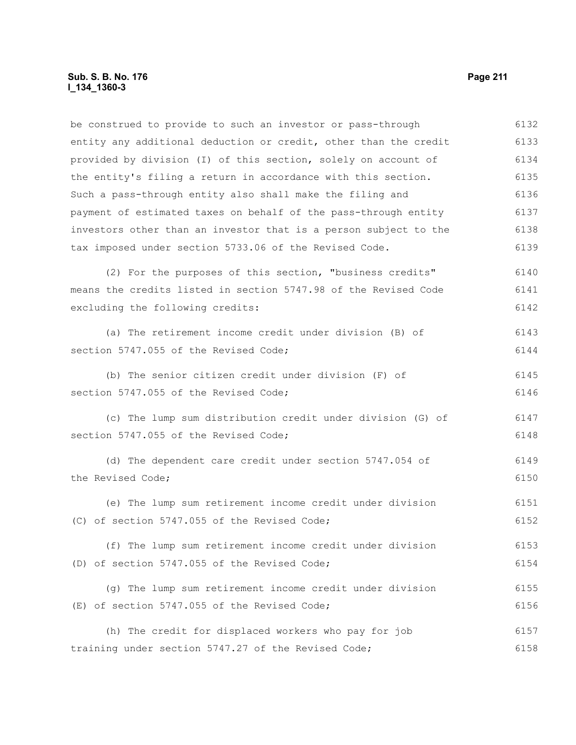be construed to provide to such an investor or pass-through entity any additional deduction or credit, other than the credit provided by division (I) of this section, solely on account of the entity's filing a return in accordance with this section. Such a pass-through entity also shall make the filing and payment of estimated taxes on behalf of the pass-through entity investors other than an investor that is a person subject to the tax imposed under section 5733.06 of the Revised Code.

(2) For the purposes of this section, "business credits" means the credits listed in section 5747.98 of the Revised Code excluding the following credits:

(a) The retirement income credit under division (B) of section 5747.055 of the Revised Code;

(b) The senior citizen credit under division (F) of section 5747.055 of the Revised Code;

(c) The lump sum distribution credit under division (G) of section 5747.055 of the Revised Code;

(d) The dependent care credit under section 5747.054 of the Revised Code;

(e) The lump sum retirement income credit under division (C) of section 5747.055 of the Revised Code;

(f) The lump sum retirement income credit under division (D) of section 5747.055 of the Revised Code;

(g) The lump sum retirement income credit under division (E) of section 5747.055 of the Revised Code;

(h) The credit for displaced workers who pay for job training under section 5747.27 of the Revised Code;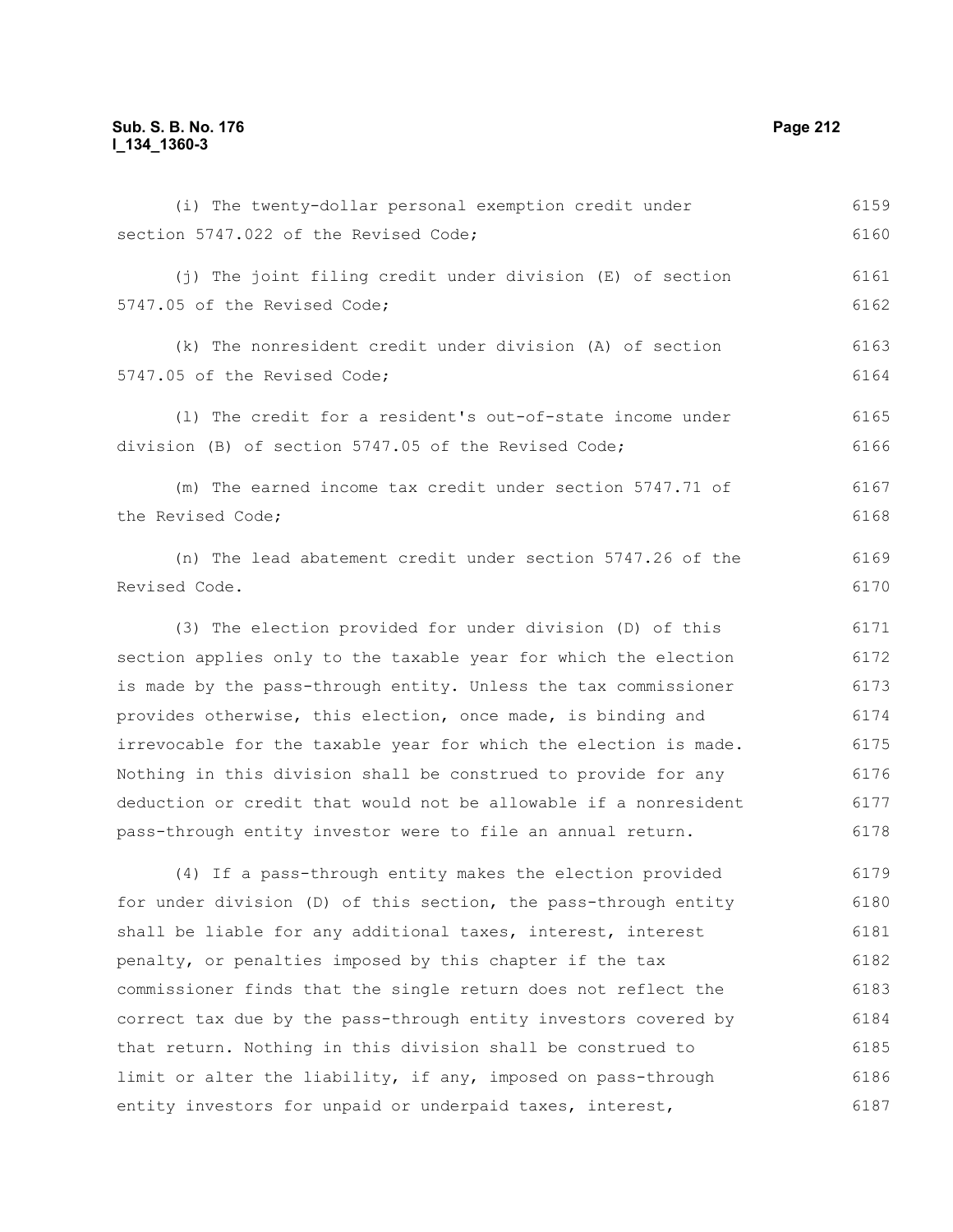(i) The twenty-dollar personal exemption credit under section 5747.022 of the Revised Code;

(j) The joint filing credit under division (E) of section 5747.05 of the Revised Code;

(k) The nonresident credit under division (A) of section 5747.05 of the Revised Code;

(l) The credit for a resident's out-of-state income under division (B) of section 5747.05 of the Revised Code;

(m) The earned income tax credit under section 5747.71 of the Revised Code;

(n) The lead abatement credit under section 5747.26 of the Revised Code.

(3) The election provided for under division (D) of this section applies only to the taxable year for which the election is made by the pass-through entity. Unless the tax commissioner provides otherwise, this election, once made, is binding and irrevocable for the taxable year for which the election is made. Nothing in this division shall be construed to provide for any deduction or credit that would not be allowable if a nonresident pass-through entity investor were to file an annual return.

(4) If a pass-through entity makes the election provided for under division (D) of this section, the pass-through entity shall be liable for any additional taxes, interest, interest penalty, or penalties imposed by this chapter if the tax commissioner finds that the single return does not reflect the correct tax due by the pass-through entity investors covered by that return. Nothing in this division shall be construed to limit or alter the liability, if any, imposed on pass-through entity investors for unpaid or underpaid taxes, interest,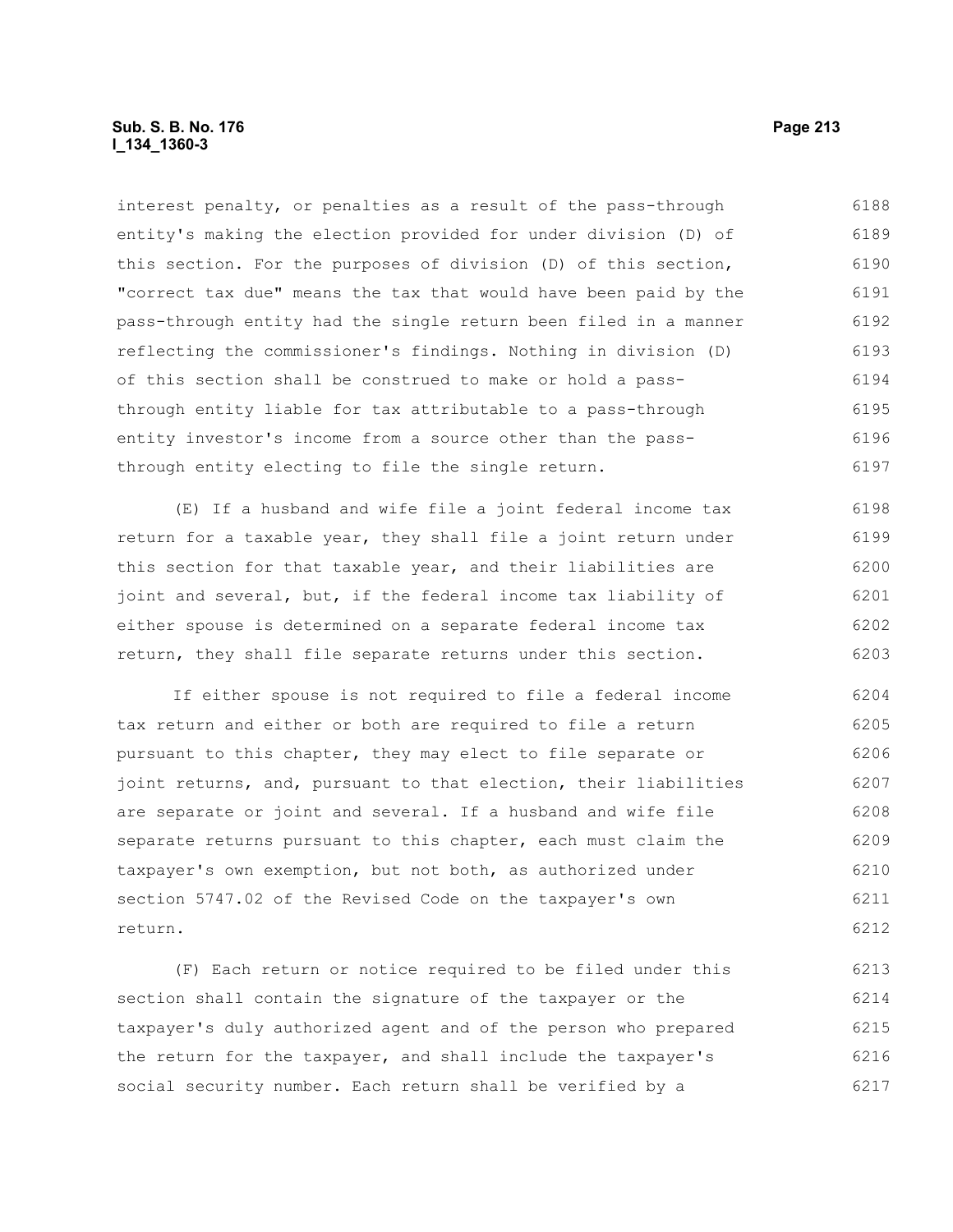interest penalty, or penalties as a result of the pass-through entity's making the election provided for under division (D) of this section. For the purposes of division (D) of this section, "correct tax due" means the tax that would have been paid by the pass-through entity had the single return been filed in a manner reflecting the commissioner's findings. Nothing in division (D) of this section shall be construed to make or hold a pass-through entity liable for tax attributable to a pass-through entity investor's income from a source other than the pass-through entity electing to file the single return.

(E) If a husband and wife file a joint federal income tax return for a taxable year, they shall file a joint return under this section for that taxable year, and their liabilities are joint and several, but, if the federal income tax liability of either spouse is determined on a separate federal income tax return, they shall file separate returns under this section.

If either spouse is not required to file a federal income tax return and either or both are required to file a return pursuant to this chapter, they may elect to file separate or joint returns, and, pursuant to that election, their liabilities are separate or joint and several. If a husband and wife file separate returns pursuant to this chapter, each must claim the taxpayer's own exemption, but not both, as authorized under section 5747.02 of the Revised Code on the taxpayer's own return.

(F) Each return or notice required to be filed under this section shall contain the signature of the taxpayer or the taxpayer's duly authorized agent and of the person who prepared the return for the taxpayer, and shall include the taxpayer's social security number. Each return shall be verified by a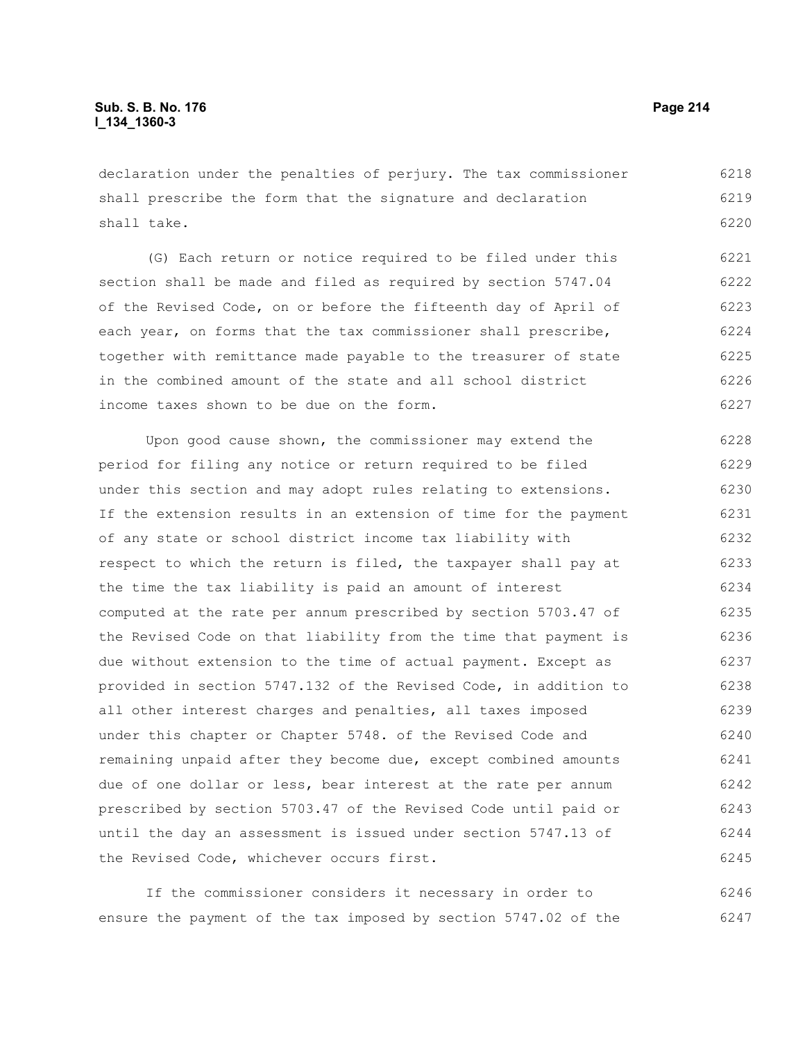declaration under the penalties of perjury. The tax commissioner shall prescribe the form that the signature and declaration shall take.

(G) Each return or notice required to be filed under this section shall be made and filed as required by section 5747.04 of the Revised Code, on or before the fifteenth day of April of each year, on forms that the tax commissioner shall prescribe, together with remittance made payable to the treasurer of state in the combined amount of the state and all school district income taxes shown to be due on the form.

Upon good cause shown, the commissioner may extend the period for filing any notice or return required to be filed under this section and may adopt rules relating to extensions. If the extension results in an extension of time for the payment of any state or school district income tax liability with respect to which the return is filed, the taxpayer shall pay at the time the tax liability is paid an amount of interest computed at the rate per annum prescribed by section 5703.47 of the Revised Code on that liability from the time that payment is due without extension to the time of actual payment. Except as provided in section 5747.132 of the Revised Code, in addition to all other interest charges and penalties, all taxes imposed under this chapter or Chapter 5748. of the Revised Code and remaining unpaid after they become due, except combined amounts due of one dollar or less, bear interest at the rate per annum prescribed by section 5703.47 of the Revised Code until paid or until the day an assessment is issued under section 5747.13 of the Revised Code, whichever occurs first.

If the commissioner considers it necessary in order to ensure the payment of the tax imposed by section 5747.02 of the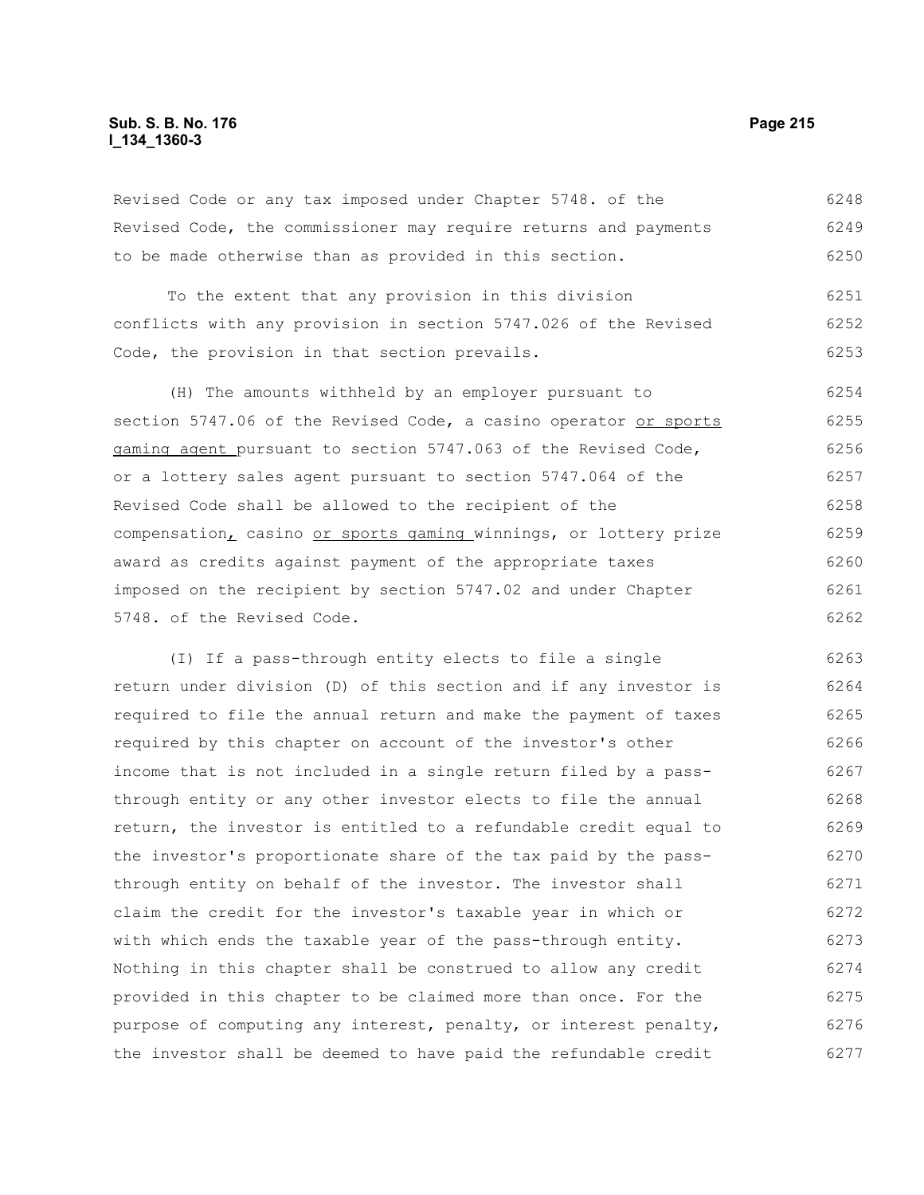Revised Code or any tax imposed under Chapter 5748. of the Revised Code, the commissioner may require returns and payments to be made otherwise than as provided in this section.

To the extent that any provision in this division conflicts with any provision in section 5747.026 of the Revised Code, the provision in that section prevails.

(H) The amounts withheld by an employer pursuant to section 5747.06 of the Revised Code, a casino operator <u>or sports gaming agent</u> pursuant to section 5747.063 of the Revised Code, or a lottery sales agent pursuant to section 5747.064 of the Revised Code shall be allowed to the recipient of the compensation<u>,</u> casino <u>or sports gaming</u> winnings, or lottery prize award as credits against payment of the appropriate taxes imposed on the recipient by section 5747.02 and under Chapter 5748. of the Revised Code.

(I) If a pass-through entity elects to file a single return under division (D) of this section and if any investor is required to file the annual return and make the payment of taxes required by this chapter on account of the investor's other income that is not included in a single return filed by a pass-through entity or any other investor elects to file the annual return, the investor is entitled to a refundable credit equal to the investor's proportionate share of the tax paid by the pass-through entity on behalf of the investor. The investor shall claim the credit for the investor's taxable year in which or with which ends the taxable year of the pass-through entity. Nothing in this chapter shall be construed to allow any credit provided in this chapter to be claimed more than once. For the purpose of computing any interest, penalty, or interest penalty, the investor shall be deemed to have paid the refundable credit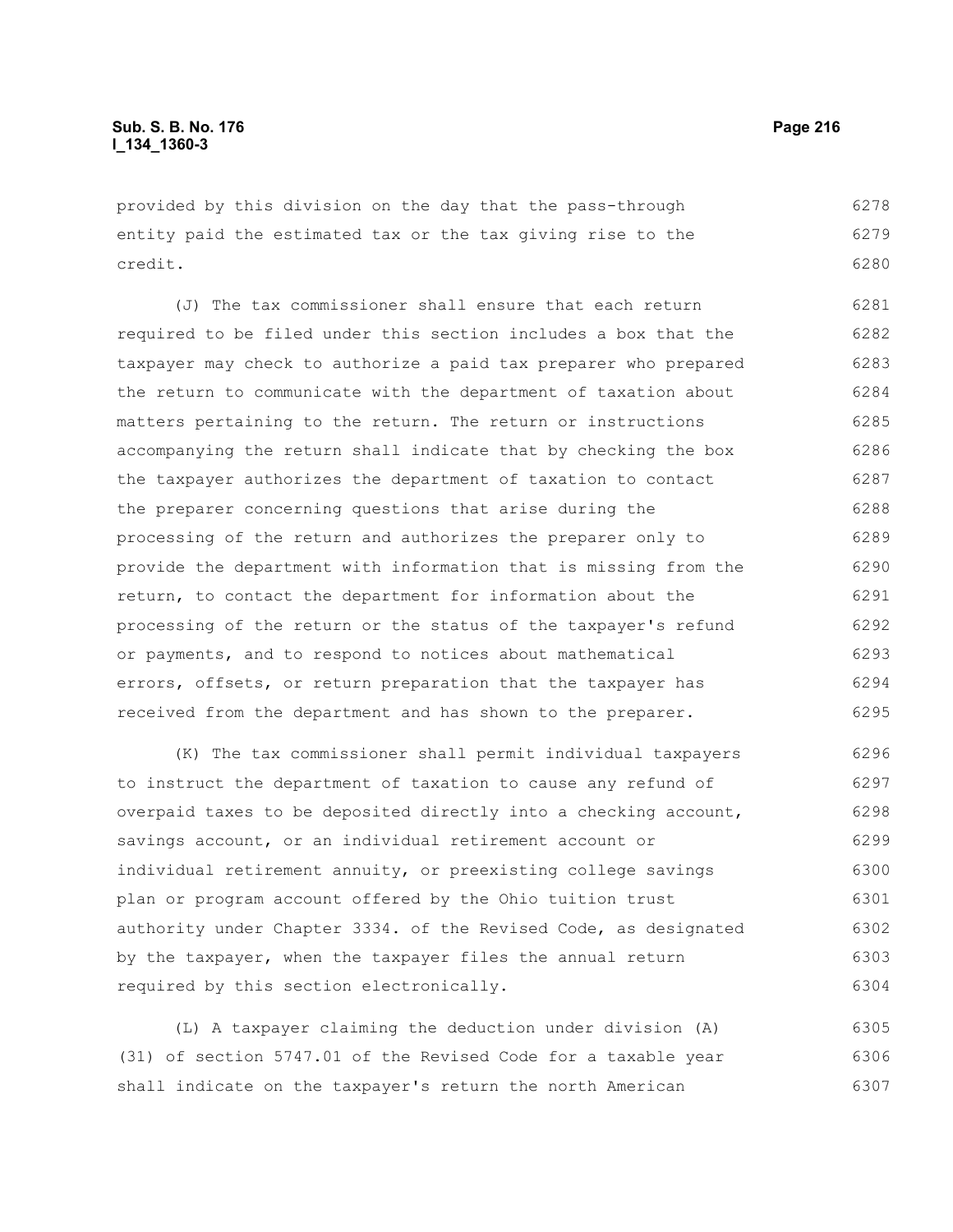provided by this division on the day that the pass-through entity paid the estimated tax or the tax giving rise to the credit.

(J) The tax commissioner shall ensure that each return required to be filed under this section includes a box that the taxpayer may check to authorize a paid tax preparer who prepared the return to communicate with the department of taxation about matters pertaining to the return. The return or instructions accompanying the return shall indicate that by checking the box the taxpayer authorizes the department of taxation to contact the preparer concerning questions that arise during the processing of the return and authorizes the preparer only to provide the department with information that is missing from the return, to contact the department for information about the processing of the return or the status of the taxpayer's refund or payments, and to respond to notices about mathematical errors, offsets, or return preparation that the taxpayer has received from the department and has shown to the preparer.

(K) The tax commissioner shall permit individual taxpayers to instruct the department of taxation to cause any refund of overpaid taxes to be deposited directly into a checking account, savings account, or an individual retirement account or individual retirement annuity, or preexisting college savings plan or program account offered by the Ohio tuition trust authority under Chapter 3334. of the Revised Code, as designated by the taxpayer, when the taxpayer files the annual return required by this section electronically.

(L) A taxpayer claiming the deduction under division (A)(31) of section 5747.01 of the Revised Code for a taxable year shall indicate on the taxpayer's return the north American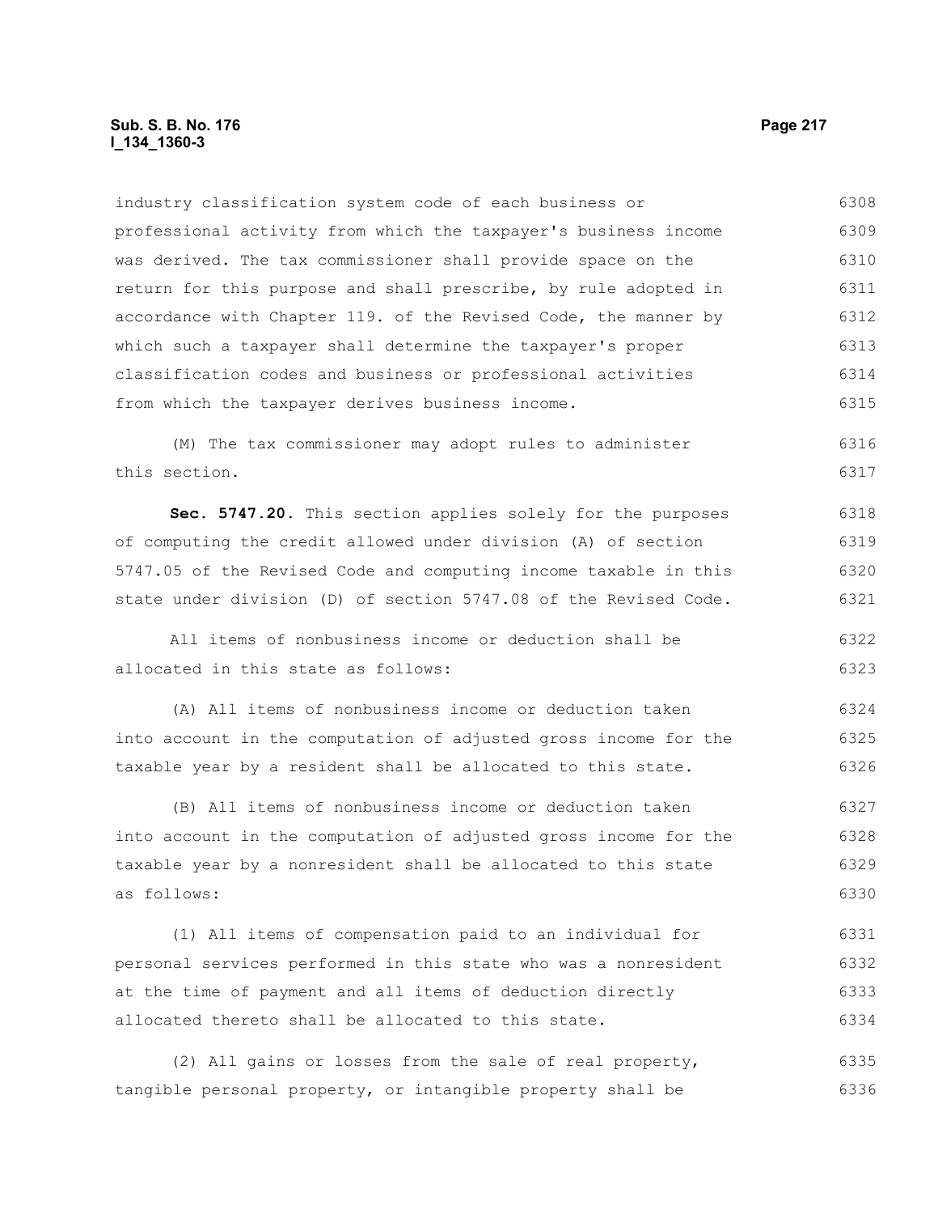industry classification system code of each business or professional activity from which the taxpayer's business income was derived. The tax commissioner shall provide space on the return for this purpose and shall prescribe, by rule adopted in accordance with Chapter 119. of the Revised Code, the manner by which such a taxpayer shall determine the taxpayer's proper classification codes and business or professional activities from which the taxpayer derives business income.

(M) The tax commissioner may adopt rules to administer this section.

**Sec. 5747.20.** This section applies solely for the purposes of computing the credit allowed under division (A) of section 5747.05 of the Revised Code and computing income taxable in this state under division (D) of section 5747.08 of the Revised Code.

All items of nonbusiness income or deduction shall be allocated in this state as follows:

(A) All items of nonbusiness income or deduction taken into account in the computation of adjusted gross income for the taxable year by a resident shall be allocated to this state.

(B) All items of nonbusiness income or deduction taken into account in the computation of adjusted gross income for the taxable year by a nonresident shall be allocated to this state as follows:

(1) All items of compensation paid to an individual for personal services performed in this state who was a nonresident at the time of payment and all items of deduction directly allocated thereto shall be allocated to this state.

(2) All gains or losses from the sale of real property, tangible personal property, or intangible property shall be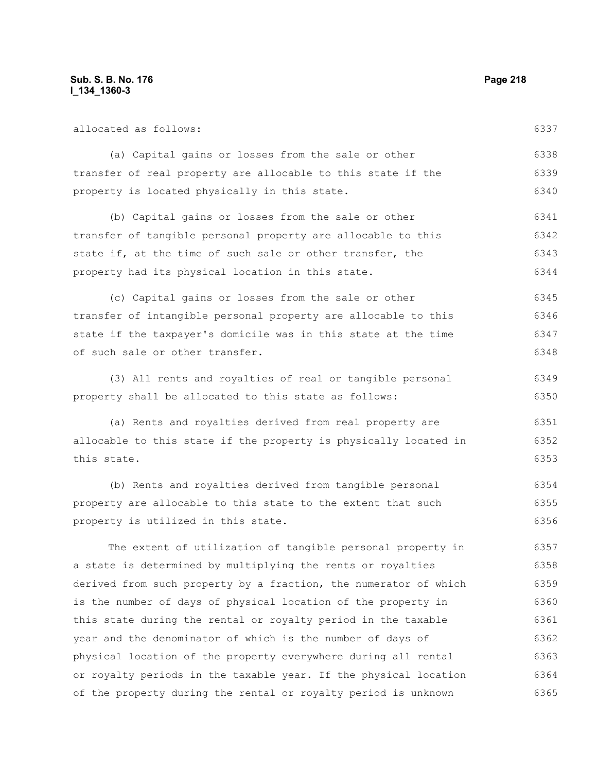allocated as follows:

(a) Capital gains or losses from the sale or other transfer of real property are allocable to this state if the property is located physically in this state.

(b) Capital gains or losses from the sale or other transfer of tangible personal property are allocable to this state if, at the time of such sale or other transfer, the property had its physical location in this state.

(c) Capital gains or losses from the sale or other transfer of intangible personal property are allocable to this state if the taxpayer's domicile was in this state at the time of such sale or other transfer.

(3) All rents and royalties of real or tangible personal property shall be allocated to this state as follows:

(a) Rents and royalties derived from real property are allocable to this state if the property is physically located in this state.

(b) Rents and royalties derived from tangible personal property are allocable to this state to the extent that such property is utilized in this state.

The extent of utilization of tangible personal property in a state is determined by multiplying the rents or royalties derived from such property by a fraction, the numerator of which is the number of days of physical location of the property in this state during the rental or royalty period in the taxable year and the denominator of which is the number of days of physical location of the property everywhere during all rental or royalty periods in the taxable year. If the physical location of the property during the rental or royalty period is unknown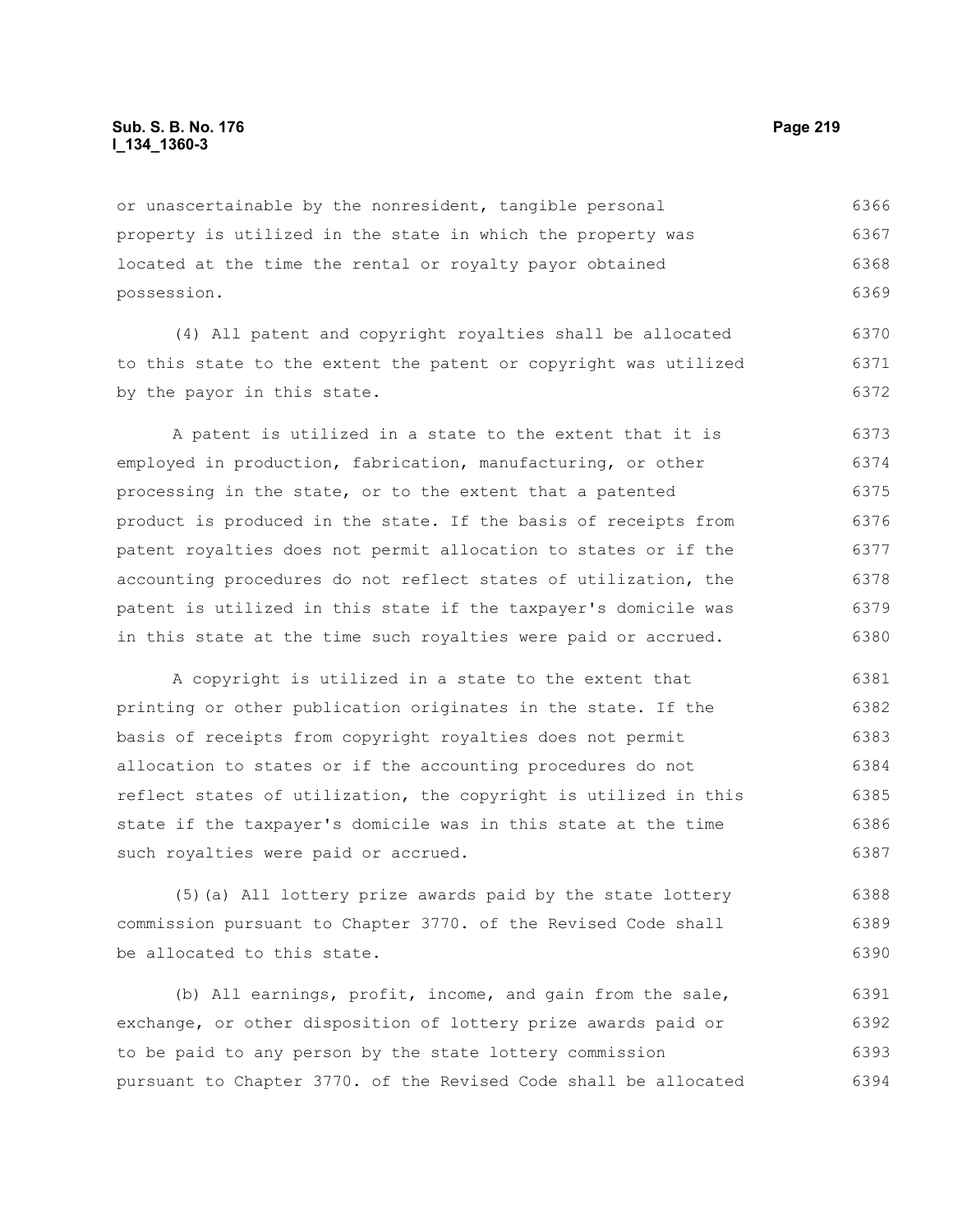or unascertainable by the nonresident, tangible personal property is utilized in the state in which the property was located at the time the rental or royalty payor obtained possession.

(4) All patent and copyright royalties shall be allocated to this state to the extent the patent or copyright was utilized by the payor in this state.

A patent is utilized in a state to the extent that it is employed in production, fabrication, manufacturing, or other processing in the state, or to the extent that a patented product is produced in the state. If the basis of receipts from patent royalties does not permit allocation to states or if the accounting procedures do not reflect states of utilization, the patent is utilized in this state if the taxpayer's domicile was in this state at the time such royalties were paid or accrued.

A copyright is utilized in a state to the extent that printing or other publication originates in the state. If the basis of receipts from copyright royalties does not permit allocation to states or if the accounting procedures do not reflect states of utilization, the copyright is utilized in this state if the taxpayer's domicile was in this state at the time such royalties were paid or accrued.

(5)(a) All lottery prize awards paid by the state lottery commission pursuant to Chapter 3770. of the Revised Code shall be allocated to this state.

(b) All earnings, profit, income, and gain from the sale, exchange, or other disposition of lottery prize awards paid or to be paid to any person by the state lottery commission pursuant to Chapter 3770. of the Revised Code shall be allocated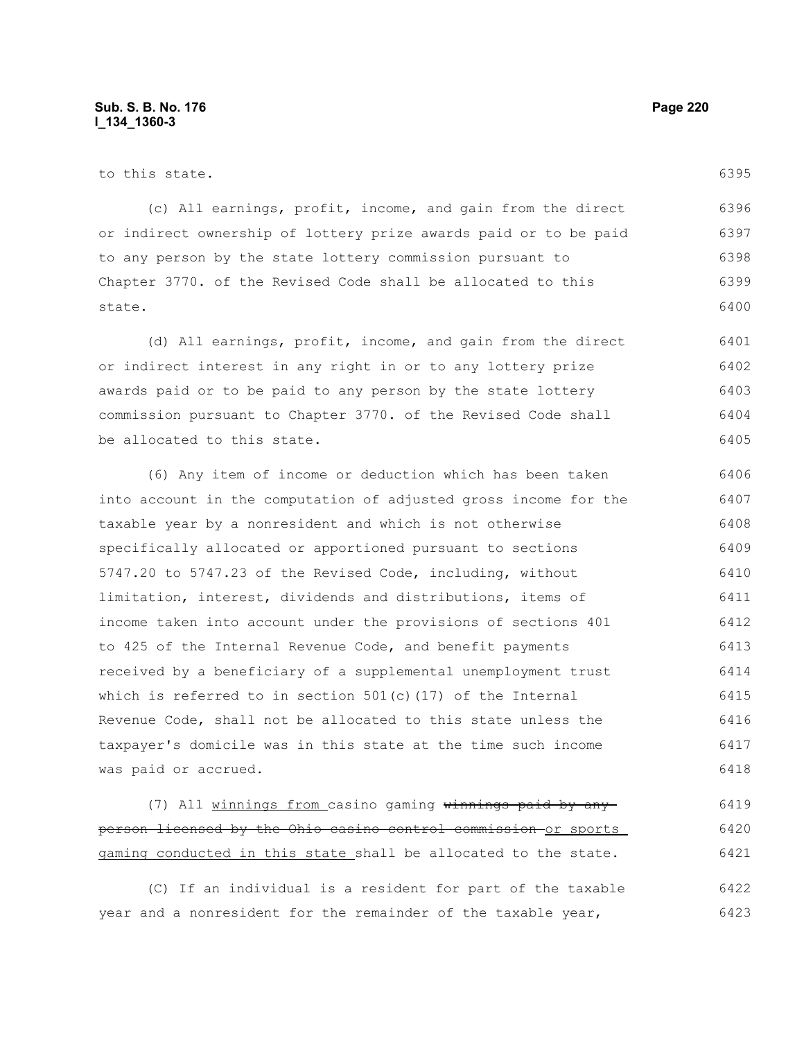to this state.

(c) All earnings, profit, income, and gain from the direct or indirect ownership of lottery prize awards paid or to be paid to any person by the state lottery commission pursuant to Chapter 3770. of the Revised Code shall be allocated to this state.

(d) All earnings, profit, income, and gain from the direct or indirect interest in any right in or to any lottery prize awards paid or to be paid to any person by the state lottery commission pursuant to Chapter 3770. of the Revised Code shall be allocated to this state.

(6) Any item of income or deduction which has been taken into account in the computation of adjusted gross income for the taxable year by a nonresident and which is not otherwise specifically allocated or apportioned pursuant to sections 5747.20 to 5747.23 of the Revised Code, including, without limitation, interest, dividends and distributions, items of income taken into account under the provisions of sections 401 to 425 of the Internal Revenue Code, and benefit payments received by a beneficiary of a supplemental unemployment trust which is referred to in section 501(c)(17) of the Internal Revenue Code, shall not be allocated to this state unless the taxpayer's domicile was in this state at the time such income was paid or accrued.

(7) All winnings from casino gaming ~~winnings paid by any person licensed by the Ohio casino control commission~~ or sports gaming conducted in this state shall be allocated to the state.

(C) If an individual is a resident for part of the taxable year and a nonresident for the remainder of the taxable year,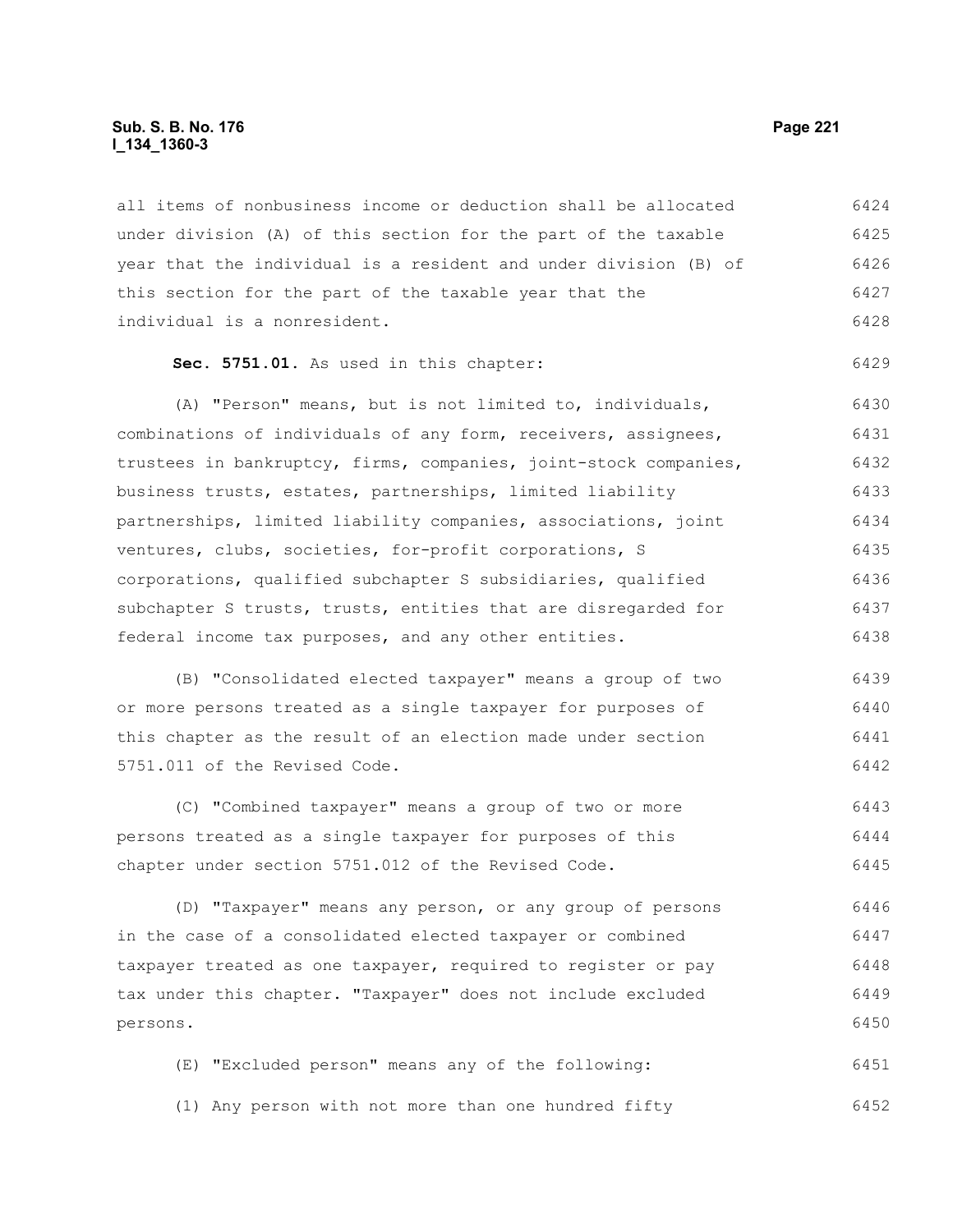all items of nonbusiness income or deduction shall be allocated under division (A) of this section for the part of the taxable year that the individual is a resident and under division (B) of this section for the part of the taxable year that the individual is a nonresident.

**Sec. 5751.01.** As used in this chapter:

(A) "Person" means, but is not limited to, individuals, combinations of individuals of any form, receivers, assignees, trustees in bankruptcy, firms, companies, joint-stock companies, business trusts, estates, partnerships, limited liability partnerships, limited liability companies, associations, joint ventures, clubs, societies, for-profit corporations, S corporations, qualified subchapter S subsidiaries, qualified subchapter S trusts, trusts, entities that are disregarded for federal income tax purposes, and any other entities.

(B) "Consolidated elected taxpayer" means a group of two or more persons treated as a single taxpayer for purposes of this chapter as the result of an election made under section 5751.011 of the Revised Code.

(C) "Combined taxpayer" means a group of two or more persons treated as a single taxpayer for purposes of this chapter under section 5751.012 of the Revised Code.

(D) "Taxpayer" means any person, or any group of persons in the case of a consolidated elected taxpayer or combined taxpayer treated as one taxpayer, required to register or pay tax under this chapter. "Taxpayer" does not include excluded persons.

(E) "Excluded person" means any of the following:

(1) Any person with not more than one hundred fifty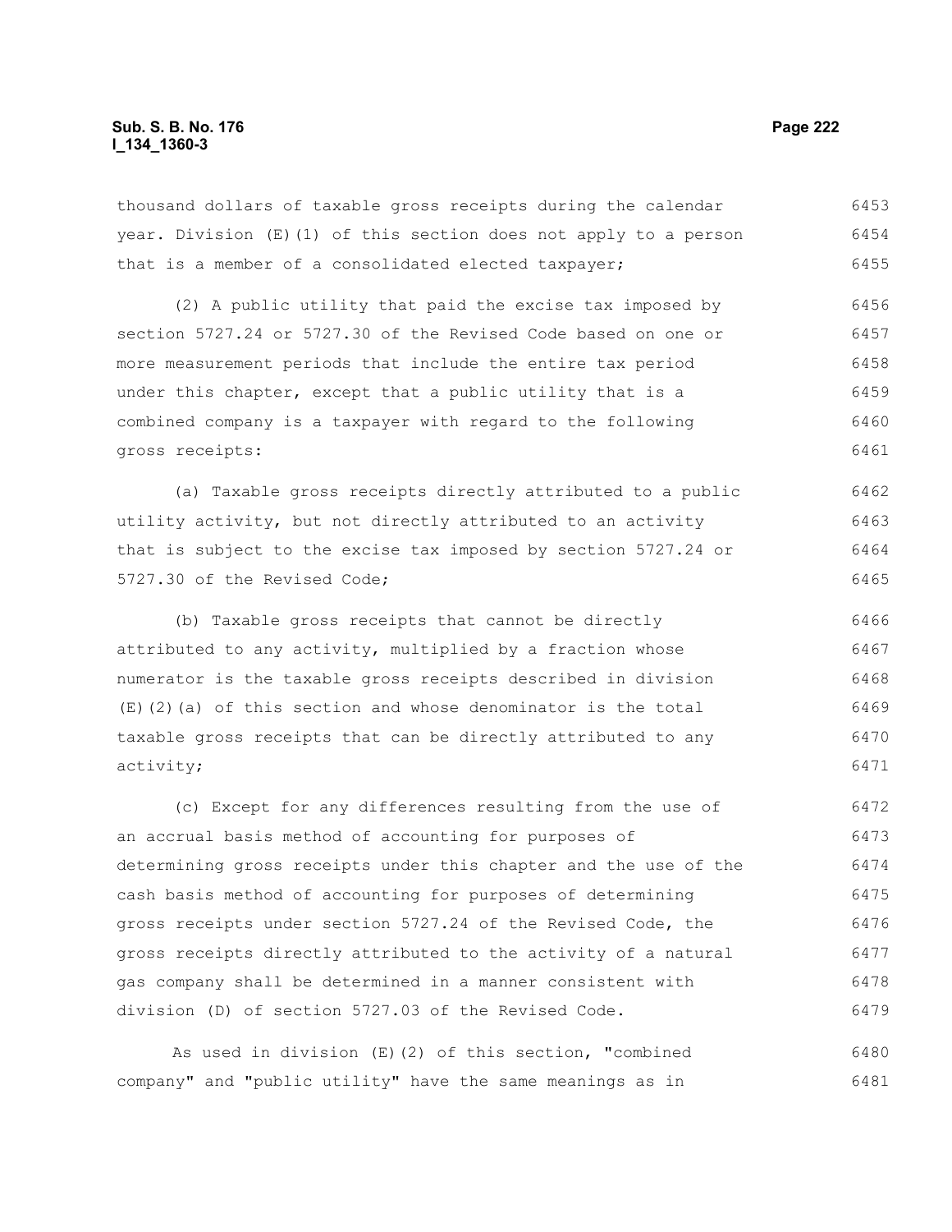thousand dollars of taxable gross receipts during the calendar year. Division (E)(1) of this section does not apply to a person that is a member of a consolidated elected taxpayer;

(2) A public utility that paid the excise tax imposed by section 5727.24 or 5727.30 of the Revised Code based on one or more measurement periods that include the entire tax period under this chapter, except that a public utility that is a combined company is a taxpayer with regard to the following gross receipts:

(a) Taxable gross receipts directly attributed to a public utility activity, but not directly attributed to an activity that is subject to the excise tax imposed by section 5727.24 or 5727.30 of the Revised Code;

(b) Taxable gross receipts that cannot be directly attributed to any activity, multiplied by a fraction whose numerator is the taxable gross receipts described in division (E)(2)(a) of this section and whose denominator is the total taxable gross receipts that can be directly attributed to any activity;

(c) Except for any differences resulting from the use of an accrual basis method of accounting for purposes of determining gross receipts under this chapter and the use of the cash basis method of accounting for purposes of determining gross receipts under section 5727.24 of the Revised Code, the gross receipts directly attributed to the activity of a natural gas company shall be determined in a manner consistent with division (D) of section 5727.03 of the Revised Code.

As used in division (E)(2) of this section, "combined company" and "public utility" have the same meanings as in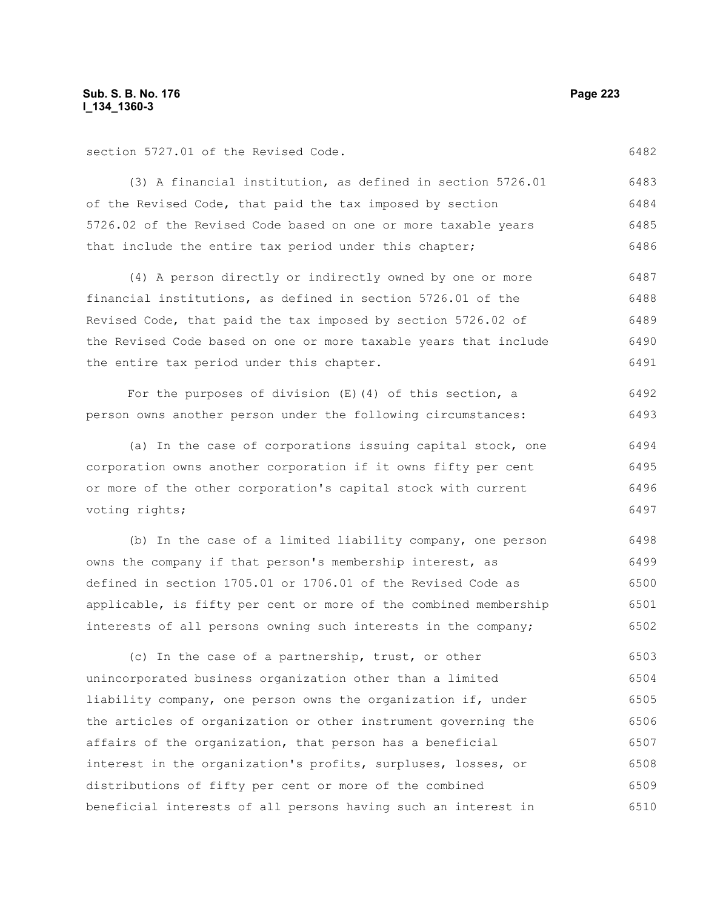section 5727.01 of the Revised Code.

(3) A financial institution, as defined in section 5726.01 of the Revised Code, that paid the tax imposed by section 5726.02 of the Revised Code based on one or more taxable years that include the entire tax period under this chapter;

(4) A person directly or indirectly owned by one or more financial institutions, as defined in section 5726.01 of the Revised Code, that paid the tax imposed by section 5726.02 of the Revised Code based on one or more taxable years that include the entire tax period under this chapter.

For the purposes of division (E)(4) of this section, a person owns another person under the following circumstances:

(a) In the case of corporations issuing capital stock, one corporation owns another corporation if it owns fifty per cent or more of the other corporation's capital stock with current voting rights;

(b) In the case of a limited liability company, one person owns the company if that person's membership interest, as defined in section 1705.01 or 1706.01 of the Revised Code as applicable, is fifty per cent or more of the combined membership interests of all persons owning such interests in the company;

(c) In the case of a partnership, trust, or other unincorporated business organization other than a limited liability company, one person owns the organization if, under the articles of organization or other instrument governing the affairs of the organization, that person has a beneficial interest in the organization's profits, surpluses, losses, or distributions of fifty per cent or more of the combined beneficial interests of all persons having such an interest in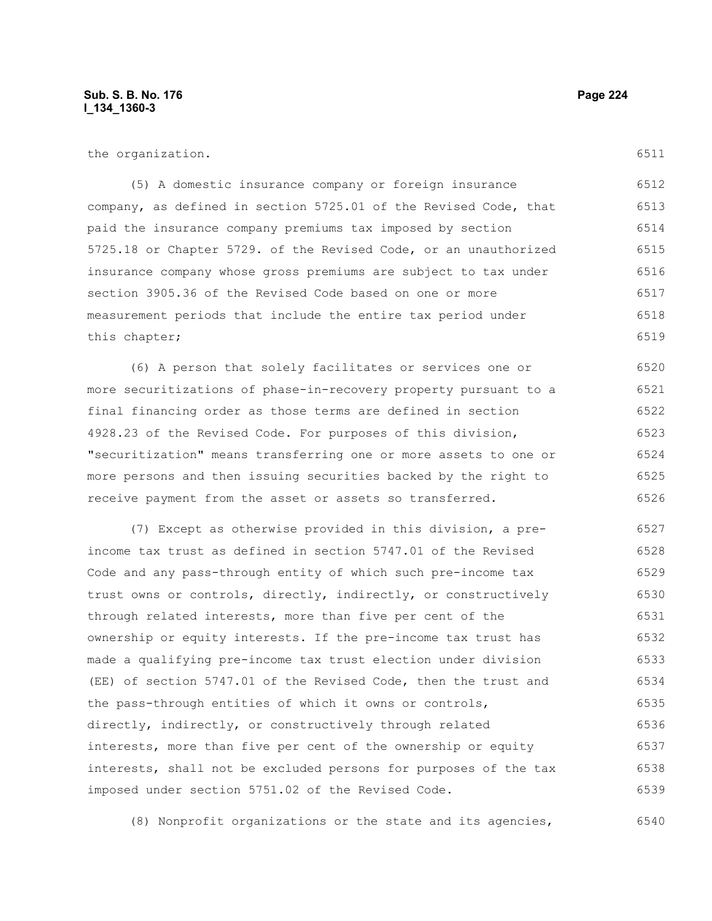the organization.

(5) A domestic insurance company or foreign insurance company, as defined in section 5725.01 of the Revised Code, that paid the insurance company premiums tax imposed by section 5725.18 or Chapter 5729. of the Revised Code, or an unauthorized insurance company whose gross premiums are subject to tax under section 3905.36 of the Revised Code based on one or more measurement periods that include the entire tax period under this chapter;

(6) A person that solely facilitates or services one or more securitizations of phase-in-recovery property pursuant to a final financing order as those terms are defined in section 4928.23 of the Revised Code. For purposes of this division, "securitization" means transferring one or more assets to one or more persons and then issuing securities backed by the right to receive payment from the asset or assets so transferred.

(7) Except as otherwise provided in this division, a pre-income tax trust as defined in section 5747.01 of the Revised Code and any pass-through entity of which such pre-income tax trust owns or controls, directly, indirectly, or constructively through related interests, more than five per cent of the ownership or equity interests. If the pre-income tax trust has made a qualifying pre-income tax trust election under division (EE) of section 5747.01 of the Revised Code, then the trust and the pass-through entities of which it owns or controls, directly, indirectly, or constructively through related interests, more than five per cent of the ownership or equity interests, shall not be excluded persons for purposes of the tax imposed under section 5751.02 of the Revised Code.

(8) Nonprofit organizations or the state and its agencies,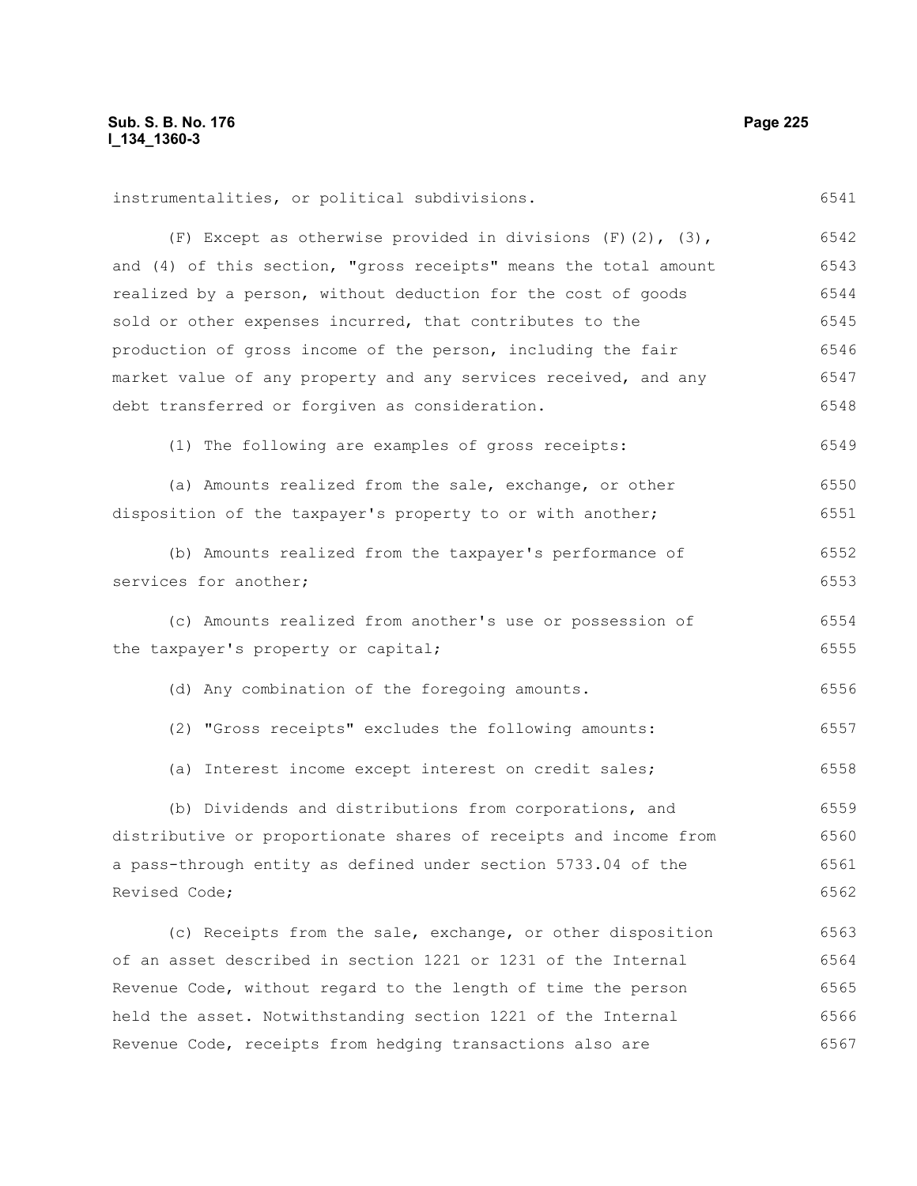instrumentalities, or political subdivisions.

(F) Except as otherwise provided in divisions (F)(2), (3), and (4) of this section, "gross receipts" means the total amount realized by a person, without deduction for the cost of goods sold or other expenses incurred, that contributes to the production of gross income of the person, including the fair market value of any property and any services received, and any debt transferred or forgiven as consideration.

(1) The following are examples of gross receipts:

(a) Amounts realized from the sale, exchange, or other disposition of the taxpayer's property to or with another;

(b) Amounts realized from the taxpayer's performance of services for another;

(c) Amounts realized from another's use or possession of the taxpayer's property or capital;

(d) Any combination of the foregoing amounts.

(2) "Gross receipts" excludes the following amounts:

(a) Interest income except interest on credit sales;

(b) Dividends and distributions from corporations, and distributive or proportionate shares of receipts and income from a pass-through entity as defined under section 5733.04 of the Revised Code;

(c) Receipts from the sale, exchange, or other disposition of an asset described in section 1221 or 1231 of the Internal Revenue Code, without regard to the length of time the person held the asset. Notwithstanding section 1221 of the Internal Revenue Code, receipts from hedging transactions also are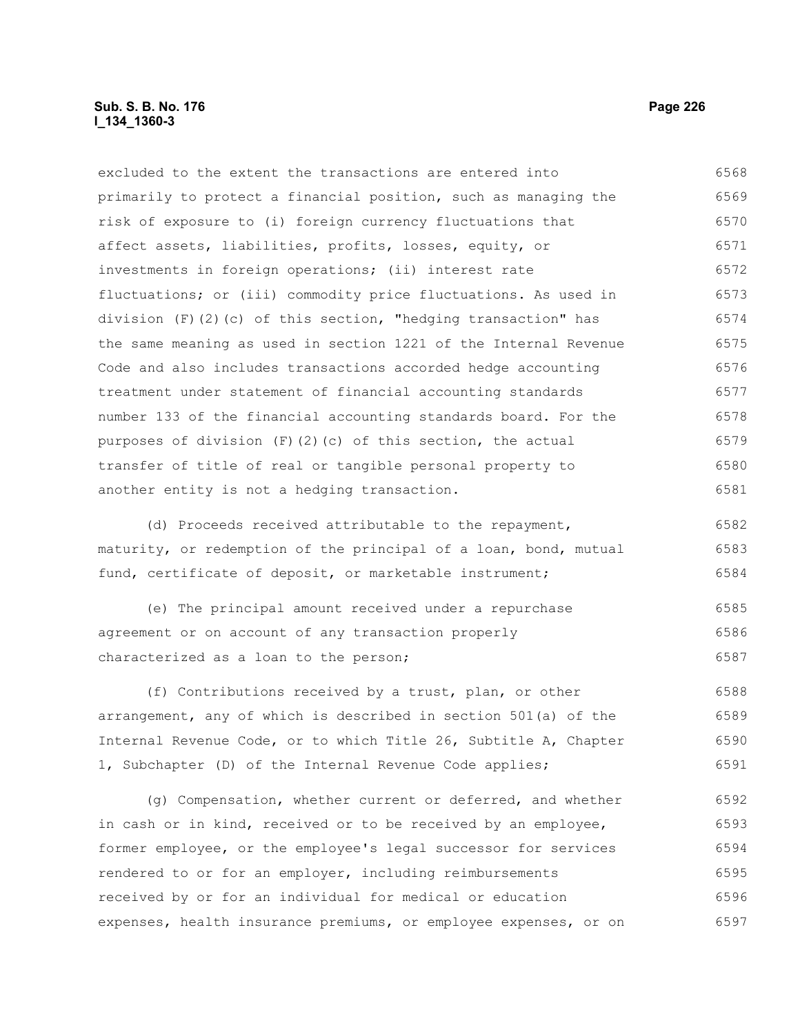excluded to the extent the transactions are entered into primarily to protect a financial position, such as managing the risk of exposure to (i) foreign currency fluctuations that affect assets, liabilities, profits, losses, equity, or investments in foreign operations; (ii) interest rate fluctuations; or (iii) commodity price fluctuations. As used in division (F)(2)(c) of this section, "hedging transaction" has the same meaning as used in section 1221 of the Internal Revenue Code and also includes transactions accorded hedge accounting treatment under statement of financial accounting standards number 133 of the financial accounting standards board. For the purposes of division (F)(2)(c) of this section, the actual transfer of title of real or tangible personal property to another entity is not a hedging transaction.

(d) Proceeds received attributable to the repayment, maturity, or redemption of the principal of a loan, bond, mutual fund, certificate of deposit, or marketable instrument;

(e) The principal amount received under a repurchase agreement or on account of any transaction properly characterized as a loan to the person;

(f) Contributions received by a trust, plan, or other arrangement, any of which is described in section 501(a) of the Internal Revenue Code, or to which Title 26, Subtitle A, Chapter 1, Subchapter (D) of the Internal Revenue Code applies;

(g) Compensation, whether current or deferred, and whether in cash or in kind, received or to be received by an employee, former employee, or the employee's legal successor for services rendered to or for an employer, including reimbursements received by or for an individual for medical or education expenses, health insurance premiums, or employee expenses, or on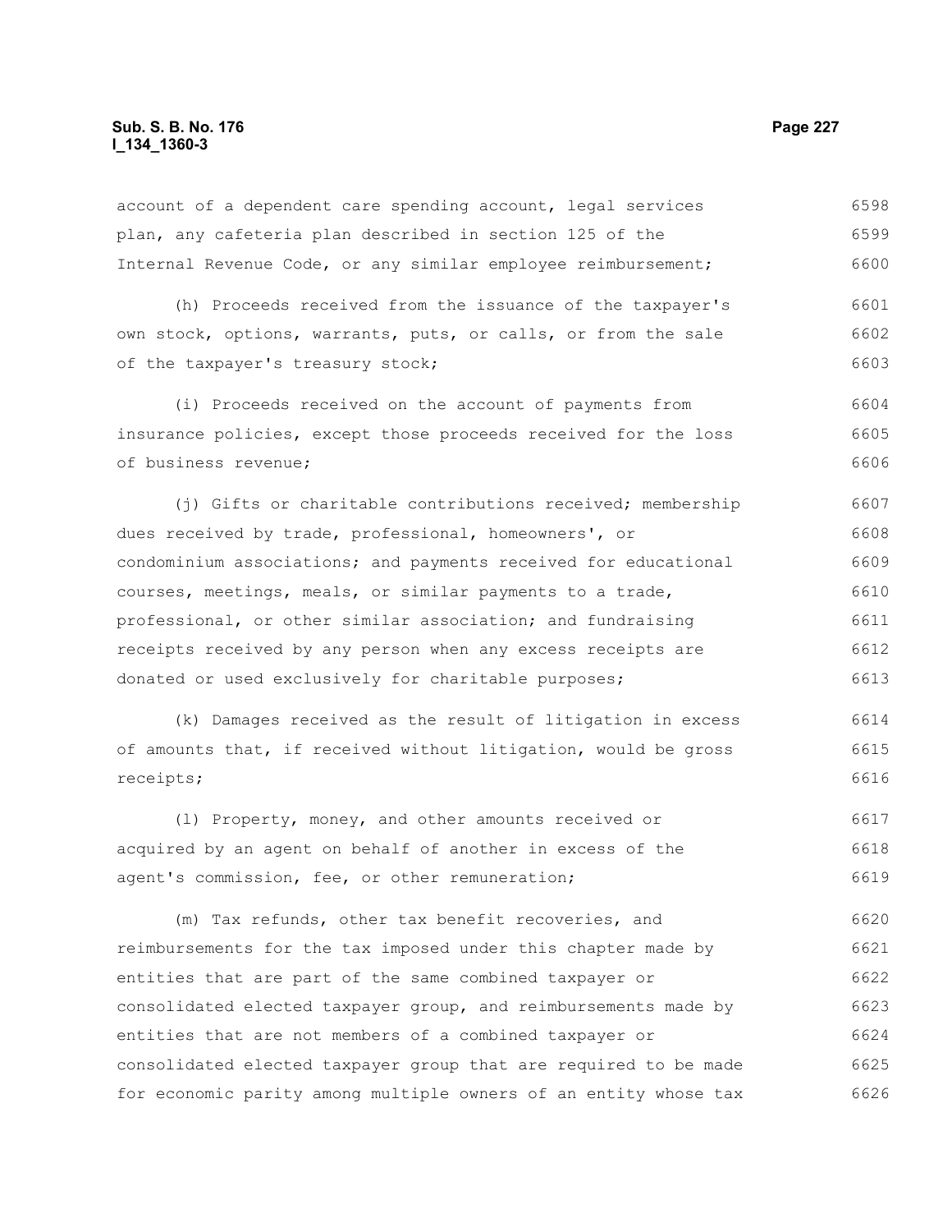account of a dependent care spending account, legal services plan, any cafeteria plan described in section 125 of the Internal Revenue Code, or any similar employee reimbursement;

(h) Proceeds received from the issuance of the taxpayer's own stock, options, warrants, puts, or calls, or from the sale of the taxpayer's treasury stock;

(i) Proceeds received on the account of payments from insurance policies, except those proceeds received for the loss of business revenue;

(j) Gifts or charitable contributions received; membership dues received by trade, professional, homeowners', or condominium associations; and payments received for educational courses, meetings, meals, or similar payments to a trade, professional, or other similar association; and fundraising receipts received by any person when any excess receipts are donated or used exclusively for charitable purposes;

(k) Damages received as the result of litigation in excess of amounts that, if received without litigation, would be gross receipts;

(l) Property, money, and other amounts received or acquired by an agent on behalf of another in excess of the agent's commission, fee, or other remuneration;

(m) Tax refunds, other tax benefit recoveries, and reimbursements for the tax imposed under this chapter made by entities that are part of the same combined taxpayer or consolidated elected taxpayer group, and reimbursements made by entities that are not members of a combined taxpayer or consolidated elected taxpayer group that are required to be made for economic parity among multiple owners of an entity whose tax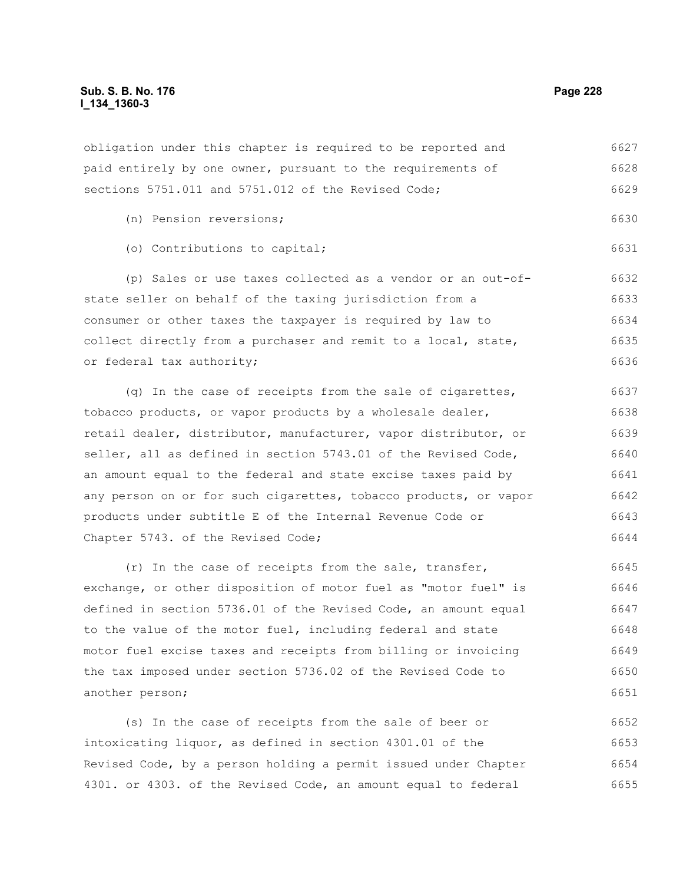obligation under this chapter is required to be reported and paid entirely by one owner, pursuant to the requirements of sections 5751.011 and 5751.012 of the Revised Code;

(n) Pension reversions;

(o) Contributions to capital;

(p) Sales or use taxes collected as a vendor or an out-of-state seller on behalf of the taxing jurisdiction from a consumer or other taxes the taxpayer is required by law to collect directly from a purchaser and remit to a local, state, or federal tax authority;

(q) In the case of receipts from the sale of cigarettes, tobacco products, or vapor products by a wholesale dealer, retail dealer, distributor, manufacturer, vapor distributor, or seller, all as defined in section 5743.01 of the Revised Code, an amount equal to the federal and state excise taxes paid by any person on or for such cigarettes, tobacco products, or vapor products under subtitle E of the Internal Revenue Code or Chapter 5743. of the Revised Code;

(r) In the case of receipts from the sale, transfer, exchange, or other disposition of motor fuel as "motor fuel" is defined in section 5736.01 of the Revised Code, an amount equal to the value of the motor fuel, including federal and state motor fuel excise taxes and receipts from billing or invoicing the tax imposed under section 5736.02 of the Revised Code to another person;

(s) In the case of receipts from the sale of beer or intoxicating liquor, as defined in section 4301.01 of the Revised Code, by a person holding a permit issued under Chapter 4301. or 4303. of the Revised Code, an amount equal to federal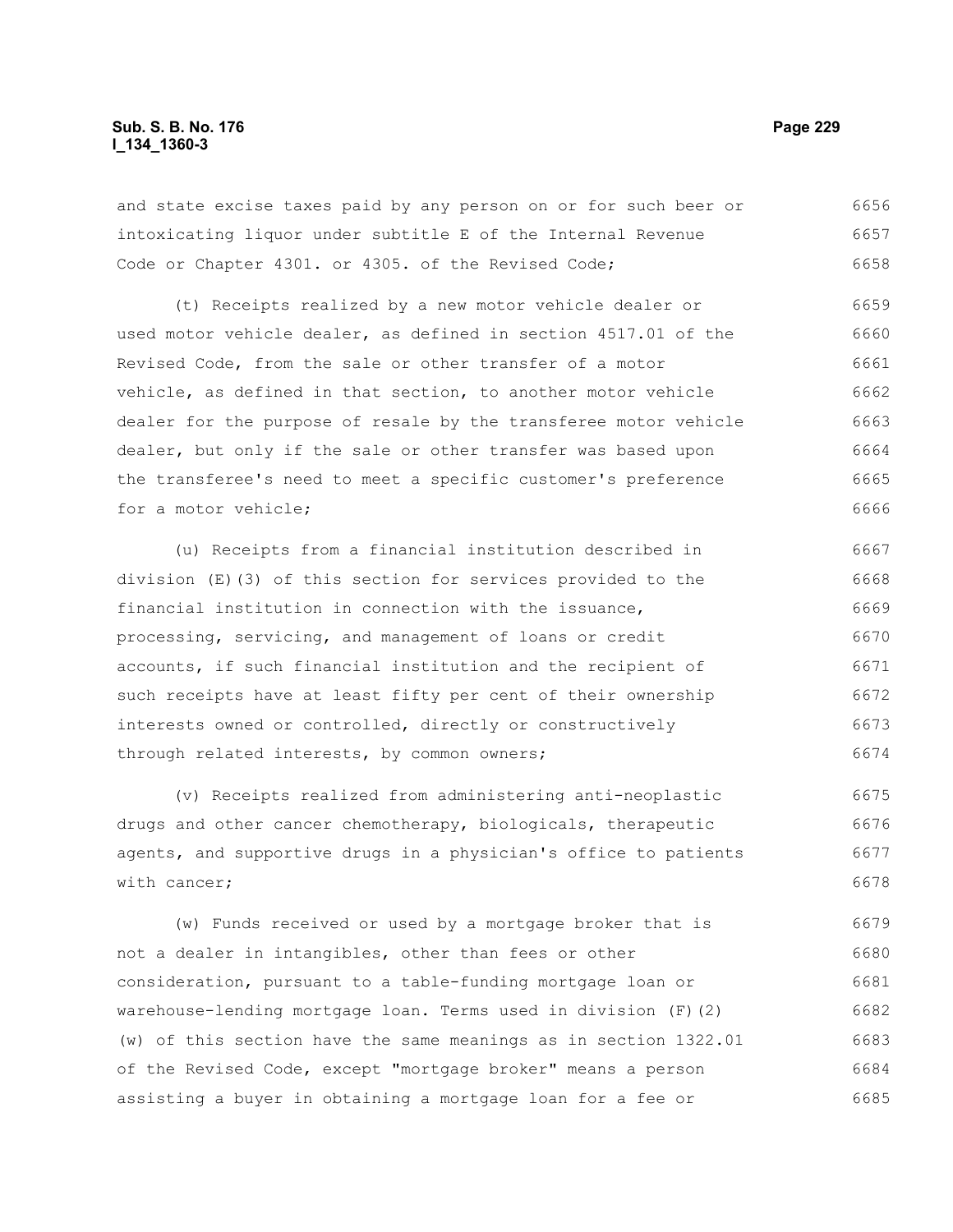and state excise taxes paid by any person on or for such beer or intoxicating liquor under subtitle E of the Internal Revenue Code or Chapter 4301. or 4305. of the Revised Code;

(t) Receipts realized by a new motor vehicle dealer or used motor vehicle dealer, as defined in section 4517.01 of the Revised Code, from the sale or other transfer of a motor vehicle, as defined in that section, to another motor vehicle dealer for the purpose of resale by the transferee motor vehicle dealer, but only if the sale or other transfer was based upon the transferee's need to meet a specific customer's preference for a motor vehicle;

(u) Receipts from a financial institution described in division (E)(3) of this section for services provided to the financial institution in connection with the issuance, processing, servicing, and management of loans or credit accounts, if such financial institution and the recipient of such receipts have at least fifty per cent of their ownership interests owned or controlled, directly or constructively through related interests, by common owners;

(v) Receipts realized from administering anti-neoplastic drugs and other cancer chemotherapy, biologicals, therapeutic agents, and supportive drugs in a physician's office to patients with cancer;

(w) Funds received or used by a mortgage broker that is not a dealer in intangibles, other than fees or other consideration, pursuant to a table-funding mortgage loan or warehouse-lending mortgage loan. Terms used in division (F)(2)(w) of this section have the same meanings as in section 1322.01 of the Revised Code, except "mortgage broker" means a person assisting a buyer in obtaining a mortgage loan for a fee or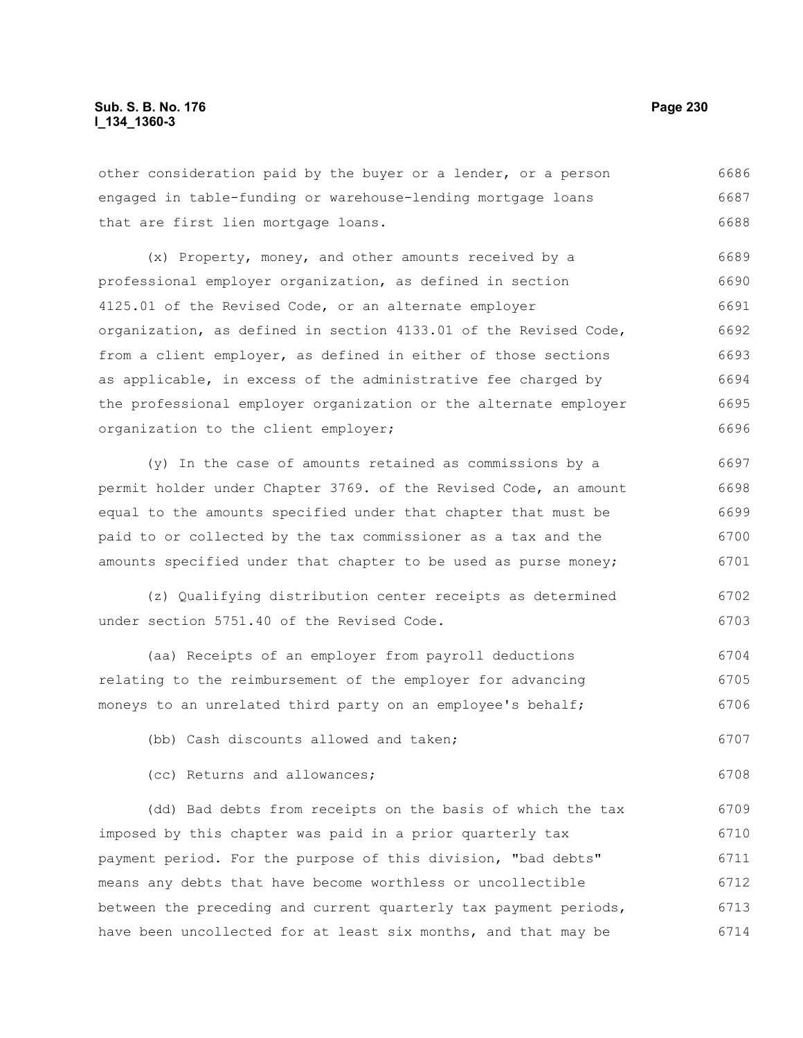other consideration paid by the buyer or a lender, or a person engaged in table-funding or warehouse-lending mortgage loans that are first lien mortgage loans.

(x) Property, money, and other amounts received by a professional employer organization, as defined in section 4125.01 of the Revised Code, or an alternate employer organization, as defined in section 4133.01 of the Revised Code, from a client employer, as defined in either of those sections as applicable, in excess of the administrative fee charged by the professional employer organization or the alternate employer organization to the client employer;

(y) In the case of amounts retained as commissions by a permit holder under Chapter 3769. of the Revised Code, an amount equal to the amounts specified under that chapter that must be paid to or collected by the tax commissioner as a tax and the amounts specified under that chapter to be used as purse money;

(z) Qualifying distribution center receipts as determined under section 5751.40 of the Revised Code.

(aa) Receipts of an employer from payroll deductions relating to the reimbursement of the employer for advancing moneys to an unrelated third party on an employee's behalf;

(bb) Cash discounts allowed and taken;

(cc) Returns and allowances;

(dd) Bad debts from receipts on the basis of which the tax imposed by this chapter was paid in a prior quarterly tax payment period. For the purpose of this division, "bad debts" means any debts that have become worthless or uncollectible between the preceding and current quarterly tax payment periods, have been uncollected for at least six months, and that may be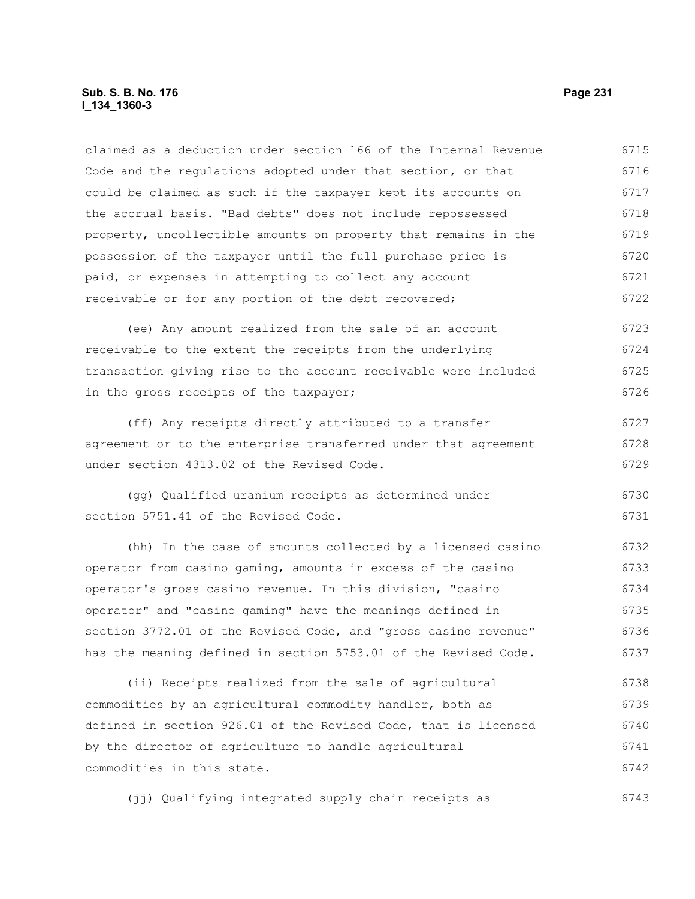claimed as a deduction under section 166 of the Internal Revenue Code and the regulations adopted under that section, or that could be claimed as such if the taxpayer kept its accounts on the accrual basis. "Bad debts" does not include repossessed property, uncollectible amounts on property that remains in the possession of the taxpayer until the full purchase price is paid, or expenses in attempting to collect any account receivable or for any portion of the debt recovered;

(ee) Any amount realized from the sale of an account receivable to the extent the receipts from the underlying transaction giving rise to the account receivable were included in the gross receipts of the taxpayer;

(ff) Any receipts directly attributed to a transfer agreement or to the enterprise transferred under that agreement under section 4313.02 of the Revised Code.

(gg) Qualified uranium receipts as determined under section 5751.41 of the Revised Code.

(hh) In the case of amounts collected by a licensed casino operator from casino gaming, amounts in excess of the casino operator's gross casino revenue. In this division, "casino operator" and "casino gaming" have the meanings defined in section 3772.01 of the Revised Code, and "gross casino revenue" has the meaning defined in section 5753.01 of the Revised Code.

(ii) Receipts realized from the sale of agricultural commodities by an agricultural commodity handler, both as defined in section 926.01 of the Revised Code, that is licensed by the director of agriculture to handle agricultural commodities in this state.

(jj) Qualifying integrated supply chain receipts as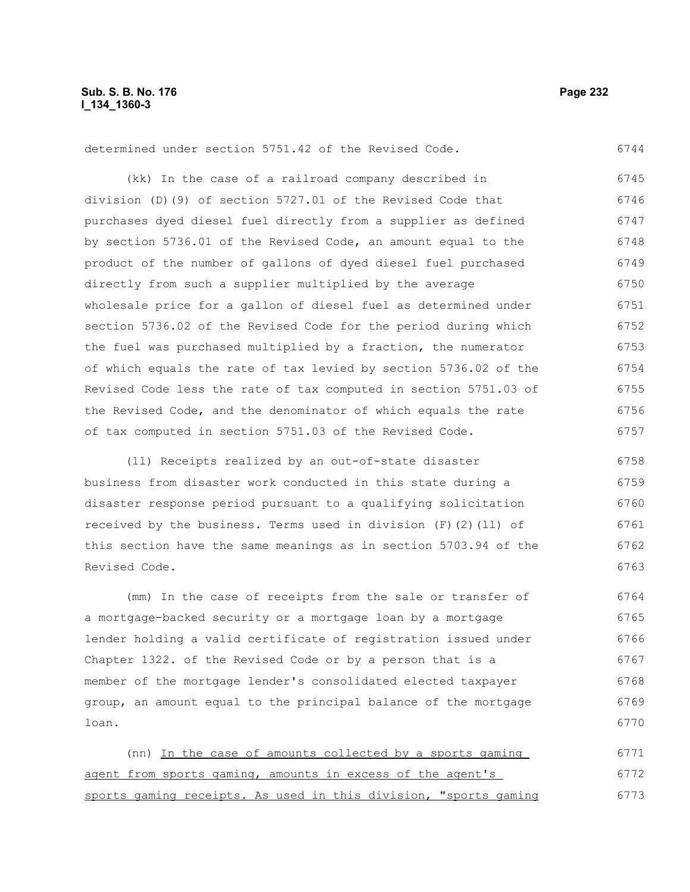determined under section 5751.42 of the Revised Code.

(kk) In the case of a railroad company described in division (D)(9) of section 5727.01 of the Revised Code that purchases dyed diesel fuel directly from a supplier as defined by section 5736.01 of the Revised Code, an amount equal to the product of the number of gallons of dyed diesel fuel purchased directly from such a supplier multiplied by the average wholesale price for a gallon of diesel fuel as determined under section 5736.02 of the Revised Code for the period during which the fuel was purchased multiplied by a fraction, the numerator of which equals the rate of tax levied by section 5736.02 of the Revised Code less the rate of tax computed in section 5751.03 of the Revised Code, and the denominator of which equals the rate of tax computed in section 5751.03 of the Revised Code.

(ll) Receipts realized by an out-of-state disaster business from disaster work conducted in this state during a disaster response period pursuant to a qualifying solicitation received by the business. Terms used in division (F)(2)(ll) of this section have the same meanings as in section 5703.94 of the Revised Code.

(mm) In the case of receipts from the sale or transfer of a mortgage-backed security or a mortgage loan by a mortgage lender holding a valid certificate of registration issued under Chapter 1322. of the Revised Code or by a person that is a member of the mortgage lender's consolidated elected taxpayer group, an amount equal to the principal balance of the mortgage loan.

(nn) <u>In the case of amounts collected by a sports gaming agent from sports gaming, amounts in excess of the agent's sports gaming receipts. As used in this division, "sports gaming</u>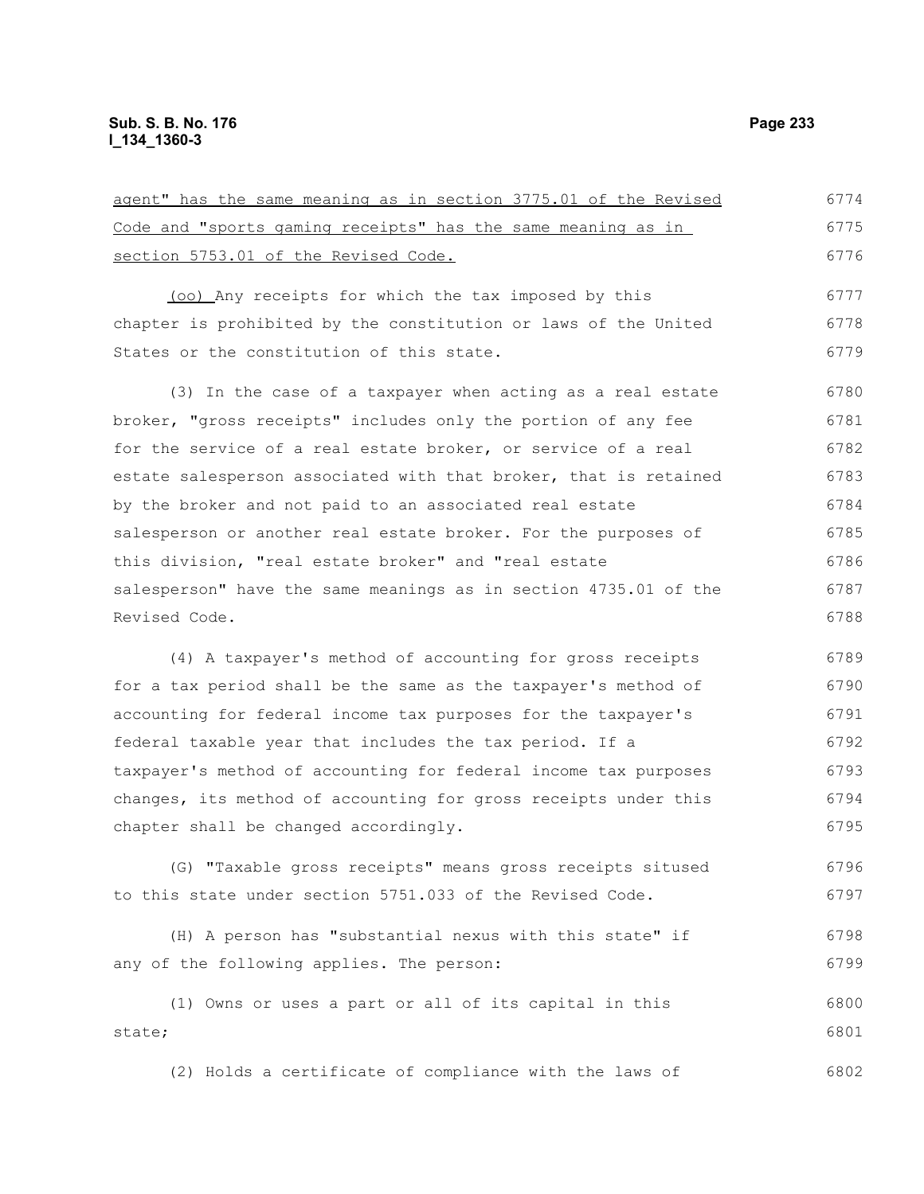agent" has the same meaning as in section 3775.01 of the Revised Code and "sports gaming receipts" has the same meaning as in section 5753.01 of the Revised Code.

(oo) Any receipts for which the tax imposed by this chapter is prohibited by the constitution or laws of the United States or the constitution of this state.

(3) In the case of a taxpayer when acting as a real estate broker, "gross receipts" includes only the portion of any fee for the service of a real estate broker, or service of a real estate salesperson associated with that broker, that is retained by the broker and not paid to an associated real estate salesperson or another real estate broker. For the purposes of this division, "real estate broker" and "real estate salesperson" have the same meanings as in section 4735.01 of the Revised Code.

(4) A taxpayer's method of accounting for gross receipts for a tax period shall be the same as the taxpayer's method of accounting for federal income tax purposes for the taxpayer's federal taxable year that includes the tax period. If a taxpayer's method of accounting for federal income tax purposes changes, its method of accounting for gross receipts under this chapter shall be changed accordingly.

(G) "Taxable gross receipts" means gross receipts sitused to this state under section 5751.033 of the Revised Code.

(H) A person has "substantial nexus with this state" if any of the following applies. The person:

(1) Owns or uses a part or all of its capital in this state;

(2) Holds a certificate of compliance with the laws of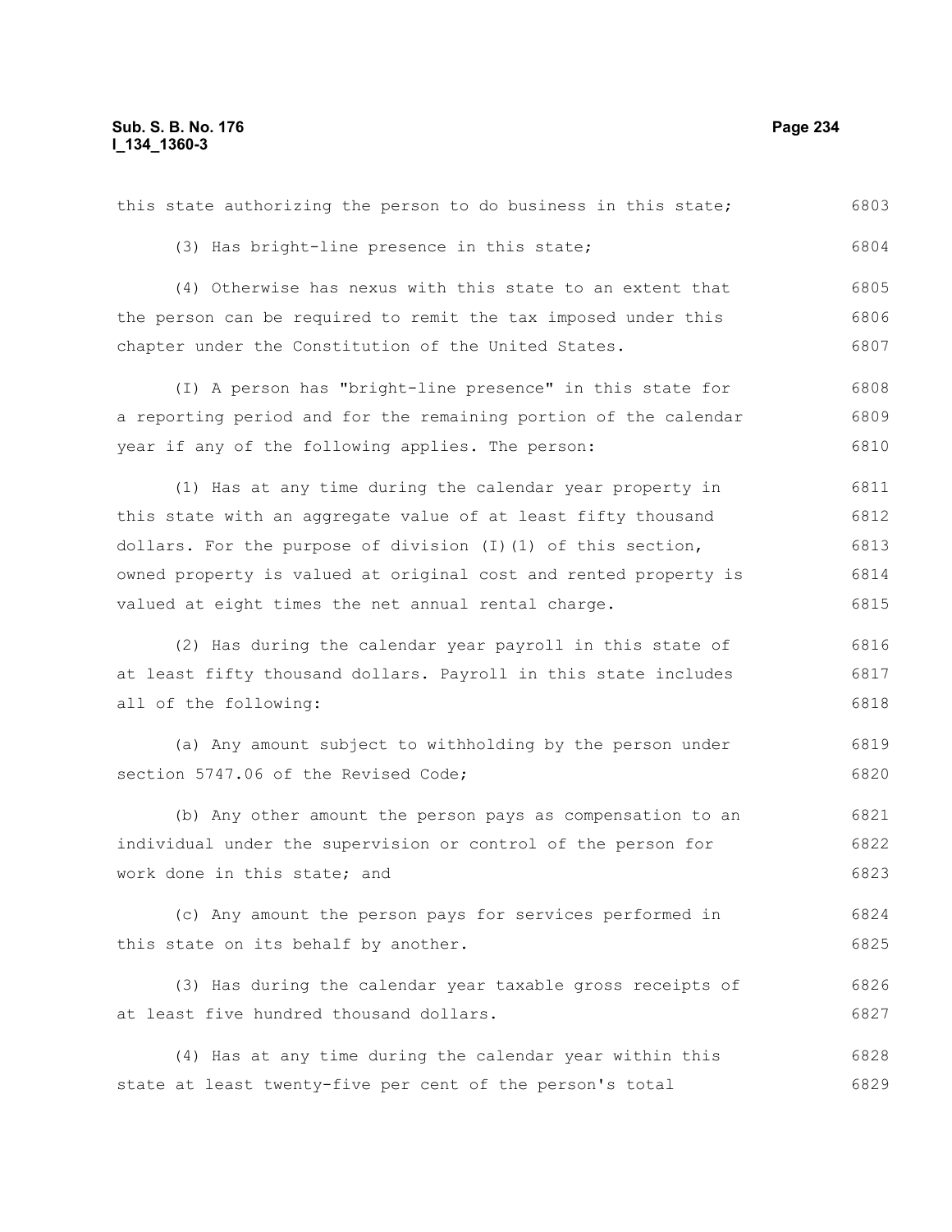this state authorizing the person to do business in this state;

(3) Has bright-line presence in this state;

(4) Otherwise has nexus with this state to an extent that the person can be required to remit the tax imposed under this chapter under the Constitution of the United States.

(I) A person has "bright-line presence" in this state for a reporting period and for the remaining portion of the calendar year if any of the following applies. The person:

(1) Has at any time during the calendar year property in this state with an aggregate value of at least fifty thousand dollars. For the purpose of division (I)(1) of this section, owned property is valued at original cost and rented property is valued at eight times the net annual rental charge.

(2) Has during the calendar year payroll in this state of at least fifty thousand dollars. Payroll in this state includes all of the following:

(a) Any amount subject to withholding by the person under section 5747.06 of the Revised Code;

(b) Any other amount the person pays as compensation to an individual under the supervision or control of the person for work done in this state; and

(c) Any amount the person pays for services performed in this state on its behalf by another.

(3) Has during the calendar year taxable gross receipts of at least five hundred thousand dollars.

(4) Has at any time during the calendar year within this state at least twenty-five per cent of the person's total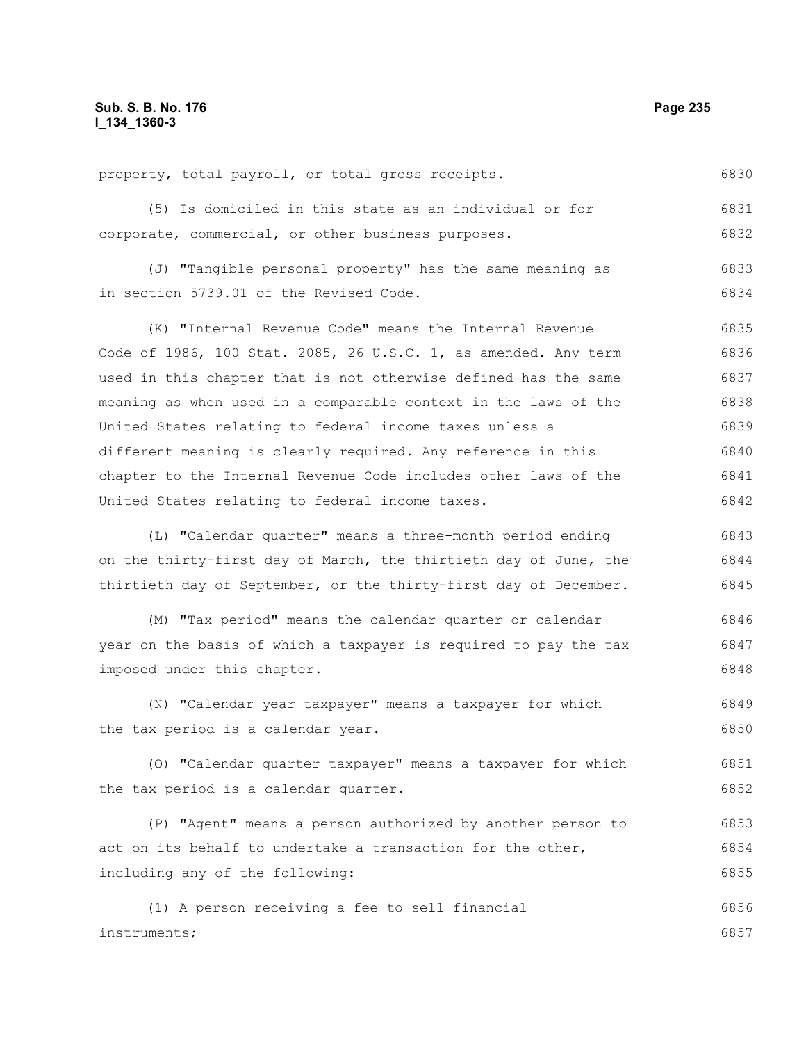property, total payroll, or total gross receipts.

(5) Is domiciled in this state as an individual or for corporate, commercial, or other business purposes.

(J) "Tangible personal property" has the same meaning as in section 5739.01 of the Revised Code.

(K) "Internal Revenue Code" means the Internal Revenue Code of 1986, 100 Stat. 2085, 26 U.S.C. 1, as amended. Any term used in this chapter that is not otherwise defined has the same meaning as when used in a comparable context in the laws of the United States relating to federal income taxes unless a different meaning is clearly required. Any reference in this chapter to the Internal Revenue Code includes other laws of the United States relating to federal income taxes.

(L) "Calendar quarter" means a three-month period ending on the thirty-first day of March, the thirtieth day of June, the thirtieth day of September, or the thirty-first day of December.

(M) "Tax period" means the calendar quarter or calendar year on the basis of which a taxpayer is required to pay the tax imposed under this chapter.

(N) "Calendar year taxpayer" means a taxpayer for which the tax period is a calendar year.

(O) "Calendar quarter taxpayer" means a taxpayer for which the tax period is a calendar quarter.

(P) "Agent" means a person authorized by another person to act on its behalf to undertake a transaction for the other, including any of the following:

(1) A person receiving a fee to sell financial instruments;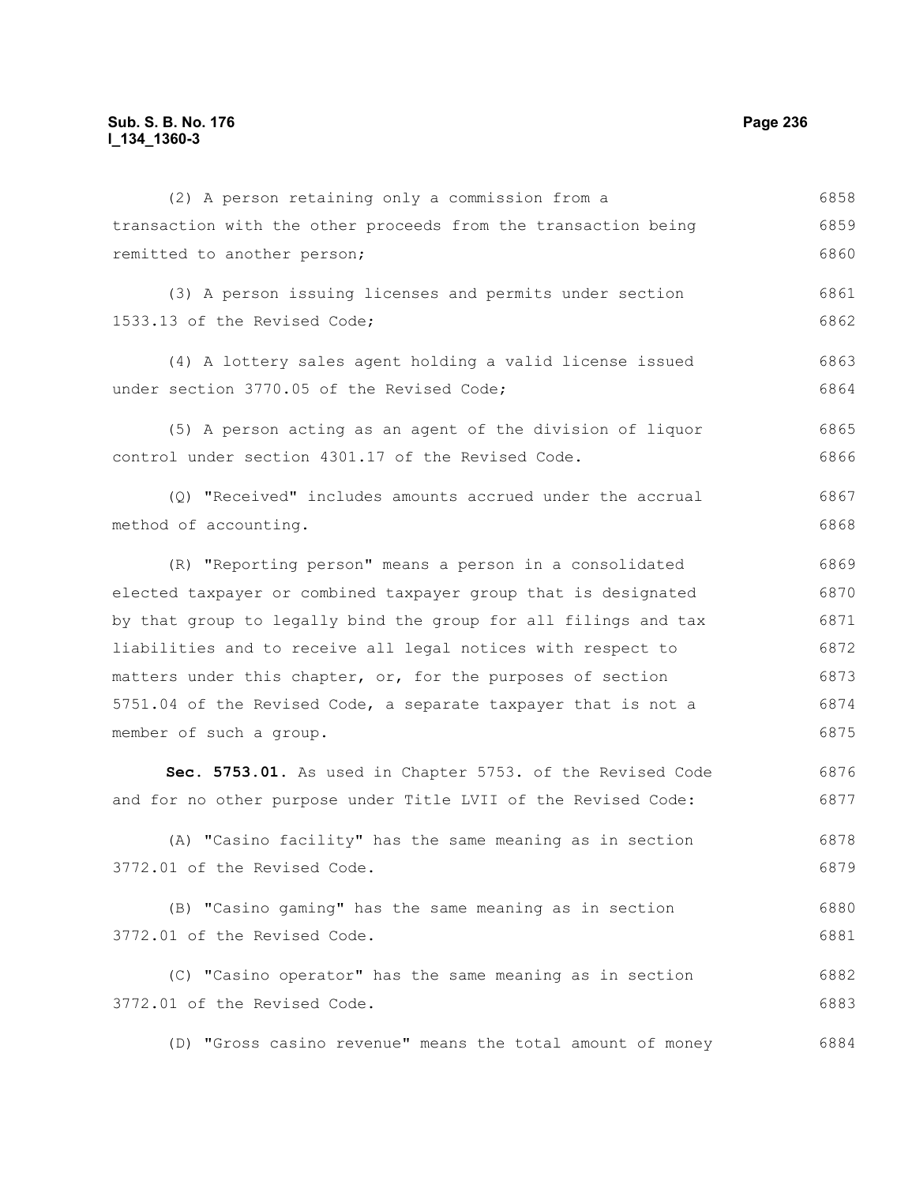(2) A person retaining only a commission from a transaction with the other proceeds from the transaction being remitted to another person;

(3) A person issuing licenses and permits under section 1533.13 of the Revised Code;

(4) A lottery sales agent holding a valid license issued under section 3770.05 of the Revised Code;

(5) A person acting as an agent of the division of liquor control under section 4301.17 of the Revised Code.

(Q) "Received" includes amounts accrued under the accrual method of accounting.

(R) "Reporting person" means a person in a consolidated elected taxpayer or combined taxpayer group that is designated by that group to legally bind the group for all filings and tax liabilities and to receive all legal notices with respect to matters under this chapter, or, for the purposes of section 5751.04 of the Revised Code, a separate taxpayer that is not a member of such a group.

**Sec. 5753.01.** As used in Chapter 5753. of the Revised Code and for no other purpose under Title LVII of the Revised Code:

(A) "Casino facility" has the same meaning as in section 3772.01 of the Revised Code.

(B) "Casino gaming" has the same meaning as in section 3772.01 of the Revised Code.

(C) "Casino operator" has the same meaning as in section 3772.01 of the Revised Code.

(D) "Gross casino revenue" means the total amount of money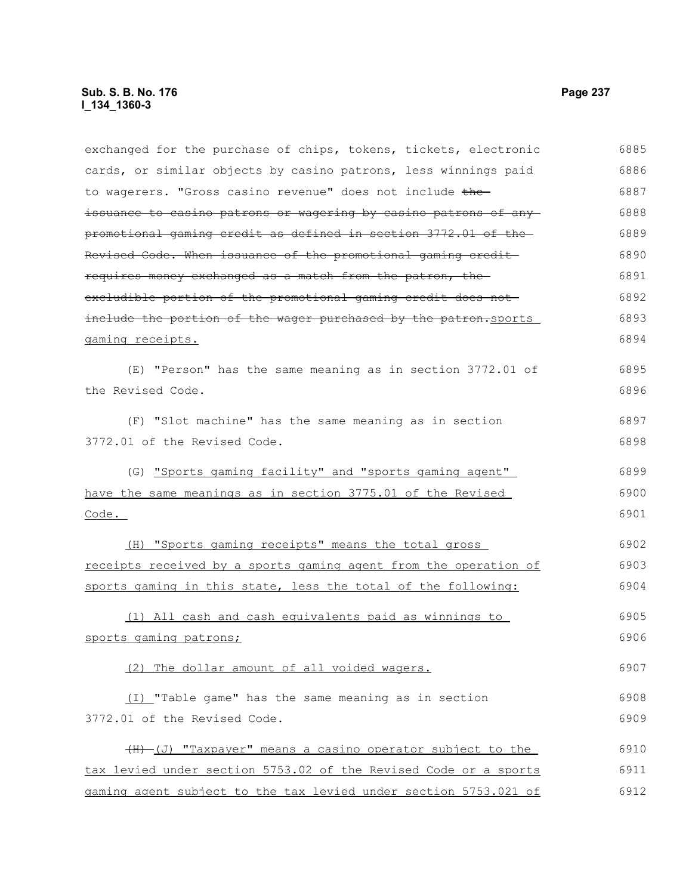exchanged for the purchase of chips, tokens, tickets, electronic cards, or similar objects by casino patrons, less winnings paid to wagerers. "Gross casino revenue" does not include ~~the issuance to casino patrons or wagering by casino patrons of any promotional gaming credit as defined in section 3772.01 of the Revised Code. When issuance of the promotional gaming credit requires money exchanged as a match from the patron, the excludible portion of the promotional gaming credit does not include the portion of the wager purchased by the patron.~~ sports gaming receipts.

(E) "Person" has the same meaning as in section 3772.01 of the Revised Code.

(F) "Slot machine" has the same meaning as in section 3772.01 of the Revised Code.

(G) "Sports gaming facility" and "sports gaming agent" have the same meanings as in section 3775.01 of the Revised Code.

(H) "Sports gaming receipts" means the total gross receipts received by a sports gaming agent from the operation of sports gaming in this state, less the total of the following:

(1) All cash and cash equivalents paid as winnings to sports gaming patrons;

(2) The dollar amount of all voided wagers.

(I) "Table game" has the same meaning as in section 3772.01 of the Revised Code.

~~(H)~~ (J) "Taxpayer" means a casino operator subject to the tax levied under section 5753.02 of the Revised Code or a sports gaming agent subject to the tax levied under section 5753.021 of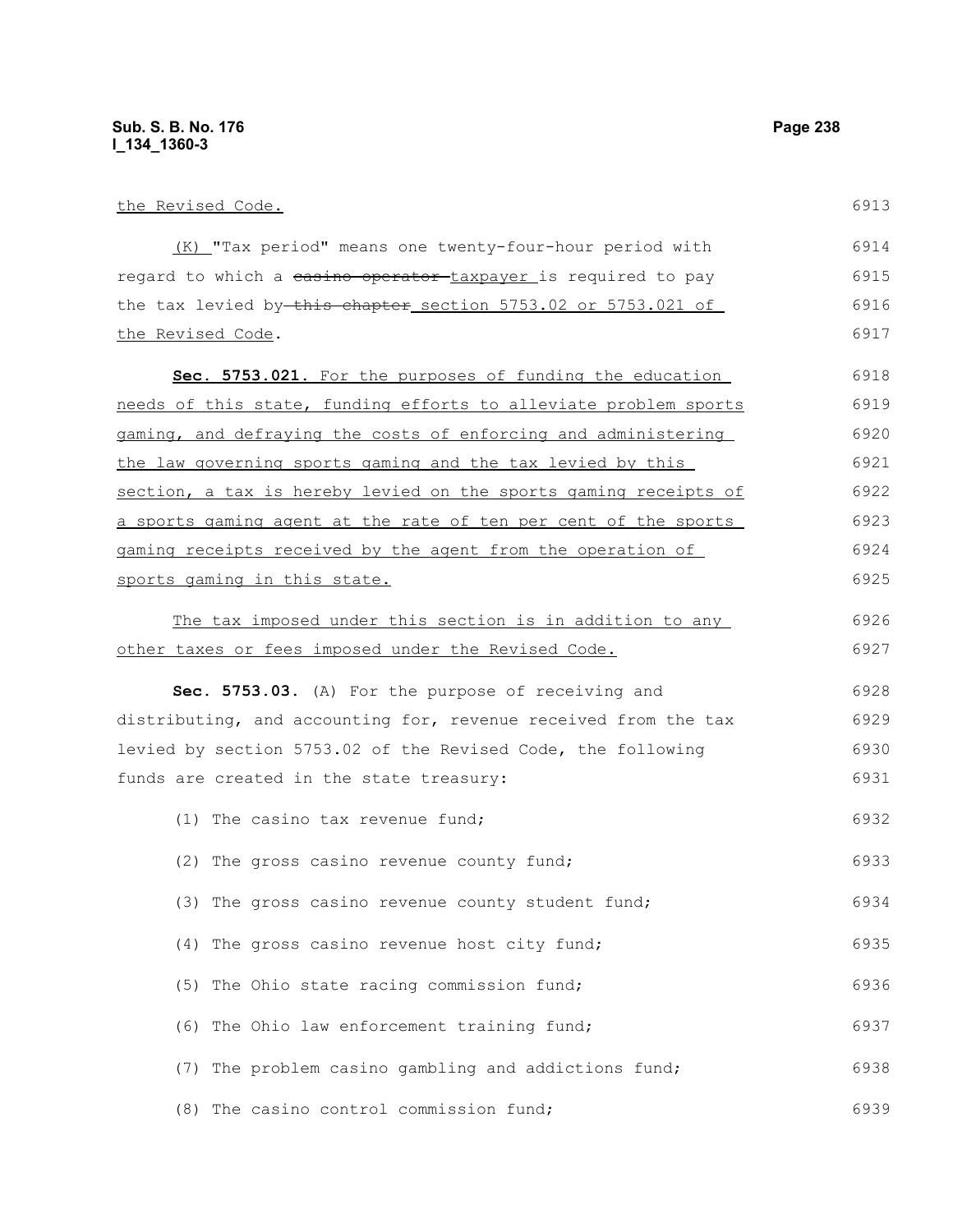the Revised Code.

(K) "Tax period" means one twenty-four-hour period with regard to which a ~~casino operator~~ taxpayer is required to pay the tax levied by ~~this chapter~~ section 5753.02 or 5753.021 of the Revised Code.

**Sec. 5753.021.** For the purposes of funding the education needs of this state, funding efforts to alleviate problem sports gaming, and defraying the costs of enforcing and administering the law governing sports gaming and the tax levied by this section, a tax is hereby levied on the sports gaming receipts of a sports gaming agent at the rate of ten per cent of the sports gaming receipts received by the agent from the operation of sports gaming in this state.

The tax imposed under this section is in addition to any other taxes or fees imposed under the Revised Code.

**Sec. 5753.03.** (A) For the purpose of receiving and distributing, and accounting for, revenue received from the tax levied by section 5753.02 of the Revised Code, the following funds are created in the state treasury:

(1) The casino tax revenue fund;

(2) The gross casino revenue county fund;

(3) The gross casino revenue county student fund;

(4) The gross casino revenue host city fund;

(5) The Ohio state racing commission fund;

(6) The Ohio law enforcement training fund;

(7) The problem casino gambling and addictions fund;

(8) The casino control commission fund;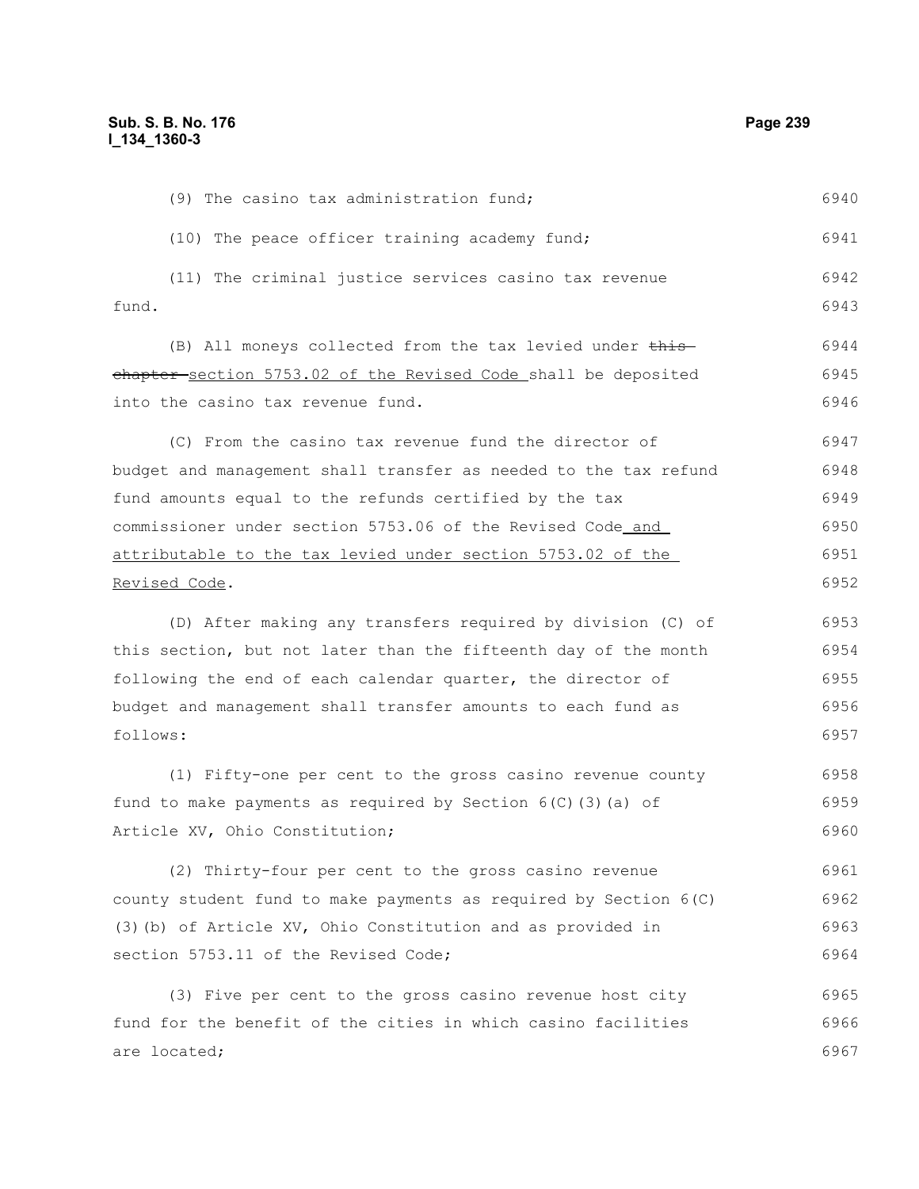(9) The casino tax administration fund;

(10) The peace officer training academy fund;

(11) The criminal justice services casino tax revenue fund.

(B) All moneys collected from the tax levied under ~~this chapter~~ section 5753.02 of the Revised Code shall be deposited into the casino tax revenue fund.

(C) From the casino tax revenue fund the director of budget and management shall transfer as needed to the tax refund fund amounts equal to the refunds certified by the tax commissioner under section 5753.06 of the Revised Code and attributable to the tax levied under section 5753.02 of the Revised Code.

(D) After making any transfers required by division (C) of this section, but not later than the fifteenth day of the month following the end of each calendar quarter, the director of budget and management shall transfer amounts to each fund as follows:

(1) Fifty-one per cent to the gross casino revenue county fund to make payments as required by Section 6(C)(3)(a) of Article XV, Ohio Constitution;

(2) Thirty-four per cent to the gross casino revenue county student fund to make payments as required by Section 6(C)(3)(b) of Article XV, Ohio Constitution and as provided in section 5753.11 of the Revised Code;

(3) Five per cent to the gross casino revenue host city fund for the benefit of the cities in which casino facilities are located;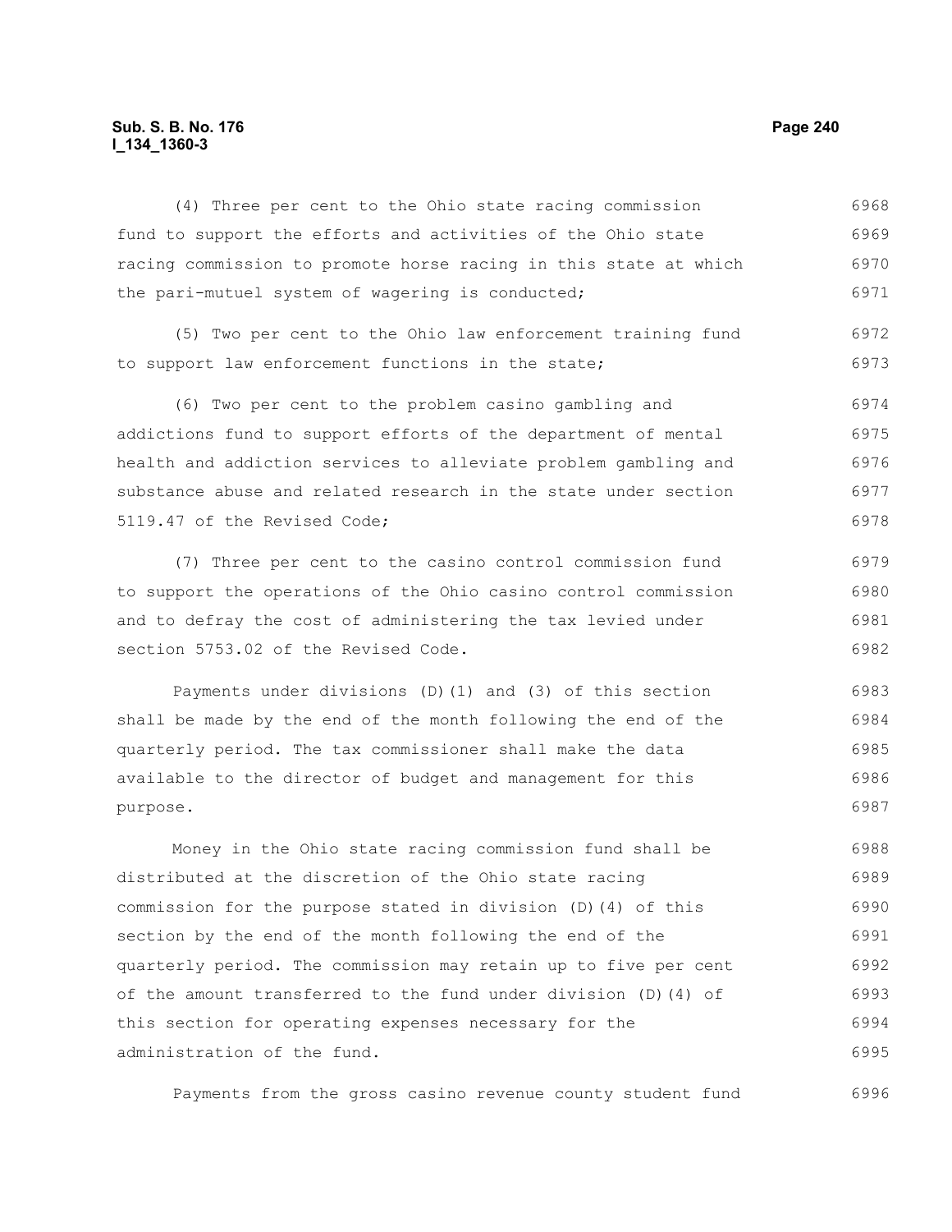(4) Three per cent to the Ohio state racing commission fund to support the efforts and activities of the Ohio state racing commission to promote horse racing in this state at which the pari-mutuel system of wagering is conducted;

(5) Two per cent to the Ohio law enforcement training fund to support law enforcement functions in the state;

(6) Two per cent to the problem casino gambling and addictions fund to support efforts of the department of mental health and addiction services to alleviate problem gambling and substance abuse and related research in the state under section 5119.47 of the Revised Code;

(7) Three per cent to the casino control commission fund to support the operations of the Ohio casino control commission and to defray the cost of administering the tax levied under section 5753.02 of the Revised Code.

Payments under divisions (D)(1) and (3) of this section shall be made by the end of the month following the end of the quarterly period. The tax commissioner shall make the data available to the director of budget and management for this purpose.

Money in the Ohio state racing commission fund shall be distributed at the discretion of the Ohio state racing commission for the purpose stated in division (D)(4) of this section by the end of the month following the end of the quarterly period. The commission may retain up to five per cent of the amount transferred to the fund under division (D)(4) of this section for operating expenses necessary for the administration of the fund.

Payments from the gross casino revenue county student fund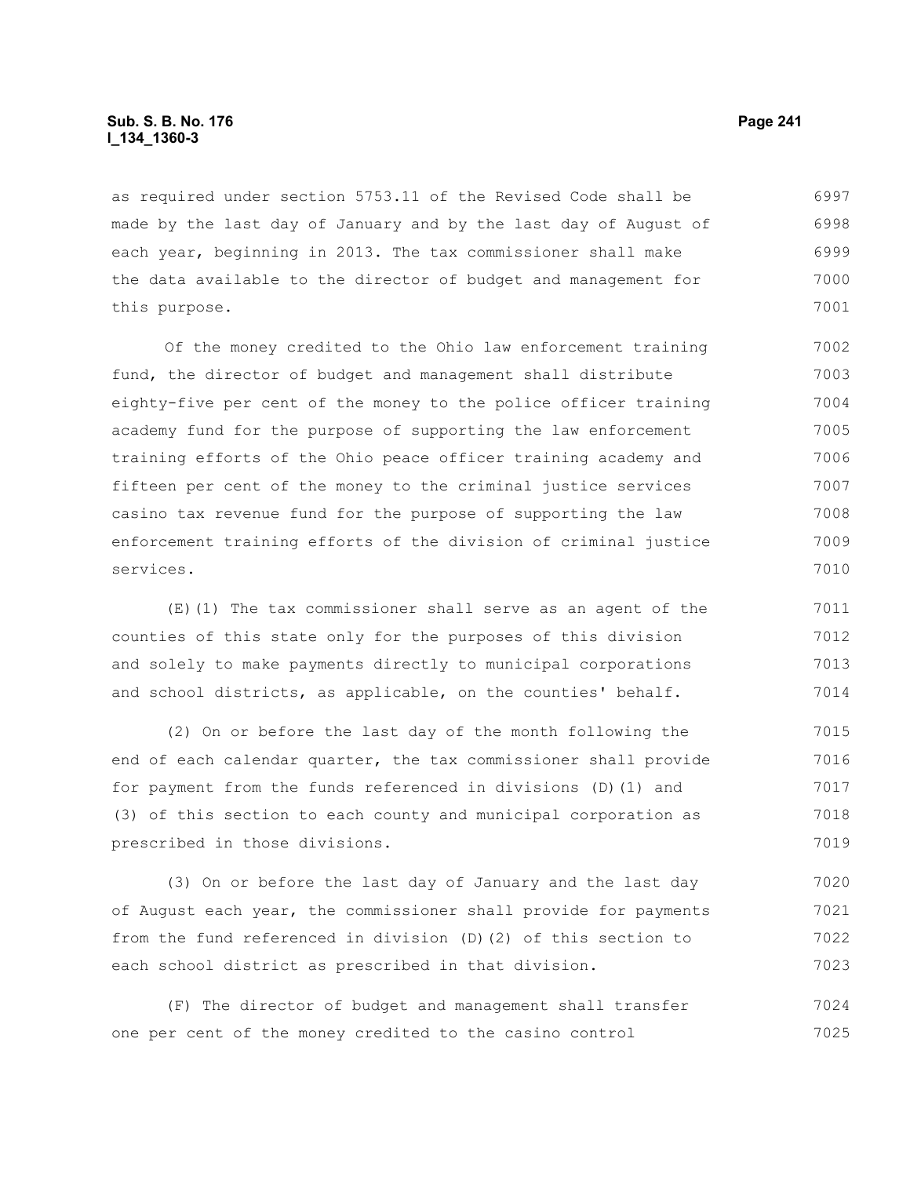as required under section 5753.11 of the Revised Code shall be made by the last day of January and by the last day of August of each year, beginning in 2013. The tax commissioner shall make the data available to the director of budget and management for this purpose.

Of the money credited to the Ohio law enforcement training fund, the director of budget and management shall distribute eighty-five per cent of the money to the police officer training academy fund for the purpose of supporting the law enforcement training efforts of the Ohio peace officer training academy and fifteen per cent of the money to the criminal justice services casino tax revenue fund for the purpose of supporting the law enforcement training efforts of the division of criminal justice services.

(E)(1) The tax commissioner shall serve as an agent of the counties of this state only for the purposes of this division and solely to make payments directly to municipal corporations and school districts, as applicable, on the counties' behalf.

(2) On or before the last day of the month following the end of each calendar quarter, the tax commissioner shall provide for payment from the funds referenced in divisions (D)(1) and (3) of this section to each county and municipal corporation as prescribed in those divisions.

(3) On or before the last day of January and the last day of August each year, the commissioner shall provide for payments from the fund referenced in division (D)(2) of this section to each school district as prescribed in that division.

(F) The director of budget and management shall transfer one per cent of the money credited to the casino control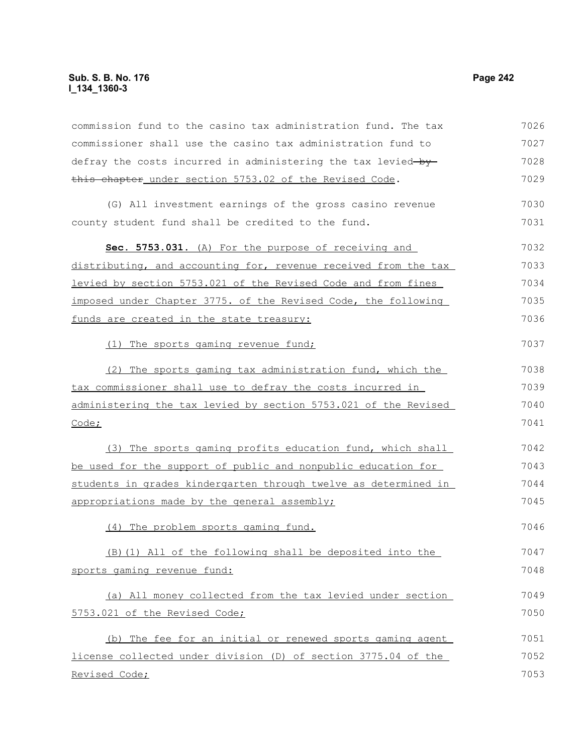commission fund to the casino tax administration fund. The tax commissioner shall use the casino tax administration fund to defray the costs incurred in administering the tax levied ~~by this chapter~~ under section 5753.02 of the Revised Code.

(G) All investment earnings of the gross casino revenue county student fund shall be credited to the fund.

**Sec. 5753.031.** (A) For the purpose of receiving and distributing, and accounting for, revenue received from the tax levied by section 5753.021 of the Revised Code and from fines imposed under Chapter 3775. of the Revised Code, the following funds are created in the state treasury:

(1) The sports gaming revenue fund;

(2) The sports gaming tax administration fund, which the tax commissioner shall use to defray the costs incurred in administering the tax levied by section 5753.021 of the Revised Code;

(3) The sports gaming profits education fund, which shall be used for the support of public and nonpublic education for students in grades kindergarten through twelve as determined in appropriations made by the general assembly;

(4) The problem sports gaming fund.

(B)(1) All of the following shall be deposited into the sports gaming revenue fund:

(a) All money collected from the tax levied under section 5753.021 of the Revised Code;

(b) The fee for an initial or renewed sports gaming agent license collected under division (D) of section 3775.04 of the Revised Code;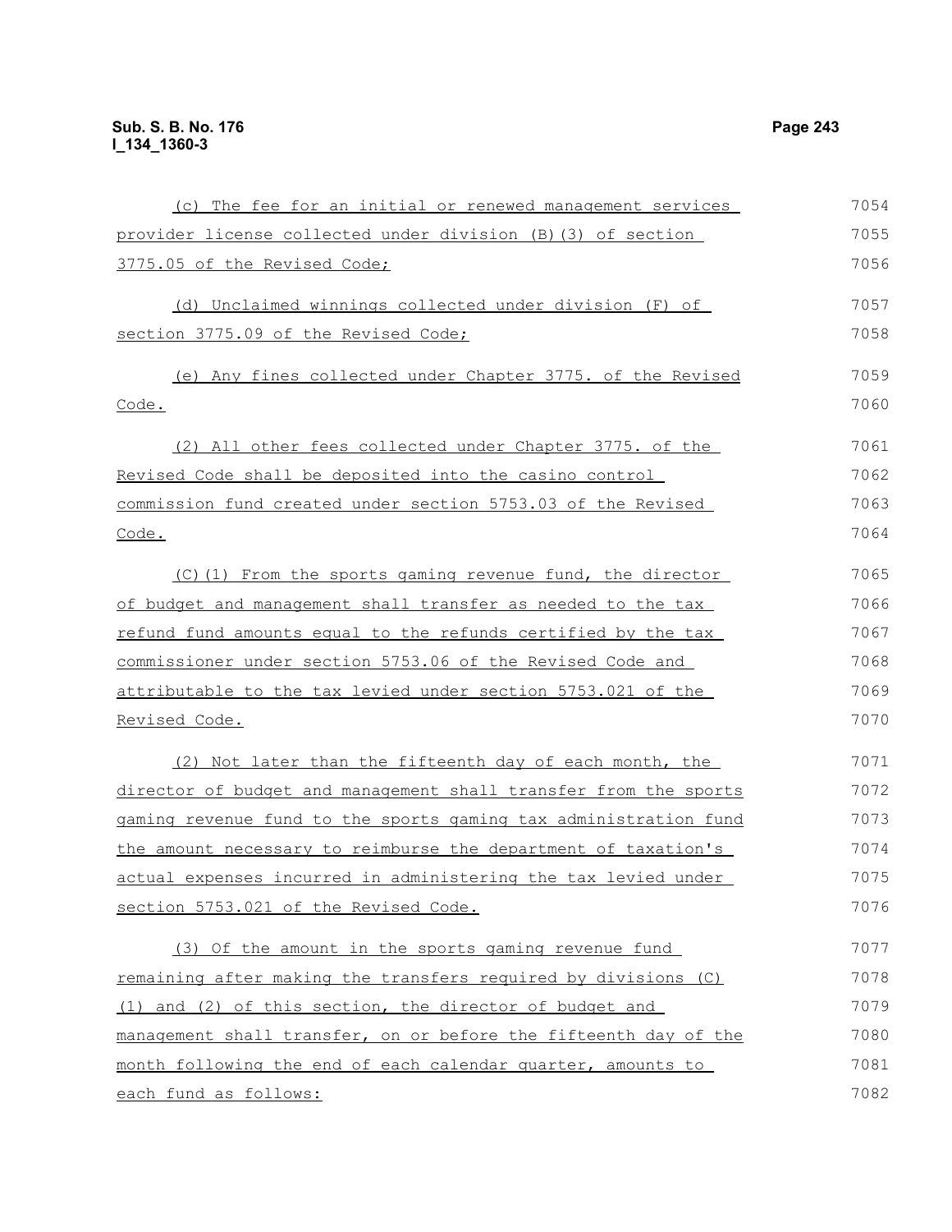(c) The fee for an initial or renewed management services provider license collected under division (B)(3) of section 3775.05 of the Revised Code;

(d) Unclaimed winnings collected under division (F) of section 3775.09 of the Revised Code;

(e) Any fines collected under Chapter 3775. of the Revised Code.

(2) All other fees collected under Chapter 3775. of the Revised Code shall be deposited into the casino control commission fund created under section 5753.03 of the Revised Code.

(C)(1) From the sports gaming revenue fund, the director of budget and management shall transfer as needed to the tax refund fund amounts equal to the refunds certified by the tax commissioner under section 5753.06 of the Revised Code and attributable to the tax levied under section 5753.021 of the Revised Code.

(2) Not later than the fifteenth day of each month, the director of budget and management shall transfer from the sports gaming revenue fund to the sports gaming tax administration fund the amount necessary to reimburse the department of taxation's actual expenses incurred in administering the tax levied under section 5753.021 of the Revised Code.

(3) Of the amount in the sports gaming revenue fund remaining after making the transfers required by divisions (C)(1) and (2) of this section, the director of budget and management shall transfer, on or before the fifteenth day of the month following the end of each calendar quarter, amounts to each fund as follows: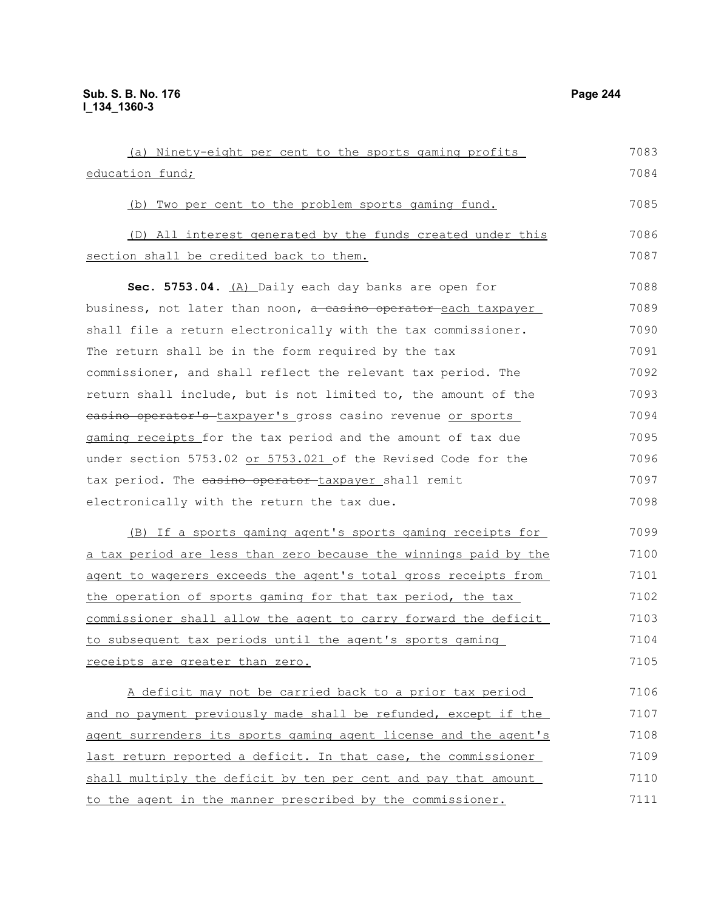(a) Ninety-eight per cent to the sports gaming profits education fund;

(b) Two per cent to the problem sports gaming fund.

(D) All interest generated by the funds created under this section shall be credited back to them.

**Sec. 5753.04.** (A) Daily each day banks are open for business, not later than noon, ~~a casino operator~~ each taxpayer shall file a return electronically with the tax commissioner. The return shall be in the form required by the tax commissioner, and shall reflect the relevant tax period. The return shall include, but is not limited to, the amount of the ~~casino operator's~~ taxpayer's gross casino revenue or sports gaming receipts for the tax period and the amount of tax due under section 5753.02 or 5753.021 of the Revised Code for the tax period. The ~~casino operator~~ taxpayer shall remit electronically with the return the tax due.

(B) If a sports gaming agent's sports gaming receipts for a tax period are less than zero because the winnings paid by the agent to wagerers exceeds the agent's total gross receipts from the operation of sports gaming for that tax period, the tax commissioner shall allow the agent to carry forward the deficit to subsequent tax periods until the agent's sports gaming receipts are greater than zero.

A deficit may not be carried back to a prior tax period and no payment previously made shall be refunded, except if the agent surrenders its sports gaming agent license and the agent's last return reported a deficit. In that case, the commissioner shall multiply the deficit by ten per cent and pay that amount to the agent in the manner prescribed by the commissioner.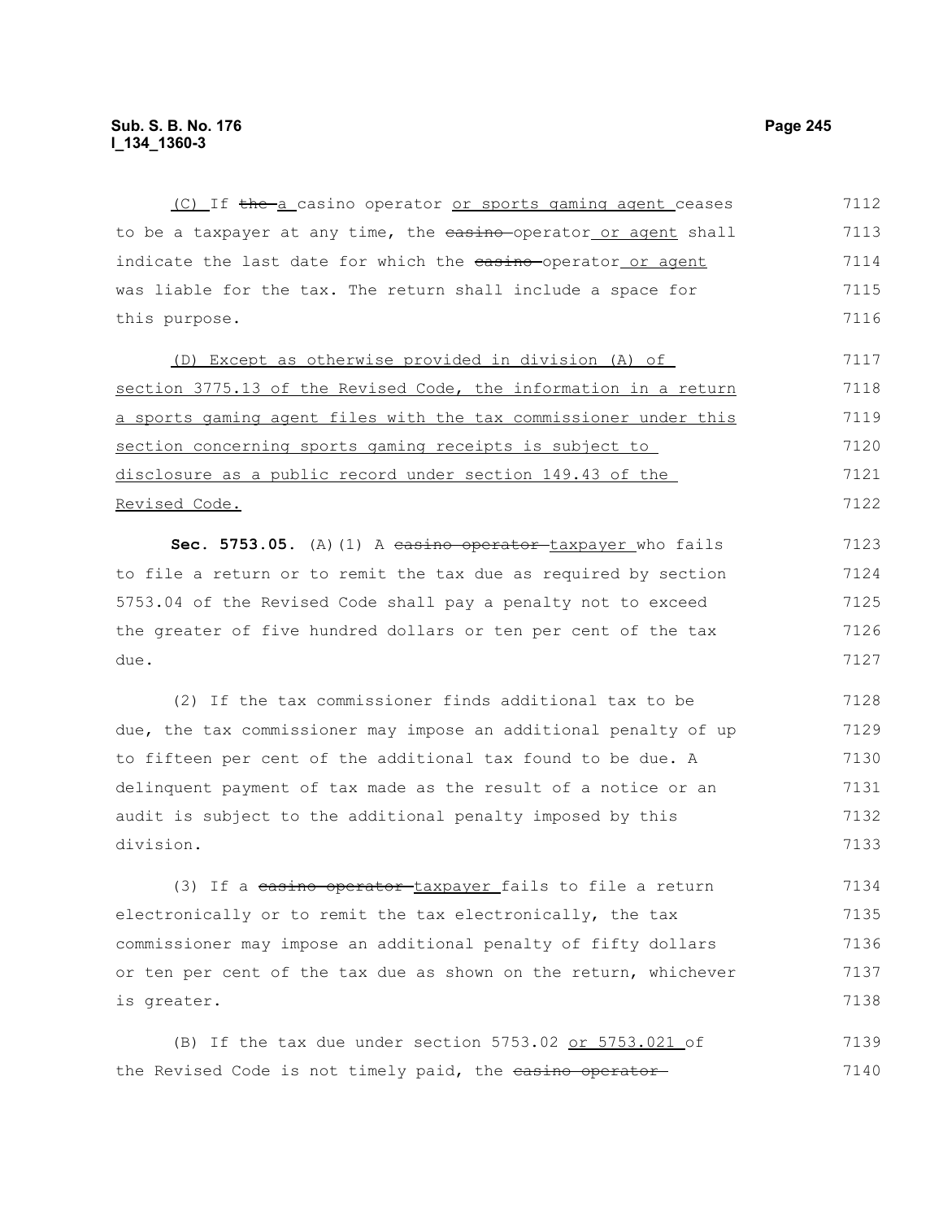(C) If ~~the~~ a casino operator or sports gaming agent ceases to be a taxpayer at any time, the ~~casino~~ operator or agent shall indicate the last date for which the ~~casino~~ operator or agent was liable for the tax. The return shall include a space for this purpose.

(D) Except as otherwise provided in division (A) of section 3775.13 of the Revised Code, the information in a return a sports gaming agent files with the tax commissioner under this section concerning sports gaming receipts is subject to disclosure as a public record under section 149.43 of the Revised Code.

**Sec. 5753.05.** (A)(1) A ~~casino operator~~ taxpayer who fails to file a return or to remit the tax due as required by section 5753.04 of the Revised Code shall pay a penalty not to exceed the greater of five hundred dollars or ten per cent of the tax due.

(2) If the tax commissioner finds additional tax to be due, the tax commissioner may impose an additional penalty of up to fifteen per cent of the additional tax found to be due. A delinquent payment of tax made as the result of a notice or an audit is subject to the additional penalty imposed by this division.

(3) If a ~~casino operator~~ taxpayer fails to file a return electronically or to remit the tax electronically, the tax commissioner may impose an additional penalty of fifty dollars or ten per cent of the tax due as shown on the return, whichever is greater.

(B) If the tax due under section 5753.02 or 5753.021 of the Revised Code is not timely paid, the ~~casino operator~~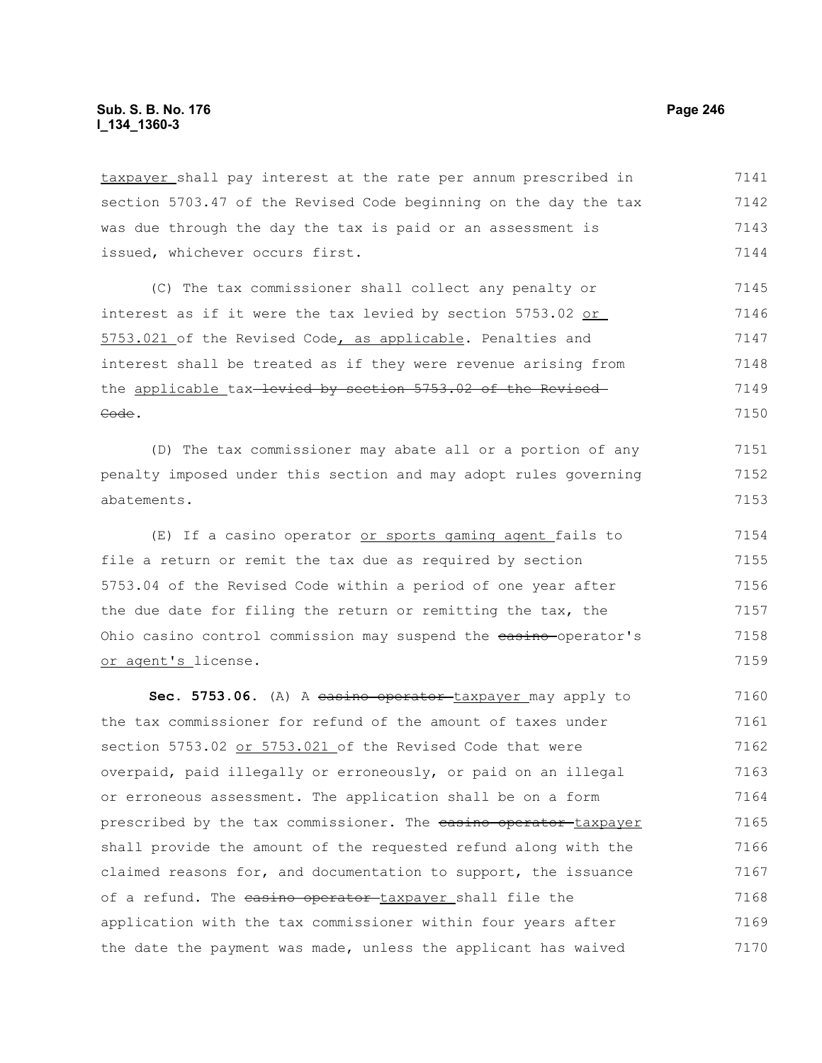taxpayer shall pay interest at the rate per annum prescribed in section 5703.47 of the Revised Code beginning on the day the tax was due through the day the tax is paid or an assessment is issued, whichever occurs first.

(C) The tax commissioner shall collect any penalty or interest as if it were the tax levied by section 5753.02 or 5753.021 of the Revised Code, as applicable. Penalties and interest shall be treated as if they were revenue arising from the applicable tax levied by section 5753.02 of the Revised Code.

(D) The tax commissioner may abate all or a portion of any penalty imposed under this section and may adopt rules governing abatements.

(E) If a casino operator or sports gaming agent fails to file a return or remit the tax due as required by section 5753.04 of the Revised Code within a period of one year after the due date for filing the return or remitting the tax, the Ohio casino control commission may suspend the casino operator's or agent's license.

**Sec. 5753.06.** (A) A casino operator taxpayer may apply to the tax commissioner for refund of the amount of taxes under section 5753.02 or 5753.021 of the Revised Code that were overpaid, paid illegally or erroneously, or paid on an illegal or erroneous assessment. The application shall be on a form prescribed by the tax commissioner. The casino operator taxpayer shall provide the amount of the requested refund along with the claimed reasons for, and documentation to support, the issuance of a refund. The casino operator taxpayer shall file the application with the tax commissioner within four years after the date the payment was made, unless the applicant has waived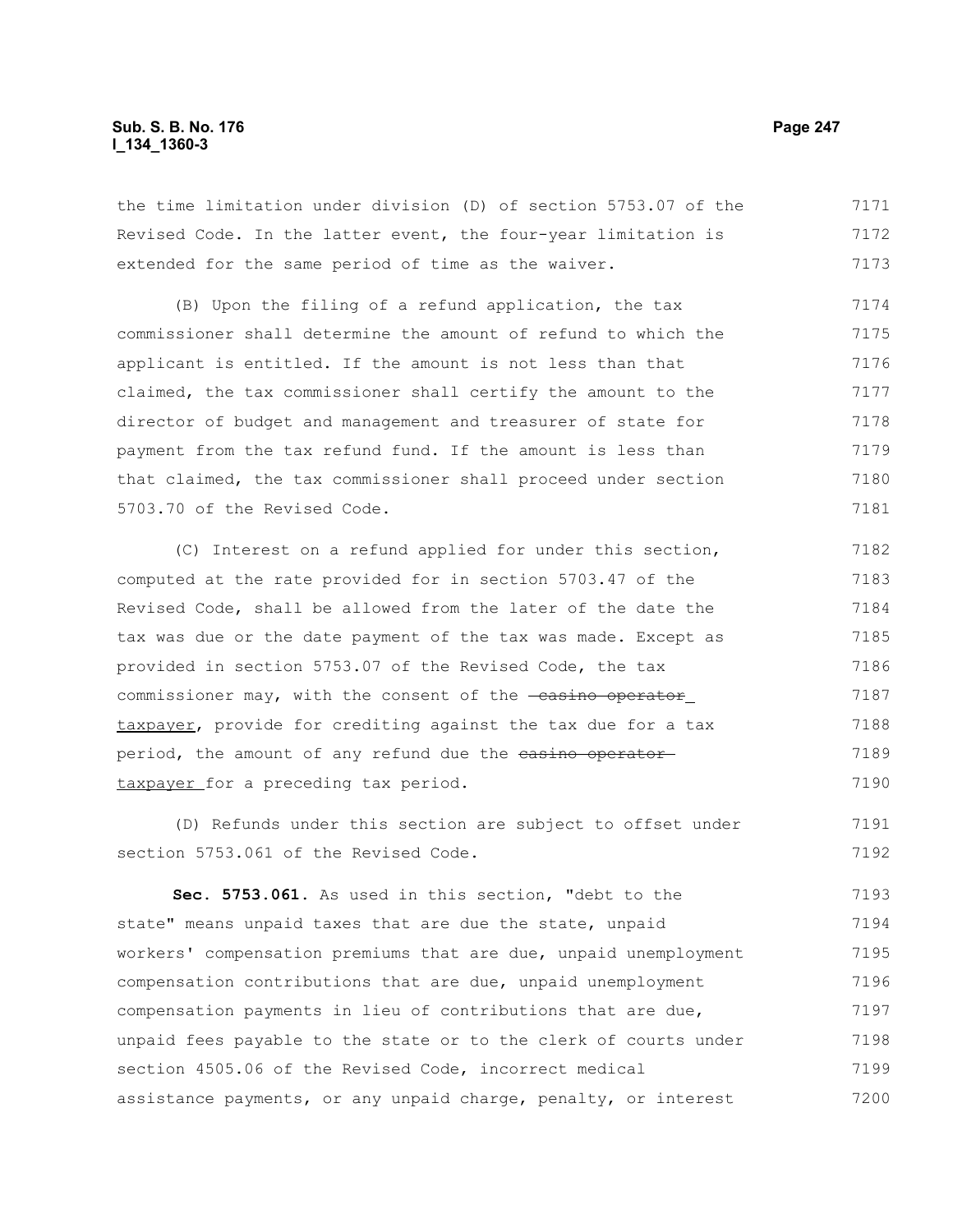the time limitation under division (D) of section 5753.07 of the Revised Code. In the latter event, the four-year limitation is extended for the same period of time as the waiver.

(B) Upon the filing of a refund application, the tax commissioner shall determine the amount of refund to which the applicant is entitled. If the amount is not less than that claimed, the tax commissioner shall certify the amount to the director of budget and management and treasurer of state for payment from the tax refund fund. If the amount is less than that claimed, the tax commissioner shall proceed under section 5703.70 of the Revised Code.

(C) Interest on a refund applied for under this section, computed at the rate provided for in section 5703.47 of the Revised Code, shall be allowed from the later of the date the tax was due or the date payment of the tax was made. Except as provided in section 5753.07 of the Revised Code, the tax commissioner may, with the consent of the ~~casino operator~~ taxpayer, provide for crediting against the tax due for a tax period, the amount of any refund due the ~~casino operator~~ taxpayer for a preceding tax period.

(D) Refunds under this section are subject to offset under section 5753.061 of the Revised Code.

**Sec. 5753.061.** As used in this section, "debt to the state" means unpaid taxes that are due the state, unpaid workers' compensation premiums that are due, unpaid unemployment compensation contributions that are due, unpaid unemployment compensation payments in lieu of contributions that are due, unpaid fees payable to the state or to the clerk of courts under section 4505.06 of the Revised Code, incorrect medical assistance payments, or any unpaid charge, penalty, or interest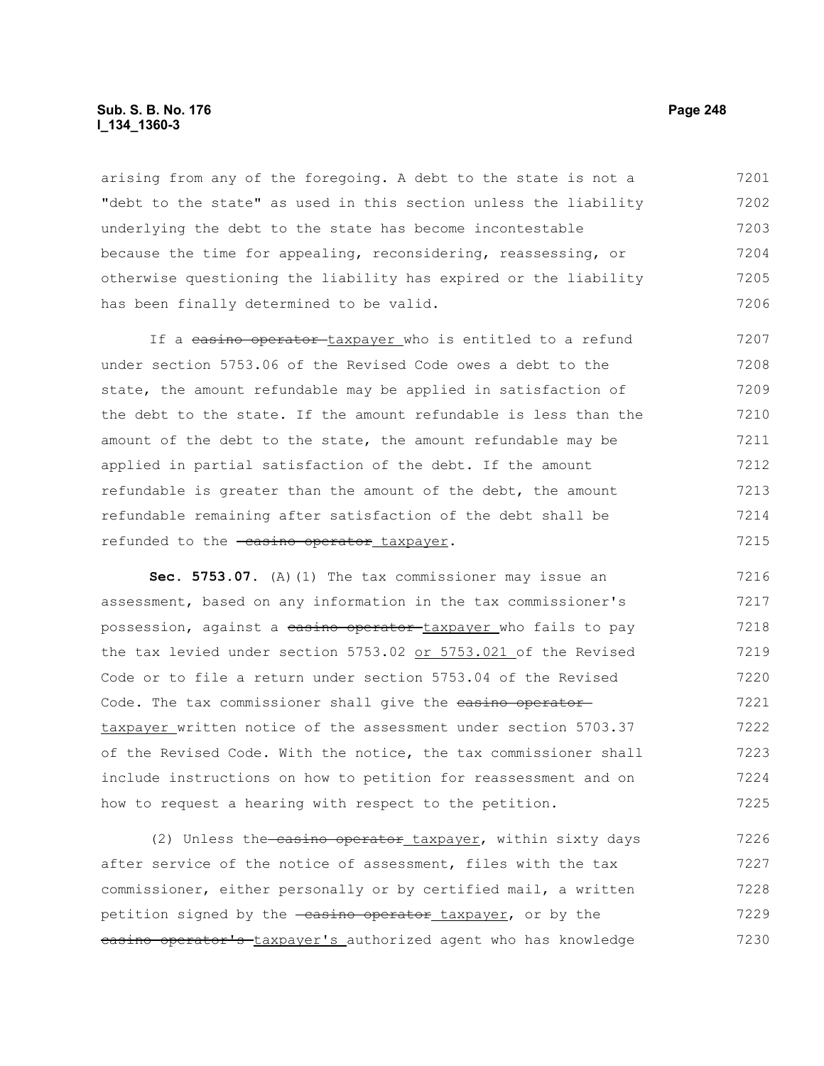arising from any of the foregoing. A debt to the state is not a "debt to the state" as used in this section unless the liability underlying the debt to the state has become incontestable because the time for appealing, reconsidering, reassessing, or otherwise questioning the liability has expired or the liability has been finally determined to be valid.

If a ~~casino operator~~ <u>taxpayer</u> who is entitled to a refund under section 5753.06 of the Revised Code owes a debt to the state, the amount refundable may be applied in satisfaction of the debt to the state. If the amount refundable is less than the amount of the debt to the state, the amount refundable may be applied in partial satisfaction of the debt. If the amount refundable is greater than the amount of the debt, the amount refundable remaining after satisfaction of the debt shall be refunded to the ~~casino operator~~ <u>taxpayer</u>.

**Sec. 5753.07.** (A)(1) The tax commissioner may issue an assessment, based on any information in the tax commissioner's possession, against a ~~casino operator~~ <u>taxpayer</u> who fails to pay the tax levied under section 5753.02 <u>or 5753.021</u> of the Revised Code or to file a return under section 5753.04 of the Revised Code. The tax commissioner shall give the ~~casino operator~~ <u>taxpayer</u> written notice of the assessment under section 5703.37 of the Revised Code. With the notice, the tax commissioner shall include instructions on how to petition for reassessment and on how to request a hearing with respect to the petition.

(2) Unless the ~~casino operator~~ <u>taxpayer</u>, within sixty days after service of the notice of assessment, files with the tax commissioner, either personally or by certified mail, a written petition signed by the ~~casino operator~~ <u>taxpayer</u>, or by the ~~casino operator's~~ <u>taxpayer's</u> authorized agent who has knowledge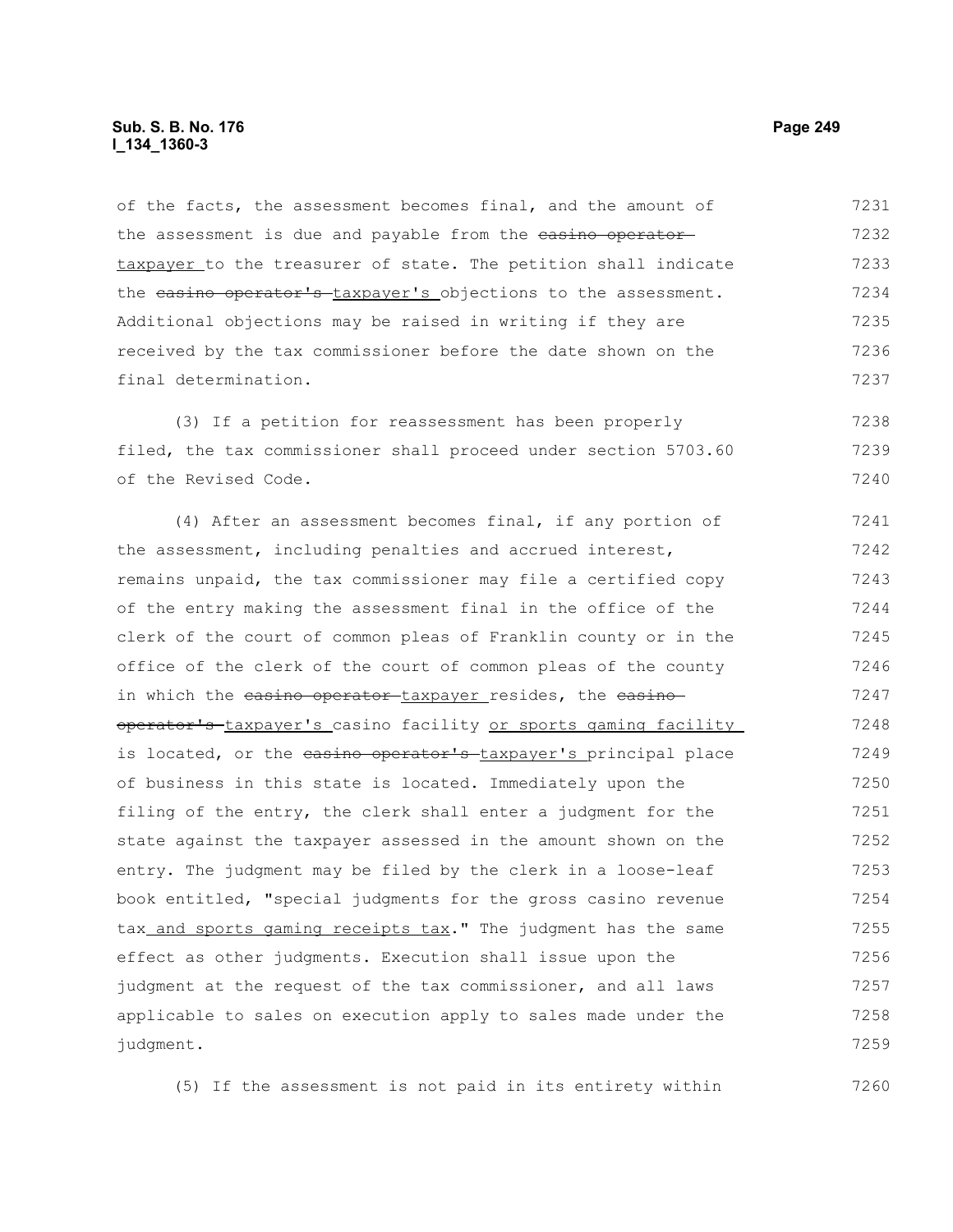of the facts, the assessment becomes final, and the amount of the assessment is due and payable from the ~~casino operator~~ taxpayer to the treasurer of state. The petition shall indicate the ~~casino operator's~~ taxpayer's objections to the assessment. Additional objections may be raised in writing if they are received by the tax commissioner before the date shown on the final determination.

(3) If a petition for reassessment has been properly filed, the tax commissioner shall proceed under section 5703.60 of the Revised Code.

(4) After an assessment becomes final, if any portion of the assessment, including penalties and accrued interest, remains unpaid, the tax commissioner may file a certified copy of the entry making the assessment final in the office of the clerk of the court of common pleas of Franklin county or in the office of the clerk of the court of common pleas of the county in which the ~~casino operator~~ taxpayer resides, the ~~casino operator's~~ taxpayer's casino facility or sports gaming facility is located, or the ~~casino operator's~~ taxpayer's principal place of business in this state is located. Immediately upon the filing of the entry, the clerk shall enter a judgment for the state against the taxpayer assessed in the amount shown on the entry. The judgment may be filed by the clerk in a loose-leaf book entitled, "special judgments for the gross casino revenue tax and sports gaming receipts tax." The judgment has the same effect as other judgments. Execution shall issue upon the judgment at the request of the tax commissioner, and all laws applicable to sales on execution apply to sales made under the judgment.

(5) If the assessment is not paid in its entirety within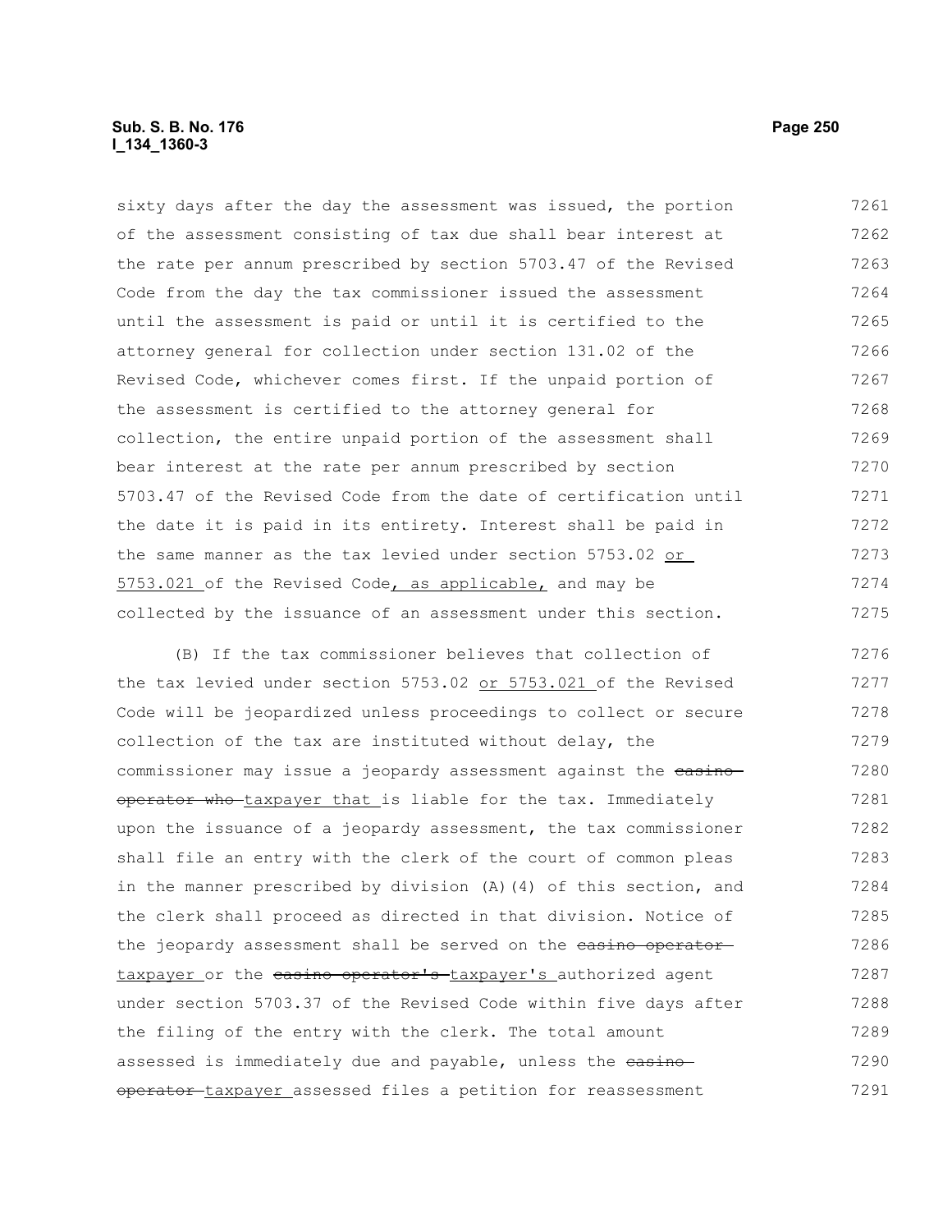sixty days after the day the assessment was issued, the portion of the assessment consisting of tax due shall bear interest at the rate per annum prescribed by section 5703.47 of the Revised Code from the day the tax commissioner issued the assessment until the assessment is paid or until it is certified to the attorney general for collection under section 131.02 of the Revised Code, whichever comes first. If the unpaid portion of the assessment is certified to the attorney general for collection, the entire unpaid portion of the assessment shall bear interest at the rate per annum prescribed by section 5703.47 of the Revised Code from the date of certification until the date it is paid in its entirety. Interest shall be paid in the same manner as the tax levied under section 5753.02 or 5753.021 of the Revised Code, as applicable, and may be collected by the issuance of an assessment under this section.

(B) If the tax commissioner believes that collection of the tax levied under section 5753.02 or 5753.021 of the Revised Code will be jeopardized unless proceedings to collect or secure collection of the tax are instituted without delay, the commissioner may issue a jeopardy assessment against the ~~casino operator who~~ taxpayer that is liable for the tax. Immediately upon the issuance of a jeopardy assessment, the tax commissioner shall file an entry with the clerk of the court of common pleas in the manner prescribed by division (A)(4) of this section, and the clerk shall proceed as directed in that division. Notice of the jeopardy assessment shall be served on the ~~casino operator~~ taxpayer or the ~~casino operator's~~ taxpayer's authorized agent under section 5703.37 of the Revised Code within five days after the filing of the entry with the clerk. The total amount assessed is immediately due and payable, unless the ~~casino operator~~ taxpayer assessed files a petition for reassessment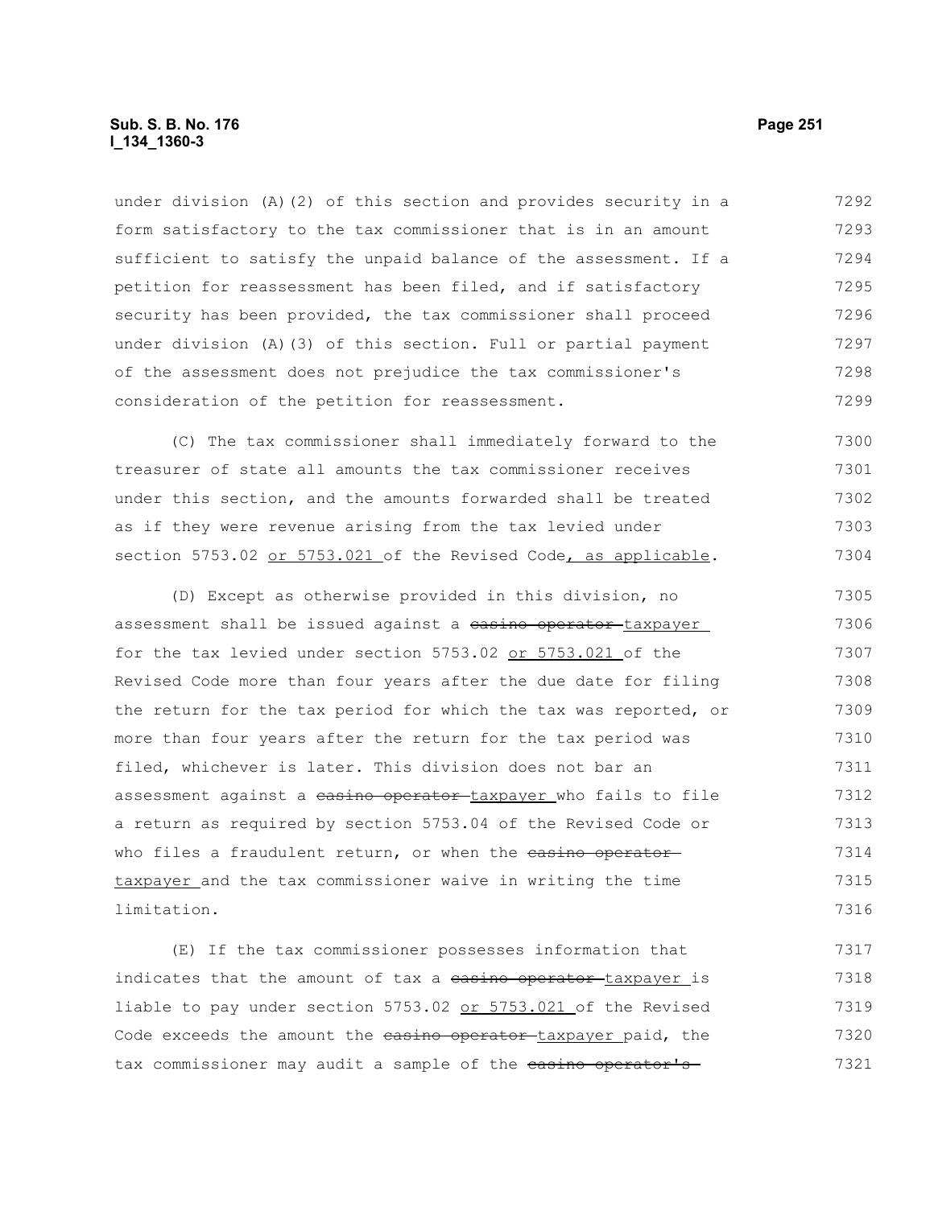under division (A)(2) of this section and provides security in a form satisfactory to the tax commissioner that is in an amount sufficient to satisfy the unpaid balance of the assessment. If a petition for reassessment has been filed, and if satisfactory security has been provided, the tax commissioner shall proceed under division (A)(3) of this section. Full or partial payment of the assessment does not prejudice the tax commissioner's consideration of the petition for reassessment.

(C) The tax commissioner shall immediately forward to the treasurer of state all amounts the tax commissioner receives under this section, and the amounts forwarded shall be treated as if they were revenue arising from the tax levied under section 5753.02 or 5753.021 of the Revised Code, as applicable.

(D) Except as otherwise provided in this division, no assessment shall be issued against a ~~casino operator~~ taxpayer for the tax levied under section 5753.02 or 5753.021 of the Revised Code more than four years after the due date for filing the return for the tax period for which the tax was reported, or more than four years after the return for the tax period was filed, whichever is later. This division does not bar an assessment against a ~~casino operator~~ taxpayer who fails to file a return as required by section 5753.04 of the Revised Code or who files a fraudulent return, or when the ~~casino operator~~ taxpayer and the tax commissioner waive in writing the time limitation.

(E) If the tax commissioner possesses information that indicates that the amount of tax a ~~casino operator~~ taxpayer is liable to pay under section 5753.02 or 5753.021 of the Revised Code exceeds the amount the ~~casino operator~~ taxpayer paid, the tax commissioner may audit a sample of the ~~casino operator's~~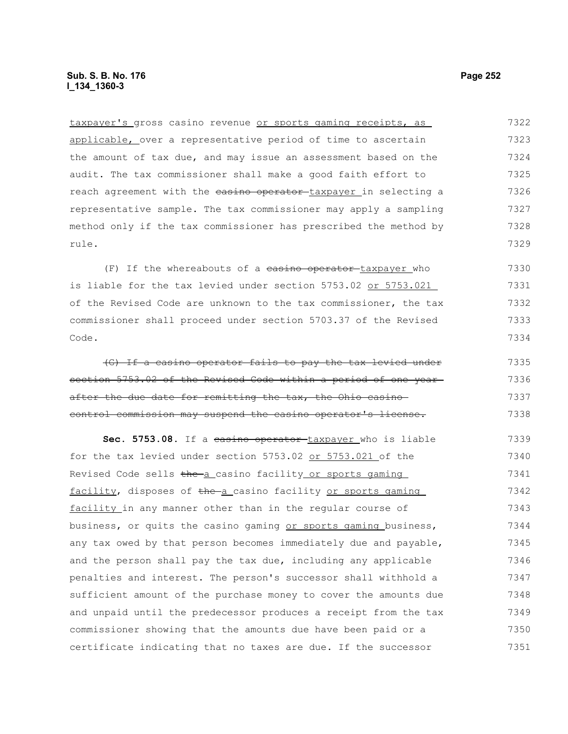taxpayer's gross casino revenue or sports gaming receipts, as applicable, over a representative period of time to ascertain the amount of tax due, and may issue an assessment based on the audit. The tax commissioner shall make a good faith effort to reach agreement with the ~~casino operator~~ taxpayer in selecting a representative sample. The tax commissioner may apply a sampling method only if the tax commissioner has prescribed the method by rule.

(F) If the whereabouts of a ~~casino operator~~ taxpayer who is liable for the tax levied under section 5753.02 or 5753.021 of the Revised Code are unknown to the tax commissioner, the tax commissioner shall proceed under section 5703.37 of the Revised Code.

~~(G) If a casino operator fails to pay the tax levied under section 5753.02 of the Revised Code within a period of one year after the due date for remitting the tax, the Ohio casino control commission may suspend the casino operator's license.~~

**Sec. 5753.08.** If a ~~casino operator~~ taxpayer who is liable for the tax levied under section 5753.02 or 5753.021 of the Revised Code sells ~~the~~ a casino facility or sports gaming facility, disposes of ~~the~~ a casino facility or sports gaming facility in any manner other than in the regular course of business, or quits the casino gaming or sports gaming business, any tax owed by that person becomes immediately due and payable, and the person shall pay the tax due, including any applicable penalties and interest. The person's successor shall withhold a sufficient amount of the purchase money to cover the amounts due and unpaid until the predecessor produces a receipt from the tax commissioner showing that the amounts due have been paid or a certificate indicating that no taxes are due. If the successor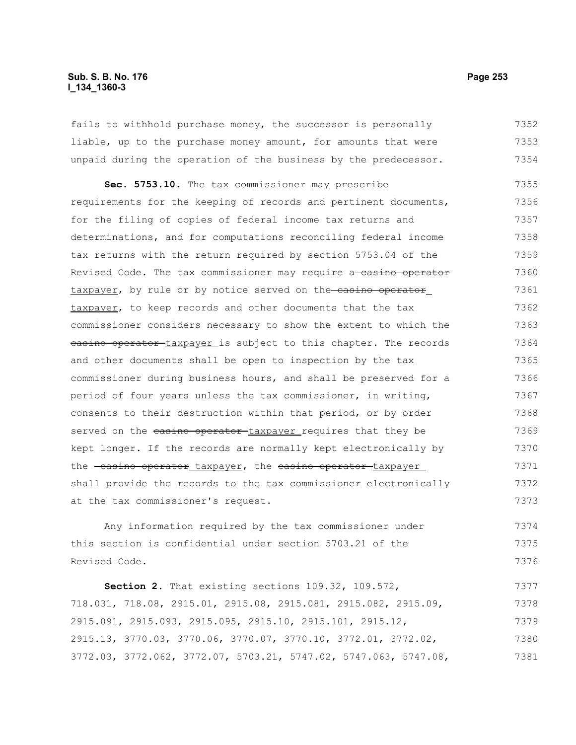fails to withhold purchase money, the successor is personally liable, up to the purchase money amount, for amounts that were unpaid during the operation of the business by the predecessor.

**Sec. 5753.10.** The tax commissioner may prescribe requirements for the keeping of records and pertinent documents, for the filing of copies of federal income tax returns and determinations, and for computations reconciling federal income tax returns with the return required by section 5753.04 of the Revised Code. The tax commissioner may require a ~~casino operator~~ taxpayer, by rule or by notice served on the ~~casino operator~~ taxpayer, to keep records and other documents that the tax commissioner considers necessary to show the extent to which the ~~casino operator~~ taxpayer is subject to this chapter. The records and other documents shall be open to inspection by the tax commissioner during business hours, and shall be preserved for a period of four years unless the tax commissioner, in writing, consents to their destruction within that period, or by order served on the ~~casino operator~~ taxpayer requires that they be kept longer. If the records are normally kept electronically by the ~~casino operator~~ taxpayer, the ~~casino operator~~ taxpayer shall provide the records to the tax commissioner electronically at the tax commissioner's request.

Any information required by the tax commissioner under this section is confidential under section 5703.21 of the Revised Code.

**Section 2.** That existing sections 109.32, 109.572, 718.031, 718.08, 2915.01, 2915.08, 2915.081, 2915.082, 2915.09, 2915.091, 2915.093, 2915.095, 2915.10, 2915.101, 2915.12, 2915.13, 3770.03, 3770.06, 3770.07, 3770.10, 3772.01, 3772.02, 3772.03, 3772.062, 3772.07, 5703.21, 5747.02, 5747.063, 5747.08,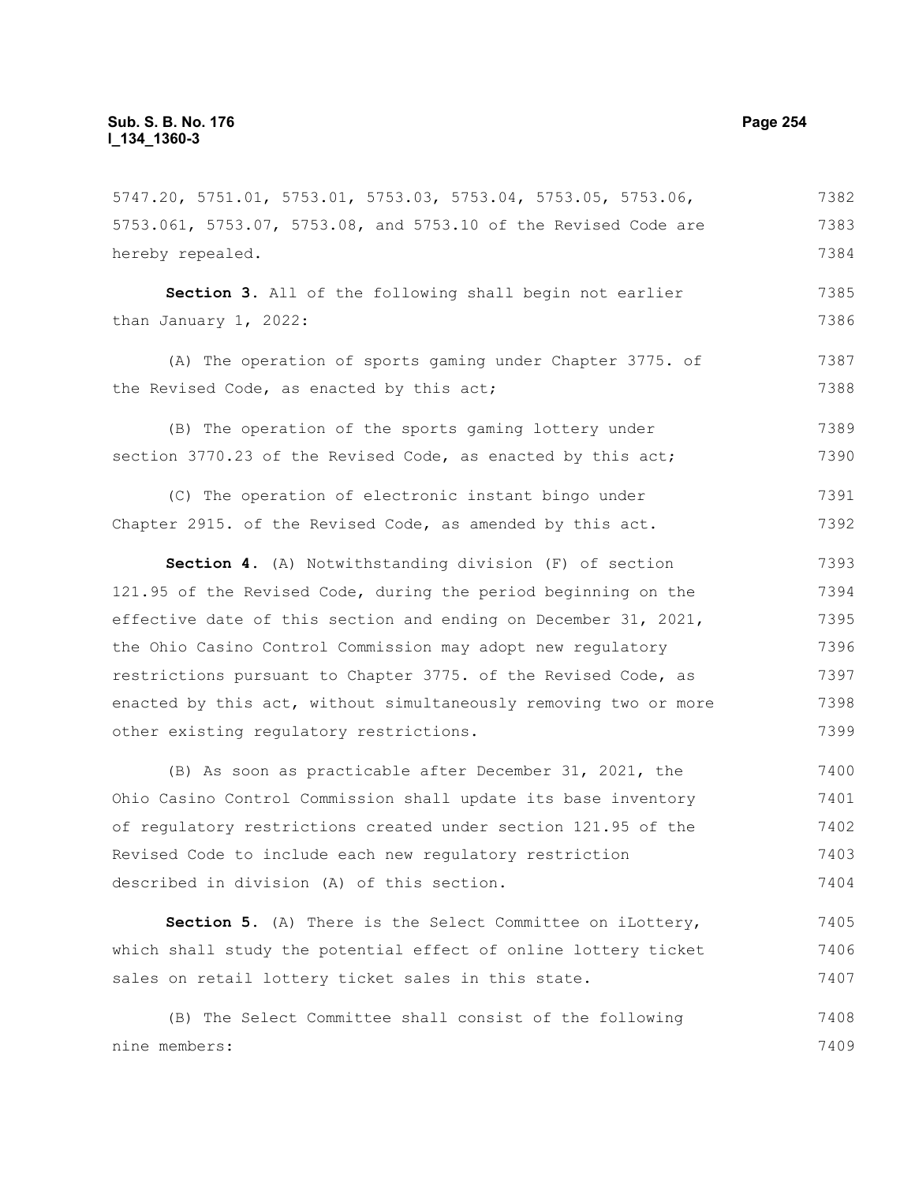5747.20, 5751.01, 5753.01, 5753.03, 5753.04, 5753.05, 5753.06, 5753.061, 5753.07, 5753.08, and 5753.10 of the Revised Code are hereby repealed.

**Section 3.** All of the following shall begin not earlier than January 1, 2022:

(A) The operation of sports gaming under Chapter 3775. of the Revised Code, as enacted by this act;

(B) The operation of the sports gaming lottery under section 3770.23 of the Revised Code, as enacted by this act;

(C) The operation of electronic instant bingo under Chapter 2915. of the Revised Code, as amended by this act.

**Section 4.** (A) Notwithstanding division (F) of section 121.95 of the Revised Code, during the period beginning on the effective date of this section and ending on December 31, 2021, the Ohio Casino Control Commission may adopt new regulatory restrictions pursuant to Chapter 3775. of the Revised Code, as enacted by this act, without simultaneously removing two or more other existing regulatory restrictions.

(B) As soon as practicable after December 31, 2021, the Ohio Casino Control Commission shall update its base inventory of regulatory restrictions created under section 121.95 of the Revised Code to include each new regulatory restriction described in division (A) of this section.

**Section 5.** (A) There is the Select Committee on iLottery, which shall study the potential effect of online lottery ticket sales on retail lottery ticket sales in this state.

(B) The Select Committee shall consist of the following nine members: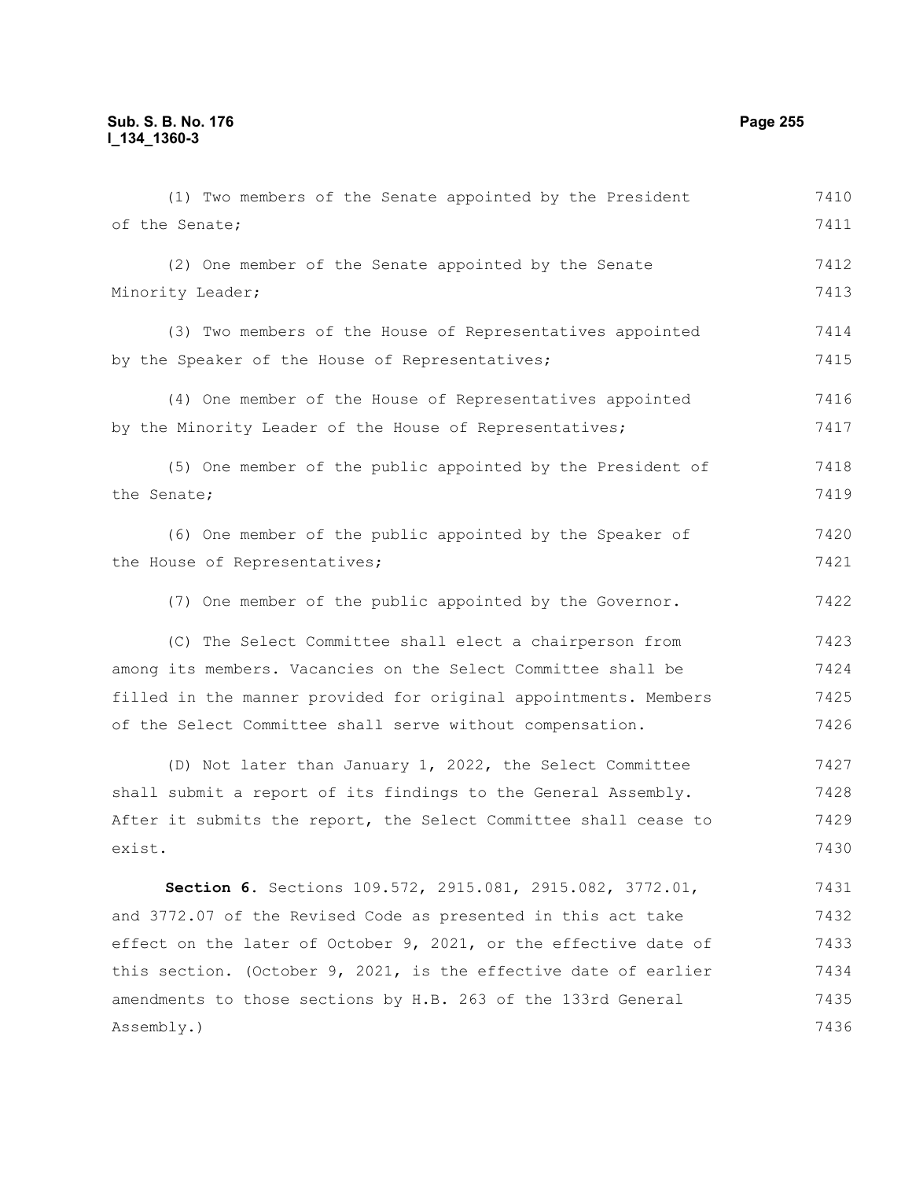(1) Two members of the Senate appointed by the President of the Senate;

(2) One member of the Senate appointed by the Senate Minority Leader;

(3) Two members of the House of Representatives appointed by the Speaker of the House of Representatives;

(4) One member of the House of Representatives appointed by the Minority Leader of the House of Representatives;

(5) One member of the public appointed by the President of the Senate;

(6) One member of the public appointed by the Speaker of the House of Representatives;

(7) One member of the public appointed by the Governor.

(C) The Select Committee shall elect a chairperson from among its members. Vacancies on the Select Committee shall be filled in the manner provided for original appointments. Members of the Select Committee shall serve without compensation.

(D) Not later than January 1, 2022, the Select Committee shall submit a report of its findings to the General Assembly. After it submits the report, the Select Committee shall cease to exist.

**Section 6.** Sections 109.572, 2915.081, 2915.082, 3772.01, and 3772.07 of the Revised Code as presented in this act take effect on the later of October 9, 2021, or the effective date of this section. (October 9, 2021, is the effective date of earlier amendments to those sections by H.B. 263 of the 133rd General Assembly.)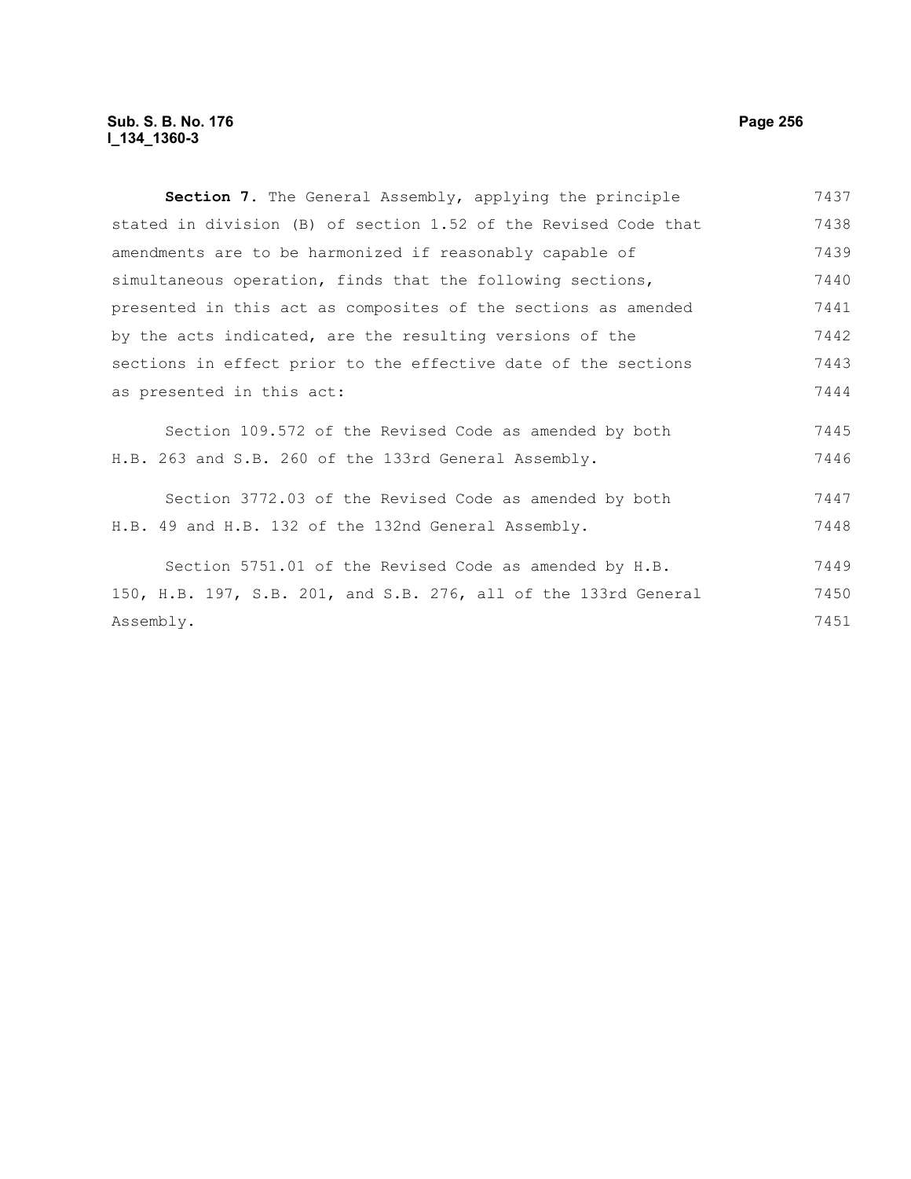**Section 7.** The General Assembly, applying the principle stated in division (B) of section 1.52 of the Revised Code that amendments are to be harmonized if reasonably capable of simultaneous operation, finds that the following sections, presented in this act as composites of the sections as amended by the acts indicated, are the resulting versions of the sections in effect prior to the effective date of the sections as presented in this act:

Section 109.572 of the Revised Code as amended by both H.B. 263 and S.B. 260 of the 133rd General Assembly.

Section 3772.03 of the Revised Code as amended by both H.B. 49 and H.B. 132 of the 132nd General Assembly.

Section 5751.01 of the Revised Code as amended by H.B. 150, H.B. 197, S.B. 201, and S.B. 276, all of the 133rd General Assembly.